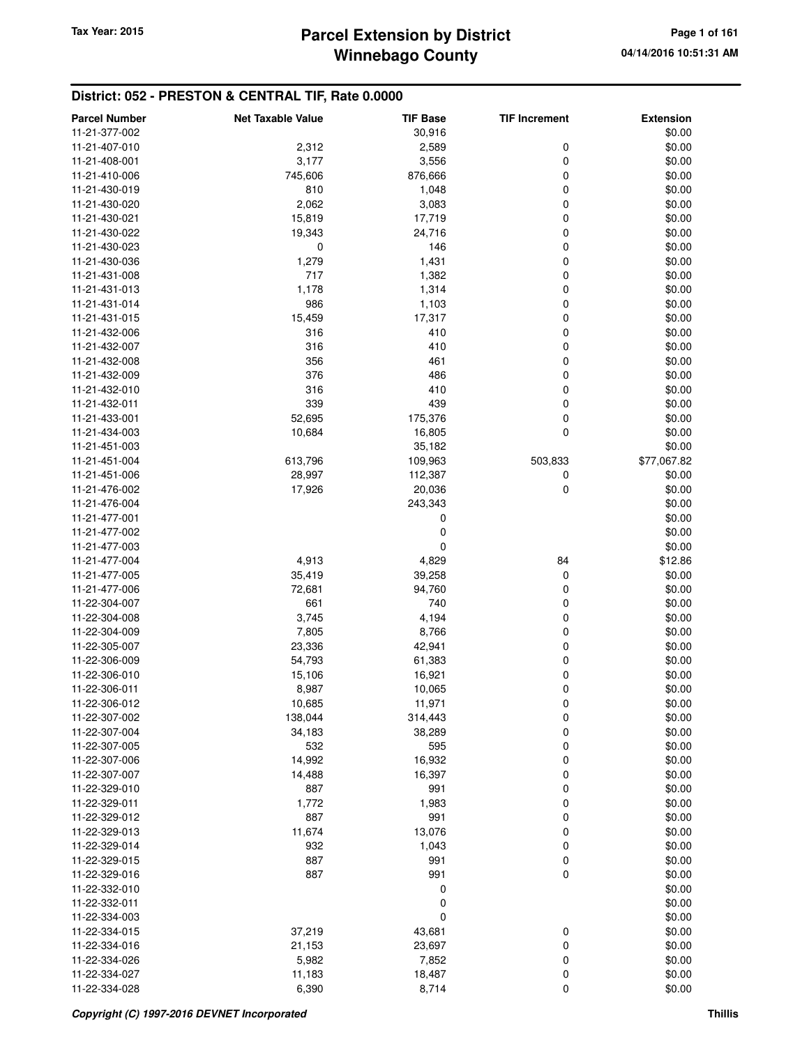## District: 052 - PRESTON & CENTRAL TIF, Rate 0.0000

| Parcel Number | Net Taxable Value | TIF Base | TIF Increment | Extension |
|---|---|---|---|---|
| 11-21-377-002 | | 30,916 | | $0.00 |
| 11-21-407-010 | 2,312 | 2,589 | 0 | $0.00 |
| 11-21-408-001 | 3,177 | 3,556 | 0 | $0.00 |
| 11-21-410-006 | 745,606 | 876,666 | 0 | $0.00 |
| 11-21-430-019 | 810 | 1,048 | 0 | $0.00 |
| 11-21-430-020 | 2,062 | 3,083 | 0 | $0.00 |
| 11-21-430-021 | 15,819 | 17,719 | 0 | $0.00 |
| 11-21-430-022 | 19,343 | 24,716 | 0 | $0.00 |
| 11-21-430-023 | 0 | 146 | 0 | $0.00 |
| 11-21-430-036 | 1,279 | 1,431 | 0 | $0.00 |
| 11-21-431-008 | 717 | 1,382 | 0 | $0.00 |
| 11-21-431-013 | 1,178 | 1,314 | 0 | $0.00 |
| 11-21-431-014 | 986 | 1,103 | 0 | $0.00 |
| 11-21-431-015 | 15,459 | 17,317 | 0 | $0.00 |
| 11-21-432-006 | 316 | 410 | 0 | $0.00 |
| 11-21-432-007 | 316 | 410 | 0 | $0.00 |
| 11-21-432-008 | 356 | 461 | 0 | $0.00 |
| 11-21-432-009 | 376 | 486 | 0 | $0.00 |
| 11-21-432-010 | 316 | 410 | 0 | $0.00 |
| 11-21-432-011 | 339 | 439 | 0 | $0.00 |
| 11-21-433-001 | 52,695 | 175,376 | 0 | $0.00 |
| 11-21-434-003 | 10,684 | 16,805 | 0 | $0.00 |
| 11-21-451-003 | | 35,182 | | $0.00 |
| 11-21-451-004 | 613,796 | 109,963 | 503,833 | $77,067.82 |
| 11-21-451-006 | 28,997 | 112,387 | 0 | $0.00 |
| 11-21-476-002 | 17,926 | 20,036 | 0 | $0.00 |
| 11-21-476-004 | | 243,343 | | $0.00 |
| 11-21-477-001 | | 0 | | $0.00 |
| 11-21-477-002 | | 0 | | $0.00 |
| 11-21-477-003 | | 0 | | $0.00 |
| 11-21-477-004 | 4,913 | 4,829 | 84 | $12.86 |
| 11-21-477-005 | 35,419 | 39,258 | 0 | $0.00 |
| 11-21-477-006 | 72,681 | 94,760 | 0 | $0.00 |
| 11-22-304-007 | 661 | 740 | 0 | $0.00 |
| 11-22-304-008 | 3,745 | 4,194 | 0 | $0.00 |
| 11-22-304-009 | 7,805 | 8,766 | 0 | $0.00 |
| 11-22-305-007 | 23,336 | 42,941 | 0 | $0.00 |
| 11-22-306-009 | 54,793 | 61,383 | 0 | $0.00 |
| 11-22-306-010 | 15,106 | 16,921 | 0 | $0.00 |
| 11-22-306-011 | 8,987 | 10,065 | 0 | $0.00 |
| 11-22-306-012 | 10,685 | 11,971 | 0 | $0.00 |
| 11-22-307-002 | 138,044 | 314,443 | 0 | $0.00 |
| 11-22-307-004 | 34,183 | 38,289 | 0 | $0.00 |
| 11-22-307-005 | 532 | 595 | 0 | $0.00 |
| 11-22-307-006 | 14,992 | 16,932 | 0 | $0.00 |
| 11-22-307-007 | 14,488 | 16,397 | 0 | $0.00 |
| 11-22-329-010 | 887 | 991 | 0 | $0.00 |
| 11-22-329-011 | 1,772 | 1,983 | 0 | $0.00 |
| 11-22-329-012 | 887 | 991 | 0 | $0.00 |
| 11-22-329-013 | 11,674 | 13,076 | 0 | $0.00 |
| 11-22-329-014 | 932 | 1,043 | 0 | $0.00 |
| 11-22-329-015 | 887 | 991 | 0 | $0.00 |
| 11-22-329-016 | 887 | 991 | 0 | $0.00 |
| 11-22-332-010 | | 0 | | $0.00 |
| 11-22-332-011 | | 0 | | $0.00 |
| 11-22-334-003 | | 0 | | $0.00 |
| 11-22-334-015 | 37,219 | 43,681 | 0 | $0.00 |
| 11-22-334-016 | 21,153 | 23,697 | 0 | $0.00 |
| 11-22-334-026 | 5,982 | 7,852 | 0 | $0.00 |
| 11-22-334-027 | 11,183 | 18,487 | 0 | $0.00 |
| 11-22-334-028 | 6,390 | 8,714 | 0 | $0.00 |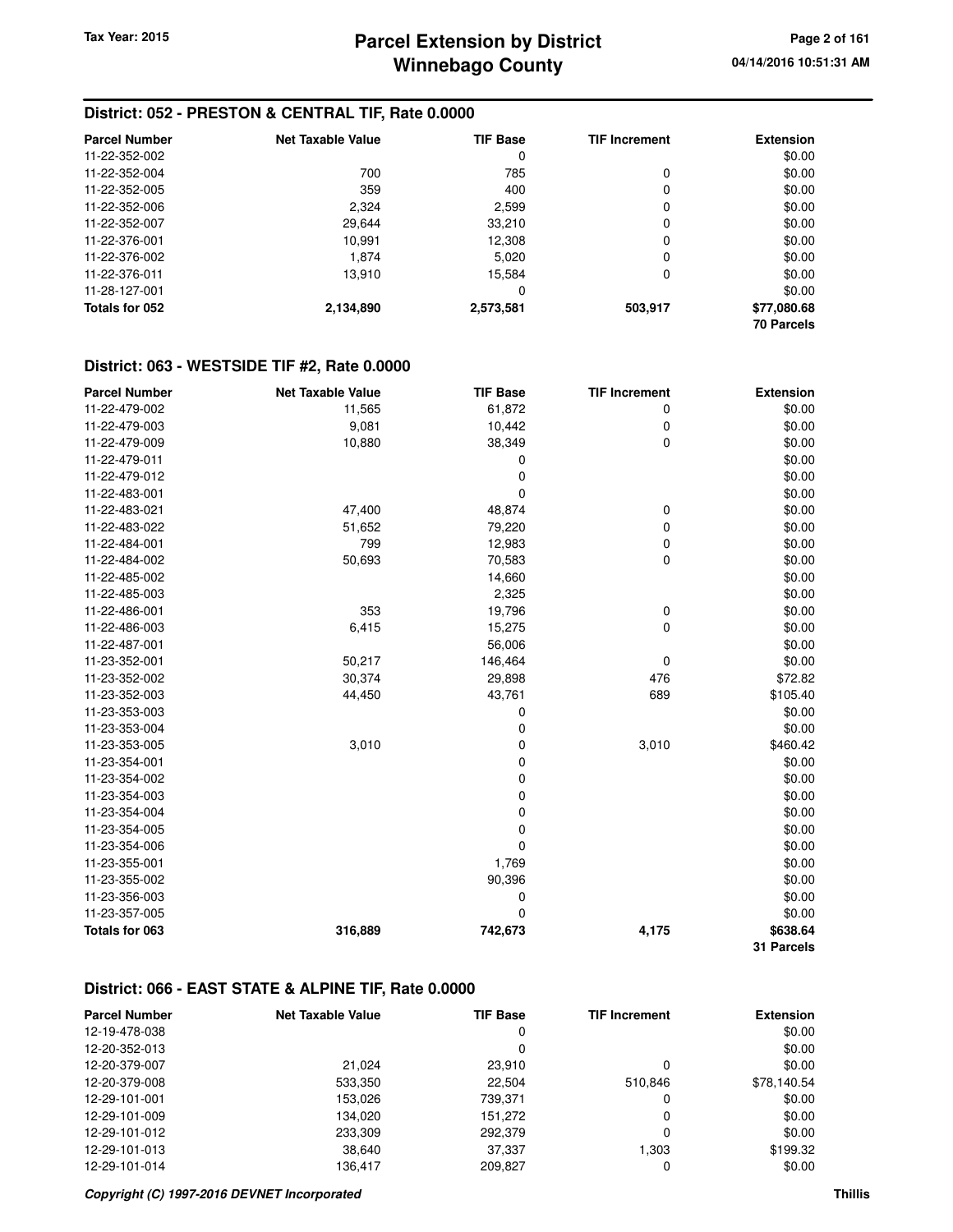## District: 052 - PRESTON & CENTRAL TIF, Rate 0.0000

| Parcel Number | Net Taxable Value | TIF Base | TIF Increment | Extension |
|---|---|---|---|---|
| 11-22-352-002 | | 0 | | $0.00 |
| 11-22-352-004 | 700 | 785 | 0 | $0.00 |
| 11-22-352-005 | 359 | 400 | 0 | $0.00 |
| 11-22-352-006 | 2,324 | 2,599 | 0 | $0.00 |
| 11-22-352-007 | 29,644 | 33,210 | 0 | $0.00 |
| 11-22-376-001 | 10,991 | 12,308 | 0 | $0.00 |
| 11-22-376-002 | 1,874 | 5,020 | 0 | $0.00 |
| 11-22-376-011 | 13,910 | 15,584 | 0 | $0.00 |
| 11-28-127-001 | | 0 | | $0.00 |
| **Totals for 052** | **2,134,890** | **2,573,581** | **503,917** | **$77,080.68** |
| | | | | **70 Parcels** |

## District: 063 - WESTSIDE TIF #2, Rate 0.0000

| Parcel Number | Net Taxable Value | TIF Base | TIF Increment | Extension |
|---|---|---|---|---|
| 11-22-479-002 | 11,565 | 61,872 | 0 | $0.00 |
| 11-22-479-003 | 9,081 | 10,442 | 0 | $0.00 |
| 11-22-479-009 | 10,880 | 38,349 | 0 | $0.00 |
| 11-22-479-011 | | 0 | | $0.00 |
| 11-22-479-012 | | 0 | | $0.00 |
| 11-22-483-001 | | 0 | | $0.00 |
| 11-22-483-021 | 47,400 | 48,874 | 0 | $0.00 |
| 11-22-483-022 | 51,652 | 79,220 | 0 | $0.00 |
| 11-22-484-001 | 799 | 12,983 | 0 | $0.00 |
| 11-22-484-002 | 50,693 | 70,583 | 0 | $0.00 |
| 11-22-485-002 | | 14,660 | | $0.00 |
| 11-22-485-003 | | 2,325 | | $0.00 |
| 11-22-486-001 | 353 | 19,796 | 0 | $0.00 |
| 11-22-486-003 | 6,415 | 15,275 | 0 | $0.00 |
| 11-22-487-001 | | 56,006 | | $0.00 |
| 11-23-352-001 | 50,217 | 146,464 | 0 | $0.00 |
| 11-23-352-002 | 30,374 | 29,898 | 476 | $72.82 |
| 11-23-352-003 | 44,450 | 43,761 | 689 | $105.40 |
| 11-23-353-003 | | 0 | | $0.00 |
| 11-23-353-004 | | 0 | | $0.00 |
| 11-23-353-005 | 3,010 | 0 | 3,010 | $460.42 |
| 11-23-354-001 | | 0 | | $0.00 |
| 11-23-354-002 | | 0 | | $0.00 |
| 11-23-354-003 | | 0 | | $0.00 |
| 11-23-354-004 | | 0 | | $0.00 |
| 11-23-354-005 | | 0 | | $0.00 |
| 11-23-354-006 | | 0 | | $0.00 |
| 11-23-355-001 | | 1,769 | | $0.00 |
| 11-23-355-002 | | 90,396 | | $0.00 |
| 11-23-356-003 | | 0 | | $0.00 |
| 11-23-357-005 | | 0 | | $0.00 |
| **Totals for 063** | **316,889** | **742,673** | **4,175** | **$638.64** |
| | | | | **31 Parcels** |

## District: 066 - EAST STATE & ALPINE TIF, Rate 0.0000

| Parcel Number | Net Taxable Value | TIF Base | TIF Increment | Extension |
|---|---|---|---|---|
| 12-19-478-038 | | 0 | | $0.00 |
| 12-20-352-013 | | 0 | | $0.00 |
| 12-20-379-007 | 21,024 | 23,910 | 0 | $0.00 |
| 12-20-379-008 | 533,350 | 22,504 | 510,846 | $78,140.54 |
| 12-29-101-001 | 153,026 | 739,371 | 0 | $0.00 |
| 12-29-101-009 | 134,020 | 151,272 | 0 | $0.00 |
| 12-29-101-012 | 233,309 | 292,379 | 0 | $0.00 |
| 12-29-101-013 | 38,640 | 37,337 | 1,303 | $199.32 |
| 12-29-101-014 | 136,417 | 209,827 | 0 | $0.00 |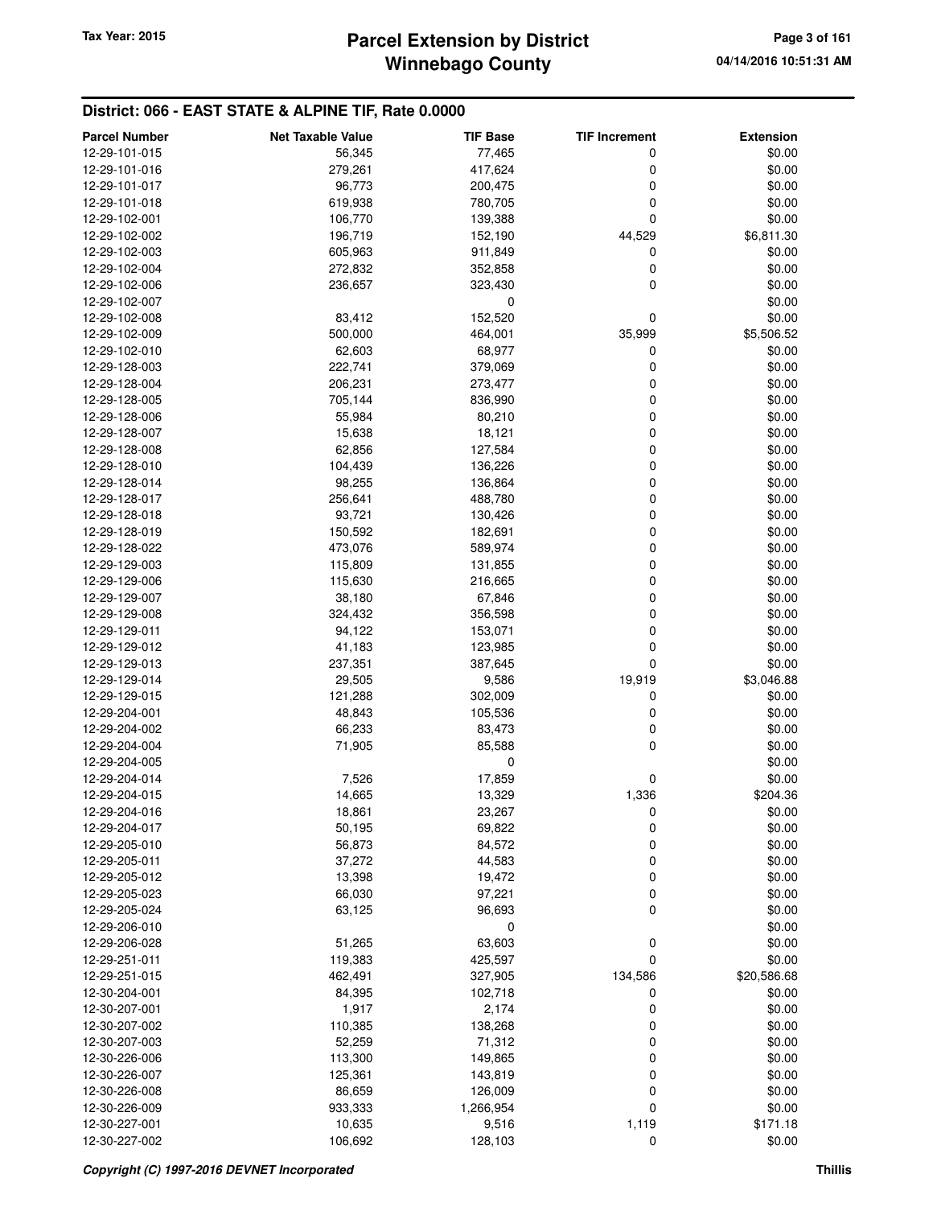## District: 066 - EAST STATE & ALPINE TIF, Rate 0.0000

| Parcel Number | Net Taxable Value | TIF Base | TIF Increment | Extension |
|---|---|---|---|---|
| 12-29-101-015 | 56,345 | 77,465 | 0 | $0.00 |
| 12-29-101-016 | 279,261 | 417,624 | 0 | $0.00 |
| 12-29-101-017 | 96,773 | 200,475 | 0 | $0.00 |
| 12-29-101-018 | 619,938 | 780,705 | 0 | $0.00 |
| 12-29-102-001 | 106,770 | 139,388 | 0 | $0.00 |
| 12-29-102-002 | 196,719 | 152,190 | 44,529 | $6,811.30 |
| 12-29-102-003 | 605,963 | 911,849 | 0 | $0.00 |
| 12-29-102-004 | 272,832 | 352,858 | 0 | $0.00 |
| 12-29-102-006 | 236,657 | 323,430 | 0 | $0.00 |
| 12-29-102-007 | | 0 | | $0.00 |
| 12-29-102-008 | 83,412 | 152,520 | 0 | $0.00 |
| 12-29-102-009 | 500,000 | 464,001 | 35,999 | $5,506.52 |
| 12-29-102-010 | 62,603 | 68,977 | 0 | $0.00 |
| 12-29-128-003 | 222,741 | 379,069 | 0 | $0.00 |
| 12-29-128-004 | 206,231 | 273,477 | 0 | $0.00 |
| 12-29-128-005 | 705,144 | 836,990 | 0 | $0.00 |
| 12-29-128-006 | 55,984 | 80,210 | 0 | $0.00 |
| 12-29-128-007 | 15,638 | 18,121 | 0 | $0.00 |
| 12-29-128-008 | 62,856 | 127,584 | 0 | $0.00 |
| 12-29-128-010 | 104,439 | 136,226 | 0 | $0.00 |
| 12-29-128-014 | 98,255 | 136,864 | 0 | $0.00 |
| 12-29-128-017 | 256,641 | 488,780 | 0 | $0.00 |
| 12-29-128-018 | 93,721 | 130,426 | 0 | $0.00 |
| 12-29-128-019 | 150,592 | 182,691 | 0 | $0.00 |
| 12-29-128-022 | 473,076 | 589,974 | 0 | $0.00 |
| 12-29-129-003 | 115,809 | 131,855 | 0 | $0.00 |
| 12-29-129-006 | 115,630 | 216,665 | 0 | $0.00 |
| 12-29-129-007 | 38,180 | 67,846 | 0 | $0.00 |
| 12-29-129-008 | 324,432 | 356,598 | 0 | $0.00 |
| 12-29-129-011 | 94,122 | 153,071 | 0 | $0.00 |
| 12-29-129-012 | 41,183 | 123,985 | 0 | $0.00 |
| 12-29-129-013 | 237,351 | 387,645 | 0 | $0.00 |
| 12-29-129-014 | 29,505 | 9,586 | 19,919 | $3,046.88 |
| 12-29-129-015 | 121,288 | 302,009 | 0 | $0.00 |
| 12-29-204-001 | 48,843 | 105,536 | 0 | $0.00 |
| 12-29-204-002 | 66,233 | 83,473 | 0 | $0.00 |
| 12-29-204-004 | 71,905 | 85,588 | 0 | $0.00 |
| 12-29-204-005 | | 0 | | $0.00 |
| 12-29-204-014 | 7,526 | 17,859 | 0 | $0.00 |
| 12-29-204-015 | 14,665 | 13,329 | 1,336 | $204.36 |
| 12-29-204-016 | 18,861 | 23,267 | 0 | $0.00 |
| 12-29-204-017 | 50,195 | 69,822 | 0 | $0.00 |
| 12-29-205-010 | 56,873 | 84,572 | 0 | $0.00 |
| 12-29-205-011 | 37,272 | 44,583 | 0 | $0.00 |
| 12-29-205-012 | 13,398 | 19,472 | 0 | $0.00 |
| 12-29-205-023 | 66,030 | 97,221 | 0 | $0.00 |
| 12-29-205-024 | 63,125 | 96,693 | 0 | $0.00 |
| 12-29-206-010 | | 0 | | $0.00 |
| 12-29-206-028 | 51,265 | 63,603 | 0 | $0.00 |
| 12-29-251-011 | 119,383 | 425,597 | 0 | $0.00 |
| 12-29-251-015 | 462,491 | 327,905 | 134,586 | $20,586.68 |
| 12-30-204-001 | 84,395 | 102,718 | 0 | $0.00 |
| 12-30-207-001 | 1,917 | 2,174 | 0 | $0.00 |
| 12-30-207-002 | 110,385 | 138,268 | 0 | $0.00 |
| 12-30-207-003 | 52,259 | 71,312 | 0 | $0.00 |
| 12-30-226-006 | 113,300 | 149,865 | 0 | $0.00 |
| 12-30-226-007 | 125,361 | 143,819 | 0 | $0.00 |
| 12-30-226-008 | 86,659 | 126,009 | 0 | $0.00 |
| 12-30-226-009 | 933,333 | 1,266,954 | 0 | $0.00 |
| 12-30-227-001 | 10,635 | 9,516 | 1,119 | $171.18 |
| 12-30-227-002 | 106,692 | 128,103 | 0 | $0.00 |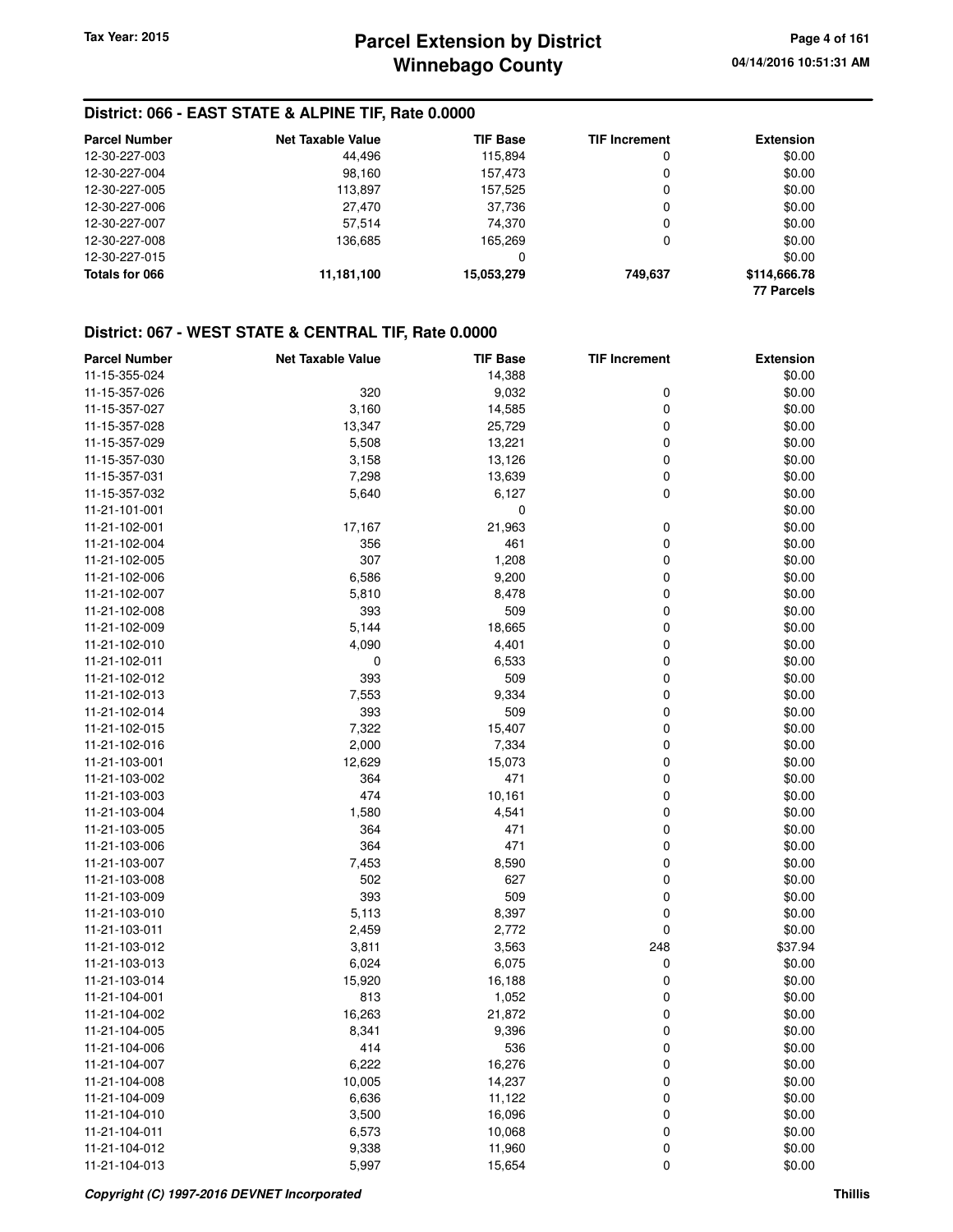## District: 066 - EAST STATE & ALPINE TIF, Rate 0.0000

| Parcel Number | Net Taxable Value | TIF Base | TIF Increment | Extension |
|---|---|---|---|---|
| 12-30-227-003 | 44,496 | 115,894 | 0 | $0.00 |
| 12-30-227-004 | 98,160 | 157,473 | 0 | $0.00 |
| 12-30-227-005 | 113,897 | 157,525 | 0 | $0.00 |
| 12-30-227-006 | 27,470 | 37,736 | 0 | $0.00 |
| 12-30-227-007 | 57,514 | 74,370 | 0 | $0.00 |
| 12-30-227-008 | 136,685 | 165,269 | 0 | $0.00 |
| 12-30-227-015 | | 0 | | $0.00 |
| **Totals for 066** | **11,181,100** | **15,053,279** | **749,637** | **$114,666.78** |
| | | | | **77 Parcels** |

## District: 067 - WEST STATE & CENTRAL TIF, Rate 0.0000

| Parcel Number | Net Taxable Value | TIF Base | TIF Increment | Extension |
|---|---|---|---|---|
| 11-15-355-024 | | 14,388 | | $0.00 |
| 11-15-357-026 | 320 | 9,032 | 0 | $0.00 |
| 11-15-357-027 | 3,160 | 14,585 | 0 | $0.00 |
| 11-15-357-028 | 13,347 | 25,729 | 0 | $0.00 |
| 11-15-357-029 | 5,508 | 13,221 | 0 | $0.00 |
| 11-15-357-030 | 3,158 | 13,126 | 0 | $0.00 |
| 11-15-357-031 | 7,298 | 13,639 | 0 | $0.00 |
| 11-15-357-032 | 5,640 | 6,127 | 0 | $0.00 |
| 11-21-101-001 | | 0 | | $0.00 |
| 11-21-102-001 | 17,167 | 21,963 | 0 | $0.00 |
| 11-21-102-004 | 356 | 461 | 0 | $0.00 |
| 11-21-102-005 | 307 | 1,208 | 0 | $0.00 |
| 11-21-102-006 | 6,586 | 9,200 | 0 | $0.00 |
| 11-21-102-007 | 5,810 | 8,478 | 0 | $0.00 |
| 11-21-102-008 | 393 | 509 | 0 | $0.00 |
| 11-21-102-009 | 5,144 | 18,665 | 0 | $0.00 |
| 11-21-102-010 | 4,090 | 4,401 | 0 | $0.00 |
| 11-21-102-011 | 0 | 6,533 | 0 | $0.00 |
| 11-21-102-012 | 393 | 509 | 0 | $0.00 |
| 11-21-102-013 | 7,553 | 9,334 | 0 | $0.00 |
| 11-21-102-014 | 393 | 509 | 0 | $0.00 |
| 11-21-102-015 | 7,322 | 15,407 | 0 | $0.00 |
| 11-21-102-016 | 2,000 | 7,334 | 0 | $0.00 |
| 11-21-103-001 | 12,629 | 15,073 | 0 | $0.00 |
| 11-21-103-002 | 364 | 471 | 0 | $0.00 |
| 11-21-103-003 | 474 | 10,161 | 0 | $0.00 |
| 11-21-103-004 | 1,580 | 4,541 | 0 | $0.00 |
| 11-21-103-005 | 364 | 471 | 0 | $0.00 |
| 11-21-103-006 | 364 | 471 | 0 | $0.00 |
| 11-21-103-007 | 7,453 | 8,590 | 0 | $0.00 |
| 11-21-103-008 | 502 | 627 | 0 | $0.00 |
| 11-21-103-009 | 393 | 509 | 0 | $0.00 |
| 11-21-103-010 | 5,113 | 8,397 | 0 | $0.00 |
| 11-21-103-011 | 2,459 | 2,772 | 0 | $0.00 |
| 11-21-103-012 | 3,811 | 3,563 | 248 | $37.94 |
| 11-21-103-013 | 6,024 | 6,075 | 0 | $0.00 |
| 11-21-103-014 | 15,920 | 16,188 | 0 | $0.00 |
| 11-21-104-001 | 813 | 1,052 | 0 | $0.00 |
| 11-21-104-002 | 16,263 | 21,872 | 0 | $0.00 |
| 11-21-104-005 | 8,341 | 9,396 | 0 | $0.00 |
| 11-21-104-006 | 414 | 536 | 0 | $0.00 |
| 11-21-104-007 | 6,222 | 16,276 | 0 | $0.00 |
| 11-21-104-008 | 10,005 | 14,237 | 0 | $0.00 |
| 11-21-104-009 | 6,636 | 11,122 | 0 | $0.00 |
| 11-21-104-010 | 3,500 | 16,096 | 0 | $0.00 |
| 11-21-104-011 | 6,573 | 10,068 | 0 | $0.00 |
| 11-21-104-012 | 9,338 | 11,960 | 0 | $0.00 |
| 11-21-104-013 | 5,997 | 15,654 | 0 | $0.00 |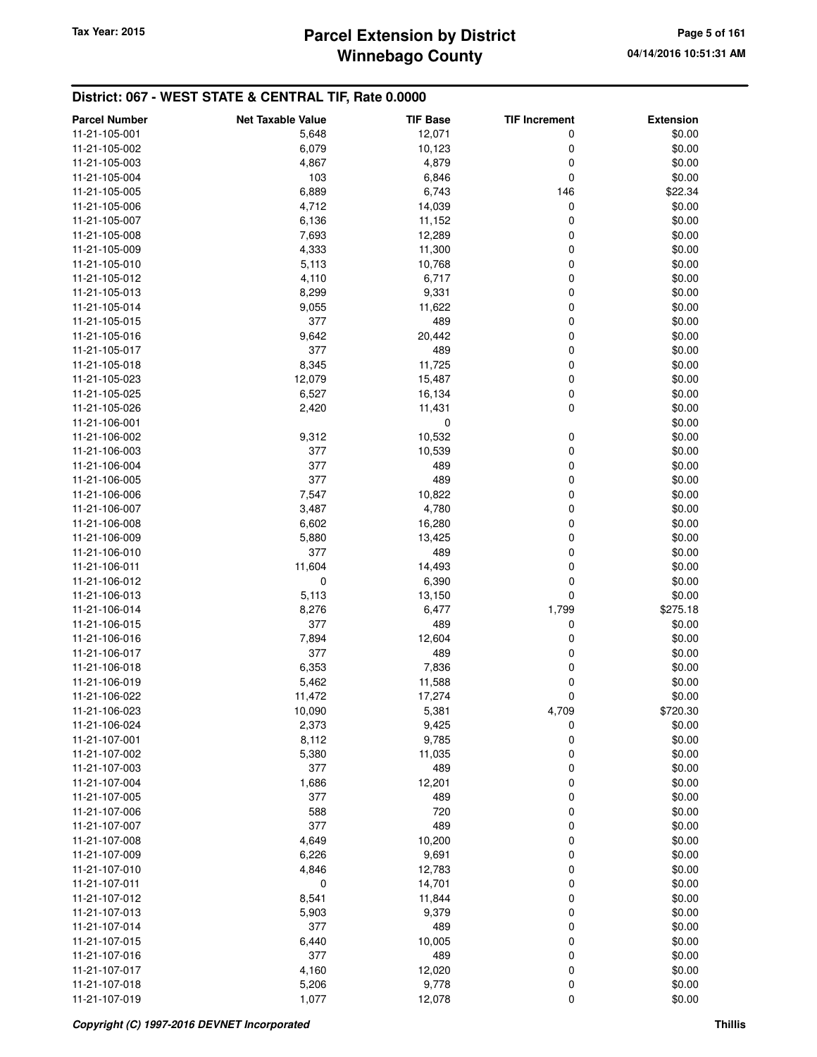## District: 067 - WEST STATE & CENTRAL TIF, Rate 0.0000

| Parcel Number | Net Taxable Value | TIF Base | TIF Increment | Extension |
|---|---|---|---|---|
| 11-21-105-001 | 5,648 | 12,071 | 0 | $0.00 |
| 11-21-105-002 | 6,079 | 10,123 | 0 | $0.00 |
| 11-21-105-003 | 4,867 | 4,879 | 0 | $0.00 |
| 11-21-105-004 | 103 | 6,846 | 0 | $0.00 |
| 11-21-105-005 | 6,889 | 6,743 | 146 | $22.34 |
| 11-21-105-006 | 4,712 | 14,039 | 0 | $0.00 |
| 11-21-105-007 | 6,136 | 11,152 | 0 | $0.00 |
| 11-21-105-008 | 7,693 | 12,289 | 0 | $0.00 |
| 11-21-105-009 | 4,333 | 11,300 | 0 | $0.00 |
| 11-21-105-010 | 5,113 | 10,768 | 0 | $0.00 |
| 11-21-105-012 | 4,110 | 6,717 | 0 | $0.00 |
| 11-21-105-013 | 8,299 | 9,331 | 0 | $0.00 |
| 11-21-105-014 | 9,055 | 11,622 | 0 | $0.00 |
| 11-21-105-015 | 377 | 489 | 0 | $0.00 |
| 11-21-105-016 | 9,642 | 20,442 | 0 | $0.00 |
| 11-21-105-017 | 377 | 489 | 0 | $0.00 |
| 11-21-105-018 | 8,345 | 11,725 | 0 | $0.00 |
| 11-21-105-023 | 12,079 | 15,487 | 0 | $0.00 |
| 11-21-105-025 | 6,527 | 16,134 | 0 | $0.00 |
| 11-21-105-026 | 2,420 | 11,431 | 0 | $0.00 |
| 11-21-106-001 | | 0 | | $0.00 |
| 11-21-106-002 | 9,312 | 10,532 | 0 | $0.00 |
| 11-21-106-003 | 377 | 10,539 | 0 | $0.00 |
| 11-21-106-004 | 377 | 489 | 0 | $0.00 |
| 11-21-106-005 | 377 | 489 | 0 | $0.00 |
| 11-21-106-006 | 7,547 | 10,822 | 0 | $0.00 |
| 11-21-106-007 | 3,487 | 4,780 | 0 | $0.00 |
| 11-21-106-008 | 6,602 | 16,280 | 0 | $0.00 |
| 11-21-106-009 | 5,880 | 13,425 | 0 | $0.00 |
| 11-21-106-010 | 377 | 489 | 0 | $0.00 |
| 11-21-106-011 | 11,604 | 14,493 | 0 | $0.00 |
| 11-21-106-012 | 0 | 6,390 | 0 | $0.00 |
| 11-21-106-013 | 5,113 | 13,150 | 0 | $0.00 |
| 11-21-106-014 | 8,276 | 6,477 | 1,799 | $275.18 |
| 11-21-106-015 | 377 | 489 | 0 | $0.00 |
| 11-21-106-016 | 7,894 | 12,604 | 0 | $0.00 |
| 11-21-106-017 | 377 | 489 | 0 | $0.00 |
| 11-21-106-018 | 6,353 | 7,836 | 0 | $0.00 |
| 11-21-106-019 | 5,462 | 11,588 | 0 | $0.00 |
| 11-21-106-022 | 11,472 | 17,274 | 0 | $0.00 |
| 11-21-106-023 | 10,090 | 5,381 | 4,709 | $720.30 |
| 11-21-106-024 | 2,373 | 9,425 | 0 | $0.00 |
| 11-21-107-001 | 8,112 | 9,785 | 0 | $0.00 |
| 11-21-107-002 | 5,380 | 11,035 | 0 | $0.00 |
| 11-21-107-003 | 377 | 489 | 0 | $0.00 |
| 11-21-107-004 | 1,686 | 12,201 | 0 | $0.00 |
| 11-21-107-005 | 377 | 489 | 0 | $0.00 |
| 11-21-107-006 | 588 | 720 | 0 | $0.00 |
| 11-21-107-007 | 377 | 489 | 0 | $0.00 |
| 11-21-107-008 | 4,649 | 10,200 | 0 | $0.00 |
| 11-21-107-009 | 6,226 | 9,691 | 0 | $0.00 |
| 11-21-107-010 | 4,846 | 12,783 | 0 | $0.00 |
| 11-21-107-011 | 0 | 14,701 | 0 | $0.00 |
| 11-21-107-012 | 8,541 | 11,844 | 0 | $0.00 |
| 11-21-107-013 | 5,903 | 9,379 | 0 | $0.00 |
| 11-21-107-014 | 377 | 489 | 0 | $0.00 |
| 11-21-107-015 | 6,440 | 10,005 | 0 | $0.00 |
| 11-21-107-016 | 377 | 489 | 0 | $0.00 |
| 11-21-107-017 | 4,160 | 12,020 | 0 | $0.00 |
| 11-21-107-018 | 5,206 | 9,778 | 0 | $0.00 |
| 11-21-107-019 | 1,077 | 12,078 | 0 | $0.00 |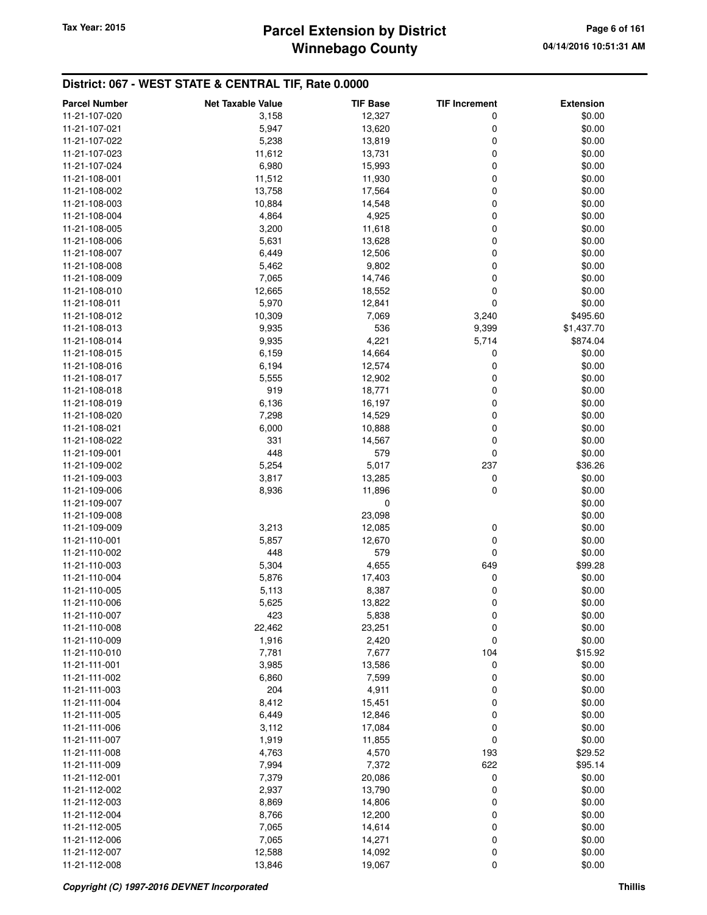## District: 067 - WEST STATE & CENTRAL TIF, Rate 0.0000

| Parcel Number | Net Taxable Value | TIF Base | TIF Increment | Extension |
|---|---|---|---|---|
| 11-21-107-020 | 3,158 | 12,327 | 0 | $0.00 |
| 11-21-107-021 | 5,947 | 13,620 | 0 | $0.00 |
| 11-21-107-022 | 5,238 | 13,819 | 0 | $0.00 |
| 11-21-107-023 | 11,612 | 13,731 | 0 | $0.00 |
| 11-21-107-024 | 6,980 | 15,993 | 0 | $0.00 |
| 11-21-108-001 | 11,512 | 11,930 | 0 | $0.00 |
| 11-21-108-002 | 13,758 | 17,564 | 0 | $0.00 |
| 11-21-108-003 | 10,884 | 14,548 | 0 | $0.00 |
| 11-21-108-004 | 4,864 | 4,925 | 0 | $0.00 |
| 11-21-108-005 | 3,200 | 11,618 | 0 | $0.00 |
| 11-21-108-006 | 5,631 | 13,628 | 0 | $0.00 |
| 11-21-108-007 | 6,449 | 12,506 | 0 | $0.00 |
| 11-21-108-008 | 5,462 | 9,802 | 0 | $0.00 |
| 11-21-108-009 | 7,065 | 14,746 | 0 | $0.00 |
| 11-21-108-010 | 12,665 | 18,552 | 0 | $0.00 |
| 11-21-108-011 | 5,970 | 12,841 | 0 | $0.00 |
| 11-21-108-012 | 10,309 | 7,069 | 3,240 | $495.60 |
| 11-21-108-013 | 9,935 | 536 | 9,399 | $1,437.70 |
| 11-21-108-014 | 9,935 | 4,221 | 5,714 | $874.04 |
| 11-21-108-015 | 6,159 | 14,664 | 0 | $0.00 |
| 11-21-108-016 | 6,194 | 12,574 | 0 | $0.00 |
| 11-21-108-017 | 5,555 | 12,902 | 0 | $0.00 |
| 11-21-108-018 | 919 | 18,771 | 0 | $0.00 |
| 11-21-108-019 | 6,136 | 16,197 | 0 | $0.00 |
| 11-21-108-020 | 7,298 | 14,529 | 0 | $0.00 |
| 11-21-108-021 | 6,000 | 10,888 | 0 | $0.00 |
| 11-21-108-022 | 331 | 14,567 | 0 | $0.00 |
| 11-21-109-001 | 448 | 579 | 0 | $0.00 |
| 11-21-109-002 | 5,254 | 5,017 | 237 | $36.26 |
| 11-21-109-003 | 3,817 | 13,285 | 0 | $0.00 |
| 11-21-109-006 | 8,936 | 11,896 | 0 | $0.00 |
| 11-21-109-007 | | 0 | | $0.00 |
| 11-21-109-008 | | 23,098 | | $0.00 |
| 11-21-109-009 | 3,213 | 12,085 | 0 | $0.00 |
| 11-21-110-001 | 5,857 | 12,670 | 0 | $0.00 |
| 11-21-110-002 | 448 | 579 | 0 | $0.00 |
| 11-21-110-003 | 5,304 | 4,655 | 649 | $99.28 |
| 11-21-110-004 | 5,876 | 17,403 | 0 | $0.00 |
| 11-21-110-005 | 5,113 | 8,387 | 0 | $0.00 |
| 11-21-110-006 | 5,625 | 13,822 | 0 | $0.00 |
| 11-21-110-007 | 423 | 5,838 | 0 | $0.00 |
| 11-21-110-008 | 22,462 | 23,251 | 0 | $0.00 |
| 11-21-110-009 | 1,916 | 2,420 | 0 | $0.00 |
| 11-21-110-010 | 7,781 | 7,677 | 104 | $15.92 |
| 11-21-111-001 | 3,985 | 13,586 | 0 | $0.00 |
| 11-21-111-002 | 6,860 | 7,599 | 0 | $0.00 |
| 11-21-111-003 | 204 | 4,911 | 0 | $0.00 |
| 11-21-111-004 | 8,412 | 15,451 | 0 | $0.00 |
| 11-21-111-005 | 6,449 | 12,846 | 0 | $0.00 |
| 11-21-111-006 | 3,112 | 17,084 | 0 | $0.00 |
| 11-21-111-007 | 1,919 | 11,855 | 0 | $0.00 |
| 11-21-111-008 | 4,763 | 4,570 | 193 | $29.52 |
| 11-21-111-009 | 7,994 | 7,372 | 622 | $95.14 |
| 11-21-112-001 | 7,379 | 20,086 | 0 | $0.00 |
| 11-21-112-002 | 2,937 | 13,790 | 0 | $0.00 |
| 11-21-112-003 | 8,869 | 14,806 | 0 | $0.00 |
| 11-21-112-004 | 8,766 | 12,200 | 0 | $0.00 |
| 11-21-112-005 | 7,065 | 14,614 | 0 | $0.00 |
| 11-21-112-006 | 7,065 | 14,271 | 0 | $0.00 |
| 11-21-112-007 | 12,588 | 14,092 | 0 | $0.00 |
| 11-21-112-008 | 13,846 | 19,067 | 0 | $0.00 |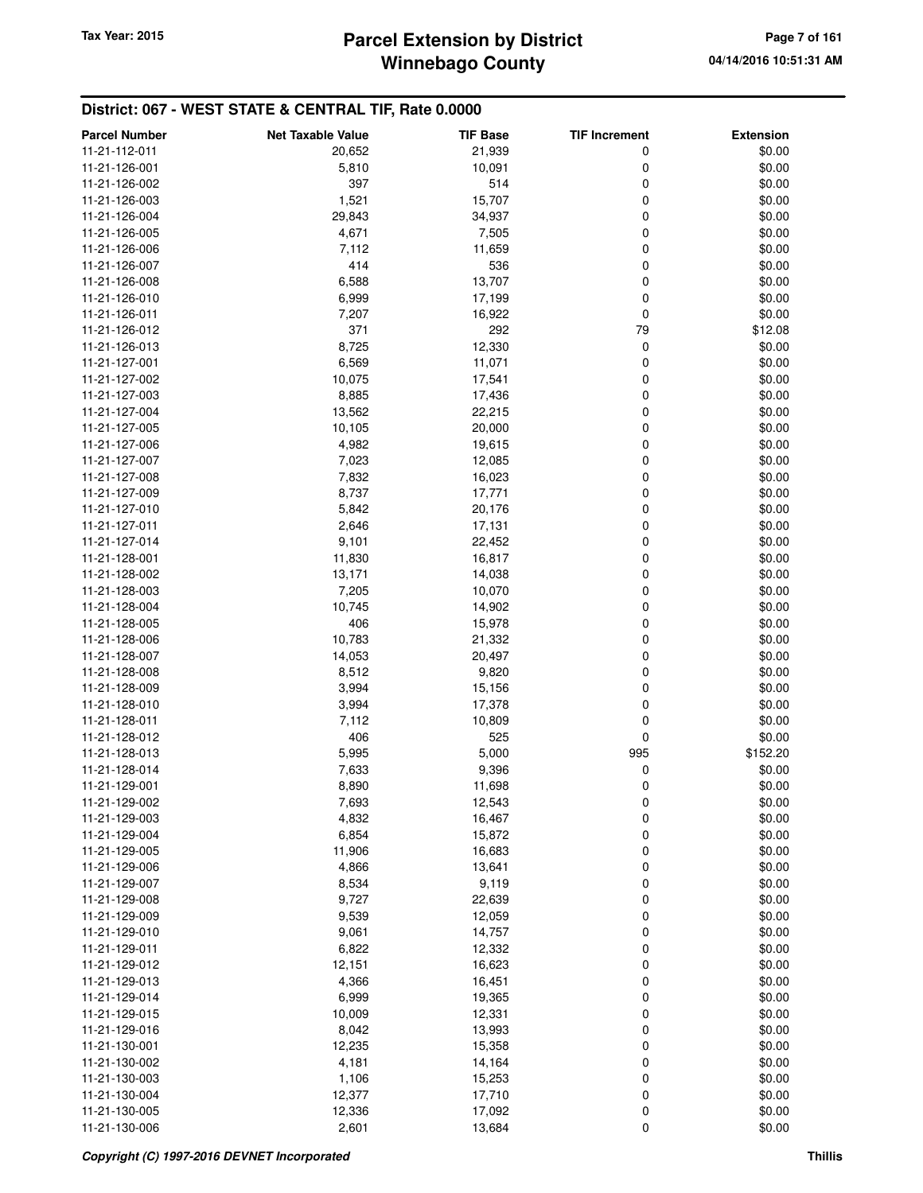## District: 067 - WEST STATE & CENTRAL TIF, Rate 0.0000

| Parcel Number | Net Taxable Value | TIF Base | TIF Increment | Extension |
|---|---|---|---|---|
| 11-21-112-011 | 20,652 | 21,939 | 0 | $0.00 |
| 11-21-126-001 | 5,810 | 10,091 | 0 | $0.00 |
| 11-21-126-002 | 397 | 514 | 0 | $0.00 |
| 11-21-126-003 | 1,521 | 15,707 | 0 | $0.00 |
| 11-21-126-004 | 29,843 | 34,937 | 0 | $0.00 |
| 11-21-126-005 | 4,671 | 7,505 | 0 | $0.00 |
| 11-21-126-006 | 7,112 | 11,659 | 0 | $0.00 |
| 11-21-126-007 | 414 | 536 | 0 | $0.00 |
| 11-21-126-008 | 6,588 | 13,707 | 0 | $0.00 |
| 11-21-126-010 | 6,999 | 17,199 | 0 | $0.00 |
| 11-21-126-011 | 7,207 | 16,922 | 0 | $0.00 |
| 11-21-126-012 | 371 | 292 | 79 | $12.08 |
| 11-21-126-013 | 8,725 | 12,330 | 0 | $0.00 |
| 11-21-127-001 | 6,569 | 11,071 | 0 | $0.00 |
| 11-21-127-002 | 10,075 | 17,541 | 0 | $0.00 |
| 11-21-127-003 | 8,885 | 17,436 | 0 | $0.00 |
| 11-21-127-004 | 13,562 | 22,215 | 0 | $0.00 |
| 11-21-127-005 | 10,105 | 20,000 | 0 | $0.00 |
| 11-21-127-006 | 4,982 | 19,615 | 0 | $0.00 |
| 11-21-127-007 | 7,023 | 12,085 | 0 | $0.00 |
| 11-21-127-008 | 7,832 | 16,023 | 0 | $0.00 |
| 11-21-127-009 | 8,737 | 17,771 | 0 | $0.00 |
| 11-21-127-010 | 5,842 | 20,176 | 0 | $0.00 |
| 11-21-127-011 | 2,646 | 17,131 | 0 | $0.00 |
| 11-21-127-014 | 9,101 | 22,452 | 0 | $0.00 |
| 11-21-128-001 | 11,830 | 16,817 | 0 | $0.00 |
| 11-21-128-002 | 13,171 | 14,038 | 0 | $0.00 |
| 11-21-128-003 | 7,205 | 10,070 | 0 | $0.00 |
| 11-21-128-004 | 10,745 | 14,902 | 0 | $0.00 |
| 11-21-128-005 | 406 | 15,978 | 0 | $0.00 |
| 11-21-128-006 | 10,783 | 21,332 | 0 | $0.00 |
| 11-21-128-007 | 14,053 | 20,497 | 0 | $0.00 |
| 11-21-128-008 | 8,512 | 9,820 | 0 | $0.00 |
| 11-21-128-009 | 3,994 | 15,156 | 0 | $0.00 |
| 11-21-128-010 | 3,994 | 17,378 | 0 | $0.00 |
| 11-21-128-011 | 7,112 | 10,809 | 0 | $0.00 |
| 11-21-128-012 | 406 | 525 | 0 | $0.00 |
| 11-21-128-013 | 5,995 | 5,000 | 995 | $152.20 |
| 11-21-128-014 | 7,633 | 9,396 | 0 | $0.00 |
| 11-21-129-001 | 8,890 | 11,698 | 0 | $0.00 |
| 11-21-129-002 | 7,693 | 12,543 | 0 | $0.00 |
| 11-21-129-003 | 4,832 | 16,467 | 0 | $0.00 |
| 11-21-129-004 | 6,854 | 15,872 | 0 | $0.00 |
| 11-21-129-005 | 11,906 | 16,683 | 0 | $0.00 |
| 11-21-129-006 | 4,866 | 13,641 | 0 | $0.00 |
| 11-21-129-007 | 8,534 | 9,119 | 0 | $0.00 |
| 11-21-129-008 | 9,727 | 22,639 | 0 | $0.00 |
| 11-21-129-009 | 9,539 | 12,059 | 0 | $0.00 |
| 11-21-129-010 | 9,061 | 14,757 | 0 | $0.00 |
| 11-21-129-011 | 6,822 | 12,332 | 0 | $0.00 |
| 11-21-129-012 | 12,151 | 16,623 | 0 | $0.00 |
| 11-21-129-013 | 4,366 | 16,451 | 0 | $0.00 |
| 11-21-129-014 | 6,999 | 19,365 | 0 | $0.00 |
| 11-21-129-015 | 10,009 | 12,331 | 0 | $0.00 |
| 11-21-129-016 | 8,042 | 13,993 | 0 | $0.00 |
| 11-21-130-001 | 12,235 | 15,358 | 0 | $0.00 |
| 11-21-130-002 | 4,181 | 14,164 | 0 | $0.00 |
| 11-21-130-003 | 1,106 | 15,253 | 0 | $0.00 |
| 11-21-130-004 | 12,377 | 17,710 | 0 | $0.00 |
| 11-21-130-005 | 12,336 | 17,092 | 0 | $0.00 |
| 11-21-130-006 | 2,601 | 13,684 | 0 | $0.00 |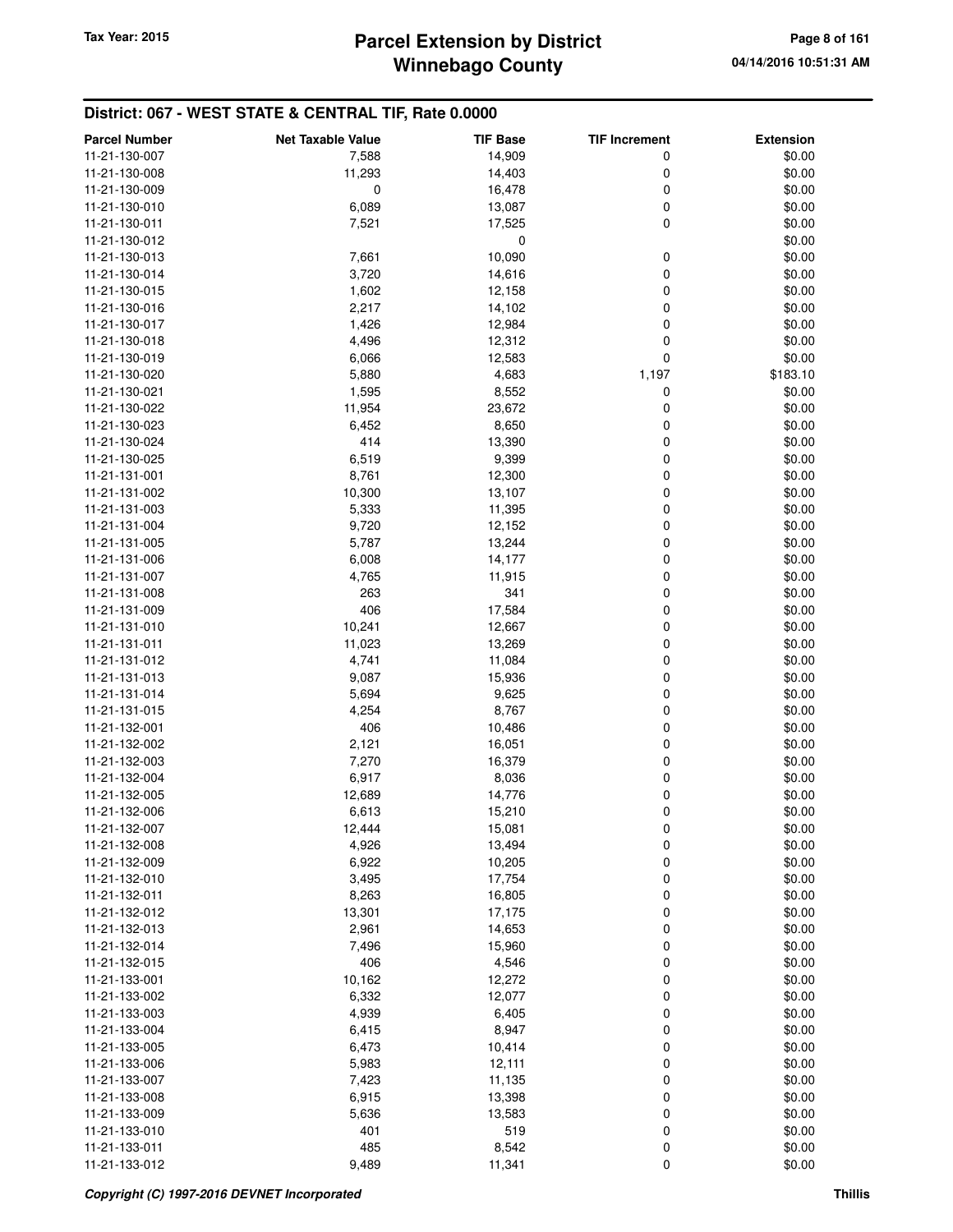## District: 067 - WEST STATE & CENTRAL TIF, Rate 0.0000

| Parcel Number | Net Taxable Value | TIF Base | TIF Increment | Extension |
|---|---|---|---|---|
| 11-21-130-007 | 7,588 | 14,909 | 0 | $0.00 |
| 11-21-130-008 | 11,293 | 14,403 | 0 | $0.00 |
| 11-21-130-009 | 0 | 16,478 | 0 | $0.00 |
| 11-21-130-010 | 6,089 | 13,087 | 0 | $0.00 |
| 11-21-130-011 | 7,521 | 17,525 | 0 | $0.00 |
| 11-21-130-012 | | 0 | | $0.00 |
| 11-21-130-013 | 7,661 | 10,090 | 0 | $0.00 |
| 11-21-130-014 | 3,720 | 14,616 | 0 | $0.00 |
| 11-21-130-015 | 1,602 | 12,158 | 0 | $0.00 |
| 11-21-130-016 | 2,217 | 14,102 | 0 | $0.00 |
| 11-21-130-017 | 1,426 | 12,984 | 0 | $0.00 |
| 11-21-130-018 | 4,496 | 12,312 | 0 | $0.00 |
| 11-21-130-019 | 6,066 | 12,583 | 0 | $0.00 |
| 11-21-130-020 | 5,880 | 4,683 | 1,197 | $183.10 |
| 11-21-130-021 | 1,595 | 8,552 | 0 | $0.00 |
| 11-21-130-022 | 11,954 | 23,672 | 0 | $0.00 |
| 11-21-130-023 | 6,452 | 8,650 | 0 | $0.00 |
| 11-21-130-024 | 414 | 13,390 | 0 | $0.00 |
| 11-21-130-025 | 6,519 | 9,399 | 0 | $0.00 |
| 11-21-131-001 | 8,761 | 12,300 | 0 | $0.00 |
| 11-21-131-002 | 10,300 | 13,107 | 0 | $0.00 |
| 11-21-131-003 | 5,333 | 11,395 | 0 | $0.00 |
| 11-21-131-004 | 9,720 | 12,152 | 0 | $0.00 |
| 11-21-131-005 | 5,787 | 13,244 | 0 | $0.00 |
| 11-21-131-006 | 6,008 | 14,177 | 0 | $0.00 |
| 11-21-131-007 | 4,765 | 11,915 | 0 | $0.00 |
| 11-21-131-008 | 263 | 341 | 0 | $0.00 |
| 11-21-131-009 | 406 | 17,584 | 0 | $0.00 |
| 11-21-131-010 | 10,241 | 12,667 | 0 | $0.00 |
| 11-21-131-011 | 11,023 | 13,269 | 0 | $0.00 |
| 11-21-131-012 | 4,741 | 11,084 | 0 | $0.00 |
| 11-21-131-013 | 9,087 | 15,936 | 0 | $0.00 |
| 11-21-131-014 | 5,694 | 9,625 | 0 | $0.00 |
| 11-21-131-015 | 4,254 | 8,767 | 0 | $0.00 |
| 11-21-132-001 | 406 | 10,486 | 0 | $0.00 |
| 11-21-132-002 | 2,121 | 16,051 | 0 | $0.00 |
| 11-21-132-003 | 7,270 | 16,379 | 0 | $0.00 |
| 11-21-132-004 | 6,917 | 8,036 | 0 | $0.00 |
| 11-21-132-005 | 12,689 | 14,776 | 0 | $0.00 |
| 11-21-132-006 | 6,613 | 15,210 | 0 | $0.00 |
| 11-21-132-007 | 12,444 | 15,081 | 0 | $0.00 |
| 11-21-132-008 | 4,926 | 13,494 | 0 | $0.00 |
| 11-21-132-009 | 6,922 | 10,205 | 0 | $0.00 |
| 11-21-132-010 | 3,495 | 17,754 | 0 | $0.00 |
| 11-21-132-011 | 8,263 | 16,805 | 0 | $0.00 |
| 11-21-132-012 | 13,301 | 17,175 | 0 | $0.00 |
| 11-21-132-013 | 2,961 | 14,653 | 0 | $0.00 |
| 11-21-132-014 | 7,496 | 15,960 | 0 | $0.00 |
| 11-21-132-015 | 406 | 4,546 | 0 | $0.00 |
| 11-21-133-001 | 10,162 | 12,272 | 0 | $0.00 |
| 11-21-133-002 | 6,332 | 12,077 | 0 | $0.00 |
| 11-21-133-003 | 4,939 | 6,405 | 0 | $0.00 |
| 11-21-133-004 | 6,415 | 8,947 | 0 | $0.00 |
| 11-21-133-005 | 6,473 | 10,414 | 0 | $0.00 |
| 11-21-133-006 | 5,983 | 12,111 | 0 | $0.00 |
| 11-21-133-007 | 7,423 | 11,135 | 0 | $0.00 |
| 11-21-133-008 | 6,915 | 13,398 | 0 | $0.00 |
| 11-21-133-009 | 5,636 | 13,583 | 0 | $0.00 |
| 11-21-133-010 | 401 | 519 | 0 | $0.00 |
| 11-21-133-011 | 485 | 8,542 | 0 | $0.00 |
| 11-21-133-012 | 9,489 | 11,341 | 0 | $0.00 |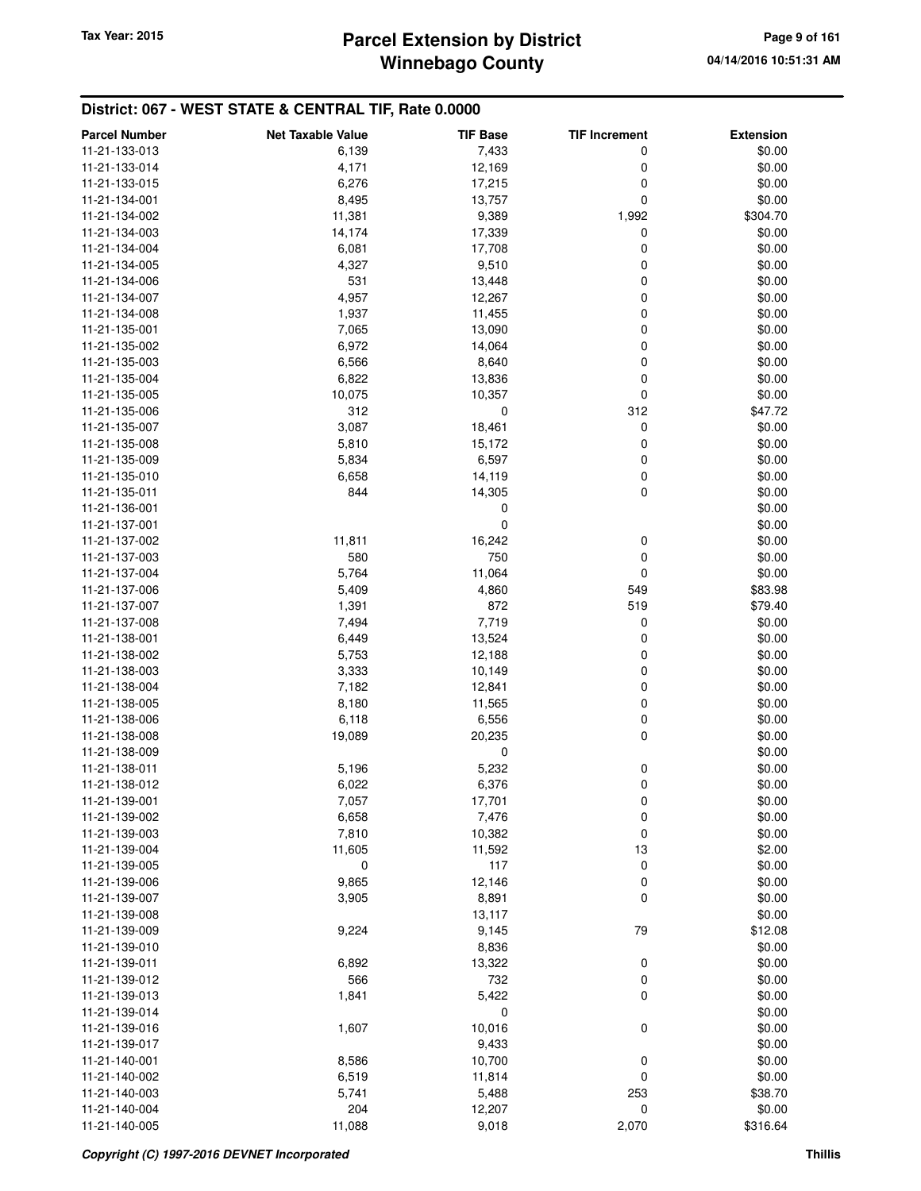## District: 067 - WEST STATE & CENTRAL TIF, Rate 0.0000

| Parcel Number | Net Taxable Value | TIF Base | TIF Increment | Extension |
|---|---|---|---|---|
| 11-21-133-013 | 6,139 | 7,433 | 0 | $0.00 |
| 11-21-133-014 | 4,171 | 12,169 | 0 | $0.00 |
| 11-21-133-015 | 6,276 | 17,215 | 0 | $0.00 |
| 11-21-134-001 | 8,495 | 13,757 | 0 | $0.00 |
| 11-21-134-002 | 11,381 | 9,389 | 1,992 | $304.70 |
| 11-21-134-003 | 14,174 | 17,339 | 0 | $0.00 |
| 11-21-134-004 | 6,081 | 17,708 | 0 | $0.00 |
| 11-21-134-005 | 4,327 | 9,510 | 0 | $0.00 |
| 11-21-134-006 | 531 | 13,448 | 0 | $0.00 |
| 11-21-134-007 | 4,957 | 12,267 | 0 | $0.00 |
| 11-21-134-008 | 1,937 | 11,455 | 0 | $0.00 |
| 11-21-135-001 | 7,065 | 13,090 | 0 | $0.00 |
| 11-21-135-002 | 6,972 | 14,064 | 0 | $0.00 |
| 11-21-135-003 | 6,566 | 8,640 | 0 | $0.00 |
| 11-21-135-004 | 6,822 | 13,836 | 0 | $0.00 |
| 11-21-135-005 | 10,075 | 10,357 | 0 | $0.00 |
| 11-21-135-006 | 312 | 0 | 312 | $47.72 |
| 11-21-135-007 | 3,087 | 18,461 | 0 | $0.00 |
| 11-21-135-008 | 5,810 | 15,172 | 0 | $0.00 |
| 11-21-135-009 | 5,834 | 6,597 | 0 | $0.00 |
| 11-21-135-010 | 6,658 | 14,119 | 0 | $0.00 |
| 11-21-135-011 | 844 | 14,305 | 0 | $0.00 |
| 11-21-136-001 | | 0 | | $0.00 |
| 11-21-137-001 | | 0 | | $0.00 |
| 11-21-137-002 | 11,811 | 16,242 | 0 | $0.00 |
| 11-21-137-003 | 580 | 750 | 0 | $0.00 |
| 11-21-137-004 | 5,764 | 11,064 | 0 | $0.00 |
| 11-21-137-006 | 5,409 | 4,860 | 549 | $83.98 |
| 11-21-137-007 | 1,391 | 872 | 519 | $79.40 |
| 11-21-137-008 | 7,494 | 7,719 | 0 | $0.00 |
| 11-21-138-001 | 6,449 | 13,524 | 0 | $0.00 |
| 11-21-138-002 | 5,753 | 12,188 | 0 | $0.00 |
| 11-21-138-003 | 3,333 | 10,149 | 0 | $0.00 |
| 11-21-138-004 | 7,182 | 12,841 | 0 | $0.00 |
| 11-21-138-005 | 8,180 | 11,565 | 0 | $0.00 |
| 11-21-138-006 | 6,118 | 6,556 | 0 | $0.00 |
| 11-21-138-008 | 19,089 | 20,235 | 0 | $0.00 |
| 11-21-138-009 | | 0 | | $0.00 |
| 11-21-138-011 | 5,196 | 5,232 | 0 | $0.00 |
| 11-21-138-012 | 6,022 | 6,376 | 0 | $0.00 |
| 11-21-139-001 | 7,057 | 17,701 | 0 | $0.00 |
| 11-21-139-002 | 6,658 | 7,476 | 0 | $0.00 |
| 11-21-139-003 | 7,810 | 10,382 | 0 | $0.00 |
| 11-21-139-004 | 11,605 | 11,592 | 13 | $2.00 |
| 11-21-139-005 | 0 | 117 | 0 | $0.00 |
| 11-21-139-006 | 9,865 | 12,146 | 0 | $0.00 |
| 11-21-139-007 | 3,905 | 8,891 | 0 | $0.00 |
| 11-21-139-008 | | 13,117 | | $0.00 |
| 11-21-139-009 | 9,224 | 9,145 | 79 | $12.08 |
| 11-21-139-010 | | 8,836 | | $0.00 |
| 11-21-139-011 | 6,892 | 13,322 | 0 | $0.00 |
| 11-21-139-012 | 566 | 732 | 0 | $0.00 |
| 11-21-139-013 | 1,841 | 5,422 | 0 | $0.00 |
| 11-21-139-014 | | 0 | | $0.00 |
| 11-21-139-016 | 1,607 | 10,016 | 0 | $0.00 |
| 11-21-139-017 | | 9,433 | | $0.00 |
| 11-21-140-001 | 8,586 | 10,700 | 0 | $0.00 |
| 11-21-140-002 | 6,519 | 11,814 | 0 | $0.00 |
| 11-21-140-003 | 5,741 | 5,488 | 253 | $38.70 |
| 11-21-140-004 | 204 | 12,207 | 0 | $0.00 |
| 11-21-140-005 | 11,088 | 9,018 | 2,070 | $316.64 |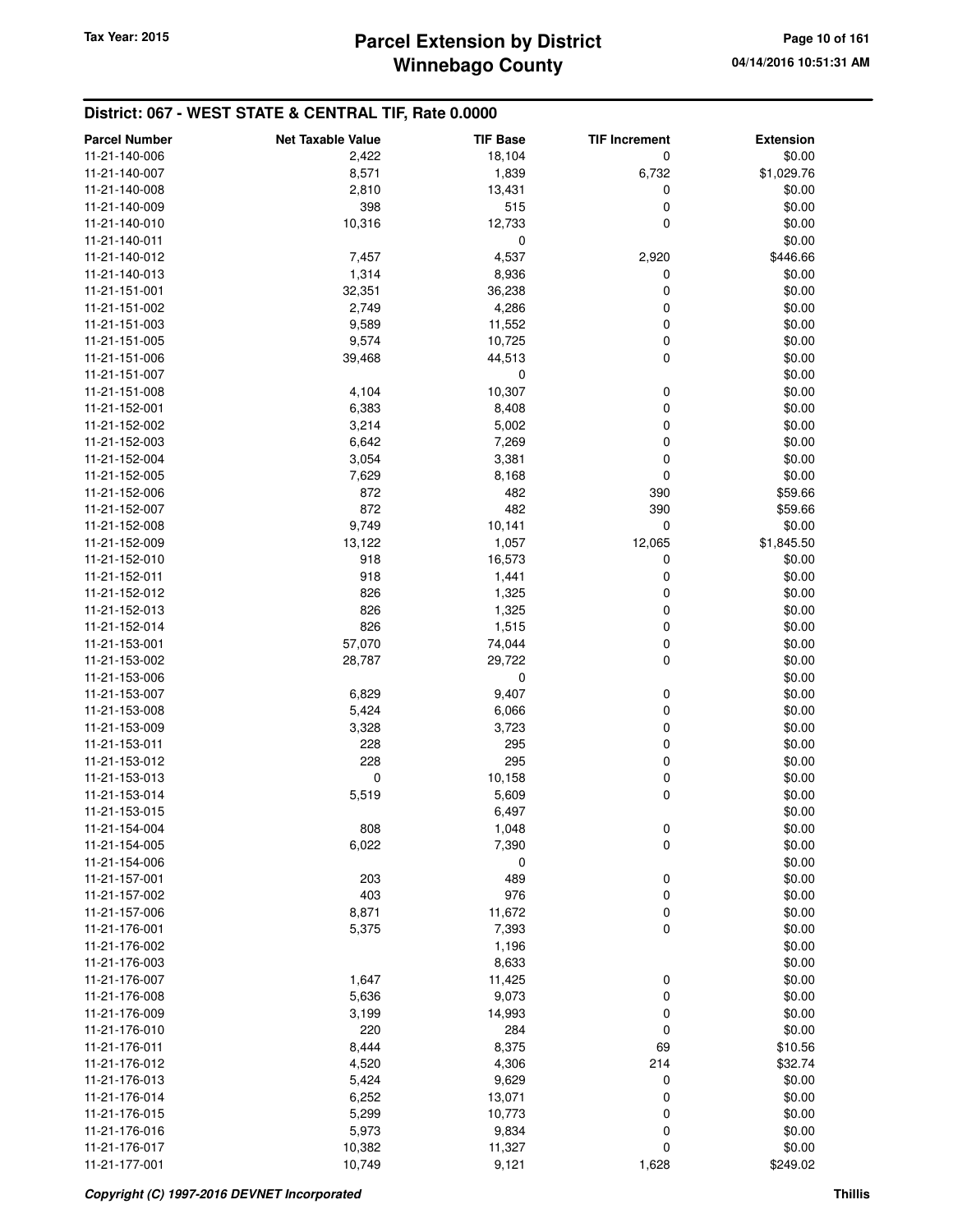## District: 067 - WEST STATE & CENTRAL TIF, Rate 0.0000

| Parcel Number | Net Taxable Value | TIF Base | TIF Increment | Extension |
|---|---|---|---|---|
| 11-21-140-006 | 2,422 | 18,104 | 0 | $0.00 |
| 11-21-140-007 | 8,571 | 1,839 | 6,732 | $1,029.76 |
| 11-21-140-008 | 2,810 | 13,431 | 0 | $0.00 |
| 11-21-140-009 | 398 | 515 | 0 | $0.00 |
| 11-21-140-010 | 10,316 | 12,733 | 0 | $0.00 |
| 11-21-140-011 | | 0 | | $0.00 |
| 11-21-140-012 | 7,457 | 4,537 | 2,920 | $446.66 |
| 11-21-140-013 | 1,314 | 8,936 | 0 | $0.00 |
| 11-21-151-001 | 32,351 | 36,238 | 0 | $0.00 |
| 11-21-151-002 | 2,749 | 4,286 | 0 | $0.00 |
| 11-21-151-003 | 9,589 | 11,552 | 0 | $0.00 |
| 11-21-151-005 | 9,574 | 10,725 | 0 | $0.00 |
| 11-21-151-006 | 39,468 | 44,513 | 0 | $0.00 |
| 11-21-151-007 | | 0 | | $0.00 |
| 11-21-151-008 | 4,104 | 10,307 | 0 | $0.00 |
| 11-21-152-001 | 6,383 | 8,408 | 0 | $0.00 |
| 11-21-152-002 | 3,214 | 5,002 | 0 | $0.00 |
| 11-21-152-003 | 6,642 | 7,269 | 0 | $0.00 |
| 11-21-152-004 | 3,054 | 3,381 | 0 | $0.00 |
| 11-21-152-005 | 7,629 | 8,168 | 0 | $0.00 |
| 11-21-152-006 | 872 | 482 | 390 | $59.66 |
| 11-21-152-007 | 872 | 482 | 390 | $59.66 |
| 11-21-152-008 | 9,749 | 10,141 | 0 | $0.00 |
| 11-21-152-009 | 13,122 | 1,057 | 12,065 | $1,845.50 |
| 11-21-152-010 | 918 | 16,573 | 0 | $0.00 |
| 11-21-152-011 | 918 | 1,441 | 0 | $0.00 |
| 11-21-152-012 | 826 | 1,325 | 0 | $0.00 |
| 11-21-152-013 | 826 | 1,325 | 0 | $0.00 |
| 11-21-152-014 | 826 | 1,515 | 0 | $0.00 |
| 11-21-153-001 | 57,070 | 74,044 | 0 | $0.00 |
| 11-21-153-002 | 28,787 | 29,722 | 0 | $0.00 |
| 11-21-153-006 | | 0 | | $0.00 |
| 11-21-153-007 | 6,829 | 9,407 | 0 | $0.00 |
| 11-21-153-008 | 5,424 | 6,066 | 0 | $0.00 |
| 11-21-153-009 | 3,328 | 3,723 | 0 | $0.00 |
| 11-21-153-011 | 228 | 295 | 0 | $0.00 |
| 11-21-153-012 | 228 | 295 | 0 | $0.00 |
| 11-21-153-013 | 0 | 10,158 | 0 | $0.00 |
| 11-21-153-014 | 5,519 | 5,609 | 0 | $0.00 |
| 11-21-153-015 | | 6,497 | | $0.00 |
| 11-21-154-004 | 808 | 1,048 | 0 | $0.00 |
| 11-21-154-005 | 6,022 | 7,390 | 0 | $0.00 |
| 11-21-154-006 | | 0 | | $0.00 |
| 11-21-157-001 | 203 | 489 | 0 | $0.00 |
| 11-21-157-002 | 403 | 976 | 0 | $0.00 |
| 11-21-157-006 | 8,871 | 11,672 | 0 | $0.00 |
| 11-21-176-001 | 5,375 | 7,393 | 0 | $0.00 |
| 11-21-176-002 | | 1,196 | | $0.00 |
| 11-21-176-003 | | 8,633 | | $0.00 |
| 11-21-176-007 | 1,647 | 11,425 | 0 | $0.00 |
| 11-21-176-008 | 5,636 | 9,073 | 0 | $0.00 |
| 11-21-176-009 | 3,199 | 14,993 | 0 | $0.00 |
| 11-21-176-010 | 220 | 284 | 0 | $0.00 |
| 11-21-176-011 | 8,444 | 8,375 | 69 | $10.56 |
| 11-21-176-012 | 4,520 | 4,306 | 214 | $32.74 |
| 11-21-176-013 | 5,424 | 9,629 | 0 | $0.00 |
| 11-21-176-014 | 6,252 | 13,071 | 0 | $0.00 |
| 11-21-176-015 | 5,299 | 10,773 | 0 | $0.00 |
| 11-21-176-016 | 5,973 | 9,834 | 0 | $0.00 |
| 11-21-176-017 | 10,382 | 11,327 | 0 | $0.00 |
| 11-21-177-001 | 10,749 | 9,121 | 1,628 | $249.02 |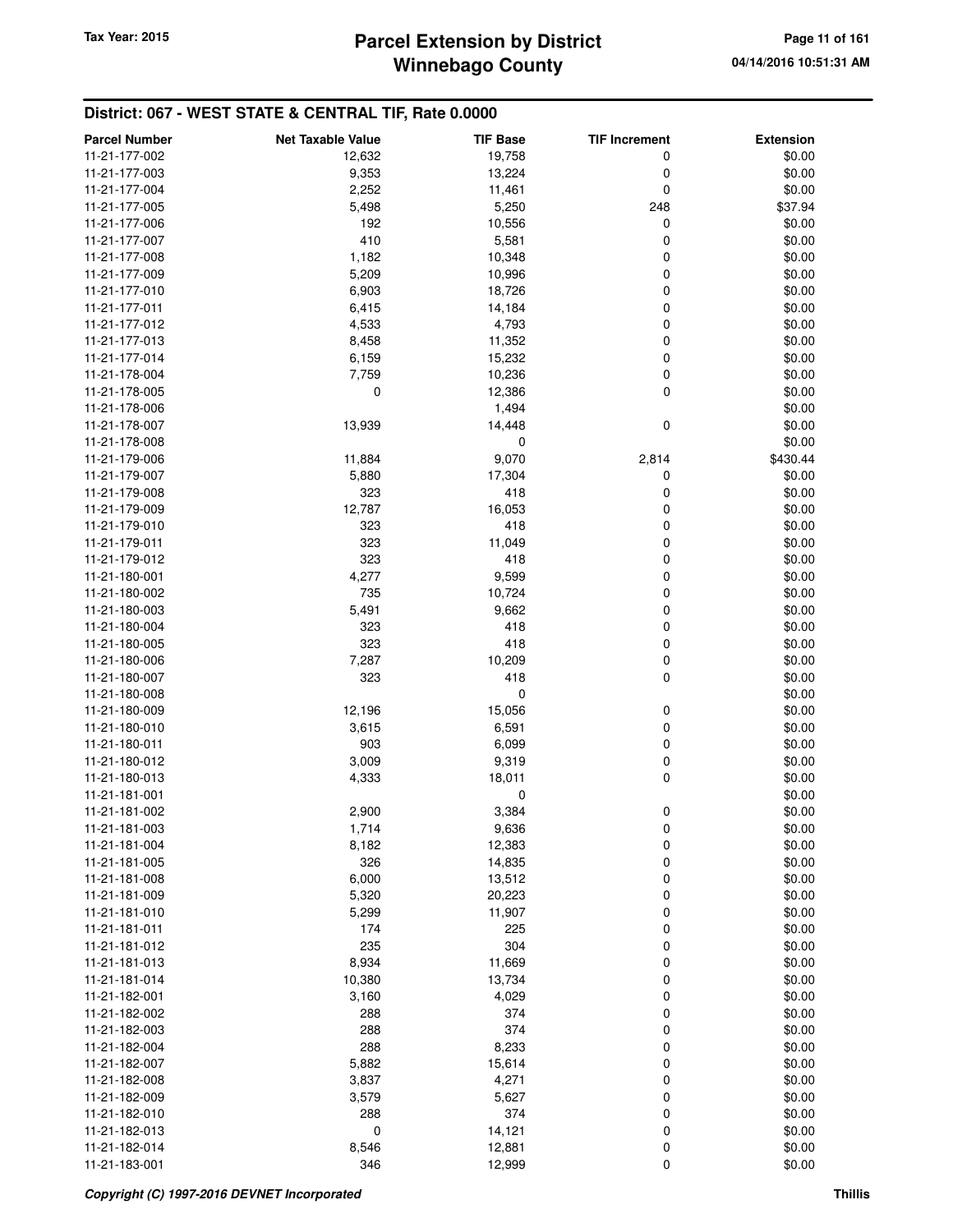## District: 067 - WEST STATE & CENTRAL TIF, Rate 0.0000

| Parcel Number | Net Taxable Value | TIF Base | TIF Increment | Extension |
|---|---|---|---|---|
| 11-21-177-002 | 12,632 | 19,758 | 0 | $0.00 |
| 11-21-177-003 | 9,353 | 13,224 | 0 | $0.00 |
| 11-21-177-004 | 2,252 | 11,461 | 0 | $0.00 |
| 11-21-177-005 | 5,498 | 5,250 | 248 | $37.94 |
| 11-21-177-006 | 192 | 10,556 | 0 | $0.00 |
| 11-21-177-007 | 410 | 5,581 | 0 | $0.00 |
| 11-21-177-008 | 1,182 | 10,348 | 0 | $0.00 |
| 11-21-177-009 | 5,209 | 10,996 | 0 | $0.00 |
| 11-21-177-010 | 6,903 | 18,726 | 0 | $0.00 |
| 11-21-177-011 | 6,415 | 14,184 | 0 | $0.00 |
| 11-21-177-012 | 4,533 | 4,793 | 0 | $0.00 |
| 11-21-177-013 | 8,458 | 11,352 | 0 | $0.00 |
| 11-21-177-014 | 6,159 | 15,232 | 0 | $0.00 |
| 11-21-178-004 | 7,759 | 10,236 | 0 | $0.00 |
| 11-21-178-005 | 0 | 12,386 | 0 | $0.00 |
| 11-21-178-006 | | 1,494 | | $0.00 |
| 11-21-178-007 | 13,939 | 14,448 | 0 | $0.00 |
| 11-21-178-008 | | 0 | | $0.00 |
| 11-21-179-006 | 11,884 | 9,070 | 2,814 | $430.44 |
| 11-21-179-007 | 5,880 | 17,304 | 0 | $0.00 |
| 11-21-179-008 | 323 | 418 | 0 | $0.00 |
| 11-21-179-009 | 12,787 | 16,053 | 0 | $0.00 |
| 11-21-179-010 | 323 | 418 | 0 | $0.00 |
| 11-21-179-011 | 323 | 11,049 | 0 | $0.00 |
| 11-21-179-012 | 323 | 418 | 0 | $0.00 |
| 11-21-180-001 | 4,277 | 9,599 | 0 | $0.00 |
| 11-21-180-002 | 735 | 10,724 | 0 | $0.00 |
| 11-21-180-003 | 5,491 | 9,662 | 0 | $0.00 |
| 11-21-180-004 | 323 | 418 | 0 | $0.00 |
| 11-21-180-005 | 323 | 418 | 0 | $0.00 |
| 11-21-180-006 | 7,287 | 10,209 | 0 | $0.00 |
| 11-21-180-007 | 323 | 418 | 0 | $0.00 |
| 11-21-180-008 | | 0 | | $0.00 |
| 11-21-180-009 | 12,196 | 15,056 | 0 | $0.00 |
| 11-21-180-010 | 3,615 | 6,591 | 0 | $0.00 |
| 11-21-180-011 | 903 | 6,099 | 0 | $0.00 |
| 11-21-180-012 | 3,009 | 9,319 | 0 | $0.00 |
| 11-21-180-013 | 4,333 | 18,011 | 0 | $0.00 |
| 11-21-181-001 | | 0 | | $0.00 |
| 11-21-181-002 | 2,900 | 3,384 | 0 | $0.00 |
| 11-21-181-003 | 1,714 | 9,636 | 0 | $0.00 |
| 11-21-181-004 | 8,182 | 12,383 | 0 | $0.00 |
| 11-21-181-005 | 326 | 14,835 | 0 | $0.00 |
| 11-21-181-008 | 6,000 | 13,512 | 0 | $0.00 |
| 11-21-181-009 | 5,320 | 20,223 | 0 | $0.00 |
| 11-21-181-010 | 5,299 | 11,907 | 0 | $0.00 |
| 11-21-181-011 | 174 | 225 | 0 | $0.00 |
| 11-21-181-012 | 235 | 304 | 0 | $0.00 |
| 11-21-181-013 | 8,934 | 11,669 | 0 | $0.00 |
| 11-21-181-014 | 10,380 | 13,734 | 0 | $0.00 |
| 11-21-182-001 | 3,160 | 4,029 | 0 | $0.00 |
| 11-21-182-002 | 288 | 374 | 0 | $0.00 |
| 11-21-182-003 | 288 | 374 | 0 | $0.00 |
| 11-21-182-004 | 288 | 8,233 | 0 | $0.00 |
| 11-21-182-007 | 5,882 | 15,614 | 0 | $0.00 |
| 11-21-182-008 | 3,837 | 4,271 | 0 | $0.00 |
| 11-21-182-009 | 3,579 | 5,627 | 0 | $0.00 |
| 11-21-182-010 | 288 | 374 | 0 | $0.00 |
| 11-21-182-013 | 0 | 14,121 | 0 | $0.00 |
| 11-21-182-014 | 8,546 | 12,881 | 0 | $0.00 |
| 11-21-183-001 | 346 | 12,999 | 0 | $0.00 |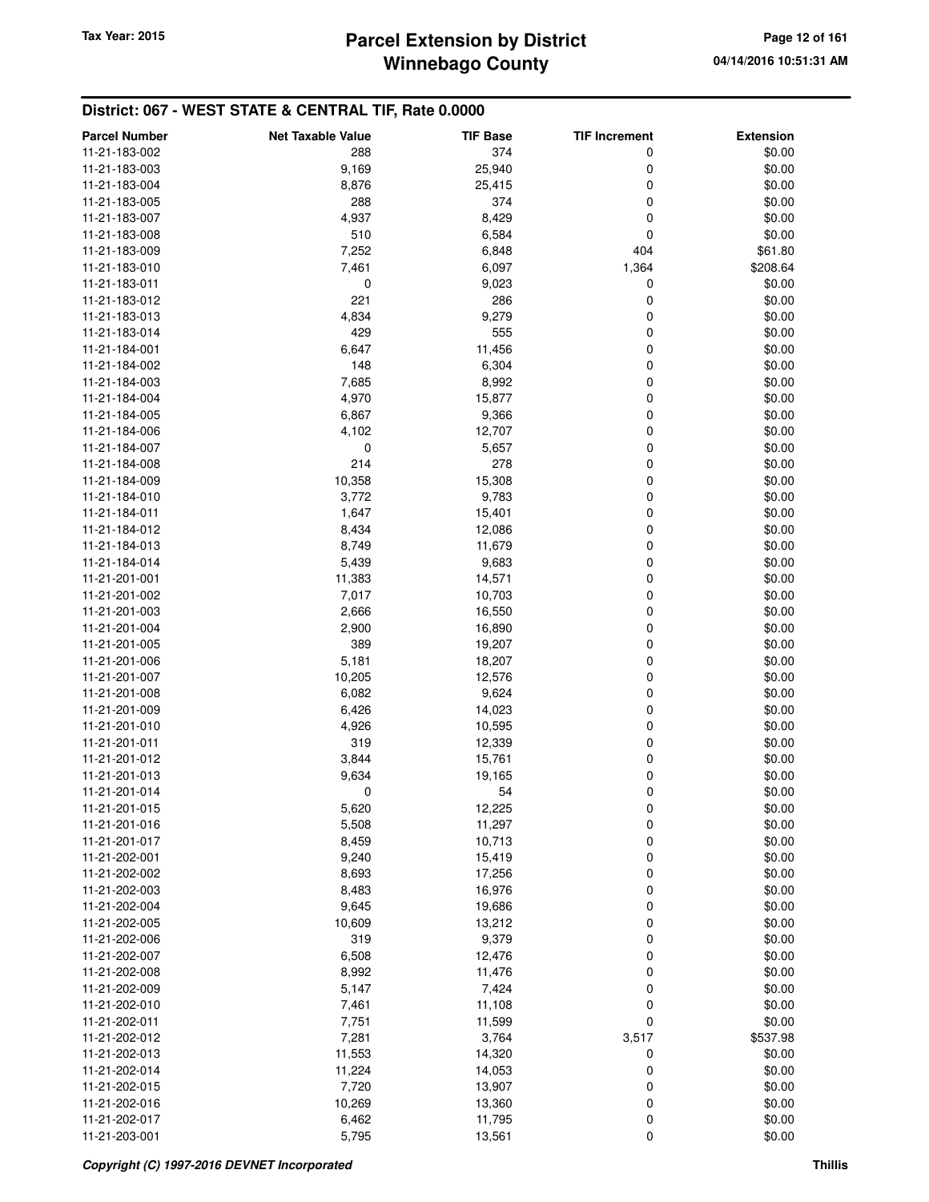## District: 067 - WEST STATE & CENTRAL TIF, Rate 0.0000

| Parcel Number | Net Taxable Value | TIF Base | TIF Increment | Extension |
|---|---|---|---|---|
| 11-21-183-002 | 288 | 374 | 0 | $0.00 |
| 11-21-183-003 | 9,169 | 25,940 | 0 | $0.00 |
| 11-21-183-004 | 8,876 | 25,415 | 0 | $0.00 |
| 11-21-183-005 | 288 | 374 | 0 | $0.00 |
| 11-21-183-007 | 4,937 | 8,429 | 0 | $0.00 |
| 11-21-183-008 | 510 | 6,584 | 0 | $0.00 |
| 11-21-183-009 | 7,252 | 6,848 | 404 | $61.80 |
| 11-21-183-010 | 7,461 | 6,097 | 1,364 | $208.64 |
| 11-21-183-011 | 0 | 9,023 | 0 | $0.00 |
| 11-21-183-012 | 221 | 286 | 0 | $0.00 |
| 11-21-183-013 | 4,834 | 9,279 | 0 | $0.00 |
| 11-21-183-014 | 429 | 555 | 0 | $0.00 |
| 11-21-184-001 | 6,647 | 11,456 | 0 | $0.00 |
| 11-21-184-002 | 148 | 6,304 | 0 | $0.00 |
| 11-21-184-003 | 7,685 | 8,992 | 0 | $0.00 |
| 11-21-184-004 | 4,970 | 15,877 | 0 | $0.00 |
| 11-21-184-005 | 6,867 | 9,366 | 0 | $0.00 |
| 11-21-184-006 | 4,102 | 12,707 | 0 | $0.00 |
| 11-21-184-007 | 0 | 5,657 | 0 | $0.00 |
| 11-21-184-008 | 214 | 278 | 0 | $0.00 |
| 11-21-184-009 | 10,358 | 15,308 | 0 | $0.00 |
| 11-21-184-010 | 3,772 | 9,783 | 0 | $0.00 |
| 11-21-184-011 | 1,647 | 15,401 | 0 | $0.00 |
| 11-21-184-012 | 8,434 | 12,086 | 0 | $0.00 |
| 11-21-184-013 | 8,749 | 11,679 | 0 | $0.00 |
| 11-21-184-014 | 5,439 | 9,683 | 0 | $0.00 |
| 11-21-201-001 | 11,383 | 14,571 | 0 | $0.00 |
| 11-21-201-002 | 7,017 | 10,703 | 0 | $0.00 |
| 11-21-201-003 | 2,666 | 16,550 | 0 | $0.00 |
| 11-21-201-004 | 2,900 | 16,890 | 0 | $0.00 |
| 11-21-201-005 | 389 | 19,207 | 0 | $0.00 |
| 11-21-201-006 | 5,181 | 18,207 | 0 | $0.00 |
| 11-21-201-007 | 10,205 | 12,576 | 0 | $0.00 |
| 11-21-201-008 | 6,082 | 9,624 | 0 | $0.00 |
| 11-21-201-009 | 6,426 | 14,023 | 0 | $0.00 |
| 11-21-201-010 | 4,926 | 10,595 | 0 | $0.00 |
| 11-21-201-011 | 319 | 12,339 | 0 | $0.00 |
| 11-21-201-012 | 3,844 | 15,761 | 0 | $0.00 |
| 11-21-201-013 | 9,634 | 19,165 | 0 | $0.00 |
| 11-21-201-014 | 0 | 54 | 0 | $0.00 |
| 11-21-201-015 | 5,620 | 12,225 | 0 | $0.00 |
| 11-21-201-016 | 5,508 | 11,297 | 0 | $0.00 |
| 11-21-201-017 | 8,459 | 10,713 | 0 | $0.00 |
| 11-21-202-001 | 9,240 | 15,419 | 0 | $0.00 |
| 11-21-202-002 | 8,693 | 17,256 | 0 | $0.00 |
| 11-21-202-003 | 8,483 | 16,976 | 0 | $0.00 |
| 11-21-202-004 | 9,645 | 19,686 | 0 | $0.00 |
| 11-21-202-005 | 10,609 | 13,212 | 0 | $0.00 |
| 11-21-202-006 | 319 | 9,379 | 0 | $0.00 |
| 11-21-202-007 | 6,508 | 12,476 | 0 | $0.00 |
| 11-21-202-008 | 8,992 | 11,476 | 0 | $0.00 |
| 11-21-202-009 | 5,147 | 7,424 | 0 | $0.00 |
| 11-21-202-010 | 7,461 | 11,108 | 0 | $0.00 |
| 11-21-202-011 | 7,751 | 11,599 | 0 | $0.00 |
| 11-21-202-012 | 7,281 | 3,764 | 3,517 | $537.98 |
| 11-21-202-013 | 11,553 | 14,320 | 0 | $0.00 |
| 11-21-202-014 | 11,224 | 14,053 | 0 | $0.00 |
| 11-21-202-015 | 7,720 | 13,907 | 0 | $0.00 |
| 11-21-202-016 | 10,269 | 13,360 | 0 | $0.00 |
| 11-21-202-017 | 6,462 | 11,795 | 0 | $0.00 |
| 11-21-203-001 | 5,795 | 13,561 | 0 | $0.00 |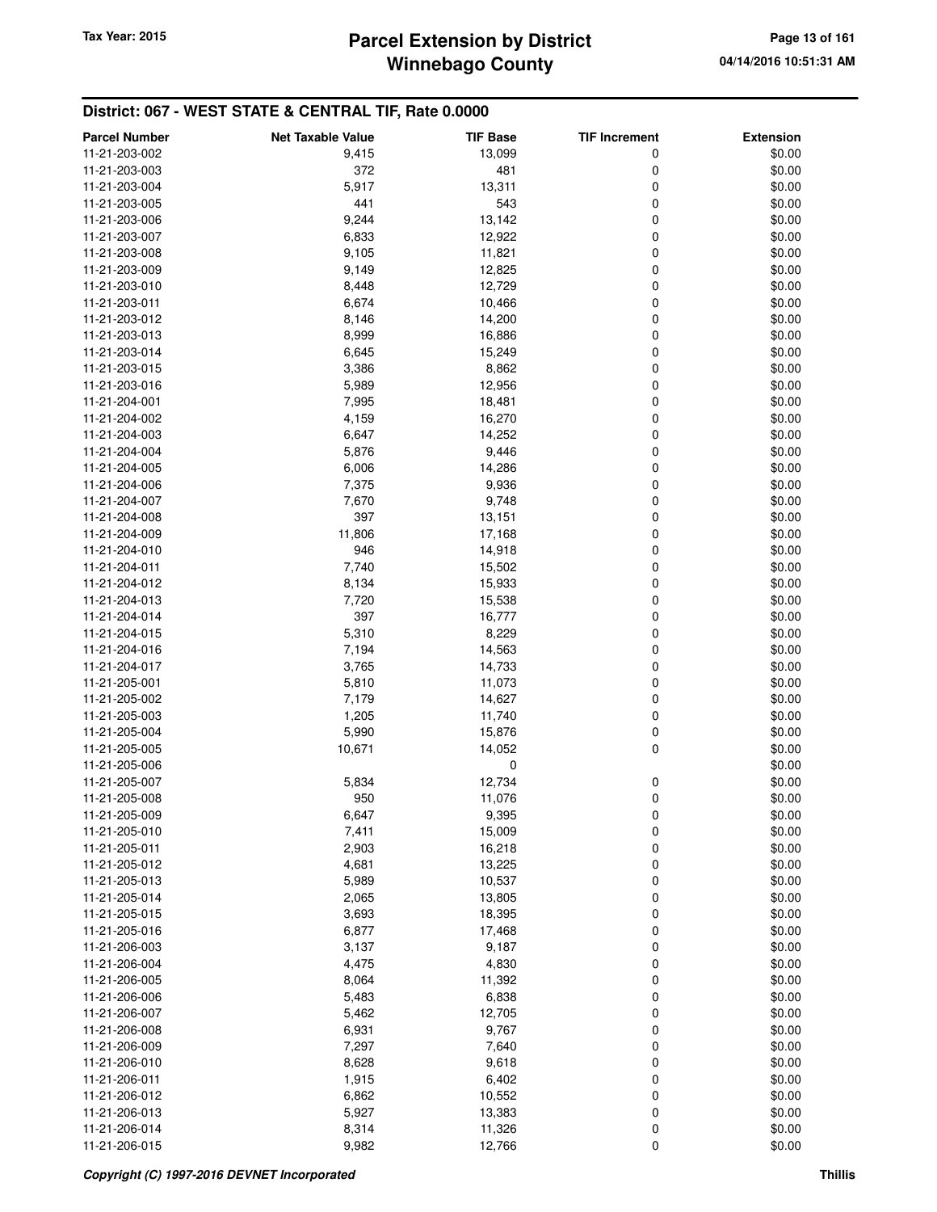## District: 067 - WEST STATE & CENTRAL TIF, Rate 0.0000

| Parcel Number | Net Taxable Value | TIF Base | TIF Increment | Extension |
|---|---|---|---|---|
| 11-21-203-002 | 9,415 | 13,099 | 0 | $0.00 |
| 11-21-203-003 | 372 | 481 | 0 | $0.00 |
| 11-21-203-004 | 5,917 | 13,311 | 0 | $0.00 |
| 11-21-203-005 | 441 | 543 | 0 | $0.00 |
| 11-21-203-006 | 9,244 | 13,142 | 0 | $0.00 |
| 11-21-203-007 | 6,833 | 12,922 | 0 | $0.00 |
| 11-21-203-008 | 9,105 | 11,821 | 0 | $0.00 |
| 11-21-203-009 | 9,149 | 12,825 | 0 | $0.00 |
| 11-21-203-010 | 8,448 | 12,729 | 0 | $0.00 |
| 11-21-203-011 | 6,674 | 10,466 | 0 | $0.00 |
| 11-21-203-012 | 8,146 | 14,200 | 0 | $0.00 |
| 11-21-203-013 | 8,999 | 16,886 | 0 | $0.00 |
| 11-21-203-014 | 6,645 | 15,249 | 0 | $0.00 |
| 11-21-203-015 | 3,386 | 8,862 | 0 | $0.00 |
| 11-21-203-016 | 5,989 | 12,956 | 0 | $0.00 |
| 11-21-204-001 | 7,995 | 18,481 | 0 | $0.00 |
| 11-21-204-002 | 4,159 | 16,270 | 0 | $0.00 |
| 11-21-204-003 | 6,647 | 14,252 | 0 | $0.00 |
| 11-21-204-004 | 5,876 | 9,446 | 0 | $0.00 |
| 11-21-204-005 | 6,006 | 14,286 | 0 | $0.00 |
| 11-21-204-006 | 7,375 | 9,936 | 0 | $0.00 |
| 11-21-204-007 | 7,670 | 9,748 | 0 | $0.00 |
| 11-21-204-008 | 397 | 13,151 | 0 | $0.00 |
| 11-21-204-009 | 11,806 | 17,168 | 0 | $0.00 |
| 11-21-204-010 | 946 | 14,918 | 0 | $0.00 |
| 11-21-204-011 | 7,740 | 15,502 | 0 | $0.00 |
| 11-21-204-012 | 8,134 | 15,933 | 0 | $0.00 |
| 11-21-204-013 | 7,720 | 15,538 | 0 | $0.00 |
| 11-21-204-014 | 397 | 16,777 | 0 | $0.00 |
| 11-21-204-015 | 5,310 | 8,229 | 0 | $0.00 |
| 11-21-204-016 | 7,194 | 14,563 | 0 | $0.00 |
| 11-21-204-017 | 3,765 | 14,733 | 0 | $0.00 |
| 11-21-205-001 | 5,810 | 11,073 | 0 | $0.00 |
| 11-21-205-002 | 7,179 | 14,627 | 0 | $0.00 |
| 11-21-205-003 | 1,205 | 11,740 | 0 | $0.00 |
| 11-21-205-004 | 5,990 | 15,876 | 0 | $0.00 |
| 11-21-205-005 | 10,671 | 14,052 | 0 | $0.00 |
| 11-21-205-006 | | 0 | | $0.00 |
| 11-21-205-007 | 5,834 | 12,734 | 0 | $0.00 |
| 11-21-205-008 | 950 | 11,076 | 0 | $0.00 |
| 11-21-205-009 | 6,647 | 9,395 | 0 | $0.00 |
| 11-21-205-010 | 7,411 | 15,009 | 0 | $0.00 |
| 11-21-205-011 | 2,903 | 16,218 | 0 | $0.00 |
| 11-21-205-012 | 4,681 | 13,225 | 0 | $0.00 |
| 11-21-205-013 | 5,989 | 10,537 | 0 | $0.00 |
| 11-21-205-014 | 2,065 | 13,805 | 0 | $0.00 |
| 11-21-205-015 | 3,693 | 18,395 | 0 | $0.00 |
| 11-21-205-016 | 6,877 | 17,468 | 0 | $0.00 |
| 11-21-206-003 | 3,137 | 9,187 | 0 | $0.00 |
| 11-21-206-004 | 4,475 | 4,830 | 0 | $0.00 |
| 11-21-206-005 | 8,064 | 11,392 | 0 | $0.00 |
| 11-21-206-006 | 5,483 | 6,838 | 0 | $0.00 |
| 11-21-206-007 | 5,462 | 12,705 | 0 | $0.00 |
| 11-21-206-008 | 6,931 | 9,767 | 0 | $0.00 |
| 11-21-206-009 | 7,297 | 7,640 | 0 | $0.00 |
| 11-21-206-010 | 8,628 | 9,618 | 0 | $0.00 |
| 11-21-206-011 | 1,915 | 6,402 | 0 | $0.00 |
| 11-21-206-012 | 6,862 | 10,552 | 0 | $0.00 |
| 11-21-206-013 | 5,927 | 13,383 | 0 | $0.00 |
| 11-21-206-014 | 8,314 | 11,326 | 0 | $0.00 |
| 11-21-206-015 | 9,982 | 12,766 | 0 | $0.00 |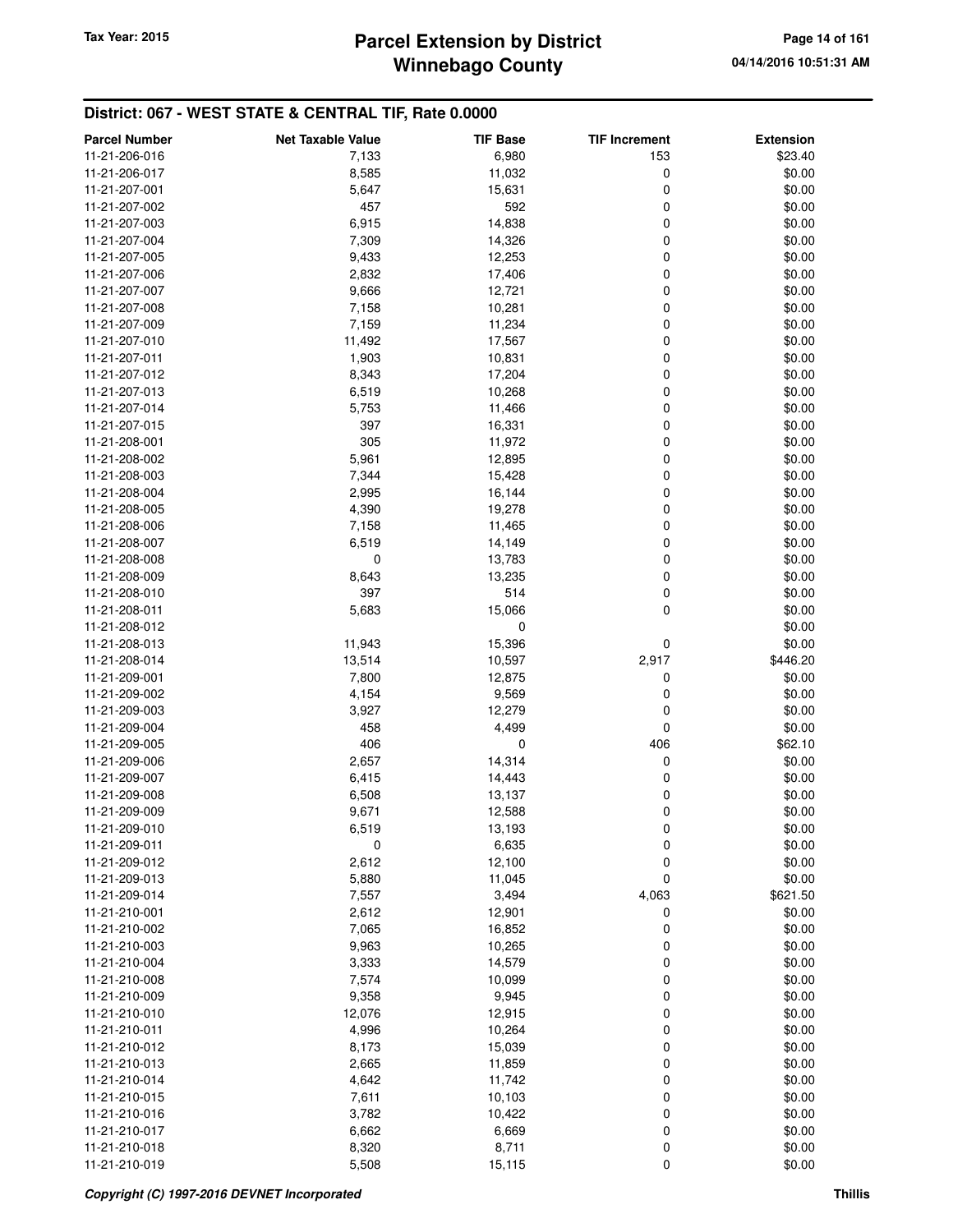## District: 067 - WEST STATE & CENTRAL TIF, Rate 0.0000

| Parcel Number | Net Taxable Value | TIF Base | TIF Increment | Extension |
|---|---|---|---|---|
| 11-21-206-016 | 7,133 | 6,980 | 153 | $23.40 |
| 11-21-206-017 | 8,585 | 11,032 | 0 | $0.00 |
| 11-21-207-001 | 5,647 | 15,631 | 0 | $0.00 |
| 11-21-207-002 | 457 | 592 | 0 | $0.00 |
| 11-21-207-003 | 6,915 | 14,838 | 0 | $0.00 |
| 11-21-207-004 | 7,309 | 14,326 | 0 | $0.00 |
| 11-21-207-005 | 9,433 | 12,253 | 0 | $0.00 |
| 11-21-207-006 | 2,832 | 17,406 | 0 | $0.00 |
| 11-21-207-007 | 9,666 | 12,721 | 0 | $0.00 |
| 11-21-207-008 | 7,158 | 10,281 | 0 | $0.00 |
| 11-21-207-009 | 7,159 | 11,234 | 0 | $0.00 |
| 11-21-207-010 | 11,492 | 17,567 | 0 | $0.00 |
| 11-21-207-011 | 1,903 | 10,831 | 0 | $0.00 |
| 11-21-207-012 | 8,343 | 17,204 | 0 | $0.00 |
| 11-21-207-013 | 6,519 | 10,268 | 0 | $0.00 |
| 11-21-207-014 | 5,753 | 11,466 | 0 | $0.00 |
| 11-21-207-015 | 397 | 16,331 | 0 | $0.00 |
| 11-21-208-001 | 305 | 11,972 | 0 | $0.00 |
| 11-21-208-002 | 5,961 | 12,895 | 0 | $0.00 |
| 11-21-208-003 | 7,344 | 15,428 | 0 | $0.00 |
| 11-21-208-004 | 2,995 | 16,144 | 0 | $0.00 |
| 11-21-208-005 | 4,390 | 19,278 | 0 | $0.00 |
| 11-21-208-006 | 7,158 | 11,465 | 0 | $0.00 |
| 11-21-208-007 | 6,519 | 14,149 | 0 | $0.00 |
| 11-21-208-008 | 0 | 13,783 | 0 | $0.00 |
| 11-21-208-009 | 8,643 | 13,235 | 0 | $0.00 |
| 11-21-208-010 | 397 | 514 | 0 | $0.00 |
| 11-21-208-011 | 5,683 | 15,066 | 0 | $0.00 |
| 11-21-208-012 | | 0 | | $0.00 |
| 11-21-208-013 | 11,943 | 15,396 | 0 | $0.00 |
| 11-21-208-014 | 13,514 | 10,597 | 2,917 | $446.20 |
| 11-21-209-001 | 7,800 | 12,875 | 0 | $0.00 |
| 11-21-209-002 | 4,154 | 9,569 | 0 | $0.00 |
| 11-21-209-003 | 3,927 | 12,279 | 0 | $0.00 |
| 11-21-209-004 | 458 | 4,499 | 0 | $0.00 |
| 11-21-209-005 | 406 | 0 | 406 | $62.10 |
| 11-21-209-006 | 2,657 | 14,314 | 0 | $0.00 |
| 11-21-209-007 | 6,415 | 14,443 | 0 | $0.00 |
| 11-21-209-008 | 6,508 | 13,137 | 0 | $0.00 |
| 11-21-209-009 | 9,671 | 12,588 | 0 | $0.00 |
| 11-21-209-010 | 6,519 | 13,193 | 0 | $0.00 |
| 11-21-209-011 | 0 | 6,635 | 0 | $0.00 |
| 11-21-209-012 | 2,612 | 12,100 | 0 | $0.00 |
| 11-21-209-013 | 5,880 | 11,045 | 0 | $0.00 |
| 11-21-209-014 | 7,557 | 3,494 | 4,063 | $621.50 |
| 11-21-210-001 | 2,612 | 12,901 | 0 | $0.00 |
| 11-21-210-002 | 7,065 | 16,852 | 0 | $0.00 |
| 11-21-210-003 | 9,963 | 10,265 | 0 | $0.00 |
| 11-21-210-004 | 3,333 | 14,579 | 0 | $0.00 |
| 11-21-210-008 | 7,574 | 10,099 | 0 | $0.00 |
| 11-21-210-009 | 9,358 | 9,945 | 0 | $0.00 |
| 11-21-210-010 | 12,076 | 12,915 | 0 | $0.00 |
| 11-21-210-011 | 4,996 | 10,264 | 0 | $0.00 |
| 11-21-210-012 | 8,173 | 15,039 | 0 | $0.00 |
| 11-21-210-013 | 2,665 | 11,859 | 0 | $0.00 |
| 11-21-210-014 | 4,642 | 11,742 | 0 | $0.00 |
| 11-21-210-015 | 7,611 | 10,103 | 0 | $0.00 |
| 11-21-210-016 | 3,782 | 10,422 | 0 | $0.00 |
| 11-21-210-017 | 6,662 | 6,669 | 0 | $0.00 |
| 11-21-210-018 | 8,320 | 8,711 | 0 | $0.00 |
| 11-21-210-019 | 5,508 | 15,115 | 0 | $0.00 |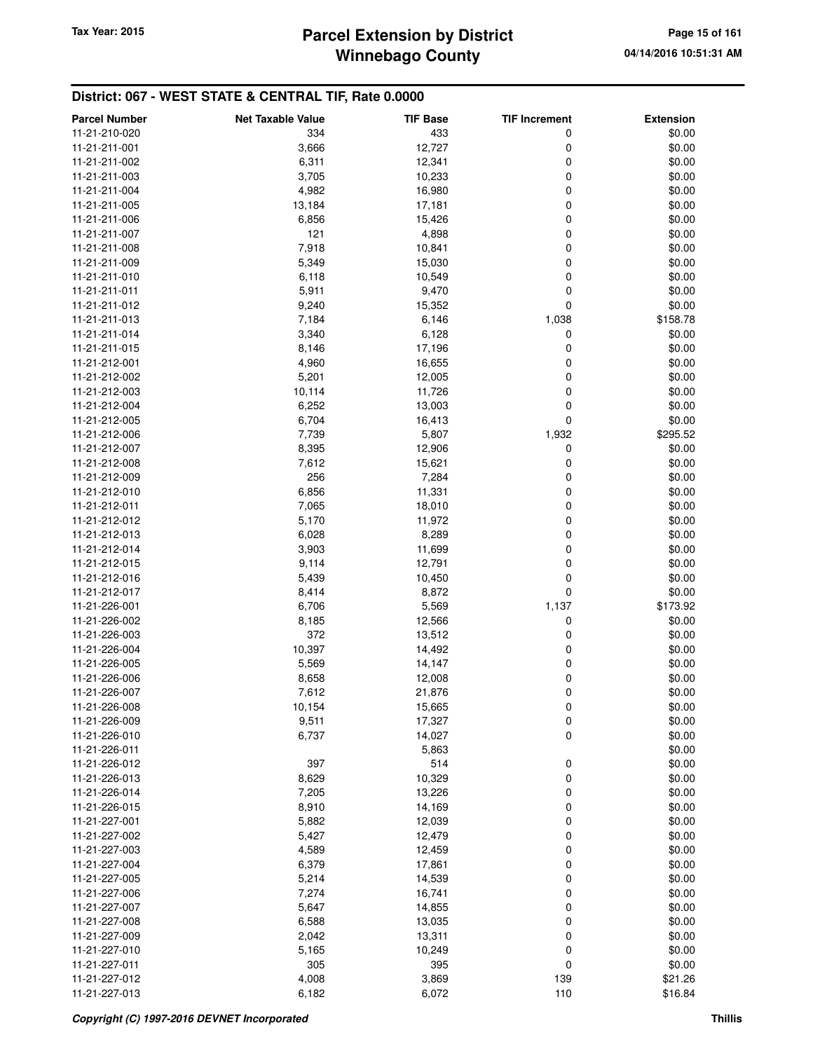## District: 067 - WEST STATE & CENTRAL TIF, Rate 0.0000

| Parcel Number | Net Taxable Value | TIF Base | TIF Increment | Extension |
|---|---|---|---|---|
| 11-21-210-020 | 334 | 433 | 0 | $0.00 |
| 11-21-211-001 | 3,666 | 12,727 | 0 | $0.00 |
| 11-21-211-002 | 6,311 | 12,341 | 0 | $0.00 |
| 11-21-211-003 | 3,705 | 10,233 | 0 | $0.00 |
| 11-21-211-004 | 4,982 | 16,980 | 0 | $0.00 |
| 11-21-211-005 | 13,184 | 17,181 | 0 | $0.00 |
| 11-21-211-006 | 6,856 | 15,426 | 0 | $0.00 |
| 11-21-211-007 | 121 | 4,898 | 0 | $0.00 |
| 11-21-211-008 | 7,918 | 10,841 | 0 | $0.00 |
| 11-21-211-009 | 5,349 | 15,030 | 0 | $0.00 |
| 11-21-211-010 | 6,118 | 10,549 | 0 | $0.00 |
| 11-21-211-011 | 5,911 | 9,470 | 0 | $0.00 |
| 11-21-211-012 | 9,240 | 15,352 | 0 | $0.00 |
| 11-21-211-013 | 7,184 | 6,146 | 1,038 | $158.78 |
| 11-21-211-014 | 3,340 | 6,128 | 0 | $0.00 |
| 11-21-211-015 | 8,146 | 17,196 | 0 | $0.00 |
| 11-21-212-001 | 4,960 | 16,655 | 0 | $0.00 |
| 11-21-212-002 | 5,201 | 12,005 | 0 | $0.00 |
| 11-21-212-003 | 10,114 | 11,726 | 0 | $0.00 |
| 11-21-212-004 | 6,252 | 13,003 | 0 | $0.00 |
| 11-21-212-005 | 6,704 | 16,413 | 0 | $0.00 |
| 11-21-212-006 | 7,739 | 5,807 | 1,932 | $295.52 |
| 11-21-212-007 | 8,395 | 12,906 | 0 | $0.00 |
| 11-21-212-008 | 7,612 | 15,621 | 0 | $0.00 |
| 11-21-212-009 | 256 | 7,284 | 0 | $0.00 |
| 11-21-212-010 | 6,856 | 11,331 | 0 | $0.00 |
| 11-21-212-011 | 7,065 | 18,010 | 0 | $0.00 |
| 11-21-212-012 | 5,170 | 11,972 | 0 | $0.00 |
| 11-21-212-013 | 6,028 | 8,289 | 0 | $0.00 |
| 11-21-212-014 | 3,903 | 11,699 | 0 | $0.00 |
| 11-21-212-015 | 9,114 | 12,791 | 0 | $0.00 |
| 11-21-212-016 | 5,439 | 10,450 | 0 | $0.00 |
| 11-21-212-017 | 8,414 | 8,872 | 0 | $0.00 |
| 11-21-226-001 | 6,706 | 5,569 | 1,137 | $173.92 |
| 11-21-226-002 | 8,185 | 12,566 | 0 | $0.00 |
| 11-21-226-003 | 372 | 13,512 | 0 | $0.00 |
| 11-21-226-004 | 10,397 | 14,492 | 0 | $0.00 |
| 11-21-226-005 | 5,569 | 14,147 | 0 | $0.00 |
| 11-21-226-006 | 8,658 | 12,008 | 0 | $0.00 |
| 11-21-226-007 | 7,612 | 21,876 | 0 | $0.00 |
| 11-21-226-008 | 10,154 | 15,665 | 0 | $0.00 |
| 11-21-226-009 | 9,511 | 17,327 | 0 | $0.00 |
| 11-21-226-010 | 6,737 | 14,027 | 0 | $0.00 |
| 11-21-226-011 | | 5,863 | | $0.00 |
| 11-21-226-012 | 397 | 514 | 0 | $0.00 |
| 11-21-226-013 | 8,629 | 10,329 | 0 | $0.00 |
| 11-21-226-014 | 7,205 | 13,226 | 0 | $0.00 |
| 11-21-226-015 | 8,910 | 14,169 | 0 | $0.00 |
| 11-21-227-001 | 5,882 | 12,039 | 0 | $0.00 |
| 11-21-227-002 | 5,427 | 12,479 | 0 | $0.00 |
| 11-21-227-003 | 4,589 | 12,459 | 0 | $0.00 |
| 11-21-227-004 | 6,379 | 17,861 | 0 | $0.00 |
| 11-21-227-005 | 5,214 | 14,539 | 0 | $0.00 |
| 11-21-227-006 | 7,274 | 16,741 | 0 | $0.00 |
| 11-21-227-007 | 5,647 | 14,855 | 0 | $0.00 |
| 11-21-227-008 | 6,588 | 13,035 | 0 | $0.00 |
| 11-21-227-009 | 2,042 | 13,311 | 0 | $0.00 |
| 11-21-227-010 | 5,165 | 10,249 | 0 | $0.00 |
| 11-21-227-011 | 305 | 395 | 0 | $0.00 |
| 11-21-227-012 | 4,008 | 3,869 | 139 | $21.26 |
| 11-21-227-013 | 6,182 | 6,072 | 110 | $16.84 |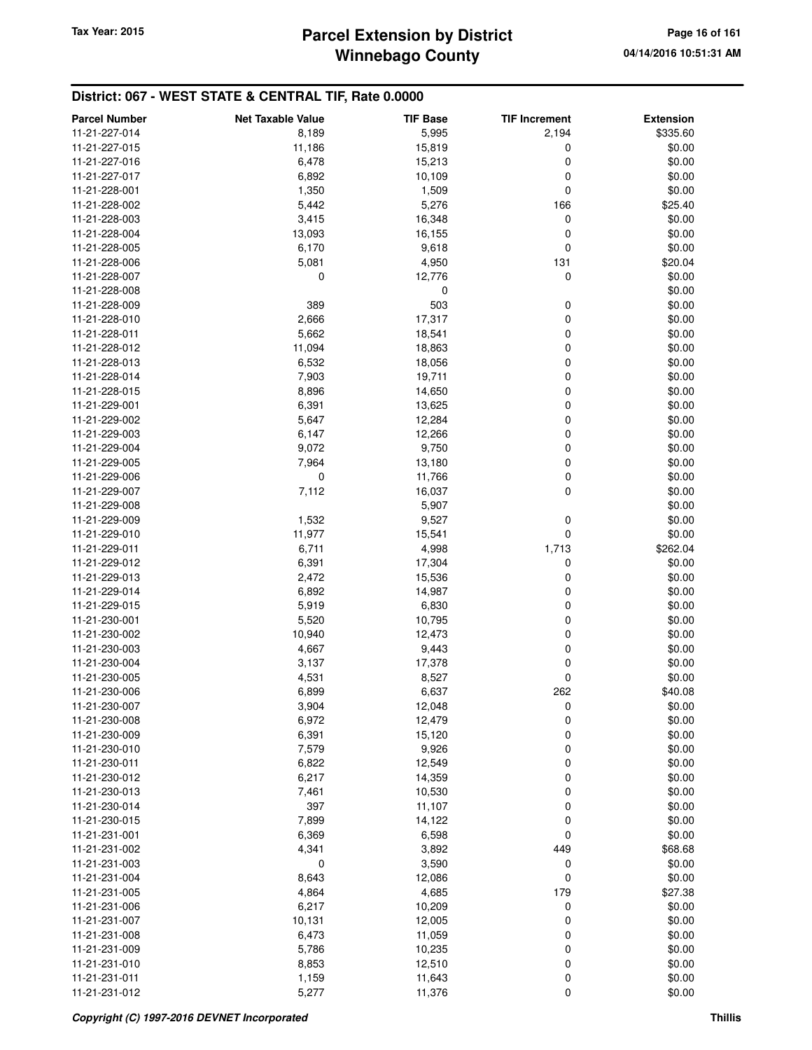## District: 067 - WEST STATE & CENTRAL TIF, Rate 0.0000

| Parcel Number | Net Taxable Value | TIF Base | TIF Increment | Extension |
|---|---|---|---|---|
| 11-21-227-014 | 8,189 | 5,995 | 2,194 | $335.60 |
| 11-21-227-015 | 11,186 | 15,819 | 0 | $0.00 |
| 11-21-227-016 | 6,478 | 15,213 | 0 | $0.00 |
| 11-21-227-017 | 6,892 | 10,109 | 0 | $0.00 |
| 11-21-228-001 | 1,350 | 1,509 | 0 | $0.00 |
| 11-21-228-002 | 5,442 | 5,276 | 166 | $25.40 |
| 11-21-228-003 | 3,415 | 16,348 | 0 | $0.00 |
| 11-21-228-004 | 13,093 | 16,155 | 0 | $0.00 |
| 11-21-228-005 | 6,170 | 9,618 | 0 | $0.00 |
| 11-21-228-006 | 5,081 | 4,950 | 131 | $20.04 |
| 11-21-228-007 | 0 | 12,776 | 0 | $0.00 |
| 11-21-228-008 | | 0 | | $0.00 |
| 11-21-228-009 | 389 | 503 | 0 | $0.00 |
| 11-21-228-010 | 2,666 | 17,317 | 0 | $0.00 |
| 11-21-228-011 | 5,662 | 18,541 | 0 | $0.00 |
| 11-21-228-012 | 11,094 | 18,863 | 0 | $0.00 |
| 11-21-228-013 | 6,532 | 18,056 | 0 | $0.00 |
| 11-21-228-014 | 7,903 | 19,711 | 0 | $0.00 |
| 11-21-228-015 | 8,896 | 14,650 | 0 | $0.00 |
| 11-21-229-001 | 6,391 | 13,625 | 0 | $0.00 |
| 11-21-229-002 | 5,647 | 12,284 | 0 | $0.00 |
| 11-21-229-003 | 6,147 | 12,266 | 0 | $0.00 |
| 11-21-229-004 | 9,072 | 9,750 | 0 | $0.00 |
| 11-21-229-005 | 7,964 | 13,180 | 0 | $0.00 |
| 11-21-229-006 | 0 | 11,766 | 0 | $0.00 |
| 11-21-229-007 | 7,112 | 16,037 | 0 | $0.00 |
| 11-21-229-008 | | 5,907 | | $0.00 |
| 11-21-229-009 | 1,532 | 9,527 | 0 | $0.00 |
| 11-21-229-010 | 11,977 | 15,541 | 0 | $0.00 |
| 11-21-229-011 | 6,711 | 4,998 | 1,713 | $262.04 |
| 11-21-229-012 | 6,391 | 17,304 | 0 | $0.00 |
| 11-21-229-013 | 2,472 | 15,536 | 0 | $0.00 |
| 11-21-229-014 | 6,892 | 14,987 | 0 | $0.00 |
| 11-21-229-015 | 5,919 | 6,830 | 0 | $0.00 |
| 11-21-230-001 | 5,520 | 10,795 | 0 | $0.00 |
| 11-21-230-002 | 10,940 | 12,473 | 0 | $0.00 |
| 11-21-230-003 | 4,667 | 9,443 | 0 | $0.00 |
| 11-21-230-004 | 3,137 | 17,378 | 0 | $0.00 |
| 11-21-230-005 | 4,531 | 8,527 | 0 | $0.00 |
| 11-21-230-006 | 6,899 | 6,637 | 262 | $40.08 |
| 11-21-230-007 | 3,904 | 12,048 | 0 | $0.00 |
| 11-21-230-008 | 6,972 | 12,479 | 0 | $0.00 |
| 11-21-230-009 | 6,391 | 15,120 | 0 | $0.00 |
| 11-21-230-010 | 7,579 | 9,926 | 0 | $0.00 |
| 11-21-230-011 | 6,822 | 12,549 | 0 | $0.00 |
| 11-21-230-012 | 6,217 | 14,359 | 0 | $0.00 |
| 11-21-230-013 | 7,461 | 10,530 | 0 | $0.00 |
| 11-21-230-014 | 397 | 11,107 | 0 | $0.00 |
| 11-21-230-015 | 7,899 | 14,122 | 0 | $0.00 |
| 11-21-231-001 | 6,369 | 6,598 | 0 | $0.00 |
| 11-21-231-002 | 4,341 | 3,892 | 449 | $68.68 |
| 11-21-231-003 | 0 | 3,590 | 0 | $0.00 |
| 11-21-231-004 | 8,643 | 12,086 | 0 | $0.00 |
| 11-21-231-005 | 4,864 | 4,685 | 179 | $27.38 |
| 11-21-231-006 | 6,217 | 10,209 | 0 | $0.00 |
| 11-21-231-007 | 10,131 | 12,005 | 0 | $0.00 |
| 11-21-231-008 | 6,473 | 11,059 | 0 | $0.00 |
| 11-21-231-009 | 5,786 | 10,235 | 0 | $0.00 |
| 11-21-231-010 | 8,853 | 12,510 | 0 | $0.00 |
| 11-21-231-011 | 1,159 | 11,643 | 0 | $0.00 |
| 11-21-231-012 | 5,277 | 11,376 | 0 | $0.00 |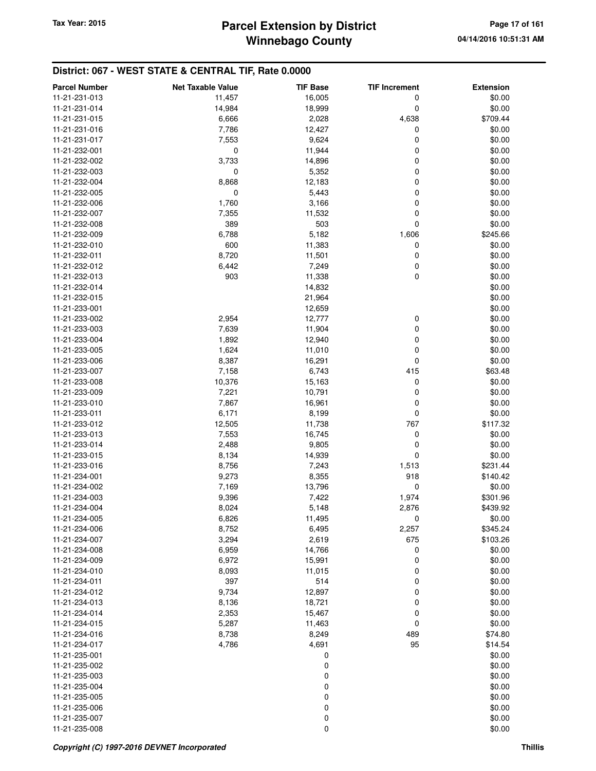## District: 067 - WEST STATE & CENTRAL TIF, Rate 0.0000

| Parcel Number | Net Taxable Value | TIF Base | TIF Increment | Extension |
|---|---|---|---|---|
| 11-21-231-013 | 11,457 | 16,005 | 0 | $0.00 |
| 11-21-231-014 | 14,984 | 18,999 | 0 | $0.00 |
| 11-21-231-015 | 6,666 | 2,028 | 4,638 | $709.44 |
| 11-21-231-016 | 7,786 | 12,427 | 0 | $0.00 |
| 11-21-231-017 | 7,553 | 9,624 | 0 | $0.00 |
| 11-21-232-001 | 0 | 11,944 | 0 | $0.00 |
| 11-21-232-002 | 3,733 | 14,896 | 0 | $0.00 |
| 11-21-232-003 | 0 | 5,352 | 0 | $0.00 |
| 11-21-232-004 | 8,868 | 12,183 | 0 | $0.00 |
| 11-21-232-005 | 0 | 5,443 | 0 | $0.00 |
| 11-21-232-006 | 1,760 | 3,166 | 0 | $0.00 |
| 11-21-232-007 | 7,355 | 11,532 | 0 | $0.00 |
| 11-21-232-008 | 389 | 503 | 0 | $0.00 |
| 11-21-232-009 | 6,788 | 5,182 | 1,606 | $245.66 |
| 11-21-232-010 | 600 | 11,383 | 0 | $0.00 |
| 11-21-232-011 | 8,720 | 11,501 | 0 | $0.00 |
| 11-21-232-012 | 6,442 | 7,249 | 0 | $0.00 |
| 11-21-232-013 | 903 | 11,338 | 0 | $0.00 |
| 11-21-232-014 | | 14,832 | | $0.00 |
| 11-21-232-015 | | 21,964 | | $0.00 |
| 11-21-233-001 | | 12,659 | | $0.00 |
| 11-21-233-002 | 2,954 | 12,777 | 0 | $0.00 |
| 11-21-233-003 | 7,639 | 11,904 | 0 | $0.00 |
| 11-21-233-004 | 1,892 | 12,940 | 0 | $0.00 |
| 11-21-233-005 | 1,624 | 11,010 | 0 | $0.00 |
| 11-21-233-006 | 8,387 | 16,291 | 0 | $0.00 |
| 11-21-233-007 | 7,158 | 6,743 | 415 | $63.48 |
| 11-21-233-008 | 10,376 | 15,163 | 0 | $0.00 |
| 11-21-233-009 | 7,221 | 10,791 | 0 | $0.00 |
| 11-21-233-010 | 7,867 | 16,961 | 0 | $0.00 |
| 11-21-233-011 | 6,171 | 8,199 | 0 | $0.00 |
| 11-21-233-012 | 12,505 | 11,738 | 767 | $117.32 |
| 11-21-233-013 | 7,553 | 16,745 | 0 | $0.00 |
| 11-21-233-014 | 2,488 | 9,805 | 0 | $0.00 |
| 11-21-233-015 | 8,134 | 14,939 | 0 | $0.00 |
| 11-21-233-016 | 8,756 | 7,243 | 1,513 | $231.44 |
| 11-21-234-001 | 9,273 | 8,355 | 918 | $140.42 |
| 11-21-234-002 | 7,169 | 13,796 | 0 | $0.00 |
| 11-21-234-003 | 9,396 | 7,422 | 1,974 | $301.96 |
| 11-21-234-004 | 8,024 | 5,148 | 2,876 | $439.92 |
| 11-21-234-005 | 6,826 | 11,495 | 0 | $0.00 |
| 11-21-234-006 | 8,752 | 6,495 | 2,257 | $345.24 |
| 11-21-234-007 | 3,294 | 2,619 | 675 | $103.26 |
| 11-21-234-008 | 6,959 | 14,766 | 0 | $0.00 |
| 11-21-234-009 | 6,972 | 15,991 | 0 | $0.00 |
| 11-21-234-010 | 8,093 | 11,015 | 0 | $0.00 |
| 11-21-234-011 | 397 | 514 | 0 | $0.00 |
| 11-21-234-012 | 9,734 | 12,897 | 0 | $0.00 |
| 11-21-234-013 | 8,136 | 18,721 | 0 | $0.00 |
| 11-21-234-014 | 2,353 | 15,467 | 0 | $0.00 |
| 11-21-234-015 | 5,287 | 11,463 | 0 | $0.00 |
| 11-21-234-016 | 8,738 | 8,249 | 489 | $74.80 |
| 11-21-234-017 | 4,786 | 4,691 | 95 | $14.54 |
| 11-21-235-001 | | 0 | | $0.00 |
| 11-21-235-002 | | 0 | | $0.00 |
| 11-21-235-003 | | 0 | | $0.00 |
| 11-21-235-004 | | 0 | | $0.00 |
| 11-21-235-005 | | 0 | | $0.00 |
| 11-21-235-006 | | 0 | | $0.00 |
| 11-21-235-007 | | 0 | | $0.00 |
| 11-21-235-008 | | 0 | | $0.00 |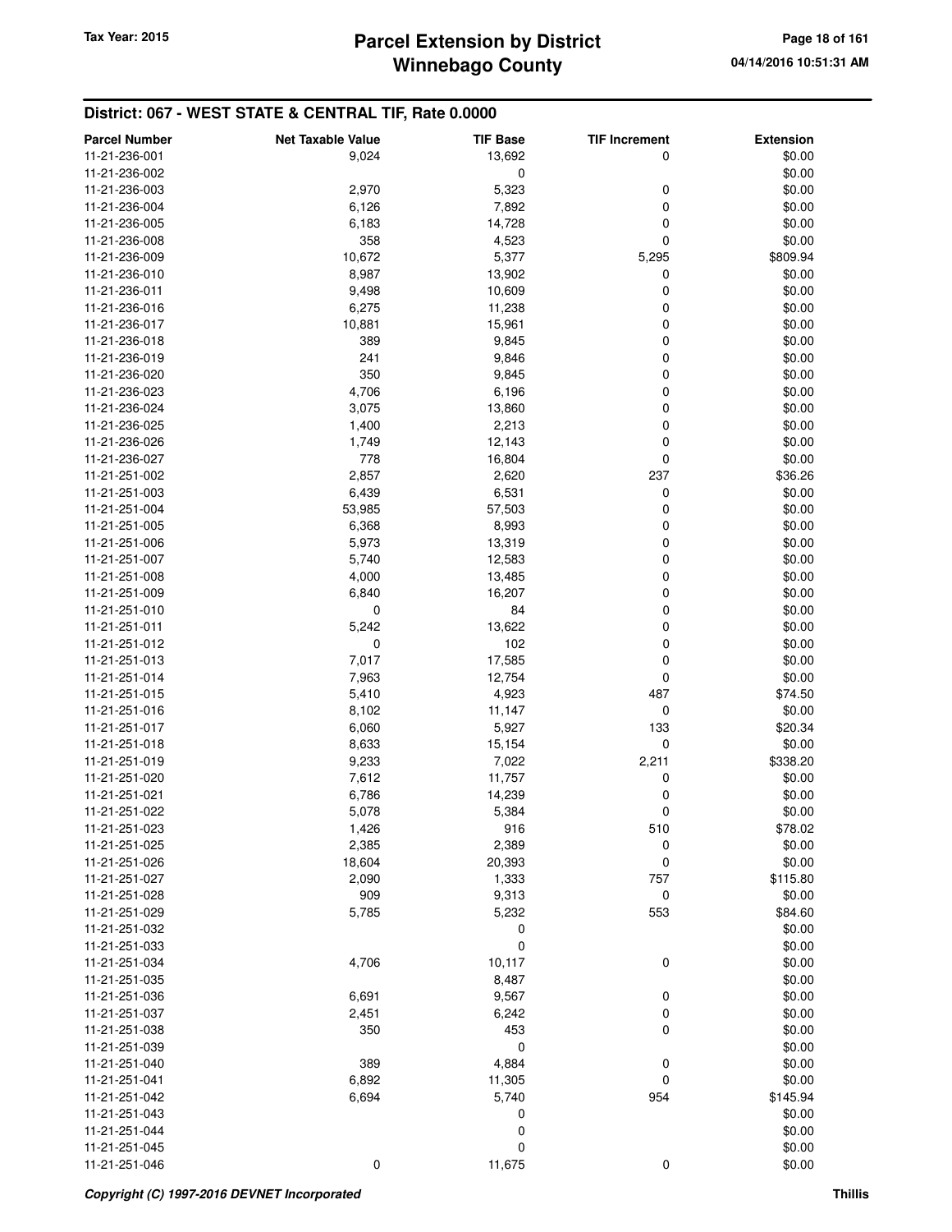## District: 067 - WEST STATE & CENTRAL TIF, Rate 0.0000

| Parcel Number | Net Taxable Value | TIF Base | TIF Increment | Extension |
|---|---|---|---|---|
| 11-21-236-001 | 9,024 | 13,692 | 0 | $0.00 |
| 11-21-236-002 | | 0 | | $0.00 |
| 11-21-236-003 | 2,970 | 5,323 | 0 | $0.00 |
| 11-21-236-004 | 6,126 | 7,892 | 0 | $0.00 |
| 11-21-236-005 | 6,183 | 14,728 | 0 | $0.00 |
| 11-21-236-008 | 358 | 4,523 | 0 | $0.00 |
| 11-21-236-009 | 10,672 | 5,377 | 5,295 | $809.94 |
| 11-21-236-010 | 8,987 | 13,902 | 0 | $0.00 |
| 11-21-236-011 | 9,498 | 10,609 | 0 | $0.00 |
| 11-21-236-016 | 6,275 | 11,238 | 0 | $0.00 |
| 11-21-236-017 | 10,881 | 15,961 | 0 | $0.00 |
| 11-21-236-018 | 389 | 9,845 | 0 | $0.00 |
| 11-21-236-019 | 241 | 9,846 | 0 | $0.00 |
| 11-21-236-020 | 350 | 9,845 | 0 | $0.00 |
| 11-21-236-023 | 4,706 | 6,196 | 0 | $0.00 |
| 11-21-236-024 | 3,075 | 13,860 | 0 | $0.00 |
| 11-21-236-025 | 1,400 | 2,213 | 0 | $0.00 |
| 11-21-236-026 | 1,749 | 12,143 | 0 | $0.00 |
| 11-21-236-027 | 778 | 16,804 | 0 | $0.00 |
| 11-21-251-002 | 2,857 | 2,620 | 237 | $36.26 |
| 11-21-251-003 | 6,439 | 6,531 | 0 | $0.00 |
| 11-21-251-004 | 53,985 | 57,503 | 0 | $0.00 |
| 11-21-251-005 | 6,368 | 8,993 | 0 | $0.00 |
| 11-21-251-006 | 5,973 | 13,319 | 0 | $0.00 |
| 11-21-251-007 | 5,740 | 12,583 | 0 | $0.00 |
| 11-21-251-008 | 4,000 | 13,485 | 0 | $0.00 |
| 11-21-251-009 | 6,840 | 16,207 | 0 | $0.00 |
| 11-21-251-010 | 0 | 84 | 0 | $0.00 |
| 11-21-251-011 | 5,242 | 13,622 | 0 | $0.00 |
| 11-21-251-012 | 0 | 102 | 0 | $0.00 |
| 11-21-251-013 | 7,017 | 17,585 | 0 | $0.00 |
| 11-21-251-014 | 7,963 | 12,754 | 0 | $0.00 |
| 11-21-251-015 | 5,410 | 4,923 | 487 | $74.50 |
| 11-21-251-016 | 8,102 | 11,147 | 0 | $0.00 |
| 11-21-251-017 | 6,060 | 5,927 | 133 | $20.34 |
| 11-21-251-018 | 8,633 | 15,154 | 0 | $0.00 |
| 11-21-251-019 | 9,233 | 7,022 | 2,211 | $338.20 |
| 11-21-251-020 | 7,612 | 11,757 | 0 | $0.00 |
| 11-21-251-021 | 6,786 | 14,239 | 0 | $0.00 |
| 11-21-251-022 | 5,078 | 5,384 | 0 | $0.00 |
| 11-21-251-023 | 1,426 | 916 | 510 | $78.02 |
| 11-21-251-025 | 2,385 | 2,389 | 0 | $0.00 |
| 11-21-251-026 | 18,604 | 20,393 | 0 | $0.00 |
| 11-21-251-027 | 2,090 | 1,333 | 757 | $115.80 |
| 11-21-251-028 | 909 | 9,313 | 0 | $0.00 |
| 11-21-251-029 | 5,785 | 5,232 | 553 | $84.60 |
| 11-21-251-032 | | 0 | | $0.00 |
| 11-21-251-033 | | 0 | | $0.00 |
| 11-21-251-034 | 4,706 | 10,117 | 0 | $0.00 |
| 11-21-251-035 | | 8,487 | | $0.00 |
| 11-21-251-036 | 6,691 | 9,567 | 0 | $0.00 |
| 11-21-251-037 | 2,451 | 6,242 | 0 | $0.00 |
| 11-21-251-038 | 350 | 453 | 0 | $0.00 |
| 11-21-251-039 | | 0 | | $0.00 |
| 11-21-251-040 | 389 | 4,884 | 0 | $0.00 |
| 11-21-251-041 | 6,892 | 11,305 | 0 | $0.00 |
| 11-21-251-042 | 6,694 | 5,740 | 954 | $145.94 |
| 11-21-251-043 | | 0 | | $0.00 |
| 11-21-251-044 | | 0 | | $0.00 |
| 11-21-251-045 | | 0 | | $0.00 |
| 11-21-251-046 | 0 | 11,675 | 0 | $0.00 |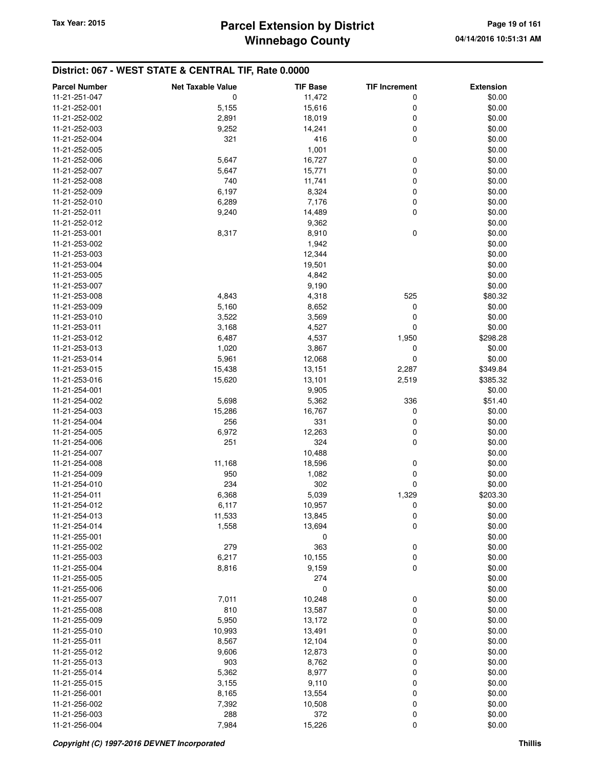## District: 067 - WEST STATE & CENTRAL TIF, Rate 0.0000

| Parcel Number | Net Taxable Value | TIF Base | TIF Increment | Extension |
|---|---|---|---|---|
| 11-21-251-047 | 0 | 11,472 | 0 | $0.00 |
| 11-21-252-001 | 5,155 | 15,616 | 0 | $0.00 |
| 11-21-252-002 | 2,891 | 18,019 | 0 | $0.00 |
| 11-21-252-003 | 9,252 | 14,241 | 0 | $0.00 |
| 11-21-252-004 | 321 | 416 | 0 | $0.00 |
| 11-21-252-005 | | 1,001 | | $0.00 |
| 11-21-252-006 | 5,647 | 16,727 | 0 | $0.00 |
| 11-21-252-007 | 5,647 | 15,771 | 0 | $0.00 |
| 11-21-252-008 | 740 | 11,741 | 0 | $0.00 |
| 11-21-252-009 | 6,197 | 8,324 | 0 | $0.00 |
| 11-21-252-010 | 6,289 | 7,176 | 0 | $0.00 |
| 11-21-252-011 | 9,240 | 14,489 | 0 | $0.00 |
| 11-21-252-012 | | 9,362 | | $0.00 |
| 11-21-253-001 | 8,317 | 8,910 | 0 | $0.00 |
| 11-21-253-002 | | 1,942 | | $0.00 |
| 11-21-253-003 | | 12,344 | | $0.00 |
| 11-21-253-004 | | 19,501 | | $0.00 |
| 11-21-253-005 | | 4,842 | | $0.00 |
| 11-21-253-007 | | 9,190 | | $0.00 |
| 11-21-253-008 | 4,843 | 4,318 | 525 | $80.32 |
| 11-21-253-009 | 5,160 | 8,652 | 0 | $0.00 |
| 11-21-253-010 | 3,522 | 3,569 | 0 | $0.00 |
| 11-21-253-011 | 3,168 | 4,527 | 0 | $0.00 |
| 11-21-253-012 | 6,487 | 4,537 | 1,950 | $298.28 |
| 11-21-253-013 | 1,020 | 3,867 | 0 | $0.00 |
| 11-21-253-014 | 5,961 | 12,068 | 0 | $0.00 |
| 11-21-253-015 | 15,438 | 13,151 | 2,287 | $349.84 |
| 11-21-253-016 | 15,620 | 13,101 | 2,519 | $385.32 |
| 11-21-254-001 | | 9,905 | | $0.00 |
| 11-21-254-002 | 5,698 | 5,362 | 336 | $51.40 |
| 11-21-254-003 | 15,286 | 16,767 | 0 | $0.00 |
| 11-21-254-004 | 256 | 331 | 0 | $0.00 |
| 11-21-254-005 | 6,972 | 12,263 | 0 | $0.00 |
| 11-21-254-006 | 251 | 324 | 0 | $0.00 |
| 11-21-254-007 | | 10,488 | | $0.00 |
| 11-21-254-008 | 11,168 | 18,596 | 0 | $0.00 |
| 11-21-254-009 | 950 | 1,082 | 0 | $0.00 |
| 11-21-254-010 | 234 | 302 | 0 | $0.00 |
| 11-21-254-011 | 6,368 | 5,039 | 1,329 | $203.30 |
| 11-21-254-012 | 6,117 | 10,957 | 0 | $0.00 |
| 11-21-254-013 | 11,533 | 13,845 | 0 | $0.00 |
| 11-21-254-014 | 1,558 | 13,694 | 0 | $0.00 |
| 11-21-255-001 | | 0 | | $0.00 |
| 11-21-255-002 | 279 | 363 | 0 | $0.00 |
| 11-21-255-003 | 6,217 | 10,155 | 0 | $0.00 |
| 11-21-255-004 | 8,816 | 9,159 | 0 | $0.00 |
| 11-21-255-005 | | 274 | | $0.00 |
| 11-21-255-006 | | 0 | | $0.00 |
| 11-21-255-007 | 7,011 | 10,248 | 0 | $0.00 |
| 11-21-255-008 | 810 | 13,587 | 0 | $0.00 |
| 11-21-255-009 | 5,950 | 13,172 | 0 | $0.00 |
| 11-21-255-010 | 10,993 | 13,491 | 0 | $0.00 |
| 11-21-255-011 | 8,567 | 12,104 | 0 | $0.00 |
| 11-21-255-012 | 9,606 | 12,873 | 0 | $0.00 |
| 11-21-255-013 | 903 | 8,762 | 0 | $0.00 |
| 11-21-255-014 | 5,362 | 8,977 | 0 | $0.00 |
| 11-21-255-015 | 3,155 | 9,110 | 0 | $0.00 |
| 11-21-256-001 | 8,165 | 13,554 | 0 | $0.00 |
| 11-21-256-002 | 7,392 | 10,508 | 0 | $0.00 |
| 11-21-256-003 | 288 | 372 | 0 | $0.00 |
| 11-21-256-004 | 7,984 | 15,226 | 0 | $0.00 |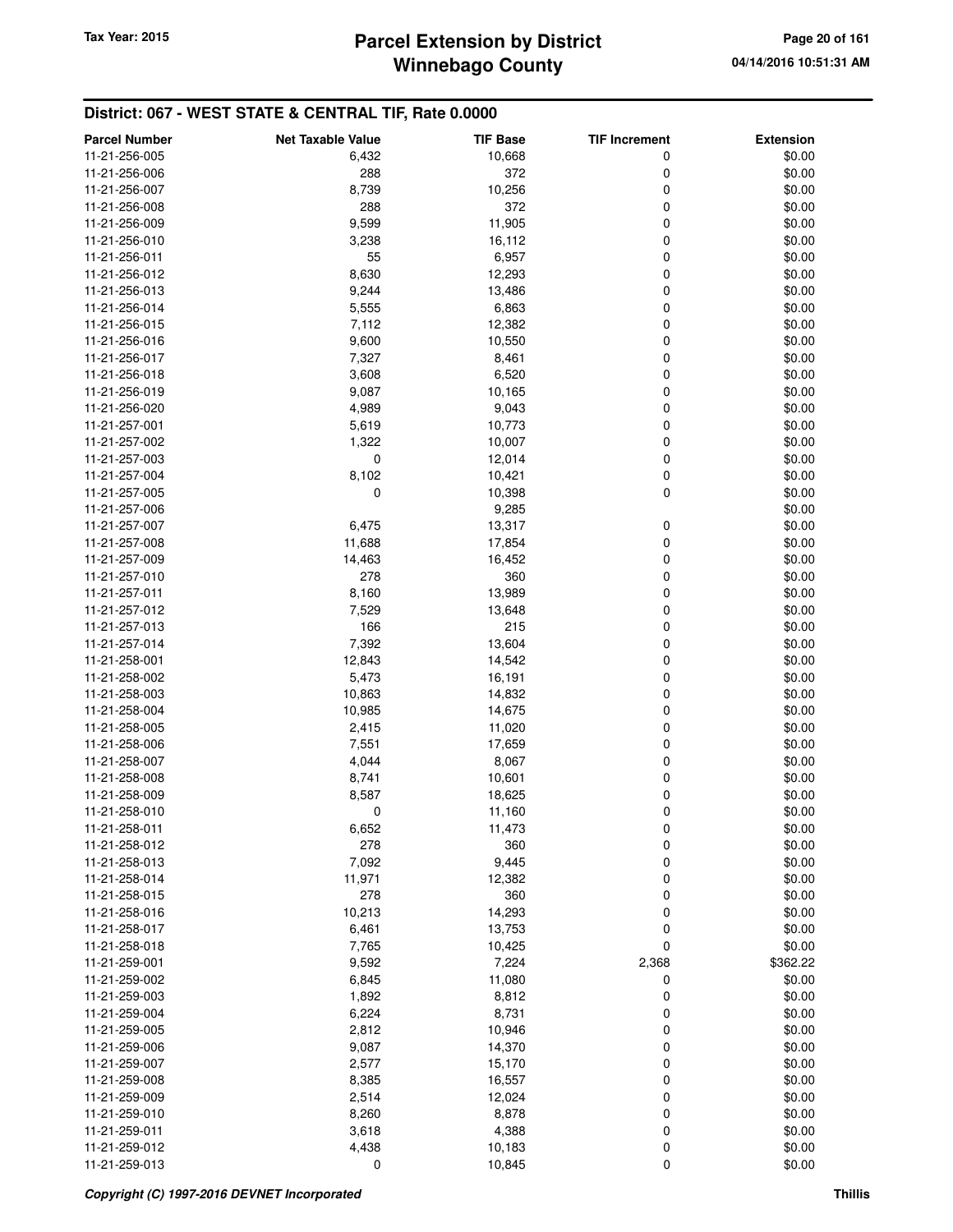## District: 067 - WEST STATE & CENTRAL TIF, Rate 0.0000

| Parcel Number | Net Taxable Value | TIF Base | TIF Increment | Extension |
|---|---|---|---|---|
| 11-21-256-005 | 6,432 | 10,668 | 0 | $0.00 |
| 11-21-256-006 | 288 | 372 | 0 | $0.00 |
| 11-21-256-007 | 8,739 | 10,256 | 0 | $0.00 |
| 11-21-256-008 | 288 | 372 | 0 | $0.00 |
| 11-21-256-009 | 9,599 | 11,905 | 0 | $0.00 |
| 11-21-256-010 | 3,238 | 16,112 | 0 | $0.00 |
| 11-21-256-011 | 55 | 6,957 | 0 | $0.00 |
| 11-21-256-012 | 8,630 | 12,293 | 0 | $0.00 |
| 11-21-256-013 | 9,244 | 13,486 | 0 | $0.00 |
| 11-21-256-014 | 5,555 | 6,863 | 0 | $0.00 |
| 11-21-256-015 | 7,112 | 12,382 | 0 | $0.00 |
| 11-21-256-016 | 9,600 | 10,550 | 0 | $0.00 |
| 11-21-256-017 | 7,327 | 8,461 | 0 | $0.00 |
| 11-21-256-018 | 3,608 | 6,520 | 0 | $0.00 |
| 11-21-256-019 | 9,087 | 10,165 | 0 | $0.00 |
| 11-21-256-020 | 4,989 | 9,043 | 0 | $0.00 |
| 11-21-257-001 | 5,619 | 10,773 | 0 | $0.00 |
| 11-21-257-002 | 1,322 | 10,007 | 0 | $0.00 |
| 11-21-257-003 | 0 | 12,014 | 0 | $0.00 |
| 11-21-257-004 | 8,102 | 10,421 | 0 | $0.00 |
| 11-21-257-005 | 0 | 10,398 | 0 | $0.00 |
| 11-21-257-006 | | 9,285 | | $0.00 |
| 11-21-257-007 | 6,475 | 13,317 | 0 | $0.00 |
| 11-21-257-008 | 11,688 | 17,854 | 0 | $0.00 |
| 11-21-257-009 | 14,463 | 16,452 | 0 | $0.00 |
| 11-21-257-010 | 278 | 360 | 0 | $0.00 |
| 11-21-257-011 | 8,160 | 13,989 | 0 | $0.00 |
| 11-21-257-012 | 7,529 | 13,648 | 0 | $0.00 |
| 11-21-257-013 | 166 | 215 | 0 | $0.00 |
| 11-21-257-014 | 7,392 | 13,604 | 0 | $0.00 |
| 11-21-258-001 | 12,843 | 14,542 | 0 | $0.00 |
| 11-21-258-002 | 5,473 | 16,191 | 0 | $0.00 |
| 11-21-258-003 | 10,863 | 14,832 | 0 | $0.00 |
| 11-21-258-004 | 10,985 | 14,675 | 0 | $0.00 |
| 11-21-258-005 | 2,415 | 11,020 | 0 | $0.00 |
| 11-21-258-006 | 7,551 | 17,659 | 0 | $0.00 |
| 11-21-258-007 | 4,044 | 8,067 | 0 | $0.00 |
| 11-21-258-008 | 8,741 | 10,601 | 0 | $0.00 |
| 11-21-258-009 | 8,587 | 18,625 | 0 | $0.00 |
| 11-21-258-010 | 0 | 11,160 | 0 | $0.00 |
| 11-21-258-011 | 6,652 | 11,473 | 0 | $0.00 |
| 11-21-258-012 | 278 | 360 | 0 | $0.00 |
| 11-21-258-013 | 7,092 | 9,445 | 0 | $0.00 |
| 11-21-258-014 | 11,971 | 12,382 | 0 | $0.00 |
| 11-21-258-015 | 278 | 360 | 0 | $0.00 |
| 11-21-258-016 | 10,213 | 14,293 | 0 | $0.00 |
| 11-21-258-017 | 6,461 | 13,753 | 0 | $0.00 |
| 11-21-258-018 | 7,765 | 10,425 | 0 | $0.00 |
| 11-21-259-001 | 9,592 | 7,224 | 2,368 | $362.22 |
| 11-21-259-002 | 6,845 | 11,080 | 0 | $0.00 |
| 11-21-259-003 | 1,892 | 8,812 | 0 | $0.00 |
| 11-21-259-004 | 6,224 | 8,731 | 0 | $0.00 |
| 11-21-259-005 | 2,812 | 10,946 | 0 | $0.00 |
| 11-21-259-006 | 9,087 | 14,370 | 0 | $0.00 |
| 11-21-259-007 | 2,577 | 15,170 | 0 | $0.00 |
| 11-21-259-008 | 8,385 | 16,557 | 0 | $0.00 |
| 11-21-259-009 | 2,514 | 12,024 | 0 | $0.00 |
| 11-21-259-010 | 8,260 | 8,878 | 0 | $0.00 |
| 11-21-259-011 | 3,618 | 4,388 | 0 | $0.00 |
| 11-21-259-012 | 4,438 | 10,183 | 0 | $0.00 |
| 11-21-259-013 | 0 | 10,845 | 0 | $0.00 |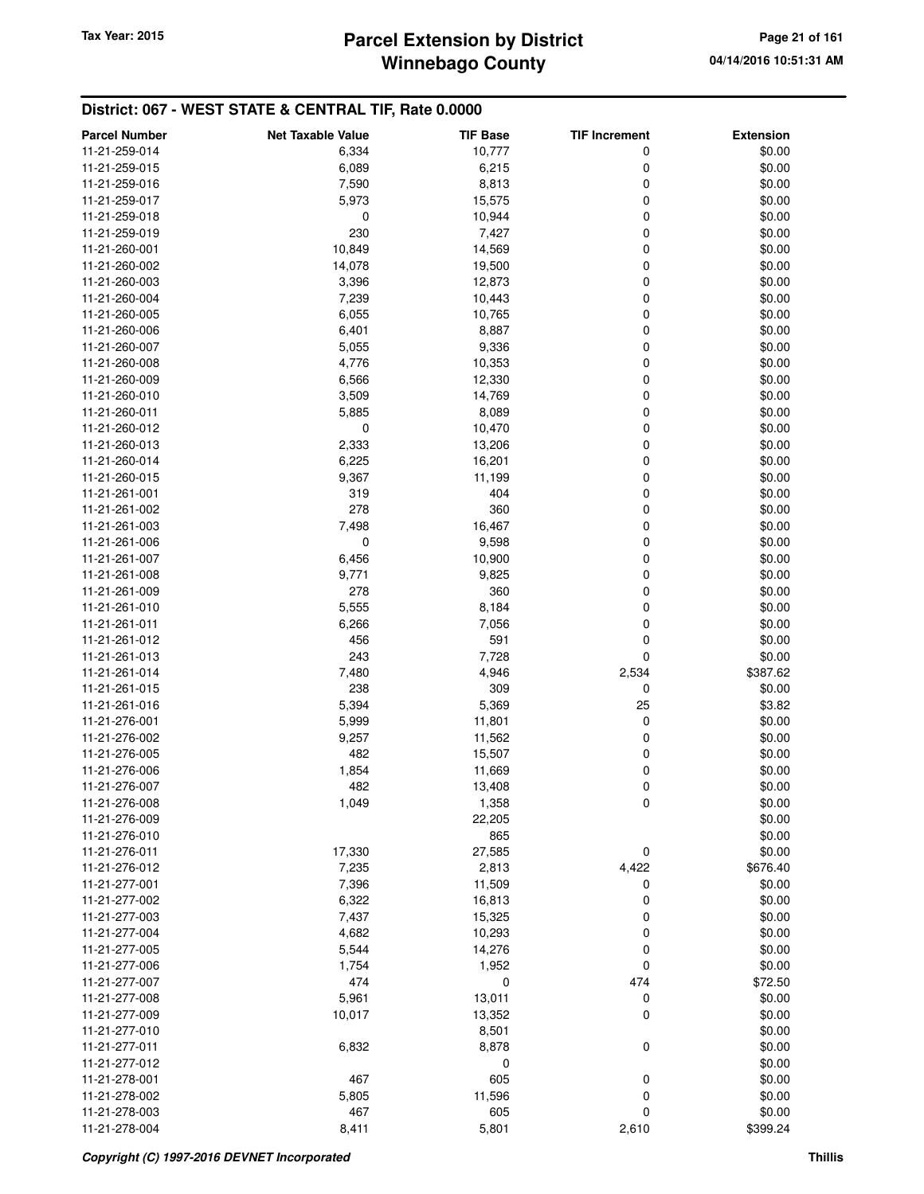## District: 067 - WEST STATE & CENTRAL TIF, Rate 0.0000

| Parcel Number | Net Taxable Value | TIF Base | TIF Increment | Extension |
|---|---|---|---|---|
| 11-21-259-014 | 6,334 | 10,777 | 0 | $0.00 |
| 11-21-259-015 | 6,089 | 6,215 | 0 | $0.00 |
| 11-21-259-016 | 7,590 | 8,813 | 0 | $0.00 |
| 11-21-259-017 | 5,973 | 15,575 | 0 | $0.00 |
| 11-21-259-018 | 0 | 10,944 | 0 | $0.00 |
| 11-21-259-019 | 230 | 7,427 | 0 | $0.00 |
| 11-21-260-001 | 10,849 | 14,569 | 0 | $0.00 |
| 11-21-260-002 | 14,078 | 19,500 | 0 | $0.00 |
| 11-21-260-003 | 3,396 | 12,873 | 0 | $0.00 |
| 11-21-260-004 | 7,239 | 10,443 | 0 | $0.00 |
| 11-21-260-005 | 6,055 | 10,765 | 0 | $0.00 |
| 11-21-260-006 | 6,401 | 8,887 | 0 | $0.00 |
| 11-21-260-007 | 5,055 | 9,336 | 0 | $0.00 |
| 11-21-260-008 | 4,776 | 10,353 | 0 | $0.00 |
| 11-21-260-009 | 6,566 | 12,330 | 0 | $0.00 |
| 11-21-260-010 | 3,509 | 14,769 | 0 | $0.00 |
| 11-21-260-011 | 5,885 | 8,089 | 0 | $0.00 |
| 11-21-260-012 | 0 | 10,470 | 0 | $0.00 |
| 11-21-260-013 | 2,333 | 13,206 | 0 | $0.00 |
| 11-21-260-014 | 6,225 | 16,201 | 0 | $0.00 |
| 11-21-260-015 | 9,367 | 11,199 | 0 | $0.00 |
| 11-21-261-001 | 319 | 404 | 0 | $0.00 |
| 11-21-261-002 | 278 | 360 | 0 | $0.00 |
| 11-21-261-003 | 7,498 | 16,467 | 0 | $0.00 |
| 11-21-261-006 | 0 | 9,598 | 0 | $0.00 |
| 11-21-261-007 | 6,456 | 10,900 | 0 | $0.00 |
| 11-21-261-008 | 9,771 | 9,825 | 0 | $0.00 |
| 11-21-261-009 | 278 | 360 | 0 | $0.00 |
| 11-21-261-010 | 5,555 | 8,184 | 0 | $0.00 |
| 11-21-261-011 | 6,266 | 7,056 | 0 | $0.00 |
| 11-21-261-012 | 456 | 591 | 0 | $0.00 |
| 11-21-261-013 | 243 | 7,728 | 0 | $0.00 |
| 11-21-261-014 | 7,480 | 4,946 | 2,534 | $387.62 |
| 11-21-261-015 | 238 | 309 | 0 | $0.00 |
| 11-21-261-016 | 5,394 | 5,369 | 25 | $3.82 |
| 11-21-276-001 | 5,999 | 11,801 | 0 | $0.00 |
| 11-21-276-002 | 9,257 | 11,562 | 0 | $0.00 |
| 11-21-276-005 | 482 | 15,507 | 0 | $0.00 |
| 11-21-276-006 | 1,854 | 11,669 | 0 | $0.00 |
| 11-21-276-007 | 482 | 13,408 | 0 | $0.00 |
| 11-21-276-008 | 1,049 | 1,358 | 0 | $0.00 |
| 11-21-276-009 | | 22,205 | | $0.00 |
| 11-21-276-010 | | 865 | | $0.00 |
| 11-21-276-011 | 17,330 | 27,585 | 0 | $0.00 |
| 11-21-276-012 | 7,235 | 2,813 | 4,422 | $676.40 |
| 11-21-277-001 | 7,396 | 11,509 | 0 | $0.00 |
| 11-21-277-002 | 6,322 | 16,813 | 0 | $0.00 |
| 11-21-277-003 | 7,437 | 15,325 | 0 | $0.00 |
| 11-21-277-004 | 4,682 | 10,293 | 0 | $0.00 |
| 11-21-277-005 | 5,544 | 14,276 | 0 | $0.00 |
| 11-21-277-006 | 1,754 | 1,952 | 0 | $0.00 |
| 11-21-277-007 | 474 | 0 | 474 | $72.50 |
| 11-21-277-008 | 5,961 | 13,011 | 0 | $0.00 |
| 11-21-277-009 | 10,017 | 13,352 | 0 | $0.00 |
| 11-21-277-010 | | 8,501 | | $0.00 |
| 11-21-277-011 | 6,832 | 8,878 | 0 | $0.00 |
| 11-21-277-012 | | 0 | | $0.00 |
| 11-21-278-001 | 467 | 605 | 0 | $0.00 |
| 11-21-278-002 | 5,805 | 11,596 | 0 | $0.00 |
| 11-21-278-003 | 467 | 605 | 0 | $0.00 |
| 11-21-278-004 | 8,411 | 5,801 | 2,610 | $399.24 |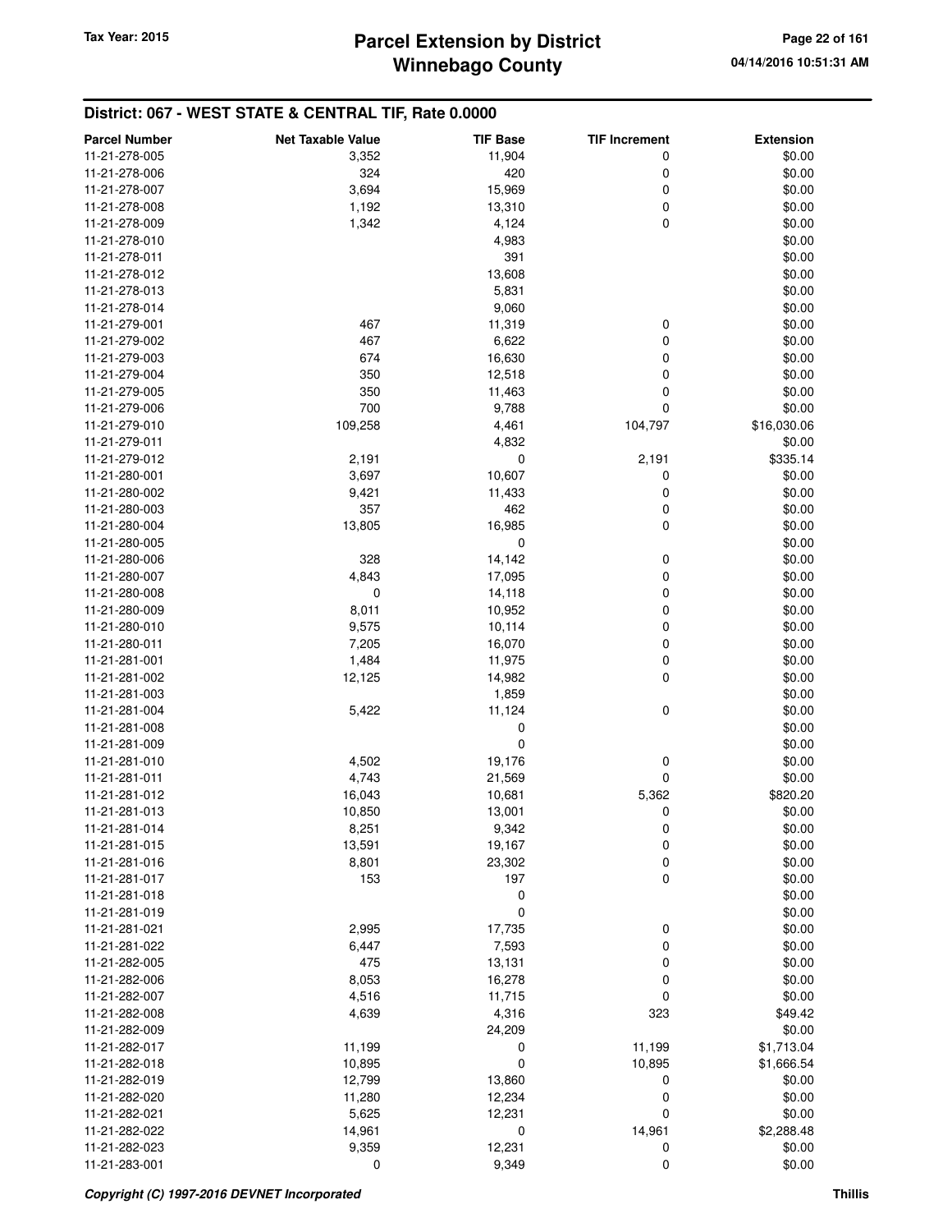## District: 067 - WEST STATE & CENTRAL TIF, Rate 0.0000

| Parcel Number | Net Taxable Value | TIF Base | TIF Increment | Extension |
|---|---|---|---|---|
| 11-21-278-005 | 3,352 | 11,904 | 0 | $0.00 |
| 11-21-278-006 | 324 | 420 | 0 | $0.00 |
| 11-21-278-007 | 3,694 | 15,969 | 0 | $0.00 |
| 11-21-278-008 | 1,192 | 13,310 | 0 | $0.00 |
| 11-21-278-009 | 1,342 | 4,124 | 0 | $0.00 |
| 11-21-278-010 | | 4,983 | | $0.00 |
| 11-21-278-011 | | 391 | | $0.00 |
| 11-21-278-012 | | 13,608 | | $0.00 |
| 11-21-278-013 | | 5,831 | | $0.00 |
| 11-21-278-014 | | 9,060 | | $0.00 |
| 11-21-279-001 | 467 | 11,319 | 0 | $0.00 |
| 11-21-279-002 | 467 | 6,622 | 0 | $0.00 |
| 11-21-279-003 | 674 | 16,630 | 0 | $0.00 |
| 11-21-279-004 | 350 | 12,518 | 0 | $0.00 |
| 11-21-279-005 | 350 | 11,463 | 0 | $0.00 |
| 11-21-279-006 | 700 | 9,788 | 0 | $0.00 |
| 11-21-279-010 | 109,258 | 4,461 | 104,797 | $16,030.06 |
| 11-21-279-011 | | 4,832 | | $0.00 |
| 11-21-279-012 | 2,191 | 0 | 2,191 | $335.14 |
| 11-21-280-001 | 3,697 | 10,607 | 0 | $0.00 |
| 11-21-280-002 | 9,421 | 11,433 | 0 | $0.00 |
| 11-21-280-003 | 357 | 462 | 0 | $0.00 |
| 11-21-280-004 | 13,805 | 16,985 | 0 | $0.00 |
| 11-21-280-005 | | 0 | | $0.00 |
| 11-21-280-006 | 328 | 14,142 | 0 | $0.00 |
| 11-21-280-007 | 4,843 | 17,095 | 0 | $0.00 |
| 11-21-280-008 | 0 | 14,118 | 0 | $0.00 |
| 11-21-280-009 | 8,011 | 10,952 | 0 | $0.00 |
| 11-21-280-010 | 9,575 | 10,114 | 0 | $0.00 |
| 11-21-280-011 | 7,205 | 16,070 | 0 | $0.00 |
| 11-21-281-001 | 1,484 | 11,975 | 0 | $0.00 |
| 11-21-281-002 | 12,125 | 14,982 | 0 | $0.00 |
| 11-21-281-003 | | 1,859 | | $0.00 |
| 11-21-281-004 | 5,422 | 11,124 | 0 | $0.00 |
| 11-21-281-008 | | 0 | | $0.00 |
| 11-21-281-009 | | 0 | | $0.00 |
| 11-21-281-010 | 4,502 | 19,176 | 0 | $0.00 |
| 11-21-281-011 | 4,743 | 21,569 | 0 | $0.00 |
| 11-21-281-012 | 16,043 | 10,681 | 5,362 | $820.20 |
| 11-21-281-013 | 10,850 | 13,001 | 0 | $0.00 |
| 11-21-281-014 | 8,251 | 9,342 | 0 | $0.00 |
| 11-21-281-015 | 13,591 | 19,167 | 0 | $0.00 |
| 11-21-281-016 | 8,801 | 23,302 | 0 | $0.00 |
| 11-21-281-017 | 153 | 197 | 0 | $0.00 |
| 11-21-281-018 | | 0 | | $0.00 |
| 11-21-281-019 | | 0 | | $0.00 |
| 11-21-281-021 | 2,995 | 17,735 | 0 | $0.00 |
| 11-21-281-022 | 6,447 | 7,593 | 0 | $0.00 |
| 11-21-282-005 | 475 | 13,131 | 0 | $0.00 |
| 11-21-282-006 | 8,053 | 16,278 | 0 | $0.00 |
| 11-21-282-007 | 4,516 | 11,715 | 0 | $0.00 |
| 11-21-282-008 | 4,639 | 4,316 | 323 | $49.42 |
| 11-21-282-009 | | 24,209 | | $0.00 |
| 11-21-282-017 | 11,199 | 0 | 11,199 | $1,713.04 |
| 11-21-282-018 | 10,895 | 0 | 10,895 | $1,666.54 |
| 11-21-282-019 | 12,799 | 13,860 | 0 | $0.00 |
| 11-21-282-020 | 11,280 | 12,234 | 0 | $0.00 |
| 11-21-282-021 | 5,625 | 12,231 | 0 | $0.00 |
| 11-21-282-022 | 14,961 | 0 | 14,961 | $2,288.48 |
| 11-21-282-023 | 9,359 | 12,231 | 0 | $0.00 |
| 11-21-283-001 | 0 | 9,349 | 0 | $0.00 |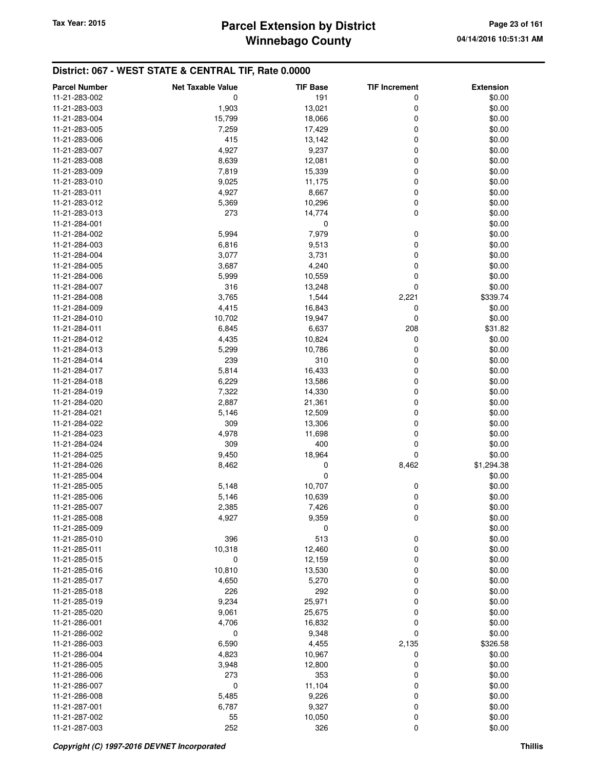## District: 067 - WEST STATE & CENTRAL TIF, Rate 0.0000

| Parcel Number | Net Taxable Value | TIF Base | TIF Increment | Extension |
|---|---|---|---|---|
| 11-21-283-002 | 0 | 191 | 0 | $0.00 |
| 11-21-283-003 | 1,903 | 13,021 | 0 | $0.00 |
| 11-21-283-004 | 15,799 | 18,066 | 0 | $0.00 |
| 11-21-283-005 | 7,259 | 17,429 | 0 | $0.00 |
| 11-21-283-006 | 415 | 13,142 | 0 | $0.00 |
| 11-21-283-007 | 4,927 | 9,237 | 0 | $0.00 |
| 11-21-283-008 | 8,639 | 12,081 | 0 | $0.00 |
| 11-21-283-009 | 7,819 | 15,339 | 0 | $0.00 |
| 11-21-283-010 | 9,025 | 11,175 | 0 | $0.00 |
| 11-21-283-011 | 4,927 | 8,667 | 0 | $0.00 |
| 11-21-283-012 | 5,369 | 10,296 | 0 | $0.00 |
| 11-21-283-013 | 273 | 14,774 | 0 | $0.00 |
| 11-21-284-001 | | 0 | | $0.00 |
| 11-21-284-002 | 5,994 | 7,979 | 0 | $0.00 |
| 11-21-284-003 | 6,816 | 9,513 | 0 | $0.00 |
| 11-21-284-004 | 3,077 | 3,731 | 0 | $0.00 |
| 11-21-284-005 | 3,687 | 4,240 | 0 | $0.00 |
| 11-21-284-006 | 5,999 | 10,559 | 0 | $0.00 |
| 11-21-284-007 | 316 | 13,248 | 0 | $0.00 |
| 11-21-284-008 | 3,765 | 1,544 | 2,221 | $339.74 |
| 11-21-284-009 | 4,415 | 16,843 | 0 | $0.00 |
| 11-21-284-010 | 10,702 | 19,947 | 0 | $0.00 |
| 11-21-284-011 | 6,845 | 6,637 | 208 | $31.82 |
| 11-21-284-012 | 4,435 | 10,824 | 0 | $0.00 |
| 11-21-284-013 | 5,299 | 10,786 | 0 | $0.00 |
| 11-21-284-014 | 239 | 310 | 0 | $0.00 |
| 11-21-284-017 | 5,814 | 16,433 | 0 | $0.00 |
| 11-21-284-018 | 6,229 | 13,586 | 0 | $0.00 |
| 11-21-284-019 | 7,322 | 14,330 | 0 | $0.00 |
| 11-21-284-020 | 2,887 | 21,361 | 0 | $0.00 |
| 11-21-284-021 | 5,146 | 12,509 | 0 | $0.00 |
| 11-21-284-022 | 309 | 13,306 | 0 | $0.00 |
| 11-21-284-023 | 4,978 | 11,698 | 0 | $0.00 |
| 11-21-284-024 | 309 | 400 | 0 | $0.00 |
| 11-21-284-025 | 9,450 | 18,964 | 0 | $0.00 |
| 11-21-284-026 | 8,462 | 0 | 8,462 | $1,294.38 |
| 11-21-285-004 | | 0 | | $0.00 |
| 11-21-285-005 | 5,148 | 10,707 | 0 | $0.00 |
| 11-21-285-006 | 5,146 | 10,639 | 0 | $0.00 |
| 11-21-285-007 | 2,385 | 7,426 | 0 | $0.00 |
| 11-21-285-008 | 4,927 | 9,359 | 0 | $0.00 |
| 11-21-285-009 | | 0 | | $0.00 |
| 11-21-285-010 | 396 | 513 | 0 | $0.00 |
| 11-21-285-011 | 10,318 | 12,460 | 0 | $0.00 |
| 11-21-285-015 | 0 | 12,159 | 0 | $0.00 |
| 11-21-285-016 | 10,810 | 13,530 | 0 | $0.00 |
| 11-21-285-017 | 4,650 | 5,270 | 0 | $0.00 |
| 11-21-285-018 | 226 | 292 | 0 | $0.00 |
| 11-21-285-019 | 9,234 | 25,971 | 0 | $0.00 |
| 11-21-285-020 | 9,061 | 25,675 | 0 | $0.00 |
| 11-21-286-001 | 4,706 | 16,832 | 0 | $0.00 |
| 11-21-286-002 | 0 | 9,348 | 0 | $0.00 |
| 11-21-286-003 | 6,590 | 4,455 | 2,135 | $326.58 |
| 11-21-286-004 | 4,823 | 10,967 | 0 | $0.00 |
| 11-21-286-005 | 3,948 | 12,800 | 0 | $0.00 |
| 11-21-286-006 | 273 | 353 | 0 | $0.00 |
| 11-21-286-007 | 0 | 11,104 | 0 | $0.00 |
| 11-21-286-008 | 5,485 | 9,226 | 0 | $0.00 |
| 11-21-287-001 | 6,787 | 9,327 | 0 | $0.00 |
| 11-21-287-002 | 55 | 10,050 | 0 | $0.00 |
| 11-21-287-003 | 252 | 326 | 0 | $0.00 |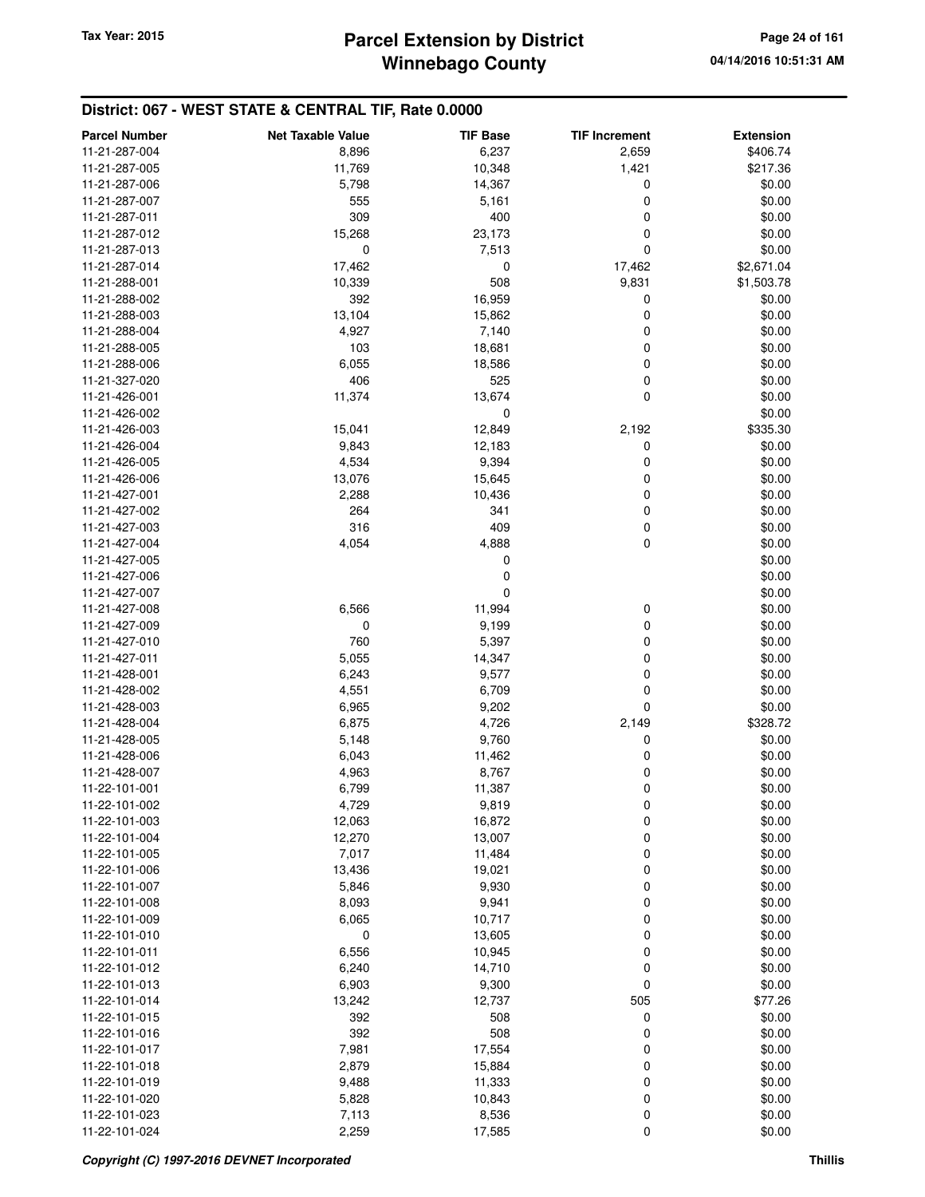## District: 067 - WEST STATE & CENTRAL TIF, Rate 0.0000

| Parcel Number | Net Taxable Value | TIF Base | TIF Increment | Extension |
|---|---|---|---|---|
| 11-21-287-004 | 8,896 | 6,237 | 2,659 | $406.74 |
| 11-21-287-005 | 11,769 | 10,348 | 1,421 | $217.36 |
| 11-21-287-006 | 5,798 | 14,367 | 0 | $0.00 |
| 11-21-287-007 | 555 | 5,161 | 0 | $0.00 |
| 11-21-287-011 | 309 | 400 | 0 | $0.00 |
| 11-21-287-012 | 15,268 | 23,173 | 0 | $0.00 |
| 11-21-287-013 | 0 | 7,513 | 0 | $0.00 |
| 11-21-287-014 | 17,462 | 0 | 17,462 | $2,671.04 |
| 11-21-288-001 | 10,339 | 508 | 9,831 | $1,503.78 |
| 11-21-288-002 | 392 | 16,959 | 0 | $0.00 |
| 11-21-288-003 | 13,104 | 15,862 | 0 | $0.00 |
| 11-21-288-004 | 4,927 | 7,140 | 0 | $0.00 |
| 11-21-288-005 | 103 | 18,681 | 0 | $0.00 |
| 11-21-288-006 | 6,055 | 18,586 | 0 | $0.00 |
| 11-21-327-020 | 406 | 525 | 0 | $0.00 |
| 11-21-426-001 | 11,374 | 13,674 | 0 | $0.00 |
| 11-21-426-002 | | 0 | | $0.00 |
| 11-21-426-003 | 15,041 | 12,849 | 2,192 | $335.30 |
| 11-21-426-004 | 9,843 | 12,183 | 0 | $0.00 |
| 11-21-426-005 | 4,534 | 9,394 | 0 | $0.00 |
| 11-21-426-006 | 13,076 | 15,645 | 0 | $0.00 |
| 11-21-427-001 | 2,288 | 10,436 | 0 | $0.00 |
| 11-21-427-002 | 264 | 341 | 0 | $0.00 |
| 11-21-427-003 | 316 | 409 | 0 | $0.00 |
| 11-21-427-004 | 4,054 | 4,888 | 0 | $0.00 |
| 11-21-427-005 | | 0 | | $0.00 |
| 11-21-427-006 | | 0 | | $0.00 |
| 11-21-427-007 | | 0 | | $0.00 |
| 11-21-427-008 | 6,566 | 11,994 | 0 | $0.00 |
| 11-21-427-009 | 0 | 9,199 | 0 | $0.00 |
| 11-21-427-010 | 760 | 5,397 | 0 | $0.00 |
| 11-21-427-011 | 5,055 | 14,347 | 0 | $0.00 |
| 11-21-428-001 | 6,243 | 9,577 | 0 | $0.00 |
| 11-21-428-002 | 4,551 | 6,709 | 0 | $0.00 |
| 11-21-428-003 | 6,965 | 9,202 | 0 | $0.00 |
| 11-21-428-004 | 6,875 | 4,726 | 2,149 | $328.72 |
| 11-21-428-005 | 5,148 | 9,760 | 0 | $0.00 |
| 11-21-428-006 | 6,043 | 11,462 | 0 | $0.00 |
| 11-21-428-007 | 4,963 | 8,767 | 0 | $0.00 |
| 11-22-101-001 | 6,799 | 11,387 | 0 | $0.00 |
| 11-22-101-002 | 4,729 | 9,819 | 0 | $0.00 |
| 11-22-101-003 | 12,063 | 16,872 | 0 | $0.00 |
| 11-22-101-004 | 12,270 | 13,007 | 0 | $0.00 |
| 11-22-101-005 | 7,017 | 11,484 | 0 | $0.00 |
| 11-22-101-006 | 13,436 | 19,021 | 0 | $0.00 |
| 11-22-101-007 | 5,846 | 9,930 | 0 | $0.00 |
| 11-22-101-008 | 8,093 | 9,941 | 0 | $0.00 |
| 11-22-101-009 | 6,065 | 10,717 | 0 | $0.00 |
| 11-22-101-010 | 0 | 13,605 | 0 | $0.00 |
| 11-22-101-011 | 6,556 | 10,945 | 0 | $0.00 |
| 11-22-101-012 | 6,240 | 14,710 | 0 | $0.00 |
| 11-22-101-013 | 6,903 | 9,300 | 0 | $0.00 |
| 11-22-101-014 | 13,242 | 12,737 | 505 | $77.26 |
| 11-22-101-015 | 392 | 508 | 0 | $0.00 |
| 11-22-101-016 | 392 | 508 | 0 | $0.00 |
| 11-22-101-017 | 7,981 | 17,554 | 0 | $0.00 |
| 11-22-101-018 | 2,879 | 15,884 | 0 | $0.00 |
| 11-22-101-019 | 9,488 | 11,333 | 0 | $0.00 |
| 11-22-101-020 | 5,828 | 10,843 | 0 | $0.00 |
| 11-22-101-023 | 7,113 | 8,536 | 0 | $0.00 |
| 11-22-101-024 | 2,259 | 17,585 | 0 | $0.00 |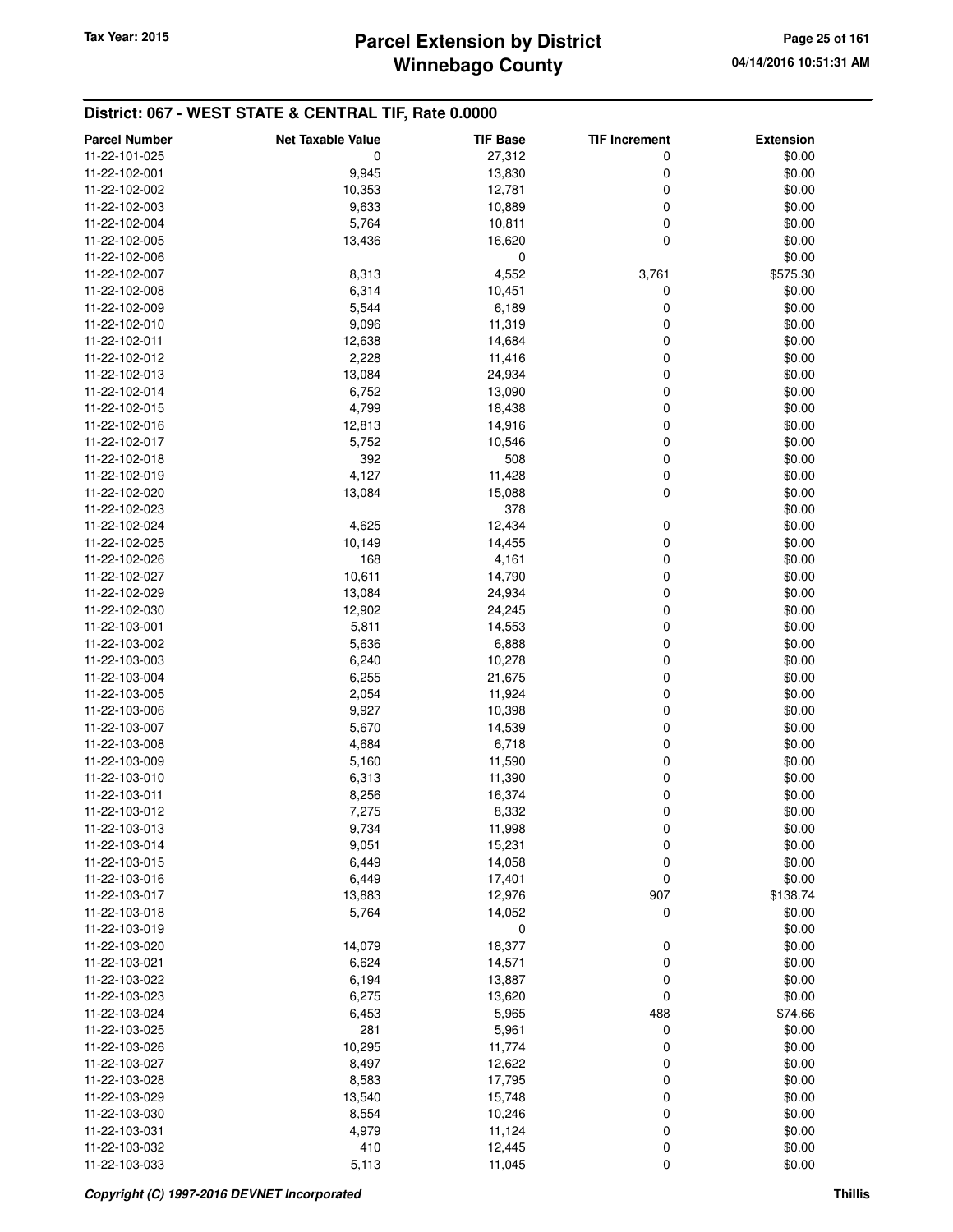## District: 067 - WEST STATE & CENTRAL TIF, Rate 0.0000

| Parcel Number | Net Taxable Value | TIF Base | TIF Increment | Extension |
|---|---|---|---|---|
| 11-22-101-025 | 0 | 27,312 | 0 | $0.00 |
| 11-22-102-001 | 9,945 | 13,830 | 0 | $0.00 |
| 11-22-102-002 | 10,353 | 12,781 | 0 | $0.00 |
| 11-22-102-003 | 9,633 | 10,889 | 0 | $0.00 |
| 11-22-102-004 | 5,764 | 10,811 | 0 | $0.00 |
| 11-22-102-005 | 13,436 | 16,620 | 0 | $0.00 |
| 11-22-102-006 | | 0 | | $0.00 |
| 11-22-102-007 | 8,313 | 4,552 | 3,761 | $575.30 |
| 11-22-102-008 | 6,314 | 10,451 | 0 | $0.00 |
| 11-22-102-009 | 5,544 | 6,189 | 0 | $0.00 |
| 11-22-102-010 | 9,096 | 11,319 | 0 | $0.00 |
| 11-22-102-011 | 12,638 | 14,684 | 0 | $0.00 |
| 11-22-102-012 | 2,228 | 11,416 | 0 | $0.00 |
| 11-22-102-013 | 13,084 | 24,934 | 0 | $0.00 |
| 11-22-102-014 | 6,752 | 13,090 | 0 | $0.00 |
| 11-22-102-015 | 4,799 | 18,438 | 0 | $0.00 |
| 11-22-102-016 | 12,813 | 14,916 | 0 | $0.00 |
| 11-22-102-017 | 5,752 | 10,546 | 0 | $0.00 |
| 11-22-102-018 | 392 | 508 | 0 | $0.00 |
| 11-22-102-019 | 4,127 | 11,428 | 0 | $0.00 |
| 11-22-102-020 | 13,084 | 15,088 | 0 | $0.00 |
| 11-22-102-023 | | 378 | | $0.00 |
| 11-22-102-024 | 4,625 | 12,434 | 0 | $0.00 |
| 11-22-102-025 | 10,149 | 14,455 | 0 | $0.00 |
| 11-22-102-026 | 168 | 4,161 | 0 | $0.00 |
| 11-22-102-027 | 10,611 | 14,790 | 0 | $0.00 |
| 11-22-102-029 | 13,084 | 24,934 | 0 | $0.00 |
| 11-22-102-030 | 12,902 | 24,245 | 0 | $0.00 |
| 11-22-103-001 | 5,811 | 14,553 | 0 | $0.00 |
| 11-22-103-002 | 5,636 | 6,888 | 0 | $0.00 |
| 11-22-103-003 | 6,240 | 10,278 | 0 | $0.00 |
| 11-22-103-004 | 6,255 | 21,675 | 0 | $0.00 |
| 11-22-103-005 | 2,054 | 11,924 | 0 | $0.00 |
| 11-22-103-006 | 9,927 | 10,398 | 0 | $0.00 |
| 11-22-103-007 | 5,670 | 14,539 | 0 | $0.00 |
| 11-22-103-008 | 4,684 | 6,718 | 0 | $0.00 |
| 11-22-103-009 | 5,160 | 11,590 | 0 | $0.00 |
| 11-22-103-010 | 6,313 | 11,390 | 0 | $0.00 |
| 11-22-103-011 | 8,256 | 16,374 | 0 | $0.00 |
| 11-22-103-012 | 7,275 | 8,332 | 0 | $0.00 |
| 11-22-103-013 | 9,734 | 11,998 | 0 | $0.00 |
| 11-22-103-014 | 9,051 | 15,231 | 0 | $0.00 |
| 11-22-103-015 | 6,449 | 14,058 | 0 | $0.00 |
| 11-22-103-016 | 6,449 | 17,401 | 0 | $0.00 |
| 11-22-103-017 | 13,883 | 12,976 | 907 | $138.74 |
| 11-22-103-018 | 5,764 | 14,052 | 0 | $0.00 |
| 11-22-103-019 | | 0 | | $0.00 |
| 11-22-103-020 | 14,079 | 18,377 | 0 | $0.00 |
| 11-22-103-021 | 6,624 | 14,571 | 0 | $0.00 |
| 11-22-103-022 | 6,194 | 13,887 | 0 | $0.00 |
| 11-22-103-023 | 6,275 | 13,620 | 0 | $0.00 |
| 11-22-103-024 | 6,453 | 5,965 | 488 | $74.66 |
| 11-22-103-025 | 281 | 5,961 | 0 | $0.00 |
| 11-22-103-026 | 10,295 | 11,774 | 0 | $0.00 |
| 11-22-103-027 | 8,497 | 12,622 | 0 | $0.00 |
| 11-22-103-028 | 8,583 | 17,795 | 0 | $0.00 |
| 11-22-103-029 | 13,540 | 15,748 | 0 | $0.00 |
| 11-22-103-030 | 8,554 | 10,246 | 0 | $0.00 |
| 11-22-103-031 | 4,979 | 11,124 | 0 | $0.00 |
| 11-22-103-032 | 410 | 12,445 | 0 | $0.00 |
| 11-22-103-033 | 5,113 | 11,045 | 0 | $0.00 |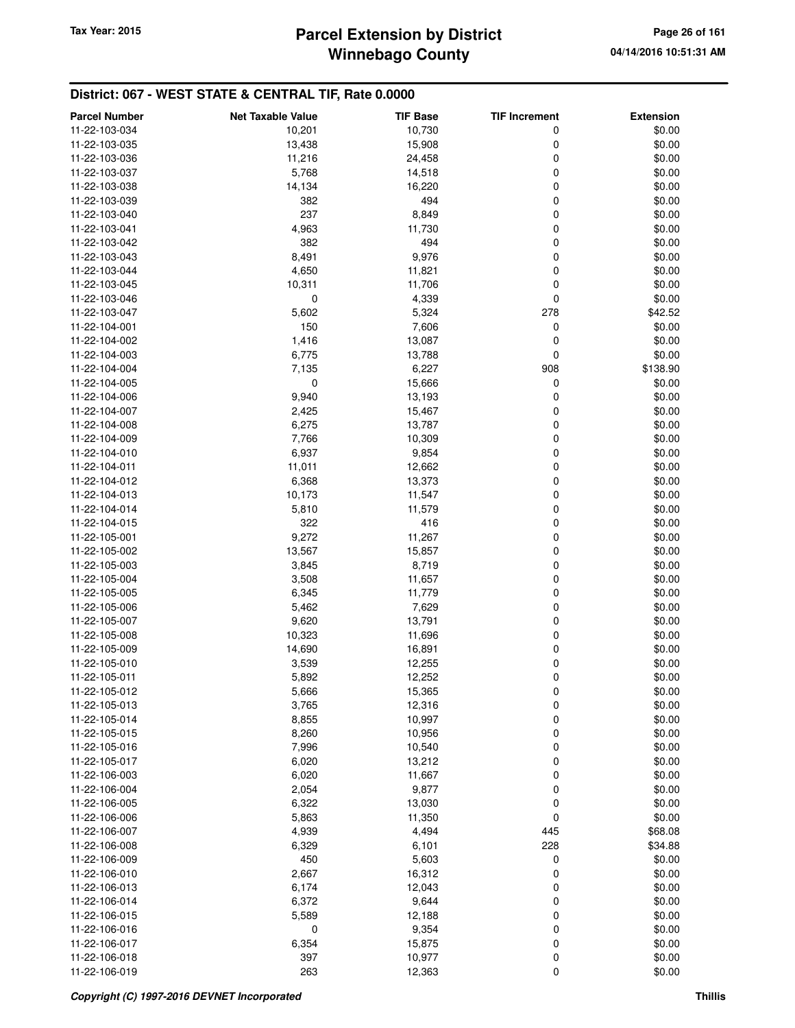## District: 067 - WEST STATE & CENTRAL TIF, Rate 0.0000

| Parcel Number | Net Taxable Value | TIF Base | TIF Increment | Extension |
|---|---|---|---|---|
| 11-22-103-034 | 10,201 | 10,730 | 0 | $0.00 |
| 11-22-103-035 | 13,438 | 15,908 | 0 | $0.00 |
| 11-22-103-036 | 11,216 | 24,458 | 0 | $0.00 |
| 11-22-103-037 | 5,768 | 14,518 | 0 | $0.00 |
| 11-22-103-038 | 14,134 | 16,220 | 0 | $0.00 |
| 11-22-103-039 | 382 | 494 | 0 | $0.00 |
| 11-22-103-040 | 237 | 8,849 | 0 | $0.00 |
| 11-22-103-041 | 4,963 | 11,730 | 0 | $0.00 |
| 11-22-103-042 | 382 | 494 | 0 | $0.00 |
| 11-22-103-043 | 8,491 | 9,976 | 0 | $0.00 |
| 11-22-103-044 | 4,650 | 11,821 | 0 | $0.00 |
| 11-22-103-045 | 10,311 | 11,706 | 0 | $0.00 |
| 11-22-103-046 | 0 | 4,339 | 0 | $0.00 |
| 11-22-103-047 | 5,602 | 5,324 | 278 | $42.52 |
| 11-22-104-001 | 150 | 7,606 | 0 | $0.00 |
| 11-22-104-002 | 1,416 | 13,087 | 0 | $0.00 |
| 11-22-104-003 | 6,775 | 13,788 | 0 | $0.00 |
| 11-22-104-004 | 7,135 | 6,227 | 908 | $138.90 |
| 11-22-104-005 | 0 | 15,666 | 0 | $0.00 |
| 11-22-104-006 | 9,940 | 13,193 | 0 | $0.00 |
| 11-22-104-007 | 2,425 | 15,467 | 0 | $0.00 |
| 11-22-104-008 | 6,275 | 13,787 | 0 | $0.00 |
| 11-22-104-009 | 7,766 | 10,309 | 0 | $0.00 |
| 11-22-104-010 | 6,937 | 9,854 | 0 | $0.00 |
| 11-22-104-011 | 11,011 | 12,662 | 0 | $0.00 |
| 11-22-104-012 | 6,368 | 13,373 | 0 | $0.00 |
| 11-22-104-013 | 10,173 | 11,547 | 0 | $0.00 |
| 11-22-104-014 | 5,810 | 11,579 | 0 | $0.00 |
| 11-22-104-015 | 322 | 416 | 0 | $0.00 |
| 11-22-105-001 | 9,272 | 11,267 | 0 | $0.00 |
| 11-22-105-002 | 13,567 | 15,857 | 0 | $0.00 |
| 11-22-105-003 | 3,845 | 8,719 | 0 | $0.00 |
| 11-22-105-004 | 3,508 | 11,657 | 0 | $0.00 |
| 11-22-105-005 | 6,345 | 11,779 | 0 | $0.00 |
| 11-22-105-006 | 5,462 | 7,629 | 0 | $0.00 |
| 11-22-105-007 | 9,620 | 13,791 | 0 | $0.00 |
| 11-22-105-008 | 10,323 | 11,696 | 0 | $0.00 |
| 11-22-105-009 | 14,690 | 16,891 | 0 | $0.00 |
| 11-22-105-010 | 3,539 | 12,255 | 0 | $0.00 |
| 11-22-105-011 | 5,892 | 12,252 | 0 | $0.00 |
| 11-22-105-012 | 5,666 | 15,365 | 0 | $0.00 |
| 11-22-105-013 | 3,765 | 12,316 | 0 | $0.00 |
| 11-22-105-014 | 8,855 | 10,997 | 0 | $0.00 |
| 11-22-105-015 | 8,260 | 10,956 | 0 | $0.00 |
| 11-22-105-016 | 7,996 | 10,540 | 0 | $0.00 |
| 11-22-105-017 | 6,020 | 13,212 | 0 | $0.00 |
| 11-22-106-003 | 6,020 | 11,667 | 0 | $0.00 |
| 11-22-106-004 | 2,054 | 9,877 | 0 | $0.00 |
| 11-22-106-005 | 6,322 | 13,030 | 0 | $0.00 |
| 11-22-106-006 | 5,863 | 11,350 | 0 | $0.00 |
| 11-22-106-007 | 4,939 | 4,494 | 445 | $68.08 |
| 11-22-106-008 | 6,329 | 6,101 | 228 | $34.88 |
| 11-22-106-009 | 450 | 5,603 | 0 | $0.00 |
| 11-22-106-010 | 2,667 | 16,312 | 0 | $0.00 |
| 11-22-106-013 | 6,174 | 12,043 | 0 | $0.00 |
| 11-22-106-014 | 6,372 | 9,644 | 0 | $0.00 |
| 11-22-106-015 | 5,589 | 12,188 | 0 | $0.00 |
| 11-22-106-016 | 0 | 9,354 | 0 | $0.00 |
| 11-22-106-017 | 6,354 | 15,875 | 0 | $0.00 |
| 11-22-106-018 | 397 | 10,977 | 0 | $0.00 |
| 11-22-106-019 | 263 | 12,363 | 0 | $0.00 |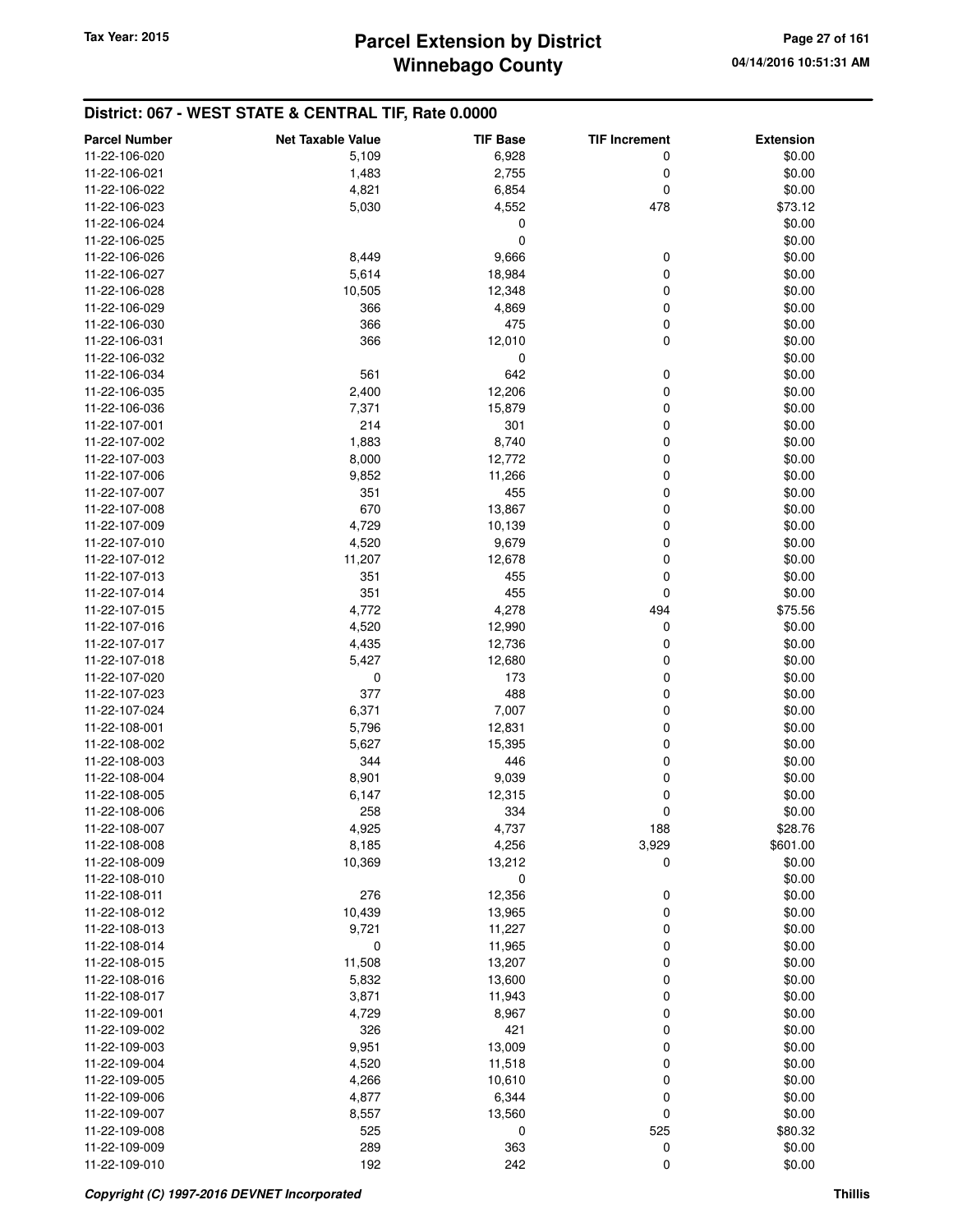## District: 067 - WEST STATE & CENTRAL TIF, Rate 0.0000

| Parcel Number | Net Taxable Value | TIF Base | TIF Increment | Extension |
|---|---|---|---|---|
| 11-22-106-020 | 5,109 | 6,928 | 0 | $0.00 |
| 11-22-106-021 | 1,483 | 2,755 | 0 | $0.00 |
| 11-22-106-022 | 4,821 | 6,854 | 0 | $0.00 |
| 11-22-106-023 | 5,030 | 4,552 | 478 | $73.12 |
| 11-22-106-024 | | 0 | | $0.00 |
| 11-22-106-025 | | 0 | | $0.00 |
| 11-22-106-026 | 8,449 | 9,666 | 0 | $0.00 |
| 11-22-106-027 | 5,614 | 18,984 | 0 | $0.00 |
| 11-22-106-028 | 10,505 | 12,348 | 0 | $0.00 |
| 11-22-106-029 | 366 | 4,869 | 0 | $0.00 |
| 11-22-106-030 | 366 | 475 | 0 | $0.00 |
| 11-22-106-031 | 366 | 12,010 | 0 | $0.00 |
| 11-22-106-032 | | 0 | | $0.00 |
| 11-22-106-034 | 561 | 642 | 0 | $0.00 |
| 11-22-106-035 | 2,400 | 12,206 | 0 | $0.00 |
| 11-22-106-036 | 7,371 | 15,879 | 0 | $0.00 |
| 11-22-107-001 | 214 | 301 | 0 | $0.00 |
| 11-22-107-002 | 1,883 | 8,740 | 0 | $0.00 |
| 11-22-107-003 | 8,000 | 12,772 | 0 | $0.00 |
| 11-22-107-006 | 9,852 | 11,266 | 0 | $0.00 |
| 11-22-107-007 | 351 | 455 | 0 | $0.00 |
| 11-22-107-008 | 670 | 13,867 | 0 | $0.00 |
| 11-22-107-009 | 4,729 | 10,139 | 0 | $0.00 |
| 11-22-107-010 | 4,520 | 9,679 | 0 | $0.00 |
| 11-22-107-012 | 11,207 | 12,678 | 0 | $0.00 |
| 11-22-107-013 | 351 | 455 | 0 | $0.00 |
| 11-22-107-014 | 351 | 455 | 0 | $0.00 |
| 11-22-107-015 | 4,772 | 4,278 | 494 | $75.56 |
| 11-22-107-016 | 4,520 | 12,990 | 0 | $0.00 |
| 11-22-107-017 | 4,435 | 12,736 | 0 | $0.00 |
| 11-22-107-018 | 5,427 | 12,680 | 0 | $0.00 |
| 11-22-107-020 | 0 | 173 | 0 | $0.00 |
| 11-22-107-023 | 377 | 488 | 0 | $0.00 |
| 11-22-107-024 | 6,371 | 7,007 | 0 | $0.00 |
| 11-22-108-001 | 5,796 | 12,831 | 0 | $0.00 |
| 11-22-108-002 | 5,627 | 15,395 | 0 | $0.00 |
| 11-22-108-003 | 344 | 446 | 0 | $0.00 |
| 11-22-108-004 | 8,901 | 9,039 | 0 | $0.00 |
| 11-22-108-005 | 6,147 | 12,315 | 0 | $0.00 |
| 11-22-108-006 | 258 | 334 | 0 | $0.00 |
| 11-22-108-007 | 4,925 | 4,737 | 188 | $28.76 |
| 11-22-108-008 | 8,185 | 4,256 | 3,929 | $601.00 |
| 11-22-108-009 | 10,369 | 13,212 | 0 | $0.00 |
| 11-22-108-010 | | 0 | | $0.00 |
| 11-22-108-011 | 276 | 12,356 | 0 | $0.00 |
| 11-22-108-012 | 10,439 | 13,965 | 0 | $0.00 |
| 11-22-108-013 | 9,721 | 11,227 | 0 | $0.00 |
| 11-22-108-014 | 0 | 11,965 | 0 | $0.00 |
| 11-22-108-015 | 11,508 | 13,207 | 0 | $0.00 |
| 11-22-108-016 | 5,832 | 13,600 | 0 | $0.00 |
| 11-22-108-017 | 3,871 | 11,943 | 0 | $0.00 |
| 11-22-109-001 | 4,729 | 8,967 | 0 | $0.00 |
| 11-22-109-002 | 326 | 421 | 0 | $0.00 |
| 11-22-109-003 | 9,951 | 13,009 | 0 | $0.00 |
| 11-22-109-004 | 4,520 | 11,518 | 0 | $0.00 |
| 11-22-109-005 | 4,266 | 10,610 | 0 | $0.00 |
| 11-22-109-006 | 4,877 | 6,344 | 0 | $0.00 |
| 11-22-109-007 | 8,557 | 13,560 | 0 | $0.00 |
| 11-22-109-008 | 525 | 0 | 525 | $80.32 |
| 11-22-109-009 | 289 | 363 | 0 | $0.00 |
| 11-22-109-010 | 192 | 242 | 0 | $0.00 |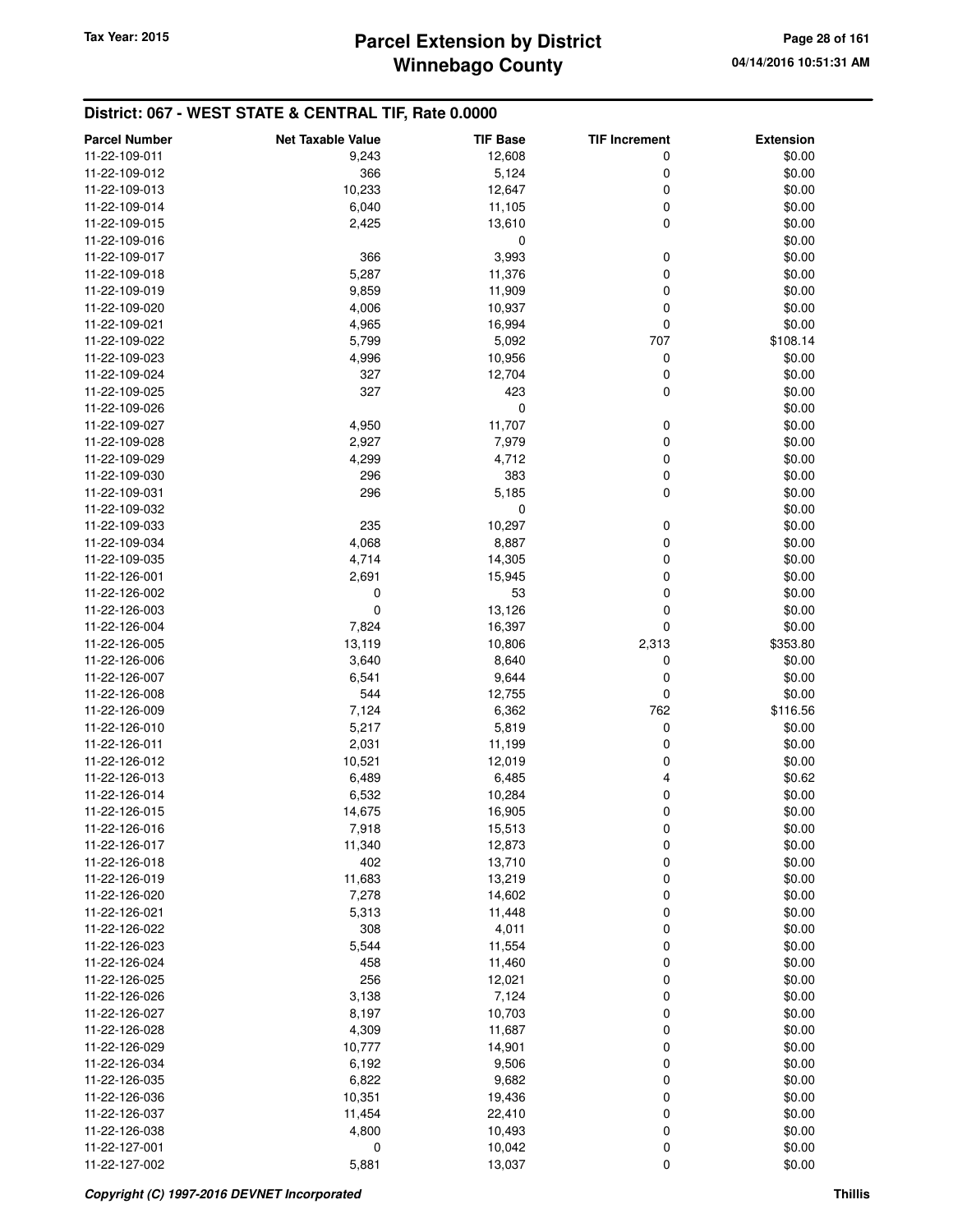## District: 067 - WEST STATE & CENTRAL TIF, Rate 0.0000

| Parcel Number | Net Taxable Value | TIF Base | TIF Increment | Extension |
|---|---|---|---|---|
| 11-22-109-011 | 9,243 | 12,608 | 0 | $0.00 |
| 11-22-109-012 | 366 | 5,124 | 0 | $0.00 |
| 11-22-109-013 | 10,233 | 12,647 | 0 | $0.00 |
| 11-22-109-014 | 6,040 | 11,105 | 0 | $0.00 |
| 11-22-109-015 | 2,425 | 13,610 | 0 | $0.00 |
| 11-22-109-016 | | 0 | | $0.00 |
| 11-22-109-017 | 366 | 3,993 | 0 | $0.00 |
| 11-22-109-018 | 5,287 | 11,376 | 0 | $0.00 |
| 11-22-109-019 | 9,859 | 11,909 | 0 | $0.00 |
| 11-22-109-020 | 4,006 | 10,937 | 0 | $0.00 |
| 11-22-109-021 | 4,965 | 16,994 | 0 | $0.00 |
| 11-22-109-022 | 5,799 | 5,092 | 707 | $108.14 |
| 11-22-109-023 | 4,996 | 10,956 | 0 | $0.00 |
| 11-22-109-024 | 327 | 12,704 | 0 | $0.00 |
| 11-22-109-025 | 327 | 423 | 0 | $0.00 |
| 11-22-109-026 | | 0 | | $0.00 |
| 11-22-109-027 | 4,950 | 11,707 | 0 | $0.00 |
| 11-22-109-028 | 2,927 | 7,979 | 0 | $0.00 |
| 11-22-109-029 | 4,299 | 4,712 | 0 | $0.00 |
| 11-22-109-030 | 296 | 383 | 0 | $0.00 |
| 11-22-109-031 | 296 | 5,185 | 0 | $0.00 |
| 11-22-109-032 | | 0 | | $0.00 |
| 11-22-109-033 | 235 | 10,297 | 0 | $0.00 |
| 11-22-109-034 | 4,068 | 8,887 | 0 | $0.00 |
| 11-22-109-035 | 4,714 | 14,305 | 0 | $0.00 |
| 11-22-126-001 | 2,691 | 15,945 | 0 | $0.00 |
| 11-22-126-002 | 0 | 53 | 0 | $0.00 |
| 11-22-126-003 | 0 | 13,126 | 0 | $0.00 |
| 11-22-126-004 | 7,824 | 16,397 | 0 | $0.00 |
| 11-22-126-005 | 13,119 | 10,806 | 2,313 | $353.80 |
| 11-22-126-006 | 3,640 | 8,640 | 0 | $0.00 |
| 11-22-126-007 | 6,541 | 9,644 | 0 | $0.00 |
| 11-22-126-008 | 544 | 12,755 | 0 | $0.00 |
| 11-22-126-009 | 7,124 | 6,362 | 762 | $116.56 |
| 11-22-126-010 | 5,217 | 5,819 | 0 | $0.00 |
| 11-22-126-011 | 2,031 | 11,199 | 0 | $0.00 |
| 11-22-126-012 | 10,521 | 12,019 | 0 | $0.00 |
| 11-22-126-013 | 6,489 | 6,485 | 4 | $0.62 |
| 11-22-126-014 | 6,532 | 10,284 | 0 | $0.00 |
| 11-22-126-015 | 14,675 | 16,905 | 0 | $0.00 |
| 11-22-126-016 | 7,918 | 15,513 | 0 | $0.00 |
| 11-22-126-017 | 11,340 | 12,873 | 0 | $0.00 |
| 11-22-126-018 | 402 | 13,710 | 0 | $0.00 |
| 11-22-126-019 | 11,683 | 13,219 | 0 | $0.00 |
| 11-22-126-020 | 7,278 | 14,602 | 0 | $0.00 |
| 11-22-126-021 | 5,313 | 11,448 | 0 | $0.00 |
| 11-22-126-022 | 308 | 4,011 | 0 | $0.00 |
| 11-22-126-023 | 5,544 | 11,554 | 0 | $0.00 |
| 11-22-126-024 | 458 | 11,460 | 0 | $0.00 |
| 11-22-126-025 | 256 | 12,021 | 0 | $0.00 |
| 11-22-126-026 | 3,138 | 7,124 | 0 | $0.00 |
| 11-22-126-027 | 8,197 | 10,703 | 0 | $0.00 |
| 11-22-126-028 | 4,309 | 11,687 | 0 | $0.00 |
| 11-22-126-029 | 10,777 | 14,901 | 0 | $0.00 |
| 11-22-126-034 | 6,192 | 9,506 | 0 | $0.00 |
| 11-22-126-035 | 6,822 | 9,682 | 0 | $0.00 |
| 11-22-126-036 | 10,351 | 19,436 | 0 | $0.00 |
| 11-22-126-037 | 11,454 | 22,410 | 0 | $0.00 |
| 11-22-126-038 | 4,800 | 10,493 | 0 | $0.00 |
| 11-22-127-001 | 0 | 10,042 | 0 | $0.00 |
| 11-22-127-002 | 5,881 | 13,037 | 0 | $0.00 |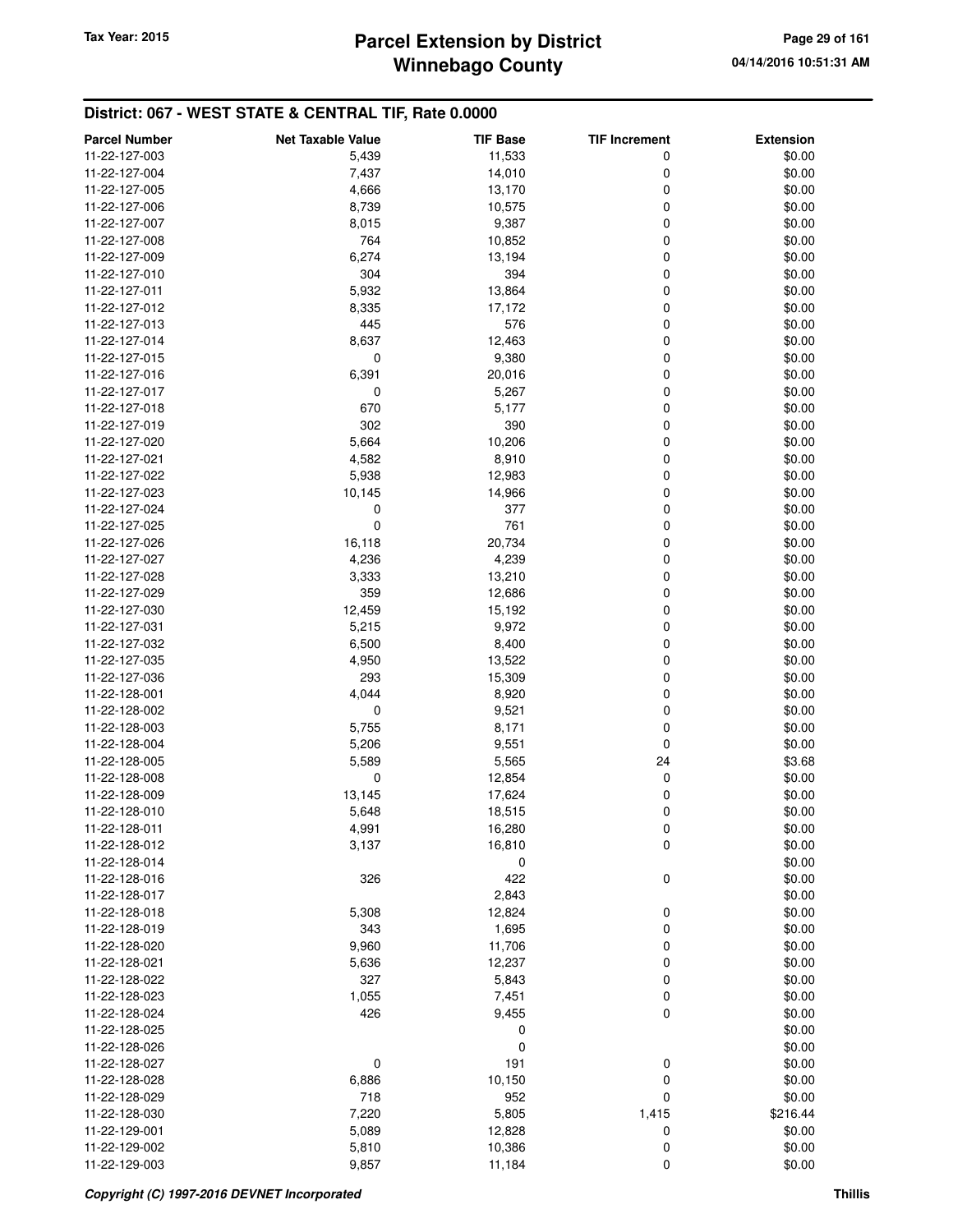## District: 067 - WEST STATE & CENTRAL TIF, Rate 0.0000

| Parcel Number | Net Taxable Value | TIF Base | TIF Increment | Extension |
|---|---|---|---|---|
| 11-22-127-003 | 5,439 | 11,533 | 0 | $0.00 |
| 11-22-127-004 | 7,437 | 14,010 | 0 | $0.00 |
| 11-22-127-005 | 4,666 | 13,170 | 0 | $0.00 |
| 11-22-127-006 | 8,739 | 10,575 | 0 | $0.00 |
| 11-22-127-007 | 8,015 | 9,387 | 0 | $0.00 |
| 11-22-127-008 | 764 | 10,852 | 0 | $0.00 |
| 11-22-127-009 | 6,274 | 13,194 | 0 | $0.00 |
| 11-22-127-010 | 304 | 394 | 0 | $0.00 |
| 11-22-127-011 | 5,932 | 13,864 | 0 | $0.00 |
| 11-22-127-012 | 8,335 | 17,172 | 0 | $0.00 |
| 11-22-127-013 | 445 | 576 | 0 | $0.00 |
| 11-22-127-014 | 8,637 | 12,463 | 0 | $0.00 |
| 11-22-127-015 | 0 | 9,380 | 0 | $0.00 |
| 11-22-127-016 | 6,391 | 20,016 | 0 | $0.00 |
| 11-22-127-017 | 0 | 5,267 | 0 | $0.00 |
| 11-22-127-018 | 670 | 5,177 | 0 | $0.00 |
| 11-22-127-019 | 302 | 390 | 0 | $0.00 |
| 11-22-127-020 | 5,664 | 10,206 | 0 | $0.00 |
| 11-22-127-021 | 4,582 | 8,910 | 0 | $0.00 |
| 11-22-127-022 | 5,938 | 12,983 | 0 | $0.00 |
| 11-22-127-023 | 10,145 | 14,966 | 0 | $0.00 |
| 11-22-127-024 | 0 | 377 | 0 | $0.00 |
| 11-22-127-025 | 0 | 761 | 0 | $0.00 |
| 11-22-127-026 | 16,118 | 20,734 | 0 | $0.00 |
| 11-22-127-027 | 4,236 | 4,239 | 0 | $0.00 |
| 11-22-127-028 | 3,333 | 13,210 | 0 | $0.00 |
| 11-22-127-029 | 359 | 12,686 | 0 | $0.00 |
| 11-22-127-030 | 12,459 | 15,192 | 0 | $0.00 |
| 11-22-127-031 | 5,215 | 9,972 | 0 | $0.00 |
| 11-22-127-032 | 6,500 | 8,400 | 0 | $0.00 |
| 11-22-127-035 | 4,950 | 13,522 | 0 | $0.00 |
| 11-22-127-036 | 293 | 15,309 | 0 | $0.00 |
| 11-22-128-001 | 4,044 | 8,920 | 0 | $0.00 |
| 11-22-128-002 | 0 | 9,521 | 0 | $0.00 |
| 11-22-128-003 | 5,755 | 8,171 | 0 | $0.00 |
| 11-22-128-004 | 5,206 | 9,551 | 0 | $0.00 |
| 11-22-128-005 | 5,589 | 5,565 | 24 | $3.68 |
| 11-22-128-008 | 0 | 12,854 | 0 | $0.00 |
| 11-22-128-009 | 13,145 | 17,624 | 0 | $0.00 |
| 11-22-128-010 | 5,648 | 18,515 | 0 | $0.00 |
| 11-22-128-011 | 4,991 | 16,280 | 0 | $0.00 |
| 11-22-128-012 | 3,137 | 16,810 | 0 | $0.00 |
| 11-22-128-014 | | 0 | | $0.00 |
| 11-22-128-016 | 326 | 422 | 0 | $0.00 |
| 11-22-128-017 | | 2,843 | | $0.00 |
| 11-22-128-018 | 5,308 | 12,824 | 0 | $0.00 |
| 11-22-128-019 | 343 | 1,695 | 0 | $0.00 |
| 11-22-128-020 | 9,960 | 11,706 | 0 | $0.00 |
| 11-22-128-021 | 5,636 | 12,237 | 0 | $0.00 |
| 11-22-128-022 | 327 | 5,843 | 0 | $0.00 |
| 11-22-128-023 | 1,055 | 7,451 | 0 | $0.00 |
| 11-22-128-024 | 426 | 9,455 | 0 | $0.00 |
| 11-22-128-025 | | 0 | | $0.00 |
| 11-22-128-026 | | 0 | | $0.00 |
| 11-22-128-027 | 0 | 191 | 0 | $0.00 |
| 11-22-128-028 | 6,886 | 10,150 | 0 | $0.00 |
| 11-22-128-029 | 718 | 952 | 0 | $0.00 |
| 11-22-128-030 | 7,220 | 5,805 | 1,415 | $216.44 |
| 11-22-129-001 | 5,089 | 12,828 | 0 | $0.00 |
| 11-22-129-002 | 5,810 | 10,386 | 0 | $0.00 |
| 11-22-129-003 | 9,857 | 11,184 | 0 | $0.00 |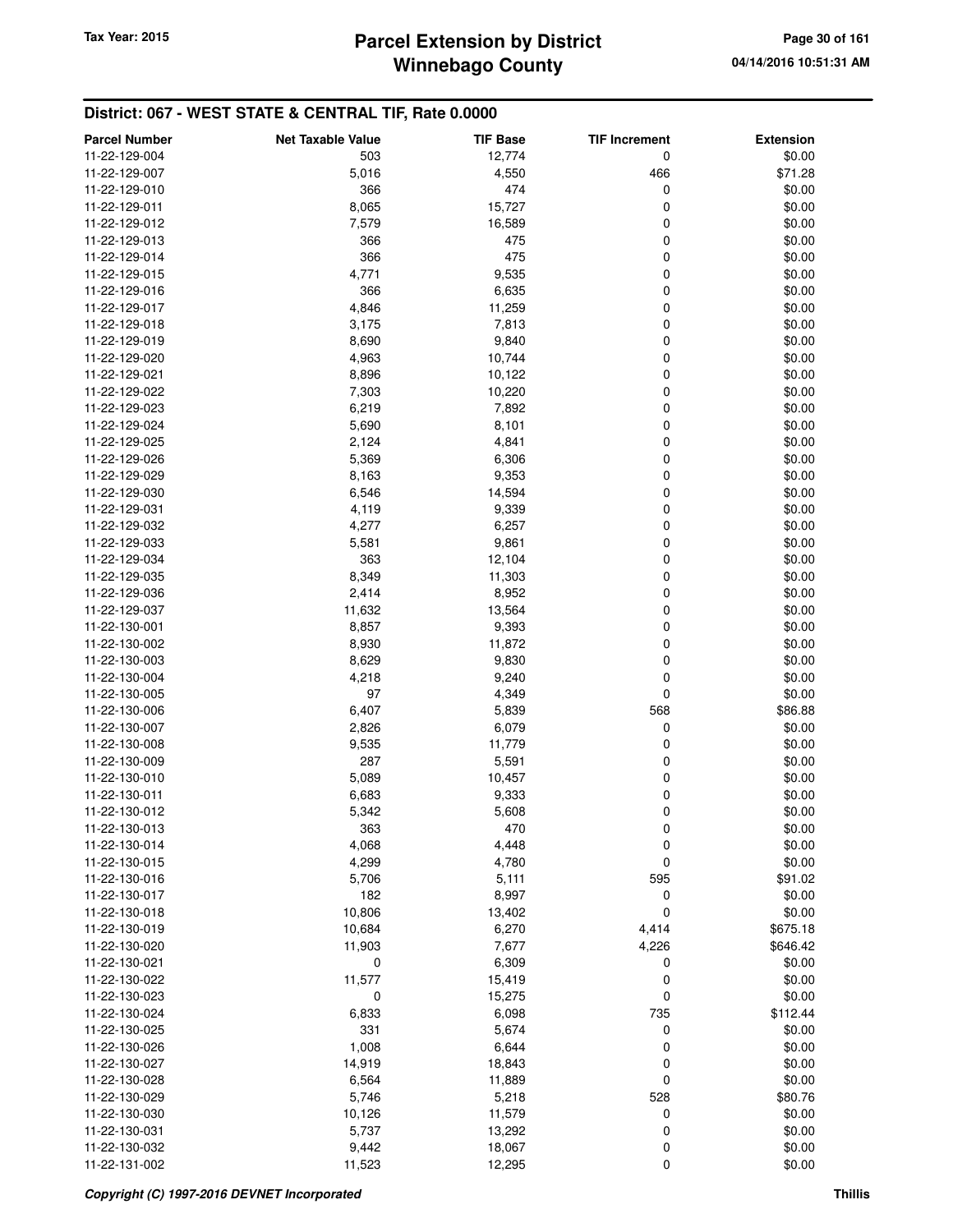## District: 067 - WEST STATE & CENTRAL TIF, Rate 0.0000

| Parcel Number | Net Taxable Value | TIF Base | TIF Increment | Extension |
|---|---|---|---|---|
| 11-22-129-004 | 503 | 12,774 | 0 | $0.00 |
| 11-22-129-007 | 5,016 | 4,550 | 466 | $71.28 |
| 11-22-129-010 | 366 | 474 | 0 | $0.00 |
| 11-22-129-011 | 8,065 | 15,727 | 0 | $0.00 |
| 11-22-129-012 | 7,579 | 16,589 | 0 | $0.00 |
| 11-22-129-013 | 366 | 475 | 0 | $0.00 |
| 11-22-129-014 | 366 | 475 | 0 | $0.00 |
| 11-22-129-015 | 4,771 | 9,535 | 0 | $0.00 |
| 11-22-129-016 | 366 | 6,635 | 0 | $0.00 |
| 11-22-129-017 | 4,846 | 11,259 | 0 | $0.00 |
| 11-22-129-018 | 3,175 | 7,813 | 0 | $0.00 |
| 11-22-129-019 | 8,690 | 9,840 | 0 | $0.00 |
| 11-22-129-020 | 4,963 | 10,744 | 0 | $0.00 |
| 11-22-129-021 | 8,896 | 10,122 | 0 | $0.00 |
| 11-22-129-022 | 7,303 | 10,220 | 0 | $0.00 |
| 11-22-129-023 | 6,219 | 7,892 | 0 | $0.00 |
| 11-22-129-024 | 5,690 | 8,101 | 0 | $0.00 |
| 11-22-129-025 | 2,124 | 4,841 | 0 | $0.00 |
| 11-22-129-026 | 5,369 | 6,306 | 0 | $0.00 |
| 11-22-129-029 | 8,163 | 9,353 | 0 | $0.00 |
| 11-22-129-030 | 6,546 | 14,594 | 0 | $0.00 |
| 11-22-129-031 | 4,119 | 9,339 | 0 | $0.00 |
| 11-22-129-032 | 4,277 | 6,257 | 0 | $0.00 |
| 11-22-129-033 | 5,581 | 9,861 | 0 | $0.00 |
| 11-22-129-034 | 363 | 12,104 | 0 | $0.00 |
| 11-22-129-035 | 8,349 | 11,303 | 0 | $0.00 |
| 11-22-129-036 | 2,414 | 8,952 | 0 | $0.00 |
| 11-22-129-037 | 11,632 | 13,564 | 0 | $0.00 |
| 11-22-130-001 | 8,857 | 9,393 | 0 | $0.00 |
| 11-22-130-002 | 8,930 | 11,872 | 0 | $0.00 |
| 11-22-130-003 | 8,629 | 9,830 | 0 | $0.00 |
| 11-22-130-004 | 4,218 | 9,240 | 0 | $0.00 |
| 11-22-130-005 | 97 | 4,349 | 0 | $0.00 |
| 11-22-130-006 | 6,407 | 5,839 | 568 | $86.88 |
| 11-22-130-007 | 2,826 | 6,079 | 0 | $0.00 |
| 11-22-130-008 | 9,535 | 11,779 | 0 | $0.00 |
| 11-22-130-009 | 287 | 5,591 | 0 | $0.00 |
| 11-22-130-010 | 5,089 | 10,457 | 0 | $0.00 |
| 11-22-130-011 | 6,683 | 9,333 | 0 | $0.00 |
| 11-22-130-012 | 5,342 | 5,608 | 0 | $0.00 |
| 11-22-130-013 | 363 | 470 | 0 | $0.00 |
| 11-22-130-014 | 4,068 | 4,448 | 0 | $0.00 |
| 11-22-130-015 | 4,299 | 4,780 | 0 | $0.00 |
| 11-22-130-016 | 5,706 | 5,111 | 595 | $91.02 |
| 11-22-130-017 | 182 | 8,997 | 0 | $0.00 |
| 11-22-130-018 | 10,806 | 13,402 | 0 | $0.00 |
| 11-22-130-019 | 10,684 | 6,270 | 4,414 | $675.18 |
| 11-22-130-020 | 11,903 | 7,677 | 4,226 | $646.42 |
| 11-22-130-021 | 0 | 6,309 | 0 | $0.00 |
| 11-22-130-022 | 11,577 | 15,419 | 0 | $0.00 |
| 11-22-130-023 | 0 | 15,275 | 0 | $0.00 |
| 11-22-130-024 | 6,833 | 6,098 | 735 | $112.44 |
| 11-22-130-025 | 331 | 5,674 | 0 | $0.00 |
| 11-22-130-026 | 1,008 | 6,644 | 0 | $0.00 |
| 11-22-130-027 | 14,919 | 18,843 | 0 | $0.00 |
| 11-22-130-028 | 6,564 | 11,889 | 0 | $0.00 |
| 11-22-130-029 | 5,746 | 5,218 | 528 | $80.76 |
| 11-22-130-030 | 10,126 | 11,579 | 0 | $0.00 |
| 11-22-130-031 | 5,737 | 13,292 | 0 | $0.00 |
| 11-22-130-032 | 9,442 | 18,067 | 0 | $0.00 |
| 11-22-131-002 | 11,523 | 12,295 | 0 | $0.00 |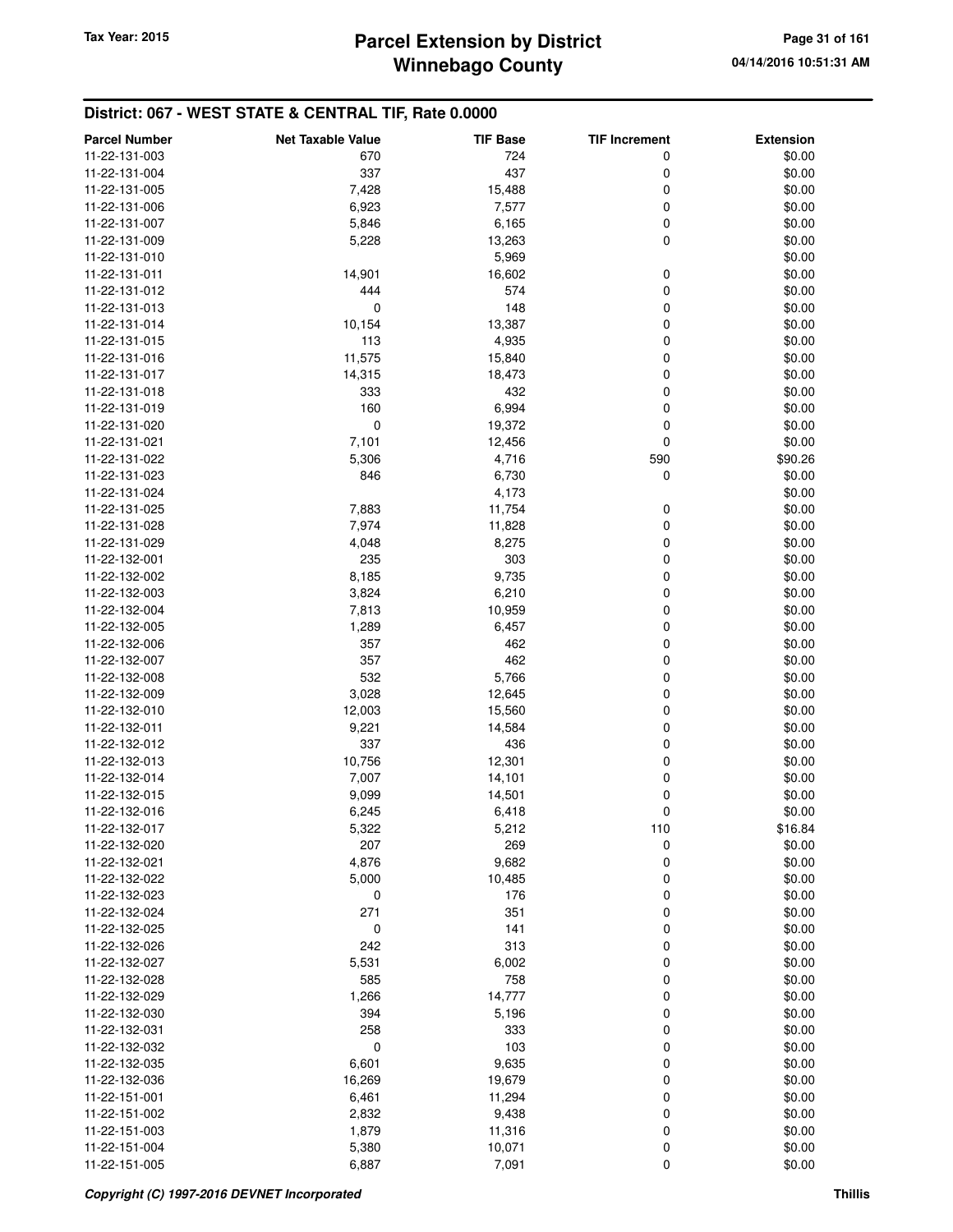## District: 067 - WEST STATE & CENTRAL TIF, Rate 0.0000

| Parcel Number | Net Taxable Value | TIF Base | TIF Increment | Extension |
|---|---|---|---|---|
| 11-22-131-003 | 670 | 724 | 0 | $0.00 |
| 11-22-131-004 | 337 | 437 | 0 | $0.00 |
| 11-22-131-005 | 7,428 | 15,488 | 0 | $0.00 |
| 11-22-131-006 | 6,923 | 7,577 | 0 | $0.00 |
| 11-22-131-007 | 5,846 | 6,165 | 0 | $0.00 |
| 11-22-131-009 | 5,228 | 13,263 | 0 | $0.00 |
| 11-22-131-010 | | 5,969 | | $0.00 |
| 11-22-131-011 | 14,901 | 16,602 | 0 | $0.00 |
| 11-22-131-012 | 444 | 574 | 0 | $0.00 |
| 11-22-131-013 | 0 | 148 | 0 | $0.00 |
| 11-22-131-014 | 10,154 | 13,387 | 0 | $0.00 |
| 11-22-131-015 | 113 | 4,935 | 0 | $0.00 |
| 11-22-131-016 | 11,575 | 15,840 | 0 | $0.00 |
| 11-22-131-017 | 14,315 | 18,473 | 0 | $0.00 |
| 11-22-131-018 | 333 | 432 | 0 | $0.00 |
| 11-22-131-019 | 160 | 6,994 | 0 | $0.00 |
| 11-22-131-020 | 0 | 19,372 | 0 | $0.00 |
| 11-22-131-021 | 7,101 | 12,456 | 0 | $0.00 |
| 11-22-131-022 | 5,306 | 4,716 | 590 | $90.26 |
| 11-22-131-023 | 846 | 6,730 | 0 | $0.00 |
| 11-22-131-024 | | 4,173 | | $0.00 |
| 11-22-131-025 | 7,883 | 11,754 | 0 | $0.00 |
| 11-22-131-028 | 7,974 | 11,828 | 0 | $0.00 |
| 11-22-131-029 | 4,048 | 8,275 | 0 | $0.00 |
| 11-22-132-001 | 235 | 303 | 0 | $0.00 |
| 11-22-132-002 | 8,185 | 9,735 | 0 | $0.00 |
| 11-22-132-003 | 3,824 | 6,210 | 0 | $0.00 |
| 11-22-132-004 | 7,813 | 10,959 | 0 | $0.00 |
| 11-22-132-005 | 1,289 | 6,457 | 0 | $0.00 |
| 11-22-132-006 | 357 | 462 | 0 | $0.00 |
| 11-22-132-007 | 357 | 462 | 0 | $0.00 |
| 11-22-132-008 | 532 | 5,766 | 0 | $0.00 |
| 11-22-132-009 | 3,028 | 12,645 | 0 | $0.00 |
| 11-22-132-010 | 12,003 | 15,560 | 0 | $0.00 |
| 11-22-132-011 | 9,221 | 14,584 | 0 | $0.00 |
| 11-22-132-012 | 337 | 436 | 0 | $0.00 |
| 11-22-132-013 | 10,756 | 12,301 | 0 | $0.00 |
| 11-22-132-014 | 7,007 | 14,101 | 0 | $0.00 |
| 11-22-132-015 | 9,099 | 14,501 | 0 | $0.00 |
| 11-22-132-016 | 6,245 | 6,418 | 0 | $0.00 |
| 11-22-132-017 | 5,322 | 5,212 | 110 | $16.84 |
| 11-22-132-020 | 207 | 269 | 0 | $0.00 |
| 11-22-132-021 | 4,876 | 9,682 | 0 | $0.00 |
| 11-22-132-022 | 5,000 | 10,485 | 0 | $0.00 |
| 11-22-132-023 | 0 | 176 | 0 | $0.00 |
| 11-22-132-024 | 271 | 351 | 0 | $0.00 |
| 11-22-132-025 | 0 | 141 | 0 | $0.00 |
| 11-22-132-026 | 242 | 313 | 0 | $0.00 |
| 11-22-132-027 | 5,531 | 6,002 | 0 | $0.00 |
| 11-22-132-028 | 585 | 758 | 0 | $0.00 |
| 11-22-132-029 | 1,266 | 14,777 | 0 | $0.00 |
| 11-22-132-030 | 394 | 5,196 | 0 | $0.00 |
| 11-22-132-031 | 258 | 333 | 0 | $0.00 |
| 11-22-132-032 | 0 | 103 | 0 | $0.00 |
| 11-22-132-035 | 6,601 | 9,635 | 0 | $0.00 |
| 11-22-132-036 | 16,269 | 19,679 | 0 | $0.00 |
| 11-22-151-001 | 6,461 | 11,294 | 0 | $0.00 |
| 11-22-151-002 | 2,832 | 9,438 | 0 | $0.00 |
| 11-22-151-003 | 1,879 | 11,316 | 0 | $0.00 |
| 11-22-151-004 | 5,380 | 10,071 | 0 | $0.00 |
| 11-22-151-005 | 6,887 | 7,091 | 0 | $0.00 |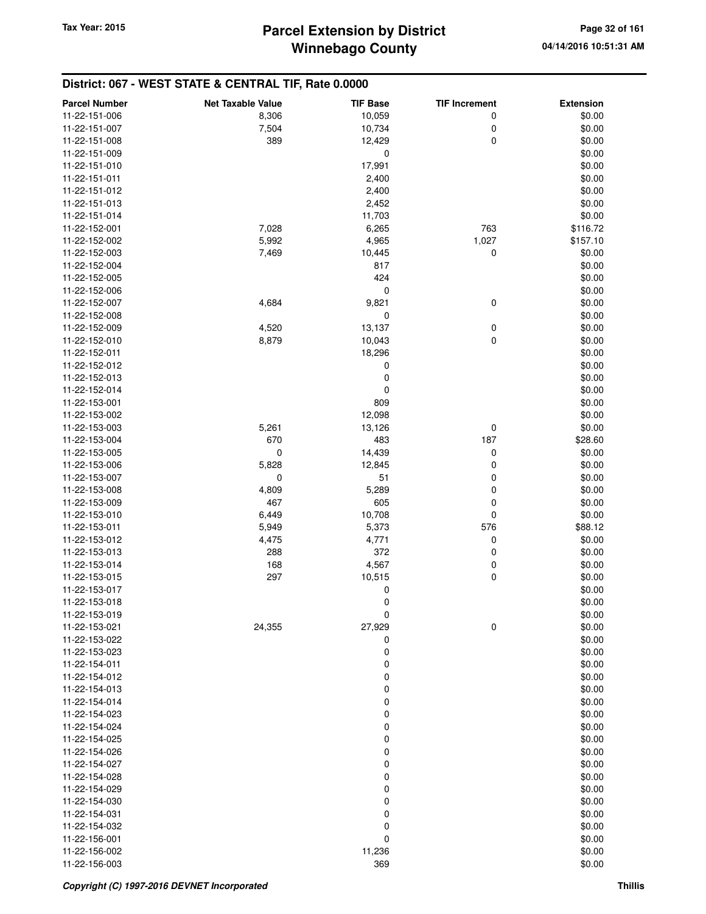## District: 067 - WEST STATE & CENTRAL TIF, Rate 0.0000

| Parcel Number | Net Taxable Value | TIF Base | TIF Increment | Extension |
|---|---|---|---|---|
| 11-22-151-006 | 8,306 | 10,059 | 0 | $0.00 |
| 11-22-151-007 | 7,504 | 10,734 | 0 | $0.00 |
| 11-22-151-008 | 389 | 12,429 | 0 | $0.00 |
| 11-22-151-009 | | 0 | | $0.00 |
| 11-22-151-010 | | 17,991 | | $0.00 |
| 11-22-151-011 | | 2,400 | | $0.00 |
| 11-22-151-012 | | 2,400 | | $0.00 |
| 11-22-151-013 | | 2,452 | | $0.00 |
| 11-22-151-014 | | 11,703 | | $0.00 |
| 11-22-152-001 | 7,028 | 6,265 | 763 | $116.72 |
| 11-22-152-002 | 5,992 | 4,965 | 1,027 | $157.10 |
| 11-22-152-003 | 7,469 | 10,445 | 0 | $0.00 |
| 11-22-152-004 | | 817 | | $0.00 |
| 11-22-152-005 | | 424 | | $0.00 |
| 11-22-152-006 | | 0 | | $0.00 |
| 11-22-152-007 | 4,684 | 9,821 | 0 | $0.00 |
| 11-22-152-008 | | 0 | | $0.00 |
| 11-22-152-009 | 4,520 | 13,137 | 0 | $0.00 |
| 11-22-152-010 | 8,879 | 10,043 | 0 | $0.00 |
| 11-22-152-011 | | 18,296 | | $0.00 |
| 11-22-152-012 | | 0 | | $0.00 |
| 11-22-152-013 | | 0 | | $0.00 |
| 11-22-152-014 | | 0 | | $0.00 |
| 11-22-153-001 | | 809 | | $0.00 |
| 11-22-153-002 | | 12,098 | | $0.00 |
| 11-22-153-003 | 5,261 | 13,126 | 0 | $0.00 |
| 11-22-153-004 | 670 | 483 | 187 | $28.60 |
| 11-22-153-005 | 0 | 14,439 | 0 | $0.00 |
| 11-22-153-006 | 5,828 | 12,845 | 0 | $0.00 |
| 11-22-153-007 | 0 | 51 | 0 | $0.00 |
| 11-22-153-008 | 4,809 | 5,289 | 0 | $0.00 |
| 11-22-153-009 | 467 | 605 | 0 | $0.00 |
| 11-22-153-010 | 6,449 | 10,708 | 0 | $0.00 |
| 11-22-153-011 | 5,949 | 5,373 | 576 | $88.12 |
| 11-22-153-012 | 4,475 | 4,771 | 0 | $0.00 |
| 11-22-153-013 | 288 | 372 | 0 | $0.00 |
| 11-22-153-014 | 168 | 4,567 | 0 | $0.00 |
| 11-22-153-015 | 297 | 10,515 | 0 | $0.00 |
| 11-22-153-017 | | 0 | | $0.00 |
| 11-22-153-018 | | 0 | | $0.00 |
| 11-22-153-019 | | 0 | | $0.00 |
| 11-22-153-021 | 24,355 | 27,929 | 0 | $0.00 |
| 11-22-153-022 | | 0 | | $0.00 |
| 11-22-153-023 | | 0 | | $0.00 |
| 11-22-154-011 | | 0 | | $0.00 |
| 11-22-154-012 | | 0 | | $0.00 |
| 11-22-154-013 | | 0 | | $0.00 |
| 11-22-154-014 | | 0 | | $0.00 |
| 11-22-154-023 | | 0 | | $0.00 |
| 11-22-154-024 | | 0 | | $0.00 |
| 11-22-154-025 | | 0 | | $0.00 |
| 11-22-154-026 | | 0 | | $0.00 |
| 11-22-154-027 | | 0 | | $0.00 |
| 11-22-154-028 | | 0 | | $0.00 |
| 11-22-154-029 | | 0 | | $0.00 |
| 11-22-154-030 | | 0 | | $0.00 |
| 11-22-154-031 | | 0 | | $0.00 |
| 11-22-154-032 | | 0 | | $0.00 |
| 11-22-156-001 | | 0 | | $0.00 |
| 11-22-156-002 | | 11,236 | | $0.00 |
| 11-22-156-003 | | 369 | | $0.00 |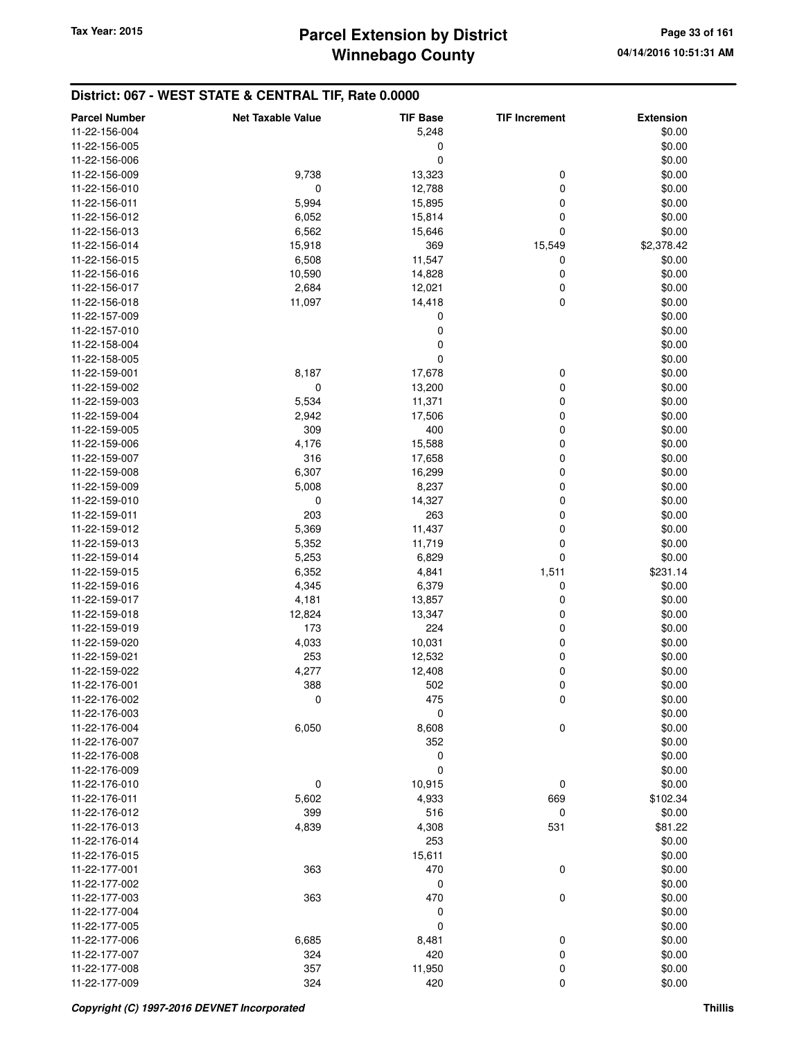## District: 067 - WEST STATE & CENTRAL TIF, Rate 0.0000

| Parcel Number | Net Taxable Value | TIF Base | TIF Increment | Extension |
|---|---|---|---|---|
| 11-22-156-004 | | 5,248 | | $0.00 |
| 11-22-156-005 | | 0 | | $0.00 |
| 11-22-156-006 | | 0 | | $0.00 |
| 11-22-156-009 | 9,738 | 13,323 | 0 | $0.00 |
| 11-22-156-010 | 0 | 12,788 | 0 | $0.00 |
| 11-22-156-011 | 5,994 | 15,895 | 0 | $0.00 |
| 11-22-156-012 | 6,052 | 15,814 | 0 | $0.00 |
| 11-22-156-013 | 6,562 | 15,646 | 0 | $0.00 |
| 11-22-156-014 | 15,918 | 369 | 15,549 | $2,378.42 |
| 11-22-156-015 | 6,508 | 11,547 | 0 | $0.00 |
| 11-22-156-016 | 10,590 | 14,828 | 0 | $0.00 |
| 11-22-156-017 | 2,684 | 12,021 | 0 | $0.00 |
| 11-22-156-018 | 11,097 | 14,418 | 0 | $0.00 |
| 11-22-157-009 | | 0 | | $0.00 |
| 11-22-157-010 | | 0 | | $0.00 |
| 11-22-158-004 | | 0 | | $0.00 |
| 11-22-158-005 | | 0 | | $0.00 |
| 11-22-159-001 | 8,187 | 17,678 | 0 | $0.00 |
| 11-22-159-002 | 0 | 13,200 | 0 | $0.00 |
| 11-22-159-003 | 5,534 | 11,371 | 0 | $0.00 |
| 11-22-159-004 | 2,942 | 17,506 | 0 | $0.00 |
| 11-22-159-005 | 309 | 400 | 0 | $0.00 |
| 11-22-159-006 | 4,176 | 15,588 | 0 | $0.00 |
| 11-22-159-007 | 316 | 17,658 | 0 | $0.00 |
| 11-22-159-008 | 6,307 | 16,299 | 0 | $0.00 |
| 11-22-159-009 | 5,008 | 8,237 | 0 | $0.00 |
| 11-22-159-010 | 0 | 14,327 | 0 | $0.00 |
| 11-22-159-011 | 203 | 263 | 0 | $0.00 |
| 11-22-159-012 | 5,369 | 11,437 | 0 | $0.00 |
| 11-22-159-013 | 5,352 | 11,719 | 0 | $0.00 |
| 11-22-159-014 | 5,253 | 6,829 | 0 | $0.00 |
| 11-22-159-015 | 6,352 | 4,841 | 1,511 | $231.14 |
| 11-22-159-016 | 4,345 | 6,379 | 0 | $0.00 |
| 11-22-159-017 | 4,181 | 13,857 | 0 | $0.00 |
| 11-22-159-018 | 12,824 | 13,347 | 0 | $0.00 |
| 11-22-159-019 | 173 | 224 | 0 | $0.00 |
| 11-22-159-020 | 4,033 | 10,031 | 0 | $0.00 |
| 11-22-159-021 | 253 | 12,532 | 0 | $0.00 |
| 11-22-159-022 | 4,277 | 12,408 | 0 | $0.00 |
| 11-22-176-001 | 388 | 502 | 0 | $0.00 |
| 11-22-176-002 | 0 | 475 | 0 | $0.00 |
| 11-22-176-003 | | 0 | | $0.00 |
| 11-22-176-004 | 6,050 | 8,608 | 0 | $0.00 |
| 11-22-176-007 | | 352 | | $0.00 |
| 11-22-176-008 | | 0 | | $0.00 |
| 11-22-176-009 | | 0 | | $0.00 |
| 11-22-176-010 | 0 | 10,915 | 0 | $0.00 |
| 11-22-176-011 | 5,602 | 4,933 | 669 | $102.34 |
| 11-22-176-012 | 399 | 516 | 0 | $0.00 |
| 11-22-176-013 | 4,839 | 4,308 | 531 | $81.22 |
| 11-22-176-014 | | 253 | | $0.00 |
| 11-22-176-015 | | 15,611 | | $0.00 |
| 11-22-177-001 | 363 | 470 | 0 | $0.00 |
| 11-22-177-002 | | 0 | | $0.00 |
| 11-22-177-003 | 363 | 470 | 0 | $0.00 |
| 11-22-177-004 | | 0 | | $0.00 |
| 11-22-177-005 | | 0 | | $0.00 |
| 11-22-177-006 | 6,685 | 8,481 | 0 | $0.00 |
| 11-22-177-007 | 324 | 420 | 0 | $0.00 |
| 11-22-177-008 | 357 | 11,950 | 0 | $0.00 |
| 11-22-177-009 | 324 | 420 | 0 | $0.00 |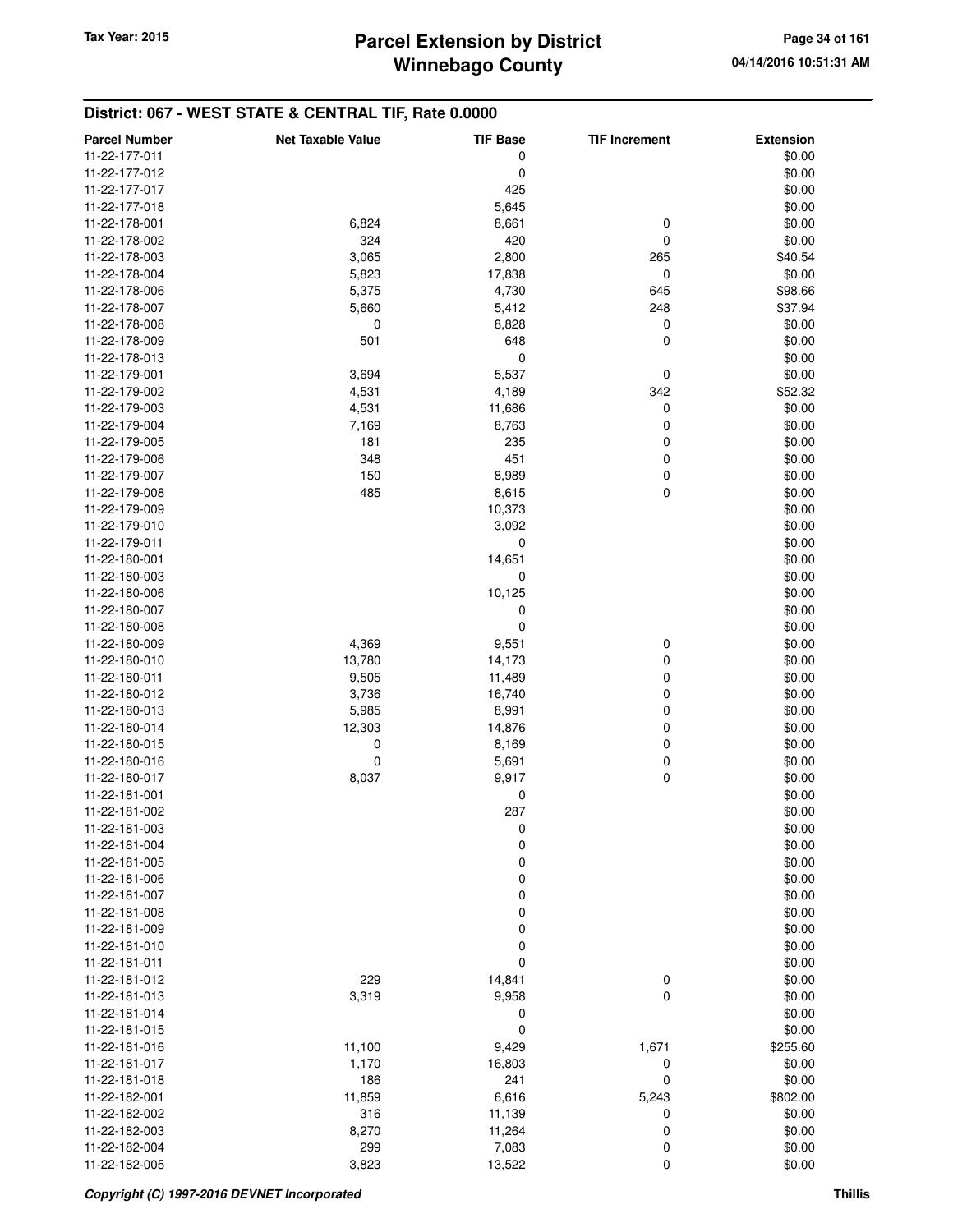## District: 067 - WEST STATE & CENTRAL TIF, Rate 0.0000

| Parcel Number | Net Taxable Value | TIF Base | TIF Increment | Extension |
|---|---|---|---|---|
| 11-22-177-011 | | 0 | | $0.00 |
| 11-22-177-012 | | 0 | | $0.00 |
| 11-22-177-017 | | 425 | | $0.00 |
| 11-22-177-018 | | 5,645 | | $0.00 |
| 11-22-178-001 | 6,824 | 8,661 | 0 | $0.00 |
| 11-22-178-002 | 324 | 420 | 0 | $0.00 |
| 11-22-178-003 | 3,065 | 2,800 | 265 | $40.54 |
| 11-22-178-004 | 5,823 | 17,838 | 0 | $0.00 |
| 11-22-178-006 | 5,375 | 4,730 | 645 | $98.66 |
| 11-22-178-007 | 5,660 | 5,412 | 248 | $37.94 |
| 11-22-178-008 | 0 | 8,828 | 0 | $0.00 |
| 11-22-178-009 | 501 | 648 | 0 | $0.00 |
| 11-22-178-013 | | 0 | | $0.00 |
| 11-22-179-001 | 3,694 | 5,537 | 0 | $0.00 |
| 11-22-179-002 | 4,531 | 4,189 | 342 | $52.32 |
| 11-22-179-003 | 4,531 | 11,686 | 0 | $0.00 |
| 11-22-179-004 | 7,169 | 8,763 | 0 | $0.00 |
| 11-22-179-005 | 181 | 235 | 0 | $0.00 |
| 11-22-179-006 | 348 | 451 | 0 | $0.00 |
| 11-22-179-007 | 150 | 8,989 | 0 | $0.00 |
| 11-22-179-008 | 485 | 8,615 | 0 | $0.00 |
| 11-22-179-009 | | 10,373 | | $0.00 |
| 11-22-179-010 | | 3,092 | | $0.00 |
| 11-22-179-011 | | 0 | | $0.00 |
| 11-22-180-001 | | 14,651 | | $0.00 |
| 11-22-180-003 | | 0 | | $0.00 |
| 11-22-180-006 | | 10,125 | | $0.00 |
| 11-22-180-007 | | 0 | | $0.00 |
| 11-22-180-008 | | 0 | | $0.00 |
| 11-22-180-009 | 4,369 | 9,551 | 0 | $0.00 |
| 11-22-180-010 | 13,780 | 14,173 | 0 | $0.00 |
| 11-22-180-011 | 9,505 | 11,489 | 0 | $0.00 |
| 11-22-180-012 | 3,736 | 16,740 | 0 | $0.00 |
| 11-22-180-013 | 5,985 | 8,991 | 0 | $0.00 |
| 11-22-180-014 | 12,303 | 14,876 | 0 | $0.00 |
| 11-22-180-015 | 0 | 8,169 | 0 | $0.00 |
| 11-22-180-016 | 0 | 5,691 | 0 | $0.00 |
| 11-22-180-017 | 8,037 | 9,917 | 0 | $0.00 |
| 11-22-181-001 | | 0 | | $0.00 |
| 11-22-181-002 | | 287 | | $0.00 |
| 11-22-181-003 | | 0 | | $0.00 |
| 11-22-181-004 | | 0 | | $0.00 |
| 11-22-181-005 | | 0 | | $0.00 |
| 11-22-181-006 | | 0 | | $0.00 |
| 11-22-181-007 | | 0 | | $0.00 |
| 11-22-181-008 | | 0 | | $0.00 |
| 11-22-181-009 | | 0 | | $0.00 |
| 11-22-181-010 | | 0 | | $0.00 |
| 11-22-181-011 | | 0 | | $0.00 |
| 11-22-181-012 | 229 | 14,841 | 0 | $0.00 |
| 11-22-181-013 | 3,319 | 9,958 | 0 | $0.00 |
| 11-22-181-014 | | 0 | | $0.00 |
| 11-22-181-015 | | 0 | | $0.00 |
| 11-22-181-016 | 11,100 | 9,429 | 1,671 | $255.60 |
| 11-22-181-017 | 1,170 | 16,803 | 0 | $0.00 |
| 11-22-181-018 | 186 | 241 | 0 | $0.00 |
| 11-22-182-001 | 11,859 | 6,616 | 5,243 | $802.00 |
| 11-22-182-002 | 316 | 11,139 | 0 | $0.00 |
| 11-22-182-003 | 8,270 | 11,264 | 0 | $0.00 |
| 11-22-182-004 | 299 | 7,083 | 0 | $0.00 |
| 11-22-182-005 | 3,823 | 13,522 | 0 | $0.00 |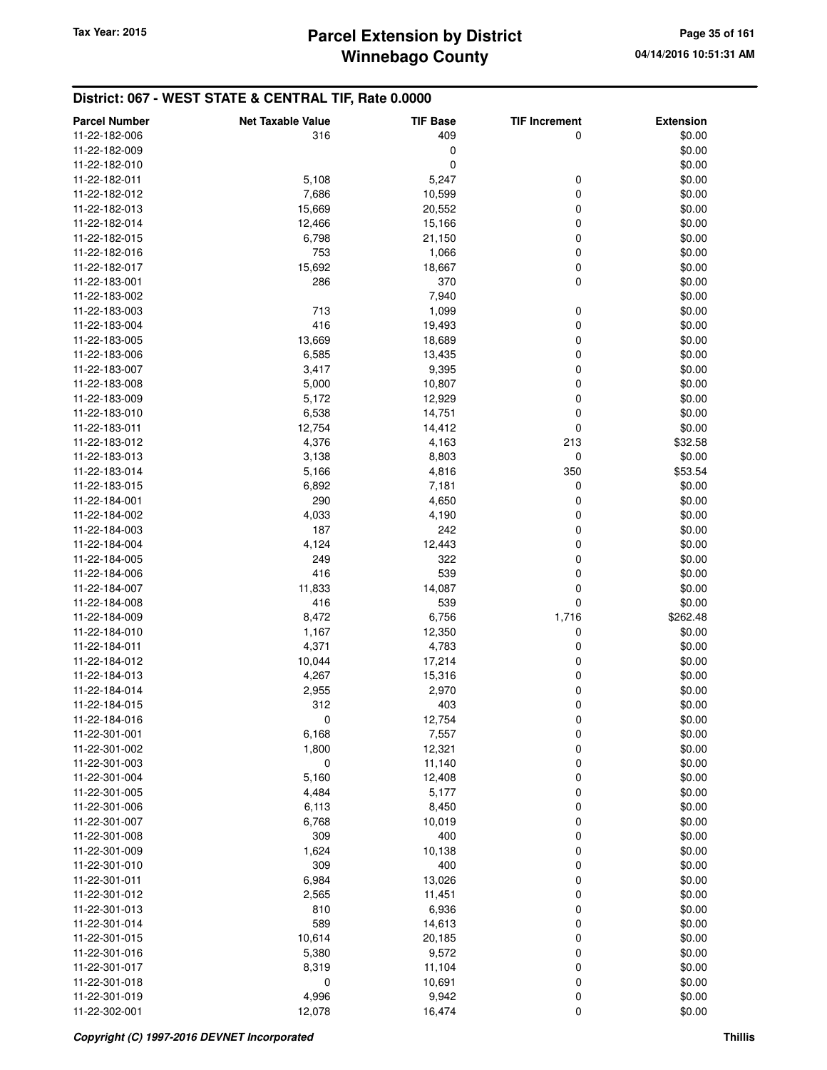## District: 067 - WEST STATE & CENTRAL TIF, Rate 0.0000

| Parcel Number | Net Taxable Value | TIF Base | TIF Increment | Extension |
|---|---|---|---|---|
| 11-22-182-006 | 316 | 409 | 0 | $0.00 |
| 11-22-182-009 | | 0 | | $0.00 |
| 11-22-182-010 | | 0 | | $0.00 |
| 11-22-182-011 | 5,108 | 5,247 | 0 | $0.00 |
| 11-22-182-012 | 7,686 | 10,599 | 0 | $0.00 |
| 11-22-182-013 | 15,669 | 20,552 | 0 | $0.00 |
| 11-22-182-014 | 12,466 | 15,166 | 0 | $0.00 |
| 11-22-182-015 | 6,798 | 21,150 | 0 | $0.00 |
| 11-22-182-016 | 753 | 1,066 | 0 | $0.00 |
| 11-22-182-017 | 15,692 | 18,667 | 0 | $0.00 |
| 11-22-183-001 | 286 | 370 | 0 | $0.00 |
| 11-22-183-002 | | 7,940 | | $0.00 |
| 11-22-183-003 | 713 | 1,099 | 0 | $0.00 |
| 11-22-183-004 | 416 | 19,493 | 0 | $0.00 |
| 11-22-183-005 | 13,669 | 18,689 | 0 | $0.00 |
| 11-22-183-006 | 6,585 | 13,435 | 0 | $0.00 |
| 11-22-183-007 | 3,417 | 9,395 | 0 | $0.00 |
| 11-22-183-008 | 5,000 | 10,807 | 0 | $0.00 |
| 11-22-183-009 | 5,172 | 12,929 | 0 | $0.00 |
| 11-22-183-010 | 6,538 | 14,751 | 0 | $0.00 |
| 11-22-183-011 | 12,754 | 14,412 | 0 | $0.00 |
| 11-22-183-012 | 4,376 | 4,163 | 213 | $32.58 |
| 11-22-183-013 | 3,138 | 8,803 | 0 | $0.00 |
| 11-22-183-014 | 5,166 | 4,816 | 350 | $53.54 |
| 11-22-183-015 | 6,892 | 7,181 | 0 | $0.00 |
| 11-22-184-001 | 290 | 4,650 | 0 | $0.00 |
| 11-22-184-002 | 4,033 | 4,190 | 0 | $0.00 |
| 11-22-184-003 | 187 | 242 | 0 | $0.00 |
| 11-22-184-004 | 4,124 | 12,443 | 0 | $0.00 |
| 11-22-184-005 | 249 | 322 | 0 | $0.00 |
| 11-22-184-006 | 416 | 539 | 0 | $0.00 |
| 11-22-184-007 | 11,833 | 14,087 | 0 | $0.00 |
| 11-22-184-008 | 416 | 539 | 0 | $0.00 |
| 11-22-184-009 | 8,472 | 6,756 | 1,716 | $262.48 |
| 11-22-184-010 | 1,167 | 12,350 | 0 | $0.00 |
| 11-22-184-011 | 4,371 | 4,783 | 0 | $0.00 |
| 11-22-184-012 | 10,044 | 17,214 | 0 | $0.00 |
| 11-22-184-013 | 4,267 | 15,316 | 0 | $0.00 |
| 11-22-184-014 | 2,955 | 2,970 | 0 | $0.00 |
| 11-22-184-015 | 312 | 403 | 0 | $0.00 |
| 11-22-184-016 | 0 | 12,754 | 0 | $0.00 |
| 11-22-301-001 | 6,168 | 7,557 | 0 | $0.00 |
| 11-22-301-002 | 1,800 | 12,321 | 0 | $0.00 |
| 11-22-301-003 | 0 | 11,140 | 0 | $0.00 |
| 11-22-301-004 | 5,160 | 12,408 | 0 | $0.00 |
| 11-22-301-005 | 4,484 | 5,177 | 0 | $0.00 |
| 11-22-301-006 | 6,113 | 8,450 | 0 | $0.00 |
| 11-22-301-007 | 6,768 | 10,019 | 0 | $0.00 |
| 11-22-301-008 | 309 | 400 | 0 | $0.00 |
| 11-22-301-009 | 1,624 | 10,138 | 0 | $0.00 |
| 11-22-301-010 | 309 | 400 | 0 | $0.00 |
| 11-22-301-011 | 6,984 | 13,026 | 0 | $0.00 |
| 11-22-301-012 | 2,565 | 11,451 | 0 | $0.00 |
| 11-22-301-013 | 810 | 6,936 | 0 | $0.00 |
| 11-22-301-014 | 589 | 14,613 | 0 | $0.00 |
| 11-22-301-015 | 10,614 | 20,185 | 0 | $0.00 |
| 11-22-301-016 | 5,380 | 9,572 | 0 | $0.00 |
| 11-22-301-017 | 8,319 | 11,104 | 0 | $0.00 |
| 11-22-301-018 | 0 | 10,691 | 0 | $0.00 |
| 11-22-301-019 | 4,996 | 9,942 | 0 | $0.00 |
| 11-22-302-001 | 12,078 | 16,474 | 0 | $0.00 |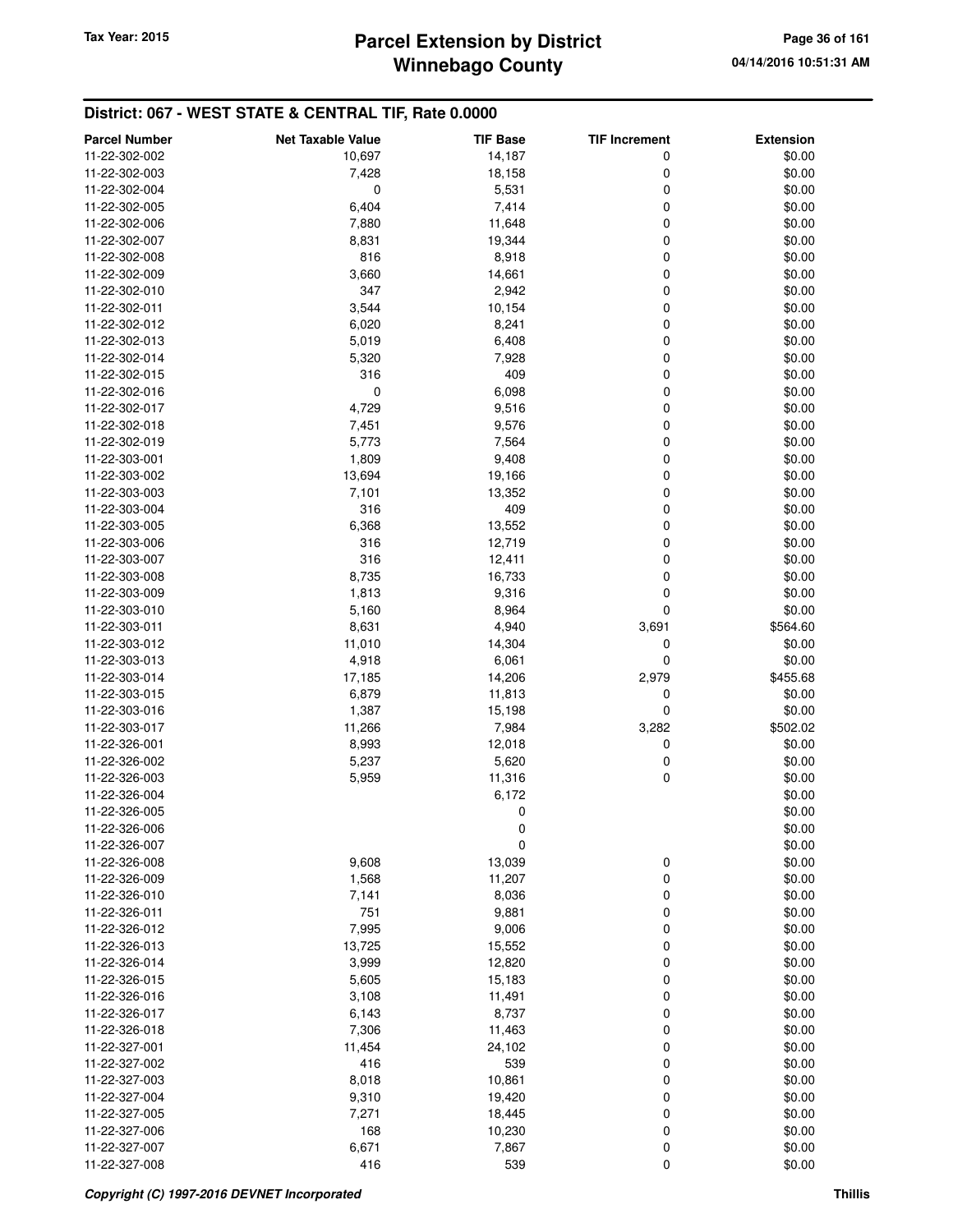# Parcel Extension by District
# Winnebago County

Tax Year: 2015

## District: 067 - WEST STATE & CENTRAL TIF, Rate 0.0000

| Parcel Number | Net Taxable Value | TIF Base | TIF Increment | Extension |
|---|---|---|---|---|
| 11-22-302-002 | 10,697 | 14,187 | 0 | $0.00 |
| 11-22-302-003 | 7,428 | 18,158 | 0 | $0.00 |
| 11-22-302-004 | 0 | 5,531 | 0 | $0.00 |
| 11-22-302-005 | 6,404 | 7,414 | 0 | $0.00 |
| 11-22-302-006 | 7,880 | 11,648 | 0 | $0.00 |
| 11-22-302-007 | 8,831 | 19,344 | 0 | $0.00 |
| 11-22-302-008 | 816 | 8,918 | 0 | $0.00 |
| 11-22-302-009 | 3,660 | 14,661 | 0 | $0.00 |
| 11-22-302-010 | 347 | 2,942 | 0 | $0.00 |
| 11-22-302-011 | 3,544 | 10,154 | 0 | $0.00 |
| 11-22-302-012 | 6,020 | 8,241 | 0 | $0.00 |
| 11-22-302-013 | 5,019 | 6,408 | 0 | $0.00 |
| 11-22-302-014 | 5,320 | 7,928 | 0 | $0.00 |
| 11-22-302-015 | 316 | 409 | 0 | $0.00 |
| 11-22-302-016 | 0 | 6,098 | 0 | $0.00 |
| 11-22-302-017 | 4,729 | 9,516 | 0 | $0.00 |
| 11-22-302-018 | 7,451 | 9,576 | 0 | $0.00 |
| 11-22-302-019 | 5,773 | 7,564 | 0 | $0.00 |
| 11-22-303-001 | 1,809 | 9,408 | 0 | $0.00 |
| 11-22-303-002 | 13,694 | 19,166 | 0 | $0.00 |
| 11-22-303-003 | 7,101 | 13,352 | 0 | $0.00 |
| 11-22-303-004 | 316 | 409 | 0 | $0.00 |
| 11-22-303-005 | 6,368 | 13,552 | 0 | $0.00 |
| 11-22-303-006 | 316 | 12,719 | 0 | $0.00 |
| 11-22-303-007 | 316 | 12,411 | 0 | $0.00 |
| 11-22-303-008 | 8,735 | 16,733 | 0 | $0.00 |
| 11-22-303-009 | 1,813 | 9,316 | 0 | $0.00 |
| 11-22-303-010 | 5,160 | 8,964 | 0 | $0.00 |
| 11-22-303-011 | 8,631 | 4,940 | 3,691 | $564.60 |
| 11-22-303-012 | 11,010 | 14,304 | 0 | $0.00 |
| 11-22-303-013 | 4,918 | 6,061 | 0 | $0.00 |
| 11-22-303-014 | 17,185 | 14,206 | 2,979 | $455.68 |
| 11-22-303-015 | 6,879 | 11,813 | 0 | $0.00 |
| 11-22-303-016 | 1,387 | 15,198 | 0 | $0.00 |
| 11-22-303-017 | 11,266 | 7,984 | 3,282 | $502.02 |
| 11-22-326-001 | 8,993 | 12,018 | 0 | $0.00 |
| 11-22-326-002 | 5,237 | 5,620 | 0 | $0.00 |
| 11-22-326-003 | 5,959 | 11,316 | 0 | $0.00 |
| 11-22-326-004 | | 6,172 | | $0.00 |
| 11-22-326-005 | | 0 | | $0.00 |
| 11-22-326-006 | | 0 | | $0.00 |
| 11-22-326-007 | | 0 | | $0.00 |
| 11-22-326-008 | 9,608 | 13,039 | 0 | $0.00 |
| 11-22-326-009 | 1,568 | 11,207 | 0 | $0.00 |
| 11-22-326-010 | 7,141 | 8,036 | 0 | $0.00 |
| 11-22-326-011 | 751 | 9,881 | 0 | $0.00 |
| 11-22-326-012 | 7,995 | 9,006 | 0 | $0.00 |
| 11-22-326-013 | 13,725 | 15,552 | 0 | $0.00 |
| 11-22-326-014 | 3,999 | 12,820 | 0 | $0.00 |
| 11-22-326-015 | 5,605 | 15,183 | 0 | $0.00 |
| 11-22-326-016 | 3,108 | 11,491 | 0 | $0.00 |
| 11-22-326-017 | 6,143 | 8,737 | 0 | $0.00 |
| 11-22-326-018 | 7,306 | 11,463 | 0 | $0.00 |
| 11-22-327-001 | 11,454 | 24,102 | 0 | $0.00 |
| 11-22-327-002 | 416 | 539 | 0 | $0.00 |
| 11-22-327-003 | 8,018 | 10,861 | 0 | $0.00 |
| 11-22-327-004 | 9,310 | 19,420 | 0 | $0.00 |
| 11-22-327-005 | 7,271 | 18,445 | 0 | $0.00 |
| 11-22-327-006 | 168 | 10,230 | 0 | $0.00 |
| 11-22-327-007 | 6,671 | 7,867 | 0 | $0.00 |
| 11-22-327-008 | 416 | 539 | 0 | $0.00 |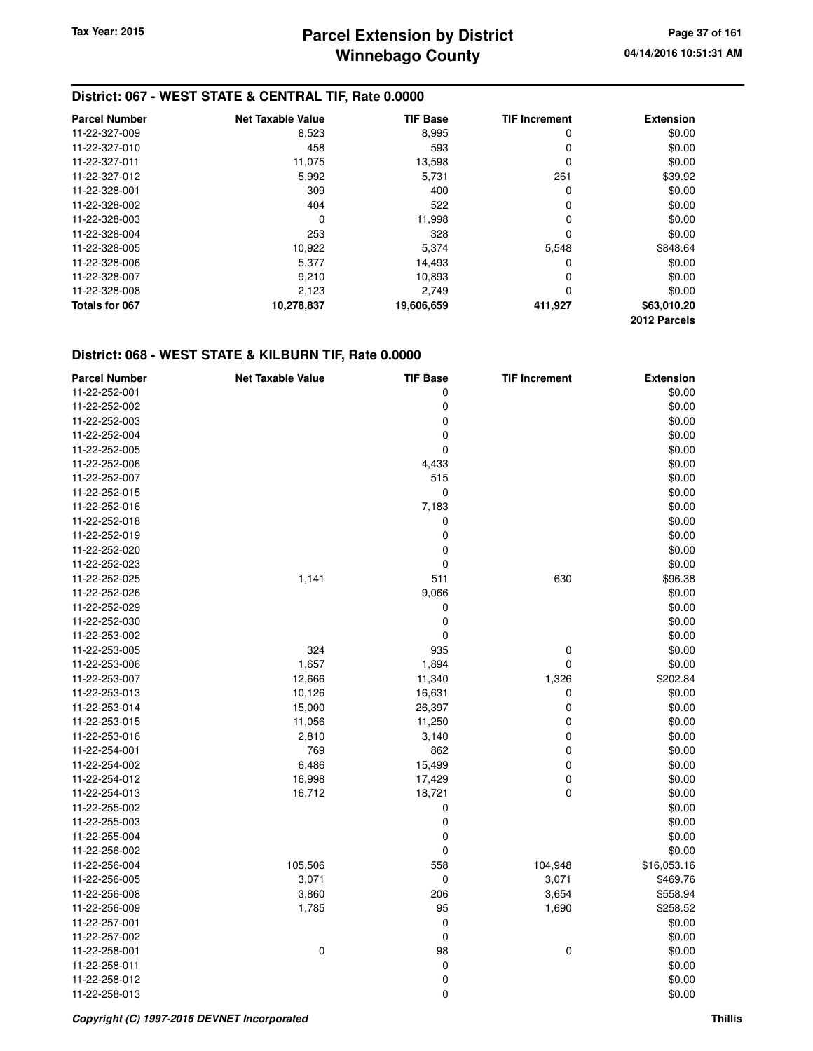## District: 067 - WEST STATE & CENTRAL TIF, Rate 0.0000

| Parcel Number | Net Taxable Value | TIF Base | TIF Increment | Extension |
|---|---|---|---|---|
| 11-22-327-009 | 8,523 | 8,995 | 0 | $0.00 |
| 11-22-327-010 | 458 | 593 | 0 | $0.00 |
| 11-22-327-011 | 11,075 | 13,598 | 0 | $0.00 |
| 11-22-327-012 | 5,992 | 5,731 | 261 | $39.92 |
| 11-22-328-001 | 309 | 400 | 0 | $0.00 |
| 11-22-328-002 | 404 | 522 | 0 | $0.00 |
| 11-22-328-003 | 0 | 11,998 | 0 | $0.00 |
| 11-22-328-004 | 253 | 328 | 0 | $0.00 |
| 11-22-328-005 | 10,922 | 5,374 | 5,548 | $848.64 |
| 11-22-328-006 | 5,377 | 14,493 | 0 | $0.00 |
| 11-22-328-007 | 9,210 | 10,893 | 0 | $0.00 |
| 11-22-328-008 | 2,123 | 2,749 | 0 | $0.00 |
| **Totals for 067** | **10,278,837** | **19,606,659** | **411,927** | **$63,010.20** |
| | | | | **2012 Parcels** |

## District: 068 - WEST STATE & KILBURN TIF, Rate 0.0000

| Parcel Number | Net Taxable Value | TIF Base | TIF Increment | Extension |
|---|---|---|---|---|
| 11-22-252-001 | | 0 | | $0.00 |
| 11-22-252-002 | | 0 | | $0.00 |
| 11-22-252-003 | | 0 | | $0.00 |
| 11-22-252-004 | | 0 | | $0.00 |
| 11-22-252-005 | | 0 | | $0.00 |
| 11-22-252-006 | | 4,433 | | $0.00 |
| 11-22-252-007 | | 515 | | $0.00 |
| 11-22-252-015 | | 0 | | $0.00 |
| 11-22-252-016 | | 7,183 | | $0.00 |
| 11-22-252-018 | | 0 | | $0.00 |
| 11-22-252-019 | | 0 | | $0.00 |
| 11-22-252-020 | | 0 | | $0.00 |
| 11-22-252-023 | | 0 | | $0.00 |
| 11-22-252-025 | 1,141 | 511 | 630 | $96.38 |
| 11-22-252-026 | | 9,066 | | $0.00 |
| 11-22-252-029 | | 0 | | $0.00 |
| 11-22-252-030 | | 0 | | $0.00 |
| 11-22-253-002 | | 0 | | $0.00 |
| 11-22-253-005 | 324 | 935 | 0 | $0.00 |
| 11-22-253-006 | 1,657 | 1,894 | 0 | $0.00 |
| 11-22-253-007 | 12,666 | 11,340 | 1,326 | $202.84 |
| 11-22-253-013 | 10,126 | 16,631 | 0 | $0.00 |
| 11-22-253-014 | 15,000 | 26,397 | 0 | $0.00 |
| 11-22-253-015 | 11,056 | 11,250 | 0 | $0.00 |
| 11-22-253-016 | 2,810 | 3,140 | 0 | $0.00 |
| 11-22-254-001 | 769 | 862 | 0 | $0.00 |
| 11-22-254-002 | 6,486 | 15,499 | 0 | $0.00 |
| 11-22-254-012 | 16,998 | 17,429 | 0 | $0.00 |
| 11-22-254-013 | 16,712 | 18,721 | 0 | $0.00 |
| 11-22-255-002 | | 0 | | $0.00 |
| 11-22-255-003 | | 0 | | $0.00 |
| 11-22-255-004 | | 0 | | $0.00 |
| 11-22-256-002 | | 0 | | $0.00 |
| 11-22-256-004 | 105,506 | 558 | 104,948 | $16,053.16 |
| 11-22-256-005 | 3,071 | 0 | 3,071 | $469.76 |
| 11-22-256-008 | 3,860 | 206 | 3,654 | $558.94 |
| 11-22-256-009 | 1,785 | 95 | 1,690 | $258.52 |
| 11-22-257-001 | | 0 | | $0.00 |
| 11-22-257-002 | | 0 | | $0.00 |
| 11-22-258-001 | 0 | 98 | 0 | $0.00 |
| 11-22-258-011 | | 0 | | $0.00 |
| 11-22-258-012 | | 0 | | $0.00 |
| 11-22-258-013 | | 0 | | $0.00 |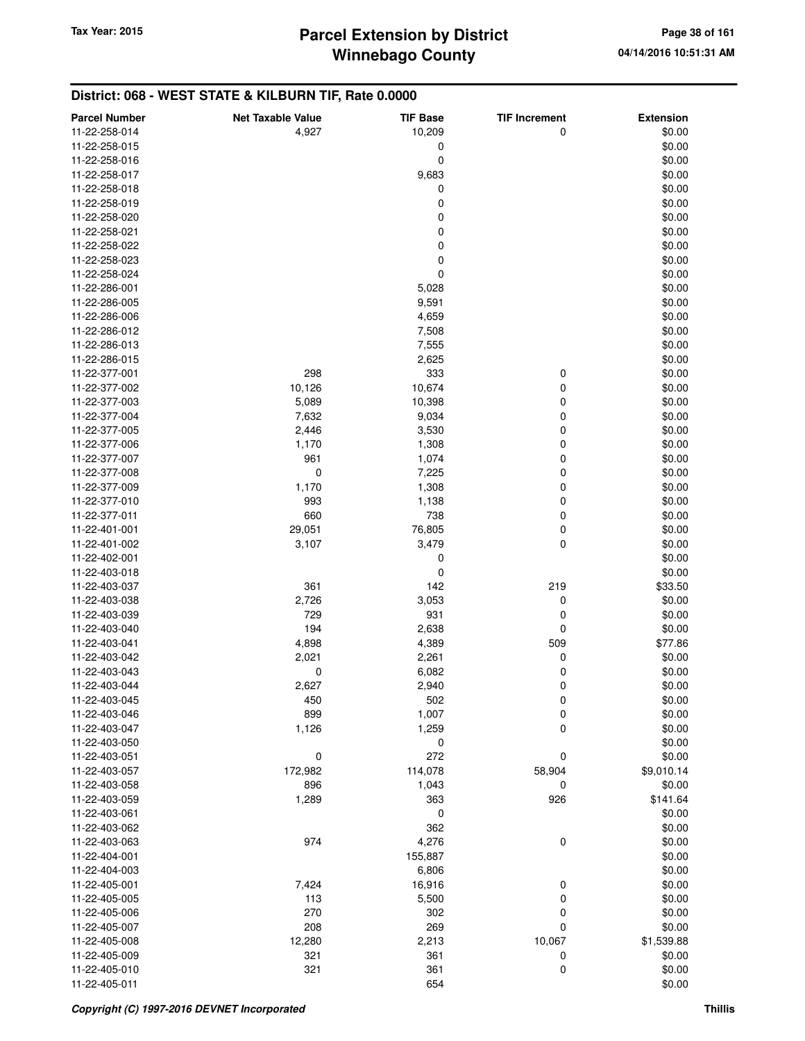## District: 068 - WEST STATE & KILBURN TIF, Rate 0.0000

| Parcel Number | Net Taxable Value | TIF Base | TIF Increment | Extension |
|---|---|---|---|---|
| 11-22-258-014 | 4,927 | 10,209 | 0 | $0.00 |
| 11-22-258-015 | | 0 | | $0.00 |
| 11-22-258-016 | | 0 | | $0.00 |
| 11-22-258-017 | | 9,683 | | $0.00 |
| 11-22-258-018 | | 0 | | $0.00 |
| 11-22-258-019 | | 0 | | $0.00 |
| 11-22-258-020 | | 0 | | $0.00 |
| 11-22-258-021 | | 0 | | $0.00 |
| 11-22-258-022 | | 0 | | $0.00 |
| 11-22-258-023 | | 0 | | $0.00 |
| 11-22-258-024 | | 0 | | $0.00 |
| 11-22-286-001 | | 5,028 | | $0.00 |
| 11-22-286-005 | | 9,591 | | $0.00 |
| 11-22-286-006 | | 4,659 | | $0.00 |
| 11-22-286-012 | | 7,508 | | $0.00 |
| 11-22-286-013 | | 7,555 | | $0.00 |
| 11-22-286-015 | | 2,625 | | $0.00 |
| 11-22-377-001 | 298 | 333 | 0 | $0.00 |
| 11-22-377-002 | 10,126 | 10,674 | 0 | $0.00 |
| 11-22-377-003 | 5,089 | 10,398 | 0 | $0.00 |
| 11-22-377-004 | 7,632 | 9,034 | 0 | $0.00 |
| 11-22-377-005 | 2,446 | 3,530 | 0 | $0.00 |
| 11-22-377-006 | 1,170 | 1,308 | 0 | $0.00 |
| 11-22-377-007 | 961 | 1,074 | 0 | $0.00 |
| 11-22-377-008 | 0 | 7,225 | 0 | $0.00 |
| 11-22-377-009 | 1,170 | 1,308 | 0 | $0.00 |
| 11-22-377-010 | 993 | 1,138 | 0 | $0.00 |
| 11-22-377-011 | 660 | 738 | 0 | $0.00 |
| 11-22-401-001 | 29,051 | 76,805 | 0 | $0.00 |
| 11-22-401-002 | 3,107 | 3,479 | 0 | $0.00 |
| 11-22-402-001 | | 0 | | $0.00 |
| 11-22-403-018 | | 0 | | $0.00 |
| 11-22-403-037 | 361 | 142 | 219 | $33.50 |
| 11-22-403-038 | 2,726 | 3,053 | 0 | $0.00 |
| 11-22-403-039 | 729 | 931 | 0 | $0.00 |
| 11-22-403-040 | 194 | 2,638 | 0 | $0.00 |
| 11-22-403-041 | 4,898 | 4,389 | 509 | $77.86 |
| 11-22-403-042 | 2,021 | 2,261 | 0 | $0.00 |
| 11-22-403-043 | 0 | 6,082 | 0 | $0.00 |
| 11-22-403-044 | 2,627 | 2,940 | 0 | $0.00 |
| 11-22-403-045 | 450 | 502 | 0 | $0.00 |
| 11-22-403-046 | 899 | 1,007 | 0 | $0.00 |
| 11-22-403-047 | 1,126 | 1,259 | 0 | $0.00 |
| 11-22-403-050 | | 0 | | $0.00 |
| 11-22-403-051 | 0 | 272 | 0 | $0.00 |
| 11-22-403-057 | 172,982 | 114,078 | 58,904 | $9,010.14 |
| 11-22-403-058 | 896 | 1,043 | 0 | $0.00 |
| 11-22-403-059 | 1,289 | 363 | 926 | $141.64 |
| 11-22-403-061 | | 0 | | $0.00 |
| 11-22-403-062 | | 362 | | $0.00 |
| 11-22-403-063 | 974 | 4,276 | 0 | $0.00 |
| 11-22-404-001 | | 155,887 | | $0.00 |
| 11-22-404-003 | | 6,806 | | $0.00 |
| 11-22-405-001 | 7,424 | 16,916 | 0 | $0.00 |
| 11-22-405-005 | 113 | 5,500 | 0 | $0.00 |
| 11-22-405-006 | 270 | 302 | 0 | $0.00 |
| 11-22-405-007 | 208 | 269 | 0 | $0.00 |
| 11-22-405-008 | 12,280 | 2,213 | 10,067 | $1,539.88 |
| 11-22-405-009 | 321 | 361 | 0 | $0.00 |
| 11-22-405-010 | 321 | 361 | 0 | $0.00 |
| 11-22-405-011 | | 654 | | $0.00 |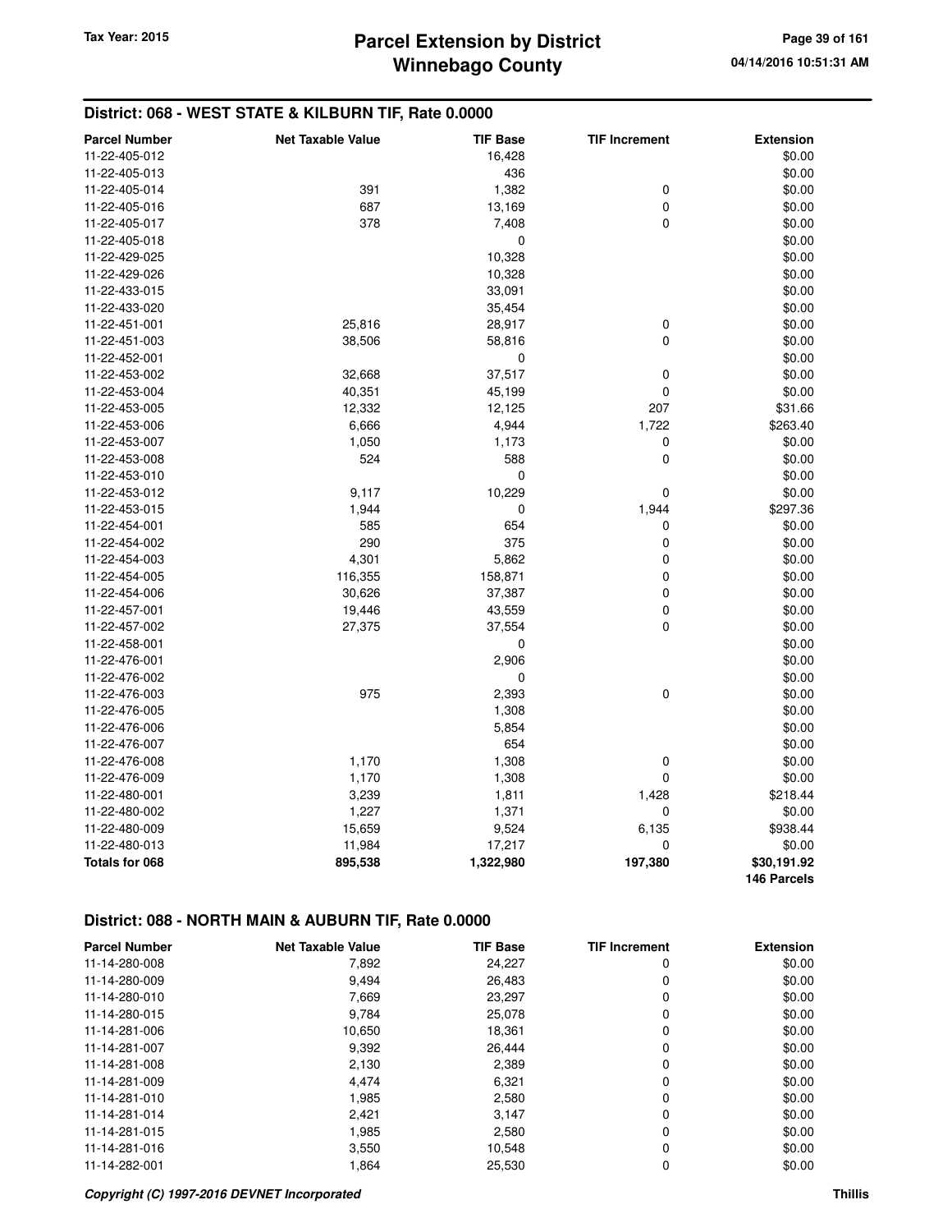## District: 068 - WEST STATE & KILBURN TIF, Rate 0.0000

| Parcel Number | Net Taxable Value | TIF Base | TIF Increment | Extension |
|---|---|---|---|---|
| 11-22-405-012 | | 16,428 | | $0.00 |
| 11-22-405-013 | | 436 | | $0.00 |
| 11-22-405-014 | 391 | 1,382 | 0 | $0.00 |
| 11-22-405-016 | 687 | 13,169 | 0 | $0.00 |
| 11-22-405-017 | 378 | 7,408 | 0 | $0.00 |
| 11-22-405-018 | | 0 | | $0.00 |
| 11-22-429-025 | | 10,328 | | $0.00 |
| 11-22-429-026 | | 10,328 | | $0.00 |
| 11-22-433-015 | | 33,091 | | $0.00 |
| 11-22-433-020 | | 35,454 | | $0.00 |
| 11-22-451-001 | 25,816 | 28,917 | 0 | $0.00 |
| 11-22-451-003 | 38,506 | 58,816 | 0 | $0.00 |
| 11-22-452-001 | | 0 | | $0.00 |
| 11-22-453-002 | 32,668 | 37,517 | 0 | $0.00 |
| 11-22-453-004 | 40,351 | 45,199 | 0 | $0.00 |
| 11-22-453-005 | 12,332 | 12,125 | 207 | $31.66 |
| 11-22-453-006 | 6,666 | 4,944 | 1,722 | $263.40 |
| 11-22-453-007 | 1,050 | 1,173 | 0 | $0.00 |
| 11-22-453-008 | 524 | 588 | 0 | $0.00 |
| 11-22-453-010 | | 0 | | $0.00 |
| 11-22-453-012 | 9,117 | 10,229 | 0 | $0.00 |
| 11-22-453-015 | 1,944 | 0 | 1,944 | $297.36 |
| 11-22-454-001 | 585 | 654 | 0 | $0.00 |
| 11-22-454-002 | 290 | 375 | 0 | $0.00 |
| 11-22-454-003 | 4,301 | 5,862 | 0 | $0.00 |
| 11-22-454-005 | 116,355 | 158,871 | 0 | $0.00 |
| 11-22-454-006 | 30,626 | 37,387 | 0 | $0.00 |
| 11-22-457-001 | 19,446 | 43,559 | 0 | $0.00 |
| 11-22-457-002 | 27,375 | 37,554 | 0 | $0.00 |
| 11-22-458-001 | | 0 | | $0.00 |
| 11-22-476-001 | | 2,906 | | $0.00 |
| 11-22-476-002 | | 0 | | $0.00 |
| 11-22-476-003 | 975 | 2,393 | 0 | $0.00 |
| 11-22-476-005 | | 1,308 | | $0.00 |
| 11-22-476-006 | | 5,854 | | $0.00 |
| 11-22-476-007 | | 654 | | $0.00 |
| 11-22-476-008 | 1,170 | 1,308 | 0 | $0.00 |
| 11-22-476-009 | 1,170 | 1,308 | 0 | $0.00 |
| 11-22-480-001 | 3,239 | 1,811 | 1,428 | $218.44 |
| 11-22-480-002 | 1,227 | 1,371 | 0 | $0.00 |
| 11-22-480-009 | 15,659 | 9,524 | 6,135 | $938.44 |
| 11-22-480-013 | 11,984 | 17,217 | 0 | $0.00 |
| **Totals for 068** | **895,538** | **1,322,980** | **197,380** | **$30,191.92** |
| | | | | **146 Parcels** |

## District: 088 - NORTH MAIN & AUBURN TIF, Rate 0.0000

| Parcel Number | Net Taxable Value | TIF Base | TIF Increment | Extension |
|---|---|---|---|---|
| 11-14-280-008 | 7,892 | 24,227 | 0 | $0.00 |
| 11-14-280-009 | 9,494 | 26,483 | 0 | $0.00 |
| 11-14-280-010 | 7,669 | 23,297 | 0 | $0.00 |
| 11-14-280-015 | 9,784 | 25,078 | 0 | $0.00 |
| 11-14-281-006 | 10,650 | 18,361 | 0 | $0.00 |
| 11-14-281-007 | 9,392 | 26,444 | 0 | $0.00 |
| 11-14-281-008 | 2,130 | 2,389 | 0 | $0.00 |
| 11-14-281-009 | 4,474 | 6,321 | 0 | $0.00 |
| 11-14-281-010 | 1,985 | 2,580 | 0 | $0.00 |
| 11-14-281-014 | 2,421 | 3,147 | 0 | $0.00 |
| 11-14-281-015 | 1,985 | 2,580 | 0 | $0.00 |
| 11-14-281-016 | 3,550 | 10,548 | 0 | $0.00 |
| 11-14-282-001 | 1,864 | 25,530 | 0 | $0.00 |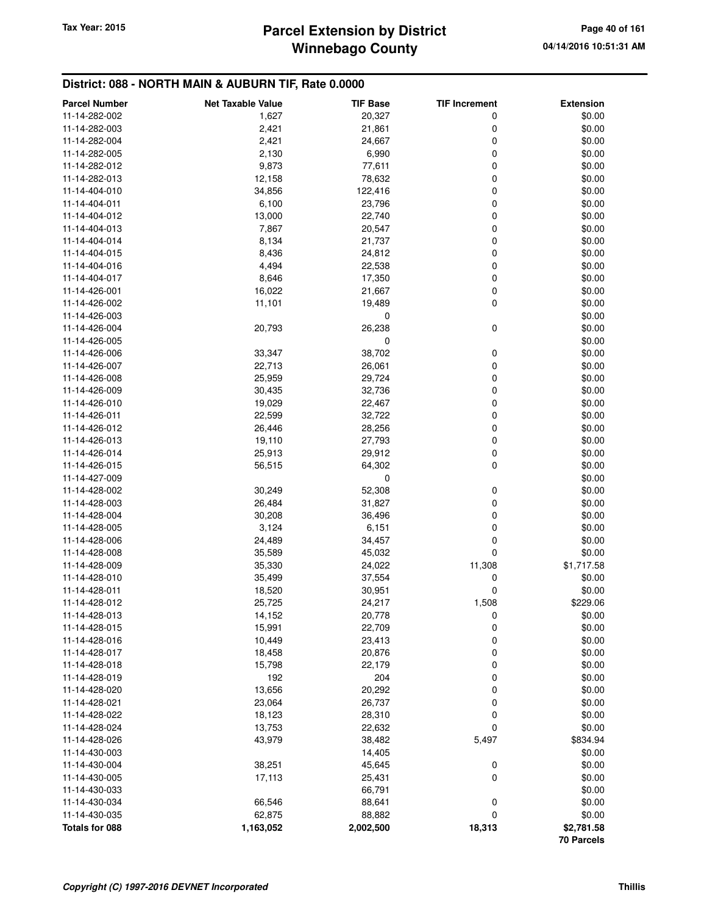## District: 088 - NORTH MAIN & AUBURN TIF, Rate 0.0000

| Parcel Number | Net Taxable Value | TIF Base | TIF Increment | Extension |
|---|---|---|---|---|
| 11-14-282-002 | 1,627 | 20,327 | 0 | $0.00 |
| 11-14-282-003 | 2,421 | 21,861 | 0 | $0.00 |
| 11-14-282-004 | 2,421 | 24,667 | 0 | $0.00 |
| 11-14-282-005 | 2,130 | 6,990 | 0 | $0.00 |
| 11-14-282-012 | 9,873 | 77,611 | 0 | $0.00 |
| 11-14-282-013 | 12,158 | 78,632 | 0 | $0.00 |
| 11-14-404-010 | 34,856 | 122,416 | 0 | $0.00 |
| 11-14-404-011 | 6,100 | 23,796 | 0 | $0.00 |
| 11-14-404-012 | 13,000 | 22,740 | 0 | $0.00 |
| 11-14-404-013 | 7,867 | 20,547 | 0 | $0.00 |
| 11-14-404-014 | 8,134 | 21,737 | 0 | $0.00 |
| 11-14-404-015 | 8,436 | 24,812 | 0 | $0.00 |
| 11-14-404-016 | 4,494 | 22,538 | 0 | $0.00 |
| 11-14-404-017 | 8,646 | 17,350 | 0 | $0.00 |
| 11-14-426-001 | 16,022 | 21,667 | 0 | $0.00 |
| 11-14-426-002 | 11,101 | 19,489 | 0 | $0.00 |
| 11-14-426-003 | | 0 | | $0.00 |
| 11-14-426-004 | 20,793 | 26,238 | 0 | $0.00 |
| 11-14-426-005 | | 0 | | $0.00 |
| 11-14-426-006 | 33,347 | 38,702 | 0 | $0.00 |
| 11-14-426-007 | 22,713 | 26,061 | 0 | $0.00 |
| 11-14-426-008 | 25,959 | 29,724 | 0 | $0.00 |
| 11-14-426-009 | 30,435 | 32,736 | 0 | $0.00 |
| 11-14-426-010 | 19,029 | 22,467 | 0 | $0.00 |
| 11-14-426-011 | 22,599 | 32,722 | 0 | $0.00 |
| 11-14-426-012 | 26,446 | 28,256 | 0 | $0.00 |
| 11-14-426-013 | 19,110 | 27,793 | 0 | $0.00 |
| 11-14-426-014 | 25,913 | 29,912 | 0 | $0.00 |
| 11-14-426-015 | 56,515 | 64,302 | 0 | $0.00 |
| 11-14-427-009 | | 0 | | $0.00 |
| 11-14-428-002 | 30,249 | 52,308 | 0 | $0.00 |
| 11-14-428-003 | 26,484 | 31,827 | 0 | $0.00 |
| 11-14-428-004 | 30,208 | 36,496 | 0 | $0.00 |
| 11-14-428-005 | 3,124 | 6,151 | 0 | $0.00 |
| 11-14-428-006 | 24,489 | 34,457 | 0 | $0.00 |
| 11-14-428-008 | 35,589 | 45,032 | 0 | $0.00 |
| 11-14-428-009 | 35,330 | 24,022 | 11,308 | $1,717.58 |
| 11-14-428-010 | 35,499 | 37,554 | 0 | $0.00 |
| 11-14-428-011 | 18,520 | 30,951 | 0 | $0.00 |
| 11-14-428-012 | 25,725 | 24,217 | 1,508 | $229.06 |
| 11-14-428-013 | 14,152 | 20,778 | 0 | $0.00 |
| 11-14-428-015 | 15,991 | 22,709 | 0 | $0.00 |
| 11-14-428-016 | 10,449 | 23,413 | 0 | $0.00 |
| 11-14-428-017 | 18,458 | 20,876 | 0 | $0.00 |
| 11-14-428-018 | 15,798 | 22,179 | 0 | $0.00 |
| 11-14-428-019 | 192 | 204 | 0 | $0.00 |
| 11-14-428-020 | 13,656 | 20,292 | 0 | $0.00 |
| 11-14-428-021 | 23,064 | 26,737 | 0 | $0.00 |
| 11-14-428-022 | 18,123 | 28,310 | 0 | $0.00 |
| 11-14-428-024 | 13,753 | 22,632 | 0 | $0.00 |
| 11-14-428-026 | 43,979 | 38,482 | 5,497 | $834.94 |
| 11-14-430-003 | | 14,405 | | $0.00 |
| 11-14-430-004 | 38,251 | 45,645 | 0 | $0.00 |
| 11-14-430-005 | 17,113 | 25,431 | 0 | $0.00 |
| 11-14-430-033 | | 66,791 | | $0.00 |
| 11-14-430-034 | 66,546 | 88,641 | 0 | $0.00 |
| 11-14-430-035 | 62,875 | 88,882 | 0 | $0.00 |
| **Totals for 088** | **1,163,052** | **2,002,500** | **18,313** | **$2,781.58** |
| | | | | **70 Parcels** |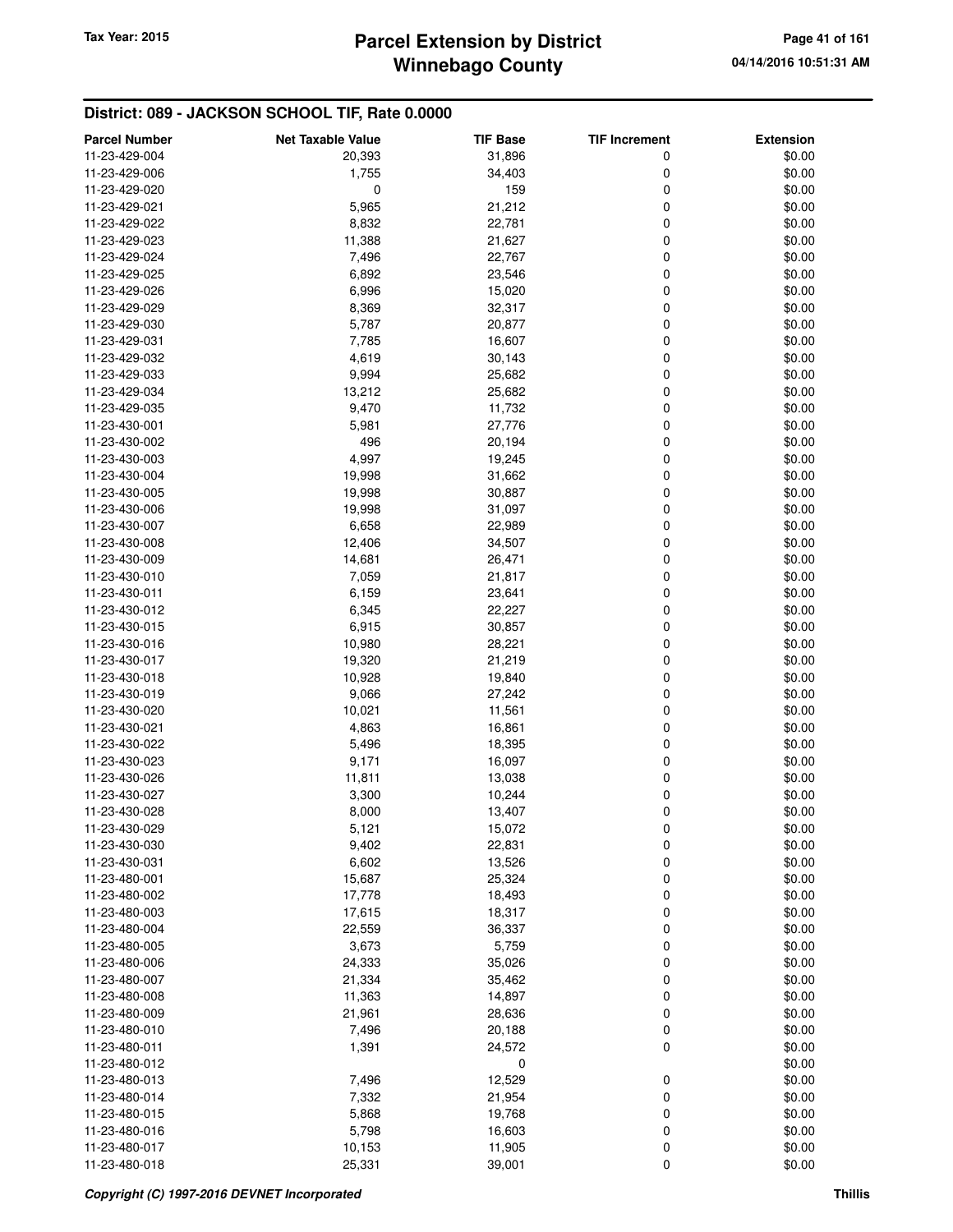## District: 089 - JACKSON SCHOOL TIF, Rate 0.0000

| Parcel Number | Net Taxable Value | TIF Base | TIF Increment | Extension |
|---|---|---|---|---|
| 11-23-429-004 | 20,393 | 31,896 | 0 | $0.00 |
| 11-23-429-006 | 1,755 | 34,403 | 0 | $0.00 |
| 11-23-429-020 | 0 | 159 | 0 | $0.00 |
| 11-23-429-021 | 5,965 | 21,212 | 0 | $0.00 |
| 11-23-429-022 | 8,832 | 22,781 | 0 | $0.00 |
| 11-23-429-023 | 11,388 | 21,627 | 0 | $0.00 |
| 11-23-429-024 | 7,496 | 22,767 | 0 | $0.00 |
| 11-23-429-025 | 6,892 | 23,546 | 0 | $0.00 |
| 11-23-429-026 | 6,996 | 15,020 | 0 | $0.00 |
| 11-23-429-029 | 8,369 | 32,317 | 0 | $0.00 |
| 11-23-429-030 | 5,787 | 20,877 | 0 | $0.00 |
| 11-23-429-031 | 7,785 | 16,607 | 0 | $0.00 |
| 11-23-429-032 | 4,619 | 30,143 | 0 | $0.00 |
| 11-23-429-033 | 9,994 | 25,682 | 0 | $0.00 |
| 11-23-429-034 | 13,212 | 25,682 | 0 | $0.00 |
| 11-23-429-035 | 9,470 | 11,732 | 0 | $0.00 |
| 11-23-430-001 | 5,981 | 27,776 | 0 | $0.00 |
| 11-23-430-002 | 496 | 20,194 | 0 | $0.00 |
| 11-23-430-003 | 4,997 | 19,245 | 0 | $0.00 |
| 11-23-430-004 | 19,998 | 31,662 | 0 | $0.00 |
| 11-23-430-005 | 19,998 | 30,887 | 0 | $0.00 |
| 11-23-430-006 | 19,998 | 31,097 | 0 | $0.00 |
| 11-23-430-007 | 6,658 | 22,989 | 0 | $0.00 |
| 11-23-430-008 | 12,406 | 34,507 | 0 | $0.00 |
| 11-23-430-009 | 14,681 | 26,471 | 0 | $0.00 |
| 11-23-430-010 | 7,059 | 21,817 | 0 | $0.00 |
| 11-23-430-011 | 6,159 | 23,641 | 0 | $0.00 |
| 11-23-430-012 | 6,345 | 22,227 | 0 | $0.00 |
| 11-23-430-015 | 6,915 | 30,857 | 0 | $0.00 |
| 11-23-430-016 | 10,980 | 28,221 | 0 | $0.00 |
| 11-23-430-017 | 19,320 | 21,219 | 0 | $0.00 |
| 11-23-430-018 | 10,928 | 19,840 | 0 | $0.00 |
| 11-23-430-019 | 9,066 | 27,242 | 0 | $0.00 |
| 11-23-430-020 | 10,021 | 11,561 | 0 | $0.00 |
| 11-23-430-021 | 4,863 | 16,861 | 0 | $0.00 |
| 11-23-430-022 | 5,496 | 18,395 | 0 | $0.00 |
| 11-23-430-023 | 9,171 | 16,097 | 0 | $0.00 |
| 11-23-430-026 | 11,811 | 13,038 | 0 | $0.00 |
| 11-23-430-027 | 3,300 | 10,244 | 0 | $0.00 |
| 11-23-430-028 | 8,000 | 13,407 | 0 | $0.00 |
| 11-23-430-029 | 5,121 | 15,072 | 0 | $0.00 |
| 11-23-430-030 | 9,402 | 22,831 | 0 | $0.00 |
| 11-23-430-031 | 6,602 | 13,526 | 0 | $0.00 |
| 11-23-480-001 | 15,687 | 25,324 | 0 | $0.00 |
| 11-23-480-002 | 17,778 | 18,493 | 0 | $0.00 |
| 11-23-480-003 | 17,615 | 18,317 | 0 | $0.00 |
| 11-23-480-004 | 22,559 | 36,337 | 0 | $0.00 |
| 11-23-480-005 | 3,673 | 5,759 | 0 | $0.00 |
| 11-23-480-006 | 24,333 | 35,026 | 0 | $0.00 |
| 11-23-480-007 | 21,334 | 35,462 | 0 | $0.00 |
| 11-23-480-008 | 11,363 | 14,897 | 0 | $0.00 |
| 11-23-480-009 | 21,961 | 28,636 | 0 | $0.00 |
| 11-23-480-010 | 7,496 | 20,188 | 0 | $0.00 |
| 11-23-480-011 | 1,391 | 24,572 | 0 | $0.00 |
| 11-23-480-012 | | 0 | | $0.00 |
| 11-23-480-013 | 7,496 | 12,529 | 0 | $0.00 |
| 11-23-480-014 | 7,332 | 21,954 | 0 | $0.00 |
| 11-23-480-015 | 5,868 | 19,768 | 0 | $0.00 |
| 11-23-480-016 | 5,798 | 16,603 | 0 | $0.00 |
| 11-23-480-017 | 10,153 | 11,905 | 0 | $0.00 |
| 11-23-480-018 | 25,331 | 39,001 | 0 | $0.00 |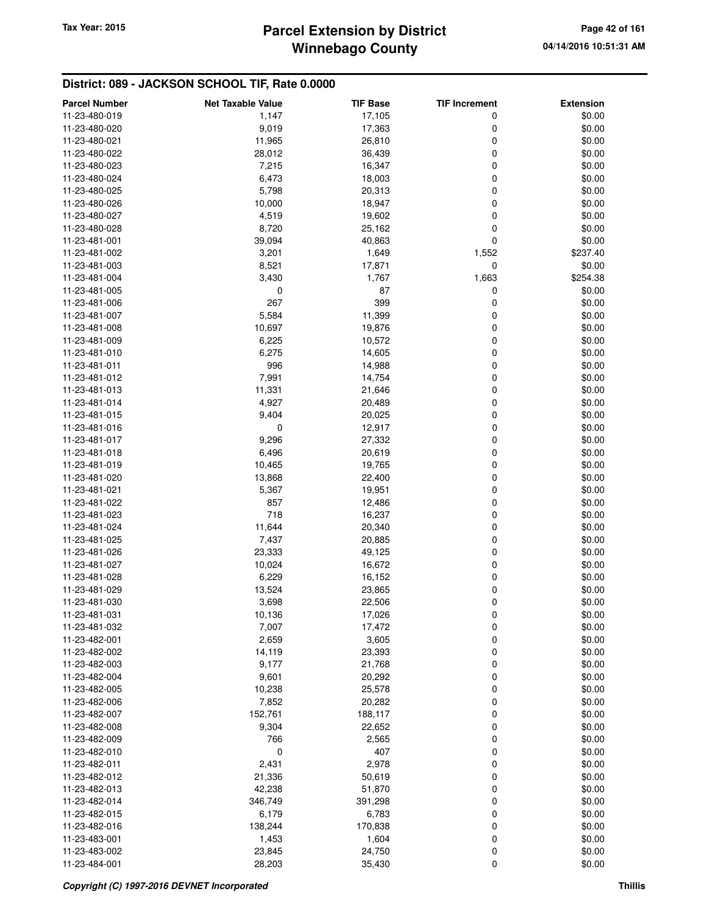## District: 089 - JACKSON SCHOOL TIF, Rate 0.0000

| Parcel Number | Net Taxable Value | TIF Base | TIF Increment | Extension |
|---|---|---|---|---|
| 11-23-480-019 | 1,147 | 17,105 | 0 | $0.00 |
| 11-23-480-020 | 9,019 | 17,363 | 0 | $0.00 |
| 11-23-480-021 | 11,965 | 26,810 | 0 | $0.00 |
| 11-23-480-022 | 28,012 | 36,439 | 0 | $0.00 |
| 11-23-480-023 | 7,215 | 16,347 | 0 | $0.00 |
| 11-23-480-024 | 6,473 | 18,003 | 0 | $0.00 |
| 11-23-480-025 | 5,798 | 20,313 | 0 | $0.00 |
| 11-23-480-026 | 10,000 | 18,947 | 0 | $0.00 |
| 11-23-480-027 | 4,519 | 19,602 | 0 | $0.00 |
| 11-23-480-028 | 8,720 | 25,162 | 0 | $0.00 |
| 11-23-481-001 | 39,094 | 40,863 | 0 | $0.00 |
| 11-23-481-002 | 3,201 | 1,649 | 1,552 | $237.40 |
| 11-23-481-003 | 8,521 | 17,871 | 0 | $0.00 |
| 11-23-481-004 | 3,430 | 1,767 | 1,663 | $254.38 |
| 11-23-481-005 | 0 | 87 | 0 | $0.00 |
| 11-23-481-006 | 267 | 399 | 0 | $0.00 |
| 11-23-481-007 | 5,584 | 11,399 | 0 | $0.00 |
| 11-23-481-008 | 10,697 | 19,876 | 0 | $0.00 |
| 11-23-481-009 | 6,225 | 10,572 | 0 | $0.00 |
| 11-23-481-010 | 6,275 | 14,605 | 0 | $0.00 |
| 11-23-481-011 | 996 | 14,988 | 0 | $0.00 |
| 11-23-481-012 | 7,991 | 14,754 | 0 | $0.00 |
| 11-23-481-013 | 11,331 | 21,646 | 0 | $0.00 |
| 11-23-481-014 | 4,927 | 20,489 | 0 | $0.00 |
| 11-23-481-015 | 9,404 | 20,025 | 0 | $0.00 |
| 11-23-481-016 | 0 | 12,917 | 0 | $0.00 |
| 11-23-481-017 | 9,296 | 27,332 | 0 | $0.00 |
| 11-23-481-018 | 6,496 | 20,619 | 0 | $0.00 |
| 11-23-481-019 | 10,465 | 19,765 | 0 | $0.00 |
| 11-23-481-020 | 13,868 | 22,400 | 0 | $0.00 |
| 11-23-481-021 | 5,367 | 19,951 | 0 | $0.00 |
| 11-23-481-022 | 857 | 12,486 | 0 | $0.00 |
| 11-23-481-023 | 718 | 16,237 | 0 | $0.00 |
| 11-23-481-024 | 11,644 | 20,340 | 0 | $0.00 |
| 11-23-481-025 | 7,437 | 20,885 | 0 | $0.00 |
| 11-23-481-026 | 23,333 | 49,125 | 0 | $0.00 |
| 11-23-481-027 | 10,024 | 16,672 | 0 | $0.00 |
| 11-23-481-028 | 6,229 | 16,152 | 0 | $0.00 |
| 11-23-481-029 | 13,524 | 23,865 | 0 | $0.00 |
| 11-23-481-030 | 3,698 | 22,506 | 0 | $0.00 |
| 11-23-481-031 | 10,136 | 17,026 | 0 | $0.00 |
| 11-23-481-032 | 7,007 | 17,472 | 0 | $0.00 |
| 11-23-482-001 | 2,659 | 3,605 | 0 | $0.00 |
| 11-23-482-002 | 14,119 | 23,393 | 0 | $0.00 |
| 11-23-482-003 | 9,177 | 21,768 | 0 | $0.00 |
| 11-23-482-004 | 9,601 | 20,292 | 0 | $0.00 |
| 11-23-482-005 | 10,238 | 25,578 | 0 | $0.00 |
| 11-23-482-006 | 7,852 | 20,282 | 0 | $0.00 |
| 11-23-482-007 | 152,761 | 188,117 | 0 | $0.00 |
| 11-23-482-008 | 9,304 | 22,652 | 0 | $0.00 |
| 11-23-482-009 | 766 | 2,565 | 0 | $0.00 |
| 11-23-482-010 | 0 | 407 | 0 | $0.00 |
| 11-23-482-011 | 2,431 | 2,978 | 0 | $0.00 |
| 11-23-482-012 | 21,336 | 50,619 | 0 | $0.00 |
| 11-23-482-013 | 42,238 | 51,870 | 0 | $0.00 |
| 11-23-482-014 | 346,749 | 391,298 | 0 | $0.00 |
| 11-23-482-015 | 6,179 | 6,783 | 0 | $0.00 |
| 11-23-482-016 | 138,244 | 170,838 | 0 | $0.00 |
| 11-23-483-001 | 1,453 | 1,604 | 0 | $0.00 |
| 11-23-483-002 | 23,845 | 24,750 | 0 | $0.00 |
| 11-23-484-001 | 28,203 | 35,430 | 0 | $0.00 |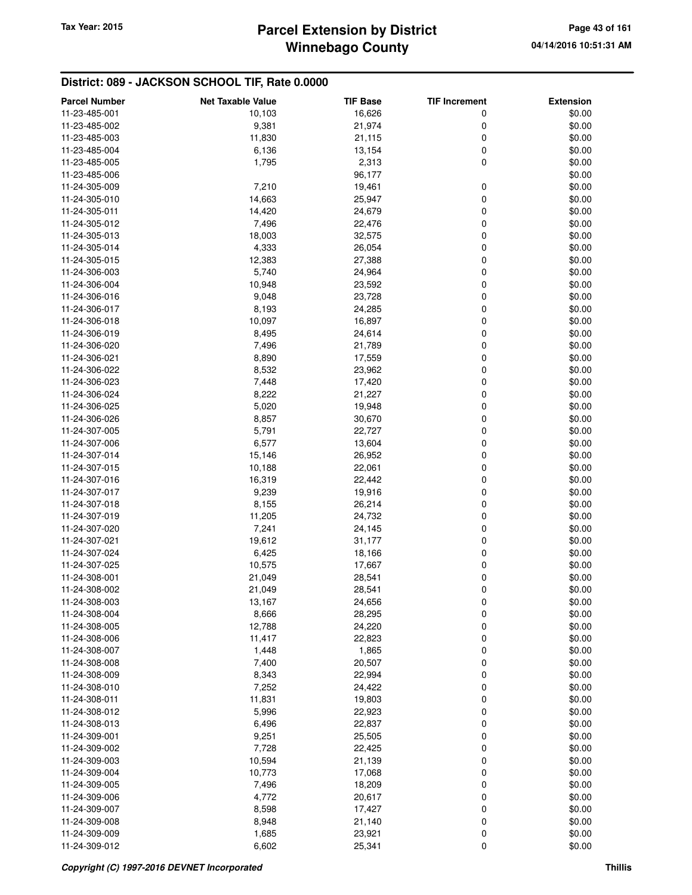## District: 089 - JACKSON SCHOOL TIF, Rate 0.0000

| Parcel Number | Net Taxable Value | TIF Base | TIF Increment | Extension |
|---|---|---|---|---|
| 11-23-485-001 | 10,103 | 16,626 | 0 | $0.00 |
| 11-23-485-002 | 9,381 | 21,974 | 0 | $0.00 |
| 11-23-485-003 | 11,830 | 21,115 | 0 | $0.00 |
| 11-23-485-004 | 6,136 | 13,154 | 0 | $0.00 |
| 11-23-485-005 | 1,795 | 2,313 | 0 | $0.00 |
| 11-23-485-006 | | 96,177 | | $0.00 |
| 11-24-305-009 | 7,210 | 19,461 | 0 | $0.00 |
| 11-24-305-010 | 14,663 | 25,947 | 0 | $0.00 |
| 11-24-305-011 | 14,420 | 24,679 | 0 | $0.00 |
| 11-24-305-012 | 7,496 | 22,476 | 0 | $0.00 |
| 11-24-305-013 | 18,003 | 32,575 | 0 | $0.00 |
| 11-24-305-014 | 4,333 | 26,054 | 0 | $0.00 |
| 11-24-305-015 | 12,383 | 27,388 | 0 | $0.00 |
| 11-24-306-003 | 5,740 | 24,964 | 0 | $0.00 |
| 11-24-306-004 | 10,948 | 23,592 | 0 | $0.00 |
| 11-24-306-016 | 9,048 | 23,728 | 0 | $0.00 |
| 11-24-306-017 | 8,193 | 24,285 | 0 | $0.00 |
| 11-24-306-018 | 10,097 | 16,897 | 0 | $0.00 |
| 11-24-306-019 | 8,495 | 24,614 | 0 | $0.00 |
| 11-24-306-020 | 7,496 | 21,789 | 0 | $0.00 |
| 11-24-306-021 | 8,890 | 17,559 | 0 | $0.00 |
| 11-24-306-022 | 8,532 | 23,962 | 0 | $0.00 |
| 11-24-306-023 | 7,448 | 17,420 | 0 | $0.00 |
| 11-24-306-024 | 8,222 | 21,227 | 0 | $0.00 |
| 11-24-306-025 | 5,020 | 19,948 | 0 | $0.00 |
| 11-24-306-026 | 8,857 | 30,670 | 0 | $0.00 |
| 11-24-307-005 | 5,791 | 22,727 | 0 | $0.00 |
| 11-24-307-006 | 6,577 | 13,604 | 0 | $0.00 |
| 11-24-307-014 | 15,146 | 26,952 | 0 | $0.00 |
| 11-24-307-015 | 10,188 | 22,061 | 0 | $0.00 |
| 11-24-307-016 | 16,319 | 22,442 | 0 | $0.00 |
| 11-24-307-017 | 9,239 | 19,916 | 0 | $0.00 |
| 11-24-307-018 | 8,155 | 26,214 | 0 | $0.00 |
| 11-24-307-019 | 11,205 | 24,732 | 0 | $0.00 |
| 11-24-307-020 | 7,241 | 24,145 | 0 | $0.00 |
| 11-24-307-021 | 19,612 | 31,177 | 0 | $0.00 |
| 11-24-307-024 | 6,425 | 18,166 | 0 | $0.00 |
| 11-24-307-025 | 10,575 | 17,667 | 0 | $0.00 |
| 11-24-308-001 | 21,049 | 28,541 | 0 | $0.00 |
| 11-24-308-002 | 21,049 | 28,541 | 0 | $0.00 |
| 11-24-308-003 | 13,167 | 24,656 | 0 | $0.00 |
| 11-24-308-004 | 8,666 | 28,295 | 0 | $0.00 |
| 11-24-308-005 | 12,788 | 24,220 | 0 | $0.00 |
| 11-24-308-006 | 11,417 | 22,823 | 0 | $0.00 |
| 11-24-308-007 | 1,448 | 1,865 | 0 | $0.00 |
| 11-24-308-008 | 7,400 | 20,507 | 0 | $0.00 |
| 11-24-308-009 | 8,343 | 22,994 | 0 | $0.00 |
| 11-24-308-010 | 7,252 | 24,422 | 0 | $0.00 |
| 11-24-308-011 | 11,831 | 19,803 | 0 | $0.00 |
| 11-24-308-012 | 5,996 | 22,923 | 0 | $0.00 |
| 11-24-308-013 | 6,496 | 22,837 | 0 | $0.00 |
| 11-24-309-001 | 9,251 | 25,505 | 0 | $0.00 |
| 11-24-309-002 | 7,728 | 22,425 | 0 | $0.00 |
| 11-24-309-003 | 10,594 | 21,139 | 0 | $0.00 |
| 11-24-309-004 | 10,773 | 17,068 | 0 | $0.00 |
| 11-24-309-005 | 7,496 | 18,209 | 0 | $0.00 |
| 11-24-309-006 | 4,772 | 20,617 | 0 | $0.00 |
| 11-24-309-007 | 8,598 | 17,427 | 0 | $0.00 |
| 11-24-309-008 | 8,948 | 21,140 | 0 | $0.00 |
| 11-24-309-009 | 1,685 | 23,921 | 0 | $0.00 |
| 11-24-309-012 | 6,602 | 25,341 | 0 | $0.00 |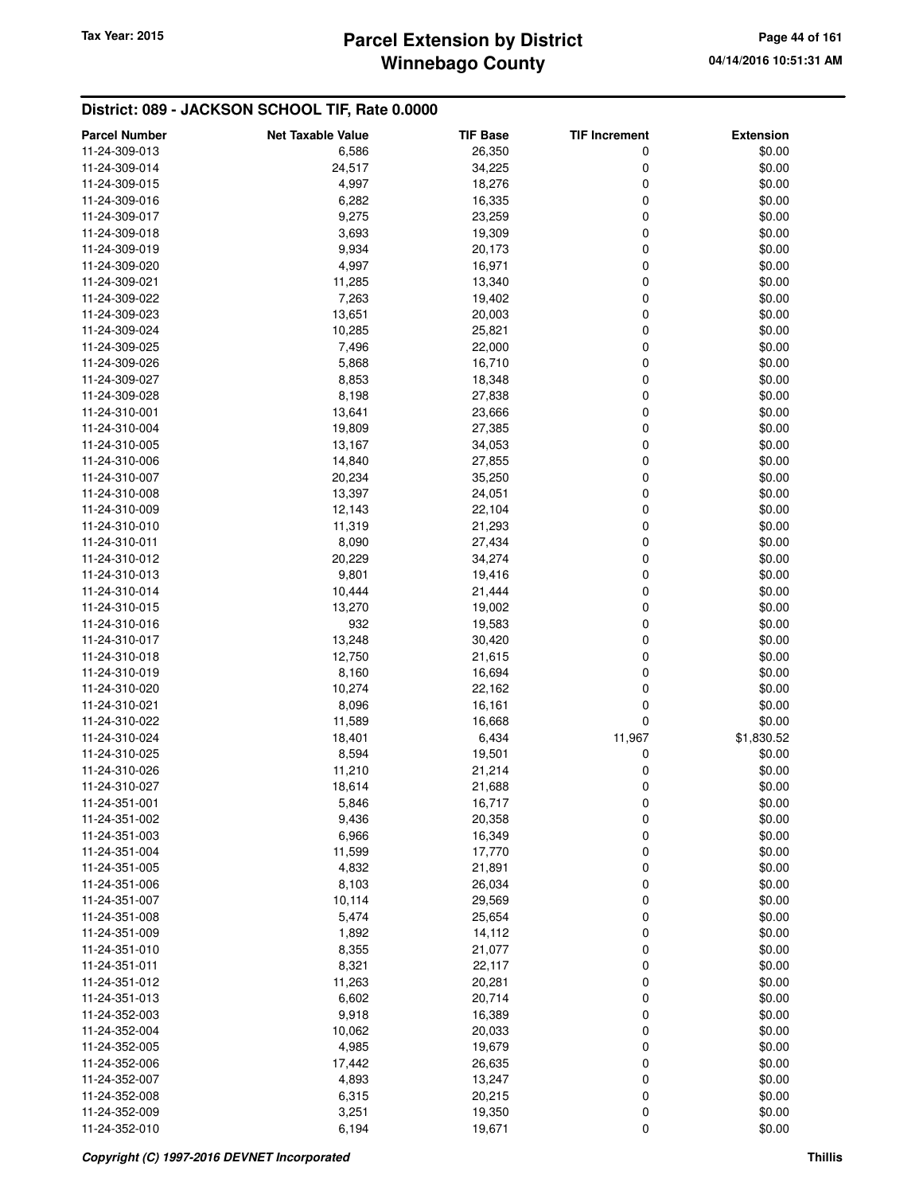## District: 089 - JACKSON SCHOOL TIF, Rate 0.0000

| Parcel Number | Net Taxable Value | TIF Base | TIF Increment | Extension |
|---|---|---|---|---|
| 11-24-309-013 | 6,586 | 26,350 | 0 | $0.00 |
| 11-24-309-014 | 24,517 | 34,225 | 0 | $0.00 |
| 11-24-309-015 | 4,997 | 18,276 | 0 | $0.00 |
| 11-24-309-016 | 6,282 | 16,335 | 0 | $0.00 |
| 11-24-309-017 | 9,275 | 23,259 | 0 | $0.00 |
| 11-24-309-018 | 3,693 | 19,309 | 0 | $0.00 |
| 11-24-309-019 | 9,934 | 20,173 | 0 | $0.00 |
| 11-24-309-020 | 4,997 | 16,971 | 0 | $0.00 |
| 11-24-309-021 | 11,285 | 13,340 | 0 | $0.00 |
| 11-24-309-022 | 7,263 | 19,402 | 0 | $0.00 |
| 11-24-309-023 | 13,651 | 20,003 | 0 | $0.00 |
| 11-24-309-024 | 10,285 | 25,821 | 0 | $0.00 |
| 11-24-309-025 | 7,496 | 22,000 | 0 | $0.00 |
| 11-24-309-026 | 5,868 | 16,710 | 0 | $0.00 |
| 11-24-309-027 | 8,853 | 18,348 | 0 | $0.00 |
| 11-24-309-028 | 8,198 | 27,838 | 0 | $0.00 |
| 11-24-310-001 | 13,641 | 23,666 | 0 | $0.00 |
| 11-24-310-004 | 19,809 | 27,385 | 0 | $0.00 |
| 11-24-310-005 | 13,167 | 34,053 | 0 | $0.00 |
| 11-24-310-006 | 14,840 | 27,855 | 0 | $0.00 |
| 11-24-310-007 | 20,234 | 35,250 | 0 | $0.00 |
| 11-24-310-008 | 13,397 | 24,051 | 0 | $0.00 |
| 11-24-310-009 | 12,143 | 22,104 | 0 | $0.00 |
| 11-24-310-010 | 11,319 | 21,293 | 0 | $0.00 |
| 11-24-310-011 | 8,090 | 27,434 | 0 | $0.00 |
| 11-24-310-012 | 20,229 | 34,274 | 0 | $0.00 |
| 11-24-310-013 | 9,801 | 19,416 | 0 | $0.00 |
| 11-24-310-014 | 10,444 | 21,444 | 0 | $0.00 |
| 11-24-310-015 | 13,270 | 19,002 | 0 | $0.00 |
| 11-24-310-016 | 932 | 19,583 | 0 | $0.00 |
| 11-24-310-017 | 13,248 | 30,420 | 0 | $0.00 |
| 11-24-310-018 | 12,750 | 21,615 | 0 | $0.00 |
| 11-24-310-019 | 8,160 | 16,694 | 0 | $0.00 |
| 11-24-310-020 | 10,274 | 22,162 | 0 | $0.00 |
| 11-24-310-021 | 8,096 | 16,161 | 0 | $0.00 |
| 11-24-310-022 | 11,589 | 16,668 | 0 | $0.00 |
| 11-24-310-024 | 18,401 | 6,434 | 11,967 | $1,830.52 |
| 11-24-310-025 | 8,594 | 19,501 | 0 | $0.00 |
| 11-24-310-026 | 11,210 | 21,214 | 0 | $0.00 |
| 11-24-310-027 | 18,614 | 21,688 | 0 | $0.00 |
| 11-24-351-001 | 5,846 | 16,717 | 0 | $0.00 |
| 11-24-351-002 | 9,436 | 20,358 | 0 | $0.00 |
| 11-24-351-003 | 6,966 | 16,349 | 0 | $0.00 |
| 11-24-351-004 | 11,599 | 17,770 | 0 | $0.00 |
| 11-24-351-005 | 4,832 | 21,891 | 0 | $0.00 |
| 11-24-351-006 | 8,103 | 26,034 | 0 | $0.00 |
| 11-24-351-007 | 10,114 | 29,569 | 0 | $0.00 |
| 11-24-351-008 | 5,474 | 25,654 | 0 | $0.00 |
| 11-24-351-009 | 1,892 | 14,112 | 0 | $0.00 |
| 11-24-351-010 | 8,355 | 21,077 | 0 | $0.00 |
| 11-24-351-011 | 8,321 | 22,117 | 0 | $0.00 |
| 11-24-351-012 | 11,263 | 20,281 | 0 | $0.00 |
| 11-24-351-013 | 6,602 | 20,714 | 0 | $0.00 |
| 11-24-352-003 | 9,918 | 16,389 | 0 | $0.00 |
| 11-24-352-004 | 10,062 | 20,033 | 0 | $0.00 |
| 11-24-352-005 | 4,985 | 19,679 | 0 | $0.00 |
| 11-24-352-006 | 17,442 | 26,635 | 0 | $0.00 |
| 11-24-352-007 | 4,893 | 13,247 | 0 | $0.00 |
| 11-24-352-008 | 6,315 | 20,215 | 0 | $0.00 |
| 11-24-352-009 | 3,251 | 19,350 | 0 | $0.00 |
| 11-24-352-010 | 6,194 | 19,671 | 0 | $0.00 |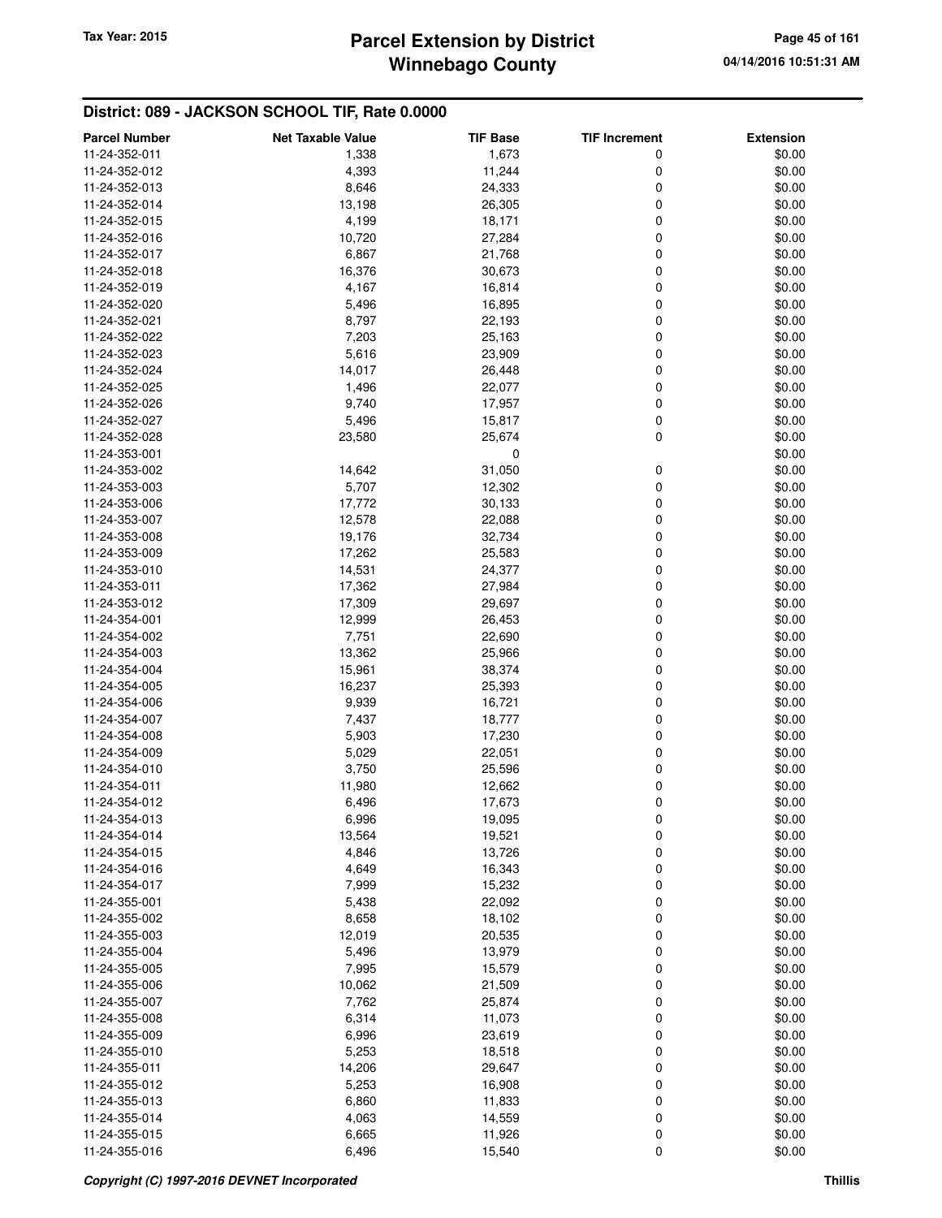## District: 089 - JACKSON SCHOOL TIF, Rate 0.0000

| Parcel Number | Net Taxable Value | TIF Base | TIF Increment | Extension |
|---|---|---|---|---|
| 11-24-352-011 | 1,338 | 1,673 | 0 | $0.00 |
| 11-24-352-012 | 4,393 | 11,244 | 0 | $0.00 |
| 11-24-352-013 | 8,646 | 24,333 | 0 | $0.00 |
| 11-24-352-014 | 13,198 | 26,305 | 0 | $0.00 |
| 11-24-352-015 | 4,199 | 18,171 | 0 | $0.00 |
| 11-24-352-016 | 10,720 | 27,284 | 0 | $0.00 |
| 11-24-352-017 | 6,867 | 21,768 | 0 | $0.00 |
| 11-24-352-018 | 16,376 | 30,673 | 0 | $0.00 |
| 11-24-352-019 | 4,167 | 16,814 | 0 | $0.00 |
| 11-24-352-020 | 5,496 | 16,895 | 0 | $0.00 |
| 11-24-352-021 | 8,797 | 22,193 | 0 | $0.00 |
| 11-24-352-022 | 7,203 | 25,163 | 0 | $0.00 |
| 11-24-352-023 | 5,616 | 23,909 | 0 | $0.00 |
| 11-24-352-024 | 14,017 | 26,448 | 0 | $0.00 |
| 11-24-352-025 | 1,496 | 22,077 | 0 | $0.00 |
| 11-24-352-026 | 9,740 | 17,957 | 0 | $0.00 |
| 11-24-352-027 | 5,496 | 15,817 | 0 | $0.00 |
| 11-24-352-028 | 23,580 | 25,674 | 0 | $0.00 |
| 11-24-353-001 | | 0 | | $0.00 |
| 11-24-353-002 | 14,642 | 31,050 | 0 | $0.00 |
| 11-24-353-003 | 5,707 | 12,302 | 0 | $0.00 |
| 11-24-353-006 | 17,772 | 30,133 | 0 | $0.00 |
| 11-24-353-007 | 12,578 | 22,088 | 0 | $0.00 |
| 11-24-353-008 | 19,176 | 32,734 | 0 | $0.00 |
| 11-24-353-009 | 17,262 | 25,583 | 0 | $0.00 |
| 11-24-353-010 | 14,531 | 24,377 | 0 | $0.00 |
| 11-24-353-011 | 17,362 | 27,984 | 0 | $0.00 |
| 11-24-353-012 | 17,309 | 29,697 | 0 | $0.00 |
| 11-24-354-001 | 12,999 | 26,453 | 0 | $0.00 |
| 11-24-354-002 | 7,751 | 22,690 | 0 | $0.00 |
| 11-24-354-003 | 13,362 | 25,966 | 0 | $0.00 |
| 11-24-354-004 | 15,961 | 38,374 | 0 | $0.00 |
| 11-24-354-005 | 16,237 | 25,393 | 0 | $0.00 |
| 11-24-354-006 | 9,939 | 16,721 | 0 | $0.00 |
| 11-24-354-007 | 7,437 | 18,777 | 0 | $0.00 |
| 11-24-354-008 | 5,903 | 17,230 | 0 | $0.00 |
| 11-24-354-009 | 5,029 | 22,051 | 0 | $0.00 |
| 11-24-354-010 | 3,750 | 25,596 | 0 | $0.00 |
| 11-24-354-011 | 11,980 | 12,662 | 0 | $0.00 |
| 11-24-354-012 | 6,496 | 17,673 | 0 | $0.00 |
| 11-24-354-013 | 6,996 | 19,095 | 0 | $0.00 |
| 11-24-354-014 | 13,564 | 19,521 | 0 | $0.00 |
| 11-24-354-015 | 4,846 | 13,726 | 0 | $0.00 |
| 11-24-354-016 | 4,649 | 16,343 | 0 | $0.00 |
| 11-24-354-017 | 7,999 | 15,232 | 0 | $0.00 |
| 11-24-355-001 | 5,438 | 22,092 | 0 | $0.00 |
| 11-24-355-002 | 8,658 | 18,102 | 0 | $0.00 |
| 11-24-355-003 | 12,019 | 20,535 | 0 | $0.00 |
| 11-24-355-004 | 5,496 | 13,979 | 0 | $0.00 |
| 11-24-355-005 | 7,995 | 15,579 | 0 | $0.00 |
| 11-24-355-006 | 10,062 | 21,509 | 0 | $0.00 |
| 11-24-355-007 | 7,762 | 25,874 | 0 | $0.00 |
| 11-24-355-008 | 6,314 | 11,073 | 0 | $0.00 |
| 11-24-355-009 | 6,996 | 23,619 | 0 | $0.00 |
| 11-24-355-010 | 5,253 | 18,518 | 0 | $0.00 |
| 11-24-355-011 | 14,206 | 29,647 | 0 | $0.00 |
| 11-24-355-012 | 5,253 | 16,908 | 0 | $0.00 |
| 11-24-355-013 | 6,860 | 11,833 | 0 | $0.00 |
| 11-24-355-014 | 4,063 | 14,559 | 0 | $0.00 |
| 11-24-355-015 | 6,665 | 11,926 | 0 | $0.00 |
| 11-24-355-016 | 6,496 | 15,540 | 0 | $0.00 |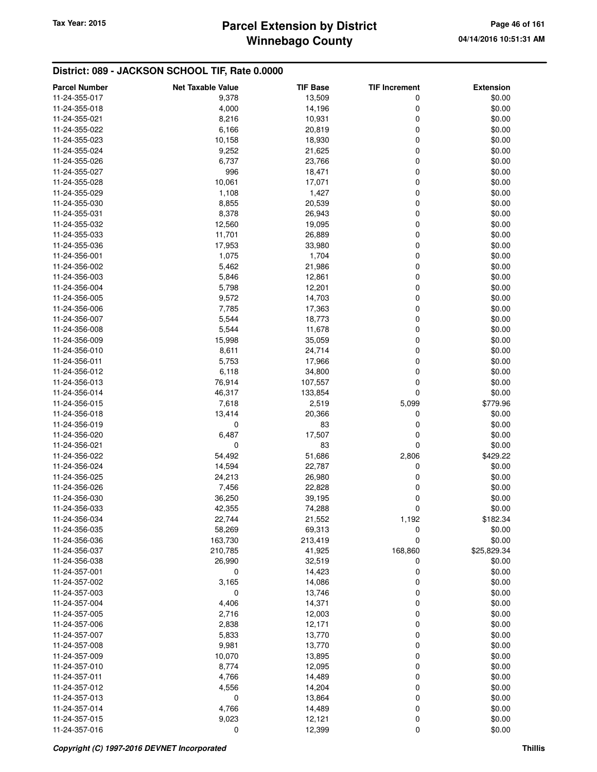## District: 089 - JACKSON SCHOOL TIF, Rate 0.0000

| Parcel Number | Net Taxable Value | TIF Base | TIF Increment | Extension |
|---|---|---|---|---|
| 11-24-355-017 | 9,378 | 13,509 | 0 | $0.00 |
| 11-24-355-018 | 4,000 | 14,196 | 0 | $0.00 |
| 11-24-355-021 | 8,216 | 10,931 | 0 | $0.00 |
| 11-24-355-022 | 6,166 | 20,819 | 0 | $0.00 |
| 11-24-355-023 | 10,158 | 18,930 | 0 | $0.00 |
| 11-24-355-024 | 9,252 | 21,625 | 0 | $0.00 |
| 11-24-355-026 | 6,737 | 23,766 | 0 | $0.00 |
| 11-24-355-027 | 996 | 18,471 | 0 | $0.00 |
| 11-24-355-028 | 10,061 | 17,071 | 0 | $0.00 |
| 11-24-355-029 | 1,108 | 1,427 | 0 | $0.00 |
| 11-24-355-030 | 8,855 | 20,539 | 0 | $0.00 |
| 11-24-355-031 | 8,378 | 26,943 | 0 | $0.00 |
| 11-24-355-032 | 12,560 | 19,095 | 0 | $0.00 |
| 11-24-355-033 | 11,701 | 26,889 | 0 | $0.00 |
| 11-24-355-036 | 17,953 | 33,980 | 0 | $0.00 |
| 11-24-356-001 | 1,075 | 1,704 | 0 | $0.00 |
| 11-24-356-002 | 5,462 | 21,986 | 0 | $0.00 |
| 11-24-356-003 | 5,846 | 12,861 | 0 | $0.00 |
| 11-24-356-004 | 5,798 | 12,201 | 0 | $0.00 |
| 11-24-356-005 | 9,572 | 14,703 | 0 | $0.00 |
| 11-24-356-006 | 7,785 | 17,363 | 0 | $0.00 |
| 11-24-356-007 | 5,544 | 18,773 | 0 | $0.00 |
| 11-24-356-008 | 5,544 | 11,678 | 0 | $0.00 |
| 11-24-356-009 | 15,998 | 35,059 | 0 | $0.00 |
| 11-24-356-010 | 8,611 | 24,714 | 0 | $0.00 |
| 11-24-356-011 | 5,753 | 17,966 | 0 | $0.00 |
| 11-24-356-012 | 6,118 | 34,800 | 0 | $0.00 |
| 11-24-356-013 | 76,914 | 107,557 | 0 | $0.00 |
| 11-24-356-014 | 46,317 | 133,854 | 0 | $0.00 |
| 11-24-356-015 | 7,618 | 2,519 | 5,099 | $779.96 |
| 11-24-356-018 | 13,414 | 20,366 | 0 | $0.00 |
| 11-24-356-019 | 0 | 83 | 0 | $0.00 |
| 11-24-356-020 | 6,487 | 17,507 | 0 | $0.00 |
| 11-24-356-021 | 0 | 83 | 0 | $0.00 |
| 11-24-356-022 | 54,492 | 51,686 | 2,806 | $429.22 |
| 11-24-356-024 | 14,594 | 22,787 | 0 | $0.00 |
| 11-24-356-025 | 24,213 | 26,980 | 0 | $0.00 |
| 11-24-356-026 | 7,456 | 22,828 | 0 | $0.00 |
| 11-24-356-030 | 36,250 | 39,195 | 0 | $0.00 |
| 11-24-356-033 | 42,355 | 74,288 | 0 | $0.00 |
| 11-24-356-034 | 22,744 | 21,552 | 1,192 | $182.34 |
| 11-24-356-035 | 58,269 | 69,313 | 0 | $0.00 |
| 11-24-356-036 | 163,730 | 213,419 | 0 | $0.00 |
| 11-24-356-037 | 210,785 | 41,925 | 168,860 | $25,829.34 |
| 11-24-356-038 | 26,990 | 32,519 | 0 | $0.00 |
| 11-24-357-001 | 0 | 14,423 | 0 | $0.00 |
| 11-24-357-002 | 3,165 | 14,086 | 0 | $0.00 |
| 11-24-357-003 | 0 | 13,746 | 0 | $0.00 |
| 11-24-357-004 | 4,406 | 14,371 | 0 | $0.00 |
| 11-24-357-005 | 2,716 | 12,003 | 0 | $0.00 |
| 11-24-357-006 | 2,838 | 12,171 | 0 | $0.00 |
| 11-24-357-007 | 5,833 | 13,770 | 0 | $0.00 |
| 11-24-357-008 | 9,981 | 13,770 | 0 | $0.00 |
| 11-24-357-009 | 10,070 | 13,895 | 0 | $0.00 |
| 11-24-357-010 | 8,774 | 12,095 | 0 | $0.00 |
| 11-24-357-011 | 4,766 | 14,489 | 0 | $0.00 |
| 11-24-357-012 | 4,556 | 14,204 | 0 | $0.00 |
| 11-24-357-013 | 0 | 13,864 | 0 | $0.00 |
| 11-24-357-014 | 4,766 | 14,489 | 0 | $0.00 |
| 11-24-357-015 | 9,023 | 12,121 | 0 | $0.00 |
| 11-24-357-016 | 0 | 12,399 | 0 | $0.00 |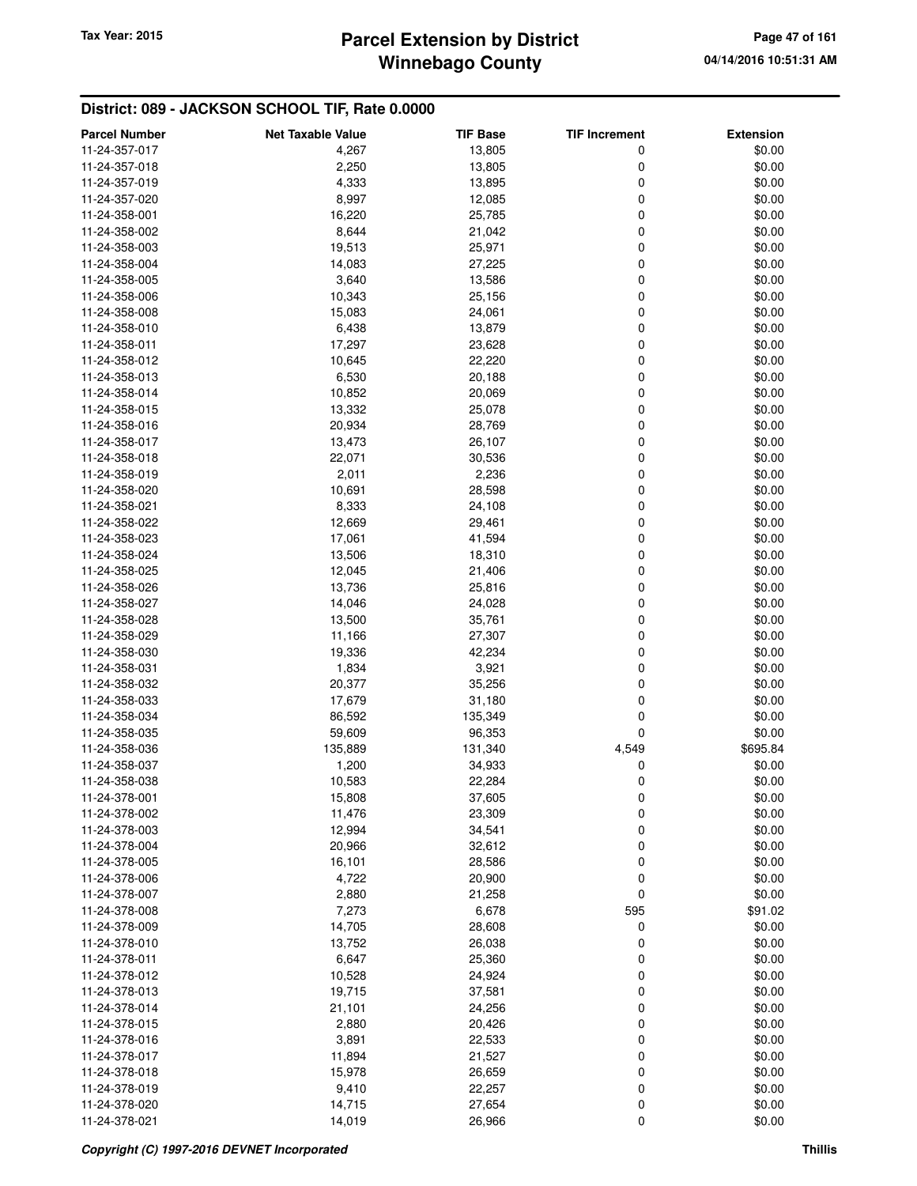## District: 089 - JACKSON SCHOOL TIF, Rate 0.0000

| Parcel Number | Net Taxable Value | TIF Base | TIF Increment | Extension |
|---|---|---|---|---|
| 11-24-357-017 | 4,267 | 13,805 | 0 | $0.00 |
| 11-24-357-018 | 2,250 | 13,805 | 0 | $0.00 |
| 11-24-357-019 | 4,333 | 13,895 | 0 | $0.00 |
| 11-24-357-020 | 8,997 | 12,085 | 0 | $0.00 |
| 11-24-358-001 | 16,220 | 25,785 | 0 | $0.00 |
| 11-24-358-002 | 8,644 | 21,042 | 0 | $0.00 |
| 11-24-358-003 | 19,513 | 25,971 | 0 | $0.00 |
| 11-24-358-004 | 14,083 | 27,225 | 0 | $0.00 |
| 11-24-358-005 | 3,640 | 13,586 | 0 | $0.00 |
| 11-24-358-006 | 10,343 | 25,156 | 0 | $0.00 |
| 11-24-358-008 | 15,083 | 24,061 | 0 | $0.00 |
| 11-24-358-010 | 6,438 | 13,879 | 0 | $0.00 |
| 11-24-358-011 | 17,297 | 23,628 | 0 | $0.00 |
| 11-24-358-012 | 10,645 | 22,220 | 0 | $0.00 |
| 11-24-358-013 | 6,530 | 20,188 | 0 | $0.00 |
| 11-24-358-014 | 10,852 | 20,069 | 0 | $0.00 |
| 11-24-358-015 | 13,332 | 25,078 | 0 | $0.00 |
| 11-24-358-016 | 20,934 | 28,769 | 0 | $0.00 |
| 11-24-358-017 | 13,473 | 26,107 | 0 | $0.00 |
| 11-24-358-018 | 22,071 | 30,536 | 0 | $0.00 |
| 11-24-358-019 | 2,011 | 2,236 | 0 | $0.00 |
| 11-24-358-020 | 10,691 | 28,598 | 0 | $0.00 |
| 11-24-358-021 | 8,333 | 24,108 | 0 | $0.00 |
| 11-24-358-022 | 12,669 | 29,461 | 0 | $0.00 |
| 11-24-358-023 | 17,061 | 41,594 | 0 | $0.00 |
| 11-24-358-024 | 13,506 | 18,310 | 0 | $0.00 |
| 11-24-358-025 | 12,045 | 21,406 | 0 | $0.00 |
| 11-24-358-026 | 13,736 | 25,816 | 0 | $0.00 |
| 11-24-358-027 | 14,046 | 24,028 | 0 | $0.00 |
| 11-24-358-028 | 13,500 | 35,761 | 0 | $0.00 |
| 11-24-358-029 | 11,166 | 27,307 | 0 | $0.00 |
| 11-24-358-030 | 19,336 | 42,234 | 0 | $0.00 |
| 11-24-358-031 | 1,834 | 3,921 | 0 | $0.00 |
| 11-24-358-032 | 20,377 | 35,256 | 0 | $0.00 |
| 11-24-358-033 | 17,679 | 31,180 | 0 | $0.00 |
| 11-24-358-034 | 86,592 | 135,349 | 0 | $0.00 |
| 11-24-358-035 | 59,609 | 96,353 | 0 | $0.00 |
| 11-24-358-036 | 135,889 | 131,340 | 4,549 | $695.84 |
| 11-24-358-037 | 1,200 | 34,933 | 0 | $0.00 |
| 11-24-358-038 | 10,583 | 22,284 | 0 | $0.00 |
| 11-24-378-001 | 15,808 | 37,605 | 0 | $0.00 |
| 11-24-378-002 | 11,476 | 23,309 | 0 | $0.00 |
| 11-24-378-003 | 12,994 | 34,541 | 0 | $0.00 |
| 11-24-378-004 | 20,966 | 32,612 | 0 | $0.00 |
| 11-24-378-005 | 16,101 | 28,586 | 0 | $0.00 |
| 11-24-378-006 | 4,722 | 20,900 | 0 | $0.00 |
| 11-24-378-007 | 2,880 | 21,258 | 0 | $0.00 |
| 11-24-378-008 | 7,273 | 6,678 | 595 | $91.02 |
| 11-24-378-009 | 14,705 | 28,608 | 0 | $0.00 |
| 11-24-378-010 | 13,752 | 26,038 | 0 | $0.00 |
| 11-24-378-011 | 6,647 | 25,360 | 0 | $0.00 |
| 11-24-378-012 | 10,528 | 24,924 | 0 | $0.00 |
| 11-24-378-013 | 19,715 | 37,581 | 0 | $0.00 |
| 11-24-378-014 | 21,101 | 24,256 | 0 | $0.00 |
| 11-24-378-015 | 2,880 | 20,426 | 0 | $0.00 |
| 11-24-378-016 | 3,891 | 22,533 | 0 | $0.00 |
| 11-24-378-017 | 11,894 | 21,527 | 0 | $0.00 |
| 11-24-378-018 | 15,978 | 26,659 | 0 | $0.00 |
| 11-24-378-019 | 9,410 | 22,257 | 0 | $0.00 |
| 11-24-378-020 | 14,715 | 27,654 | 0 | $0.00 |
| 11-24-378-021 | 14,019 | 26,966 | 0 | $0.00 |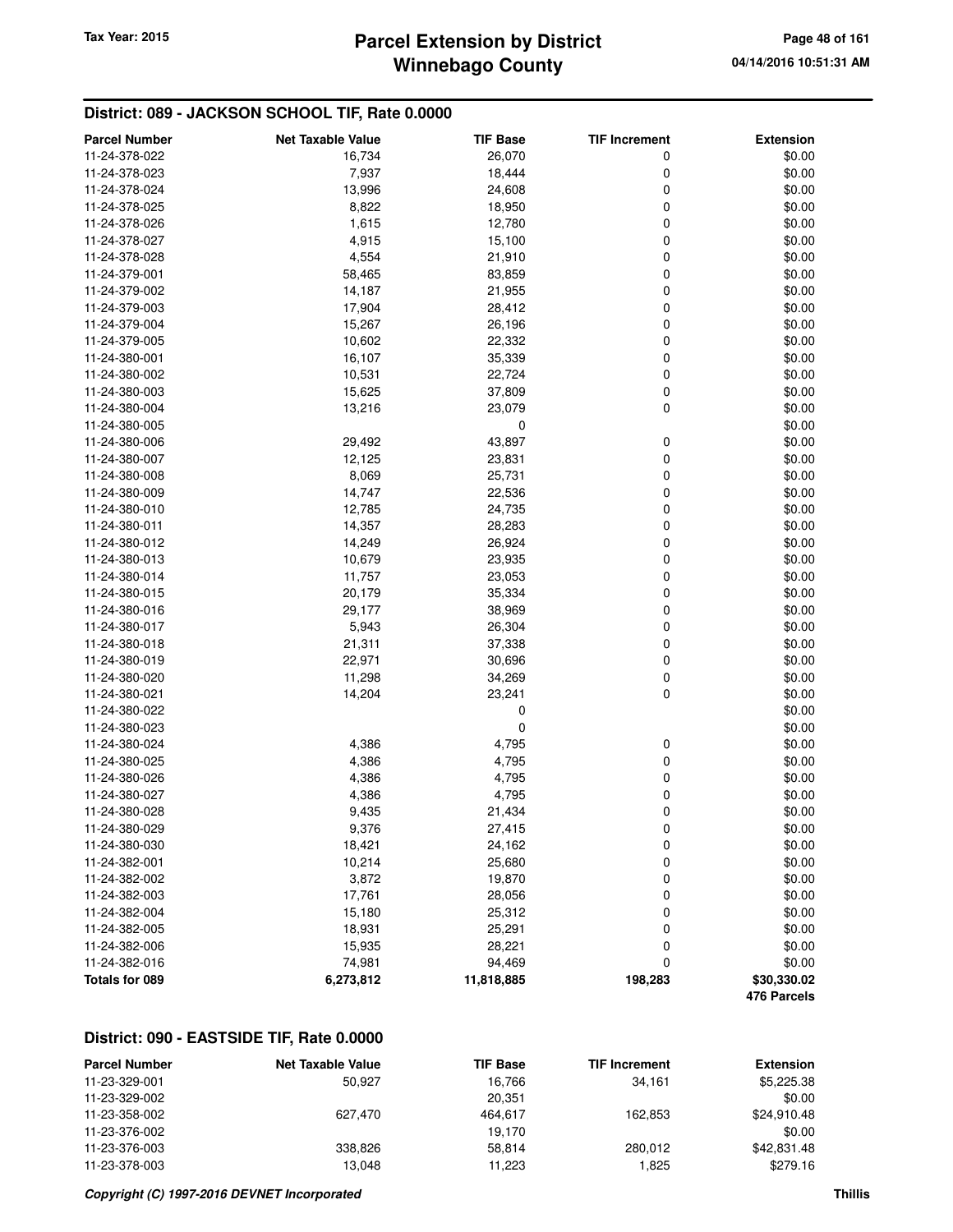## District: 089 - JACKSON SCHOOL TIF, Rate 0.0000

| Parcel Number | Net Taxable Value | TIF Base | TIF Increment | Extension |
|---|---|---|---|---|
| 11-24-378-022 | 16,734 | 26,070 | 0 | $0.00 |
| 11-24-378-023 | 7,937 | 18,444 | 0 | $0.00 |
| 11-24-378-024 | 13,996 | 24,608 | 0 | $0.00 |
| 11-24-378-025 | 8,822 | 18,950 | 0 | $0.00 |
| 11-24-378-026 | 1,615 | 12,780 | 0 | $0.00 |
| 11-24-378-027 | 4,915 | 15,100 | 0 | $0.00 |
| 11-24-378-028 | 4,554 | 21,910 | 0 | $0.00 |
| 11-24-379-001 | 58,465 | 83,859 | 0 | $0.00 |
| 11-24-379-002 | 14,187 | 21,955 | 0 | $0.00 |
| 11-24-379-003 | 17,904 | 28,412 | 0 | $0.00 |
| 11-24-379-004 | 15,267 | 26,196 | 0 | $0.00 |
| 11-24-379-005 | 10,602 | 22,332 | 0 | $0.00 |
| 11-24-380-001 | 16,107 | 35,339 | 0 | $0.00 |
| 11-24-380-002 | 10,531 | 22,724 | 0 | $0.00 |
| 11-24-380-003 | 15,625 | 37,809 | 0 | $0.00 |
| 11-24-380-004 | 13,216 | 23,079 | 0 | $0.00 |
| 11-24-380-005 | | 0 | | $0.00 |
| 11-24-380-006 | 29,492 | 43,897 | 0 | $0.00 |
| 11-24-380-007 | 12,125 | 23,831 | 0 | $0.00 |
| 11-24-380-008 | 8,069 | 25,731 | 0 | $0.00 |
| 11-24-380-009 | 14,747 | 22,536 | 0 | $0.00 |
| 11-24-380-010 | 12,785 | 24,735 | 0 | $0.00 |
| 11-24-380-011 | 14,357 | 28,283 | 0 | $0.00 |
| 11-24-380-012 | 14,249 | 26,924 | 0 | $0.00 |
| 11-24-380-013 | 10,679 | 23,935 | 0 | $0.00 |
| 11-24-380-014 | 11,757 | 23,053 | 0 | $0.00 |
| 11-24-380-015 | 20,179 | 35,334 | 0 | $0.00 |
| 11-24-380-016 | 29,177 | 38,969 | 0 | $0.00 |
| 11-24-380-017 | 5,943 | 26,304 | 0 | $0.00 |
| 11-24-380-018 | 21,311 | 37,338 | 0 | $0.00 |
| 11-24-380-019 | 22,971 | 30,696 | 0 | $0.00 |
| 11-24-380-020 | 11,298 | 34,269 | 0 | $0.00 |
| 11-24-380-021 | 14,204 | 23,241 | 0 | $0.00 |
| 11-24-380-022 | | 0 | | $0.00 |
| 11-24-380-023 | | 0 | | $0.00 |
| 11-24-380-024 | 4,386 | 4,795 | 0 | $0.00 |
| 11-24-380-025 | 4,386 | 4,795 | 0 | $0.00 |
| 11-24-380-026 | 4,386 | 4,795 | 0 | $0.00 |
| 11-24-380-027 | 4,386 | 4,795 | 0 | $0.00 |
| 11-24-380-028 | 9,435 | 21,434 | 0 | $0.00 |
| 11-24-380-029 | 9,376 | 27,415 | 0 | $0.00 |
| 11-24-380-030 | 18,421 | 24,162 | 0 | $0.00 |
| 11-24-382-001 | 10,214 | 25,680 | 0 | $0.00 |
| 11-24-382-002 | 3,872 | 19,870 | 0 | $0.00 |
| 11-24-382-003 | 17,761 | 28,056 | 0 | $0.00 |
| 11-24-382-004 | 15,180 | 25,312 | 0 | $0.00 |
| 11-24-382-005 | 18,931 | 25,291 | 0 | $0.00 |
| 11-24-382-006 | 15,935 | 28,221 | 0 | $0.00 |
| 11-24-382-016 | 74,981 | 94,469 | 0 | $0.00 |
| **Totals for 089** | **6,273,812** | **11,818,885** | **198,283** | **$30,330.02** |
| | | | | **476 Parcels** |

## District: 090 - EASTSIDE TIF, Rate 0.0000

| Parcel Number | Net Taxable Value | TIF Base | TIF Increment | Extension |
|---|---|---|---|---|
| 11-23-329-001 | 50,927 | 16,766 | 34,161 | $5,225.38 |
| 11-23-329-002 | | 20,351 | | $0.00 |
| 11-23-358-002 | 627,470 | 464,617 | 162,853 | $24,910.48 |
| 11-23-376-002 | | 19,170 | | $0.00 |
| 11-23-376-003 | 338,826 | 58,814 | 280,012 | $42,831.48 |
| 11-23-378-003 | 13,048 | 11,223 | 1,825 | $279.16 |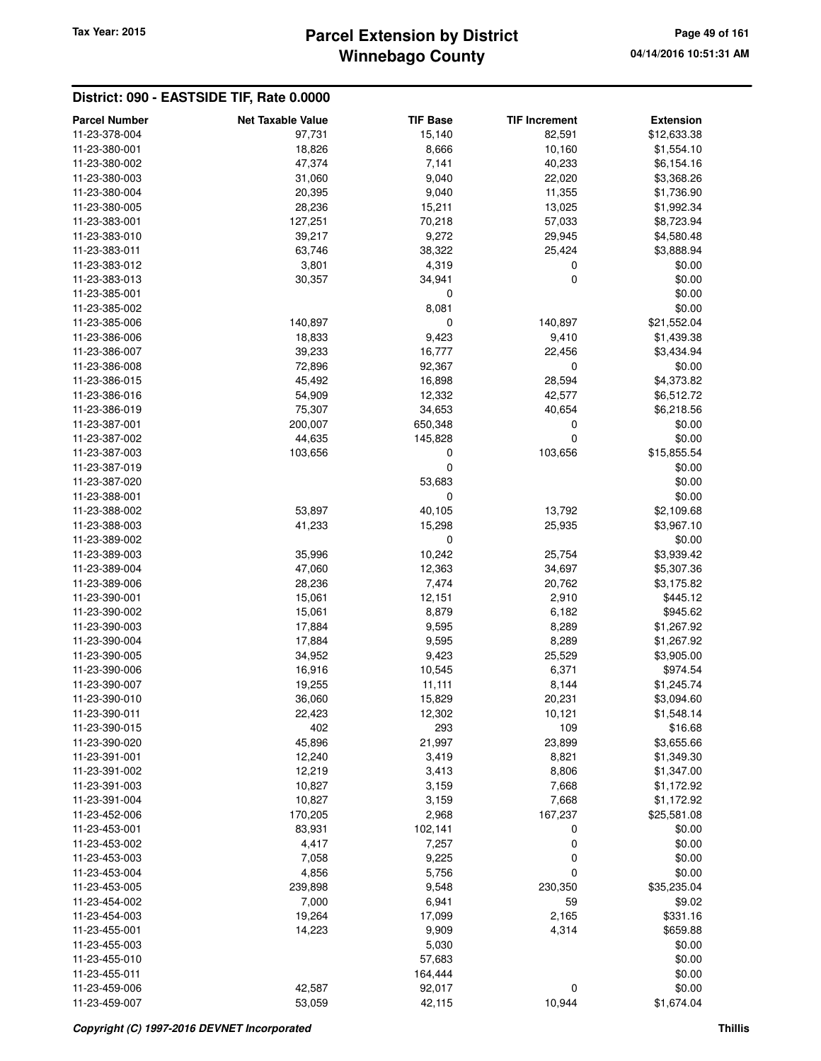# Parcel Extension by District
# Winnebago County

Tax Year: 2015

04/14/2016 10:51:31 AM

## District: 090 - EASTSIDE TIF, Rate 0.0000

| Parcel Number | Net Taxable Value | TIF Base | TIF Increment | Extension |
|---|---|---|---|---|
| 11-23-378-004 | 97,731 | 15,140 | 82,591 | $12,633.38 |
| 11-23-380-001 | 18,826 | 8,666 | 10,160 | $1,554.10 |
| 11-23-380-002 | 47,374 | 7,141 | 40,233 | $6,154.16 |
| 11-23-380-003 | 31,060 | 9,040 | 22,020 | $3,368.26 |
| 11-23-380-004 | 20,395 | 9,040 | 11,355 | $1,736.90 |
| 11-23-380-005 | 28,236 | 15,211 | 13,025 | $1,992.34 |
| 11-23-383-001 | 127,251 | 70,218 | 57,033 | $8,723.94 |
| 11-23-383-010 | 39,217 | 9,272 | 29,945 | $4,580.48 |
| 11-23-383-011 | 63,746 | 38,322 | 25,424 | $3,888.94 |
| 11-23-383-012 | 3,801 | 4,319 | 0 | $0.00 |
| 11-23-383-013 | 30,357 | 34,941 | 0 | $0.00 |
| 11-23-385-001 | | 0 | | $0.00 |
| 11-23-385-002 | | 8,081 | | $0.00 |
| 11-23-385-006 | 140,897 | 0 | 140,897 | $21,552.04 |
| 11-23-386-006 | 18,833 | 9,423 | 9,410 | $1,439.38 |
| 11-23-386-007 | 39,233 | 16,777 | 22,456 | $3,434.94 |
| 11-23-386-008 | 72,896 | 92,367 | 0 | $0.00 |
| 11-23-386-015 | 45,492 | 16,898 | 28,594 | $4,373.82 |
| 11-23-386-016 | 54,909 | 12,332 | 42,577 | $6,512.72 |
| 11-23-386-019 | 75,307 | 34,653 | 40,654 | $6,218.56 |
| 11-23-387-001 | 200,007 | 650,348 | 0 | $0.00 |
| 11-23-387-002 | 44,635 | 145,828 | 0 | $0.00 |
| 11-23-387-003 | 103,656 | 0 | 103,656 | $15,855.54 |
| 11-23-387-019 | | 0 | | $0.00 |
| 11-23-387-020 | | 53,683 | | $0.00 |
| 11-23-388-001 | | 0 | | $0.00 |
| 11-23-388-002 | 53,897 | 40,105 | 13,792 | $2,109.68 |
| 11-23-388-003 | 41,233 | 15,298 | 25,935 | $3,967.10 |
| 11-23-389-002 | | 0 | | $0.00 |
| 11-23-389-003 | 35,996 | 10,242 | 25,754 | $3,939.42 |
| 11-23-389-004 | 47,060 | 12,363 | 34,697 | $5,307.36 |
| 11-23-389-006 | 28,236 | 7,474 | 20,762 | $3,175.82 |
| 11-23-390-001 | 15,061 | 12,151 | 2,910 | $445.12 |
| 11-23-390-002 | 15,061 | 8,879 | 6,182 | $945.62 |
| 11-23-390-003 | 17,884 | 9,595 | 8,289 | $1,267.92 |
| 11-23-390-004 | 17,884 | 9,595 | 8,289 | $1,267.92 |
| 11-23-390-005 | 34,952 | 9,423 | 25,529 | $3,905.00 |
| 11-23-390-006 | 16,916 | 10,545 | 6,371 | $974.54 |
| 11-23-390-007 | 19,255 | 11,111 | 8,144 | $1,245.74 |
| 11-23-390-010 | 36,060 | 15,829 | 20,231 | $3,094.60 |
| 11-23-390-011 | 22,423 | 12,302 | 10,121 | $1,548.14 |
| 11-23-390-015 | 402 | 293 | 109 | $16.68 |
| 11-23-390-020 | 45,896 | 21,997 | 23,899 | $3,655.66 |
| 11-23-391-001 | 12,240 | 3,419 | 8,821 | $1,349.30 |
| 11-23-391-002 | 12,219 | 3,413 | 8,806 | $1,347.00 |
| 11-23-391-003 | 10,827 | 3,159 | 7,668 | $1,172.92 |
| 11-23-391-004 | 10,827 | 3,159 | 7,668 | $1,172.92 |
| 11-23-452-006 | 170,205 | 2,968 | 167,237 | $25,581.08 |
| 11-23-453-001 | 83,931 | 102,141 | 0 | $0.00 |
| 11-23-453-002 | 4,417 | 7,257 | 0 | $0.00 |
| 11-23-453-003 | 7,058 | 9,225 | 0 | $0.00 |
| 11-23-453-004 | 4,856 | 5,756 | 0 | $0.00 |
| 11-23-453-005 | 239,898 | 9,548 | 230,350 | $35,235.04 |
| 11-23-454-002 | 7,000 | 6,941 | 59 | $9.02 |
| 11-23-454-003 | 19,264 | 17,099 | 2,165 | $331.16 |
| 11-23-455-001 | 14,223 | 9,909 | 4,314 | $659.88 |
| 11-23-455-003 | | 5,030 | | $0.00 |
| 11-23-455-010 | | 57,683 | | $0.00 |
| 11-23-455-011 | | 164,444 | | $0.00 |
| 11-23-459-006 | 42,587 | 92,017 | 0 | $0.00 |
| 11-23-459-007 | 53,059 | 42,115 | 10,944 | $1,674.04 |

*Copyright (C) 1997-2016 DEVNET Incorporated* — Thillis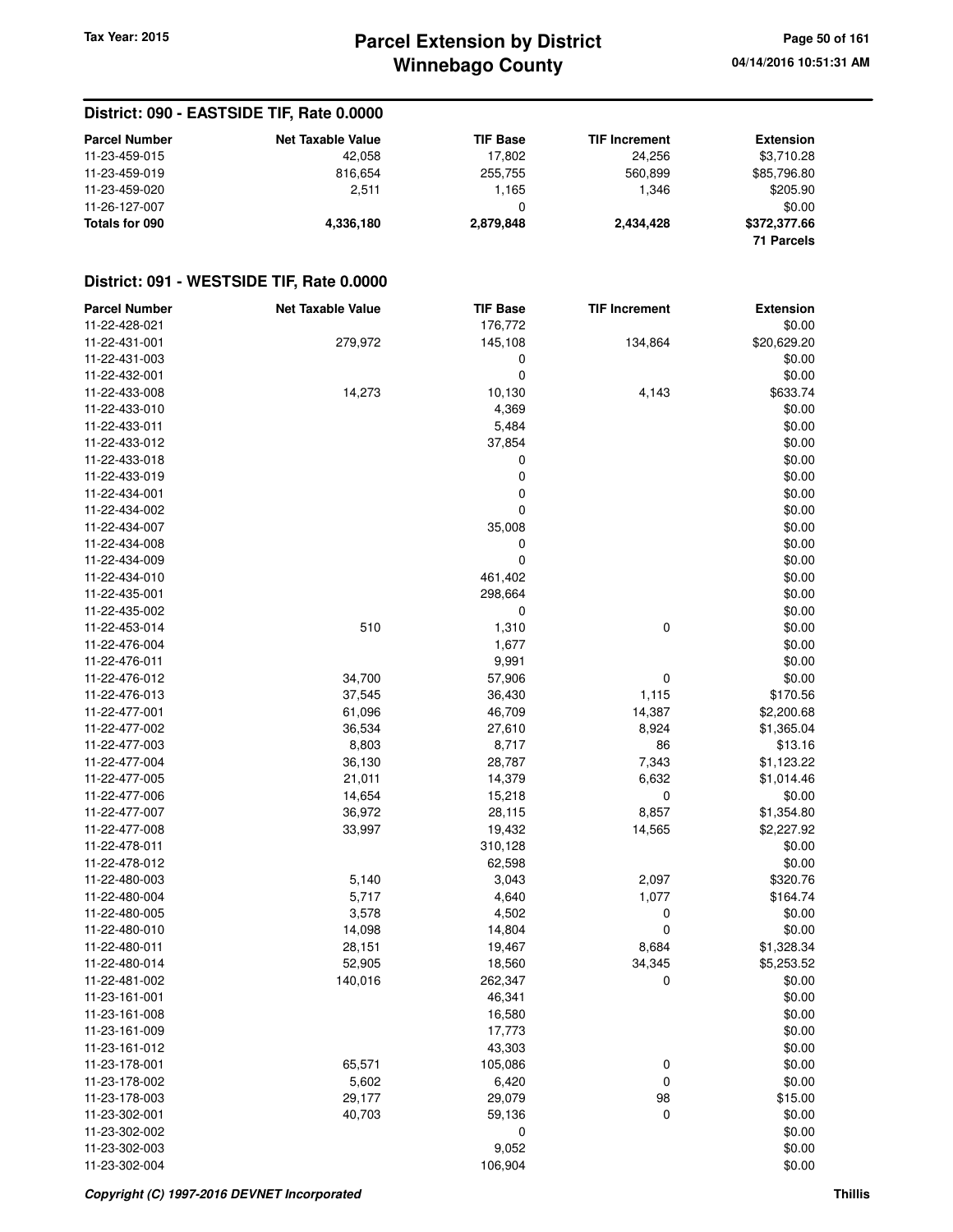## District: 090 - EASTSIDE TIF, Rate 0.0000

| Parcel Number | Net Taxable Value | TIF Base | TIF Increment | Extension |
|---|---|---|---|---|
| 11-23-459-015 | 42,058 | 17,802 | 24,256 | $3,710.28 |
| 11-23-459-019 | 816,654 | 255,755 | 560,899 | $85,796.80 |
| 11-23-459-020 | 2,511 | 1,165 | 1,346 | $205.90 |
| 11-26-127-007 | | 0 | | $0.00 |
| **Totals for 090** | **4,336,180** | **2,879,848** | **2,434,428** | **$372,377.66** |
| | | | | **71 Parcels** |

## District: 091 - WESTSIDE TIF, Rate 0.0000

| Parcel Number | Net Taxable Value | TIF Base | TIF Increment | Extension |
|---|---|---|---|---|
| 11-22-428-021 | | 176,772 | | $0.00 |
| 11-22-431-001 | 279,972 | 145,108 | 134,864 | $20,629.20 |
| 11-22-431-003 | | 0 | | $0.00 |
| 11-22-432-001 | | 0 | | $0.00 |
| 11-22-433-008 | 14,273 | 10,130 | 4,143 | $633.74 |
| 11-22-433-010 | | 4,369 | | $0.00 |
| 11-22-433-011 | | 5,484 | | $0.00 |
| 11-22-433-012 | | 37,854 | | $0.00 |
| 11-22-433-018 | | 0 | | $0.00 |
| 11-22-433-019 | | 0 | | $0.00 |
| 11-22-434-001 | | 0 | | $0.00 |
| 11-22-434-002 | | 0 | | $0.00 |
| 11-22-434-007 | | 35,008 | | $0.00 |
| 11-22-434-008 | | 0 | | $0.00 |
| 11-22-434-009 | | 0 | | $0.00 |
| 11-22-434-010 | | 461,402 | | $0.00 |
| 11-22-435-001 | | 298,664 | | $0.00 |
| 11-22-435-002 | | 0 | | $0.00 |
| 11-22-453-014 | 510 | 1,310 | 0 | $0.00 |
| 11-22-476-004 | | 1,677 | | $0.00 |
| 11-22-476-011 | | 9,991 | | $0.00 |
| 11-22-476-012 | 34,700 | 57,906 | 0 | $0.00 |
| 11-22-476-013 | 37,545 | 36,430 | 1,115 | $170.56 |
| 11-22-477-001 | 61,096 | 46,709 | 14,387 | $2,200.68 |
| 11-22-477-002 | 36,534 | 27,610 | 8,924 | $1,365.04 |
| 11-22-477-003 | 8,803 | 8,717 | 86 | $13.16 |
| 11-22-477-004 | 36,130 | 28,787 | 7,343 | $1,123.22 |
| 11-22-477-005 | 21,011 | 14,379 | 6,632 | $1,014.46 |
| 11-22-477-006 | 14,654 | 15,218 | 0 | $0.00 |
| 11-22-477-007 | 36,972 | 28,115 | 8,857 | $1,354.80 |
| 11-22-477-008 | 33,997 | 19,432 | 14,565 | $2,227.92 |
| 11-22-478-011 | | 310,128 | | $0.00 |
| 11-22-478-012 | | 62,598 | | $0.00 |
| 11-22-480-003 | 5,140 | 3,043 | 2,097 | $320.76 |
| 11-22-480-004 | 5,717 | 4,640 | 1,077 | $164.74 |
| 11-22-480-005 | 3,578 | 4,502 | 0 | $0.00 |
| 11-22-480-010 | 14,098 | 14,804 | 0 | $0.00 |
| 11-22-480-011 | 28,151 | 19,467 | 8,684 | $1,328.34 |
| 11-22-480-014 | 52,905 | 18,560 | 34,345 | $5,253.52 |
| 11-22-481-002 | 140,016 | 262,347 | 0 | $0.00 |
| 11-23-161-001 | | 46,341 | | $0.00 |
| 11-23-161-008 | | 16,580 | | $0.00 |
| 11-23-161-009 | | 17,773 | | $0.00 |
| 11-23-161-012 | | 43,303 | | $0.00 |
| 11-23-178-001 | 65,571 | 105,086 | 0 | $0.00 |
| 11-23-178-002 | 5,602 | 6,420 | 0 | $0.00 |
| 11-23-178-003 | 29,177 | 29,079 | 98 | $15.00 |
| 11-23-302-001 | 40,703 | 59,136 | 0 | $0.00 |
| 11-23-302-002 | | 0 | | $0.00 |
| 11-23-302-003 | | 9,052 | | $0.00 |
| 11-23-302-004 | | 106,904 | | $0.00 |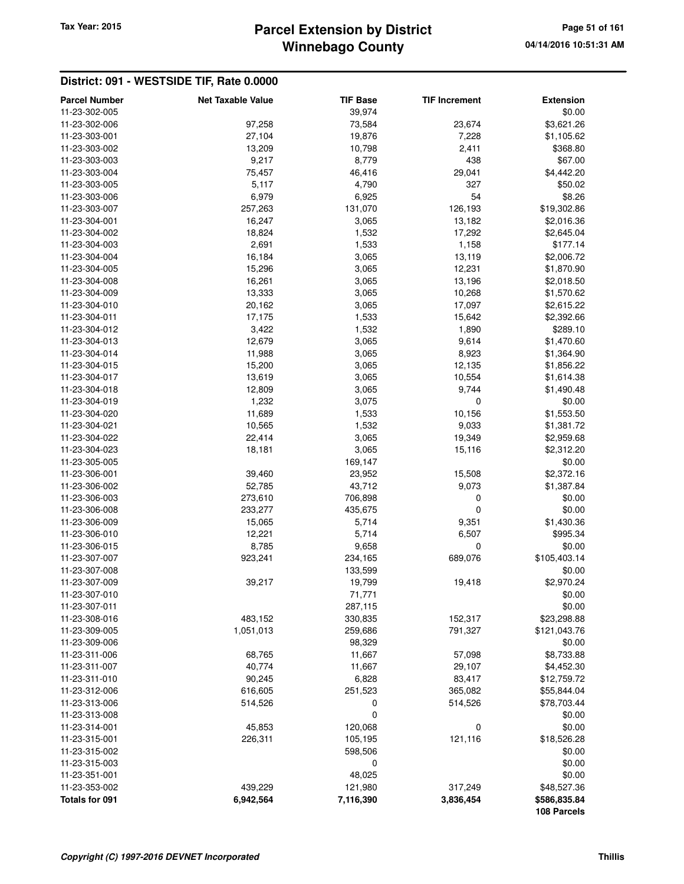## District: 091 - WESTSIDE TIF, Rate 0.0000

| Parcel Number | Net Taxable Value | TIF Base | TIF Increment | Extension |
|---|---|---|---|---|
| 11-23-302-005 | | 39,974 | | $0.00 |
| 11-23-302-006 | 97,258 | 73,584 | 23,674 | $3,621.26 |
| 11-23-303-001 | 27,104 | 19,876 | 7,228 | $1,105.62 |
| 11-23-303-002 | 13,209 | 10,798 | 2,411 | $368.80 |
| 11-23-303-003 | 9,217 | 8,779 | 438 | $67.00 |
| 11-23-303-004 | 75,457 | 46,416 | 29,041 | $4,442.20 |
| 11-23-303-005 | 5,117 | 4,790 | 327 | $50.02 |
| 11-23-303-006 | 6,979 | 6,925 | 54 | $8.26 |
| 11-23-303-007 | 257,263 | 131,070 | 126,193 | $19,302.86 |
| 11-23-304-001 | 16,247 | 3,065 | 13,182 | $2,016.36 |
| 11-23-304-002 | 18,824 | 1,532 | 17,292 | $2,645.04 |
| 11-23-304-003 | 2,691 | 1,533 | 1,158 | $177.14 |
| 11-23-304-004 | 16,184 | 3,065 | 13,119 | $2,006.72 |
| 11-23-304-005 | 15,296 | 3,065 | 12,231 | $1,870.90 |
| 11-23-304-008 | 16,261 | 3,065 | 13,196 | $2,018.50 |
| 11-23-304-009 | 13,333 | 3,065 | 10,268 | $1,570.62 |
| 11-23-304-010 | 20,162 | 3,065 | 17,097 | $2,615.22 |
| 11-23-304-011 | 17,175 | 1,533 | 15,642 | $2,392.66 |
| 11-23-304-012 | 3,422 | 1,532 | 1,890 | $289.10 |
| 11-23-304-013 | 12,679 | 3,065 | 9,614 | $1,470.60 |
| 11-23-304-014 | 11,988 | 3,065 | 8,923 | $1,364.90 |
| 11-23-304-015 | 15,200 | 3,065 | 12,135 | $1,856.22 |
| 11-23-304-017 | 13,619 | 3,065 | 10,554 | $1,614.38 |
| 11-23-304-018 | 12,809 | 3,065 | 9,744 | $1,490.48 |
| 11-23-304-019 | 1,232 | 3,075 | 0 | $0.00 |
| 11-23-304-020 | 11,689 | 1,533 | 10,156 | $1,553.50 |
| 11-23-304-021 | 10,565 | 1,532 | 9,033 | $1,381.72 |
| 11-23-304-022 | 22,414 | 3,065 | 19,349 | $2,959.68 |
| 11-23-304-023 | 18,181 | 3,065 | 15,116 | $2,312.20 |
| 11-23-305-005 | | 169,147 | | $0.00 |
| 11-23-306-001 | 39,460 | 23,952 | 15,508 | $2,372.16 |
| 11-23-306-002 | 52,785 | 43,712 | 9,073 | $1,387.84 |
| 11-23-306-003 | 273,610 | 706,898 | 0 | $0.00 |
| 11-23-306-008 | 233,277 | 435,675 | 0 | $0.00 |
| 11-23-306-009 | 15,065 | 5,714 | 9,351 | $1,430.36 |
| 11-23-306-010 | 12,221 | 5,714 | 6,507 | $995.34 |
| 11-23-306-015 | 8,785 | 9,658 | 0 | $0.00 |
| 11-23-307-007 | 923,241 | 234,165 | 689,076 | $105,403.14 |
| 11-23-307-008 | | 133,599 | | $0.00 |
| 11-23-307-009 | 39,217 | 19,799 | 19,418 | $2,970.24 |
| 11-23-307-010 | | 71,771 | | $0.00 |
| 11-23-307-011 | | 287,115 | | $0.00 |
| 11-23-308-016 | 483,152 | 330,835 | 152,317 | $23,298.88 |
| 11-23-309-005 | 1,051,013 | 259,686 | 791,327 | $121,043.76 |
| 11-23-309-006 | | 98,329 | | $0.00 |
| 11-23-311-006 | 68,765 | 11,667 | 57,098 | $8,733.88 |
| 11-23-311-007 | 40,774 | 11,667 | 29,107 | $4,452.30 |
| 11-23-311-010 | 90,245 | 6,828 | 83,417 | $12,759.72 |
| 11-23-312-006 | 616,605 | 251,523 | 365,082 | $55,844.04 |
| 11-23-313-006 | 514,526 | 0 | 514,526 | $78,703.44 |
| 11-23-313-008 | | 0 | | $0.00 |
| 11-23-314-001 | 45,853 | 120,068 | 0 | $0.00 |
| 11-23-315-001 | 226,311 | 105,195 | 121,116 | $18,526.28 |
| 11-23-315-002 | | 598,506 | | $0.00 |
| 11-23-315-003 | | 0 | | $0.00 |
| 11-23-351-001 | | 48,025 | | $0.00 |
| 11-23-353-002 | 439,229 | 121,980 | 317,249 | $48,527.36 |
| **Totals for 091** | **6,942,564** | **7,116,390** | **3,836,454** | **$586,835.84** |
| | | | | **108 Parcels** |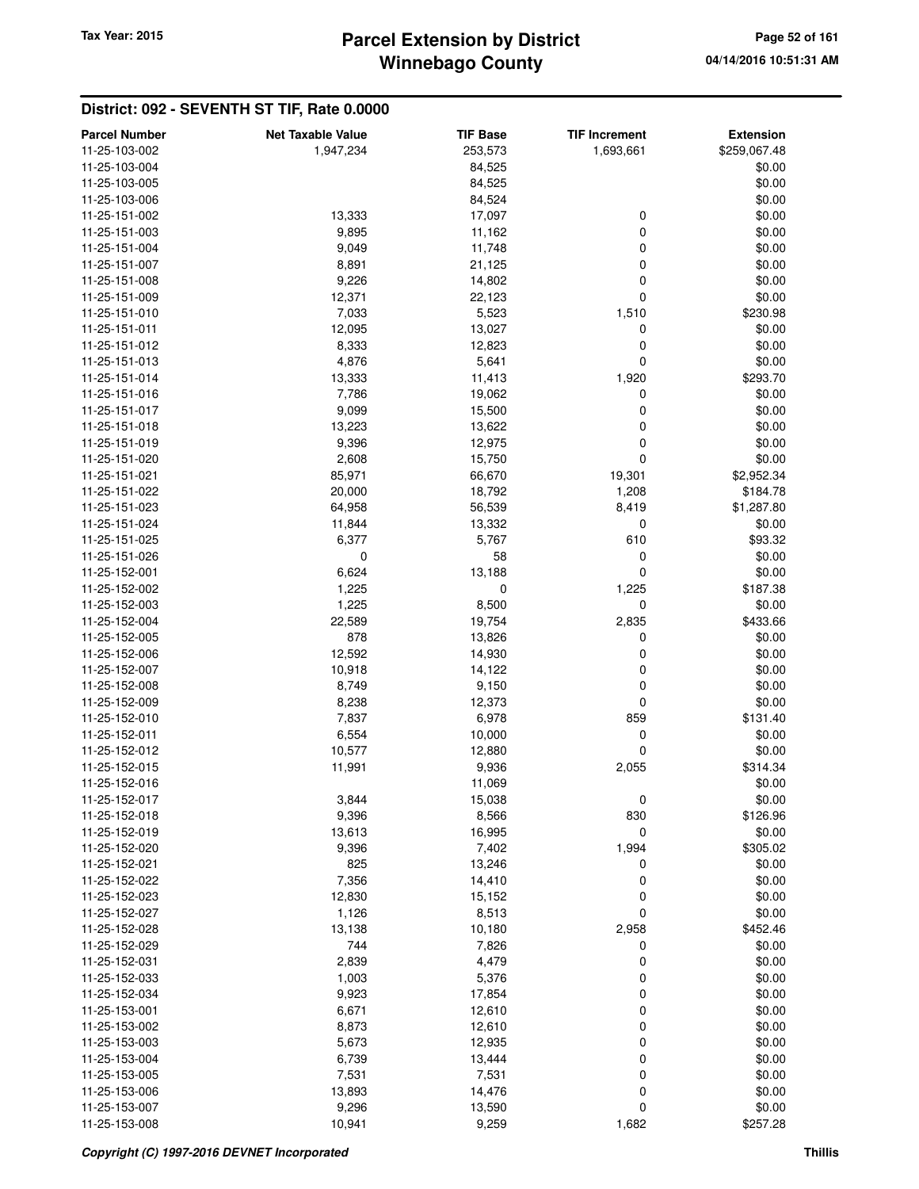## District: 092 - SEVENTH ST TIF, Rate 0.0000

| Parcel Number | Net Taxable Value | TIF Base | TIF Increment | Extension |
|---|---|---|---|---|
| 11-25-103-002 | 1,947,234 | 253,573 | 1,693,661 | $259,067.48 |
| 11-25-103-004 | | 84,525 | | $0.00 |
| 11-25-103-005 | | 84,525 | | $0.00 |
| 11-25-103-006 | | 84,524 | | $0.00 |
| 11-25-151-002 | 13,333 | 17,097 | 0 | $0.00 |
| 11-25-151-003 | 9,895 | 11,162 | 0 | $0.00 |
| 11-25-151-004 | 9,049 | 11,748 | 0 | $0.00 |
| 11-25-151-007 | 8,891 | 21,125 | 0 | $0.00 |
| 11-25-151-008 | 9,226 | 14,802 | 0 | $0.00 |
| 11-25-151-009 | 12,371 | 22,123 | 0 | $0.00 |
| 11-25-151-010 | 7,033 | 5,523 | 1,510 | $230.98 |
| 11-25-151-011 | 12,095 | 13,027 | 0 | $0.00 |
| 11-25-151-012 | 8,333 | 12,823 | 0 | $0.00 |
| 11-25-151-013 | 4,876 | 5,641 | 0 | $0.00 |
| 11-25-151-014 | 13,333 | 11,413 | 1,920 | $293.70 |
| 11-25-151-016 | 7,786 | 19,062 | 0 | $0.00 |
| 11-25-151-017 | 9,099 | 15,500 | 0 | $0.00 |
| 11-25-151-018 | 13,223 | 13,622 | 0 | $0.00 |
| 11-25-151-019 | 9,396 | 12,975 | 0 | $0.00 |
| 11-25-151-020 | 2,608 | 15,750 | 0 | $0.00 |
| 11-25-151-021 | 85,971 | 66,670 | 19,301 | $2,952.34 |
| 11-25-151-022 | 20,000 | 18,792 | 1,208 | $184.78 |
| 11-25-151-023 | 64,958 | 56,539 | 8,419 | $1,287.80 |
| 11-25-151-024 | 11,844 | 13,332 | 0 | $0.00 |
| 11-25-151-025 | 6,377 | 5,767 | 610 | $93.32 |
| 11-25-151-026 | 0 | 58 | 0 | $0.00 |
| 11-25-152-001 | 6,624 | 13,188 | 0 | $0.00 |
| 11-25-152-002 | 1,225 | 0 | 1,225 | $187.38 |
| 11-25-152-003 | 1,225 | 8,500 | 0 | $0.00 |
| 11-25-152-004 | 22,589 | 19,754 | 2,835 | $433.66 |
| 11-25-152-005 | 878 | 13,826 | 0 | $0.00 |
| 11-25-152-006 | 12,592 | 14,930 | 0 | $0.00 |
| 11-25-152-007 | 10,918 | 14,122 | 0 | $0.00 |
| 11-25-152-008 | 8,749 | 9,150 | 0 | $0.00 |
| 11-25-152-009 | 8,238 | 12,373 | 0 | $0.00 |
| 11-25-152-010 | 7,837 | 6,978 | 859 | $131.40 |
| 11-25-152-011 | 6,554 | 10,000 | 0 | $0.00 |
| 11-25-152-012 | 10,577 | 12,880 | 0 | $0.00 |
| 11-25-152-015 | 11,991 | 9,936 | 2,055 | $314.34 |
| 11-25-152-016 | | 11,069 | | $0.00 |
| 11-25-152-017 | 3,844 | 15,038 | 0 | $0.00 |
| 11-25-152-018 | 9,396 | 8,566 | 830 | $126.96 |
| 11-25-152-019 | 13,613 | 16,995 | 0 | $0.00 |
| 11-25-152-020 | 9,396 | 7,402 | 1,994 | $305.02 |
| 11-25-152-021 | 825 | 13,246 | 0 | $0.00 |
| 11-25-152-022 | 7,356 | 14,410 | 0 | $0.00 |
| 11-25-152-023 | 12,830 | 15,152 | 0 | $0.00 |
| 11-25-152-027 | 1,126 | 8,513 | 0 | $0.00 |
| 11-25-152-028 | 13,138 | 10,180 | 2,958 | $452.46 |
| 11-25-152-029 | 744 | 7,826 | 0 | $0.00 |
| 11-25-152-031 | 2,839 | 4,479 | 0 | $0.00 |
| 11-25-152-033 | 1,003 | 5,376 | 0 | $0.00 |
| 11-25-152-034 | 9,923 | 17,854 | 0 | $0.00 |
| 11-25-153-001 | 6,671 | 12,610 | 0 | $0.00 |
| 11-25-153-002 | 8,873 | 12,610 | 0 | $0.00 |
| 11-25-153-003 | 5,673 | 12,935 | 0 | $0.00 |
| 11-25-153-004 | 6,739 | 13,444 | 0 | $0.00 |
| 11-25-153-005 | 7,531 | 7,531 | 0 | $0.00 |
| 11-25-153-006 | 13,893 | 14,476 | 0 | $0.00 |
| 11-25-153-007 | 9,296 | 13,590 | 0 | $0.00 |
| 11-25-153-008 | 10,941 | 9,259 | 1,682 | $257.28 |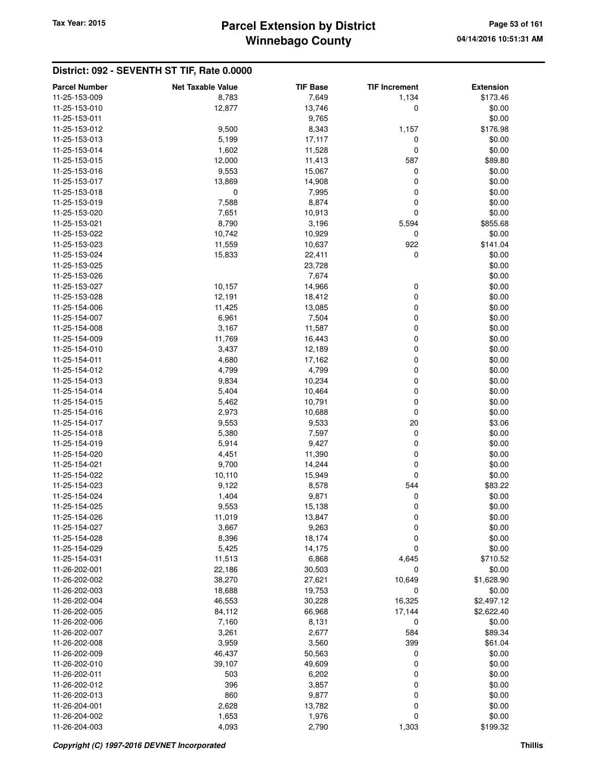## District: 092 - SEVENTH ST TIF, Rate 0.0000

| Parcel Number | Net Taxable Value | TIF Base | TIF Increment | Extension |
|---|---|---|---|---|
| 11-25-153-009 | 8,783 | 7,649 | 1,134 | $173.46 |
| 11-25-153-010 | 12,877 | 13,746 | 0 | $0.00 |
| 11-25-153-011 | | 9,765 | | $0.00 |
| 11-25-153-012 | 9,500 | 8,343 | 1,157 | $176.98 |
| 11-25-153-013 | 5,199 | 17,117 | 0 | $0.00 |
| 11-25-153-014 | 1,602 | 11,528 | 0 | $0.00 |
| 11-25-153-015 | 12,000 | 11,413 | 587 | $89.80 |
| 11-25-153-016 | 9,553 | 15,067 | 0 | $0.00 |
| 11-25-153-017 | 13,869 | 14,908 | 0 | $0.00 |
| 11-25-153-018 | 0 | 7,995 | 0 | $0.00 |
| 11-25-153-019 | 7,588 | 8,874 | 0 | $0.00 |
| 11-25-153-020 | 7,651 | 10,913 | 0 | $0.00 |
| 11-25-153-021 | 8,790 | 3,196 | 5,594 | $855.68 |
| 11-25-153-022 | 10,742 | 10,929 | 0 | $0.00 |
| 11-25-153-023 | 11,559 | 10,637 | 922 | $141.04 |
| 11-25-153-024 | 15,833 | 22,411 | 0 | $0.00 |
| 11-25-153-025 | | 23,728 | | $0.00 |
| 11-25-153-026 | | 7,674 | | $0.00 |
| 11-25-153-027 | 10,157 | 14,966 | 0 | $0.00 |
| 11-25-153-028 | 12,191 | 18,412 | 0 | $0.00 |
| 11-25-154-006 | 11,425 | 13,085 | 0 | $0.00 |
| 11-25-154-007 | 6,961 | 7,504 | 0 | $0.00 |
| 11-25-154-008 | 3,167 | 11,587 | 0 | $0.00 |
| 11-25-154-009 | 11,769 | 16,443 | 0 | $0.00 |
| 11-25-154-010 | 3,437 | 12,189 | 0 | $0.00 |
| 11-25-154-011 | 4,680 | 17,162 | 0 | $0.00 |
| 11-25-154-012 | 4,799 | 4,799 | 0 | $0.00 |
| 11-25-154-013 | 9,834 | 10,234 | 0 | $0.00 |
| 11-25-154-014 | 5,404 | 10,464 | 0 | $0.00 |
| 11-25-154-015 | 5,462 | 10,791 | 0 | $0.00 |
| 11-25-154-016 | 2,973 | 10,688 | 0 | $0.00 |
| 11-25-154-017 | 9,553 | 9,533 | 20 | $3.06 |
| 11-25-154-018 | 5,380 | 7,597 | 0 | $0.00 |
| 11-25-154-019 | 5,914 | 9,427 | 0 | $0.00 |
| 11-25-154-020 | 4,451 | 11,390 | 0 | $0.00 |
| 11-25-154-021 | 9,700 | 14,244 | 0 | $0.00 |
| 11-25-154-022 | 10,110 | 15,949 | 0 | $0.00 |
| 11-25-154-023 | 9,122 | 8,578 | 544 | $83.22 |
| 11-25-154-024 | 1,404 | 9,871 | 0 | $0.00 |
| 11-25-154-025 | 9,553 | 15,138 | 0 | $0.00 |
| 11-25-154-026 | 11,019 | 13,847 | 0 | $0.00 |
| 11-25-154-027 | 3,667 | 9,263 | 0 | $0.00 |
| 11-25-154-028 | 8,396 | 18,174 | 0 | $0.00 |
| 11-25-154-029 | 5,425 | 14,175 | 0 | $0.00 |
| 11-25-154-031 | 11,513 | 6,868 | 4,645 | $710.52 |
| 11-26-202-001 | 22,186 | 30,503 | 0 | $0.00 |
| 11-26-202-002 | 38,270 | 27,621 | 10,649 | $1,628.90 |
| 11-26-202-003 | 18,688 | 19,753 | 0 | $0.00 |
| 11-26-202-004 | 46,553 | 30,228 | 16,325 | $2,497.12 |
| 11-26-202-005 | 84,112 | 66,968 | 17,144 | $2,622.40 |
| 11-26-202-006 | 7,160 | 8,131 | 0 | $0.00 |
| 11-26-202-007 | 3,261 | 2,677 | 584 | $89.34 |
| 11-26-202-008 | 3,959 | 3,560 | 399 | $61.04 |
| 11-26-202-009 | 46,437 | 50,563 | 0 | $0.00 |
| 11-26-202-010 | 39,107 | 49,609 | 0 | $0.00 |
| 11-26-202-011 | 503 | 6,202 | 0 | $0.00 |
| 11-26-202-012 | 396 | 3,857 | 0 | $0.00 |
| 11-26-202-013 | 860 | 9,877 | 0 | $0.00 |
| 11-26-204-001 | 2,628 | 13,782 | 0 | $0.00 |
| 11-26-204-002 | 1,653 | 1,976 | 0 | $0.00 |
| 11-26-204-003 | 4,093 | 2,790 | 1,303 | $199.32 |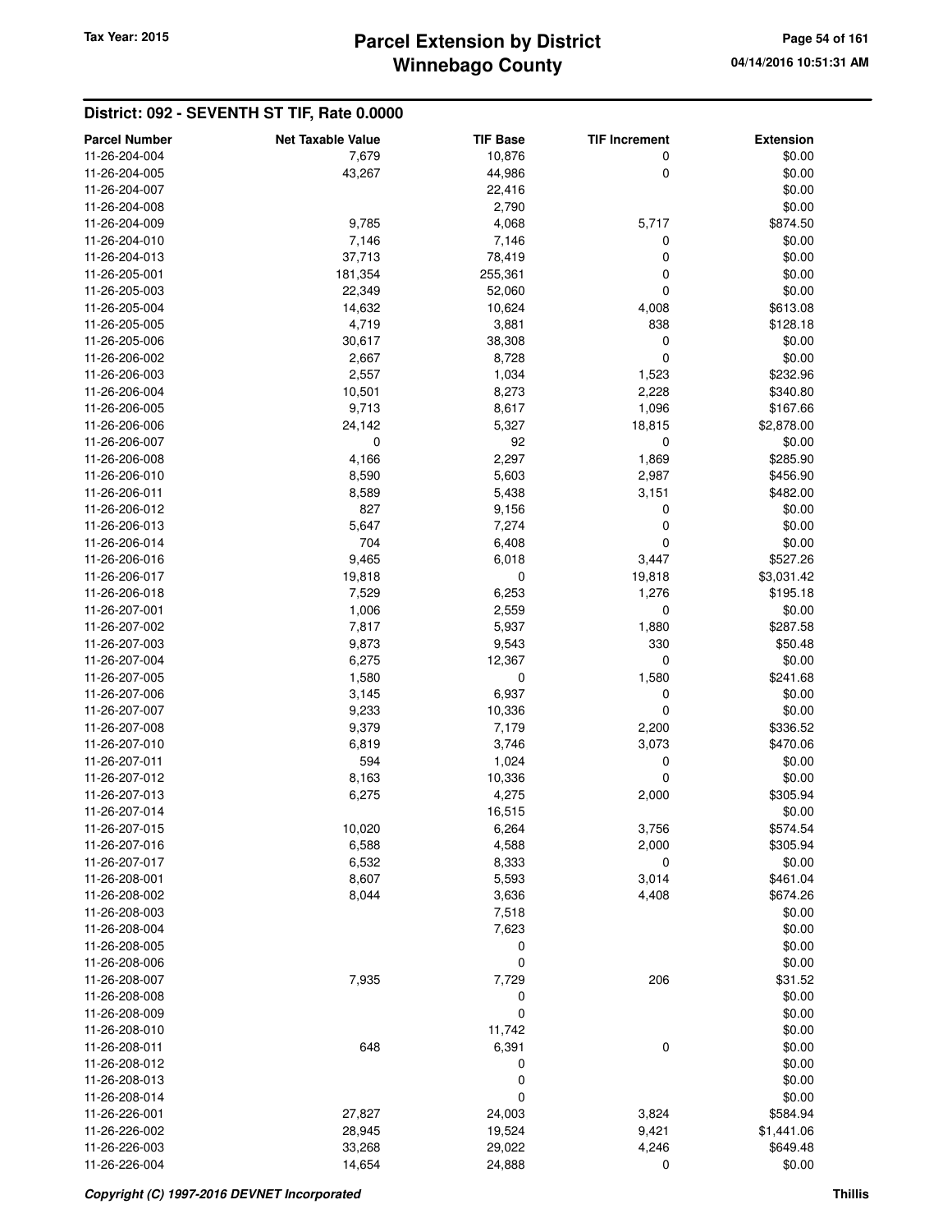## District: 092 - SEVENTH ST TIF, Rate 0.0000

| Parcel Number | Net Taxable Value | TIF Base | TIF Increment | Extension |
|---|---|---|---|---|
| 11-26-204-004 | 7,679 | 10,876 | 0 | $0.00 |
| 11-26-204-005 | 43,267 | 44,986 | 0 | $0.00 |
| 11-26-204-007 | | 22,416 | | $0.00 |
| 11-26-204-008 | | 2,790 | | $0.00 |
| 11-26-204-009 | 9,785 | 4,068 | 5,717 | $874.50 |
| 11-26-204-010 | 7,146 | 7,146 | 0 | $0.00 |
| 11-26-204-013 | 37,713 | 78,419 | 0 | $0.00 |
| 11-26-205-001 | 181,354 | 255,361 | 0 | $0.00 |
| 11-26-205-003 | 22,349 | 52,060 | 0 | $0.00 |
| 11-26-205-004 | 14,632 | 10,624 | 4,008 | $613.08 |
| 11-26-205-005 | 4,719 | 3,881 | 838 | $128.18 |
| 11-26-205-006 | 30,617 | 38,308 | 0 | $0.00 |
| 11-26-206-002 | 2,667 | 8,728 | 0 | $0.00 |
| 11-26-206-003 | 2,557 | 1,034 | 1,523 | $232.96 |
| 11-26-206-004 | 10,501 | 8,273 | 2,228 | $340.80 |
| 11-26-206-005 | 9,713 | 8,617 | 1,096 | $167.66 |
| 11-26-206-006 | 24,142 | 5,327 | 18,815 | $2,878.00 |
| 11-26-206-007 | 0 | 92 | 0 | $0.00 |
| 11-26-206-008 | 4,166 | 2,297 | 1,869 | $285.90 |
| 11-26-206-010 | 8,590 | 5,603 | 2,987 | $456.90 |
| 11-26-206-011 | 8,589 | 5,438 | 3,151 | $482.00 |
| 11-26-206-012 | 827 | 9,156 | 0 | $0.00 |
| 11-26-206-013 | 5,647 | 7,274 | 0 | $0.00 |
| 11-26-206-014 | 704 | 6,408 | 0 | $0.00 |
| 11-26-206-016 | 9,465 | 6,018 | 3,447 | $527.26 |
| 11-26-206-017 | 19,818 | 0 | 19,818 | $3,031.42 |
| 11-26-206-018 | 7,529 | 6,253 | 1,276 | $195.18 |
| 11-26-207-001 | 1,006 | 2,559 | 0 | $0.00 |
| 11-26-207-002 | 7,817 | 5,937 | 1,880 | $287.58 |
| 11-26-207-003 | 9,873 | 9,543 | 330 | $50.48 |
| 11-26-207-004 | 6,275 | 12,367 | 0 | $0.00 |
| 11-26-207-005 | 1,580 | 0 | 1,580 | $241.68 |
| 11-26-207-006 | 3,145 | 6,937 | 0 | $0.00 |
| 11-26-207-007 | 9,233 | 10,336 | 0 | $0.00 |
| 11-26-207-008 | 9,379 | 7,179 | 2,200 | $336.52 |
| 11-26-207-010 | 6,819 | 3,746 | 3,073 | $470.06 |
| 11-26-207-011 | 594 | 1,024 | 0 | $0.00 |
| 11-26-207-012 | 8,163 | 10,336 | 0 | $0.00 |
| 11-26-207-013 | 6,275 | 4,275 | 2,000 | $305.94 |
| 11-26-207-014 | | 16,515 | | $0.00 |
| 11-26-207-015 | 10,020 | 6,264 | 3,756 | $574.54 |
| 11-26-207-016 | 6,588 | 4,588 | 2,000 | $305.94 |
| 11-26-207-017 | 6,532 | 8,333 | 0 | $0.00 |
| 11-26-208-001 | 8,607 | 5,593 | 3,014 | $461.04 |
| 11-26-208-002 | 8,044 | 3,636 | 4,408 | $674.26 |
| 11-26-208-003 | | 7,518 | | $0.00 |
| 11-26-208-004 | | 7,623 | | $0.00 |
| 11-26-208-005 | | 0 | | $0.00 |
| 11-26-208-006 | | 0 | | $0.00 |
| 11-26-208-007 | 7,935 | 7,729 | 206 | $31.52 |
| 11-26-208-008 | | 0 | | $0.00 |
| 11-26-208-009 | | 0 | | $0.00 |
| 11-26-208-010 | | 11,742 | | $0.00 |
| 11-26-208-011 | 648 | 6,391 | 0 | $0.00 |
| 11-26-208-012 | | 0 | | $0.00 |
| 11-26-208-013 | | 0 | | $0.00 |
| 11-26-208-014 | | 0 | | $0.00 |
| 11-26-226-001 | 27,827 | 24,003 | 3,824 | $584.94 |
| 11-26-226-002 | 28,945 | 19,524 | 9,421 | $1,441.06 |
| 11-26-226-003 | 33,268 | 29,022 | 4,246 | $649.48 |
| 11-26-226-004 | 14,654 | 24,888 | 0 | $0.00 |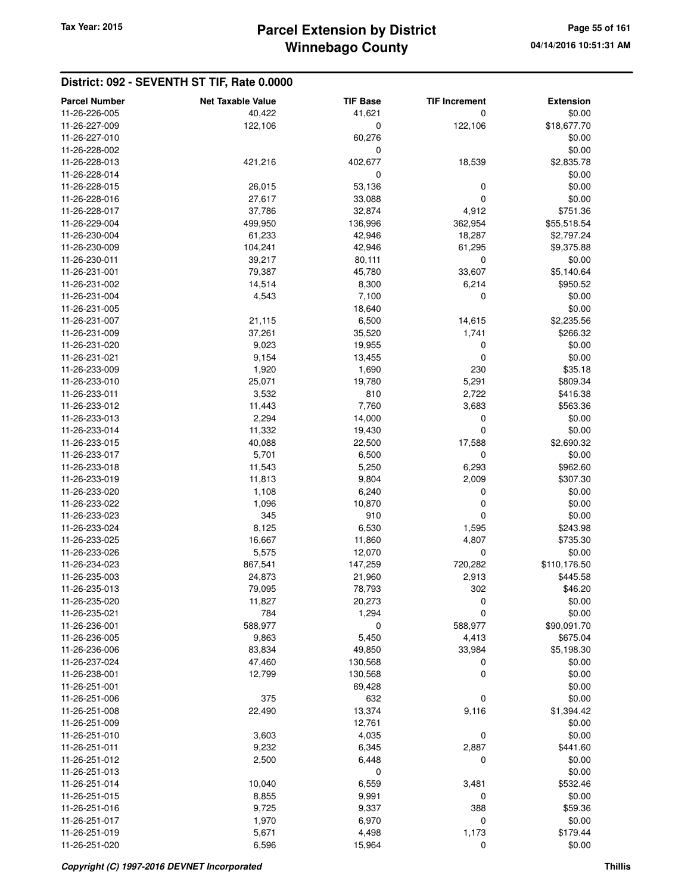## District: 092 - SEVENTH ST TIF, Rate 0.0000

| Parcel Number | Net Taxable Value | TIF Base | TIF Increment | Extension |
|---|---|---|---|---|
| 11-26-226-005 | 40,422 | 41,621 | 0 | $0.00 |
| 11-26-227-009 | 122,106 | 0 | 122,106 | $18,677.70 |
| 11-26-227-010 | | 60,276 | | $0.00 |
| 11-26-228-002 | | 0 | | $0.00 |
| 11-26-228-013 | 421,216 | 402,677 | 18,539 | $2,835.78 |
| 11-26-228-014 | | 0 | | $0.00 |
| 11-26-228-015 | 26,015 | 53,136 | 0 | $0.00 |
| 11-26-228-016 | 27,617 | 33,088 | 0 | $0.00 |
| 11-26-228-017 | 37,786 | 32,874 | 4,912 | $751.36 |
| 11-26-229-004 | 499,950 | 136,996 | 362,954 | $55,518.54 |
| 11-26-230-004 | 61,233 | 42,946 | 18,287 | $2,797.24 |
| 11-26-230-009 | 104,241 | 42,946 | 61,295 | $9,375.88 |
| 11-26-230-011 | 39,217 | 80,111 | 0 | $0.00 |
| 11-26-231-001 | 79,387 | 45,780 | 33,607 | $5,140.64 |
| 11-26-231-002 | 14,514 | 8,300 | 6,214 | $950.52 |
| 11-26-231-004 | 4,543 | 7,100 | 0 | $0.00 |
| 11-26-231-005 | | 18,640 | | $0.00 |
| 11-26-231-007 | 21,115 | 6,500 | 14,615 | $2,235.56 |
| 11-26-231-009 | 37,261 | 35,520 | 1,741 | $266.32 |
| 11-26-231-020 | 9,023 | 19,955 | 0 | $0.00 |
| 11-26-231-021 | 9,154 | 13,455 | 0 | $0.00 |
| 11-26-233-009 | 1,920 | 1,690 | 230 | $35.18 |
| 11-26-233-010 | 25,071 | 19,780 | 5,291 | $809.34 |
| 11-26-233-011 | 3,532 | 810 | 2,722 | $416.38 |
| 11-26-233-012 | 11,443 | 7,760 | 3,683 | $563.36 |
| 11-26-233-013 | 2,294 | 14,000 | 0 | $0.00 |
| 11-26-233-014 | 11,332 | 19,430 | 0 | $0.00 |
| 11-26-233-015 | 40,088 | 22,500 | 17,588 | $2,690.32 |
| 11-26-233-017 | 5,701 | 6,500 | 0 | $0.00 |
| 11-26-233-018 | 11,543 | 5,250 | 6,293 | $962.60 |
| 11-26-233-019 | 11,813 | 9,804 | 2,009 | $307.30 |
| 11-26-233-020 | 1,108 | 6,240 | 0 | $0.00 |
| 11-26-233-022 | 1,096 | 10,870 | 0 | $0.00 |
| 11-26-233-023 | 345 | 910 | 0 | $0.00 |
| 11-26-233-024 | 8,125 | 6,530 | 1,595 | $243.98 |
| 11-26-233-025 | 16,667 | 11,860 | 4,807 | $735.30 |
| 11-26-233-026 | 5,575 | 12,070 | 0 | $0.00 |
| 11-26-234-023 | 867,541 | 147,259 | 720,282 | $110,176.50 |
| 11-26-235-003 | 24,873 | 21,960 | 2,913 | $445.58 |
| 11-26-235-013 | 79,095 | 78,793 | 302 | $46.20 |
| 11-26-235-020 | 11,827 | 20,273 | 0 | $0.00 |
| 11-26-235-021 | 784 | 1,294 | 0 | $0.00 |
| 11-26-236-001 | 588,977 | 0 | 588,977 | $90,091.70 |
| 11-26-236-005 | 9,863 | 5,450 | 4,413 | $675.04 |
| 11-26-236-006 | 83,834 | 49,850 | 33,984 | $5,198.30 |
| 11-26-237-024 | 47,460 | 130,568 | 0 | $0.00 |
| 11-26-238-001 | 12,799 | 130,568 | 0 | $0.00 |
| 11-26-251-001 | | 69,428 | | $0.00 |
| 11-26-251-006 | 375 | 632 | 0 | $0.00 |
| 11-26-251-008 | 22,490 | 13,374 | 9,116 | $1,394.42 |
| 11-26-251-009 | | 12,761 | | $0.00 |
| 11-26-251-010 | 3,603 | 4,035 | 0 | $0.00 |
| 11-26-251-011 | 9,232 | 6,345 | 2,887 | $441.60 |
| 11-26-251-012 | 2,500 | 6,448 | 0 | $0.00 |
| 11-26-251-013 | | 0 | | $0.00 |
| 11-26-251-014 | 10,040 | 6,559 | 3,481 | $532.46 |
| 11-26-251-015 | 8,855 | 9,991 | 0 | $0.00 |
| 11-26-251-016 | 9,725 | 9,337 | 388 | $59.36 |
| 11-26-251-017 | 1,970 | 6,970 | 0 | $0.00 |
| 11-26-251-019 | 5,671 | 4,498 | 1,173 | $179.44 |
| 11-26-251-020 | 6,596 | 15,964 | 0 | $0.00 |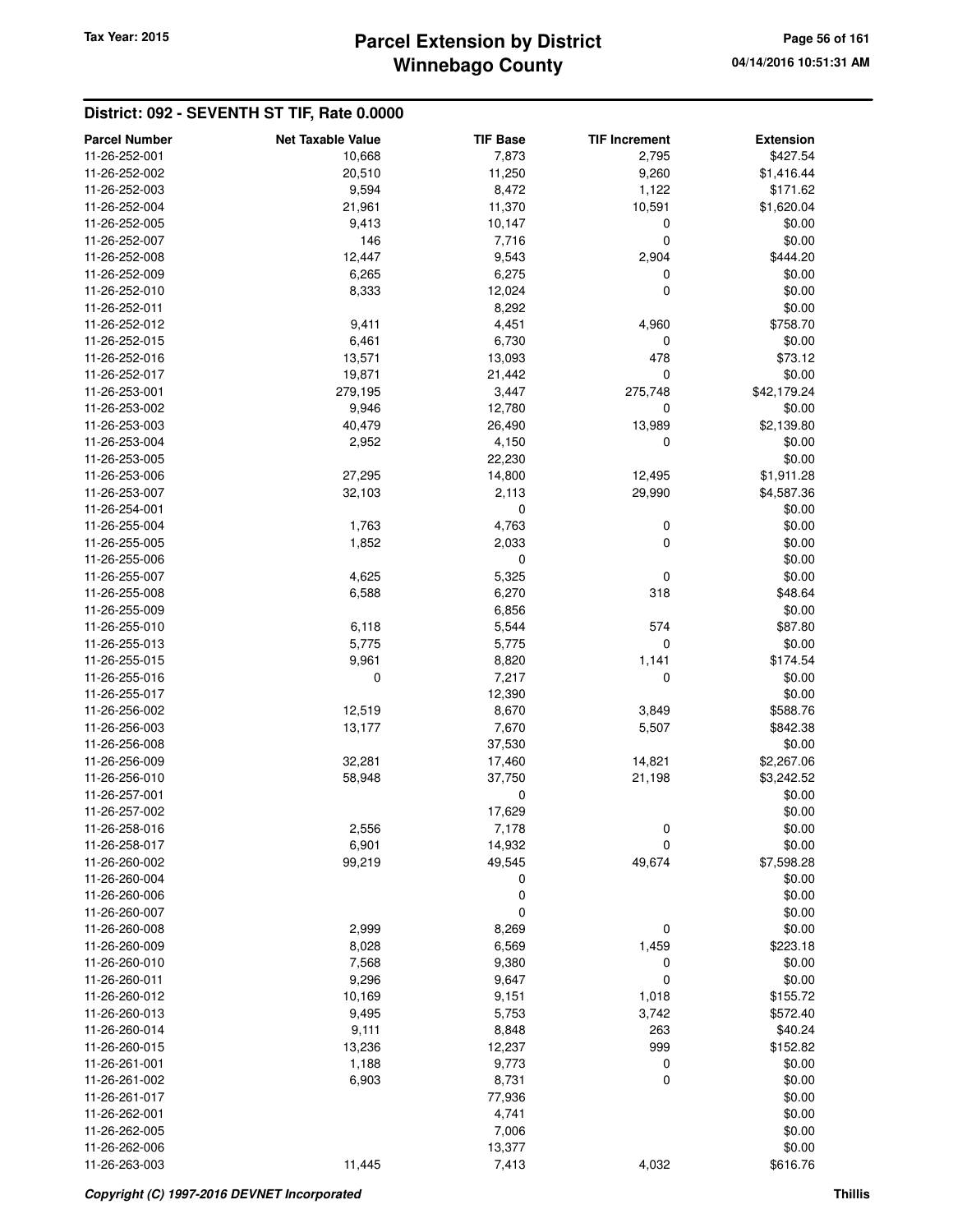## District: 092 - SEVENTH ST TIF, Rate 0.0000

| Parcel Number | Net Taxable Value | TIF Base | TIF Increment | Extension |
|---|---|---|---|---|
| 11-26-252-001 | 10,668 | 7,873 | 2,795 | $427.54 |
| 11-26-252-002 | 20,510 | 11,250 | 9,260 | $1,416.44 |
| 11-26-252-003 | 9,594 | 8,472 | 1,122 | $171.62 |
| 11-26-252-004 | 21,961 | 11,370 | 10,591 | $1,620.04 |
| 11-26-252-005 | 9,413 | 10,147 | 0 | $0.00 |
| 11-26-252-007 | 146 | 7,716 | 0 | $0.00 |
| 11-26-252-008 | 12,447 | 9,543 | 2,904 | $444.20 |
| 11-26-252-009 | 6,265 | 6,275 | 0 | $0.00 |
| 11-26-252-010 | 8,333 | 12,024 | 0 | $0.00 |
| 11-26-252-011 | | 8,292 | | $0.00 |
| 11-26-252-012 | 9,411 | 4,451 | 4,960 | $758.70 |
| 11-26-252-015 | 6,461 | 6,730 | 0 | $0.00 |
| 11-26-252-016 | 13,571 | 13,093 | 478 | $73.12 |
| 11-26-252-017 | 19,871 | 21,442 | 0 | $0.00 |
| 11-26-253-001 | 279,195 | 3,447 | 275,748 | $42,179.24 |
| 11-26-253-002 | 9,946 | 12,780 | 0 | $0.00 |
| 11-26-253-003 | 40,479 | 26,490 | 13,989 | $2,139.80 |
| 11-26-253-004 | 2,952 | 4,150 | 0 | $0.00 |
| 11-26-253-005 | | 22,230 | | $0.00 |
| 11-26-253-006 | 27,295 | 14,800 | 12,495 | $1,911.28 |
| 11-26-253-007 | 32,103 | 2,113 | 29,990 | $4,587.36 |
| 11-26-254-001 | | 0 | | $0.00 |
| 11-26-255-004 | 1,763 | 4,763 | 0 | $0.00 |
| 11-26-255-005 | 1,852 | 2,033 | 0 | $0.00 |
| 11-26-255-006 | | 0 | | $0.00 |
| 11-26-255-007 | 4,625 | 5,325 | 0 | $0.00 |
| 11-26-255-008 | 6,588 | 6,270 | 318 | $48.64 |
| 11-26-255-009 | | 6,856 | | $0.00 |
| 11-26-255-010 | 6,118 | 5,544 | 574 | $87.80 |
| 11-26-255-013 | 5,775 | 5,775 | 0 | $0.00 |
| 11-26-255-015 | 9,961 | 8,820 | 1,141 | $174.54 |
| 11-26-255-016 | 0 | 7,217 | 0 | $0.00 |
| 11-26-255-017 | | 12,390 | | $0.00 |
| 11-26-256-002 | 12,519 | 8,670 | 3,849 | $588.76 |
| 11-26-256-003 | 13,177 | 7,670 | 5,507 | $842.38 |
| 11-26-256-008 | | 37,530 | | $0.00 |
| 11-26-256-009 | 32,281 | 17,460 | 14,821 | $2,267.06 |
| 11-26-256-010 | 58,948 | 37,750 | 21,198 | $3,242.52 |
| 11-26-257-001 | | 0 | | $0.00 |
| 11-26-257-002 | | 17,629 | | $0.00 |
| 11-26-258-016 | 2,556 | 7,178 | 0 | $0.00 |
| 11-26-258-017 | 6,901 | 14,932 | 0 | $0.00 |
| 11-26-260-002 | 99,219 | 49,545 | 49,674 | $7,598.28 |
| 11-26-260-004 | | 0 | | $0.00 |
| 11-26-260-006 | | 0 | | $0.00 |
| 11-26-260-007 | | 0 | | $0.00 |
| 11-26-260-008 | 2,999 | 8,269 | 0 | $0.00 |
| 11-26-260-009 | 8,028 | 6,569 | 1,459 | $223.18 |
| 11-26-260-010 | 7,568 | 9,380 | 0 | $0.00 |
| 11-26-260-011 | 9,296 | 9,647 | 0 | $0.00 |
| 11-26-260-012 | 10,169 | 9,151 | 1,018 | $155.72 |
| 11-26-260-013 | 9,495 | 5,753 | 3,742 | $572.40 |
| 11-26-260-014 | 9,111 | 8,848 | 263 | $40.24 |
| 11-26-260-015 | 13,236 | 12,237 | 999 | $152.82 |
| 11-26-261-001 | 1,188 | 9,773 | 0 | $0.00 |
| 11-26-261-002 | 6,903 | 8,731 | 0 | $0.00 |
| 11-26-261-017 | | 77,936 | | $0.00 |
| 11-26-262-001 | | 4,741 | | $0.00 |
| 11-26-262-005 | | 7,006 | | $0.00 |
| 11-26-262-006 | | 13,377 | | $0.00 |
| 11-26-263-003 | 11,445 | 7,413 | 4,032 | $616.76 |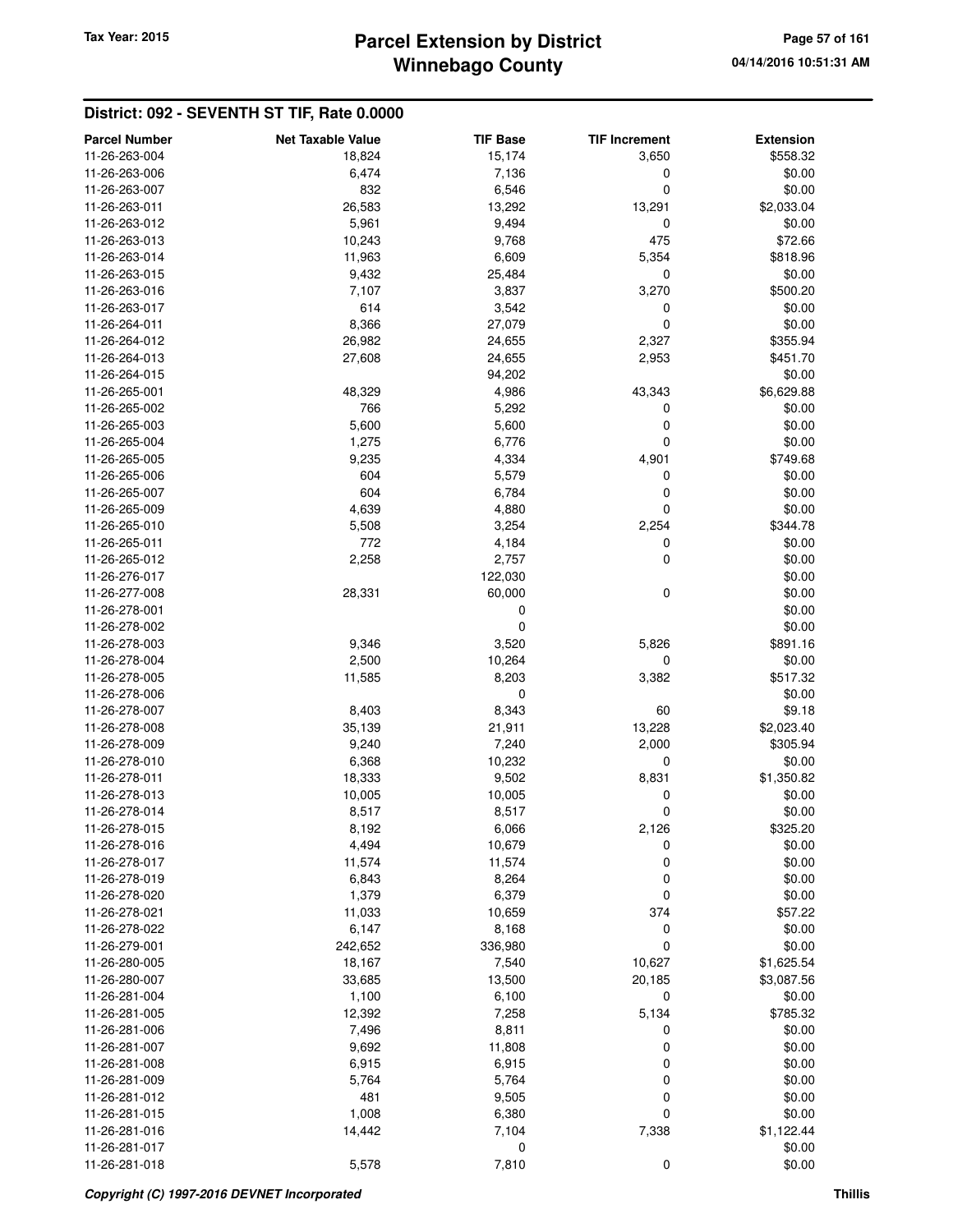## District: 092 - SEVENTH ST TIF, Rate 0.0000

| Parcel Number | Net Taxable Value | TIF Base | TIF Increment | Extension |
|---|---|---|---|---|
| 11-26-263-004 | 18,824 | 15,174 | 3,650 | $558.32 |
| 11-26-263-006 | 6,474 | 7,136 | 0 | $0.00 |
| 11-26-263-007 | 832 | 6,546 | 0 | $0.00 |
| 11-26-263-011 | 26,583 | 13,292 | 13,291 | $2,033.04 |
| 11-26-263-012 | 5,961 | 9,494 | 0 | $0.00 |
| 11-26-263-013 | 10,243 | 9,768 | 475 | $72.66 |
| 11-26-263-014 | 11,963 | 6,609 | 5,354 | $818.96 |
| 11-26-263-015 | 9,432 | 25,484 | 0 | $0.00 |
| 11-26-263-016 | 7,107 | 3,837 | 3,270 | $500.20 |
| 11-26-263-017 | 614 | 3,542 | 0 | $0.00 |
| 11-26-264-011 | 8,366 | 27,079 | 0 | $0.00 |
| 11-26-264-012 | 26,982 | 24,655 | 2,327 | $355.94 |
| 11-26-264-013 | 27,608 | 24,655 | 2,953 | $451.70 |
| 11-26-264-015 | | 94,202 | | $0.00 |
| 11-26-265-001 | 48,329 | 4,986 | 43,343 | $6,629.88 |
| 11-26-265-002 | 766 | 5,292 | 0 | $0.00 |
| 11-26-265-003 | 5,600 | 5,600 | 0 | $0.00 |
| 11-26-265-004 | 1,275 | 6,776 | 0 | $0.00 |
| 11-26-265-005 | 9,235 | 4,334 | 4,901 | $749.68 |
| 11-26-265-006 | 604 | 5,579 | 0 | $0.00 |
| 11-26-265-007 | 604 | 6,784 | 0 | $0.00 |
| 11-26-265-009 | 4,639 | 4,880 | 0 | $0.00 |
| 11-26-265-010 | 5,508 | 3,254 | 2,254 | $344.78 |
| 11-26-265-011 | 772 | 4,184 | 0 | $0.00 |
| 11-26-265-012 | 2,258 | 2,757 | 0 | $0.00 |
| 11-26-276-017 | | 122,030 | | $0.00 |
| 11-26-277-008 | 28,331 | 60,000 | 0 | $0.00 |
| 11-26-278-001 | | 0 | | $0.00 |
| 11-26-278-002 | | 0 | | $0.00 |
| 11-26-278-003 | 9,346 | 3,520 | 5,826 | $891.16 |
| 11-26-278-004 | 2,500 | 10,264 | 0 | $0.00 |
| 11-26-278-005 | 11,585 | 8,203 | 3,382 | $517.32 |
| 11-26-278-006 | | 0 | | $0.00 |
| 11-26-278-007 | 8,403 | 8,343 | 60 | $9.18 |
| 11-26-278-008 | 35,139 | 21,911 | 13,228 | $2,023.40 |
| 11-26-278-009 | 9,240 | 7,240 | 2,000 | $305.94 |
| 11-26-278-010 | 6,368 | 10,232 | 0 | $0.00 |
| 11-26-278-011 | 18,333 | 9,502 | 8,831 | $1,350.82 |
| 11-26-278-013 | 10,005 | 10,005 | 0 | $0.00 |
| 11-26-278-014 | 8,517 | 8,517 | 0 | $0.00 |
| 11-26-278-015 | 8,192 | 6,066 | 2,126 | $325.20 |
| 11-26-278-016 | 4,494 | 10,679 | 0 | $0.00 |
| 11-26-278-017 | 11,574 | 11,574 | 0 | $0.00 |
| 11-26-278-019 | 6,843 | 8,264 | 0 | $0.00 |
| 11-26-278-020 | 1,379 | 6,379 | 0 | $0.00 |
| 11-26-278-021 | 11,033 | 10,659 | 374 | $57.22 |
| 11-26-278-022 | 6,147 | 8,168 | 0 | $0.00 |
| 11-26-279-001 | 242,652 | 336,980 | 0 | $0.00 |
| 11-26-280-005 | 18,167 | 7,540 | 10,627 | $1,625.54 |
| 11-26-280-007 | 33,685 | 13,500 | 20,185 | $3,087.56 |
| 11-26-281-004 | 1,100 | 6,100 | 0 | $0.00 |
| 11-26-281-005 | 12,392 | 7,258 | 5,134 | $785.32 |
| 11-26-281-006 | 7,496 | 8,811 | 0 | $0.00 |
| 11-26-281-007 | 9,692 | 11,808 | 0 | $0.00 |
| 11-26-281-008 | 6,915 | 6,915 | 0 | $0.00 |
| 11-26-281-009 | 5,764 | 5,764 | 0 | $0.00 |
| 11-26-281-012 | 481 | 9,505 | 0 | $0.00 |
| 11-26-281-015 | 1,008 | 6,380 | 0 | $0.00 |
| 11-26-281-016 | 14,442 | 7,104 | 7,338 | $1,122.44 |
| 11-26-281-017 | | 0 | | $0.00 |
| 11-26-281-018 | 5,578 | 7,810 | 0 | $0.00 |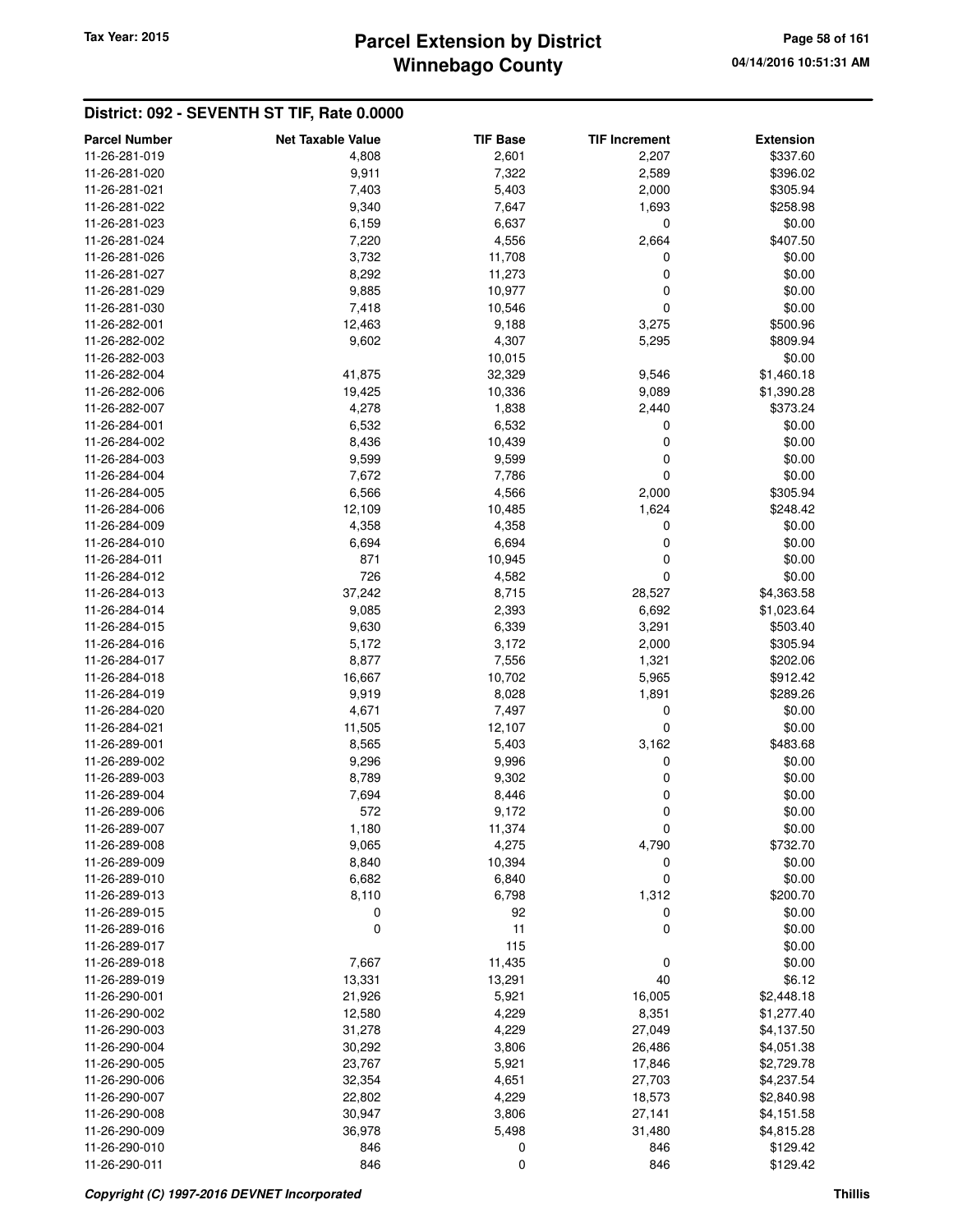## District: 092 - SEVENTH ST TIF, Rate 0.0000

| Parcel Number | Net Taxable Value | TIF Base | TIF Increment | Extension |
|---|---|---|---|---|
| 11-26-281-019 | 4,808 | 2,601 | 2,207 | $337.60 |
| 11-26-281-020 | 9,911 | 7,322 | 2,589 | $396.02 |
| 11-26-281-021 | 7,403 | 5,403 | 2,000 | $305.94 |
| 11-26-281-022 | 9,340 | 7,647 | 1,693 | $258.98 |
| 11-26-281-023 | 6,159 | 6,637 | 0 | $0.00 |
| 11-26-281-024 | 7,220 | 4,556 | 2,664 | $407.50 |
| 11-26-281-026 | 3,732 | 11,708 | 0 | $0.00 |
| 11-26-281-027 | 8,292 | 11,273 | 0 | $0.00 |
| 11-26-281-029 | 9,885 | 10,977 | 0 | $0.00 |
| 11-26-281-030 | 7,418 | 10,546 | 0 | $0.00 |
| 11-26-282-001 | 12,463 | 9,188 | 3,275 | $500.96 |
| 11-26-282-002 | 9,602 | 4,307 | 5,295 | $809.94 |
| 11-26-282-003 | | 10,015 | | $0.00 |
| 11-26-282-004 | 41,875 | 32,329 | 9,546 | $1,460.18 |
| 11-26-282-006 | 19,425 | 10,336 | 9,089 | $1,390.28 |
| 11-26-282-007 | 4,278 | 1,838 | 2,440 | $373.24 |
| 11-26-284-001 | 6,532 | 6,532 | 0 | $0.00 |
| 11-26-284-002 | 8,436 | 10,439 | 0 | $0.00 |
| 11-26-284-003 | 9,599 | 9,599 | 0 | $0.00 |
| 11-26-284-004 | 7,672 | 7,786 | 0 | $0.00 |
| 11-26-284-005 | 6,566 | 4,566 | 2,000 | $305.94 |
| 11-26-284-006 | 12,109 | 10,485 | 1,624 | $248.42 |
| 11-26-284-009 | 4,358 | 4,358 | 0 | $0.00 |
| 11-26-284-010 | 6,694 | 6,694 | 0 | $0.00 |
| 11-26-284-011 | 871 | 10,945 | 0 | $0.00 |
| 11-26-284-012 | 726 | 4,582 | 0 | $0.00 |
| 11-26-284-013 | 37,242 | 8,715 | 28,527 | $4,363.58 |
| 11-26-284-014 | 9,085 | 2,393 | 6,692 | $1,023.64 |
| 11-26-284-015 | 9,630 | 6,339 | 3,291 | $503.40 |
| 11-26-284-016 | 5,172 | 3,172 | 2,000 | $305.94 |
| 11-26-284-017 | 8,877 | 7,556 | 1,321 | $202.06 |
| 11-26-284-018 | 16,667 | 10,702 | 5,965 | $912.42 |
| 11-26-284-019 | 9,919 | 8,028 | 1,891 | $289.26 |
| 11-26-284-020 | 4,671 | 7,497 | 0 | $0.00 |
| 11-26-284-021 | 11,505 | 12,107 | 0 | $0.00 |
| 11-26-289-001 | 8,565 | 5,403 | 3,162 | $483.68 |
| 11-26-289-002 | 9,296 | 9,996 | 0 | $0.00 |
| 11-26-289-003 | 8,789 | 9,302 | 0 | $0.00 |
| 11-26-289-004 | 7,694 | 8,446 | 0 | $0.00 |
| 11-26-289-006 | 572 | 9,172 | 0 | $0.00 |
| 11-26-289-007 | 1,180 | 11,374 | 0 | $0.00 |
| 11-26-289-008 | 9,065 | 4,275 | 4,790 | $732.70 |
| 11-26-289-009 | 8,840 | 10,394 | 0 | $0.00 |
| 11-26-289-010 | 6,682 | 6,840 | 0 | $0.00 |
| 11-26-289-013 | 8,110 | 6,798 | 1,312 | $200.70 |
| 11-26-289-015 | 0 | 92 | 0 | $0.00 |
| 11-26-289-016 | 0 | 11 | 0 | $0.00 |
| 11-26-289-017 | | 115 | | $0.00 |
| 11-26-289-018 | 7,667 | 11,435 | 0 | $0.00 |
| 11-26-289-019 | 13,331 | 13,291 | 40 | $6.12 |
| 11-26-290-001 | 21,926 | 5,921 | 16,005 | $2,448.18 |
| 11-26-290-002 | 12,580 | 4,229 | 8,351 | $1,277.40 |
| 11-26-290-003 | 31,278 | 4,229 | 27,049 | $4,137.50 |
| 11-26-290-004 | 30,292 | 3,806 | 26,486 | $4,051.38 |
| 11-26-290-005 | 23,767 | 5,921 | 17,846 | $2,729.78 |
| 11-26-290-006 | 32,354 | 4,651 | 27,703 | $4,237.54 |
| 11-26-290-007 | 22,802 | 4,229 | 18,573 | $2,840.98 |
| 11-26-290-008 | 30,947 | 3,806 | 27,141 | $4,151.58 |
| 11-26-290-009 | 36,978 | 5,498 | 31,480 | $4,815.28 |
| 11-26-290-010 | 846 | 0 | 846 | $129.42 |
| 11-26-290-011 | 846 | 0 | 846 | $129.42 |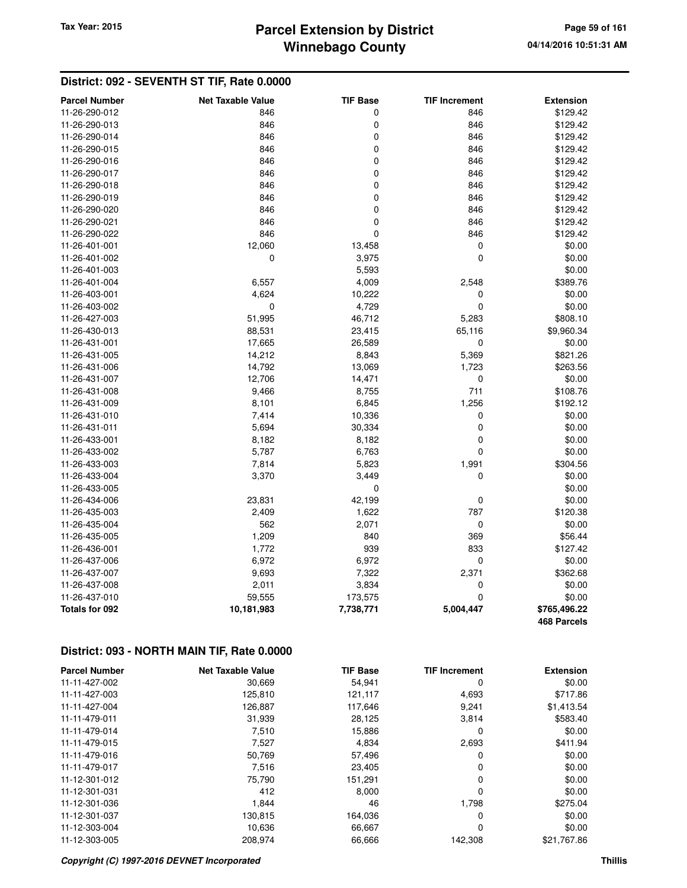## District: 092 - SEVENTH ST TIF, Rate 0.0000

| Parcel Number | Net Taxable Value | TIF Base | TIF Increment | Extension |
|---|---|---|---|---|
| 11-26-290-012 | 846 | 0 | 846 | $129.42 |
| 11-26-290-013 | 846 | 0 | 846 | $129.42 |
| 11-26-290-014 | 846 | 0 | 846 | $129.42 |
| 11-26-290-015 | 846 | 0 | 846 | $129.42 |
| 11-26-290-016 | 846 | 0 | 846 | $129.42 |
| 11-26-290-017 | 846 | 0 | 846 | $129.42 |
| 11-26-290-018 | 846 | 0 | 846 | $129.42 |
| 11-26-290-019 | 846 | 0 | 846 | $129.42 |
| 11-26-290-020 | 846 | 0 | 846 | $129.42 |
| 11-26-290-021 | 846 | 0 | 846 | $129.42 |
| 11-26-290-022 | 846 | 0 | 846 | $129.42 |
| 11-26-401-001 | 12,060 | 13,458 | 0 | $0.00 |
| 11-26-401-002 | 0 | 3,975 | 0 | $0.00 |
| 11-26-401-003 | | 5,593 | | $0.00 |
| 11-26-401-004 | 6,557 | 4,009 | 2,548 | $389.76 |
| 11-26-403-001 | 4,624 | 10,222 | 0 | $0.00 |
| 11-26-403-002 | 0 | 4,729 | 0 | $0.00 |
| 11-26-427-003 | 51,995 | 46,712 | 5,283 | $808.10 |
| 11-26-430-013 | 88,531 | 23,415 | 65,116 | $9,960.34 |
| 11-26-431-001 | 17,665 | 26,589 | 0 | $0.00 |
| 11-26-431-005 | 14,212 | 8,843 | 5,369 | $821.26 |
| 11-26-431-006 | 14,792 | 13,069 | 1,723 | $263.56 |
| 11-26-431-007 | 12,706 | 14,471 | 0 | $0.00 |
| 11-26-431-008 | 9,466 | 8,755 | 711 | $108.76 |
| 11-26-431-009 | 8,101 | 6,845 | 1,256 | $192.12 |
| 11-26-431-010 | 7,414 | 10,336 | 0 | $0.00 |
| 11-26-431-011 | 5,694 | 30,334 | 0 | $0.00 |
| 11-26-433-001 | 8,182 | 8,182 | 0 | $0.00 |
| 11-26-433-002 | 5,787 | 6,763 | 0 | $0.00 |
| 11-26-433-003 | 7,814 | 5,823 | 1,991 | $304.56 |
| 11-26-433-004 | 3,370 | 3,449 | 0 | $0.00 |
| 11-26-433-005 | | 0 | | $0.00 |
| 11-26-434-006 | 23,831 | 42,199 | 0 | $0.00 |
| 11-26-435-003 | 2,409 | 1,622 | 787 | $120.38 |
| 11-26-435-004 | 562 | 2,071 | 0 | $0.00 |
| 11-26-435-005 | 1,209 | 840 | 369 | $56.44 |
| 11-26-436-001 | 1,772 | 939 | 833 | $127.42 |
| 11-26-437-006 | 6,972 | 6,972 | 0 | $0.00 |
| 11-26-437-007 | 9,693 | 7,322 | 2,371 | $362.68 |
| 11-26-437-008 | 2,011 | 3,834 | 0 | $0.00 |
| 11-26-437-010 | 59,555 | 173,575 | 0 | $0.00 |
| **Totals for 092** | **10,181,983** | **7,738,771** | **5,004,447** | **$765,496.22** |
| | | | | **468 Parcels** |

## District: 093 - NORTH MAIN TIF, Rate 0.0000

| Parcel Number | Net Taxable Value | TIF Base | TIF Increment | Extension |
|---|---|---|---|---|
| 11-11-427-002 | 30,669 | 54,941 | 0 | $0.00 |
| 11-11-427-003 | 125,810 | 121,117 | 4,693 | $717.86 |
| 11-11-427-004 | 126,887 | 117,646 | 9,241 | $1,413.54 |
| 11-11-479-011 | 31,939 | 28,125 | 3,814 | $583.40 |
| 11-11-479-014 | 7,510 | 15,886 | 0 | $0.00 |
| 11-11-479-015 | 7,527 | 4,834 | 2,693 | $411.94 |
| 11-11-479-016 | 50,769 | 57,496 | 0 | $0.00 |
| 11-11-479-017 | 7,516 | 23,405 | 0 | $0.00 |
| 11-12-301-012 | 75,790 | 151,291 | 0 | $0.00 |
| 11-12-301-031 | 412 | 8,000 | 0 | $0.00 |
| 11-12-301-036 | 1,844 | 46 | 1,798 | $275.04 |
| 11-12-301-037 | 130,815 | 164,036 | 0 | $0.00 |
| 11-12-303-004 | 10,636 | 66,667 | 0 | $0.00 |
| 11-12-303-005 | 208,974 | 66,666 | 142,308 | $21,767.86 |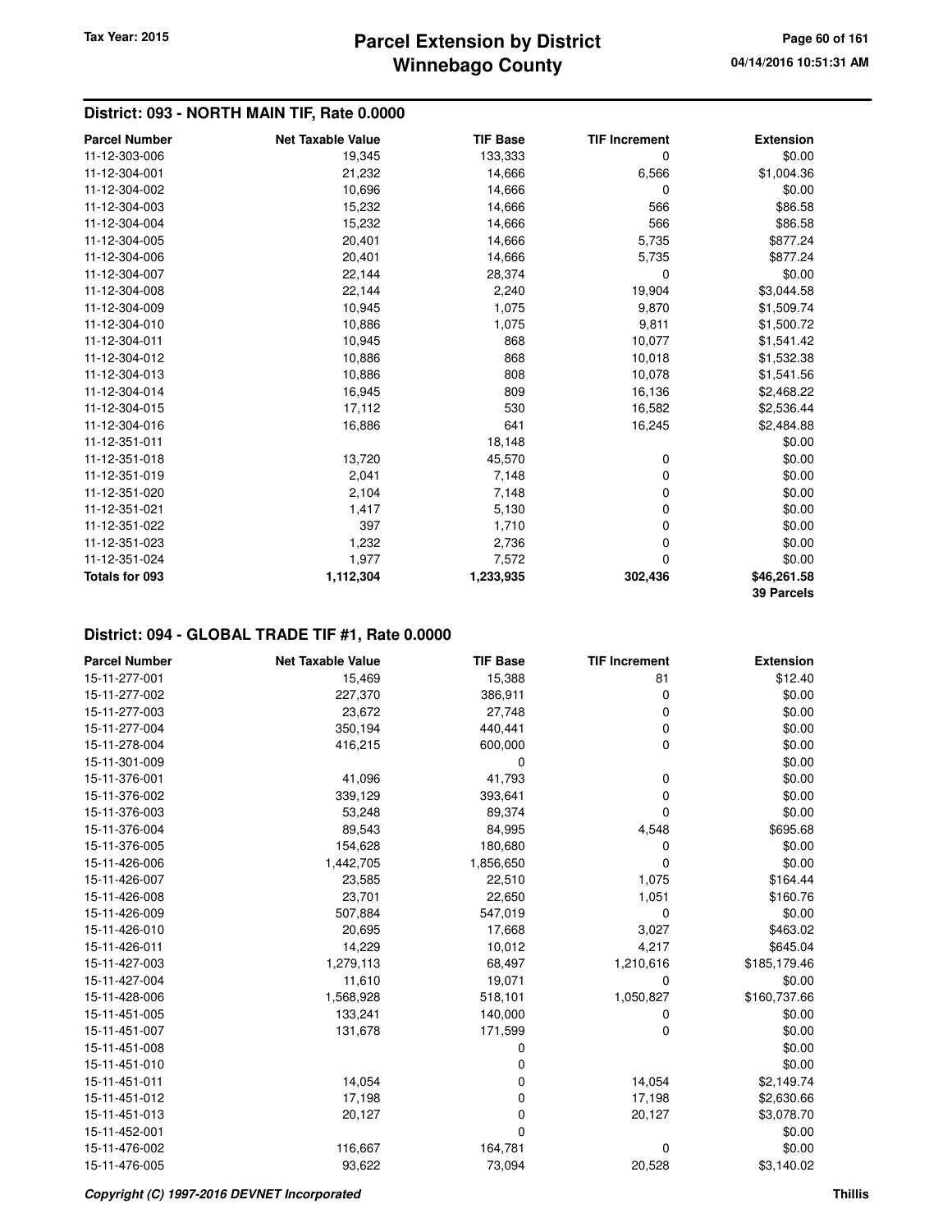## District: 093 - NORTH MAIN TIF, Rate 0.0000

| Parcel Number | Net Taxable Value | TIF Base | TIF Increment | Extension |
|---|---|---|---|---|
| 11-12-303-006 | 19,345 | 133,333 | 0 | $0.00 |
| 11-12-304-001 | 21,232 | 14,666 | 6,566 | $1,004.36 |
| 11-12-304-002 | 10,696 | 14,666 | 0 | $0.00 |
| 11-12-304-003 | 15,232 | 14,666 | 566 | $86.58 |
| 11-12-304-004 | 15,232 | 14,666 | 566 | $86.58 |
| 11-12-304-005 | 20,401 | 14,666 | 5,735 | $877.24 |
| 11-12-304-006 | 20,401 | 14,666 | 5,735 | $877.24 |
| 11-12-304-007 | 22,144 | 28,374 | 0 | $0.00 |
| 11-12-304-008 | 22,144 | 2,240 | 19,904 | $3,044.58 |
| 11-12-304-009 | 10,945 | 1,075 | 9,870 | $1,509.74 |
| 11-12-304-010 | 10,886 | 1,075 | 9,811 | $1,500.72 |
| 11-12-304-011 | 10,945 | 868 | 10,077 | $1,541.42 |
| 11-12-304-012 | 10,886 | 868 | 10,018 | $1,532.38 |
| 11-12-304-013 | 10,886 | 808 | 10,078 | $1,541.56 |
| 11-12-304-014 | 16,945 | 809 | 16,136 | $2,468.22 |
| 11-12-304-015 | 17,112 | 530 | 16,582 | $2,536.44 |
| 11-12-304-016 | 16,886 | 641 | 16,245 | $2,484.88 |
| 11-12-351-011 | | 18,148 | | $0.00 |
| 11-12-351-018 | 13,720 | 45,570 | 0 | $0.00 |
| 11-12-351-019 | 2,041 | 7,148 | 0 | $0.00 |
| 11-12-351-020 | 2,104 | 7,148 | 0 | $0.00 |
| 11-12-351-021 | 1,417 | 5,130 | 0 | $0.00 |
| 11-12-351-022 | 397 | 1,710 | 0 | $0.00 |
| 11-12-351-023 | 1,232 | 2,736 | 0 | $0.00 |
| 11-12-351-024 | 1,977 | 7,572 | 0 | $0.00 |
| **Totals for 093** | **1,112,304** | **1,233,935** | **302,436** | **$46,261.58** |
| | | | | **39 Parcels** |

## District: 094 - GLOBAL TRADE TIF #1, Rate 0.0000

| Parcel Number | Net Taxable Value | TIF Base | TIF Increment | Extension |
|---|---|---|---|---|
| 15-11-277-001 | 15,469 | 15,388 | 81 | $12.40 |
| 15-11-277-002 | 227,370 | 386,911 | 0 | $0.00 |
| 15-11-277-003 | 23,672 | 27,748 | 0 | $0.00 |
| 15-11-277-004 | 350,194 | 440,441 | 0 | $0.00 |
| 15-11-278-004 | 416,215 | 600,000 | 0 | $0.00 |
| 15-11-301-009 | | 0 | | $0.00 |
| 15-11-376-001 | 41,096 | 41,793 | 0 | $0.00 |
| 15-11-376-002 | 339,129 | 393,641 | 0 | $0.00 |
| 15-11-376-003 | 53,248 | 89,374 | 0 | $0.00 |
| 15-11-376-004 | 89,543 | 84,995 | 4,548 | $695.68 |
| 15-11-376-005 | 154,628 | 180,680 | 0 | $0.00 |
| 15-11-426-006 | 1,442,705 | 1,856,650 | 0 | $0.00 |
| 15-11-426-007 | 23,585 | 22,510 | 1,075 | $164.44 |
| 15-11-426-008 | 23,701 | 22,650 | 1,051 | $160.76 |
| 15-11-426-009 | 507,884 | 547,019 | 0 | $0.00 |
| 15-11-426-010 | 20,695 | 17,668 | 3,027 | $463.02 |
| 15-11-426-011 | 14,229 | 10,012 | 4,217 | $645.04 |
| 15-11-427-003 | 1,279,113 | 68,497 | 1,210,616 | $185,179.46 |
| 15-11-427-004 | 11,610 | 19,071 | 0 | $0.00 |
| 15-11-428-006 | 1,568,928 | 518,101 | 1,050,827 | $160,737.66 |
| 15-11-451-005 | 133,241 | 140,000 | 0 | $0.00 |
| 15-11-451-007 | 131,678 | 171,599 | 0 | $0.00 |
| 15-11-451-008 | | 0 | | $0.00 |
| 15-11-451-010 | | 0 | | $0.00 |
| 15-11-451-011 | 14,054 | 0 | 14,054 | $2,149.74 |
| 15-11-451-012 | 17,198 | 0 | 17,198 | $2,630.66 |
| 15-11-451-013 | 20,127 | 0 | 20,127 | $3,078.70 |
| 15-11-452-001 | | 0 | | $0.00 |
| 15-11-476-002 | 116,667 | 164,781 | 0 | $0.00 |
| 15-11-476-005 | 93,622 | 73,094 | 20,528 | $3,140.02 |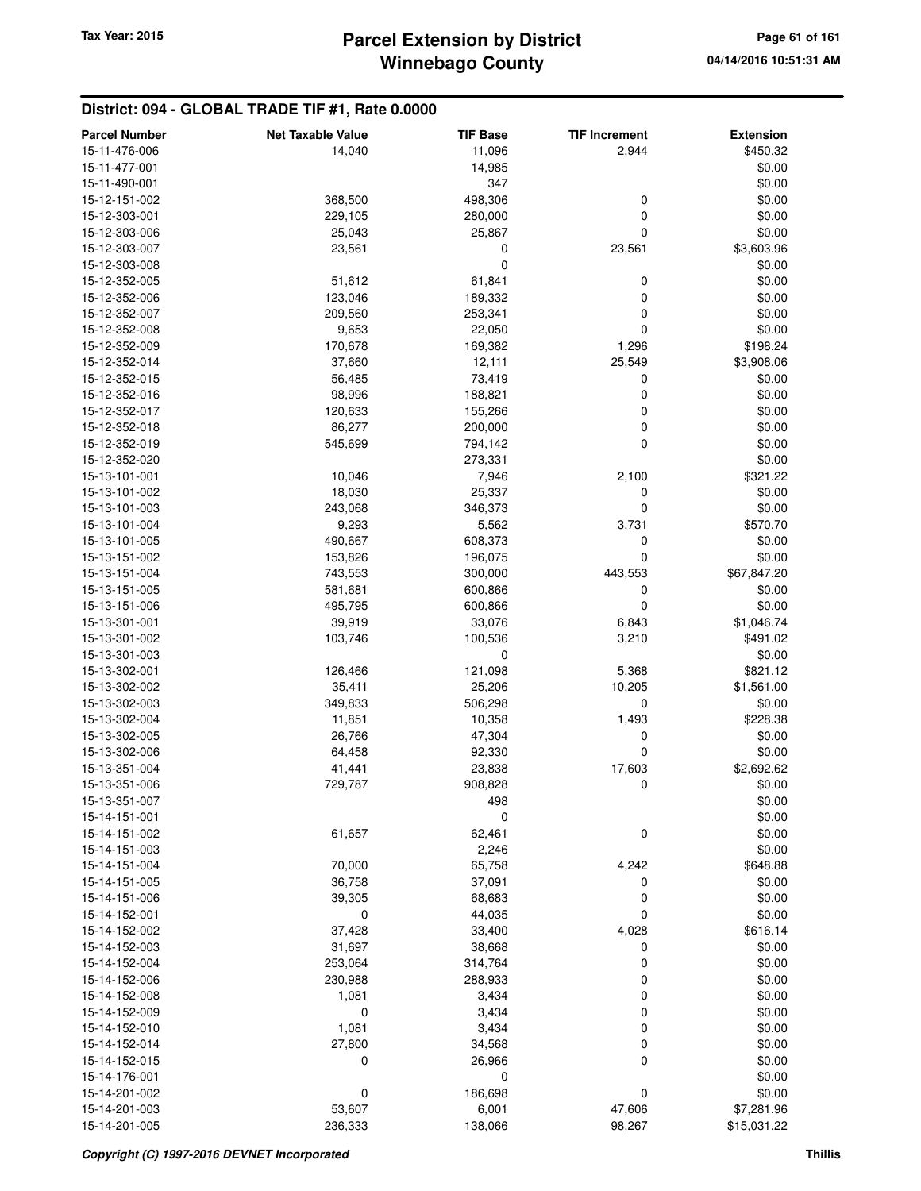## District: 094 - GLOBAL TRADE TIF #1, Rate 0.0000

| Parcel Number | Net Taxable Value | TIF Base | TIF Increment | Extension |
|---|---|---|---|---|
| 15-11-476-006 | 14,040 | 11,096 | 2,944 | $450.32 |
| 15-11-477-001 | | 14,985 | | $0.00 |
| 15-11-490-001 | | 347 | | $0.00 |
| 15-12-151-002 | 368,500 | 498,306 | 0 | $0.00 |
| 15-12-303-001 | 229,105 | 280,000 | 0 | $0.00 |
| 15-12-303-006 | 25,043 | 25,867 | 0 | $0.00 |
| 15-12-303-007 | 23,561 | 0 | 23,561 | $3,603.96 |
| 15-12-303-008 | | 0 | | $0.00 |
| 15-12-352-005 | 51,612 | 61,841 | 0 | $0.00 |
| 15-12-352-006 | 123,046 | 189,332 | 0 | $0.00 |
| 15-12-352-007 | 209,560 | 253,341 | 0 | $0.00 |
| 15-12-352-008 | 9,653 | 22,050 | 0 | $0.00 |
| 15-12-352-009 | 170,678 | 169,382 | 1,296 | $198.24 |
| 15-12-352-014 | 37,660 | 12,111 | 25,549 | $3,908.06 |
| 15-12-352-015 | 56,485 | 73,419 | 0 | $0.00 |
| 15-12-352-016 | 98,996 | 188,821 | 0 | $0.00 |
| 15-12-352-017 | 120,633 | 155,266 | 0 | $0.00 |
| 15-12-352-018 | 86,277 | 200,000 | 0 | $0.00 |
| 15-12-352-019 | 545,699 | 794,142 | 0 | $0.00 |
| 15-12-352-020 | | 273,331 | | $0.00 |
| 15-13-101-001 | 10,046 | 7,946 | 2,100 | $321.22 |
| 15-13-101-002 | 18,030 | 25,337 | 0 | $0.00 |
| 15-13-101-003 | 243,068 | 346,373 | 0 | $0.00 |
| 15-13-101-004 | 9,293 | 5,562 | 3,731 | $570.70 |
| 15-13-101-005 | 490,667 | 608,373 | 0 | $0.00 |
| 15-13-151-002 | 153,826 | 196,075 | 0 | $0.00 |
| 15-13-151-004 | 743,553 | 300,000 | 443,553 | $67,847.20 |
| 15-13-151-005 | 581,681 | 600,866 | 0 | $0.00 |
| 15-13-151-006 | 495,795 | 600,866 | 0 | $0.00 |
| 15-13-301-001 | 39,919 | 33,076 | 6,843 | $1,046.74 |
| 15-13-301-002 | 103,746 | 100,536 | 3,210 | $491.02 |
| 15-13-301-003 | | 0 | | $0.00 |
| 15-13-302-001 | 126,466 | 121,098 | 5,368 | $821.12 |
| 15-13-302-002 | 35,411 | 25,206 | 10,205 | $1,561.00 |
| 15-13-302-003 | 349,833 | 506,298 | 0 | $0.00 |
| 15-13-302-004 | 11,851 | 10,358 | 1,493 | $228.38 |
| 15-13-302-005 | 26,766 | 47,304 | 0 | $0.00 |
| 15-13-302-006 | 64,458 | 92,330 | 0 | $0.00 |
| 15-13-351-004 | 41,441 | 23,838 | 17,603 | $2,692.62 |
| 15-13-351-006 | 729,787 | 908,828 | 0 | $0.00 |
| 15-13-351-007 | | 498 | | $0.00 |
| 15-14-151-001 | | 0 | | $0.00 |
| 15-14-151-002 | 61,657 | 62,461 | 0 | $0.00 |
| 15-14-151-003 | | 2,246 | | $0.00 |
| 15-14-151-004 | 70,000 | 65,758 | 4,242 | $648.88 |
| 15-14-151-005 | 36,758 | 37,091 | 0 | $0.00 |
| 15-14-151-006 | 39,305 | 68,683 | 0 | $0.00 |
| 15-14-152-001 | 0 | 44,035 | 0 | $0.00 |
| 15-14-152-002 | 37,428 | 33,400 | 4,028 | $616.14 |
| 15-14-152-003 | 31,697 | 38,668 | 0 | $0.00 |
| 15-14-152-004 | 253,064 | 314,764 | 0 | $0.00 |
| 15-14-152-006 | 230,988 | 288,933 | 0 | $0.00 |
| 15-14-152-008 | 1,081 | 3,434 | 0 | $0.00 |
| 15-14-152-009 | 0 | 3,434 | 0 | $0.00 |
| 15-14-152-010 | 1,081 | 3,434 | 0 | $0.00 |
| 15-14-152-014 | 27,800 | 34,568 | 0 | $0.00 |
| 15-14-152-015 | 0 | 26,966 | 0 | $0.00 |
| 15-14-176-001 | | 0 | | $0.00 |
| 15-14-201-002 | 0 | 186,698 | 0 | $0.00 |
| 15-14-201-003 | 53,607 | 6,001 | 47,606 | $7,281.96 |
| 15-14-201-005 | 236,333 | 138,066 | 98,267 | $15,031.22 |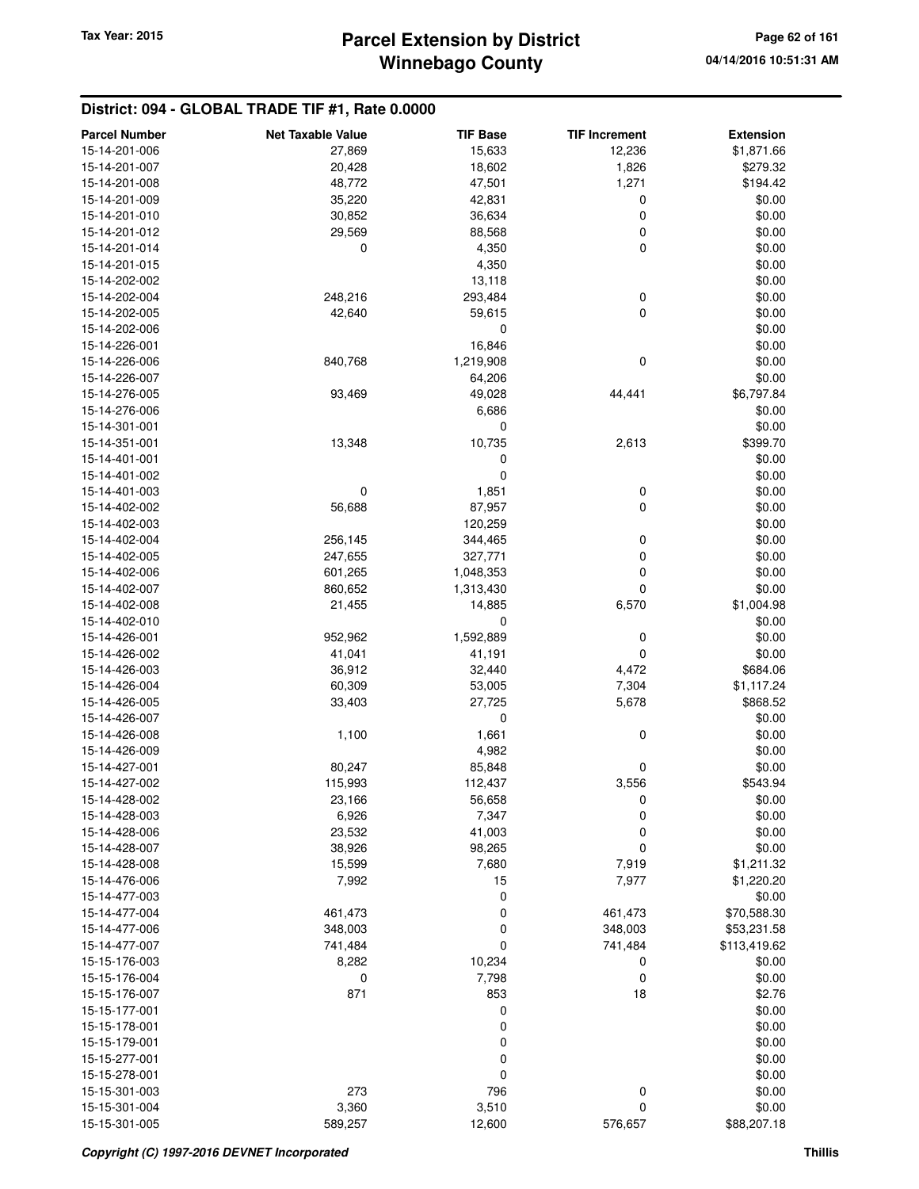## District: 094 - GLOBAL TRADE TIF #1, Rate 0.0000

| Parcel Number | Net Taxable Value | TIF Base | TIF Increment | Extension |
|---|---|---|---|---|
| 15-14-201-006 | 27,869 | 15,633 | 12,236 | $1,871.66 |
| 15-14-201-007 | 20,428 | 18,602 | 1,826 | $279.32 |
| 15-14-201-008 | 48,772 | 47,501 | 1,271 | $194.42 |
| 15-14-201-009 | 35,220 | 42,831 | 0 | $0.00 |
| 15-14-201-010 | 30,852 | 36,634 | 0 | $0.00 |
| 15-14-201-012 | 29,569 | 88,568 | 0 | $0.00 |
| 15-14-201-014 | 0 | 4,350 | 0 | $0.00 |
| 15-14-201-015 | | 4,350 | | $0.00 |
| 15-14-202-002 | | 13,118 | | $0.00 |
| 15-14-202-004 | 248,216 | 293,484 | 0 | $0.00 |
| 15-14-202-005 | 42,640 | 59,615 | 0 | $0.00 |
| 15-14-202-006 | | 0 | | $0.00 |
| 15-14-226-001 | | 16,846 | | $0.00 |
| 15-14-226-006 | 840,768 | 1,219,908 | 0 | $0.00 |
| 15-14-226-007 | | 64,206 | | $0.00 |
| 15-14-276-005 | 93,469 | 49,028 | 44,441 | $6,797.84 |
| 15-14-276-006 | | 6,686 | | $0.00 |
| 15-14-301-001 | | 0 | | $0.00 |
| 15-14-351-001 | 13,348 | 10,735 | 2,613 | $399.70 |
| 15-14-401-001 | | 0 | | $0.00 |
| 15-14-401-002 | | 0 | | $0.00 |
| 15-14-401-003 | 0 | 1,851 | 0 | $0.00 |
| 15-14-402-002 | 56,688 | 87,957 | 0 | $0.00 |
| 15-14-402-003 | | 120,259 | | $0.00 |
| 15-14-402-004 | 256,145 | 344,465 | 0 | $0.00 |
| 15-14-402-005 | 247,655 | 327,771 | 0 | $0.00 |
| 15-14-402-006 | 601,265 | 1,048,353 | 0 | $0.00 |
| 15-14-402-007 | 860,652 | 1,313,430 | 0 | $0.00 |
| 15-14-402-008 | 21,455 | 14,885 | 6,570 | $1,004.98 |
| 15-14-402-010 | | 0 | | $0.00 |
| 15-14-426-001 | 952,962 | 1,592,889 | 0 | $0.00 |
| 15-14-426-002 | 41,041 | 41,191 | 0 | $0.00 |
| 15-14-426-003 | 36,912 | 32,440 | 4,472 | $684.06 |
| 15-14-426-004 | 60,309 | 53,005 | 7,304 | $1,117.24 |
| 15-14-426-005 | 33,403 | 27,725 | 5,678 | $868.52 |
| 15-14-426-007 | | 0 | | $0.00 |
| 15-14-426-008 | 1,100 | 1,661 | 0 | $0.00 |
| 15-14-426-009 | | 4,982 | | $0.00 |
| 15-14-427-001 | 80,247 | 85,848 | 0 | $0.00 |
| 15-14-427-002 | 115,993 | 112,437 | 3,556 | $543.94 |
| 15-14-428-002 | 23,166 | 56,658 | 0 | $0.00 |
| 15-14-428-003 | 6,926 | 7,347 | 0 | $0.00 |
| 15-14-428-006 | 23,532 | 41,003 | 0 | $0.00 |
| 15-14-428-007 | 38,926 | 98,265 | 0 | $0.00 |
| 15-14-428-008 | 15,599 | 7,680 | 7,919 | $1,211.32 |
| 15-14-476-006 | 7,992 | 15 | 7,977 | $1,220.20 |
| 15-14-477-003 | | 0 | | $0.00 |
| 15-14-477-004 | 461,473 | 0 | 461,473 | $70,588.30 |
| 15-14-477-006 | 348,003 | 0 | 348,003 | $53,231.58 |
| 15-14-477-007 | 741,484 | 0 | 741,484 | $113,419.62 |
| 15-15-176-003 | 8,282 | 10,234 | 0 | $0.00 |
| 15-15-176-004 | 0 | 7,798 | 0 | $0.00 |
| 15-15-176-007 | 871 | 853 | 18 | $2.76 |
| 15-15-177-001 | | 0 | | $0.00 |
| 15-15-178-001 | | 0 | | $0.00 |
| 15-15-179-001 | | 0 | | $0.00 |
| 15-15-277-001 | | 0 | | $0.00 |
| 15-15-278-001 | | 0 | | $0.00 |
| 15-15-301-003 | 273 | 796 | 0 | $0.00 |
| 15-15-301-004 | 3,360 | 3,510 | 0 | $0.00 |
| 15-15-301-005 | 589,257 | 12,600 | 576,657 | $88,207.18 |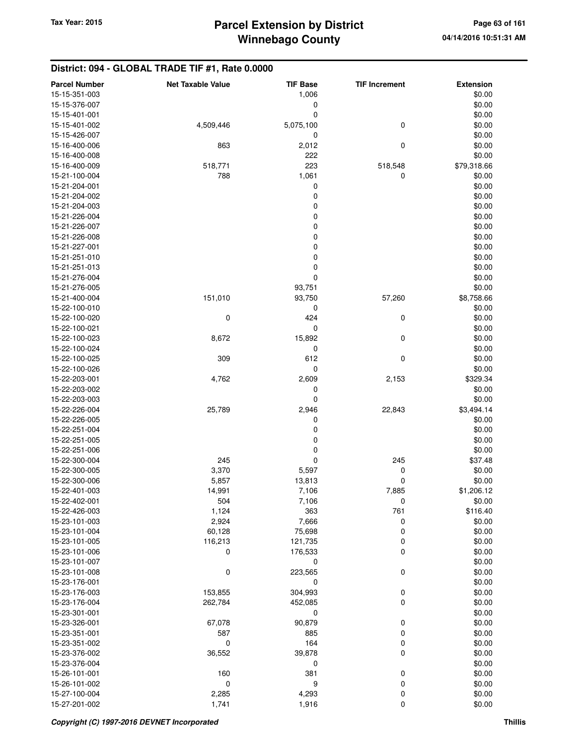## District: 094 - GLOBAL TRADE TIF #1, Rate 0.0000

| Parcel Number | Net Taxable Value | TIF Base | TIF Increment | Extension |
|---|---|---|---|---|
| 15-15-351-003 | | 1,006 | | $0.00 |
| 15-15-376-007 | | 0 | | $0.00 |
| 15-15-401-001 | | 0 | | $0.00 |
| 15-15-401-002 | 4,509,446 | 5,075,100 | 0 | $0.00 |
| 15-15-426-007 | | 0 | | $0.00 |
| 15-16-400-006 | 863 | 2,012 | 0 | $0.00 |
| 15-16-400-008 | | 222 | | $0.00 |
| 15-16-400-009 | 518,771 | 223 | 518,548 | $79,318.66 |
| 15-21-100-004 | 788 | 1,061 | 0 | $0.00 |
| 15-21-204-001 | | 0 | | $0.00 |
| 15-21-204-002 | | 0 | | $0.00 |
| 15-21-204-003 | | 0 | | $0.00 |
| 15-21-226-004 | | 0 | | $0.00 |
| 15-21-226-007 | | 0 | | $0.00 |
| 15-21-226-008 | | 0 | | $0.00 |
| 15-21-227-001 | | 0 | | $0.00 |
| 15-21-251-010 | | 0 | | $0.00 |
| 15-21-251-013 | | 0 | | $0.00 |
| 15-21-276-004 | | 0 | | $0.00 |
| 15-21-276-005 | | 93,751 | | $0.00 |
| 15-21-400-004 | 151,010 | 93,750 | 57,260 | $8,758.66 |
| 15-22-100-010 | | 0 | | $0.00 |
| 15-22-100-020 | 0 | 424 | 0 | $0.00 |
| 15-22-100-021 | | 0 | | $0.00 |
| 15-22-100-023 | 8,672 | 15,892 | 0 | $0.00 |
| 15-22-100-024 | | 0 | | $0.00 |
| 15-22-100-025 | 309 | 612 | 0 | $0.00 |
| 15-22-100-026 | | 0 | | $0.00 |
| 15-22-203-001 | 4,762 | 2,609 | 2,153 | $329.34 |
| 15-22-203-002 | | 0 | | $0.00 |
| 15-22-203-003 | | 0 | | $0.00 |
| 15-22-226-004 | 25,789 | 2,946 | 22,843 | $3,494.14 |
| 15-22-226-005 | | 0 | | $0.00 |
| 15-22-251-004 | | 0 | | $0.00 |
| 15-22-251-005 | | 0 | | $0.00 |
| 15-22-251-006 | | 0 | | $0.00 |
| 15-22-300-004 | 245 | 0 | 245 | $37.48 |
| 15-22-300-005 | 3,370 | 5,597 | 0 | $0.00 |
| 15-22-300-006 | 5,857 | 13,813 | 0 | $0.00 |
| 15-22-401-003 | 14,991 | 7,106 | 7,885 | $1,206.12 |
| 15-22-402-001 | 504 | 7,106 | 0 | $0.00 |
| 15-22-426-003 | 1,124 | 363 | 761 | $116.40 |
| 15-23-101-003 | 2,924 | 7,666 | 0 | $0.00 |
| 15-23-101-004 | 60,128 | 75,698 | 0 | $0.00 |
| 15-23-101-005 | 116,213 | 121,735 | 0 | $0.00 |
| 15-23-101-006 | 0 | 176,533 | 0 | $0.00 |
| 15-23-101-007 | | 0 | | $0.00 |
| 15-23-101-008 | 0 | 223,565 | 0 | $0.00 |
| 15-23-176-001 | | 0 | | $0.00 |
| 15-23-176-003 | 153,855 | 304,993 | 0 | $0.00 |
| 15-23-176-004 | 262,784 | 452,085 | 0 | $0.00 |
| 15-23-301-001 | | 0 | | $0.00 |
| 15-23-326-001 | 67,078 | 90,879 | 0 | $0.00 |
| 15-23-351-001 | 587 | 885 | 0 | $0.00 |
| 15-23-351-002 | 0 | 164 | 0 | $0.00 |
| 15-23-376-002 | 36,552 | 39,878 | 0 | $0.00 |
| 15-23-376-004 | | 0 | | $0.00 |
| 15-26-101-001 | 160 | 381 | 0 | $0.00 |
| 15-26-101-002 | 0 | 9 | 0 | $0.00 |
| 15-27-100-004 | 2,285 | 4,293 | 0 | $0.00 |
| 15-27-201-002 | 1,741 | 1,916 | 0 | $0.00 |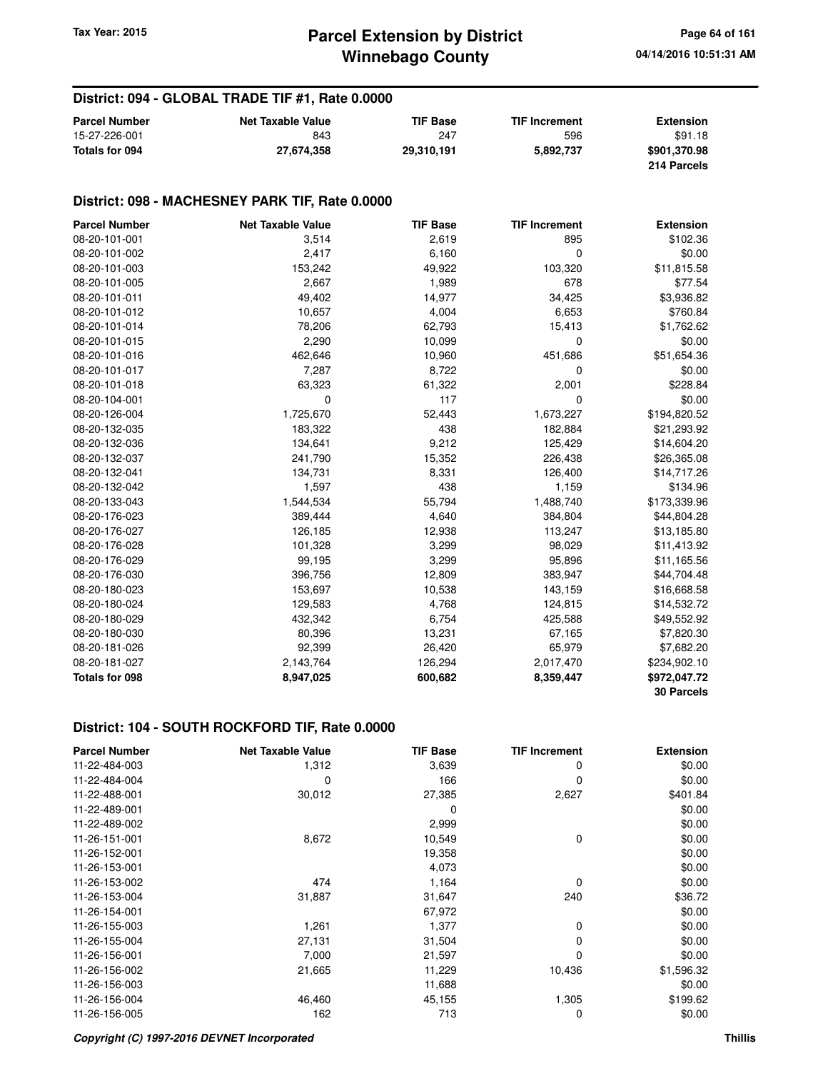## District: 094 - GLOBAL TRADE TIF #1, Rate 0.0000

| Parcel Number | Net Taxable Value | TIF Base | TIF Increment | Extension |
|---|---|---|---|---|
| 15-27-226-001 | 843 | 247 | 596 | $91.18 |
| **Totals for 094** | **27,674,358** | **29,310,191** | **5,892,737** | **$901,370.98** |
| | | | | **214 Parcels** |

## District: 098 - MACHESNEY PARK TIF, Rate 0.0000

| Parcel Number | Net Taxable Value | TIF Base | TIF Increment | Extension |
|---|---|---|---|---|
| 08-20-101-001 | 3,514 | 2,619 | 895 | $102.36 |
| 08-20-101-002 | 2,417 | 6,160 | 0 | $0.00 |
| 08-20-101-003 | 153,242 | 49,922 | 103,320 | $11,815.58 |
| 08-20-101-005 | 2,667 | 1,989 | 678 | $77.54 |
| 08-20-101-011 | 49,402 | 14,977 | 34,425 | $3,936.82 |
| 08-20-101-012 | 10,657 | 4,004 | 6,653 | $760.84 |
| 08-20-101-014 | 78,206 | 62,793 | 15,413 | $1,762.62 |
| 08-20-101-015 | 2,290 | 10,099 | 0 | $0.00 |
| 08-20-101-016 | 462,646 | 10,960 | 451,686 | $51,654.36 |
| 08-20-101-017 | 7,287 | 8,722 | 0 | $0.00 |
| 08-20-101-018 | 63,323 | 61,322 | 2,001 | $228.84 |
| 08-20-104-001 | 0 | 117 | 0 | $0.00 |
| 08-20-126-004 | 1,725,670 | 52,443 | 1,673,227 | $194,820.52 |
| 08-20-132-035 | 183,322 | 438 | 182,884 | $21,293.92 |
| 08-20-132-036 | 134,641 | 9,212 | 125,429 | $14,604.20 |
| 08-20-132-037 | 241,790 | 15,352 | 226,438 | $26,365.08 |
| 08-20-132-041 | 134,731 | 8,331 | 126,400 | $14,717.26 |
| 08-20-132-042 | 1,597 | 438 | 1,159 | $134.96 |
| 08-20-133-043 | 1,544,534 | 55,794 | 1,488,740 | $173,339.96 |
| 08-20-176-023 | 389,444 | 4,640 | 384,804 | $44,804.28 |
| 08-20-176-027 | 126,185 | 12,938 | 113,247 | $13,185.80 |
| 08-20-176-028 | 101,328 | 3,299 | 98,029 | $11,413.92 |
| 08-20-176-029 | 99,195 | 3,299 | 95,896 | $11,165.56 |
| 08-20-176-030 | 396,756 | 12,809 | 383,947 | $44,704.48 |
| 08-20-180-023 | 153,697 | 10,538 | 143,159 | $16,668.58 |
| 08-20-180-024 | 129,583 | 4,768 | 124,815 | $14,532.72 |
| 08-20-180-029 | 432,342 | 6,754 | 425,588 | $49,552.92 |
| 08-20-180-030 | 80,396 | 13,231 | 67,165 | $7,820.30 |
| 08-20-181-026 | 92,399 | 26,420 | 65,979 | $7,682.20 |
| 08-20-181-027 | 2,143,764 | 126,294 | 2,017,470 | $234,902.10 |
| **Totals for 098** | **8,947,025** | **600,682** | **8,359,447** | **$972,047.72** |
| | | | | **30 Parcels** |

## District: 104 - SOUTH ROCKFORD TIF, Rate 0.0000

| Parcel Number | Net Taxable Value | TIF Base | TIF Increment | Extension |
|---|---|---|---|---|
| 11-22-484-003 | 1,312 | 3,639 | 0 | $0.00 |
| 11-22-484-004 | 0 | 166 | 0 | $0.00 |
| 11-22-488-001 | 30,012 | 27,385 | 2,627 | $401.84 |
| 11-22-489-001 | | 0 | | $0.00 |
| 11-22-489-002 | | 2,999 | | $0.00 |
| 11-26-151-001 | 8,672 | 10,549 | 0 | $0.00 |
| 11-26-152-001 | | 19,358 | | $0.00 |
| 11-26-153-001 | | 4,073 | | $0.00 |
| 11-26-153-002 | 474 | 1,164 | 0 | $0.00 |
| 11-26-153-004 | 31,887 | 31,647 | 240 | $36.72 |
| 11-26-154-001 | | 67,972 | | $0.00 |
| 11-26-155-003 | 1,261 | 1,377 | 0 | $0.00 |
| 11-26-155-004 | 27,131 | 31,504 | 0 | $0.00 |
| 11-26-156-001 | 7,000 | 21,597 | 0 | $0.00 |
| 11-26-156-002 | 21,665 | 11,229 | 10,436 | $1,596.32 |
| 11-26-156-003 | | 11,688 | | $0.00 |
| 11-26-156-004 | 46,460 | 45,155 | 1,305 | $199.62 |
| 11-26-156-005 | 162 | 713 | 0 | $0.00 |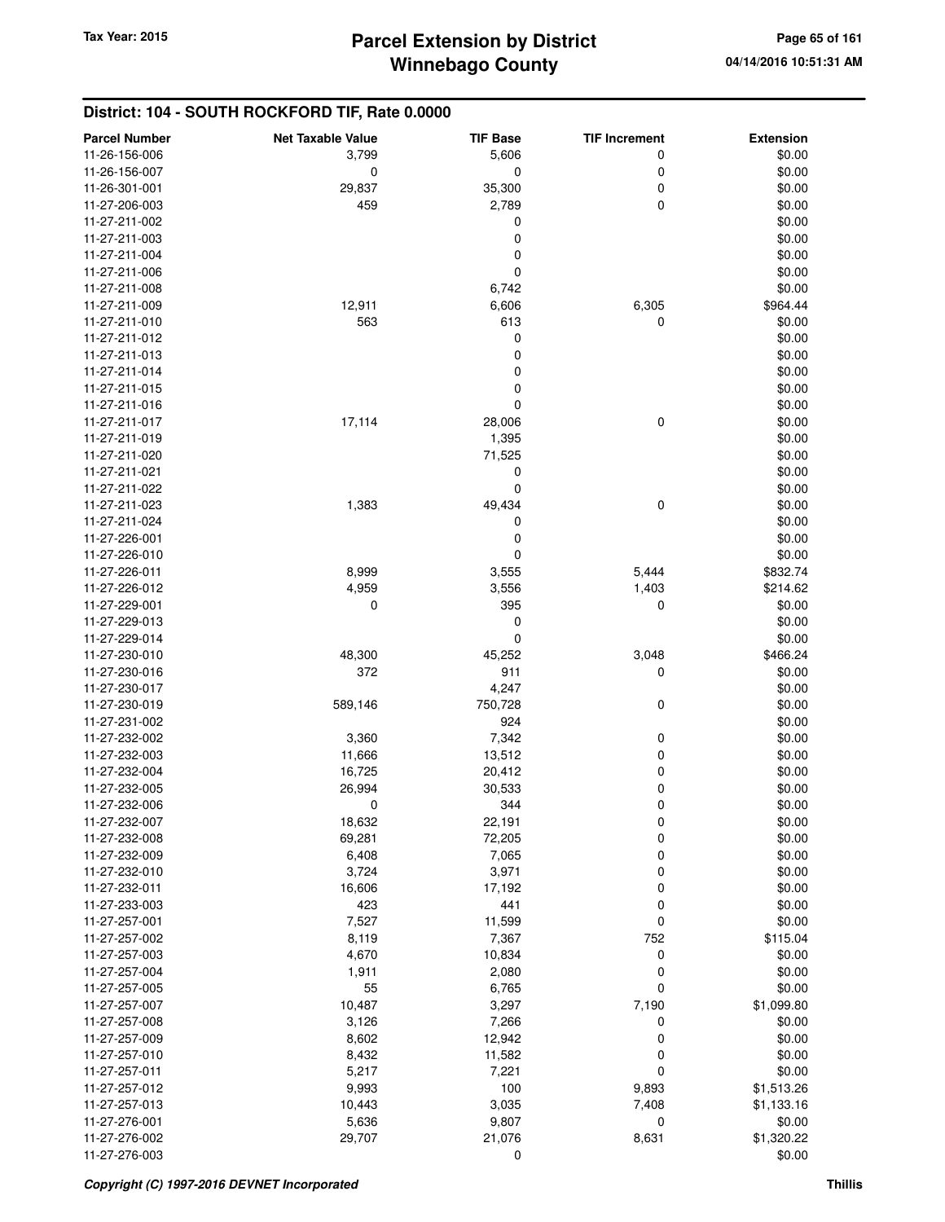## District: 104 - SOUTH ROCKFORD TIF, Rate 0.0000

| Parcel Number | Net Taxable Value | TIF Base | TIF Increment | Extension |
|---|---|---|---|---|
| 11-26-156-006 | 3,799 | 5,606 | 0 | $0.00 |
| 11-26-156-007 | 0 | 0 | 0 | $0.00 |
| 11-26-301-001 | 29,837 | 35,300 | 0 | $0.00 |
| 11-27-206-003 | 459 | 2,789 | 0 | $0.00 |
| 11-27-211-002 | | 0 | | $0.00 |
| 11-27-211-003 | | 0 | | $0.00 |
| 11-27-211-004 | | 0 | | $0.00 |
| 11-27-211-006 | | 0 | | $0.00 |
| 11-27-211-008 | | 6,742 | | $0.00 |
| 11-27-211-009 | 12,911 | 6,606 | 6,305 | $964.44 |
| 11-27-211-010 | 563 | 613 | 0 | $0.00 |
| 11-27-211-012 | | 0 | | $0.00 |
| 11-27-211-013 | | 0 | | $0.00 |
| 11-27-211-014 | | 0 | | $0.00 |
| 11-27-211-015 | | 0 | | $0.00 |
| 11-27-211-016 | | 0 | | $0.00 |
| 11-27-211-017 | 17,114 | 28,006 | 0 | $0.00 |
| 11-27-211-019 | | 1,395 | | $0.00 |
| 11-27-211-020 | | 71,525 | | $0.00 |
| 11-27-211-021 | | 0 | | $0.00 |
| 11-27-211-022 | | 0 | | $0.00 |
| 11-27-211-023 | 1,383 | 49,434 | 0 | $0.00 |
| 11-27-211-024 | | 0 | | $0.00 |
| 11-27-226-001 | | 0 | | $0.00 |
| 11-27-226-010 | | 0 | | $0.00 |
| 11-27-226-011 | 8,999 | 3,555 | 5,444 | $832.74 |
| 11-27-226-012 | 4,959 | 3,556 | 1,403 | $214.62 |
| 11-27-229-001 | 0 | 395 | 0 | $0.00 |
| 11-27-229-013 | | 0 | | $0.00 |
| 11-27-229-014 | | 0 | | $0.00 |
| 11-27-230-010 | 48,300 | 45,252 | 3,048 | $466.24 |
| 11-27-230-016 | 372 | 911 | 0 | $0.00 |
| 11-27-230-017 | | 4,247 | | $0.00 |
| 11-27-230-019 | 589,146 | 750,728 | 0 | $0.00 |
| 11-27-231-002 | | 924 | | $0.00 |
| 11-27-232-002 | 3,360 | 7,342 | 0 | $0.00 |
| 11-27-232-003 | 11,666 | 13,512 | 0 | $0.00 |
| 11-27-232-004 | 16,725 | 20,412 | 0 | $0.00 |
| 11-27-232-005 | 26,994 | 30,533 | 0 | $0.00 |
| 11-27-232-006 | 0 | 344 | 0 | $0.00 |
| 11-27-232-007 | 18,632 | 22,191 | 0 | $0.00 |
| 11-27-232-008 | 69,281 | 72,205 | 0 | $0.00 |
| 11-27-232-009 | 6,408 | 7,065 | 0 | $0.00 |
| 11-27-232-010 | 3,724 | 3,971 | 0 | $0.00 |
| 11-27-232-011 | 16,606 | 17,192 | 0 | $0.00 |
| 11-27-233-003 | 423 | 441 | 0 | $0.00 |
| 11-27-257-001 | 7,527 | 11,599 | 0 | $0.00 |
| 11-27-257-002 | 8,119 | 7,367 | 752 | $115.04 |
| 11-27-257-003 | 4,670 | 10,834 | 0 | $0.00 |
| 11-27-257-004 | 1,911 | 2,080 | 0 | $0.00 |
| 11-27-257-005 | 55 | 6,765 | 0 | $0.00 |
| 11-27-257-007 | 10,487 | 3,297 | 7,190 | $1,099.80 |
| 11-27-257-008 | 3,126 | 7,266 | 0 | $0.00 |
| 11-27-257-009 | 8,602 | 12,942 | 0 | $0.00 |
| 11-27-257-010 | 8,432 | 11,582 | 0 | $0.00 |
| 11-27-257-011 | 5,217 | 7,221 | 0 | $0.00 |
| 11-27-257-012 | 9,993 | 100 | 9,893 | $1,513.26 |
| 11-27-257-013 | 10,443 | 3,035 | 7,408 | $1,133.16 |
| 11-27-276-001 | 5,636 | 9,807 | 0 | $0.00 |
| 11-27-276-002 | 29,707 | 21,076 | 8,631 | $1,320.22 |
| 11-27-276-003 | | 0 | | $0.00 |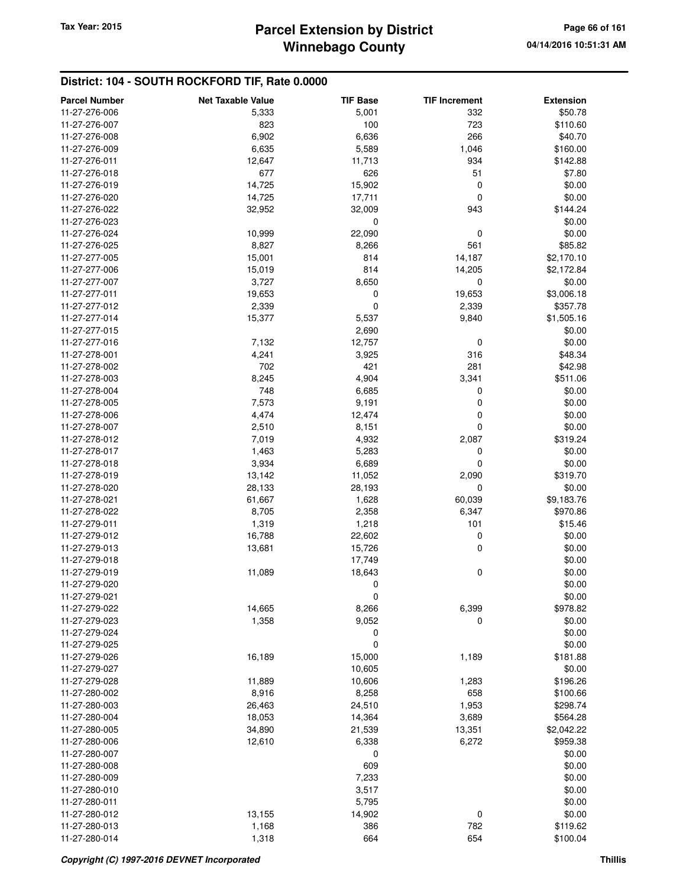## District: 104 - SOUTH ROCKFORD TIF, Rate 0.0000

| Parcel Number | Net Taxable Value | TIF Base | TIF Increment | Extension |
|---|---|---|---|---|
| 11-27-276-006 | 5,333 | 5,001 | 332 | $50.78 |
| 11-27-276-007 | 823 | 100 | 723 | $110.60 |
| 11-27-276-008 | 6,902 | 6,636 | 266 | $40.70 |
| 11-27-276-009 | 6,635 | 5,589 | 1,046 | $160.00 |
| 11-27-276-011 | 12,647 | 11,713 | 934 | $142.88 |
| 11-27-276-018 | 677 | 626 | 51 | $7.80 |
| 11-27-276-019 | 14,725 | 15,902 | 0 | $0.00 |
| 11-27-276-020 | 14,725 | 17,711 | 0 | $0.00 |
| 11-27-276-022 | 32,952 | 32,009 | 943 | $144.24 |
| 11-27-276-023 | | 0 | | $0.00 |
| 11-27-276-024 | 10,999 | 22,090 | 0 | $0.00 |
| 11-27-276-025 | 8,827 | 8,266 | 561 | $85.82 |
| 11-27-277-005 | 15,001 | 814 | 14,187 | $2,170.10 |
| 11-27-277-006 | 15,019 | 814 | 14,205 | $2,172.84 |
| 11-27-277-007 | 3,727 | 8,650 | 0 | $0.00 |
| 11-27-277-011 | 19,653 | 0 | 19,653 | $3,006.18 |
| 11-27-277-012 | 2,339 | 0 | 2,339 | $357.78 |
| 11-27-277-014 | 15,377 | 5,537 | 9,840 | $1,505.16 |
| 11-27-277-015 | | 2,690 | | $0.00 |
| 11-27-277-016 | 7,132 | 12,757 | 0 | $0.00 |
| 11-27-278-001 | 4,241 | 3,925 | 316 | $48.34 |
| 11-27-278-002 | 702 | 421 | 281 | $42.98 |
| 11-27-278-003 | 8,245 | 4,904 | 3,341 | $511.06 |
| 11-27-278-004 | 748 | 6,685 | 0 | $0.00 |
| 11-27-278-005 | 7,573 | 9,191 | 0 | $0.00 |
| 11-27-278-006 | 4,474 | 12,474 | 0 | $0.00 |
| 11-27-278-007 | 2,510 | 8,151 | 0 | $0.00 |
| 11-27-278-012 | 7,019 | 4,932 | 2,087 | $319.24 |
| 11-27-278-017 | 1,463 | 5,283 | 0 | $0.00 |
| 11-27-278-018 | 3,934 | 6,689 | 0 | $0.00 |
| 11-27-278-019 | 13,142 | 11,052 | 2,090 | $319.70 |
| 11-27-278-020 | 28,133 | 28,193 | 0 | $0.00 |
| 11-27-278-021 | 61,667 | 1,628 | 60,039 | $9,183.76 |
| 11-27-278-022 | 8,705 | 2,358 | 6,347 | $970.86 |
| 11-27-279-011 | 1,319 | 1,218 | 101 | $15.46 |
| 11-27-279-012 | 16,788 | 22,602 | 0 | $0.00 |
| 11-27-279-013 | 13,681 | 15,726 | 0 | $0.00 |
| 11-27-279-018 | | 17,749 | | $0.00 |
| 11-27-279-019 | 11,089 | 18,643 | 0 | $0.00 |
| 11-27-279-020 | | 0 | | $0.00 |
| 11-27-279-021 | | 0 | | $0.00 |
| 11-27-279-022 | 14,665 | 8,266 | 6,399 | $978.82 |
| 11-27-279-023 | 1,358 | 9,052 | 0 | $0.00 |
| 11-27-279-024 | | 0 | | $0.00 |
| 11-27-279-025 | | 0 | | $0.00 |
| 11-27-279-026 | 16,189 | 15,000 | 1,189 | $181.88 |
| 11-27-279-027 | | 10,605 | | $0.00 |
| 11-27-279-028 | 11,889 | 10,606 | 1,283 | $196.26 |
| 11-27-280-002 | 8,916 | 8,258 | 658 | $100.66 |
| 11-27-280-003 | 26,463 | 24,510 | 1,953 | $298.74 |
| 11-27-280-004 | 18,053 | 14,364 | 3,689 | $564.28 |
| 11-27-280-005 | 34,890 | 21,539 | 13,351 | $2,042.22 |
| 11-27-280-006 | 12,610 | 6,338 | 6,272 | $959.38 |
| 11-27-280-007 | | 0 | | $0.00 |
| 11-27-280-008 | | 609 | | $0.00 |
| 11-27-280-009 | | 7,233 | | $0.00 |
| 11-27-280-010 | | 3,517 | | $0.00 |
| 11-27-280-011 | | 5,795 | | $0.00 |
| 11-27-280-012 | 13,155 | 14,902 | 0 | $0.00 |
| 11-27-280-013 | 1,168 | 386 | 782 | $119.62 |
| 11-27-280-014 | 1,318 | 664 | 654 | $100.04 |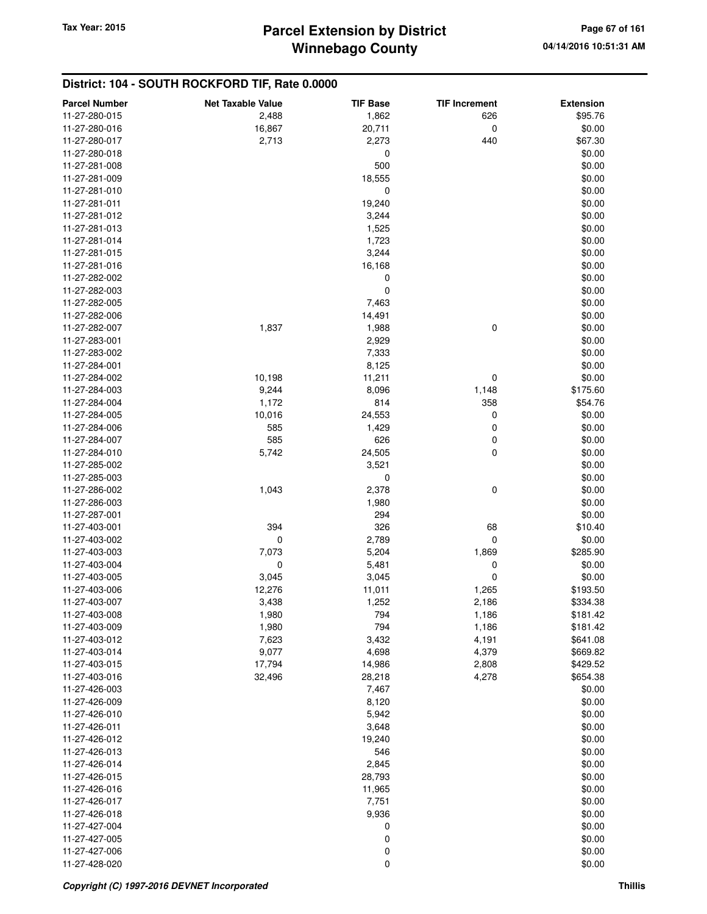## District: 104 - SOUTH ROCKFORD TIF, Rate 0.0000

| Parcel Number | Net Taxable Value | TIF Base | TIF Increment | Extension |
|---|---|---|---|---|
| 11-27-280-015 | 2,488 | 1,862 | 626 | $95.76 |
| 11-27-280-016 | 16,867 | 20,711 | 0 | $0.00 |
| 11-27-280-017 | 2,713 | 2,273 | 440 | $67.30 |
| 11-27-280-018 | | 0 | | $0.00 |
| 11-27-281-008 | | 500 | | $0.00 |
| 11-27-281-009 | | 18,555 | | $0.00 |
| 11-27-281-010 | | 0 | | $0.00 |
| 11-27-281-011 | | 19,240 | | $0.00 |
| 11-27-281-012 | | 3,244 | | $0.00 |
| 11-27-281-013 | | 1,525 | | $0.00 |
| 11-27-281-014 | | 1,723 | | $0.00 |
| 11-27-281-015 | | 3,244 | | $0.00 |
| 11-27-281-016 | | 16,168 | | $0.00 |
| 11-27-282-002 | | 0 | | $0.00 |
| 11-27-282-003 | | 0 | | $0.00 |
| 11-27-282-005 | | 7,463 | | $0.00 |
| 11-27-282-006 | | 14,491 | | $0.00 |
| 11-27-282-007 | 1,837 | 1,988 | 0 | $0.00 |
| 11-27-283-001 | | 2,929 | | $0.00 |
| 11-27-283-002 | | 7,333 | | $0.00 |
| 11-27-284-001 | | 8,125 | | $0.00 |
| 11-27-284-002 | 10,198 | 11,211 | 0 | $0.00 |
| 11-27-284-003 | 9,244 | 8,096 | 1,148 | $175.60 |
| 11-27-284-004 | 1,172 | 814 | 358 | $54.76 |
| 11-27-284-005 | 10,016 | 24,553 | 0 | $0.00 |
| 11-27-284-006 | 585 | 1,429 | 0 | $0.00 |
| 11-27-284-007 | 585 | 626 | 0 | $0.00 |
| 11-27-284-010 | 5,742 | 24,505 | 0 | $0.00 |
| 11-27-285-002 | | 3,521 | | $0.00 |
| 11-27-285-003 | | 0 | | $0.00 |
| 11-27-286-002 | 1,043 | 2,378 | 0 | $0.00 |
| 11-27-286-003 | | 1,980 | | $0.00 |
| 11-27-287-001 | | 294 | | $0.00 |
| 11-27-403-001 | 394 | 326 | 68 | $10.40 |
| 11-27-403-002 | 0 | 2,789 | 0 | $0.00 |
| 11-27-403-003 | 7,073 | 5,204 | 1,869 | $285.90 |
| 11-27-403-004 | 0 | 5,481 | 0 | $0.00 |
| 11-27-403-005 | 3,045 | 3,045 | 0 | $0.00 |
| 11-27-403-006 | 12,276 | 11,011 | 1,265 | $193.50 |
| 11-27-403-007 | 3,438 | 1,252 | 2,186 | $334.38 |
| 11-27-403-008 | 1,980 | 794 | 1,186 | $181.42 |
| 11-27-403-009 | 1,980 | 794 | 1,186 | $181.42 |
| 11-27-403-012 | 7,623 | 3,432 | 4,191 | $641.08 |
| 11-27-403-014 | 9,077 | 4,698 | 4,379 | $669.82 |
| 11-27-403-015 | 17,794 | 14,986 | 2,808 | $429.52 |
| 11-27-403-016 | 32,496 | 28,218 | 4,278 | $654.38 |
| 11-27-426-003 | | 7,467 | | $0.00 |
| 11-27-426-009 | | 8,120 | | $0.00 |
| 11-27-426-010 | | 5,942 | | $0.00 |
| 11-27-426-011 | | 3,648 | | $0.00 |
| 11-27-426-012 | | 19,240 | | $0.00 |
| 11-27-426-013 | | 546 | | $0.00 |
| 11-27-426-014 | | 2,845 | | $0.00 |
| 11-27-426-015 | | 28,793 | | $0.00 |
| 11-27-426-016 | | 11,965 | | $0.00 |
| 11-27-426-017 | | 7,751 | | $0.00 |
| 11-27-426-018 | | 9,936 | | $0.00 |
| 11-27-427-004 | | 0 | | $0.00 |
| 11-27-427-005 | | 0 | | $0.00 |
| 11-27-427-006 | | 0 | | $0.00 |
| 11-27-428-020 | | 0 | | $0.00 |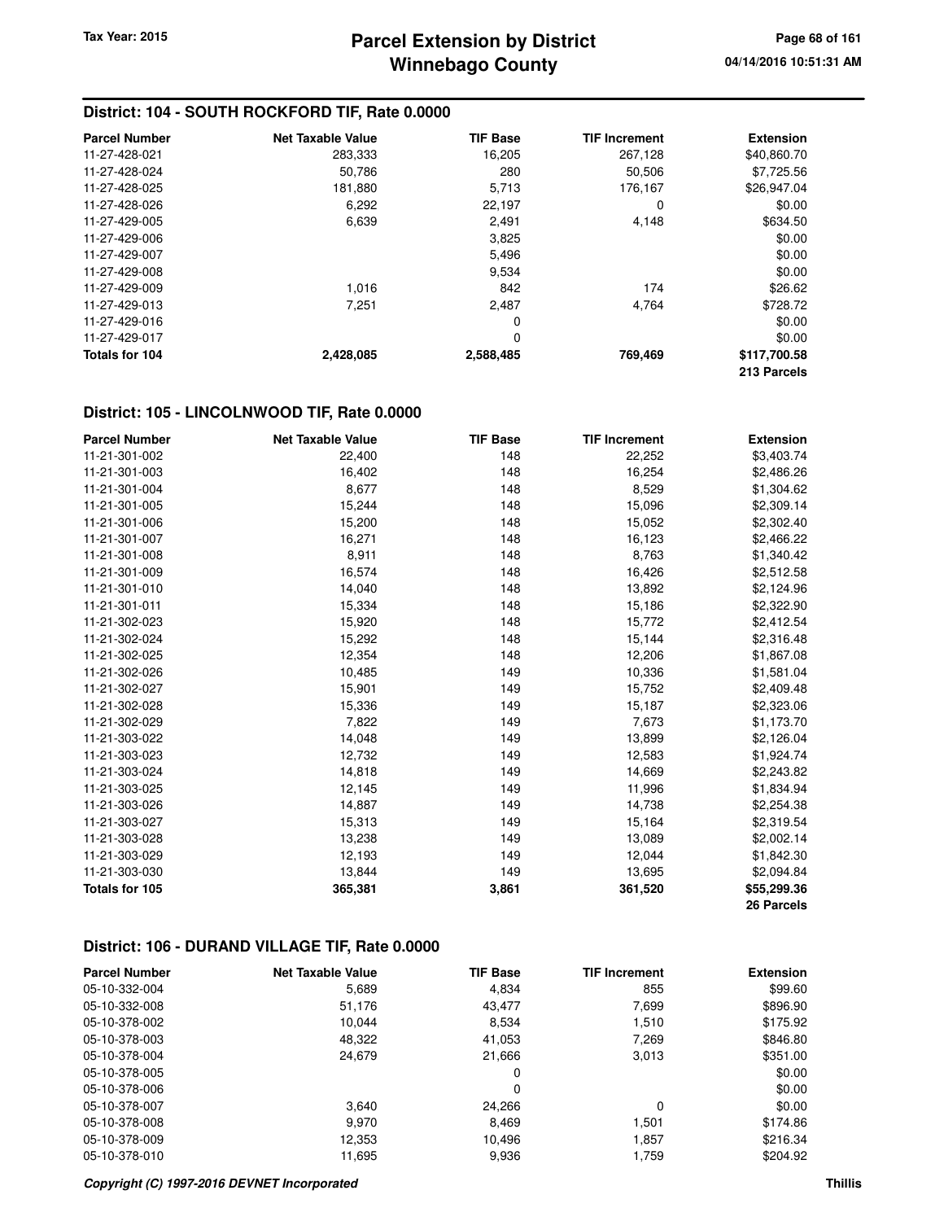## District: 104 - SOUTH ROCKFORD TIF, Rate 0.0000

| Parcel Number | Net Taxable Value | TIF Base | TIF Increment | Extension |
|---|---|---|---|---|
| 11-27-428-021 | 283,333 | 16,205 | 267,128 | $40,860.70 |
| 11-27-428-024 | 50,786 | 280 | 50,506 | $7,725.56 |
| 11-27-428-025 | 181,880 | 5,713 | 176,167 | $26,947.04 |
| 11-27-428-026 | 6,292 | 22,197 | 0 | $0.00 |
| 11-27-429-005 | 6,639 | 2,491 | 4,148 | $634.50 |
| 11-27-429-006 | | 3,825 | | $0.00 |
| 11-27-429-007 | | 5,496 | | $0.00 |
| 11-27-429-008 | | 9,534 | | $0.00 |
| 11-27-429-009 | 1,016 | 842 | 174 | $26.62 |
| 11-27-429-013 | 7,251 | 2,487 | 4,764 | $728.72 |
| 11-27-429-016 | | 0 | | $0.00 |
| 11-27-429-017 | | 0 | | $0.00 |
| **Totals for 104** | **2,428,085** | **2,588,485** | **769,469** | **$117,700.58** |
| | | | | **213 Parcels** |

## District: 105 - LINCOLNWOOD TIF, Rate 0.0000

| Parcel Number | Net Taxable Value | TIF Base | TIF Increment | Extension |
|---|---|---|---|---|
| 11-21-301-002 | 22,400 | 148 | 22,252 | $3,403.74 |
| 11-21-301-003 | 16,402 | 148 | 16,254 | $2,486.26 |
| 11-21-301-004 | 8,677 | 148 | 8,529 | $1,304.62 |
| 11-21-301-005 | 15,244 | 148 | 15,096 | $2,309.14 |
| 11-21-301-006 | 15,200 | 148 | 15,052 | $2,302.40 |
| 11-21-301-007 | 16,271 | 148 | 16,123 | $2,466.22 |
| 11-21-301-008 | 8,911 | 148 | 8,763 | $1,340.42 |
| 11-21-301-009 | 16,574 | 148 | 16,426 | $2,512.58 |
| 11-21-301-010 | 14,040 | 148 | 13,892 | $2,124.96 |
| 11-21-301-011 | 15,334 | 148 | 15,186 | $2,322.90 |
| 11-21-302-023 | 15,920 | 148 | 15,772 | $2,412.54 |
| 11-21-302-024 | 15,292 | 148 | 15,144 | $2,316.48 |
| 11-21-302-025 | 12,354 | 148 | 12,206 | $1,867.08 |
| 11-21-302-026 | 10,485 | 149 | 10,336 | $1,581.04 |
| 11-21-302-027 | 15,901 | 149 | 15,752 | $2,409.48 |
| 11-21-302-028 | 15,336 | 149 | 15,187 | $2,323.06 |
| 11-21-302-029 | 7,822 | 149 | 7,673 | $1,173.70 |
| 11-21-303-022 | 14,048 | 149 | 13,899 | $2,126.04 |
| 11-21-303-023 | 12,732 | 149 | 12,583 | $1,924.74 |
| 11-21-303-024 | 14,818 | 149 | 14,669 | $2,243.82 |
| 11-21-303-025 | 12,145 | 149 | 11,996 | $1,834.94 |
| 11-21-303-026 | 14,887 | 149 | 14,738 | $2,254.38 |
| 11-21-303-027 | 15,313 | 149 | 15,164 | $2,319.54 |
| 11-21-303-028 | 13,238 | 149 | 13,089 | $2,002.14 |
| 11-21-303-029 | 12,193 | 149 | 12,044 | $1,842.30 |
| 11-21-303-030 | 13,844 | 149 | 13,695 | $2,094.84 |
| **Totals for 105** | **365,381** | **3,861** | **361,520** | **$55,299.36** |
| | | | | **26 Parcels** |

## District: 106 - DURAND VILLAGE TIF, Rate 0.0000

| Parcel Number | Net Taxable Value | TIF Base | TIF Increment | Extension |
|---|---|---|---|---|
| 05-10-332-004 | 5,689 | 4,834 | 855 | $99.60 |
| 05-10-332-008 | 51,176 | 43,477 | 7,699 | $896.90 |
| 05-10-378-002 | 10,044 | 8,534 | 1,510 | $175.92 |
| 05-10-378-003 | 48,322 | 41,053 | 7,269 | $846.80 |
| 05-10-378-004 | 24,679 | 21,666 | 3,013 | $351.00 |
| 05-10-378-005 | | 0 | | $0.00 |
| 05-10-378-006 | | 0 | | $0.00 |
| 05-10-378-007 | 3,640 | 24,266 | 0 | $0.00 |
| 05-10-378-008 | 9,970 | 8,469 | 1,501 | $174.86 |
| 05-10-378-009 | 12,353 | 10,496 | 1,857 | $216.34 |
| 05-10-378-010 | 11,695 | 9,936 | 1,759 | $204.92 |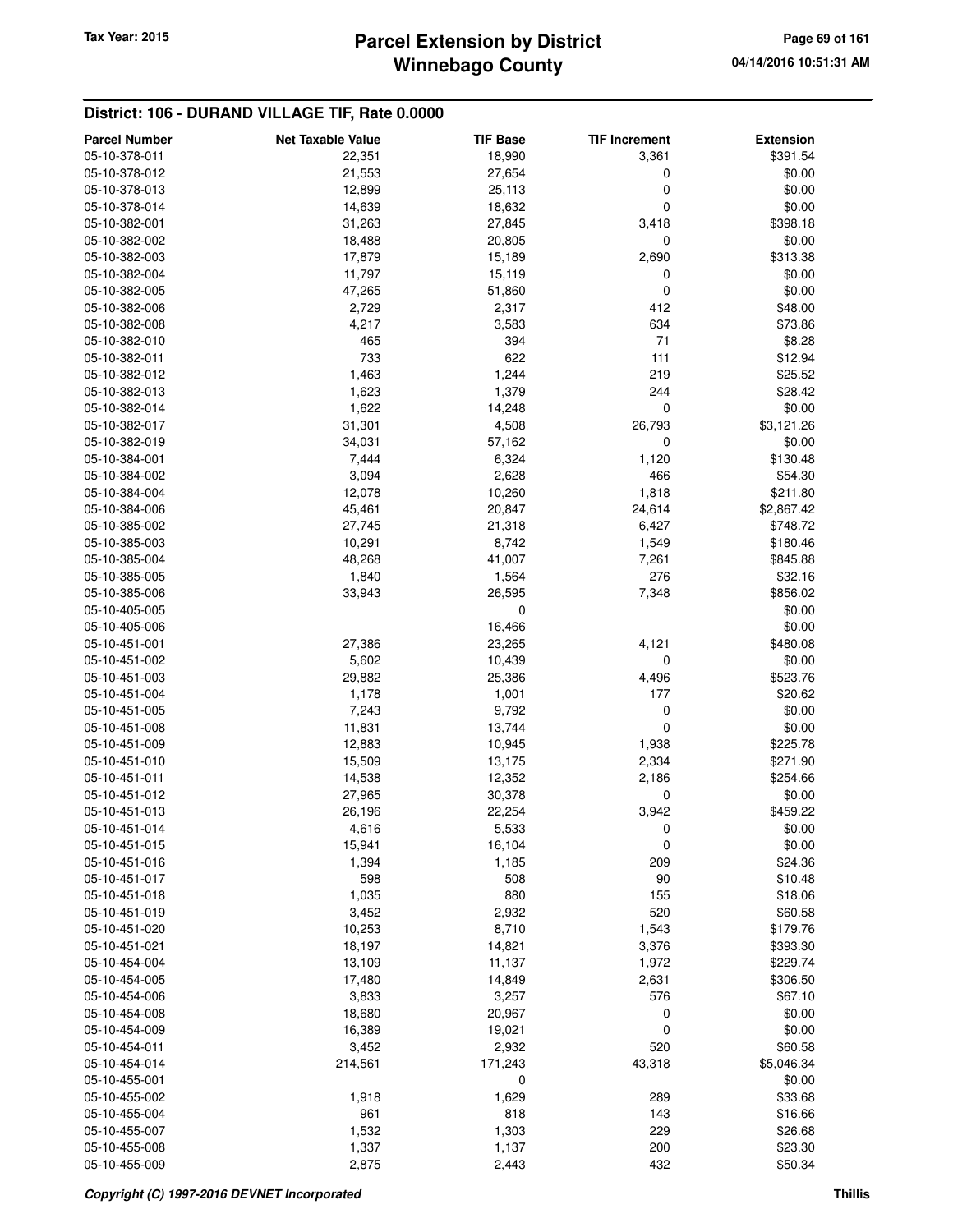## District: 106 - DURAND VILLAGE TIF, Rate 0.0000

| Parcel Number | Net Taxable Value | TIF Base | TIF Increment | Extension |
|---|---|---|---|---|
| 05-10-378-011 | 22,351 | 18,990 | 3,361 | $391.54 |
| 05-10-378-012 | 21,553 | 27,654 | 0 | $0.00 |
| 05-10-378-013 | 12,899 | 25,113 | 0 | $0.00 |
| 05-10-378-014 | 14,639 | 18,632 | 0 | $0.00 |
| 05-10-382-001 | 31,263 | 27,845 | 3,418 | $398.18 |
| 05-10-382-002 | 18,488 | 20,805 | 0 | $0.00 |
| 05-10-382-003 | 17,879 | 15,189 | 2,690 | $313.38 |
| 05-10-382-004 | 11,797 | 15,119 | 0 | $0.00 |
| 05-10-382-005 | 47,265 | 51,860 | 0 | $0.00 |
| 05-10-382-006 | 2,729 | 2,317 | 412 | $48.00 |
| 05-10-382-008 | 4,217 | 3,583 | 634 | $73.86 |
| 05-10-382-010 | 465 | 394 | 71 | $8.28 |
| 05-10-382-011 | 733 | 622 | 111 | $12.94 |
| 05-10-382-012 | 1,463 | 1,244 | 219 | $25.52 |
| 05-10-382-013 | 1,623 | 1,379 | 244 | $28.42 |
| 05-10-382-014 | 1,622 | 14,248 | 0 | $0.00 |
| 05-10-382-017 | 31,301 | 4,508 | 26,793 | $3,121.26 |
| 05-10-382-019 | 34,031 | 57,162 | 0 | $0.00 |
| 05-10-384-001 | 7,444 | 6,324 | 1,120 | $130.48 |
| 05-10-384-002 | 3,094 | 2,628 | 466 | $54.30 |
| 05-10-384-004 | 12,078 | 10,260 | 1,818 | $211.80 |
| 05-10-384-006 | 45,461 | 20,847 | 24,614 | $2,867.42 |
| 05-10-385-002 | 27,745 | 21,318 | 6,427 | $748.72 |
| 05-10-385-003 | 10,291 | 8,742 | 1,549 | $180.46 |
| 05-10-385-004 | 48,268 | 41,007 | 7,261 | $845.88 |
| 05-10-385-005 | 1,840 | 1,564 | 276 | $32.16 |
| 05-10-385-006 | 33,943 | 26,595 | 7,348 | $856.02 |
| 05-10-405-005 | | 0 | | $0.00 |
| 05-10-405-006 | | 16,466 | | $0.00 |
| 05-10-451-001 | 27,386 | 23,265 | 4,121 | $480.08 |
| 05-10-451-002 | 5,602 | 10,439 | 0 | $0.00 |
| 05-10-451-003 | 29,882 | 25,386 | 4,496 | $523.76 |
| 05-10-451-004 | 1,178 | 1,001 | 177 | $20.62 |
| 05-10-451-005 | 7,243 | 9,792 | 0 | $0.00 |
| 05-10-451-008 | 11,831 | 13,744 | 0 | $0.00 |
| 05-10-451-009 | 12,883 | 10,945 | 1,938 | $225.78 |
| 05-10-451-010 | 15,509 | 13,175 | 2,334 | $271.90 |
| 05-10-451-011 | 14,538 | 12,352 | 2,186 | $254.66 |
| 05-10-451-012 | 27,965 | 30,378 | 0 | $0.00 |
| 05-10-451-013 | 26,196 | 22,254 | 3,942 | $459.22 |
| 05-10-451-014 | 4,616 | 5,533 | 0 | $0.00 |
| 05-10-451-015 | 15,941 | 16,104 | 0 | $0.00 |
| 05-10-451-016 | 1,394 | 1,185 | 209 | $24.36 |
| 05-10-451-017 | 598 | 508 | 90 | $10.48 |
| 05-10-451-018 | 1,035 | 880 | 155 | $18.06 |
| 05-10-451-019 | 3,452 | 2,932 | 520 | $60.58 |
| 05-10-451-020 | 10,253 | 8,710 | 1,543 | $179.76 |
| 05-10-451-021 | 18,197 | 14,821 | 3,376 | $393.30 |
| 05-10-454-004 | 13,109 | 11,137 | 1,972 | $229.74 |
| 05-10-454-005 | 17,480 | 14,849 | 2,631 | $306.50 |
| 05-10-454-006 | 3,833 | 3,257 | 576 | $67.10 |
| 05-10-454-008 | 18,680 | 20,967 | 0 | $0.00 |
| 05-10-454-009 | 16,389 | 19,021 | 0 | $0.00 |
| 05-10-454-011 | 3,452 | 2,932 | 520 | $60.58 |
| 05-10-454-014 | 214,561 | 171,243 | 43,318 | $5,046.34 |
| 05-10-455-001 | | 0 | | $0.00 |
| 05-10-455-002 | 1,918 | 1,629 | 289 | $33.68 |
| 05-10-455-004 | 961 | 818 | 143 | $16.66 |
| 05-10-455-007 | 1,532 | 1,303 | 229 | $26.68 |
| 05-10-455-008 | 1,337 | 1,137 | 200 | $23.30 |
| 05-10-455-009 | 2,875 | 2,443 | 432 | $50.34 |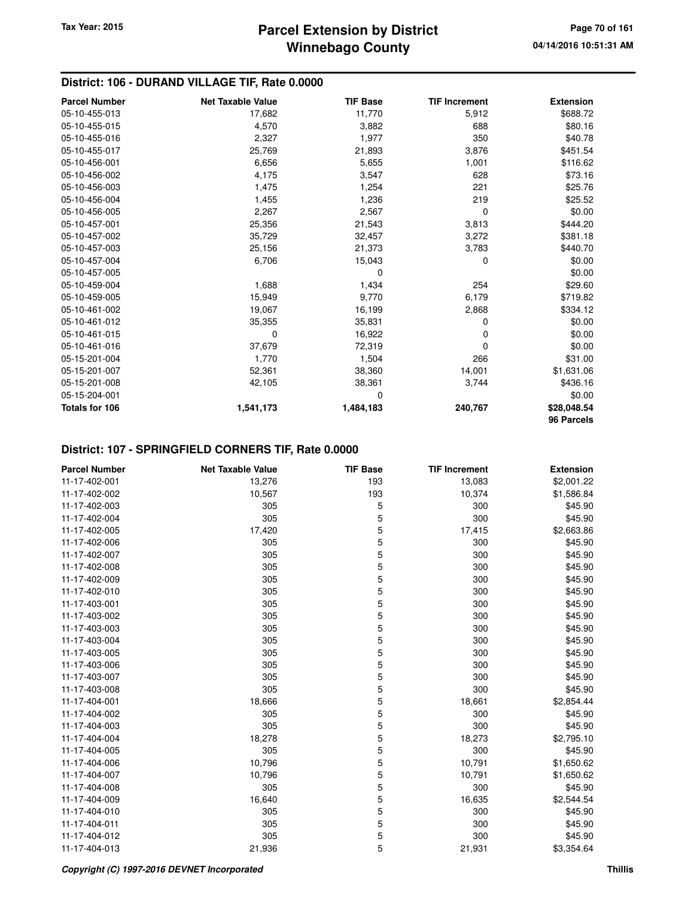## District: 106 - DURAND VILLAGE TIF, Rate 0.0000

| Parcel Number | Net Taxable Value | TIF Base | TIF Increment | Extension |
|---|---|---|---|---|
| 05-10-455-013 | 17,682 | 11,770 | 5,912 | $688.72 |
| 05-10-455-015 | 4,570 | 3,882 | 688 | $80.16 |
| 05-10-455-016 | 2,327 | 1,977 | 350 | $40.78 |
| 05-10-455-017 | 25,769 | 21,893 | 3,876 | $451.54 |
| 05-10-456-001 | 6,656 | 5,655 | 1,001 | $116.62 |
| 05-10-456-002 | 4,175 | 3,547 | 628 | $73.16 |
| 05-10-456-003 | 1,475 | 1,254 | 221 | $25.76 |
| 05-10-456-004 | 1,455 | 1,236 | 219 | $25.52 |
| 05-10-456-005 | 2,267 | 2,567 | 0 | $0.00 |
| 05-10-457-001 | 25,356 | 21,543 | 3,813 | $444.20 |
| 05-10-457-002 | 35,729 | 32,457 | 3,272 | $381.18 |
| 05-10-457-003 | 25,156 | 21,373 | 3,783 | $440.70 |
| 05-10-457-004 | 6,706 | 15,043 | 0 | $0.00 |
| 05-10-457-005 | | 0 | | $0.00 |
| 05-10-459-004 | 1,688 | 1,434 | 254 | $29.60 |
| 05-10-459-005 | 15,949 | 9,770 | 6,179 | $719.82 |
| 05-10-461-002 | 19,067 | 16,199 | 2,868 | $334.12 |
| 05-10-461-012 | 35,355 | 35,831 | 0 | $0.00 |
| 05-10-461-015 | 0 | 16,922 | 0 | $0.00 |
| 05-10-461-016 | 37,679 | 72,319 | 0 | $0.00 |
| 05-15-201-004 | 1,770 | 1,504 | 266 | $31.00 |
| 05-15-201-007 | 52,361 | 38,360 | 14,001 | $1,631.06 |
| 05-15-201-008 | 42,105 | 38,361 | 3,744 | $436.16 |
| 05-15-204-001 | | 0 | | $0.00 |
| **Totals for 106** | **1,541,173** | **1,484,183** | **240,767** | **$28,048.54** |
| | | | | **96 Parcels** |

## District: 107 - SPRINGFIELD CORNERS TIF, Rate 0.0000

| Parcel Number | Net Taxable Value | TIF Base | TIF Increment | Extension |
|---|---|---|---|---|
| 11-17-402-001 | 13,276 | 193 | 13,083 | $2,001.22 |
| 11-17-402-002 | 10,567 | 193 | 10,374 | $1,586.84 |
| 11-17-402-003 | 305 | 5 | 300 | $45.90 |
| 11-17-402-004 | 305 | 5 | 300 | $45.90 |
| 11-17-402-005 | 17,420 | 5 | 17,415 | $2,663.86 |
| 11-17-402-006 | 305 | 5 | 300 | $45.90 |
| 11-17-402-007 | 305 | 5 | 300 | $45.90 |
| 11-17-402-008 | 305 | 5 | 300 | $45.90 |
| 11-17-402-009 | 305 | 5 | 300 | $45.90 |
| 11-17-402-010 | 305 | 5 | 300 | $45.90 |
| 11-17-403-001 | 305 | 5 | 300 | $45.90 |
| 11-17-403-002 | 305 | 5 | 300 | $45.90 |
| 11-17-403-003 | 305 | 5 | 300 | $45.90 |
| 11-17-403-004 | 305 | 5 | 300 | $45.90 |
| 11-17-403-005 | 305 | 5 | 300 | $45.90 |
| 11-17-403-006 | 305 | 5 | 300 | $45.90 |
| 11-17-403-007 | 305 | 5 | 300 | $45.90 |
| 11-17-403-008 | 305 | 5 | 300 | $45.90 |
| 11-17-404-001 | 18,666 | 5 | 18,661 | $2,854.44 |
| 11-17-404-002 | 305 | 5 | 300 | $45.90 |
| 11-17-404-003 | 305 | 5 | 300 | $45.90 |
| 11-17-404-004 | 18,278 | 5 | 18,273 | $2,795.10 |
| 11-17-404-005 | 305 | 5 | 300 | $45.90 |
| 11-17-404-006 | 10,796 | 5 | 10,791 | $1,650.62 |
| 11-17-404-007 | 10,796 | 5 | 10,791 | $1,650.62 |
| 11-17-404-008 | 305 | 5 | 300 | $45.90 |
| 11-17-404-009 | 16,640 | 5 | 16,635 | $2,544.54 |
| 11-17-404-010 | 305 | 5 | 300 | $45.90 |
| 11-17-404-011 | 305 | 5 | 300 | $45.90 |
| 11-17-404-012 | 305 | 5 | 300 | $45.90 |
| 11-17-404-013 | 21,936 | 5 | 21,931 | $3,354.64 |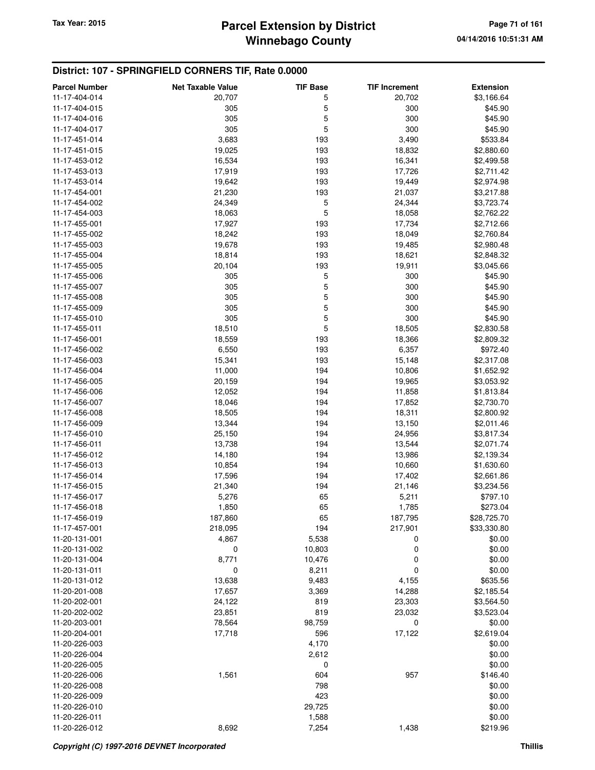## District: 107 - SPRINGFIELD CORNERS TIF, Rate 0.0000

| Parcel Number | Net Taxable Value | TIF Base | TIF Increment | Extension |
|---|---|---|---|---|
| 11-17-404-014 | 20,707 | 5 | 20,702 | $3,166.64 |
| 11-17-404-015 | 305 | 5 | 300 | $45.90 |
| 11-17-404-016 | 305 | 5 | 300 | $45.90 |
| 11-17-404-017 | 305 | 5 | 300 | $45.90 |
| 11-17-451-014 | 3,683 | 193 | 3,490 | $533.84 |
| 11-17-451-015 | 19,025 | 193 | 18,832 | $2,880.60 |
| 11-17-453-012 | 16,534 | 193 | 16,341 | $2,499.58 |
| 11-17-453-013 | 17,919 | 193 | 17,726 | $2,711.42 |
| 11-17-453-014 | 19,642 | 193 | 19,449 | $2,974.98 |
| 11-17-454-001 | 21,230 | 193 | 21,037 | $3,217.88 |
| 11-17-454-002 | 24,349 | 5 | 24,344 | $3,723.74 |
| 11-17-454-003 | 18,063 | 5 | 18,058 | $2,762.22 |
| 11-17-455-001 | 17,927 | 193 | 17,734 | $2,712.66 |
| 11-17-455-002 | 18,242 | 193 | 18,049 | $2,760.84 |
| 11-17-455-003 | 19,678 | 193 | 19,485 | $2,980.48 |
| 11-17-455-004 | 18,814 | 193 | 18,621 | $2,848.32 |
| 11-17-455-005 | 20,104 | 193 | 19,911 | $3,045.66 |
| 11-17-455-006 | 305 | 5 | 300 | $45.90 |
| 11-17-455-007 | 305 | 5 | 300 | $45.90 |
| 11-17-455-008 | 305 | 5 | 300 | $45.90 |
| 11-17-455-009 | 305 | 5 | 300 | $45.90 |
| 11-17-455-010 | 305 | 5 | 300 | $45.90 |
| 11-17-455-011 | 18,510 | 5 | 18,505 | $2,830.58 |
| 11-17-456-001 | 18,559 | 193 | 18,366 | $2,809.32 |
| 11-17-456-002 | 6,550 | 193 | 6,357 | $972.40 |
| 11-17-456-003 | 15,341 | 193 | 15,148 | $2,317.08 |
| 11-17-456-004 | 11,000 | 194 | 10,806 | $1,652.92 |
| 11-17-456-005 | 20,159 | 194 | 19,965 | $3,053.92 |
| 11-17-456-006 | 12,052 | 194 | 11,858 | $1,813.84 |
| 11-17-456-007 | 18,046 | 194 | 17,852 | $2,730.70 |
| 11-17-456-008 | 18,505 | 194 | 18,311 | $2,800.92 |
| 11-17-456-009 | 13,344 | 194 | 13,150 | $2,011.46 |
| 11-17-456-010 | 25,150 | 194 | 24,956 | $3,817.34 |
| 11-17-456-011 | 13,738 | 194 | 13,544 | $2,071.74 |
| 11-17-456-012 | 14,180 | 194 | 13,986 | $2,139.34 |
| 11-17-456-013 | 10,854 | 194 | 10,660 | $1,630.60 |
| 11-17-456-014 | 17,596 | 194 | 17,402 | $2,661.86 |
| 11-17-456-015 | 21,340 | 194 | 21,146 | $3,234.56 |
| 11-17-456-017 | 5,276 | 65 | 5,211 | $797.10 |
| 11-17-456-018 | 1,850 | 65 | 1,785 | $273.04 |
| 11-17-456-019 | 187,860 | 65 | 187,795 | $28,725.70 |
| 11-17-457-001 | 218,095 | 194 | 217,901 | $33,330.80 |
| 11-20-131-001 | 4,867 | 5,538 | 0 | $0.00 |
| 11-20-131-002 | 0 | 10,803 | 0 | $0.00 |
| 11-20-131-004 | 8,771 | 10,476 | 0 | $0.00 |
| 11-20-131-011 | 0 | 8,211 | 0 | $0.00 |
| 11-20-131-012 | 13,638 | 9,483 | 4,155 | $635.56 |
| 11-20-201-008 | 17,657 | 3,369 | 14,288 | $2,185.54 |
| 11-20-202-001 | 24,122 | 819 | 23,303 | $3,564.50 |
| 11-20-202-002 | 23,851 | 819 | 23,032 | $3,523.04 |
| 11-20-203-001 | 78,564 | 98,759 | 0 | $0.00 |
| 11-20-204-001 | 17,718 | 596 | 17,122 | $2,619.04 |
| 11-20-226-003 | | 4,170 | | $0.00 |
| 11-20-226-004 | | 2,612 | | $0.00 |
| 11-20-226-005 | | 0 | | $0.00 |
| 11-20-226-006 | 1,561 | 604 | 957 | $146.40 |
| 11-20-226-008 | | 798 | | $0.00 |
| 11-20-226-009 | | 423 | | $0.00 |
| 11-20-226-010 | | 29,725 | | $0.00 |
| 11-20-226-011 | | 1,588 | | $0.00 |
| 11-20-226-012 | 8,692 | 7,254 | 1,438 | $219.96 |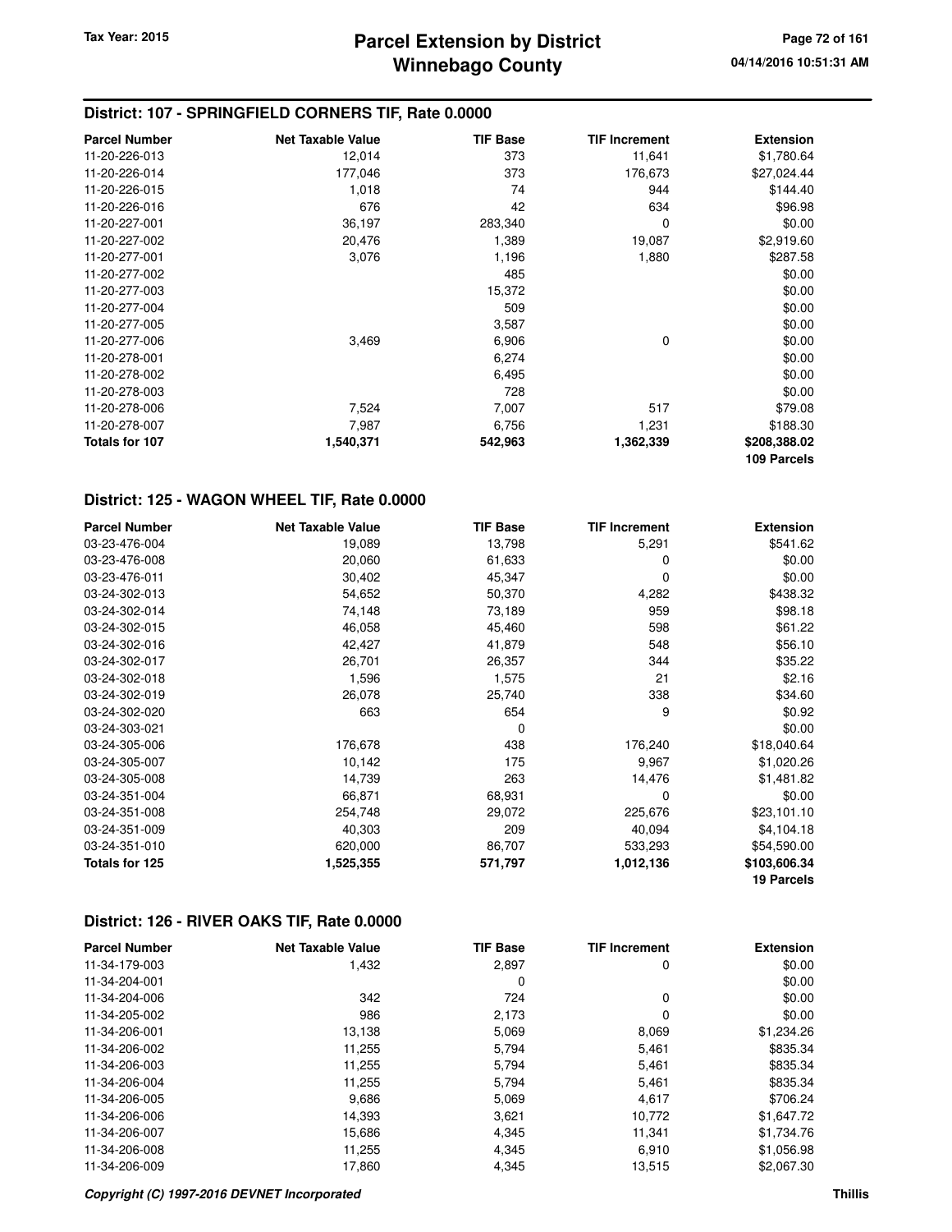## District: 107 - SPRINGFIELD CORNERS TIF, Rate 0.0000

| Parcel Number | Net Taxable Value | TIF Base | TIF Increment | Extension |
|---|---|---|---|---|
| 11-20-226-013 | 12,014 | 373 | 11,641 | $1,780.64 |
| 11-20-226-014 | 177,046 | 373 | 176,673 | $27,024.44 |
| 11-20-226-015 | 1,018 | 74 | 944 | $144.40 |
| 11-20-226-016 | 676 | 42 | 634 | $96.98 |
| 11-20-227-001 | 36,197 | 283,340 | 0 | $0.00 |
| 11-20-227-002 | 20,476 | 1,389 | 19,087 | $2,919.60 |
| 11-20-277-001 | 3,076 | 1,196 | 1,880 | $287.58 |
| 11-20-277-002 | | 485 | | $0.00 |
| 11-20-277-003 | | 15,372 | | $0.00 |
| 11-20-277-004 | | 509 | | $0.00 |
| 11-20-277-005 | | 3,587 | | $0.00 |
| 11-20-277-006 | 3,469 | 6,906 | 0 | $0.00 |
| 11-20-278-001 | | 6,274 | | $0.00 |
| 11-20-278-002 | | 6,495 | | $0.00 |
| 11-20-278-003 | | 728 | | $0.00 |
| 11-20-278-006 | 7,524 | 7,007 | 517 | $79.08 |
| 11-20-278-007 | 7,987 | 6,756 | 1,231 | $188.30 |
| **Totals for 107** | **1,540,371** | **542,963** | **1,362,339** | **$208,388.02** |
| | | | | **109 Parcels** |

## District: 125 - WAGON WHEEL TIF, Rate 0.0000

| Parcel Number | Net Taxable Value | TIF Base | TIF Increment | Extension |
|---|---|---|---|---|
| 03-23-476-004 | 19,089 | 13,798 | 5,291 | $541.62 |
| 03-23-476-008 | 20,060 | 61,633 | 0 | $0.00 |
| 03-23-476-011 | 30,402 | 45,347 | 0 | $0.00 |
| 03-24-302-013 | 54,652 | 50,370 | 4,282 | $438.32 |
| 03-24-302-014 | 74,148 | 73,189 | 959 | $98.18 |
| 03-24-302-015 | 46,058 | 45,460 | 598 | $61.22 |
| 03-24-302-016 | 42,427 | 41,879 | 548 | $56.10 |
| 03-24-302-017 | 26,701 | 26,357 | 344 | $35.22 |
| 03-24-302-018 | 1,596 | 1,575 | 21 | $2.16 |
| 03-24-302-019 | 26,078 | 25,740 | 338 | $34.60 |
| 03-24-302-020 | 663 | 654 | 9 | $0.92 |
| 03-24-303-021 | | 0 | | $0.00 |
| 03-24-305-006 | 176,678 | 438 | 176,240 | $18,040.64 |
| 03-24-305-007 | 10,142 | 175 | 9,967 | $1,020.26 |
| 03-24-305-008 | 14,739 | 263 | 14,476 | $1,481.82 |
| 03-24-351-004 | 66,871 | 68,931 | 0 | $0.00 |
| 03-24-351-008 | 254,748 | 29,072 | 225,676 | $23,101.10 |
| 03-24-351-009 | 40,303 | 209 | 40,094 | $4,104.18 |
| 03-24-351-010 | 620,000 | 86,707 | 533,293 | $54,590.00 |
| **Totals for 125** | **1,525,355** | **571,797** | **1,012,136** | **$103,606.34** |
| | | | | **19 Parcels** |

## District: 126 - RIVER OAKS TIF, Rate 0.0000

| Parcel Number | Net Taxable Value | TIF Base | TIF Increment | Extension |
|---|---|---|---|---|
| 11-34-179-003 | 1,432 | 2,897 | 0 | $0.00 |
| 11-34-204-001 | | 0 | | $0.00 |
| 11-34-204-006 | 342 | 724 | 0 | $0.00 |
| 11-34-205-002 | 986 | 2,173 | 0 | $0.00 |
| 11-34-206-001 | 13,138 | 5,069 | 8,069 | $1,234.26 |
| 11-34-206-002 | 11,255 | 5,794 | 5,461 | $835.34 |
| 11-34-206-003 | 11,255 | 5,794 | 5,461 | $835.34 |
| 11-34-206-004 | 11,255 | 5,794 | 5,461 | $835.34 |
| 11-34-206-005 | 9,686 | 5,069 | 4,617 | $706.24 |
| 11-34-206-006 | 14,393 | 3,621 | 10,772 | $1,647.72 |
| 11-34-206-007 | 15,686 | 4,345 | 11,341 | $1,734.76 |
| 11-34-206-008 | 11,255 | 4,345 | 6,910 | $1,056.98 |
| 11-34-206-009 | 17,860 | 4,345 | 13,515 | $2,067.30 |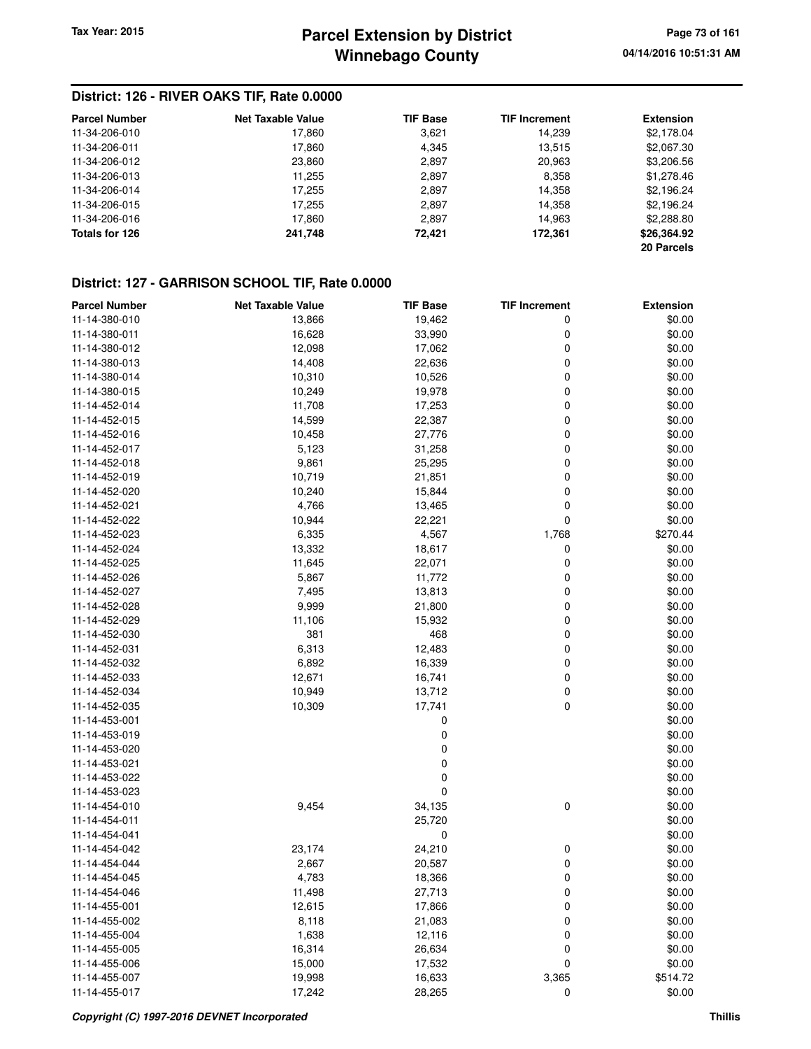## District: 126 - RIVER OAKS TIF, Rate 0.0000

| Parcel Number | Net Taxable Value | TIF Base | TIF Increment | Extension |
|---|---|---|---|---|
| 11-34-206-010 | 17,860 | 3,621 | 14,239 | $2,178.04 |
| 11-34-206-011 | 17,860 | 4,345 | 13,515 | $2,067.30 |
| 11-34-206-012 | 23,860 | 2,897 | 20,963 | $3,206.56 |
| 11-34-206-013 | 11,255 | 2,897 | 8,358 | $1,278.46 |
| 11-34-206-014 | 17,255 | 2,897 | 14,358 | $2,196.24 |
| 11-34-206-015 | 17,255 | 2,897 | 14,358 | $2,196.24 |
| 11-34-206-016 | 17,860 | 2,897 | 14,963 | $2,288.80 |
| **Totals for 126** | **241,748** | **72,421** | **172,361** | **$26,364.92** |
| | | | | **20 Parcels** |

## District: 127 - GARRISON SCHOOL TIF, Rate 0.0000

| Parcel Number | Net Taxable Value | TIF Base | TIF Increment | Extension |
|---|---|---|---|---|
| 11-14-380-010 | 13,866 | 19,462 | 0 | $0.00 |
| 11-14-380-011 | 16,628 | 33,990 | 0 | $0.00 |
| 11-14-380-012 | 12,098 | 17,062 | 0 | $0.00 |
| 11-14-380-013 | 14,408 | 22,636 | 0 | $0.00 |
| 11-14-380-014 | 10,310 | 10,526 | 0 | $0.00 |
| 11-14-380-015 | 10,249 | 19,978 | 0 | $0.00 |
| 11-14-452-014 | 11,708 | 17,253 | 0 | $0.00 |
| 11-14-452-015 | 14,599 | 22,387 | 0 | $0.00 |
| 11-14-452-016 | 10,458 | 27,776 | 0 | $0.00 |
| 11-14-452-017 | 5,123 | 31,258 | 0 | $0.00 |
| 11-14-452-018 | 9,861 | 25,295 | 0 | $0.00 |
| 11-14-452-019 | 10,719 | 21,851 | 0 | $0.00 |
| 11-14-452-020 | 10,240 | 15,844 | 0 | $0.00 |
| 11-14-452-021 | 4,766 | 13,465 | 0 | $0.00 |
| 11-14-452-022 | 10,944 | 22,221 | 0 | $0.00 |
| 11-14-452-023 | 6,335 | 4,567 | 1,768 | $270.44 |
| 11-14-452-024 | 13,332 | 18,617 | 0 | $0.00 |
| 11-14-452-025 | 11,645 | 22,071 | 0 | $0.00 |
| 11-14-452-026 | 5,867 | 11,772 | 0 | $0.00 |
| 11-14-452-027 | 7,495 | 13,813 | 0 | $0.00 |
| 11-14-452-028 | 9,999 | 21,800 | 0 | $0.00 |
| 11-14-452-029 | 11,106 | 15,932 | 0 | $0.00 |
| 11-14-452-030 | 381 | 468 | 0 | $0.00 |
| 11-14-452-031 | 6,313 | 12,483 | 0 | $0.00 |
| 11-14-452-032 | 6,892 | 16,339 | 0 | $0.00 |
| 11-14-452-033 | 12,671 | 16,741 | 0 | $0.00 |
| 11-14-452-034 | 10,949 | 13,712 | 0 | $0.00 |
| 11-14-452-035 | 10,309 | 17,741 | 0 | $0.00 |
| 11-14-453-001 | | 0 | | $0.00 |
| 11-14-453-019 | | 0 | | $0.00 |
| 11-14-453-020 | | 0 | | $0.00 |
| 11-14-453-021 | | 0 | | $0.00 |
| 11-14-453-022 | | 0 | | $0.00 |
| 11-14-453-023 | | 0 | | $0.00 |
| 11-14-454-010 | 9,454 | 34,135 | 0 | $0.00 |
| 11-14-454-011 | | 25,720 | | $0.00 |
| 11-14-454-041 | | 0 | | $0.00 |
| 11-14-454-042 | 23,174 | 24,210 | 0 | $0.00 |
| 11-14-454-044 | 2,667 | 20,587 | 0 | $0.00 |
| 11-14-454-045 | 4,783 | 18,366 | 0 | $0.00 |
| 11-14-454-046 | 11,498 | 27,713 | 0 | $0.00 |
| 11-14-455-001 | 12,615 | 17,866 | 0 | $0.00 |
| 11-14-455-002 | 8,118 | 21,083 | 0 | $0.00 |
| 11-14-455-004 | 1,638 | 12,116 | 0 | $0.00 |
| 11-14-455-005 | 16,314 | 26,634 | 0 | $0.00 |
| 11-14-455-006 | 15,000 | 17,532 | 0 | $0.00 |
| 11-14-455-007 | 19,998 | 16,633 | 3,365 | $514.72 |
| 11-14-455-017 | 17,242 | 28,265 | 0 | $0.00 |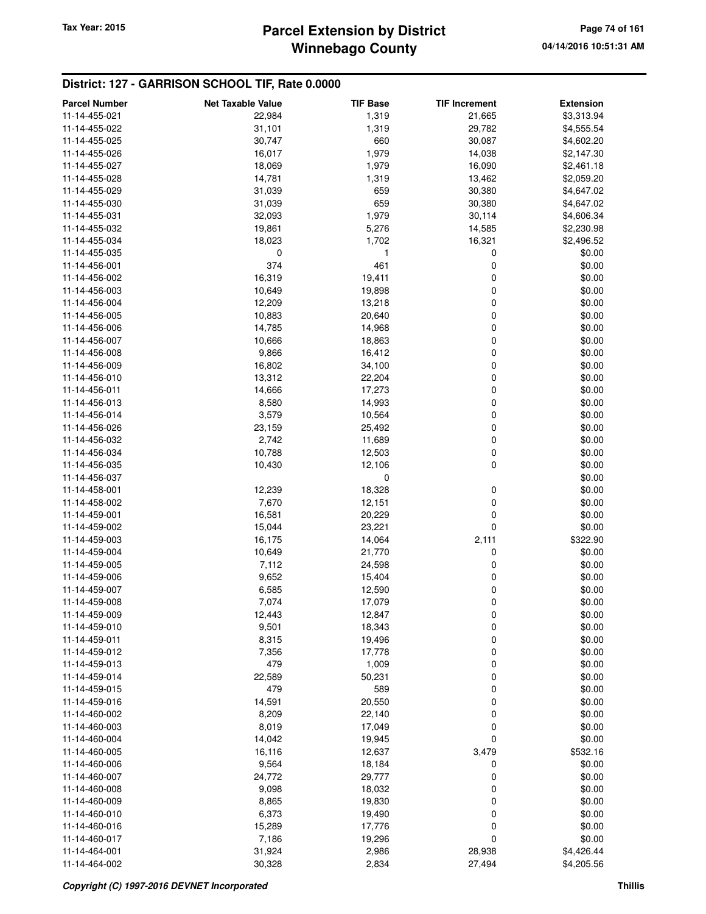## District: 127 - GARRISON SCHOOL TIF, Rate 0.0000

| Parcel Number | Net Taxable Value | TIF Base | TIF Increment | Extension |
|---|---|---|---|---|
| 11-14-455-021 | 22,984 | 1,319 | 21,665 | $3,313.94 |
| 11-14-455-022 | 31,101 | 1,319 | 29,782 | $4,555.54 |
| 11-14-455-025 | 30,747 | 660 | 30,087 | $4,602.20 |
| 11-14-455-026 | 16,017 | 1,979 | 14,038 | $2,147.30 |
| 11-14-455-027 | 18,069 | 1,979 | 16,090 | $2,461.18 |
| 11-14-455-028 | 14,781 | 1,319 | 13,462 | $2,059.20 |
| 11-14-455-029 | 31,039 | 659 | 30,380 | $4,647.02 |
| 11-14-455-030 | 31,039 | 659 | 30,380 | $4,647.02 |
| 11-14-455-031 | 32,093 | 1,979 | 30,114 | $4,606.34 |
| 11-14-455-032 | 19,861 | 5,276 | 14,585 | $2,230.98 |
| 11-14-455-034 | 18,023 | 1,702 | 16,321 | $2,496.52 |
| 11-14-455-035 | 0 | 1 | 0 | $0.00 |
| 11-14-456-001 | 374 | 461 | 0 | $0.00 |
| 11-14-456-002 | 16,319 | 19,411 | 0 | $0.00 |
| 11-14-456-003 | 10,649 | 19,898 | 0 | $0.00 |
| 11-14-456-004 | 12,209 | 13,218 | 0 | $0.00 |
| 11-14-456-005 | 10,883 | 20,640 | 0 | $0.00 |
| 11-14-456-006 | 14,785 | 14,968 | 0 | $0.00 |
| 11-14-456-007 | 10,666 | 18,863 | 0 | $0.00 |
| 11-14-456-008 | 9,866 | 16,412 | 0 | $0.00 |
| 11-14-456-009 | 16,802 | 34,100 | 0 | $0.00 |
| 11-14-456-010 | 13,312 | 22,204 | 0 | $0.00 |
| 11-14-456-011 | 14,666 | 17,273 | 0 | $0.00 |
| 11-14-456-013 | 8,580 | 14,993 | 0 | $0.00 |
| 11-14-456-014 | 3,579 | 10,564 | 0 | $0.00 |
| 11-14-456-026 | 23,159 | 25,492 | 0 | $0.00 |
| 11-14-456-032 | 2,742 | 11,689 | 0 | $0.00 |
| 11-14-456-034 | 10,788 | 12,503 | 0 | $0.00 |
| 11-14-456-035 | 10,430 | 12,106 | 0 | $0.00 |
| 11-14-456-037 | | 0 | | $0.00 |
| 11-14-458-001 | 12,239 | 18,328 | 0 | $0.00 |
| 11-14-458-002 | 7,670 | 12,151 | 0 | $0.00 |
| 11-14-459-001 | 16,581 | 20,229 | 0 | $0.00 |
| 11-14-459-002 | 15,044 | 23,221 | 0 | $0.00 |
| 11-14-459-003 | 16,175 | 14,064 | 2,111 | $322.90 |
| 11-14-459-004 | 10,649 | 21,770 | 0 | $0.00 |
| 11-14-459-005 | 7,112 | 24,598 | 0 | $0.00 |
| 11-14-459-006 | 9,652 | 15,404 | 0 | $0.00 |
| 11-14-459-007 | 6,585 | 12,590 | 0 | $0.00 |
| 11-14-459-008 | 7,074 | 17,079 | 0 | $0.00 |
| 11-14-459-009 | 12,443 | 12,847 | 0 | $0.00 |
| 11-14-459-010 | 9,501 | 18,343 | 0 | $0.00 |
| 11-14-459-011 | 8,315 | 19,496 | 0 | $0.00 |
| 11-14-459-012 | 7,356 | 17,778 | 0 | $0.00 |
| 11-14-459-013 | 479 | 1,009 | 0 | $0.00 |
| 11-14-459-014 | 22,589 | 50,231 | 0 | $0.00 |
| 11-14-459-015 | 479 | 589 | 0 | $0.00 |
| 11-14-459-016 | 14,591 | 20,550 | 0 | $0.00 |
| 11-14-460-002 | 8,209 | 22,140 | 0 | $0.00 |
| 11-14-460-003 | 8,019 | 17,049 | 0 | $0.00 |
| 11-14-460-004 | 14,042 | 19,945 | 0 | $0.00 |
| 11-14-460-005 | 16,116 | 12,637 | 3,479 | $532.16 |
| 11-14-460-006 | 9,564 | 18,184 | 0 | $0.00 |
| 11-14-460-007 | 24,772 | 29,777 | 0 | $0.00 |
| 11-14-460-008 | 9,098 | 18,032 | 0 | $0.00 |
| 11-14-460-009 | 8,865 | 19,830 | 0 | $0.00 |
| 11-14-460-010 | 6,373 | 19,490 | 0 | $0.00 |
| 11-14-460-016 | 15,289 | 17,776 | 0 | $0.00 |
| 11-14-460-017 | 7,186 | 19,296 | 0 | $0.00 |
| 11-14-464-001 | 31,924 | 2,986 | 28,938 | $4,426.44 |
| 11-14-464-002 | 30,328 | 2,834 | 27,494 | $4,205.56 |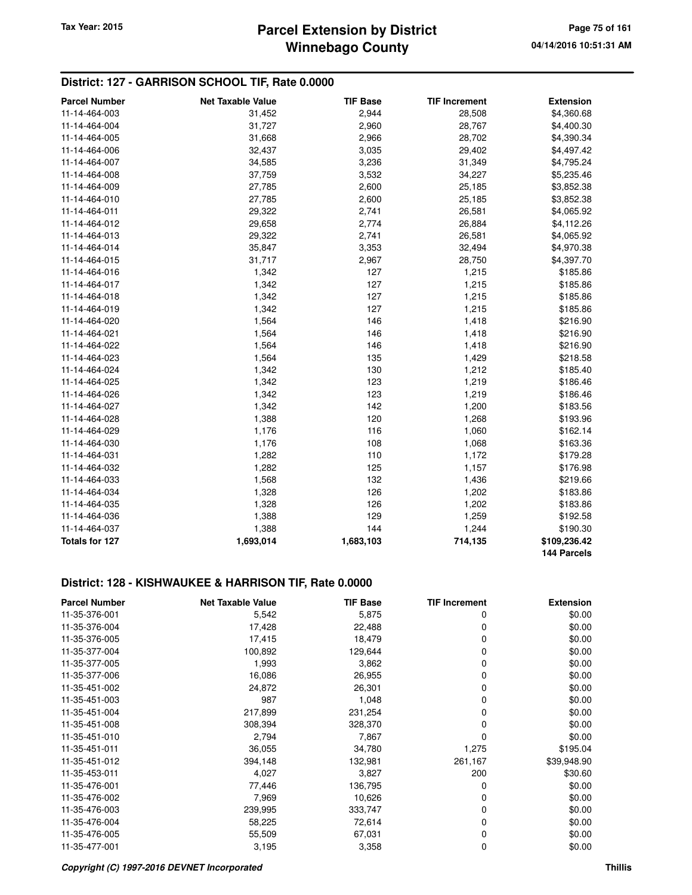## District: 127 - GARRISON SCHOOL TIF, Rate 0.0000

| Parcel Number | Net Taxable Value | TIF Base | TIF Increment | Extension |
|---|---|---|---|---|
| 11-14-464-003 | 31,452 | 2,944 | 28,508 | $4,360.68 |
| 11-14-464-004 | 31,727 | 2,960 | 28,767 | $4,400.30 |
| 11-14-464-005 | 31,668 | 2,966 | 28,702 | $4,390.34 |
| 11-14-464-006 | 32,437 | 3,035 | 29,402 | $4,497.42 |
| 11-14-464-007 | 34,585 | 3,236 | 31,349 | $4,795.24 |
| 11-14-464-008 | 37,759 | 3,532 | 34,227 | $5,235.46 |
| 11-14-464-009 | 27,785 | 2,600 | 25,185 | $3,852.38 |
| 11-14-464-010 | 27,785 | 2,600 | 25,185 | $3,852.38 |
| 11-14-464-011 | 29,322 | 2,741 | 26,581 | $4,065.92 |
| 11-14-464-012 | 29,658 | 2,774 | 26,884 | $4,112.26 |
| 11-14-464-013 | 29,322 | 2,741 | 26,581 | $4,065.92 |
| 11-14-464-014 | 35,847 | 3,353 | 32,494 | $4,970.38 |
| 11-14-464-015 | 31,717 | 2,967 | 28,750 | $4,397.70 |
| 11-14-464-016 | 1,342 | 127 | 1,215 | $185.86 |
| 11-14-464-017 | 1,342 | 127 | 1,215 | $185.86 |
| 11-14-464-018 | 1,342 | 127 | 1,215 | $185.86 |
| 11-14-464-019 | 1,342 | 127 | 1,215 | $185.86 |
| 11-14-464-020 | 1,564 | 146 | 1,418 | $216.90 |
| 11-14-464-021 | 1,564 | 146 | 1,418 | $216.90 |
| 11-14-464-022 | 1,564 | 146 | 1,418 | $216.90 |
| 11-14-464-023 | 1,564 | 135 | 1,429 | $218.58 |
| 11-14-464-024 | 1,342 | 130 | 1,212 | $185.40 |
| 11-14-464-025 | 1,342 | 123 | 1,219 | $186.46 |
| 11-14-464-026 | 1,342 | 123 | 1,219 | $186.46 |
| 11-14-464-027 | 1,342 | 142 | 1,200 | $183.56 |
| 11-14-464-028 | 1,388 | 120 | 1,268 | $193.96 |
| 11-14-464-029 | 1,176 | 116 | 1,060 | $162.14 |
| 11-14-464-030 | 1,176 | 108 | 1,068 | $163.36 |
| 11-14-464-031 | 1,282 | 110 | 1,172 | $179.28 |
| 11-14-464-032 | 1,282 | 125 | 1,157 | $176.98 |
| 11-14-464-033 | 1,568 | 132 | 1,436 | $219.66 |
| 11-14-464-034 | 1,328 | 126 | 1,202 | $183.86 |
| 11-14-464-035 | 1,328 | 126 | 1,202 | $183.86 |
| 11-14-464-036 | 1,388 | 129 | 1,259 | $192.58 |
| 11-14-464-037 | 1,388 | 144 | 1,244 | $190.30 |
| **Totals for 127** | **1,693,014** | **1,683,103** | **714,135** | **$109,236.42** |
| | | | | **144 Parcels** |

## District: 128 - KISHWAUKEE & HARRISON TIF, Rate 0.0000

| Parcel Number | Net Taxable Value | TIF Base | TIF Increment | Extension |
|---|---|---|---|---|
| 11-35-376-001 | 5,542 | 5,875 | 0 | $0.00 |
| 11-35-376-004 | 17,428 | 22,488 | 0 | $0.00 |
| 11-35-376-005 | 17,415 | 18,479 | 0 | $0.00 |
| 11-35-377-004 | 100,892 | 129,644 | 0 | $0.00 |
| 11-35-377-005 | 1,993 | 3,862 | 0 | $0.00 |
| 11-35-377-006 | 16,086 | 26,955 | 0 | $0.00 |
| 11-35-451-002 | 24,872 | 26,301 | 0 | $0.00 |
| 11-35-451-003 | 987 | 1,048 | 0 | $0.00 |
| 11-35-451-004 | 217,899 | 231,254 | 0 | $0.00 |
| 11-35-451-008 | 308,394 | 328,370 | 0 | $0.00 |
| 11-35-451-010 | 2,794 | 7,867 | 0 | $0.00 |
| 11-35-451-011 | 36,055 | 34,780 | 1,275 | $195.04 |
| 11-35-451-012 | 394,148 | 132,981 | 261,167 | $39,948.90 |
| 11-35-453-011 | 4,027 | 3,827 | 200 | $30.60 |
| 11-35-476-001 | 77,446 | 136,795 | 0 | $0.00 |
| 11-35-476-002 | 7,969 | 10,626 | 0 | $0.00 |
| 11-35-476-003 | 239,995 | 333,747 | 0 | $0.00 |
| 11-35-476-004 | 58,225 | 72,614 | 0 | $0.00 |
| 11-35-476-005 | 55,509 | 67,031 | 0 | $0.00 |
| 11-35-477-001 | 3,195 | 3,358 | 0 | $0.00 |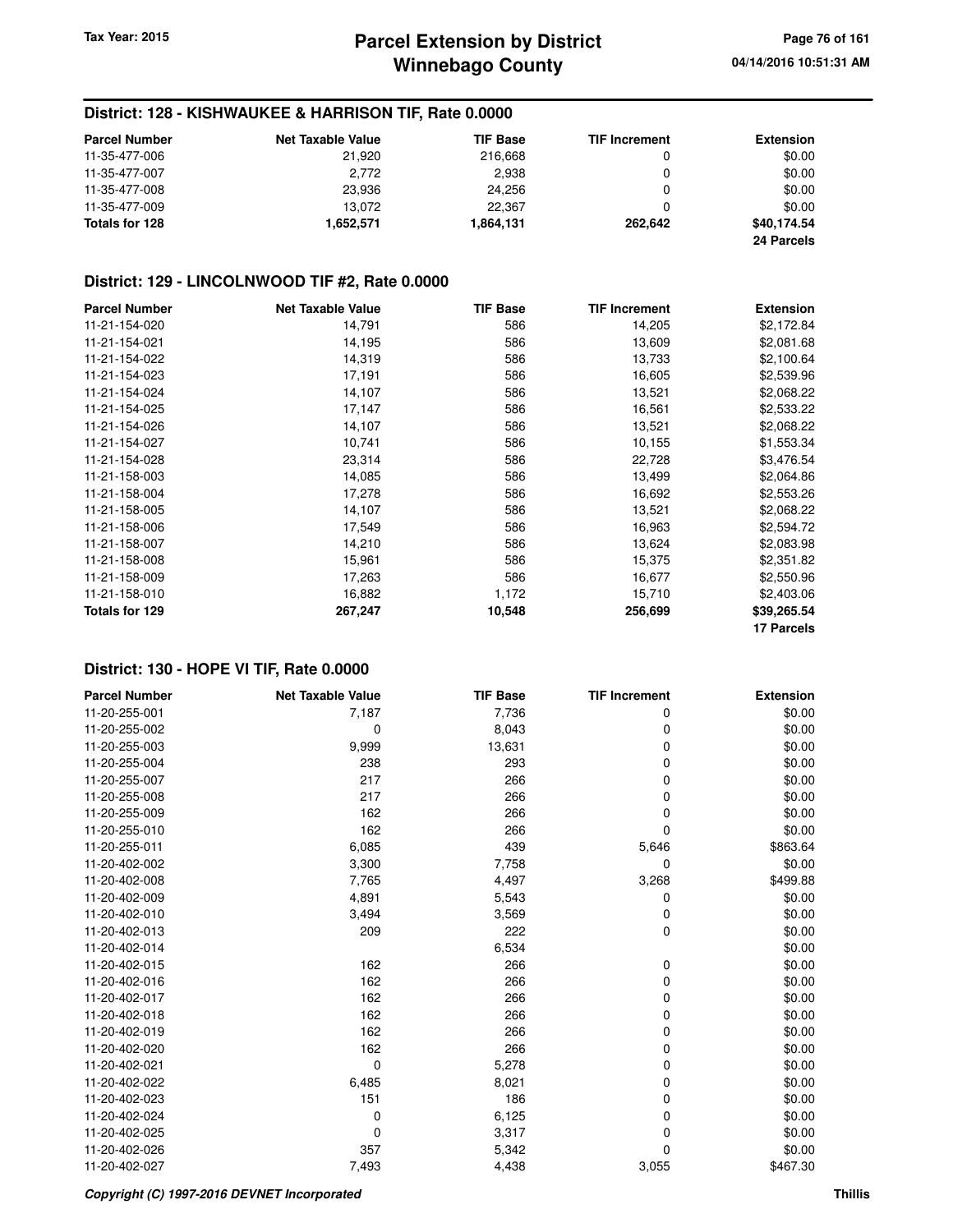## District: 128 - KISHWAUKEE & HARRISON TIF, Rate 0.0000

| Parcel Number | Net Taxable Value | TIF Base | TIF Increment | Extension |
|---|---|---|---|---|
| 11-35-477-006 | 21,920 | 216,668 | 0 | $0.00 |
| 11-35-477-007 | 2,772 | 2,938 | 0 | $0.00 |
| 11-35-477-008 | 23,936 | 24,256 | 0 | $0.00 |
| 11-35-477-009 | 13,072 | 22,367 | 0 | $0.00 |
| **Totals for 128** | **1,652,571** | **1,864,131** | **262,642** | **$40,174.54** |
| | | | | **24 Parcels** |

## District: 129 - LINCOLNWOOD TIF #2, Rate 0.0000

| Parcel Number | Net Taxable Value | TIF Base | TIF Increment | Extension |
|---|---|---|---|---|
| 11-21-154-020 | 14,791 | 586 | 14,205 | $2,172.84 |
| 11-21-154-021 | 14,195 | 586 | 13,609 | $2,081.68 |
| 11-21-154-022 | 14,319 | 586 | 13,733 | $2,100.64 |
| 11-21-154-023 | 17,191 | 586 | 16,605 | $2,539.96 |
| 11-21-154-024 | 14,107 | 586 | 13,521 | $2,068.22 |
| 11-21-154-025 | 17,147 | 586 | 16,561 | $2,533.22 |
| 11-21-154-026 | 14,107 | 586 | 13,521 | $2,068.22 |
| 11-21-154-027 | 10,741 | 586 | 10,155 | $1,553.34 |
| 11-21-154-028 | 23,314 | 586 | 22,728 | $3,476.54 |
| 11-21-158-003 | 14,085 | 586 | 13,499 | $2,064.86 |
| 11-21-158-004 | 17,278 | 586 | 16,692 | $2,553.26 |
| 11-21-158-005 | 14,107 | 586 | 13,521 | $2,068.22 |
| 11-21-158-006 | 17,549 | 586 | 16,963 | $2,594.72 |
| 11-21-158-007 | 14,210 | 586 | 13,624 | $2,083.98 |
| 11-21-158-008 | 15,961 | 586 | 15,375 | $2,351.82 |
| 11-21-158-009 | 17,263 | 586 | 16,677 | $2,550.96 |
| 11-21-158-010 | 16,882 | 1,172 | 15,710 | $2,403.06 |
| **Totals for 129** | **267,247** | **10,548** | **256,699** | **$39,265.54** |
| | | | | **17 Parcels** |

## District: 130 - HOPE VI TIF, Rate 0.0000

| Parcel Number | Net Taxable Value | TIF Base | TIF Increment | Extension |
|---|---|---|---|---|
| 11-20-255-001 | 7,187 | 7,736 | 0 | $0.00 |
| 11-20-255-002 | 0 | 8,043 | 0 | $0.00 |
| 11-20-255-003 | 9,999 | 13,631 | 0 | $0.00 |
| 11-20-255-004 | 238 | 293 | 0 | $0.00 |
| 11-20-255-007 | 217 | 266 | 0 | $0.00 |
| 11-20-255-008 | 217 | 266 | 0 | $0.00 |
| 11-20-255-009 | 162 | 266 | 0 | $0.00 |
| 11-20-255-010 | 162 | 266 | 0 | $0.00 |
| 11-20-255-011 | 6,085 | 439 | 5,646 | $863.64 |
| 11-20-402-002 | 3,300 | 7,758 | 0 | $0.00 |
| 11-20-402-008 | 7,765 | 4,497 | 3,268 | $499.88 |
| 11-20-402-009 | 4,891 | 5,543 | 0 | $0.00 |
| 11-20-402-010 | 3,494 | 3,569 | 0 | $0.00 |
| 11-20-402-013 | 209 | 222 | 0 | $0.00 |
| 11-20-402-014 | | 6,534 | | $0.00 |
| 11-20-402-015 | 162 | 266 | 0 | $0.00 |
| 11-20-402-016 | 162 | 266 | 0 | $0.00 |
| 11-20-402-017 | 162 | 266 | 0 | $0.00 |
| 11-20-402-018 | 162 | 266 | 0 | $0.00 |
| 11-20-402-019 | 162 | 266 | 0 | $0.00 |
| 11-20-402-020 | 162 | 266 | 0 | $0.00 |
| 11-20-402-021 | 0 | 5,278 | 0 | $0.00 |
| 11-20-402-022 | 6,485 | 8,021 | 0 | $0.00 |
| 11-20-402-023 | 151 | 186 | 0 | $0.00 |
| 11-20-402-024 | 0 | 6,125 | 0 | $0.00 |
| 11-20-402-025 | 0 | 3,317 | 0 | $0.00 |
| 11-20-402-026 | 357 | 5,342 | 0 | $0.00 |
| 11-20-402-027 | 7,493 | 4,438 | 3,055 | $467.30 |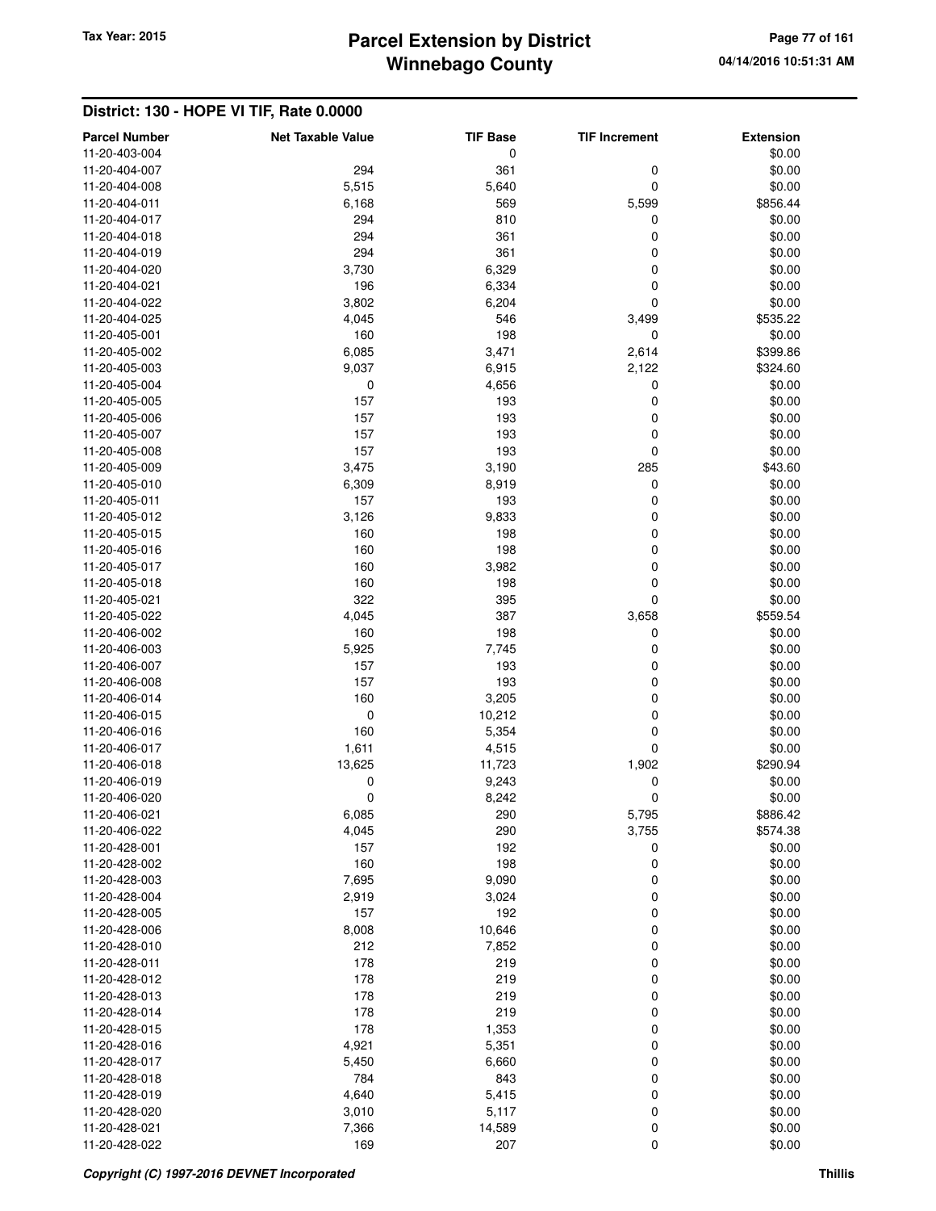## District: 130 - HOPE VI TIF, Rate 0.0000

| Parcel Number | Net Taxable Value | TIF Base | TIF Increment | Extension |
|---|---|---|---|---|
| 11-20-403-004 | | 0 | | $0.00 |
| 11-20-404-007 | 294 | 361 | 0 | $0.00 |
| 11-20-404-008 | 5,515 | 5,640 | 0 | $0.00 |
| 11-20-404-011 | 6,168 | 569 | 5,599 | $856.44 |
| 11-20-404-017 | 294 | 810 | 0 | $0.00 |
| 11-20-404-018 | 294 | 361 | 0 | $0.00 |
| 11-20-404-019 | 294 | 361 | 0 | $0.00 |
| 11-20-404-020 | 3,730 | 6,329 | 0 | $0.00 |
| 11-20-404-021 | 196 | 6,334 | 0 | $0.00 |
| 11-20-404-022 | 3,802 | 6,204 | 0 | $0.00 |
| 11-20-404-025 | 4,045 | 546 | 3,499 | $535.22 |
| 11-20-405-001 | 160 | 198 | 0 | $0.00 |
| 11-20-405-002 | 6,085 | 3,471 | 2,614 | $399.86 |
| 11-20-405-003 | 9,037 | 6,915 | 2,122 | $324.60 |
| 11-20-405-004 | 0 | 4,656 | 0 | $0.00 |
| 11-20-405-005 | 157 | 193 | 0 | $0.00 |
| 11-20-405-006 | 157 | 193 | 0 | $0.00 |
| 11-20-405-007 | 157 | 193 | 0 | $0.00 |
| 11-20-405-008 | 157 | 193 | 0 | $0.00 |
| 11-20-405-009 | 3,475 | 3,190 | 285 | $43.60 |
| 11-20-405-010 | 6,309 | 8,919 | 0 | $0.00 |
| 11-20-405-011 | 157 | 193 | 0 | $0.00 |
| 11-20-405-012 | 3,126 | 9,833 | 0 | $0.00 |
| 11-20-405-015 | 160 | 198 | 0 | $0.00 |
| 11-20-405-016 | 160 | 198 | 0 | $0.00 |
| 11-20-405-017 | 160 | 3,982 | 0 | $0.00 |
| 11-20-405-018 | 160 | 198 | 0 | $0.00 |
| 11-20-405-021 | 322 | 395 | 0 | $0.00 |
| 11-20-405-022 | 4,045 | 387 | 3,658 | $559.54 |
| 11-20-406-002 | 160 | 198 | 0 | $0.00 |
| 11-20-406-003 | 5,925 | 7,745 | 0 | $0.00 |
| 11-20-406-007 | 157 | 193 | 0 | $0.00 |
| 11-20-406-008 | 157 | 193 | 0 | $0.00 |
| 11-20-406-014 | 160 | 3,205 | 0 | $0.00 |
| 11-20-406-015 | 0 | 10,212 | 0 | $0.00 |
| 11-20-406-016 | 160 | 5,354 | 0 | $0.00 |
| 11-20-406-017 | 1,611 | 4,515 | 0 | $0.00 |
| 11-20-406-018 | 13,625 | 11,723 | 1,902 | $290.94 |
| 11-20-406-019 | 0 | 9,243 | 0 | $0.00 |
| 11-20-406-020 | 0 | 8,242 | 0 | $0.00 |
| 11-20-406-021 | 6,085 | 290 | 5,795 | $886.42 |
| 11-20-406-022 | 4,045 | 290 | 3,755 | $574.38 |
| 11-20-428-001 | 157 | 192 | 0 | $0.00 |
| 11-20-428-002 | 160 | 198 | 0 | $0.00 |
| 11-20-428-003 | 7,695 | 9,090 | 0 | $0.00 |
| 11-20-428-004 | 2,919 | 3,024 | 0 | $0.00 |
| 11-20-428-005 | 157 | 192 | 0 | $0.00 |
| 11-20-428-006 | 8,008 | 10,646 | 0 | $0.00 |
| 11-20-428-010 | 212 | 7,852 | 0 | $0.00 |
| 11-20-428-011 | 178 | 219 | 0 | $0.00 |
| 11-20-428-012 | 178 | 219 | 0 | $0.00 |
| 11-20-428-013 | 178 | 219 | 0 | $0.00 |
| 11-20-428-014 | 178 | 219 | 0 | $0.00 |
| 11-20-428-015 | 178 | 1,353 | 0 | $0.00 |
| 11-20-428-016 | 4,921 | 5,351 | 0 | $0.00 |
| 11-20-428-017 | 5,450 | 6,660 | 0 | $0.00 |
| 11-20-428-018 | 784 | 843 | 0 | $0.00 |
| 11-20-428-019 | 4,640 | 5,415 | 0 | $0.00 |
| 11-20-428-020 | 3,010 | 5,117 | 0 | $0.00 |
| 11-20-428-021 | 7,366 | 14,589 | 0 | $0.00 |
| 11-20-428-022 | 169 | 207 | 0 | $0.00 |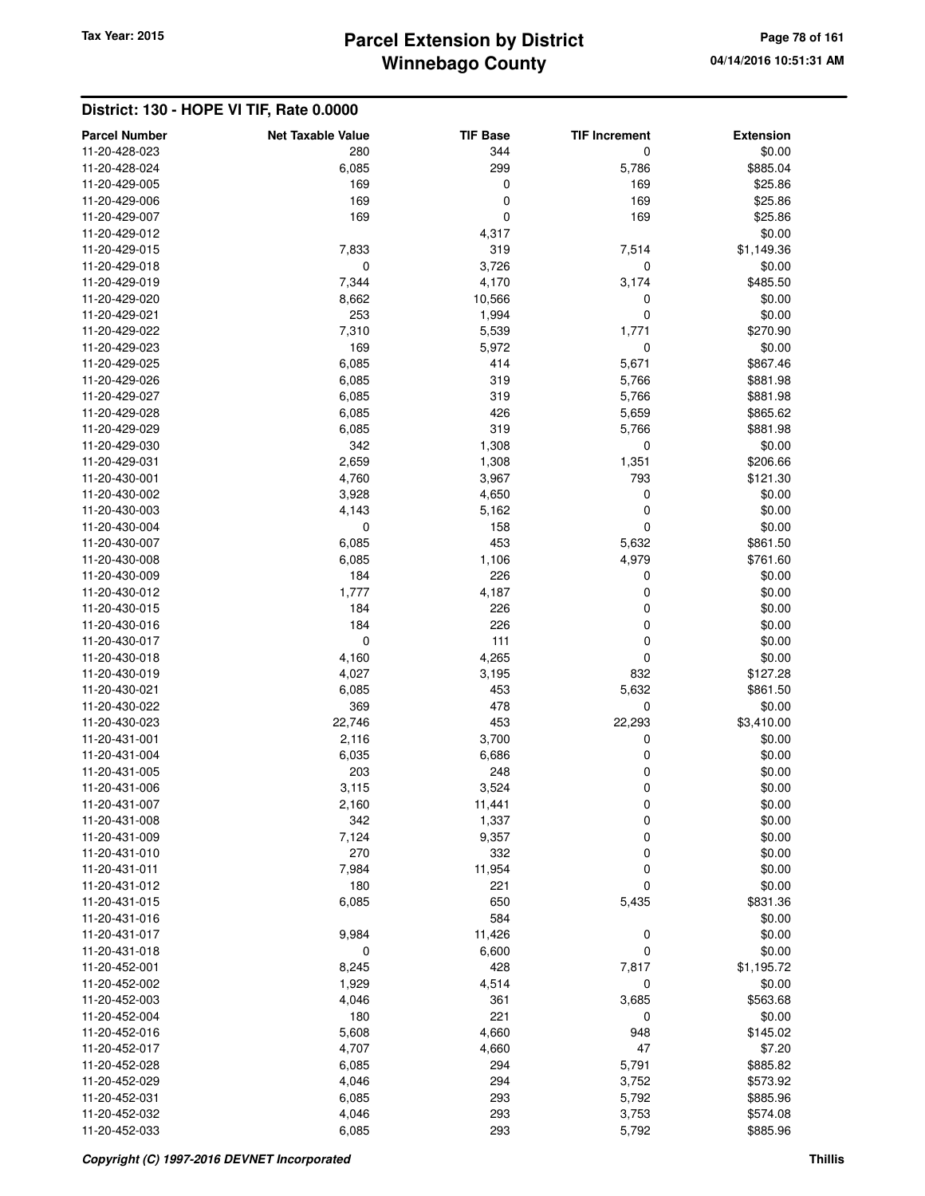## District: 130 - HOPE VI TIF, Rate 0.0000

| Parcel Number | Net Taxable Value | TIF Base | TIF Increment | Extension |
|---|---|---|---|---|
| 11-20-428-023 | 280 | 344 | 0 | $0.00 |
| 11-20-428-024 | 6,085 | 299 | 5,786 | $885.04 |
| 11-20-429-005 | 169 | 0 | 169 | $25.86 |
| 11-20-429-006 | 169 | 0 | 169 | $25.86 |
| 11-20-429-007 | 169 | 0 | 169 | $25.86 |
| 11-20-429-012 | | 4,317 | | $0.00 |
| 11-20-429-015 | 7,833 | 319 | 7,514 | $1,149.36 |
| 11-20-429-018 | 0 | 3,726 | 0 | $0.00 |
| 11-20-429-019 | 7,344 | 4,170 | 3,174 | $485.50 |
| 11-20-429-020 | 8,662 | 10,566 | 0 | $0.00 |
| 11-20-429-021 | 253 | 1,994 | 0 | $0.00 |
| 11-20-429-022 | 7,310 | 5,539 | 1,771 | $270.90 |
| 11-20-429-023 | 169 | 5,972 | 0 | $0.00 |
| 11-20-429-025 | 6,085 | 414 | 5,671 | $867.46 |
| 11-20-429-026 | 6,085 | 319 | 5,766 | $881.98 |
| 11-20-429-027 | 6,085 | 319 | 5,766 | $881.98 |
| 11-20-429-028 | 6,085 | 426 | 5,659 | $865.62 |
| 11-20-429-029 | 6,085 | 319 | 5,766 | $881.98 |
| 11-20-429-030 | 342 | 1,308 | 0 | $0.00 |
| 11-20-429-031 | 2,659 | 1,308 | 1,351 | $206.66 |
| 11-20-430-001 | 4,760 | 3,967 | 793 | $121.30 |
| 11-20-430-002 | 3,928 | 4,650 | 0 | $0.00 |
| 11-20-430-003 | 4,143 | 5,162 | 0 | $0.00 |
| 11-20-430-004 | 0 | 158 | 0 | $0.00 |
| 11-20-430-007 | 6,085 | 453 | 5,632 | $861.50 |
| 11-20-430-008 | 6,085 | 1,106 | 4,979 | $761.60 |
| 11-20-430-009 | 184 | 226 | 0 | $0.00 |
| 11-20-430-012 | 1,777 | 4,187 | 0 | $0.00 |
| 11-20-430-015 | 184 | 226 | 0 | $0.00 |
| 11-20-430-016 | 184 | 226 | 0 | $0.00 |
| 11-20-430-017 | 0 | 111 | 0 | $0.00 |
| 11-20-430-018 | 4,160 | 4,265 | 0 | $0.00 |
| 11-20-430-019 | 4,027 | 3,195 | 832 | $127.28 |
| 11-20-430-021 | 6,085 | 453 | 5,632 | $861.50 |
| 11-20-430-022 | 369 | 478 | 0 | $0.00 |
| 11-20-430-023 | 22,746 | 453 | 22,293 | $3,410.00 |
| 11-20-431-001 | 2,116 | 3,700 | 0 | $0.00 |
| 11-20-431-004 | 6,035 | 6,686 | 0 | $0.00 |
| 11-20-431-005 | 203 | 248 | 0 | $0.00 |
| 11-20-431-006 | 3,115 | 3,524 | 0 | $0.00 |
| 11-20-431-007 | 2,160 | 11,441 | 0 | $0.00 |
| 11-20-431-008 | 342 | 1,337 | 0 | $0.00 |
| 11-20-431-009 | 7,124 | 9,357 | 0 | $0.00 |
| 11-20-431-010 | 270 | 332 | 0 | $0.00 |
| 11-20-431-011 | 7,984 | 11,954 | 0 | $0.00 |
| 11-20-431-012 | 180 | 221 | 0 | $0.00 |
| 11-20-431-015 | 6,085 | 650 | 5,435 | $831.36 |
| 11-20-431-016 | | 584 | | $0.00 |
| 11-20-431-017 | 9,984 | 11,426 | 0 | $0.00 |
| 11-20-431-018 | 0 | 6,600 | 0 | $0.00 |
| 11-20-452-001 | 8,245 | 428 | 7,817 | $1,195.72 |
| 11-20-452-002 | 1,929 | 4,514 | 0 | $0.00 |
| 11-20-452-003 | 4,046 | 361 | 3,685 | $563.68 |
| 11-20-452-004 | 180 | 221 | 0 | $0.00 |
| 11-20-452-016 | 5,608 | 4,660 | 948 | $145.02 |
| 11-20-452-017 | 4,707 | 4,660 | 47 | $7.20 |
| 11-20-452-028 | 6,085 | 294 | 5,791 | $885.82 |
| 11-20-452-029 | 4,046 | 294 | 3,752 | $573.92 |
| 11-20-452-031 | 6,085 | 293 | 5,792 | $885.96 |
| 11-20-452-032 | 4,046 | 293 | 3,753 | $574.08 |
| 11-20-452-033 | 6,085 | 293 | 5,792 | $885.96 |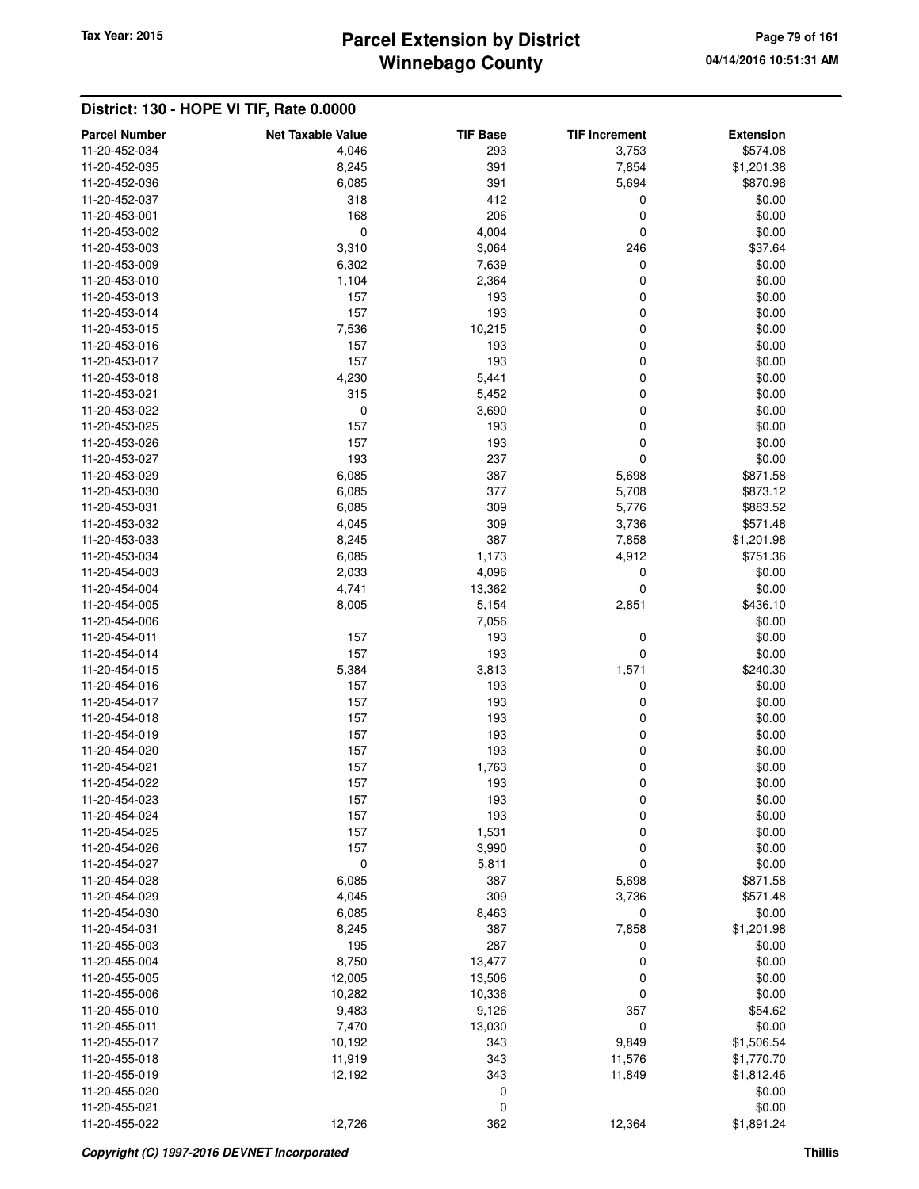## District: 130 - HOPE VI TIF, Rate 0.0000

| Parcel Number | Net Taxable Value | TIF Base | TIF Increment | Extension |
|---|---|---|---|---|
| 11-20-452-034 | 4,046 | 293 | 3,753 | $574.08 |
| 11-20-452-035 | 8,245 | 391 | 7,854 | $1,201.38 |
| 11-20-452-036 | 6,085 | 391 | 5,694 | $870.98 |
| 11-20-452-037 | 318 | 412 | 0 | $0.00 |
| 11-20-453-001 | 168 | 206 | 0 | $0.00 |
| 11-20-453-002 | 0 | 4,004 | 0 | $0.00 |
| 11-20-453-003 | 3,310 | 3,064 | 246 | $37.64 |
| 11-20-453-009 | 6,302 | 7,639 | 0 | $0.00 |
| 11-20-453-010 | 1,104 | 2,364 | 0 | $0.00 |
| 11-20-453-013 | 157 | 193 | 0 | $0.00 |
| 11-20-453-014 | 157 | 193 | 0 | $0.00 |
| 11-20-453-015 | 7,536 | 10,215 | 0 | $0.00 |
| 11-20-453-016 | 157 | 193 | 0 | $0.00 |
| 11-20-453-017 | 157 | 193 | 0 | $0.00 |
| 11-20-453-018 | 4,230 | 5,441 | 0 | $0.00 |
| 11-20-453-021 | 315 | 5,452 | 0 | $0.00 |
| 11-20-453-022 | 0 | 3,690 | 0 | $0.00 |
| 11-20-453-025 | 157 | 193 | 0 | $0.00 |
| 11-20-453-026 | 157 | 193 | 0 | $0.00 |
| 11-20-453-027 | 193 | 237 | 0 | $0.00 |
| 11-20-453-029 | 6,085 | 387 | 5,698 | $871.58 |
| 11-20-453-030 | 6,085 | 377 | 5,708 | $873.12 |
| 11-20-453-031 | 6,085 | 309 | 5,776 | $883.52 |
| 11-20-453-032 | 4,045 | 309 | 3,736 | $571.48 |
| 11-20-453-033 | 8,245 | 387 | 7,858 | $1,201.98 |
| 11-20-453-034 | 6,085 | 1,173 | 4,912 | $751.36 |
| 11-20-454-003 | 2,033 | 4,096 | 0 | $0.00 |
| 11-20-454-004 | 4,741 | 13,362 | 0 | $0.00 |
| 11-20-454-005 | 8,005 | 5,154 | 2,851 | $436.10 |
| 11-20-454-006 | | 7,056 | | $0.00 |
| 11-20-454-011 | 157 | 193 | 0 | $0.00 |
| 11-20-454-014 | 157 | 193 | 0 | $0.00 |
| 11-20-454-015 | 5,384 | 3,813 | 1,571 | $240.30 |
| 11-20-454-016 | 157 | 193 | 0 | $0.00 |
| 11-20-454-017 | 157 | 193 | 0 | $0.00 |
| 11-20-454-018 | 157 | 193 | 0 | $0.00 |
| 11-20-454-019 | 157 | 193 | 0 | $0.00 |
| 11-20-454-020 | 157 | 193 | 0 | $0.00 |
| 11-20-454-021 | 157 | 1,763 | 0 | $0.00 |
| 11-20-454-022 | 157 | 193 | 0 | $0.00 |
| 11-20-454-023 | 157 | 193 | 0 | $0.00 |
| 11-20-454-024 | 157 | 193 | 0 | $0.00 |
| 11-20-454-025 | 157 | 1,531 | 0 | $0.00 |
| 11-20-454-026 | 157 | 3,990 | 0 | $0.00 |
| 11-20-454-027 | 0 | 5,811 | 0 | $0.00 |
| 11-20-454-028 | 6,085 | 387 | 5,698 | $871.58 |
| 11-20-454-029 | 4,045 | 309 | 3,736 | $571.48 |
| 11-20-454-030 | 6,085 | 8,463 | 0 | $0.00 |
| 11-20-454-031 | 8,245 | 387 | 7,858 | $1,201.98 |
| 11-20-455-003 | 195 | 287 | 0 | $0.00 |
| 11-20-455-004 | 8,750 | 13,477 | 0 | $0.00 |
| 11-20-455-005 | 12,005 | 13,506 | 0 | $0.00 |
| 11-20-455-006 | 10,282 | 10,336 | 0 | $0.00 |
| 11-20-455-010 | 9,483 | 9,126 | 357 | $54.62 |
| 11-20-455-011 | 7,470 | 13,030 | 0 | $0.00 |
| 11-20-455-017 | 10,192 | 343 | 9,849 | $1,506.54 |
| 11-20-455-018 | 11,919 | 343 | 11,576 | $1,770.70 |
| 11-20-455-019 | 12,192 | 343 | 11,849 | $1,812.46 |
| 11-20-455-020 | | 0 | | $0.00 |
| 11-20-455-021 | | 0 | | $0.00 |
| 11-20-455-022 | 12,726 | 362 | 12,364 | $1,891.24 |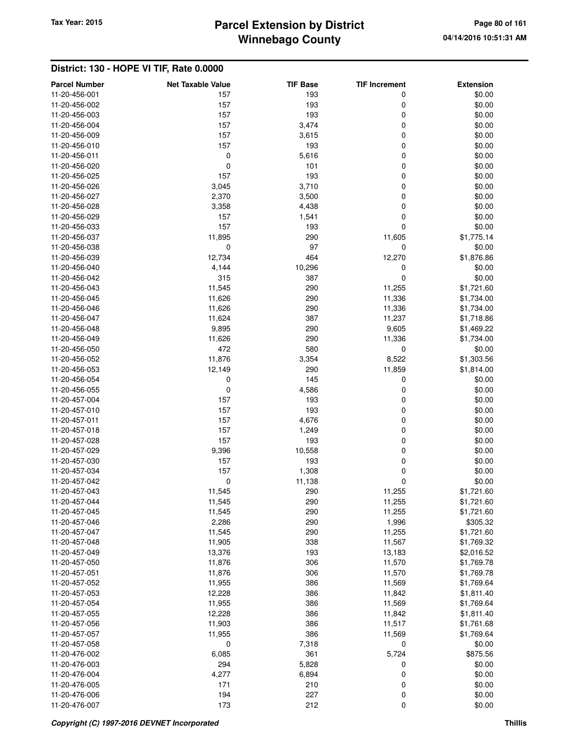## District: 130 - HOPE VI TIF, Rate 0.0000

| Parcel Number | Net Taxable Value | TIF Base | TIF Increment | Extension |
|---|---|---|---|---|
| 11-20-456-001 | 157 | 193 | 0 | $0.00 |
| 11-20-456-002 | 157 | 193 | 0 | $0.00 |
| 11-20-456-003 | 157 | 193 | 0 | $0.00 |
| 11-20-456-004 | 157 | 3,474 | 0 | $0.00 |
| 11-20-456-009 | 157 | 3,615 | 0 | $0.00 |
| 11-20-456-010 | 157 | 193 | 0 | $0.00 |
| 11-20-456-011 | 0 | 5,616 | 0 | $0.00 |
| 11-20-456-020 | 0 | 101 | 0 | $0.00 |
| 11-20-456-025 | 157 | 193 | 0 | $0.00 |
| 11-20-456-026 | 3,045 | 3,710 | 0 | $0.00 |
| 11-20-456-027 | 2,370 | 3,500 | 0 | $0.00 |
| 11-20-456-028 | 3,358 | 4,438 | 0 | $0.00 |
| 11-20-456-029 | 157 | 1,541 | 0 | $0.00 |
| 11-20-456-033 | 157 | 193 | 0 | $0.00 |
| 11-20-456-037 | 11,895 | 290 | 11,605 | $1,775.14 |
| 11-20-456-038 | 0 | 97 | 0 | $0.00 |
| 11-20-456-039 | 12,734 | 464 | 12,270 | $1,876.86 |
| 11-20-456-040 | 4,144 | 10,296 | 0 | $0.00 |
| 11-20-456-042 | 315 | 387 | 0 | $0.00 |
| 11-20-456-043 | 11,545 | 290 | 11,255 | $1,721.60 |
| 11-20-456-045 | 11,626 | 290 | 11,336 | $1,734.00 |
| 11-20-456-046 | 11,626 | 290 | 11,336 | $1,734.00 |
| 11-20-456-047 | 11,624 | 387 | 11,237 | $1,718.86 |
| 11-20-456-048 | 9,895 | 290 | 9,605 | $1,469.22 |
| 11-20-456-049 | 11,626 | 290 | 11,336 | $1,734.00 |
| 11-20-456-050 | 472 | 580 | 0 | $0.00 |
| 11-20-456-052 | 11,876 | 3,354 | 8,522 | $1,303.56 |
| 11-20-456-053 | 12,149 | 290 | 11,859 | $1,814.00 |
| 11-20-456-054 | 0 | 145 | 0 | $0.00 |
| 11-20-456-055 | 0 | 4,586 | 0 | $0.00 |
| 11-20-457-004 | 157 | 193 | 0 | $0.00 |
| 11-20-457-010 | 157 | 193 | 0 | $0.00 |
| 11-20-457-011 | 157 | 4,676 | 0 | $0.00 |
| 11-20-457-018 | 157 | 1,249 | 0 | $0.00 |
| 11-20-457-028 | 157 | 193 | 0 | $0.00 |
| 11-20-457-029 | 9,396 | 10,558 | 0 | $0.00 |
| 11-20-457-030 | 157 | 193 | 0 | $0.00 |
| 11-20-457-034 | 157 | 1,308 | 0 | $0.00 |
| 11-20-457-042 | 0 | 11,138 | 0 | $0.00 |
| 11-20-457-043 | 11,545 | 290 | 11,255 | $1,721.60 |
| 11-20-457-044 | 11,545 | 290 | 11,255 | $1,721.60 |
| 11-20-457-045 | 11,545 | 290 | 11,255 | $1,721.60 |
| 11-20-457-046 | 2,286 | 290 | 1,996 | $305.32 |
| 11-20-457-047 | 11,545 | 290 | 11,255 | $1,721.60 |
| 11-20-457-048 | 11,905 | 338 | 11,567 | $1,769.32 |
| 11-20-457-049 | 13,376 | 193 | 13,183 | $2,016.52 |
| 11-20-457-050 | 11,876 | 306 | 11,570 | $1,769.78 |
| 11-20-457-051 | 11,876 | 306 | 11,570 | $1,769.78 |
| 11-20-457-052 | 11,955 | 386 | 11,569 | $1,769.64 |
| 11-20-457-053 | 12,228 | 386 | 11,842 | $1,811.40 |
| 11-20-457-054 | 11,955 | 386 | 11,569 | $1,769.64 |
| 11-20-457-055 | 12,228 | 386 | 11,842 | $1,811.40 |
| 11-20-457-056 | 11,903 | 386 | 11,517 | $1,761.68 |
| 11-20-457-057 | 11,955 | 386 | 11,569 | $1,769.64 |
| 11-20-457-058 | 0 | 7,318 | 0 | $0.00 |
| 11-20-476-002 | 6,085 | 361 | 5,724 | $875.56 |
| 11-20-476-003 | 294 | 5,828 | 0 | $0.00 |
| 11-20-476-004 | 4,277 | 6,894 | 0 | $0.00 |
| 11-20-476-005 | 171 | 210 | 0 | $0.00 |
| 11-20-476-006 | 194 | 227 | 0 | $0.00 |
| 11-20-476-007 | 173 | 212 | 0 | $0.00 |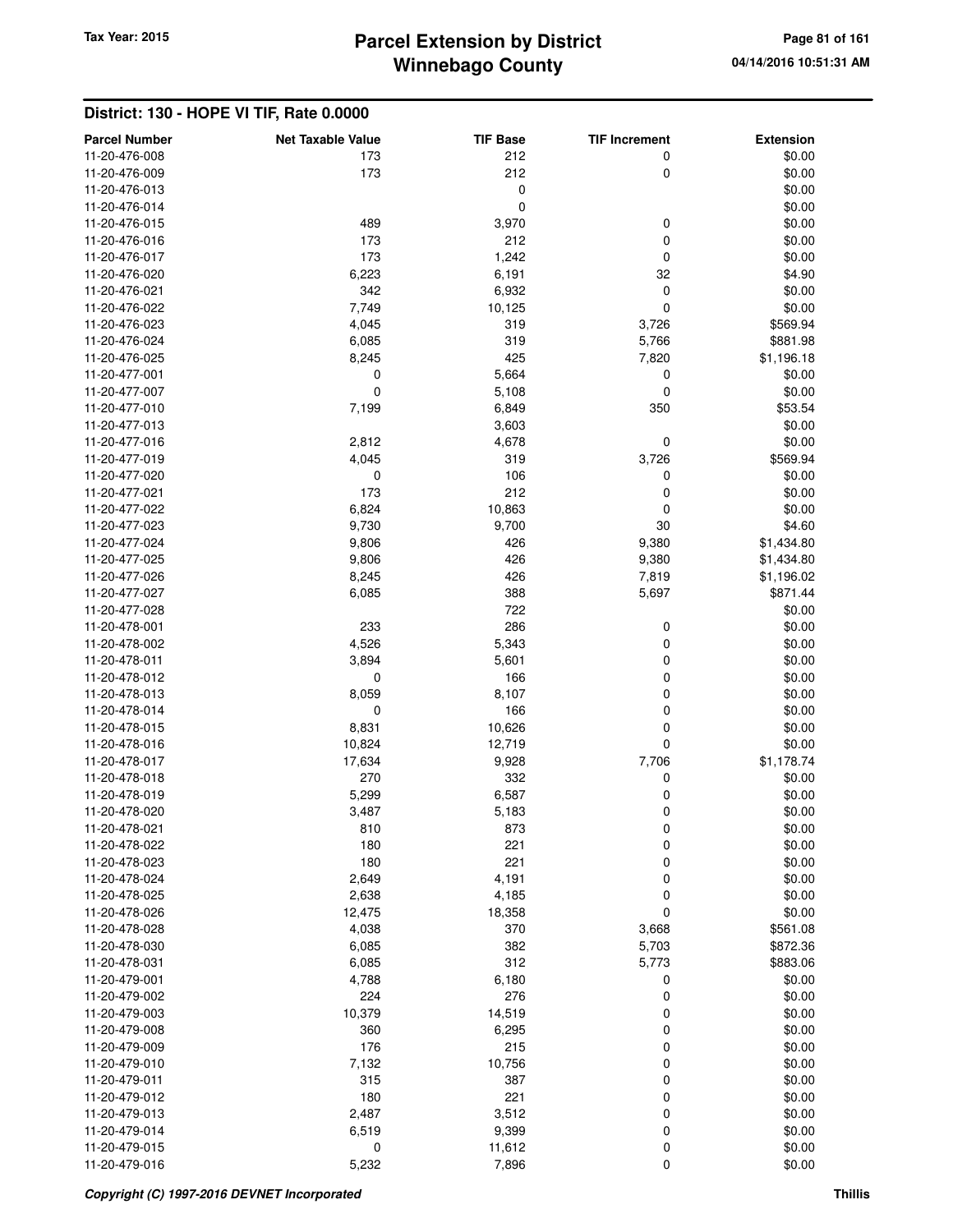## District: 130 - HOPE VI TIF, Rate 0.0000

| Parcel Number | Net Taxable Value | TIF Base | TIF Increment | Extension |
|---|---|---|---|---|
| 11-20-476-008 | 173 | 212 | 0 | $0.00 |
| 11-20-476-009 | 173 | 212 | 0 | $0.00 |
| 11-20-476-013 | | 0 | | $0.00 |
| 11-20-476-014 | | 0 | | $0.00 |
| 11-20-476-015 | 489 | 3,970 | 0 | $0.00 |
| 11-20-476-016 | 173 | 212 | 0 | $0.00 |
| 11-20-476-017 | 173 | 1,242 | 0 | $0.00 |
| 11-20-476-020 | 6,223 | 6,191 | 32 | $4.90 |
| 11-20-476-021 | 342 | 6,932 | 0 | $0.00 |
| 11-20-476-022 | 7,749 | 10,125 | 0 | $0.00 |
| 11-20-476-023 | 4,045 | 319 | 3,726 | $569.94 |
| 11-20-476-024 | 6,085 | 319 | 5,766 | $881.98 |
| 11-20-476-025 | 8,245 | 425 | 7,820 | $1,196.18 |
| 11-20-477-001 | 0 | 5,664 | 0 | $0.00 |
| 11-20-477-007 | 0 | 5,108 | 0 | $0.00 |
| 11-20-477-010 | 7,199 | 6,849 | 350 | $53.54 |
| 11-20-477-013 | | 3,603 | | $0.00 |
| 11-20-477-016 | 2,812 | 4,678 | 0 | $0.00 |
| 11-20-477-019 | 4,045 | 319 | 3,726 | $569.94 |
| 11-20-477-020 | 0 | 106 | 0 | $0.00 |
| 11-20-477-021 | 173 | 212 | 0 | $0.00 |
| 11-20-477-022 | 6,824 | 10,863 | 0 | $0.00 |
| 11-20-477-023 | 9,730 | 9,700 | 30 | $4.60 |
| 11-20-477-024 | 9,806 | 426 | 9,380 | $1,434.80 |
| 11-20-477-025 | 9,806 | 426 | 9,380 | $1,434.80 |
| 11-20-477-026 | 8,245 | 426 | 7,819 | $1,196.02 |
| 11-20-477-027 | 6,085 | 388 | 5,697 | $871.44 |
| 11-20-477-028 | | 722 | | $0.00 |
| 11-20-478-001 | 233 | 286 | 0 | $0.00 |
| 11-20-478-002 | 4,526 | 5,343 | 0 | $0.00 |
| 11-20-478-011 | 3,894 | 5,601 | 0 | $0.00 |
| 11-20-478-012 | 0 | 166 | 0 | $0.00 |
| 11-20-478-013 | 8,059 | 8,107 | 0 | $0.00 |
| 11-20-478-014 | 0 | 166 | 0 | $0.00 |
| 11-20-478-015 | 8,831 | 10,626 | 0 | $0.00 |
| 11-20-478-016 | 10,824 | 12,719 | 0 | $0.00 |
| 11-20-478-017 | 17,634 | 9,928 | 7,706 | $1,178.74 |
| 11-20-478-018 | 270 | 332 | 0 | $0.00 |
| 11-20-478-019 | 5,299 | 6,587 | 0 | $0.00 |
| 11-20-478-020 | 3,487 | 5,183 | 0 | $0.00 |
| 11-20-478-021 | 810 | 873 | 0 | $0.00 |
| 11-20-478-022 | 180 | 221 | 0 | $0.00 |
| 11-20-478-023 | 180 | 221 | 0 | $0.00 |
| 11-20-478-024 | 2,649 | 4,191 | 0 | $0.00 |
| 11-20-478-025 | 2,638 | 4,185 | 0 | $0.00 |
| 11-20-478-026 | 12,475 | 18,358 | 0 | $0.00 |
| 11-20-478-028 | 4,038 | 370 | 3,668 | $561.08 |
| 11-20-478-030 | 6,085 | 382 | 5,703 | $872.36 |
| 11-20-478-031 | 6,085 | 312 | 5,773 | $883.06 |
| 11-20-479-001 | 4,788 | 6,180 | 0 | $0.00 |
| 11-20-479-002 | 224 | 276 | 0 | $0.00 |
| 11-20-479-003 | 10,379 | 14,519 | 0 | $0.00 |
| 11-20-479-008 | 360 | 6,295 | 0 | $0.00 |
| 11-20-479-009 | 176 | 215 | 0 | $0.00 |
| 11-20-479-010 | 7,132 | 10,756 | 0 | $0.00 |
| 11-20-479-011 | 315 | 387 | 0 | $0.00 |
| 11-20-479-012 | 180 | 221 | 0 | $0.00 |
| 11-20-479-013 | 2,487 | 3,512 | 0 | $0.00 |
| 11-20-479-014 | 6,519 | 9,399 | 0 | $0.00 |
| 11-20-479-015 | 0 | 11,612 | 0 | $0.00 |
| 11-20-479-016 | 5,232 | 7,896 | 0 | $0.00 |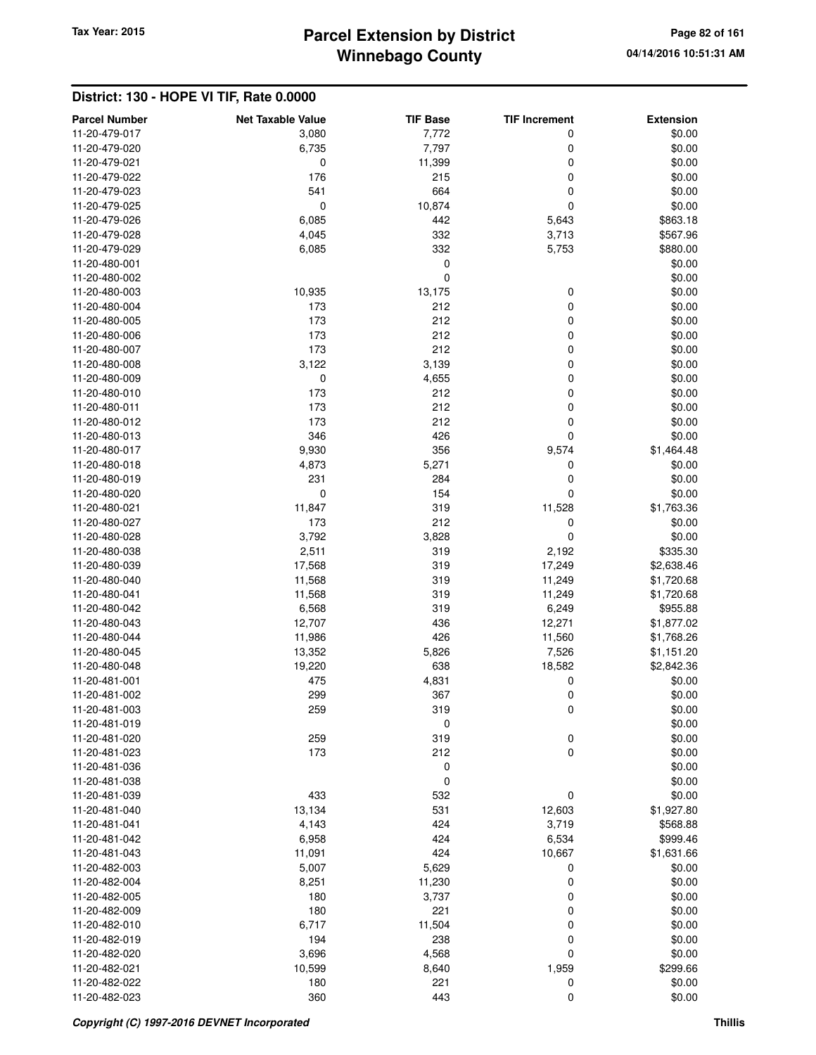# Parcel Extension by District
# Winnebago County

Tax Year: 2015

## District: 130 - HOPE VI TIF, Rate 0.0000

| Parcel Number | Net Taxable Value | TIF Base | TIF Increment | Extension |
|---|---|---|---|---|
| 11-20-479-017 | 3,080 | 7,772 | 0 | $0.00 |
| 11-20-479-020 | 6,735 | 7,797 | 0 | $0.00 |
| 11-20-479-021 | 0 | 11,399 | 0 | $0.00 |
| 11-20-479-022 | 176 | 215 | 0 | $0.00 |
| 11-20-479-023 | 541 | 664 | 0 | $0.00 |
| 11-20-479-025 | 0 | 10,874 | 0 | $0.00 |
| 11-20-479-026 | 6,085 | 442 | 5,643 | $863.18 |
| 11-20-479-028 | 4,045 | 332 | 3,713 | $567.96 |
| 11-20-479-029 | 6,085 | 332 | 5,753 | $880.00 |
| 11-20-480-001 | | 0 | | $0.00 |
| 11-20-480-002 | | 0 | | $0.00 |
| 11-20-480-003 | 10,935 | 13,175 | 0 | $0.00 |
| 11-20-480-004 | 173 | 212 | 0 | $0.00 |
| 11-20-480-005 | 173 | 212 | 0 | $0.00 |
| 11-20-480-006 | 173 | 212 | 0 | $0.00 |
| 11-20-480-007 | 173 | 212 | 0 | $0.00 |
| 11-20-480-008 | 3,122 | 3,139 | 0 | $0.00 |
| 11-20-480-009 | 0 | 4,655 | 0 | $0.00 |
| 11-20-480-010 | 173 | 212 | 0 | $0.00 |
| 11-20-480-011 | 173 | 212 | 0 | $0.00 |
| 11-20-480-012 | 173 | 212 | 0 | $0.00 |
| 11-20-480-013 | 346 | 426 | 0 | $0.00 |
| 11-20-480-017 | 9,930 | 356 | 9,574 | $1,464.48 |
| 11-20-480-018 | 4,873 | 5,271 | 0 | $0.00 |
| 11-20-480-019 | 231 | 284 | 0 | $0.00 |
| 11-20-480-020 | 0 | 154 | 0 | $0.00 |
| 11-20-480-021 | 11,847 | 319 | 11,528 | $1,763.36 |
| 11-20-480-027 | 173 | 212 | 0 | $0.00 |
| 11-20-480-028 | 3,792 | 3,828 | 0 | $0.00 |
| 11-20-480-038 | 2,511 | 319 | 2,192 | $335.30 |
| 11-20-480-039 | 17,568 | 319 | 17,249 | $2,638.46 |
| 11-20-480-040 | 11,568 | 319 | 11,249 | $1,720.68 |
| 11-20-480-041 | 11,568 | 319 | 11,249 | $1,720.68 |
| 11-20-480-042 | 6,568 | 319 | 6,249 | $955.88 |
| 11-20-480-043 | 12,707 | 436 | 12,271 | $1,877.02 |
| 11-20-480-044 | 11,986 | 426 | 11,560 | $1,768.26 |
| 11-20-480-045 | 13,352 | 5,826 | 7,526 | $1,151.20 |
| 11-20-480-048 | 19,220 | 638 | 18,582 | $2,842.36 |
| 11-20-481-001 | 475 | 4,831 | 0 | $0.00 |
| 11-20-481-002 | 299 | 367 | 0 | $0.00 |
| 11-20-481-003 | 259 | 319 | 0 | $0.00 |
| 11-20-481-019 | | 0 | | $0.00 |
| 11-20-481-020 | 259 | 319 | 0 | $0.00 |
| 11-20-481-023 | 173 | 212 | 0 | $0.00 |
| 11-20-481-036 | | 0 | | $0.00 |
| 11-20-481-038 | | 0 | | $0.00 |
| 11-20-481-039 | 433 | 532 | 0 | $0.00 |
| 11-20-481-040 | 13,134 | 531 | 12,603 | $1,927.80 |
| 11-20-481-041 | 4,143 | 424 | 3,719 | $568.88 |
| 11-20-481-042 | 6,958 | 424 | 6,534 | $999.46 |
| 11-20-481-043 | 11,091 | 424 | 10,667 | $1,631.66 |
| 11-20-482-003 | 5,007 | 5,629 | 0 | $0.00 |
| 11-20-482-004 | 8,251 | 11,230 | 0 | $0.00 |
| 11-20-482-005 | 180 | 3,737 | 0 | $0.00 |
| 11-20-482-009 | 180 | 221 | 0 | $0.00 |
| 11-20-482-010 | 6,717 | 11,504 | 0 | $0.00 |
| 11-20-482-019 | 194 | 238 | 0 | $0.00 |
| 11-20-482-020 | 3,696 | 4,568 | 0 | $0.00 |
| 11-20-482-021 | 10,599 | 8,640 | 1,959 | $299.66 |
| 11-20-482-022 | 180 | 221 | 0 | $0.00 |
| 11-20-482-023 | 360 | 443 | 0 | $0.00 |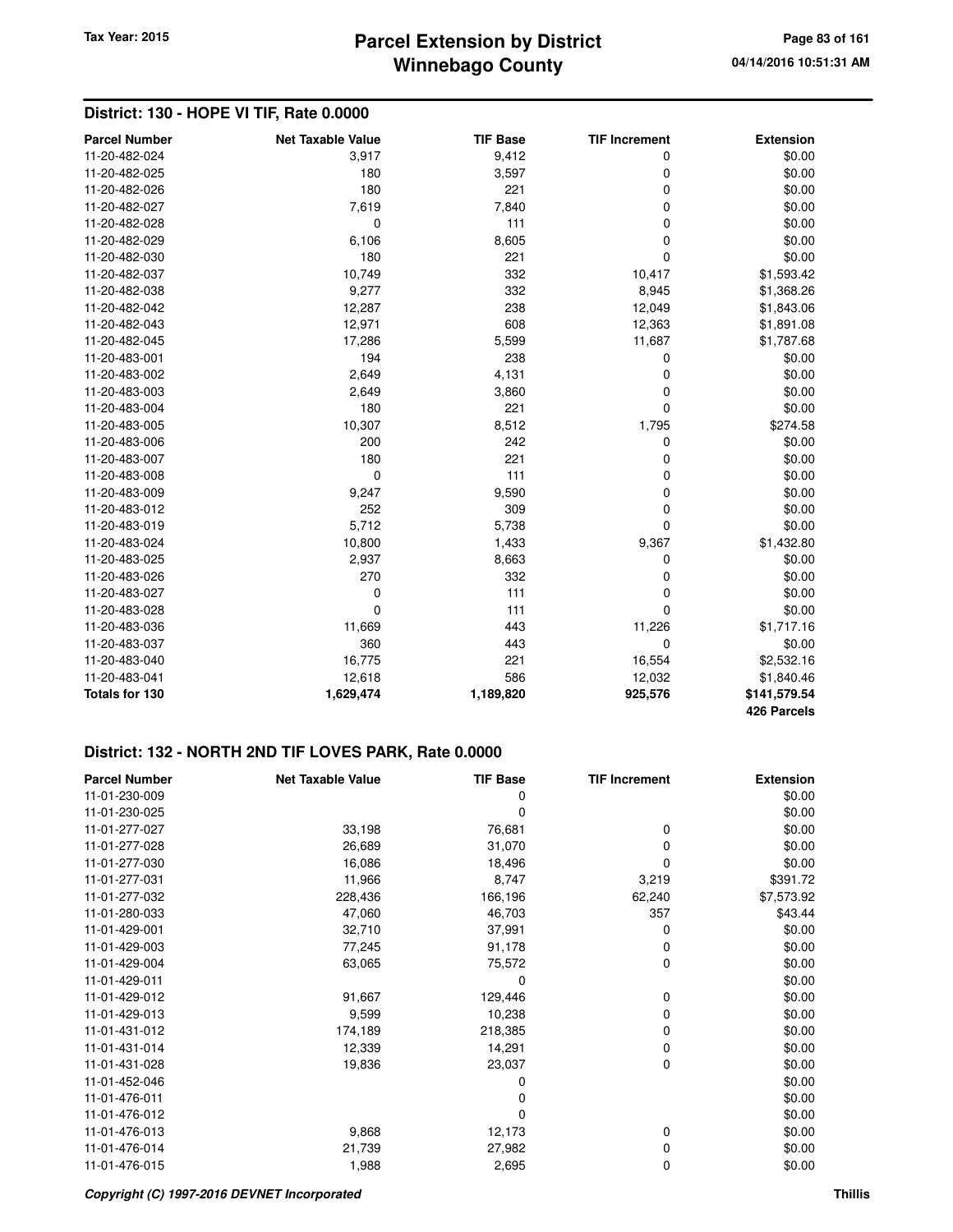## District: 130 - HOPE VI TIF, Rate 0.0000

| Parcel Number | Net Taxable Value | TIF Base | TIF Increment | Extension |
|---|---|---|---|---|
| 11-20-482-024 | 3,917 | 9,412 | 0 | $0.00 |
| 11-20-482-025 | 180 | 3,597 | 0 | $0.00 |
| 11-20-482-026 | 180 | 221 | 0 | $0.00 |
| 11-20-482-027 | 7,619 | 7,840 | 0 | $0.00 |
| 11-20-482-028 | 0 | 111 | 0 | $0.00 |
| 11-20-482-029 | 6,106 | 8,605 | 0 | $0.00 |
| 11-20-482-030 | 180 | 221 | 0 | $0.00 |
| 11-20-482-037 | 10,749 | 332 | 10,417 | $1,593.42 |
| 11-20-482-038 | 9,277 | 332 | 8,945 | $1,368.26 |
| 11-20-482-042 | 12,287 | 238 | 12,049 | $1,843.06 |
| 11-20-482-043 | 12,971 | 608 | 12,363 | $1,891.08 |
| 11-20-482-045 | 17,286 | 5,599 | 11,687 | $1,787.68 |
| 11-20-483-001 | 194 | 238 | 0 | $0.00 |
| 11-20-483-002 | 2,649 | 4,131 | 0 | $0.00 |
| 11-20-483-003 | 2,649 | 3,860 | 0 | $0.00 |
| 11-20-483-004 | 180 | 221 | 0 | $0.00 |
| 11-20-483-005 | 10,307 | 8,512 | 1,795 | $274.58 |
| 11-20-483-006 | 200 | 242 | 0 | $0.00 |
| 11-20-483-007 | 180 | 221 | 0 | $0.00 |
| 11-20-483-008 | 0 | 111 | 0 | $0.00 |
| 11-20-483-009 | 9,247 | 9,590 | 0 | $0.00 |
| 11-20-483-012 | 252 | 309 | 0 | $0.00 |
| 11-20-483-019 | 5,712 | 5,738 | 0 | $0.00 |
| 11-20-483-024 | 10,800 | 1,433 | 9,367 | $1,432.80 |
| 11-20-483-025 | 2,937 | 8,663 | 0 | $0.00 |
| 11-20-483-026 | 270 | 332 | 0 | $0.00 |
| 11-20-483-027 | 0 | 111 | 0 | $0.00 |
| 11-20-483-028 | 0 | 111 | 0 | $0.00 |
| 11-20-483-036 | 11,669 | 443 | 11,226 | $1,717.16 |
| 11-20-483-037 | 360 | 443 | 0 | $0.00 |
| 11-20-483-040 | 16,775 | 221 | 16,554 | $2,532.16 |
| 11-20-483-041 | 12,618 | 586 | 12,032 | $1,840.46 |
| **Totals for 130** | **1,629,474** | **1,189,820** | **925,576** | **$141,579.54** |
| | | | | **426 Parcels** |

## District: 132 - NORTH 2ND TIF LOVES PARK, Rate 0.0000

| Parcel Number | Net Taxable Value | TIF Base | TIF Increment | Extension |
|---|---|---|---|---|
| 11-01-230-009 | | 0 | | $0.00 |
| 11-01-230-025 | | 0 | | $0.00 |
| 11-01-277-027 | 33,198 | 76,681 | 0 | $0.00 |
| 11-01-277-028 | 26,689 | 31,070 | 0 | $0.00 |
| 11-01-277-030 | 16,086 | 18,496 | 0 | $0.00 |
| 11-01-277-031 | 11,966 | 8,747 | 3,219 | $391.72 |
| 11-01-277-032 | 228,436 | 166,196 | 62,240 | $7,573.92 |
| 11-01-280-033 | 47,060 | 46,703 | 357 | $43.44 |
| 11-01-429-001 | 32,710 | 37,991 | 0 | $0.00 |
| 11-01-429-003 | 77,245 | 91,178 | 0 | $0.00 |
| 11-01-429-004 | 63,065 | 75,572 | 0 | $0.00 |
| 11-01-429-011 | | 0 | | $0.00 |
| 11-01-429-012 | 91,667 | 129,446 | 0 | $0.00 |
| 11-01-429-013 | 9,599 | 10,238 | 0 | $0.00 |
| 11-01-431-012 | 174,189 | 218,385 | 0 | $0.00 |
| 11-01-431-014 | 12,339 | 14,291 | 0 | $0.00 |
| 11-01-431-028 | 19,836 | 23,037 | 0 | $0.00 |
| 11-01-452-046 | | 0 | | $0.00 |
| 11-01-476-011 | | 0 | | $0.00 |
| 11-01-476-012 | | 0 | | $0.00 |
| 11-01-476-013 | 9,868 | 12,173 | 0 | $0.00 |
| 11-01-476-014 | 21,739 | 27,982 | 0 | $0.00 |
| 11-01-476-015 | 1,988 | 2,695 | 0 | $0.00 |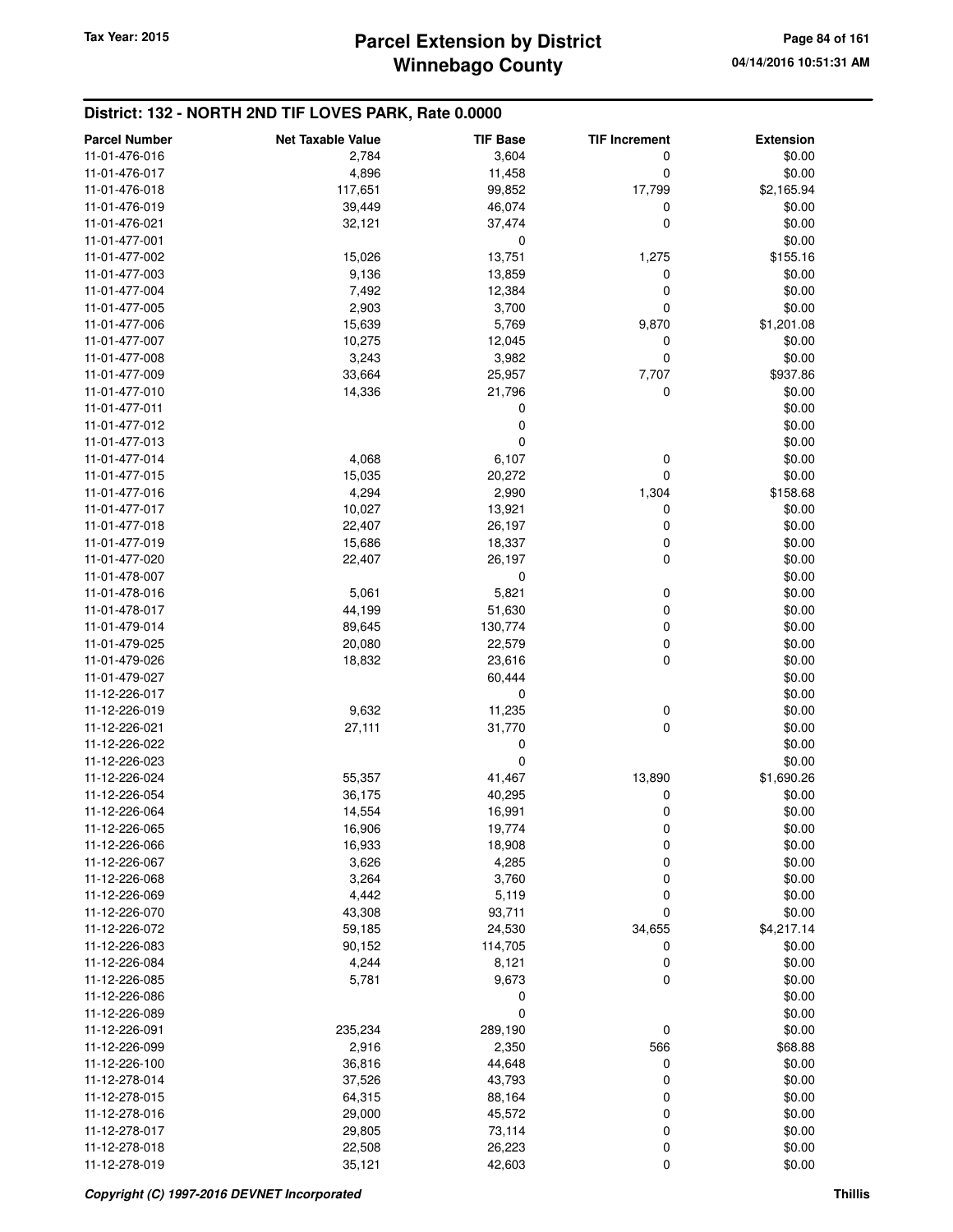## District: 132 - NORTH 2ND TIF LOVES PARK, Rate 0.0000

| Parcel Number | Net Taxable Value | TIF Base | TIF Increment | Extension |
|---|---|---|---|---|
| 11-01-476-016 | 2,784 | 3,604 | 0 | $0.00 |
| 11-01-476-017 | 4,896 | 11,458 | 0 | $0.00 |
| 11-01-476-018 | 117,651 | 99,852 | 17,799 | $2,165.94 |
| 11-01-476-019 | 39,449 | 46,074 | 0 | $0.00 |
| 11-01-476-021 | 32,121 | 37,474 | 0 | $0.00 |
| 11-01-477-001 | | 0 | | $0.00 |
| 11-01-477-002 | 15,026 | 13,751 | 1,275 | $155.16 |
| 11-01-477-003 | 9,136 | 13,859 | 0 | $0.00 |
| 11-01-477-004 | 7,492 | 12,384 | 0 | $0.00 |
| 11-01-477-005 | 2,903 | 3,700 | 0 | $0.00 |
| 11-01-477-006 | 15,639 | 5,769 | 9,870 | $1,201.08 |
| 11-01-477-007 | 10,275 | 12,045 | 0 | $0.00 |
| 11-01-477-008 | 3,243 | 3,982 | 0 | $0.00 |
| 11-01-477-009 | 33,664 | 25,957 | 7,707 | $937.86 |
| 11-01-477-010 | 14,336 | 21,796 | 0 | $0.00 |
| 11-01-477-011 | | 0 | | $0.00 |
| 11-01-477-012 | | 0 | | $0.00 |
| 11-01-477-013 | | 0 | | $0.00 |
| 11-01-477-014 | 4,068 | 6,107 | 0 | $0.00 |
| 11-01-477-015 | 15,035 | 20,272 | 0 | $0.00 |
| 11-01-477-016 | 4,294 | 2,990 | 1,304 | $158.68 |
| 11-01-477-017 | 10,027 | 13,921 | 0 | $0.00 |
| 11-01-477-018 | 22,407 | 26,197 | 0 | $0.00 |
| 11-01-477-019 | 15,686 | 18,337 | 0 | $0.00 |
| 11-01-477-020 | 22,407 | 26,197 | 0 | $0.00 |
| 11-01-478-007 | | 0 | | $0.00 |
| 11-01-478-016 | 5,061 | 5,821 | 0 | $0.00 |
| 11-01-478-017 | 44,199 | 51,630 | 0 | $0.00 |
| 11-01-479-014 | 89,645 | 130,774 | 0 | $0.00 |
| 11-01-479-025 | 20,080 | 22,579 | 0 | $0.00 |
| 11-01-479-026 | 18,832 | 23,616 | 0 | $0.00 |
| 11-01-479-027 | | 60,444 | | $0.00 |
| 11-12-226-017 | | 0 | | $0.00 |
| 11-12-226-019 | 9,632 | 11,235 | 0 | $0.00 |
| 11-12-226-021 | 27,111 | 31,770 | 0 | $0.00 |
| 11-12-226-022 | | 0 | | $0.00 |
| 11-12-226-023 | | 0 | | $0.00 |
| 11-12-226-024 | 55,357 | 41,467 | 13,890 | $1,690.26 |
| 11-12-226-054 | 36,175 | 40,295 | 0 | $0.00 |
| 11-12-226-064 | 14,554 | 16,991 | 0 | $0.00 |
| 11-12-226-065 | 16,906 | 19,774 | 0 | $0.00 |
| 11-12-226-066 | 16,933 | 18,908 | 0 | $0.00 |
| 11-12-226-067 | 3,626 | 4,285 | 0 | $0.00 |
| 11-12-226-068 | 3,264 | 3,760 | 0 | $0.00 |
| 11-12-226-069 | 4,442 | 5,119 | 0 | $0.00 |
| 11-12-226-070 | 43,308 | 93,711 | 0 | $0.00 |
| 11-12-226-072 | 59,185 | 24,530 | 34,655 | $4,217.14 |
| 11-12-226-083 | 90,152 | 114,705 | 0 | $0.00 |
| 11-12-226-084 | 4,244 | 8,121 | 0 | $0.00 |
| 11-12-226-085 | 5,781 | 9,673 | 0 | $0.00 |
| 11-12-226-086 | | 0 | | $0.00 |
| 11-12-226-089 | | 0 | | $0.00 |
| 11-12-226-091 | 235,234 | 289,190 | 0 | $0.00 |
| 11-12-226-099 | 2,916 | 2,350 | 566 | $68.88 |
| 11-12-226-100 | 36,816 | 44,648 | 0 | $0.00 |
| 11-12-278-014 | 37,526 | 43,793 | 0 | $0.00 |
| 11-12-278-015 | 64,315 | 88,164 | 0 | $0.00 |
| 11-12-278-016 | 29,000 | 45,572 | 0 | $0.00 |
| 11-12-278-017 | 29,805 | 73,114 | 0 | $0.00 |
| 11-12-278-018 | 22,508 | 26,223 | 0 | $0.00 |
| 11-12-278-019 | 35,121 | 42,603 | 0 | $0.00 |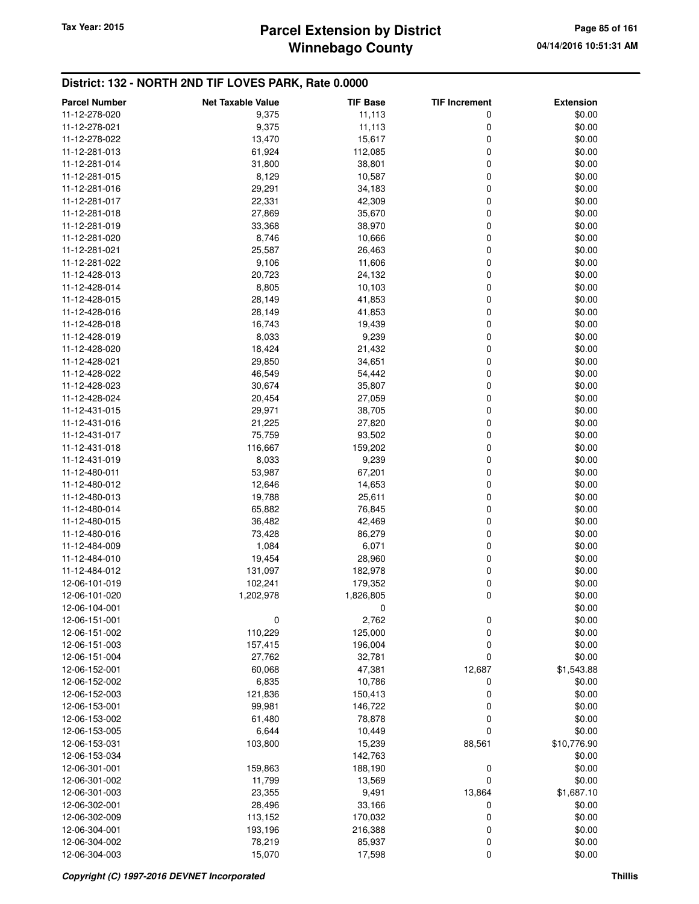## District: 132 - NORTH 2ND TIF LOVES PARK, Rate 0.0000

| Parcel Number | Net Taxable Value | TIF Base | TIF Increment | Extension |
|---|---|---|---|---|
| 11-12-278-020 | 9,375 | 11,113 | 0 | $0.00 |
| 11-12-278-021 | 9,375 | 11,113 | 0 | $0.00 |
| 11-12-278-022 | 13,470 | 15,617 | 0 | $0.00 |
| 11-12-281-013 | 61,924 | 112,085 | 0 | $0.00 |
| 11-12-281-014 | 31,800 | 38,801 | 0 | $0.00 |
| 11-12-281-015 | 8,129 | 10,587 | 0 | $0.00 |
| 11-12-281-016 | 29,291 | 34,183 | 0 | $0.00 |
| 11-12-281-017 | 22,331 | 42,309 | 0 | $0.00 |
| 11-12-281-018 | 27,869 | 35,670 | 0 | $0.00 |
| 11-12-281-019 | 33,368 | 38,970 | 0 | $0.00 |
| 11-12-281-020 | 8,746 | 10,666 | 0 | $0.00 |
| 11-12-281-021 | 25,587 | 26,463 | 0 | $0.00 |
| 11-12-281-022 | 9,106 | 11,606 | 0 | $0.00 |
| 11-12-428-013 | 20,723 | 24,132 | 0 | $0.00 |
| 11-12-428-014 | 8,805 | 10,103 | 0 | $0.00 |
| 11-12-428-015 | 28,149 | 41,853 | 0 | $0.00 |
| 11-12-428-016 | 28,149 | 41,853 | 0 | $0.00 |
| 11-12-428-018 | 16,743 | 19,439 | 0 | $0.00 |
| 11-12-428-019 | 8,033 | 9,239 | 0 | $0.00 |
| 11-12-428-020 | 18,424 | 21,432 | 0 | $0.00 |
| 11-12-428-021 | 29,850 | 34,651 | 0 | $0.00 |
| 11-12-428-022 | 46,549 | 54,442 | 0 | $0.00 |
| 11-12-428-023 | 30,674 | 35,807 | 0 | $0.00 |
| 11-12-428-024 | 20,454 | 27,059 | 0 | $0.00 |
| 11-12-431-015 | 29,971 | 38,705 | 0 | $0.00 |
| 11-12-431-016 | 21,225 | 27,820 | 0 | $0.00 |
| 11-12-431-017 | 75,759 | 93,502 | 0 | $0.00 |
| 11-12-431-018 | 116,667 | 159,202 | 0 | $0.00 |
| 11-12-431-019 | 8,033 | 9,239 | 0 | $0.00 |
| 11-12-480-011 | 53,987 | 67,201 | 0 | $0.00 |
| 11-12-480-012 | 12,646 | 14,653 | 0 | $0.00 |
| 11-12-480-013 | 19,788 | 25,611 | 0 | $0.00 |
| 11-12-480-014 | 65,882 | 76,845 | 0 | $0.00 |
| 11-12-480-015 | 36,482 | 42,469 | 0 | $0.00 |
| 11-12-480-016 | 73,428 | 86,279 | 0 | $0.00 |
| 11-12-484-009 | 1,084 | 6,071 | 0 | $0.00 |
| 11-12-484-010 | 19,454 | 28,960 | 0 | $0.00 |
| 11-12-484-012 | 131,097 | 182,978 | 0 | $0.00 |
| 12-06-101-019 | 102,241 | 179,352 | 0 | $0.00 |
| 12-06-101-020 | 1,202,978 | 1,826,805 | 0 | $0.00 |
| 12-06-104-001 | | 0 | | $0.00 |
| 12-06-151-001 | 0 | 2,762 | 0 | $0.00 |
| 12-06-151-002 | 110,229 | 125,000 | 0 | $0.00 |
| 12-06-151-003 | 157,415 | 196,004 | 0 | $0.00 |
| 12-06-151-004 | 27,762 | 32,781 | 0 | $0.00 |
| 12-06-152-001 | 60,068 | 47,381 | 12,687 | $1,543.88 |
| 12-06-152-002 | 6,835 | 10,786 | 0 | $0.00 |
| 12-06-152-003 | 121,836 | 150,413 | 0 | $0.00 |
| 12-06-153-001 | 99,981 | 146,722 | 0 | $0.00 |
| 12-06-153-002 | 61,480 | 78,878 | 0 | $0.00 |
| 12-06-153-005 | 6,644 | 10,449 | 0 | $0.00 |
| 12-06-153-031 | 103,800 | 15,239 | 88,561 | $10,776.90 |
| 12-06-153-034 | | 142,763 | | $0.00 |
| 12-06-301-001 | 159,863 | 188,190 | 0 | $0.00 |
| 12-06-301-002 | 11,799 | 13,569 | 0 | $0.00 |
| 12-06-301-003 | 23,355 | 9,491 | 13,864 | $1,687.10 |
| 12-06-302-001 | 28,496 | 33,166 | 0 | $0.00 |
| 12-06-302-009 | 113,152 | 170,032 | 0 | $0.00 |
| 12-06-304-001 | 193,196 | 216,388 | 0 | $0.00 |
| 12-06-304-002 | 78,219 | 85,937 | 0 | $0.00 |
| 12-06-304-003 | 15,070 | 17,598 | 0 | $0.00 |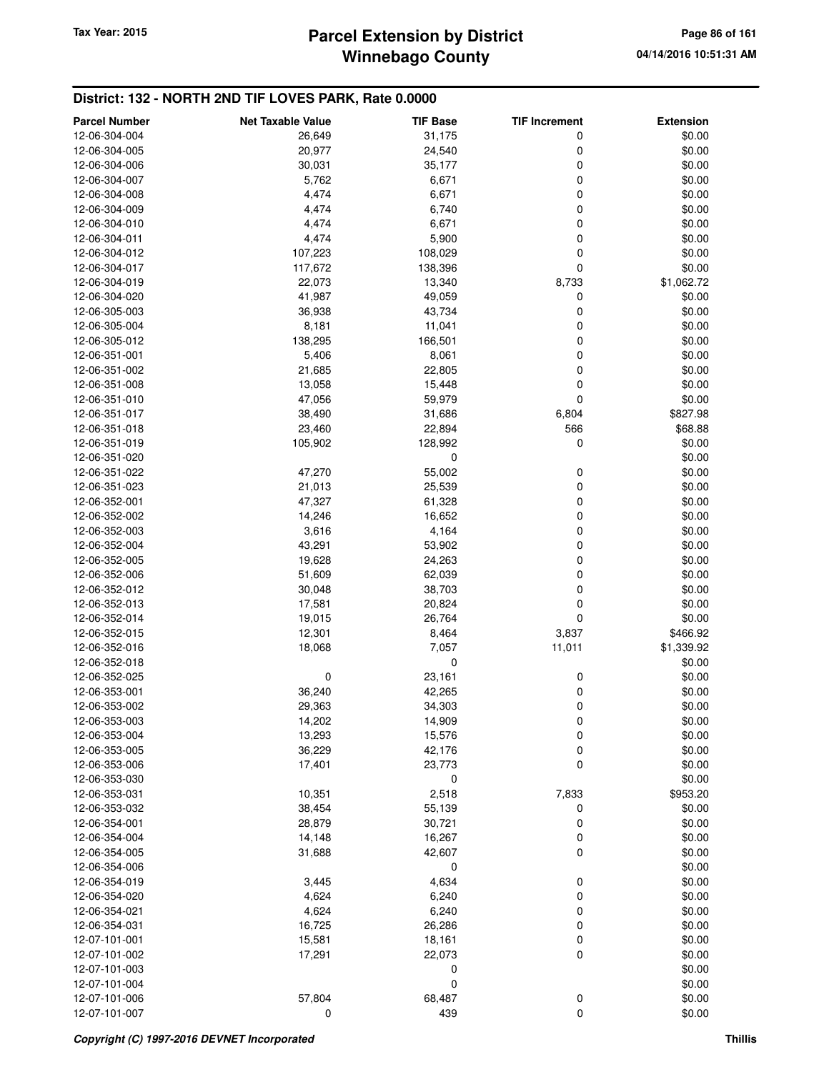## District: 132 - NORTH 2ND TIF LOVES PARK, Rate 0.0000

| Parcel Number | Net Taxable Value | TIF Base | TIF Increment | Extension |
|---|---|---|---|---|
| 12-06-304-004 | 26,649 | 31,175 | 0 | $0.00 |
| 12-06-304-005 | 20,977 | 24,540 | 0 | $0.00 |
| 12-06-304-006 | 30,031 | 35,177 | 0 | $0.00 |
| 12-06-304-007 | 5,762 | 6,671 | 0 | $0.00 |
| 12-06-304-008 | 4,474 | 6,671 | 0 | $0.00 |
| 12-06-304-009 | 4,474 | 6,740 | 0 | $0.00 |
| 12-06-304-010 | 4,474 | 6,671 | 0 | $0.00 |
| 12-06-304-011 | 4,474 | 5,900 | 0 | $0.00 |
| 12-06-304-012 | 107,223 | 108,029 | 0 | $0.00 |
| 12-06-304-017 | 117,672 | 138,396 | 0 | $0.00 |
| 12-06-304-019 | 22,073 | 13,340 | 8,733 | $1,062.72 |
| 12-06-304-020 | 41,987 | 49,059 | 0 | $0.00 |
| 12-06-305-003 | 36,938 | 43,734 | 0 | $0.00 |
| 12-06-305-004 | 8,181 | 11,041 | 0 | $0.00 |
| 12-06-305-012 | 138,295 | 166,501 | 0 | $0.00 |
| 12-06-351-001 | 5,406 | 8,061 | 0 | $0.00 |
| 12-06-351-002 | 21,685 | 22,805 | 0 | $0.00 |
| 12-06-351-008 | 13,058 | 15,448 | 0 | $0.00 |
| 12-06-351-010 | 47,056 | 59,979 | 0 | $0.00 |
| 12-06-351-017 | 38,490 | 31,686 | 6,804 | $827.98 |
| 12-06-351-018 | 23,460 | 22,894 | 566 | $68.88 |
| 12-06-351-019 | 105,902 | 128,992 | 0 | $0.00 |
| 12-06-351-020 | | 0 | | $0.00 |
| 12-06-351-022 | 47,270 | 55,002 | 0 | $0.00 |
| 12-06-351-023 | 21,013 | 25,539 | 0 | $0.00 |
| 12-06-352-001 | 47,327 | 61,328 | 0 | $0.00 |
| 12-06-352-002 | 14,246 | 16,652 | 0 | $0.00 |
| 12-06-352-003 | 3,616 | 4,164 | 0 | $0.00 |
| 12-06-352-004 | 43,291 | 53,902 | 0 | $0.00 |
| 12-06-352-005 | 19,628 | 24,263 | 0 | $0.00 |
| 12-06-352-006 | 51,609 | 62,039 | 0 | $0.00 |
| 12-06-352-012 | 30,048 | 38,703 | 0 | $0.00 |
| 12-06-352-013 | 17,581 | 20,824 | 0 | $0.00 |
| 12-06-352-014 | 19,015 | 26,764 | 0 | $0.00 |
| 12-06-352-015 | 12,301 | 8,464 | 3,837 | $466.92 |
| 12-06-352-016 | 18,068 | 7,057 | 11,011 | $1,339.92 |
| 12-06-352-018 | | 0 | | $0.00 |
| 12-06-352-025 | 0 | 23,161 | 0 | $0.00 |
| 12-06-353-001 | 36,240 | 42,265 | 0 | $0.00 |
| 12-06-353-002 | 29,363 | 34,303 | 0 | $0.00 |
| 12-06-353-003 | 14,202 | 14,909 | 0 | $0.00 |
| 12-06-353-004 | 13,293 | 15,576 | 0 | $0.00 |
| 12-06-353-005 | 36,229 | 42,176 | 0 | $0.00 |
| 12-06-353-006 | 17,401 | 23,773 | 0 | $0.00 |
| 12-06-353-030 | | 0 | | $0.00 |
| 12-06-353-031 | 10,351 | 2,518 | 7,833 | $953.20 |
| 12-06-353-032 | 38,454 | 55,139 | 0 | $0.00 |
| 12-06-354-001 | 28,879 | 30,721 | 0 | $0.00 |
| 12-06-354-004 | 14,148 | 16,267 | 0 | $0.00 |
| 12-06-354-005 | 31,688 | 42,607 | 0 | $0.00 |
| 12-06-354-006 | | 0 | | $0.00 |
| 12-06-354-019 | 3,445 | 4,634 | 0 | $0.00 |
| 12-06-354-020 | 4,624 | 6,240 | 0 | $0.00 |
| 12-06-354-021 | 4,624 | 6,240 | 0 | $0.00 |
| 12-06-354-031 | 16,725 | 26,286 | 0 | $0.00 |
| 12-07-101-001 | 15,581 | 18,161 | 0 | $0.00 |
| 12-07-101-002 | 17,291 | 22,073 | 0 | $0.00 |
| 12-07-101-003 | | 0 | | $0.00 |
| 12-07-101-004 | | 0 | | $0.00 |
| 12-07-101-006 | 57,804 | 68,487 | 0 | $0.00 |
| 12-07-101-007 | 0 | 439 | 0 | $0.00 |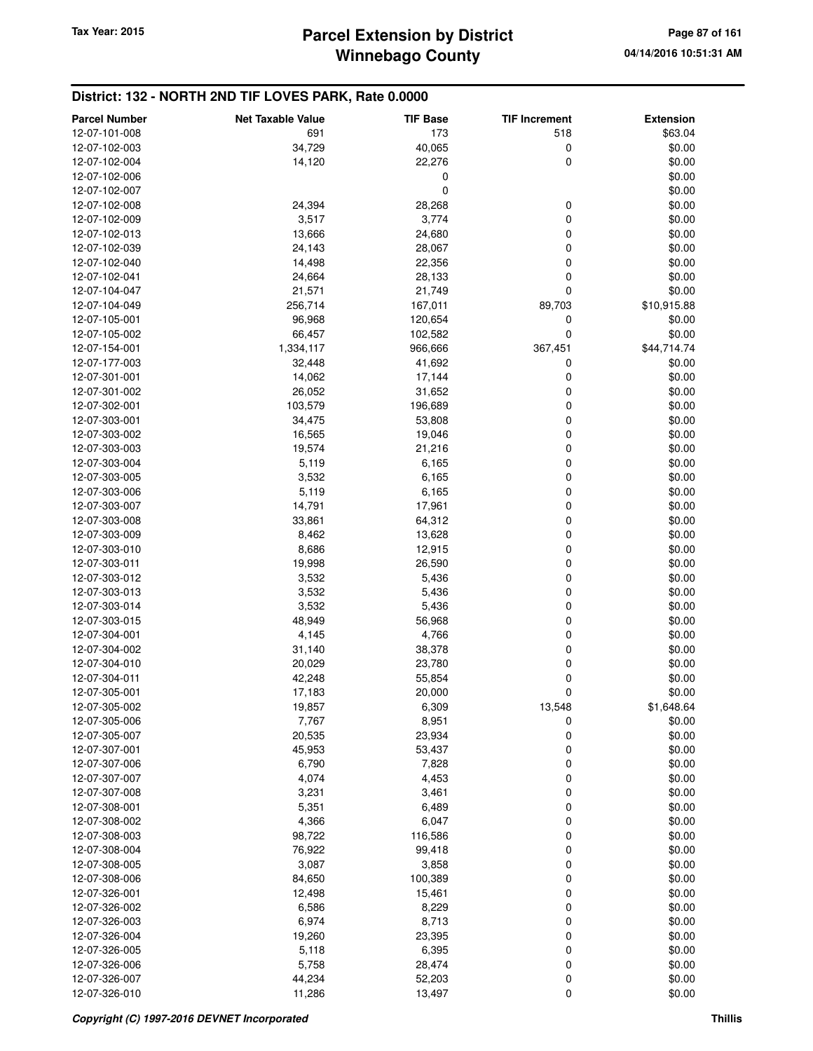## District: 132 - NORTH 2ND TIF LOVES PARK, Rate 0.0000

| Parcel Number | Net Taxable Value | TIF Base | TIF Increment | Extension |
|---|---|---|---|---|
| 12-07-101-008 | 691 | 173 | 518 | $63.04 |
| 12-07-102-003 | 34,729 | 40,065 | 0 | $0.00 |
| 12-07-102-004 | 14,120 | 22,276 | 0 | $0.00 |
| 12-07-102-006 | | 0 | | $0.00 |
| 12-07-102-007 | | 0 | | $0.00 |
| 12-07-102-008 | 24,394 | 28,268 | 0 | $0.00 |
| 12-07-102-009 | 3,517 | 3,774 | 0 | $0.00 |
| 12-07-102-013 | 13,666 | 24,680 | 0 | $0.00 |
| 12-07-102-039 | 24,143 | 28,067 | 0 | $0.00 |
| 12-07-102-040 | 14,498 | 22,356 | 0 | $0.00 |
| 12-07-102-041 | 24,664 | 28,133 | 0 | $0.00 |
| 12-07-104-047 | 21,571 | 21,749 | 0 | $0.00 |
| 12-07-104-049 | 256,714 | 167,011 | 89,703 | $10,915.88 |
| 12-07-105-001 | 96,968 | 120,654 | 0 | $0.00 |
| 12-07-105-002 | 66,457 | 102,582 | 0 | $0.00 |
| 12-07-154-001 | 1,334,117 | 966,666 | 367,451 | $44,714.74 |
| 12-07-177-003 | 32,448 | 41,692 | 0 | $0.00 |
| 12-07-301-001 | 14,062 | 17,144 | 0 | $0.00 |
| 12-07-301-002 | 26,052 | 31,652 | 0 | $0.00 |
| 12-07-302-001 | 103,579 | 196,689 | 0 | $0.00 |
| 12-07-303-001 | 34,475 | 53,808 | 0 | $0.00 |
| 12-07-303-002 | 16,565 | 19,046 | 0 | $0.00 |
| 12-07-303-003 | 19,574 | 21,216 | 0 | $0.00 |
| 12-07-303-004 | 5,119 | 6,165 | 0 | $0.00 |
| 12-07-303-005 | 3,532 | 6,165 | 0 | $0.00 |
| 12-07-303-006 | 5,119 | 6,165 | 0 | $0.00 |
| 12-07-303-007 | 14,791 | 17,961 | 0 | $0.00 |
| 12-07-303-008 | 33,861 | 64,312 | 0 | $0.00 |
| 12-07-303-009 | 8,462 | 13,628 | 0 | $0.00 |
| 12-07-303-010 | 8,686 | 12,915 | 0 | $0.00 |
| 12-07-303-011 | 19,998 | 26,590 | 0 | $0.00 |
| 12-07-303-012 | 3,532 | 5,436 | 0 | $0.00 |
| 12-07-303-013 | 3,532 | 5,436 | 0 | $0.00 |
| 12-07-303-014 | 3,532 | 5,436 | 0 | $0.00 |
| 12-07-303-015 | 48,949 | 56,968 | 0 | $0.00 |
| 12-07-304-001 | 4,145 | 4,766 | 0 | $0.00 |
| 12-07-304-002 | 31,140 | 38,378 | 0 | $0.00 |
| 12-07-304-010 | 20,029 | 23,780 | 0 | $0.00 |
| 12-07-304-011 | 42,248 | 55,854 | 0 | $0.00 |
| 12-07-305-001 | 17,183 | 20,000 | 0 | $0.00 |
| 12-07-305-002 | 19,857 | 6,309 | 13,548 | $1,648.64 |
| 12-07-305-006 | 7,767 | 8,951 | 0 | $0.00 |
| 12-07-305-007 | 20,535 | 23,934 | 0 | $0.00 |
| 12-07-307-001 | 45,953 | 53,437 | 0 | $0.00 |
| 12-07-307-006 | 6,790 | 7,828 | 0 | $0.00 |
| 12-07-307-007 | 4,074 | 4,453 | 0 | $0.00 |
| 12-07-307-008 | 3,231 | 3,461 | 0 | $0.00 |
| 12-07-308-001 | 5,351 | 6,489 | 0 | $0.00 |
| 12-07-308-002 | 4,366 | 6,047 | 0 | $0.00 |
| 12-07-308-003 | 98,722 | 116,586 | 0 | $0.00 |
| 12-07-308-004 | 76,922 | 99,418 | 0 | $0.00 |
| 12-07-308-005 | 3,087 | 3,858 | 0 | $0.00 |
| 12-07-308-006 | 84,650 | 100,389 | 0 | $0.00 |
| 12-07-326-001 | 12,498 | 15,461 | 0 | $0.00 |
| 12-07-326-002 | 6,586 | 8,229 | 0 | $0.00 |
| 12-07-326-003 | 6,974 | 8,713 | 0 | $0.00 |
| 12-07-326-004 | 19,260 | 23,395 | 0 | $0.00 |
| 12-07-326-005 | 5,118 | 6,395 | 0 | $0.00 |
| 12-07-326-006 | 5,758 | 28,474 | 0 | $0.00 |
| 12-07-326-007 | 44,234 | 52,203 | 0 | $0.00 |
| 12-07-326-010 | 11,286 | 13,497 | 0 | $0.00 |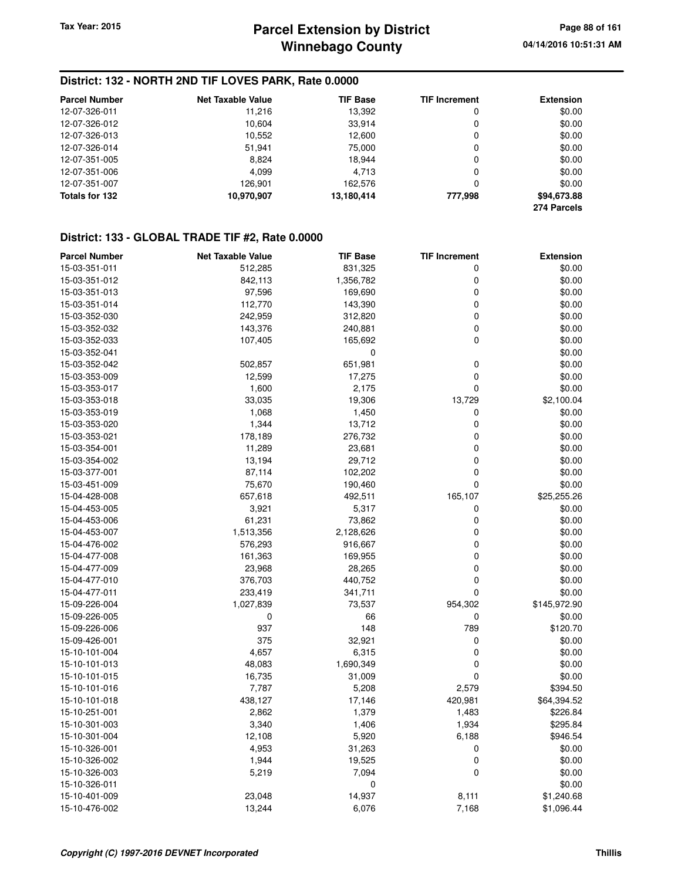## District: 132 - NORTH 2ND TIF LOVES PARK, Rate 0.0000

| Parcel Number | Net Taxable Value | TIF Base | TIF Increment | Extension |
|---|---|---|---|---|
| 12-07-326-011 | 11,216 | 13,392 | 0 | $0.00 |
| 12-07-326-012 | 10,604 | 33,914 | 0 | $0.00 |
| 12-07-326-013 | 10,552 | 12,600 | 0 | $0.00 |
| 12-07-326-014 | 51,941 | 75,000 | 0 | $0.00 |
| 12-07-351-005 | 8,824 | 18,944 | 0 | $0.00 |
| 12-07-351-006 | 4,099 | 4,713 | 0 | $0.00 |
| 12-07-351-007 | 126,901 | 162,576 | 0 | $0.00 |
| **Totals for 132** | **10,970,907** | **13,180,414** | **777,998** | **$94,673.88** |
| | | | | **274 Parcels** |

## District: 133 - GLOBAL TRADE TIF #2, Rate 0.0000

| Parcel Number | Net Taxable Value | TIF Base | TIF Increment | Extension |
|---|---|---|---|---|
| 15-03-351-011 | 512,285 | 831,325 | 0 | $0.00 |
| 15-03-351-012 | 842,113 | 1,356,782 | 0 | $0.00 |
| 15-03-351-013 | 97,596 | 169,690 | 0 | $0.00 |
| 15-03-351-014 | 112,770 | 143,390 | 0 | $0.00 |
| 15-03-352-030 | 242,959 | 312,820 | 0 | $0.00 |
| 15-03-352-032 | 143,376 | 240,881 | 0 | $0.00 |
| 15-03-352-033 | 107,405 | 165,692 | 0 | $0.00 |
| 15-03-352-041 | | 0 | | $0.00 |
| 15-03-352-042 | 502,857 | 651,981 | 0 | $0.00 |
| 15-03-353-009 | 12,599 | 17,275 | 0 | $0.00 |
| 15-03-353-017 | 1,600 | 2,175 | 0 | $0.00 |
| 15-03-353-018 | 33,035 | 19,306 | 13,729 | $2,100.04 |
| 15-03-353-019 | 1,068 | 1,450 | 0 | $0.00 |
| 15-03-353-020 | 1,344 | 13,712 | 0 | $0.00 |
| 15-03-353-021 | 178,189 | 276,732 | 0 | $0.00 |
| 15-03-354-001 | 11,289 | 23,681 | 0 | $0.00 |
| 15-03-354-002 | 13,194 | 29,712 | 0 | $0.00 |
| 15-03-377-001 | 87,114 | 102,202 | 0 | $0.00 |
| 15-03-451-009 | 75,670 | 190,460 | 0 | $0.00 |
| 15-04-428-008 | 657,618 | 492,511 | 165,107 | $25,255.26 |
| 15-04-453-005 | 3,921 | 5,317 | 0 | $0.00 |
| 15-04-453-006 | 61,231 | 73,862 | 0 | $0.00 |
| 15-04-453-007 | 1,513,356 | 2,128,626 | 0 | $0.00 |
| 15-04-476-002 | 576,293 | 916,667 | 0 | $0.00 |
| 15-04-477-008 | 161,363 | 169,955 | 0 | $0.00 |
| 15-04-477-009 | 23,968 | 28,265 | 0 | $0.00 |
| 15-04-477-010 | 376,703 | 440,752 | 0 | $0.00 |
| 15-04-477-011 | 233,419 | 341,711 | 0 | $0.00 |
| 15-09-226-004 | 1,027,839 | 73,537 | 954,302 | $145,972.90 |
| 15-09-226-005 | 0 | 66 | 0 | $0.00 |
| 15-09-226-006 | 937 | 148 | 789 | $120.70 |
| 15-09-426-001 | 375 | 32,921 | 0 | $0.00 |
| 15-10-101-004 | 4,657 | 6,315 | 0 | $0.00 |
| 15-10-101-013 | 48,083 | 1,690,349 | 0 | $0.00 |
| 15-10-101-015 | 16,735 | 31,009 | 0 | $0.00 |
| 15-10-101-016 | 7,787 | 5,208 | 2,579 | $394.50 |
| 15-10-101-018 | 438,127 | 17,146 | 420,981 | $64,394.52 |
| 15-10-251-001 | 2,862 | 1,379 | 1,483 | $226.84 |
| 15-10-301-003 | 3,340 | 1,406 | 1,934 | $295.84 |
| 15-10-301-004 | 12,108 | 5,920 | 6,188 | $946.54 |
| 15-10-326-001 | 4,953 | 31,263 | 0 | $0.00 |
| 15-10-326-002 | 1,944 | 19,525 | 0 | $0.00 |
| 15-10-326-003 | 5,219 | 7,094 | 0 | $0.00 |
| 15-10-326-011 | | 0 | | $0.00 |
| 15-10-401-009 | 23,048 | 14,937 | 8,111 | $1,240.68 |
| 15-10-476-002 | 13,244 | 6,076 | 7,168 | $1,096.44 |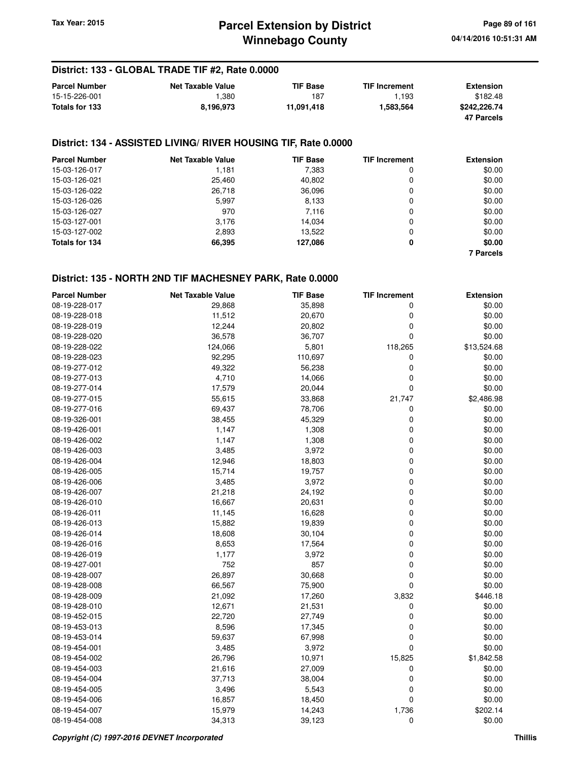## District: 133 - GLOBAL TRADE TIF #2, Rate 0.0000

| Parcel Number | Net Taxable Value | TIF Base | TIF Increment | Extension |
|---|---|---|---|---|
| 15-15-226-001 | 1,380 | 187 | 1,193 | $182.48 |
| **Totals for 133** | **8,196,973** | **11,091,418** | **1,583,564** | **$242,226.74** |
| | | | | **47 Parcels** |

## District: 134 - ASSISTED LIVING/ RIVER HOUSING TIF, Rate 0.0000

| Parcel Number | Net Taxable Value | TIF Base | TIF Increment | Extension |
|---|---|---|---|---|
| 15-03-126-017 | 1,181 | 7,383 | 0 | $0.00 |
| 15-03-126-021 | 25,460 | 40,802 | 0 | $0.00 |
| 15-03-126-022 | 26,718 | 36,096 | 0 | $0.00 |
| 15-03-126-026 | 5,997 | 8,133 | 0 | $0.00 |
| 15-03-126-027 | 970 | 7,116 | 0 | $0.00 |
| 15-03-127-001 | 3,176 | 14,034 | 0 | $0.00 |
| 15-03-127-002 | 2,893 | 13,522 | 0 | $0.00 |
| **Totals for 134** | **66,395** | **127,086** | **0** | **$0.00** |
| | | | | **7 Parcels** |

## District: 135 - NORTH 2ND TIF MACHESNEY PARK, Rate 0.0000

| Parcel Number | Net Taxable Value | TIF Base | TIF Increment | Extension |
|---|---|---|---|---|
| 08-19-228-017 | 29,868 | 35,898 | 0 | $0.00 |
| 08-19-228-018 | 11,512 | 20,670 | 0 | $0.00 |
| 08-19-228-019 | 12,244 | 20,802 | 0 | $0.00 |
| 08-19-228-020 | 36,578 | 36,707 | 0 | $0.00 |
| 08-19-228-022 | 124,066 | 5,801 | 118,265 | $13,524.68 |
| 08-19-228-023 | 92,295 | 110,697 | 0 | $0.00 |
| 08-19-277-012 | 49,322 | 56,238 | 0 | $0.00 |
| 08-19-277-013 | 4,710 | 14,066 | 0 | $0.00 |
| 08-19-277-014 | 17,579 | 20,044 | 0 | $0.00 |
| 08-19-277-015 | 55,615 | 33,868 | 21,747 | $2,486.98 |
| 08-19-277-016 | 69,437 | 78,706 | 0 | $0.00 |
| 08-19-326-001 | 38,455 | 45,329 | 0 | $0.00 |
| 08-19-426-001 | 1,147 | 1,308 | 0 | $0.00 |
| 08-19-426-002 | 1,147 | 1,308 | 0 | $0.00 |
| 08-19-426-003 | 3,485 | 3,972 | 0 | $0.00 |
| 08-19-426-004 | 12,946 | 18,803 | 0 | $0.00 |
| 08-19-426-005 | 15,714 | 19,757 | 0 | $0.00 |
| 08-19-426-006 | 3,485 | 3,972 | 0 | $0.00 |
| 08-19-426-007 | 21,218 | 24,192 | 0 | $0.00 |
| 08-19-426-010 | 16,667 | 20,631 | 0 | $0.00 |
| 08-19-426-011 | 11,145 | 16,628 | 0 | $0.00 |
| 08-19-426-013 | 15,882 | 19,839 | 0 | $0.00 |
| 08-19-426-014 | 18,608 | 30,104 | 0 | $0.00 |
| 08-19-426-016 | 8,653 | 17,564 | 0 | $0.00 |
| 08-19-426-019 | 1,177 | 3,972 | 0 | $0.00 |
| 08-19-427-001 | 752 | 857 | 0 | $0.00 |
| 08-19-428-007 | 26,897 | 30,668 | 0 | $0.00 |
| 08-19-428-008 | 66,567 | 75,900 | 0 | $0.00 |
| 08-19-428-009 | 21,092 | 17,260 | 3,832 | $446.18 |
| 08-19-428-010 | 12,671 | 21,531 | 0 | $0.00 |
| 08-19-452-015 | 22,720 | 27,749 | 0 | $0.00 |
| 08-19-453-013 | 8,596 | 17,345 | 0 | $0.00 |
| 08-19-453-014 | 59,637 | 67,998 | 0 | $0.00 |
| 08-19-454-001 | 3,485 | 3,972 | 0 | $0.00 |
| 08-19-454-002 | 26,796 | 10,971 | 15,825 | $1,842.58 |
| 08-19-454-003 | 21,616 | 27,009 | 0 | $0.00 |
| 08-19-454-004 | 37,713 | 38,004 | 0 | $0.00 |
| 08-19-454-005 | 3,496 | 5,543 | 0 | $0.00 |
| 08-19-454-006 | 16,857 | 18,450 | 0 | $0.00 |
| 08-19-454-007 | 15,979 | 14,243 | 1,736 | $202.14 |
| 08-19-454-008 | 34,313 | 39,123 | 0 | $0.00 |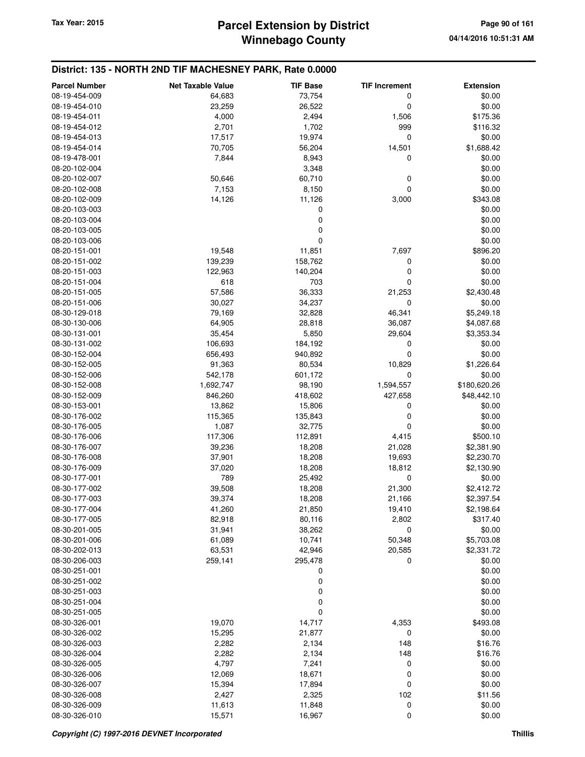## District: 135 - NORTH 2ND TIF MACHESNEY PARK, Rate 0.0000

| Parcel Number | Net Taxable Value | TIF Base | TIF Increment | Extension |
|---|---|---|---|---|
| 08-19-454-009 | 64,683 | 73,754 | 0 | $0.00 |
| 08-19-454-010 | 23,259 | 26,522 | 0 | $0.00 |
| 08-19-454-011 | 4,000 | 2,494 | 1,506 | $175.36 |
| 08-19-454-012 | 2,701 | 1,702 | 999 | $116.32 |
| 08-19-454-013 | 17,517 | 19,974 | 0 | $0.00 |
| 08-19-454-014 | 70,705 | 56,204 | 14,501 | $1,688.42 |
| 08-19-478-001 | 7,844 | 8,943 | 0 | $0.00 |
| 08-20-102-004 | | 3,348 | | $0.00 |
| 08-20-102-007 | 50,646 | 60,710 | 0 | $0.00 |
| 08-20-102-008 | 7,153 | 8,150 | 0 | $0.00 |
| 08-20-102-009 | 14,126 | 11,126 | 3,000 | $343.08 |
| 08-20-103-003 | | 0 | | $0.00 |
| 08-20-103-004 | | 0 | | $0.00 |
| 08-20-103-005 | | 0 | | $0.00 |
| 08-20-103-006 | | 0 | | $0.00 |
| 08-20-151-001 | 19,548 | 11,851 | 7,697 | $896.20 |
| 08-20-151-002 | 139,239 | 158,762 | 0 | $0.00 |
| 08-20-151-003 | 122,963 | 140,204 | 0 | $0.00 |
| 08-20-151-004 | 618 | 703 | 0 | $0.00 |
| 08-20-151-005 | 57,586 | 36,333 | 21,253 | $2,430.48 |
| 08-20-151-006 | 30,027 | 34,237 | 0 | $0.00 |
| 08-30-129-018 | 79,169 | 32,828 | 46,341 | $5,249.18 |
| 08-30-130-006 | 64,905 | 28,818 | 36,087 | $4,087.68 |
| 08-30-131-001 | 35,454 | 5,850 | 29,604 | $3,353.34 |
| 08-30-131-002 | 106,693 | 184,192 | 0 | $0.00 |
| 08-30-152-004 | 656,493 | 940,892 | 0 | $0.00 |
| 08-30-152-005 | 91,363 | 80,534 | 10,829 | $1,226.64 |
| 08-30-152-006 | 542,178 | 601,172 | 0 | $0.00 |
| 08-30-152-008 | 1,692,747 | 98,190 | 1,594,557 | $180,620.26 |
| 08-30-152-009 | 846,260 | 418,602 | 427,658 | $48,442.10 |
| 08-30-153-001 | 13,862 | 15,806 | 0 | $0.00 |
| 08-30-176-002 | 115,365 | 135,843 | 0 | $0.00 |
| 08-30-176-005 | 1,087 | 32,775 | 0 | $0.00 |
| 08-30-176-006 | 117,306 | 112,891 | 4,415 | $500.10 |
| 08-30-176-007 | 39,236 | 18,208 | 21,028 | $2,381.90 |
| 08-30-176-008 | 37,901 | 18,208 | 19,693 | $2,230.70 |
| 08-30-176-009 | 37,020 | 18,208 | 18,812 | $2,130.90 |
| 08-30-177-001 | 789 | 25,492 | 0 | $0.00 |
| 08-30-177-002 | 39,508 | 18,208 | 21,300 | $2,412.72 |
| 08-30-177-003 | 39,374 | 18,208 | 21,166 | $2,397.54 |
| 08-30-177-004 | 41,260 | 21,850 | 19,410 | $2,198.64 |
| 08-30-177-005 | 82,918 | 80,116 | 2,802 | $317.40 |
| 08-30-201-005 | 31,941 | 38,262 | 0 | $0.00 |
| 08-30-201-006 | 61,089 | 10,741 | 50,348 | $5,703.08 |
| 08-30-202-013 | 63,531 | 42,946 | 20,585 | $2,331.72 |
| 08-30-206-003 | 259,141 | 295,478 | 0 | $0.00 |
| 08-30-251-001 | | 0 | | $0.00 |
| 08-30-251-002 | | 0 | | $0.00 |
| 08-30-251-003 | | 0 | | $0.00 |
| 08-30-251-004 | | 0 | | $0.00 |
| 08-30-251-005 | | 0 | | $0.00 |
| 08-30-326-001 | 19,070 | 14,717 | 4,353 | $493.08 |
| 08-30-326-002 | 15,295 | 21,877 | 0 | $0.00 |
| 08-30-326-003 | 2,282 | 2,134 | 148 | $16.76 |
| 08-30-326-004 | 2,282 | 2,134 | 148 | $16.76 |
| 08-30-326-005 | 4,797 | 7,241 | 0 | $0.00 |
| 08-30-326-006 | 12,069 | 18,671 | 0 | $0.00 |
| 08-30-326-007 | 15,394 | 17,894 | 0 | $0.00 |
| 08-30-326-008 | 2,427 | 2,325 | 102 | $11.56 |
| 08-30-326-009 | 11,613 | 11,848 | 0 | $0.00 |
| 08-30-326-010 | 15,571 | 16,967 | 0 | $0.00 |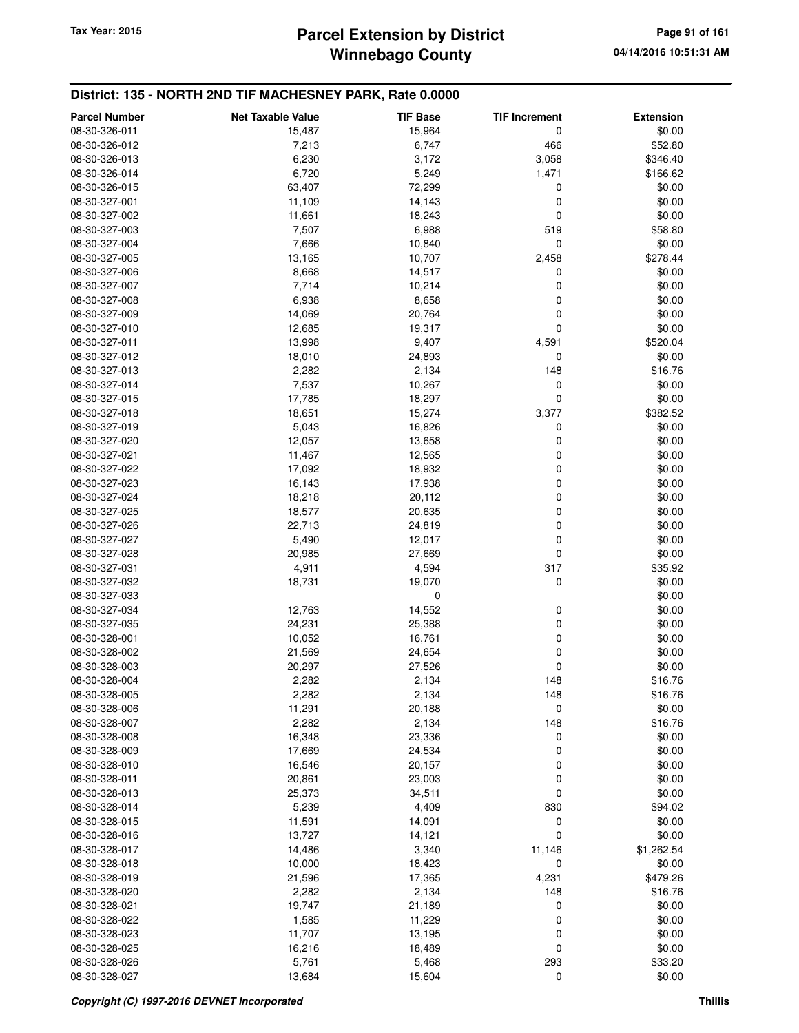## District: 135 - NORTH 2ND TIF MACHESNEY PARK, Rate 0.0000

| Parcel Number | Net Taxable Value | TIF Base | TIF Increment | Extension |
|---|---|---|---|---|
| 08-30-326-011 | 15,487 | 15,964 | 0 | $0.00 |
| 08-30-326-012 | 7,213 | 6,747 | 466 | $52.80 |
| 08-30-326-013 | 6,230 | 3,172 | 3,058 | $346.40 |
| 08-30-326-014 | 6,720 | 5,249 | 1,471 | $166.62 |
| 08-30-326-015 | 63,407 | 72,299 | 0 | $0.00 |
| 08-30-327-001 | 11,109 | 14,143 | 0 | $0.00 |
| 08-30-327-002 | 11,661 | 18,243 | 0 | $0.00 |
| 08-30-327-003 | 7,507 | 6,988 | 519 | $58.80 |
| 08-30-327-004 | 7,666 | 10,840 | 0 | $0.00 |
| 08-30-327-005 | 13,165 | 10,707 | 2,458 | $278.44 |
| 08-30-327-006 | 8,668 | 14,517 | 0 | $0.00 |
| 08-30-327-007 | 7,714 | 10,214 | 0 | $0.00 |
| 08-30-327-008 | 6,938 | 8,658 | 0 | $0.00 |
| 08-30-327-009 | 14,069 | 20,764 | 0 | $0.00 |
| 08-30-327-010 | 12,685 | 19,317 | 0 | $0.00 |
| 08-30-327-011 | 13,998 | 9,407 | 4,591 | $520.04 |
| 08-30-327-012 | 18,010 | 24,893 | 0 | $0.00 |
| 08-30-327-013 | 2,282 | 2,134 | 148 | $16.76 |
| 08-30-327-014 | 7,537 | 10,267 | 0 | $0.00 |
| 08-30-327-015 | 17,785 | 18,297 | 0 | $0.00 |
| 08-30-327-018 | 18,651 | 15,274 | 3,377 | $382.52 |
| 08-30-327-019 | 5,043 | 16,826 | 0 | $0.00 |
| 08-30-327-020 | 12,057 | 13,658 | 0 | $0.00 |
| 08-30-327-021 | 11,467 | 12,565 | 0 | $0.00 |
| 08-30-327-022 | 17,092 | 18,932 | 0 | $0.00 |
| 08-30-327-023 | 16,143 | 17,938 | 0 | $0.00 |
| 08-30-327-024 | 18,218 | 20,112 | 0 | $0.00 |
| 08-30-327-025 | 18,577 | 20,635 | 0 | $0.00 |
| 08-30-327-026 | 22,713 | 24,819 | 0 | $0.00 |
| 08-30-327-027 | 5,490 | 12,017 | 0 | $0.00 |
| 08-30-327-028 | 20,985 | 27,669 | 0 | $0.00 |
| 08-30-327-031 | 4,911 | 4,594 | 317 | $35.92 |
| 08-30-327-032 | 18,731 | 19,070 | 0 | $0.00 |
| 08-30-327-033 | | 0 | | $0.00 |
| 08-30-327-034 | 12,763 | 14,552 | 0 | $0.00 |
| 08-30-327-035 | 24,231 | 25,388 | 0 | $0.00 |
| 08-30-328-001 | 10,052 | 16,761 | 0 | $0.00 |
| 08-30-328-002 | 21,569 | 24,654 | 0 | $0.00 |
| 08-30-328-003 | 20,297 | 27,526 | 0 | $0.00 |
| 08-30-328-004 | 2,282 | 2,134 | 148 | $16.76 |
| 08-30-328-005 | 2,282 | 2,134 | 148 | $16.76 |
| 08-30-328-006 | 11,291 | 20,188 | 0 | $0.00 |
| 08-30-328-007 | 2,282 | 2,134 | 148 | $16.76 |
| 08-30-328-008 | 16,348 | 23,336 | 0 | $0.00 |
| 08-30-328-009 | 17,669 | 24,534 | 0 | $0.00 |
| 08-30-328-010 | 16,546 | 20,157 | 0 | $0.00 |
| 08-30-328-011 | 20,861 | 23,003 | 0 | $0.00 |
| 08-30-328-013 | 25,373 | 34,511 | 0 | $0.00 |
| 08-30-328-014 | 5,239 | 4,409 | 830 | $94.02 |
| 08-30-328-015 | 11,591 | 14,091 | 0 | $0.00 |
| 08-30-328-016 | 13,727 | 14,121 | 0 | $0.00 |
| 08-30-328-017 | 14,486 | 3,340 | 11,146 | $1,262.54 |
| 08-30-328-018 | 10,000 | 18,423 | 0 | $0.00 |
| 08-30-328-019 | 21,596 | 17,365 | 4,231 | $479.26 |
| 08-30-328-020 | 2,282 | 2,134 | 148 | $16.76 |
| 08-30-328-021 | 19,747 | 21,189 | 0 | $0.00 |
| 08-30-328-022 | 1,585 | 11,229 | 0 | $0.00 |
| 08-30-328-023 | 11,707 | 13,195 | 0 | $0.00 |
| 08-30-328-025 | 16,216 | 18,489 | 0 | $0.00 |
| 08-30-328-026 | 5,761 | 5,468 | 293 | $33.20 |
| 08-30-328-027 | 13,684 | 15,604 | 0 | $0.00 |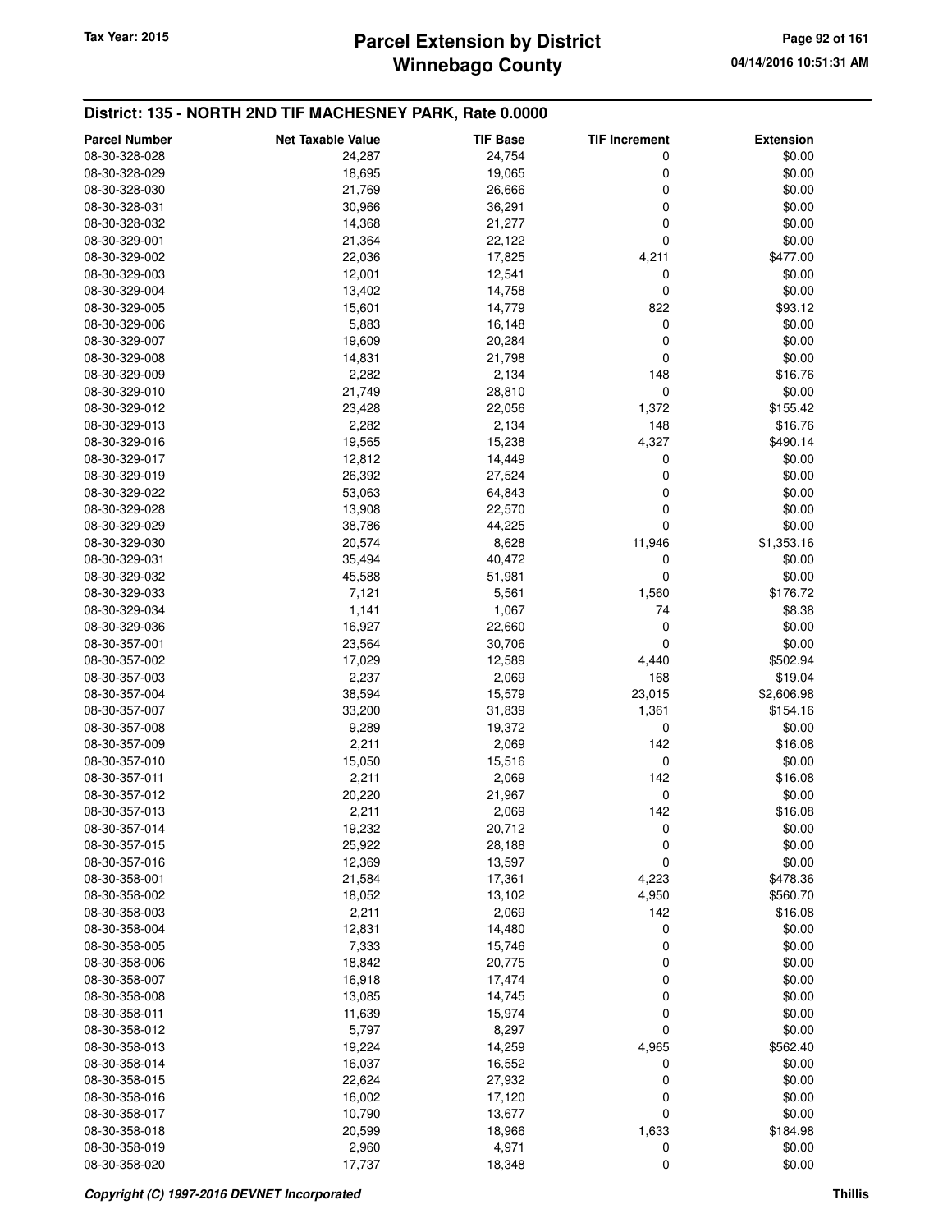## District: 135 - NORTH 2ND TIF MACHESNEY PARK, Rate 0.0000

| Parcel Number | Net Taxable Value | TIF Base | TIF Increment | Extension |
|---|---|---|---|---|
| 08-30-328-028 | 24,287 | 24,754 | 0 | $0.00 |
| 08-30-328-029 | 18,695 | 19,065 | 0 | $0.00 |
| 08-30-328-030 | 21,769 | 26,666 | 0 | $0.00 |
| 08-30-328-031 | 30,966 | 36,291 | 0 | $0.00 |
| 08-30-328-032 | 14,368 | 21,277 | 0 | $0.00 |
| 08-30-329-001 | 21,364 | 22,122 | 0 | $0.00 |
| 08-30-329-002 | 22,036 | 17,825 | 4,211 | $477.00 |
| 08-30-329-003 | 12,001 | 12,541 | 0 | $0.00 |
| 08-30-329-004 | 13,402 | 14,758 | 0 | $0.00 |
| 08-30-329-005 | 15,601 | 14,779 | 822 | $93.12 |
| 08-30-329-006 | 5,883 | 16,148 | 0 | $0.00 |
| 08-30-329-007 | 19,609 | 20,284 | 0 | $0.00 |
| 08-30-329-008 | 14,831 | 21,798 | 0 | $0.00 |
| 08-30-329-009 | 2,282 | 2,134 | 148 | $16.76 |
| 08-30-329-010 | 21,749 | 28,810 | 0 | $0.00 |
| 08-30-329-012 | 23,428 | 22,056 | 1,372 | $155.42 |
| 08-30-329-013 | 2,282 | 2,134 | 148 | $16.76 |
| 08-30-329-016 | 19,565 | 15,238 | 4,327 | $490.14 |
| 08-30-329-017 | 12,812 | 14,449 | 0 | $0.00 |
| 08-30-329-019 | 26,392 | 27,524 | 0 | $0.00 |
| 08-30-329-022 | 53,063 | 64,843 | 0 | $0.00 |
| 08-30-329-028 | 13,908 | 22,570 | 0 | $0.00 |
| 08-30-329-029 | 38,786 | 44,225 | 0 | $0.00 |
| 08-30-329-030 | 20,574 | 8,628 | 11,946 | $1,353.16 |
| 08-30-329-031 | 35,494 | 40,472 | 0 | $0.00 |
| 08-30-329-032 | 45,588 | 51,981 | 0 | $0.00 |
| 08-30-329-033 | 7,121 | 5,561 | 1,560 | $176.72 |
| 08-30-329-034 | 1,141 | 1,067 | 74 | $8.38 |
| 08-30-329-036 | 16,927 | 22,660 | 0 | $0.00 |
| 08-30-357-001 | 23,564 | 30,706 | 0 | $0.00 |
| 08-30-357-002 | 17,029 | 12,589 | 4,440 | $502.94 |
| 08-30-357-003 | 2,237 | 2,069 | 168 | $19.04 |
| 08-30-357-004 | 38,594 | 15,579 | 23,015 | $2,606.98 |
| 08-30-357-007 | 33,200 | 31,839 | 1,361 | $154.16 |
| 08-30-357-008 | 9,289 | 19,372 | 0 | $0.00 |
| 08-30-357-009 | 2,211 | 2,069 | 142 | $16.08 |
| 08-30-357-010 | 15,050 | 15,516 | 0 | $0.00 |
| 08-30-357-011 | 2,211 | 2,069 | 142 | $16.08 |
| 08-30-357-012 | 20,220 | 21,967 | 0 | $0.00 |
| 08-30-357-013 | 2,211 | 2,069 | 142 | $16.08 |
| 08-30-357-014 | 19,232 | 20,712 | 0 | $0.00 |
| 08-30-357-015 | 25,922 | 28,188 | 0 | $0.00 |
| 08-30-357-016 | 12,369 | 13,597 | 0 | $0.00 |
| 08-30-358-001 | 21,584 | 17,361 | 4,223 | $478.36 |
| 08-30-358-002 | 18,052 | 13,102 | 4,950 | $560.70 |
| 08-30-358-003 | 2,211 | 2,069 | 142 | $16.08 |
| 08-30-358-004 | 12,831 | 14,480 | 0 | $0.00 |
| 08-30-358-005 | 7,333 | 15,746 | 0 | $0.00 |
| 08-30-358-006 | 18,842 | 20,775 | 0 | $0.00 |
| 08-30-358-007 | 16,918 | 17,474 | 0 | $0.00 |
| 08-30-358-008 | 13,085 | 14,745 | 0 | $0.00 |
| 08-30-358-011 | 11,639 | 15,974 | 0 | $0.00 |
| 08-30-358-012 | 5,797 | 8,297 | 0 | $0.00 |
| 08-30-358-013 | 19,224 | 14,259 | 4,965 | $562.40 |
| 08-30-358-014 | 16,037 | 16,552 | 0 | $0.00 |
| 08-30-358-015 | 22,624 | 27,932 | 0 | $0.00 |
| 08-30-358-016 | 16,002 | 17,120 | 0 | $0.00 |
| 08-30-358-017 | 10,790 | 13,677 | 0 | $0.00 |
| 08-30-358-018 | 20,599 | 18,966 | 1,633 | $184.98 |
| 08-30-358-019 | 2,960 | 4,971 | 0 | $0.00 |
| 08-30-358-020 | 17,737 | 18,348 | 0 | $0.00 |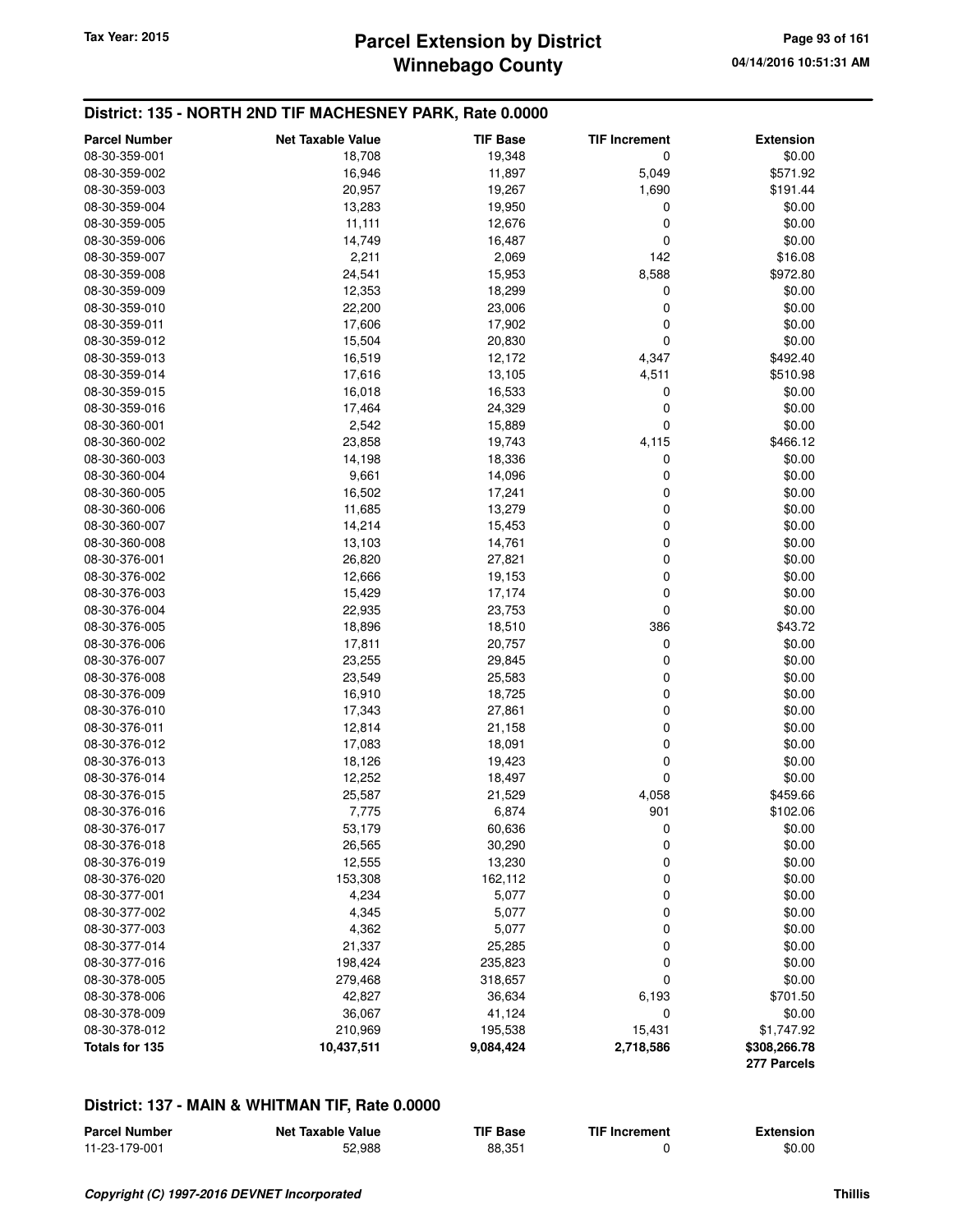## District: 135 - NORTH 2ND TIF MACHESNEY PARK, Rate 0.0000

| Parcel Number | Net Taxable Value | TIF Base | TIF Increment | Extension |
|---|---|---|---|---|
| 08-30-359-001 | 18,708 | 19,348 | 0 | $0.00 |
| 08-30-359-002 | 16,946 | 11,897 | 5,049 | $571.92 |
| 08-30-359-003 | 20,957 | 19,267 | 1,690 | $191.44 |
| 08-30-359-004 | 13,283 | 19,950 | 0 | $0.00 |
| 08-30-359-005 | 11,111 | 12,676 | 0 | $0.00 |
| 08-30-359-006 | 14,749 | 16,487 | 0 | $0.00 |
| 08-30-359-007 | 2,211 | 2,069 | 142 | $16.08 |
| 08-30-359-008 | 24,541 | 15,953 | 8,588 | $972.80 |
| 08-30-359-009 | 12,353 | 18,299 | 0 | $0.00 |
| 08-30-359-010 | 22,200 | 23,006 | 0 | $0.00 |
| 08-30-359-011 | 17,606 | 17,902 | 0 | $0.00 |
| 08-30-359-012 | 15,504 | 20,830 | 0 | $0.00 |
| 08-30-359-013 | 16,519 | 12,172 | 4,347 | $492.40 |
| 08-30-359-014 | 17,616 | 13,105 | 4,511 | $510.98 |
| 08-30-359-015 | 16,018 | 16,533 | 0 | $0.00 |
| 08-30-359-016 | 17,464 | 24,329 | 0 | $0.00 |
| 08-30-360-001 | 2,542 | 15,889 | 0 | $0.00 |
| 08-30-360-002 | 23,858 | 19,743 | 4,115 | $466.12 |
| 08-30-360-003 | 14,198 | 18,336 | 0 | $0.00 |
| 08-30-360-004 | 9,661 | 14,096 | 0 | $0.00 |
| 08-30-360-005 | 16,502 | 17,241 | 0 | $0.00 |
| 08-30-360-006 | 11,685 | 13,279 | 0 | $0.00 |
| 08-30-360-007 | 14,214 | 15,453 | 0 | $0.00 |
| 08-30-360-008 | 13,103 | 14,761 | 0 | $0.00 |
| 08-30-376-001 | 26,820 | 27,821 | 0 | $0.00 |
| 08-30-376-002 | 12,666 | 19,153 | 0 | $0.00 |
| 08-30-376-003 | 15,429 | 17,174 | 0 | $0.00 |
| 08-30-376-004 | 22,935 | 23,753 | 0 | $0.00 |
| 08-30-376-005 | 18,896 | 18,510 | 386 | $43.72 |
| 08-30-376-006 | 17,811 | 20,757 | 0 | $0.00 |
| 08-30-376-007 | 23,255 | 29,845 | 0 | $0.00 |
| 08-30-376-008 | 23,549 | 25,583 | 0 | $0.00 |
| 08-30-376-009 | 16,910 | 18,725 | 0 | $0.00 |
| 08-30-376-010 | 17,343 | 27,861 | 0 | $0.00 |
| 08-30-376-011 | 12,814 | 21,158 | 0 | $0.00 |
| 08-30-376-012 | 17,083 | 18,091 | 0 | $0.00 |
| 08-30-376-013 | 18,126 | 19,423 | 0 | $0.00 |
| 08-30-376-014 | 12,252 | 18,497 | 0 | $0.00 |
| 08-30-376-015 | 25,587 | 21,529 | 4,058 | $459.66 |
| 08-30-376-016 | 7,775 | 6,874 | 901 | $102.06 |
| 08-30-376-017 | 53,179 | 60,636 | 0 | $0.00 |
| 08-30-376-018 | 26,565 | 30,290 | 0 | $0.00 |
| 08-30-376-019 | 12,555 | 13,230 | 0 | $0.00 |
| 08-30-376-020 | 153,308 | 162,112 | 0 | $0.00 |
| 08-30-377-001 | 4,234 | 5,077 | 0 | $0.00 |
| 08-30-377-002 | 4,345 | 5,077 | 0 | $0.00 |
| 08-30-377-003 | 4,362 | 5,077 | 0 | $0.00 |
| 08-30-377-014 | 21,337 | 25,285 | 0 | $0.00 |
| 08-30-377-016 | 198,424 | 235,823 | 0 | $0.00 |
| 08-30-378-005 | 279,468 | 318,657 | 0 | $0.00 |
| 08-30-378-006 | 42,827 | 36,634 | 6,193 | $701.50 |
| 08-30-378-009 | 36,067 | 41,124 | 0 | $0.00 |
| 08-30-378-012 | 210,969 | 195,538 | 15,431 | $1,747.92 |
| **Totals for 135** | **10,437,511** | **9,084,424** | **2,718,586** | **$308,266.78** |
| | | | | **277 Parcels** |

## District: 137 - MAIN & WHITMAN TIF, Rate 0.0000

| Parcel Number | Net Taxable Value | TIF Base | TIF Increment | Extension |
|---|---|---|---|---|
| 11-23-179-001 | 52,988 | 88,351 | 0 | $0.00 |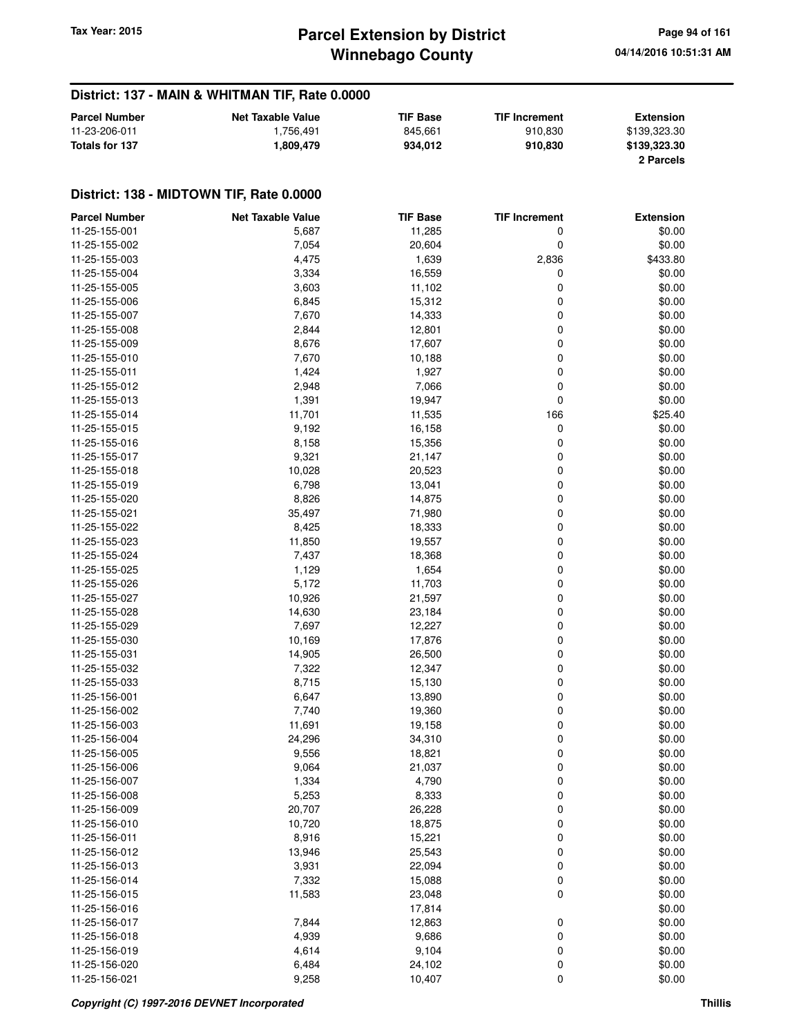## District: 137 - MAIN & WHITMAN TIF, Rate 0.0000

| Parcel Number | Net Taxable Value | TIF Base | TIF Increment | Extension |
|---|---|---|---|---|
| 11-23-206-011 | 1,756,491 | 845,661 | 910,830 | $139,323.30 |
| **Totals for 137** | **1,809,479** | **934,012** | **910,830** | **$139,323.30** |
| | | | | **2 Parcels** |

## District: 138 - MIDTOWN TIF, Rate 0.0000

| Parcel Number | Net Taxable Value | TIF Base | TIF Increment | Extension |
|---|---|---|---|---|
| 11-25-155-001 | 5,687 | 11,285 | 0 | $0.00 |
| 11-25-155-002 | 7,054 | 20,604 | 0 | $0.00 |
| 11-25-155-003 | 4,475 | 1,639 | 2,836 | $433.80 |
| 11-25-155-004 | 3,334 | 16,559 | 0 | $0.00 |
| 11-25-155-005 | 3,603 | 11,102 | 0 | $0.00 |
| 11-25-155-006 | 6,845 | 15,312 | 0 | $0.00 |
| 11-25-155-007 | 7,670 | 14,333 | 0 | $0.00 |
| 11-25-155-008 | 2,844 | 12,801 | 0 | $0.00 |
| 11-25-155-009 | 8,676 | 17,607 | 0 | $0.00 |
| 11-25-155-010 | 7,670 | 10,188 | 0 | $0.00 |
| 11-25-155-011 | 1,424 | 1,927 | 0 | $0.00 |
| 11-25-155-012 | 2,948 | 7,066 | 0 | $0.00 |
| 11-25-155-013 | 1,391 | 19,947 | 0 | $0.00 |
| 11-25-155-014 | 11,701 | 11,535 | 166 | $25.40 |
| 11-25-155-015 | 9,192 | 16,158 | 0 | $0.00 |
| 11-25-155-016 | 8,158 | 15,356 | 0 | $0.00 |
| 11-25-155-017 | 9,321 | 21,147 | 0 | $0.00 |
| 11-25-155-018 | 10,028 | 20,523 | 0 | $0.00 |
| 11-25-155-019 | 6,798 | 13,041 | 0 | $0.00 |
| 11-25-155-020 | 8,826 | 14,875 | 0 | $0.00 |
| 11-25-155-021 | 35,497 | 71,980 | 0 | $0.00 |
| 11-25-155-022 | 8,425 | 18,333 | 0 | $0.00 |
| 11-25-155-023 | 11,850 | 19,557 | 0 | $0.00 |
| 11-25-155-024 | 7,437 | 18,368 | 0 | $0.00 |
| 11-25-155-025 | 1,129 | 1,654 | 0 | $0.00 |
| 11-25-155-026 | 5,172 | 11,703 | 0 | $0.00 |
| 11-25-155-027 | 10,926 | 21,597 | 0 | $0.00 |
| 11-25-155-028 | 14,630 | 23,184 | 0 | $0.00 |
| 11-25-155-029 | 7,697 | 12,227 | 0 | $0.00 |
| 11-25-155-030 | 10,169 | 17,876 | 0 | $0.00 |
| 11-25-155-031 | 14,905 | 26,500 | 0 | $0.00 |
| 11-25-155-032 | 7,322 | 12,347 | 0 | $0.00 |
| 11-25-155-033 | 8,715 | 15,130 | 0 | $0.00 |
| 11-25-156-001 | 6,647 | 13,890 | 0 | $0.00 |
| 11-25-156-002 | 7,740 | 19,360 | 0 | $0.00 |
| 11-25-156-003 | 11,691 | 19,158 | 0 | $0.00 |
| 11-25-156-004 | 24,296 | 34,310 | 0 | $0.00 |
| 11-25-156-005 | 9,556 | 18,821 | 0 | $0.00 |
| 11-25-156-006 | 9,064 | 21,037 | 0 | $0.00 |
| 11-25-156-007 | 1,334 | 4,790 | 0 | $0.00 |
| 11-25-156-008 | 5,253 | 8,333 | 0 | $0.00 |
| 11-25-156-009 | 20,707 | 26,228 | 0 | $0.00 |
| 11-25-156-010 | 10,720 | 18,875 | 0 | $0.00 |
| 11-25-156-011 | 8,916 | 15,221 | 0 | $0.00 |
| 11-25-156-012 | 13,946 | 25,543 | 0 | $0.00 |
| 11-25-156-013 | 3,931 | 22,094 | 0 | $0.00 |
| 11-25-156-014 | 7,332 | 15,088 | 0 | $0.00 |
| 11-25-156-015 | 11,583 | 23,048 | 0 | $0.00 |
| 11-25-156-016 | | 17,814 | | $0.00 |
| 11-25-156-017 | 7,844 | 12,863 | 0 | $0.00 |
| 11-25-156-018 | 4,939 | 9,686 | 0 | $0.00 |
| 11-25-156-019 | 4,614 | 9,104 | 0 | $0.00 |
| 11-25-156-020 | 6,484 | 24,102 | 0 | $0.00 |
| 11-25-156-021 | 9,258 | 10,407 | 0 | $0.00 |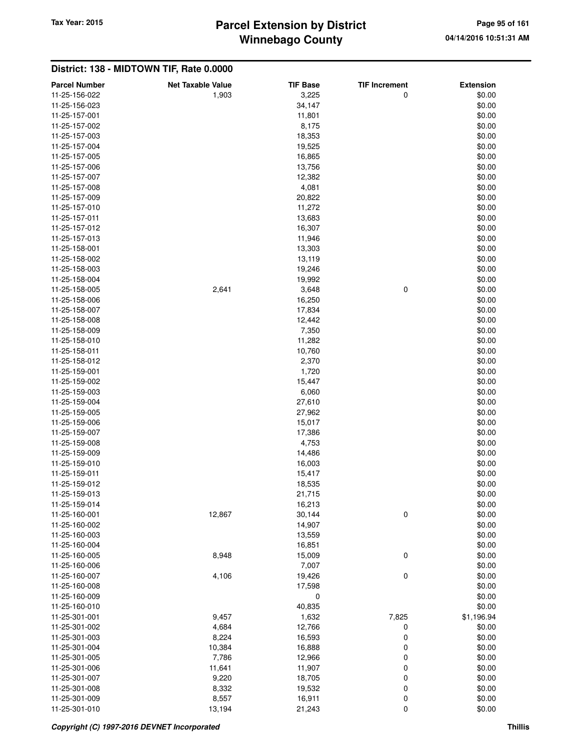## District: 138 - MIDTOWN TIF, Rate 0.0000

| Parcel Number | Net Taxable Value | TIF Base | TIF Increment | Extension |
|---|---|---|---|---|
| 11-25-156-022 | 1,903 | 3,225 | 0 | $0.00 |
| 11-25-156-023 | | 34,147 | | $0.00 |
| 11-25-157-001 | | 11,801 | | $0.00 |
| 11-25-157-002 | | 8,175 | | $0.00 |
| 11-25-157-003 | | 18,353 | | $0.00 |
| 11-25-157-004 | | 19,525 | | $0.00 |
| 11-25-157-005 | | 16,865 | | $0.00 |
| 11-25-157-006 | | 13,756 | | $0.00 |
| 11-25-157-007 | | 12,382 | | $0.00 |
| 11-25-157-008 | | 4,081 | | $0.00 |
| 11-25-157-009 | | 20,822 | | $0.00 |
| 11-25-157-010 | | 11,272 | | $0.00 |
| 11-25-157-011 | | 13,683 | | $0.00 |
| 11-25-157-012 | | 16,307 | | $0.00 |
| 11-25-157-013 | | 11,946 | | $0.00 |
| 11-25-158-001 | | 13,303 | | $0.00 |
| 11-25-158-002 | | 13,119 | | $0.00 |
| 11-25-158-003 | | 19,246 | | $0.00 |
| 11-25-158-004 | | 19,992 | | $0.00 |
| 11-25-158-005 | 2,641 | 3,648 | 0 | $0.00 |
| 11-25-158-006 | | 16,250 | | $0.00 |
| 11-25-158-007 | | 17,834 | | $0.00 |
| 11-25-158-008 | | 12,442 | | $0.00 |
| 11-25-158-009 | | 7,350 | | $0.00 |
| 11-25-158-010 | | 11,282 | | $0.00 |
| 11-25-158-011 | | 10,760 | | $0.00 |
| 11-25-158-012 | | 2,370 | | $0.00 |
| 11-25-159-001 | | 1,720 | | $0.00 |
| 11-25-159-002 | | 15,447 | | $0.00 |
| 11-25-159-003 | | 6,060 | | $0.00 |
| 11-25-159-004 | | 27,610 | | $0.00 |
| 11-25-159-005 | | 27,962 | | $0.00 |
| 11-25-159-006 | | 15,017 | | $0.00 |
| 11-25-159-007 | | 17,386 | | $0.00 |
| 11-25-159-008 | | 4,753 | | $0.00 |
| 11-25-159-009 | | 14,486 | | $0.00 |
| 11-25-159-010 | | 16,003 | | $0.00 |
| 11-25-159-011 | | 15,417 | | $0.00 |
| 11-25-159-012 | | 18,535 | | $0.00 |
| 11-25-159-013 | | 21,715 | | $0.00 |
| 11-25-159-014 | | 16,213 | | $0.00 |
| 11-25-160-001 | 12,867 | 30,144 | 0 | $0.00 |
| 11-25-160-002 | | 14,907 | | $0.00 |
| 11-25-160-003 | | 13,559 | | $0.00 |
| 11-25-160-004 | | 16,851 | | $0.00 |
| 11-25-160-005 | 8,948 | 15,009 | 0 | $0.00 |
| 11-25-160-006 | | 7,007 | | $0.00 |
| 11-25-160-007 | 4,106 | 19,426 | 0 | $0.00 |
| 11-25-160-008 | | 17,598 | | $0.00 |
| 11-25-160-009 | | 0 | | $0.00 |
| 11-25-160-010 | | 40,835 | | $0.00 |
| 11-25-301-001 | 9,457 | 1,632 | 7,825 | $1,196.94 |
| 11-25-301-002 | 4,684 | 12,766 | 0 | $0.00 |
| 11-25-301-003 | 8,224 | 16,593 | 0 | $0.00 |
| 11-25-301-004 | 10,384 | 16,888 | 0 | $0.00 |
| 11-25-301-005 | 7,786 | 12,966 | 0 | $0.00 |
| 11-25-301-006 | 11,641 | 11,907 | 0 | $0.00 |
| 11-25-301-007 | 9,220 | 18,705 | 0 | $0.00 |
| 11-25-301-008 | 8,332 | 19,532 | 0 | $0.00 |
| 11-25-301-009 | 8,557 | 16,911 | 0 | $0.00 |
| 11-25-301-010 | 13,194 | 21,243 | 0 | $0.00 |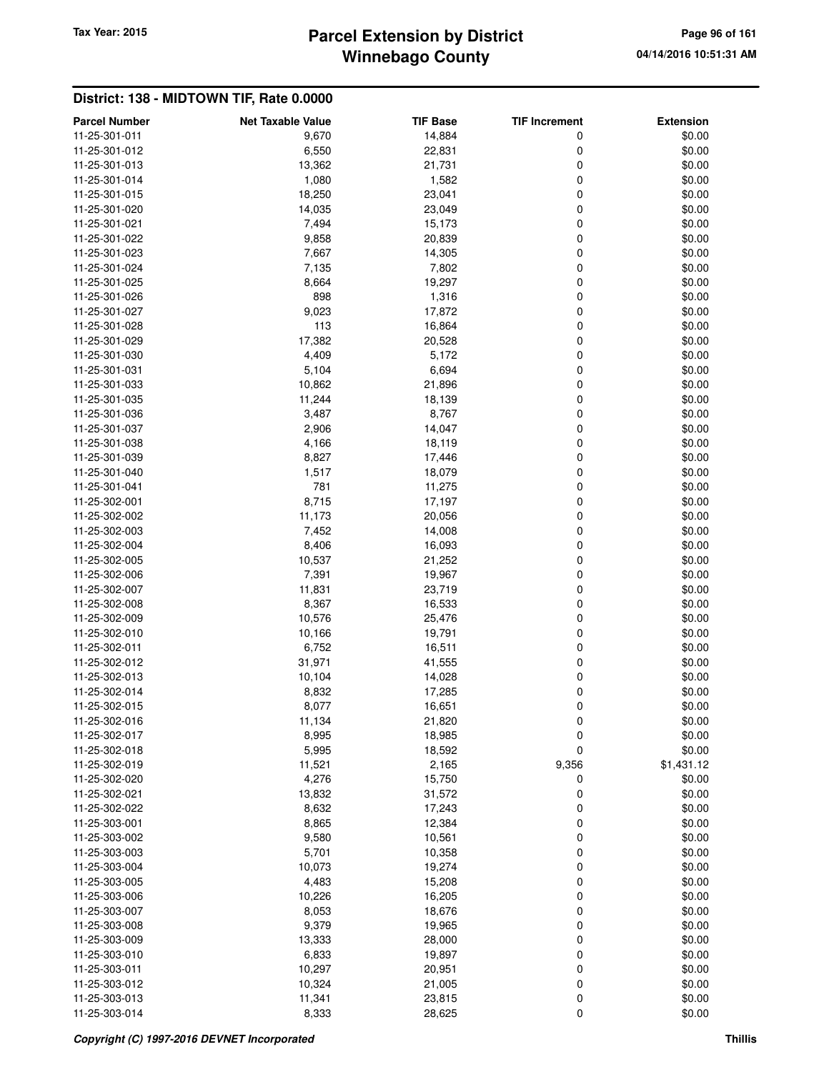## District: 138 - MIDTOWN TIF, Rate 0.0000

| Parcel Number | Net Taxable Value | TIF Base | TIF Increment | Extension |
|---|---|---|---|---|
| 11-25-301-011 | 9,670 | 14,884 | 0 | $0.00 |
| 11-25-301-012 | 6,550 | 22,831 | 0 | $0.00 |
| 11-25-301-013 | 13,362 | 21,731 | 0 | $0.00 |
| 11-25-301-014 | 1,080 | 1,582 | 0 | $0.00 |
| 11-25-301-015 | 18,250 | 23,041 | 0 | $0.00 |
| 11-25-301-020 | 14,035 | 23,049 | 0 | $0.00 |
| 11-25-301-021 | 7,494 | 15,173 | 0 | $0.00 |
| 11-25-301-022 | 9,858 | 20,839 | 0 | $0.00 |
| 11-25-301-023 | 7,667 | 14,305 | 0 | $0.00 |
| 11-25-301-024 | 7,135 | 7,802 | 0 | $0.00 |
| 11-25-301-025 | 8,664 | 19,297 | 0 | $0.00 |
| 11-25-301-026 | 898 | 1,316 | 0 | $0.00 |
| 11-25-301-027 | 9,023 | 17,872 | 0 | $0.00 |
| 11-25-301-028 | 113 | 16,864 | 0 | $0.00 |
| 11-25-301-029 | 17,382 | 20,528 | 0 | $0.00 |
| 11-25-301-030 | 4,409 | 5,172 | 0 | $0.00 |
| 11-25-301-031 | 5,104 | 6,694 | 0 | $0.00 |
| 11-25-301-033 | 10,862 | 21,896 | 0 | $0.00 |
| 11-25-301-035 | 11,244 | 18,139 | 0 | $0.00 |
| 11-25-301-036 | 3,487 | 8,767 | 0 | $0.00 |
| 11-25-301-037 | 2,906 | 14,047 | 0 | $0.00 |
| 11-25-301-038 | 4,166 | 18,119 | 0 | $0.00 |
| 11-25-301-039 | 8,827 | 17,446 | 0 | $0.00 |
| 11-25-301-040 | 1,517 | 18,079 | 0 | $0.00 |
| 11-25-301-041 | 781 | 11,275 | 0 | $0.00 |
| 11-25-302-001 | 8,715 | 17,197 | 0 | $0.00 |
| 11-25-302-002 | 11,173 | 20,056 | 0 | $0.00 |
| 11-25-302-003 | 7,452 | 14,008 | 0 | $0.00 |
| 11-25-302-004 | 8,406 | 16,093 | 0 | $0.00 |
| 11-25-302-005 | 10,537 | 21,252 | 0 | $0.00 |
| 11-25-302-006 | 7,391 | 19,967 | 0 | $0.00 |
| 11-25-302-007 | 11,831 | 23,719 | 0 | $0.00 |
| 11-25-302-008 | 8,367 | 16,533 | 0 | $0.00 |
| 11-25-302-009 | 10,576 | 25,476 | 0 | $0.00 |
| 11-25-302-010 | 10,166 | 19,791 | 0 | $0.00 |
| 11-25-302-011 | 6,752 | 16,511 | 0 | $0.00 |
| 11-25-302-012 | 31,971 | 41,555 | 0 | $0.00 |
| 11-25-302-013 | 10,104 | 14,028 | 0 | $0.00 |
| 11-25-302-014 | 8,832 | 17,285 | 0 | $0.00 |
| 11-25-302-015 | 8,077 | 16,651 | 0 | $0.00 |
| 11-25-302-016 | 11,134 | 21,820 | 0 | $0.00 |
| 11-25-302-017 | 8,995 | 18,985 | 0 | $0.00 |
| 11-25-302-018 | 5,995 | 18,592 | 0 | $0.00 |
| 11-25-302-019 | 11,521 | 2,165 | 9,356 | $1,431.12 |
| 11-25-302-020 | 4,276 | 15,750 | 0 | $0.00 |
| 11-25-302-021 | 13,832 | 31,572 | 0 | $0.00 |
| 11-25-302-022 | 8,632 | 17,243 | 0 | $0.00 |
| 11-25-303-001 | 8,865 | 12,384 | 0 | $0.00 |
| 11-25-303-002 | 9,580 | 10,561 | 0 | $0.00 |
| 11-25-303-003 | 5,701 | 10,358 | 0 | $0.00 |
| 11-25-303-004 | 10,073 | 19,274 | 0 | $0.00 |
| 11-25-303-005 | 4,483 | 15,208 | 0 | $0.00 |
| 11-25-303-006 | 10,226 | 16,205 | 0 | $0.00 |
| 11-25-303-007 | 8,053 | 18,676 | 0 | $0.00 |
| 11-25-303-008 | 9,379 | 19,965 | 0 | $0.00 |
| 11-25-303-009 | 13,333 | 28,000 | 0 | $0.00 |
| 11-25-303-010 | 6,833 | 19,897 | 0 | $0.00 |
| 11-25-303-011 | 10,297 | 20,951 | 0 | $0.00 |
| 11-25-303-012 | 10,324 | 21,005 | 0 | $0.00 |
| 11-25-303-013 | 11,341 | 23,815 | 0 | $0.00 |
| 11-25-303-014 | 8,333 | 28,625 | 0 | $0.00 |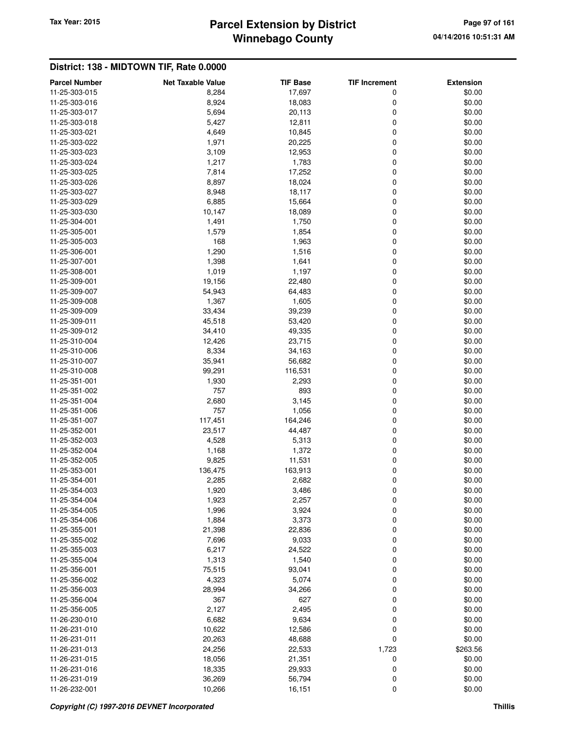## District: 138 - MIDTOWN TIF, Rate 0.0000

| Parcel Number | Net Taxable Value | TIF Base | TIF Increment | Extension |
|---|---|---|---|---|
| 11-25-303-015 | 8,284 | 17,697 | 0 | $0.00 |
| 11-25-303-016 | 8,924 | 18,083 | 0 | $0.00 |
| 11-25-303-017 | 5,694 | 20,113 | 0 | $0.00 |
| 11-25-303-018 | 5,427 | 12,811 | 0 | $0.00 |
| 11-25-303-021 | 4,649 | 10,845 | 0 | $0.00 |
| 11-25-303-022 | 1,971 | 20,225 | 0 | $0.00 |
| 11-25-303-023 | 3,109 | 12,953 | 0 | $0.00 |
| 11-25-303-024 | 1,217 | 1,783 | 0 | $0.00 |
| 11-25-303-025 | 7,814 | 17,252 | 0 | $0.00 |
| 11-25-303-026 | 8,897 | 18,024 | 0 | $0.00 |
| 11-25-303-027 | 8,948 | 18,117 | 0 | $0.00 |
| 11-25-303-029 | 6,885 | 15,664 | 0 | $0.00 |
| 11-25-303-030 | 10,147 | 18,089 | 0 | $0.00 |
| 11-25-304-001 | 1,491 | 1,750 | 0 | $0.00 |
| 11-25-305-001 | 1,579 | 1,854 | 0 | $0.00 |
| 11-25-305-003 | 168 | 1,963 | 0 | $0.00 |
| 11-25-306-001 | 1,290 | 1,516 | 0 | $0.00 |
| 11-25-307-001 | 1,398 | 1,641 | 0 | $0.00 |
| 11-25-308-001 | 1,019 | 1,197 | 0 | $0.00 |
| 11-25-309-001 | 19,156 | 22,480 | 0 | $0.00 |
| 11-25-309-007 | 54,943 | 64,483 | 0 | $0.00 |
| 11-25-309-008 | 1,367 | 1,605 | 0 | $0.00 |
| 11-25-309-009 | 33,434 | 39,239 | 0 | $0.00 |
| 11-25-309-011 | 45,518 | 53,420 | 0 | $0.00 |
| 11-25-309-012 | 34,410 | 49,335 | 0 | $0.00 |
| 11-25-310-004 | 12,426 | 23,715 | 0 | $0.00 |
| 11-25-310-006 | 8,334 | 34,163 | 0 | $0.00 |
| 11-25-310-007 | 35,941 | 56,682 | 0 | $0.00 |
| 11-25-310-008 | 99,291 | 116,531 | 0 | $0.00 |
| 11-25-351-001 | 1,930 | 2,293 | 0 | $0.00 |
| 11-25-351-002 | 757 | 893 | 0 | $0.00 |
| 11-25-351-004 | 2,680 | 3,145 | 0 | $0.00 |
| 11-25-351-006 | 757 | 1,056 | 0 | $0.00 |
| 11-25-351-007 | 117,451 | 164,246 | 0 | $0.00 |
| 11-25-352-001 | 23,517 | 44,487 | 0 | $0.00 |
| 11-25-352-003 | 4,528 | 5,313 | 0 | $0.00 |
| 11-25-352-004 | 1,168 | 1,372 | 0 | $0.00 |
| 11-25-352-005 | 9,825 | 11,531 | 0 | $0.00 |
| 11-25-353-001 | 136,475 | 163,913 | 0 | $0.00 |
| 11-25-354-001 | 2,285 | 2,682 | 0 | $0.00 |
| 11-25-354-003 | 1,920 | 3,486 | 0 | $0.00 |
| 11-25-354-004 | 1,923 | 2,257 | 0 | $0.00 |
| 11-25-354-005 | 1,996 | 3,924 | 0 | $0.00 |
| 11-25-354-006 | 1,884 | 3,373 | 0 | $0.00 |
| 11-25-355-001 | 21,398 | 22,836 | 0 | $0.00 |
| 11-25-355-002 | 7,696 | 9,033 | 0 | $0.00 |
| 11-25-355-003 | 6,217 | 24,522 | 0 | $0.00 |
| 11-25-355-004 | 1,313 | 1,540 | 0 | $0.00 |
| 11-25-356-001 | 75,515 | 93,041 | 0 | $0.00 |
| 11-25-356-002 | 4,323 | 5,074 | 0 | $0.00 |
| 11-25-356-003 | 28,994 | 34,266 | 0 | $0.00 |
| 11-25-356-004 | 367 | 627 | 0 | $0.00 |
| 11-25-356-005 | 2,127 | 2,495 | 0 | $0.00 |
| 11-26-230-010 | 6,682 | 9,634 | 0 | $0.00 |
| 11-26-231-010 | 10,622 | 12,586 | 0 | $0.00 |
| 11-26-231-011 | 20,263 | 48,688 | 0 | $0.00 |
| 11-26-231-013 | 24,256 | 22,533 | 1,723 | $263.56 |
| 11-26-231-015 | 18,056 | 21,351 | 0 | $0.00 |
| 11-26-231-016 | 18,335 | 29,933 | 0 | $0.00 |
| 11-26-231-019 | 36,269 | 56,794 | 0 | $0.00 |
| 11-26-232-001 | 10,266 | 16,151 | 0 | $0.00 |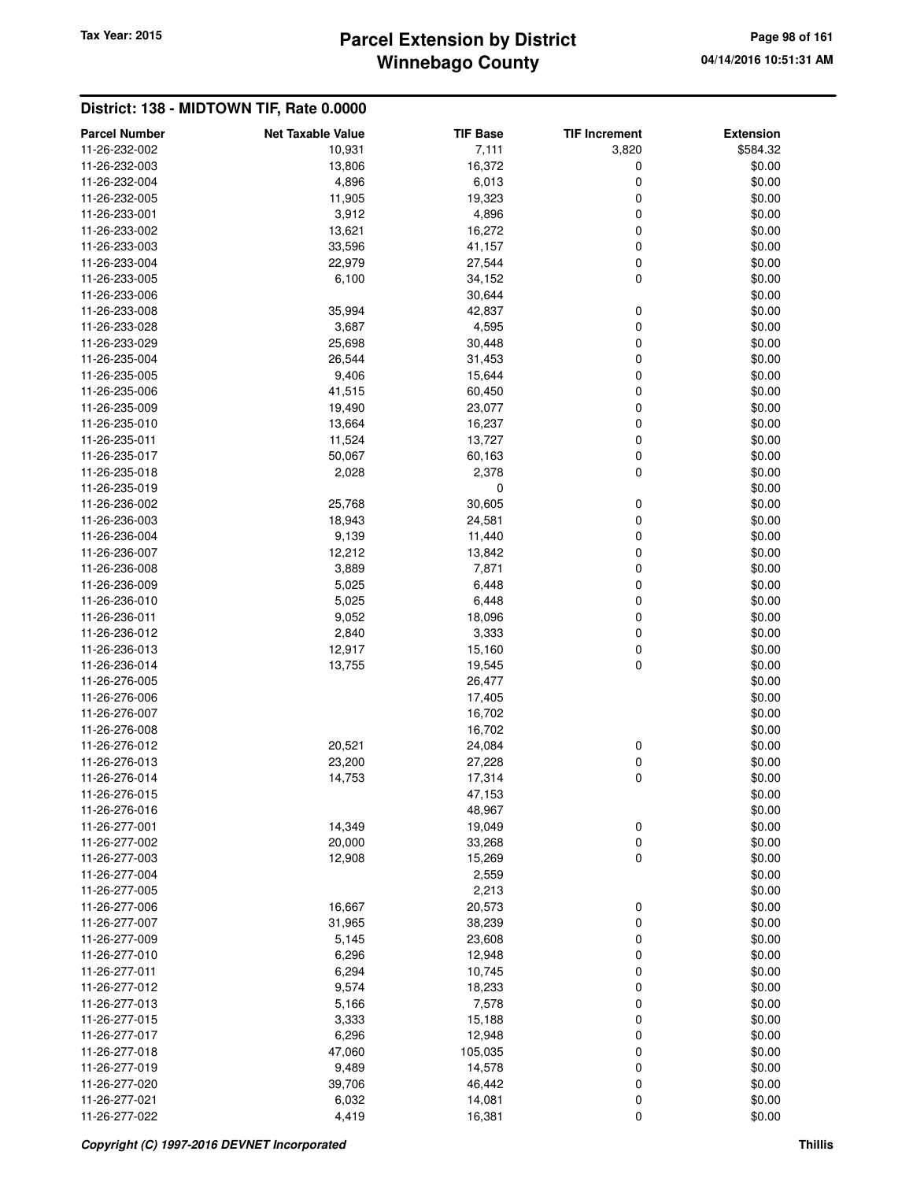## District: 138 - MIDTOWN TIF, Rate 0.0000

| Parcel Number | Net Taxable Value | TIF Base | TIF Increment | Extension |
|---|---|---|---|---|
| 11-26-232-002 | 10,931 | 7,111 | 3,820 | $584.32 |
| 11-26-232-003 | 13,806 | 16,372 | 0 | $0.00 |
| 11-26-232-004 | 4,896 | 6,013 | 0 | $0.00 |
| 11-26-232-005 | 11,905 | 19,323 | 0 | $0.00 |
| 11-26-233-001 | 3,912 | 4,896 | 0 | $0.00 |
| 11-26-233-002 | 13,621 | 16,272 | 0 | $0.00 |
| 11-26-233-003 | 33,596 | 41,157 | 0 | $0.00 |
| 11-26-233-004 | 22,979 | 27,544 | 0 | $0.00 |
| 11-26-233-005 | 6,100 | 34,152 | 0 | $0.00 |
| 11-26-233-006 | | 30,644 | | $0.00 |
| 11-26-233-008 | 35,994 | 42,837 | 0 | $0.00 |
| 11-26-233-028 | 3,687 | 4,595 | 0 | $0.00 |
| 11-26-233-029 | 25,698 | 30,448 | 0 | $0.00 |
| 11-26-235-004 | 26,544 | 31,453 | 0 | $0.00 |
| 11-26-235-005 | 9,406 | 15,644 | 0 | $0.00 |
| 11-26-235-006 | 41,515 | 60,450 | 0 | $0.00 |
| 11-26-235-009 | 19,490 | 23,077 | 0 | $0.00 |
| 11-26-235-010 | 13,664 | 16,237 | 0 | $0.00 |
| 11-26-235-011 | 11,524 | 13,727 | 0 | $0.00 |
| 11-26-235-017 | 50,067 | 60,163 | 0 | $0.00 |
| 11-26-235-018 | 2,028 | 2,378 | 0 | $0.00 |
| 11-26-235-019 | | 0 | | $0.00 |
| 11-26-236-002 | 25,768 | 30,605 | 0 | $0.00 |
| 11-26-236-003 | 18,943 | 24,581 | 0 | $0.00 |
| 11-26-236-004 | 9,139 | 11,440 | 0 | $0.00 |
| 11-26-236-007 | 12,212 | 13,842 | 0 | $0.00 |
| 11-26-236-008 | 3,889 | 7,871 | 0 | $0.00 |
| 11-26-236-009 | 5,025 | 6,448 | 0 | $0.00 |
| 11-26-236-010 | 5,025 | 6,448 | 0 | $0.00 |
| 11-26-236-011 | 9,052 | 18,096 | 0 | $0.00 |
| 11-26-236-012 | 2,840 | 3,333 | 0 | $0.00 |
| 11-26-236-013 | 12,917 | 15,160 | 0 | $0.00 |
| 11-26-236-014 | 13,755 | 19,545 | 0 | $0.00 |
| 11-26-276-005 | | 26,477 | | $0.00 |
| 11-26-276-006 | | 17,405 | | $0.00 |
| 11-26-276-007 | | 16,702 | | $0.00 |
| 11-26-276-008 | | 16,702 | | $0.00 |
| 11-26-276-012 | 20,521 | 24,084 | 0 | $0.00 |
| 11-26-276-013 | 23,200 | 27,228 | 0 | $0.00 |
| 11-26-276-014 | 14,753 | 17,314 | 0 | $0.00 |
| 11-26-276-015 | | 47,153 | | $0.00 |
| 11-26-276-016 | | 48,967 | | $0.00 |
| 11-26-277-001 | 14,349 | 19,049 | 0 | $0.00 |
| 11-26-277-002 | 20,000 | 33,268 | 0 | $0.00 |
| 11-26-277-003 | 12,908 | 15,269 | 0 | $0.00 |
| 11-26-277-004 | | 2,559 | | $0.00 |
| 11-26-277-005 | | 2,213 | | $0.00 |
| 11-26-277-006 | 16,667 | 20,573 | 0 | $0.00 |
| 11-26-277-007 | 31,965 | 38,239 | 0 | $0.00 |
| 11-26-277-009 | 5,145 | 23,608 | 0 | $0.00 |
| 11-26-277-010 | 6,296 | 12,948 | 0 | $0.00 |
| 11-26-277-011 | 6,294 | 10,745 | 0 | $0.00 |
| 11-26-277-012 | 9,574 | 18,233 | 0 | $0.00 |
| 11-26-277-013 | 5,166 | 7,578 | 0 | $0.00 |
| 11-26-277-015 | 3,333 | 15,188 | 0 | $0.00 |
| 11-26-277-017 | 6,296 | 12,948 | 0 | $0.00 |
| 11-26-277-018 | 47,060 | 105,035 | 0 | $0.00 |
| 11-26-277-019 | 9,489 | 14,578 | 0 | $0.00 |
| 11-26-277-020 | 39,706 | 46,442 | 0 | $0.00 |
| 11-26-277-021 | 6,032 | 14,081 | 0 | $0.00 |
| 11-26-277-022 | 4,419 | 16,381 | 0 | $0.00 |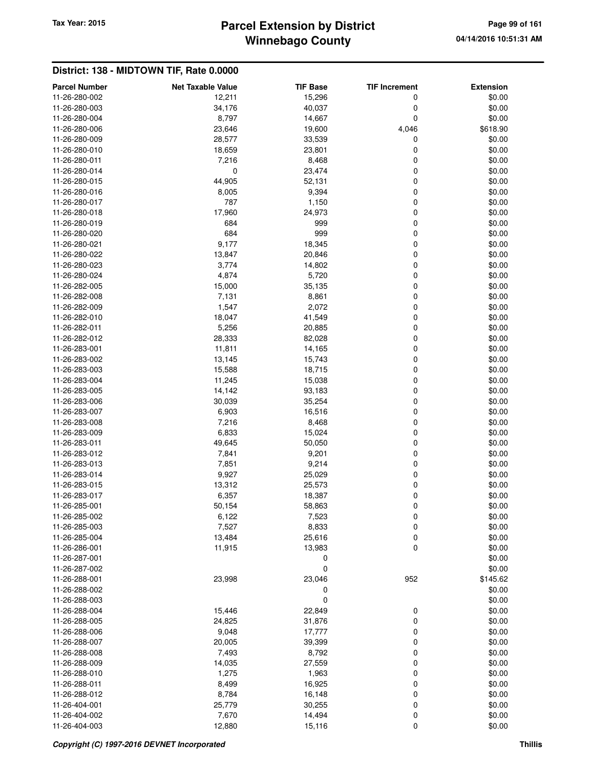## District: 138 - MIDTOWN TIF, Rate 0.0000

| Parcel Number | Net Taxable Value | TIF Base | TIF Increment | Extension |
|---|---|---|---|---|
| 11-26-280-002 | 12,211 | 15,296 | 0 | $0.00 |
| 11-26-280-003 | 34,176 | 40,037 | 0 | $0.00 |
| 11-26-280-004 | 8,797 | 14,667 | 0 | $0.00 |
| 11-26-280-006 | 23,646 | 19,600 | 4,046 | $618.90 |
| 11-26-280-009 | 28,577 | 33,539 | 0 | $0.00 |
| 11-26-280-010 | 18,659 | 23,801 | 0 | $0.00 |
| 11-26-280-011 | 7,216 | 8,468 | 0 | $0.00 |
| 11-26-280-014 | 0 | 23,474 | 0 | $0.00 |
| 11-26-280-015 | 44,905 | 52,131 | 0 | $0.00 |
| 11-26-280-016 | 8,005 | 9,394 | 0 | $0.00 |
| 11-26-280-017 | 787 | 1,150 | 0 | $0.00 |
| 11-26-280-018 | 17,960 | 24,973 | 0 | $0.00 |
| 11-26-280-019 | 684 | 999 | 0 | $0.00 |
| 11-26-280-020 | 684 | 999 | 0 | $0.00 |
| 11-26-280-021 | 9,177 | 18,345 | 0 | $0.00 |
| 11-26-280-022 | 13,847 | 20,846 | 0 | $0.00 |
| 11-26-280-023 | 3,774 | 14,802 | 0 | $0.00 |
| 11-26-280-024 | 4,874 | 5,720 | 0 | $0.00 |
| 11-26-282-005 | 15,000 | 35,135 | 0 | $0.00 |
| 11-26-282-008 | 7,131 | 8,861 | 0 | $0.00 |
| 11-26-282-009 | 1,547 | 2,072 | 0 | $0.00 |
| 11-26-282-010 | 18,047 | 41,549 | 0 | $0.00 |
| 11-26-282-011 | 5,256 | 20,885 | 0 | $0.00 |
| 11-26-282-012 | 28,333 | 82,028 | 0 | $0.00 |
| 11-26-283-001 | 11,811 | 14,165 | 0 | $0.00 |
| 11-26-283-002 | 13,145 | 15,743 | 0 | $0.00 |
| 11-26-283-003 | 15,588 | 18,715 | 0 | $0.00 |
| 11-26-283-004 | 11,245 | 15,038 | 0 | $0.00 |
| 11-26-283-005 | 14,142 | 93,183 | 0 | $0.00 |
| 11-26-283-006 | 30,039 | 35,254 | 0 | $0.00 |
| 11-26-283-007 | 6,903 | 16,516 | 0 | $0.00 |
| 11-26-283-008 | 7,216 | 8,468 | 0 | $0.00 |
| 11-26-283-009 | 6,833 | 15,024 | 0 | $0.00 |
| 11-26-283-011 | 49,645 | 50,050 | 0 | $0.00 |
| 11-26-283-012 | 7,841 | 9,201 | 0 | $0.00 |
| 11-26-283-013 | 7,851 | 9,214 | 0 | $0.00 |
| 11-26-283-014 | 9,927 | 25,029 | 0 | $0.00 |
| 11-26-283-015 | 13,312 | 25,573 | 0 | $0.00 |
| 11-26-283-017 | 6,357 | 18,387 | 0 | $0.00 |
| 11-26-285-001 | 50,154 | 58,863 | 0 | $0.00 |
| 11-26-285-002 | 6,122 | 7,523 | 0 | $0.00 |
| 11-26-285-003 | 7,527 | 8,833 | 0 | $0.00 |
| 11-26-285-004 | 13,484 | 25,616 | 0 | $0.00 |
| 11-26-286-001 | 11,915 | 13,983 | 0 | $0.00 |
| 11-26-287-001 | | 0 | | $0.00 |
| 11-26-287-002 | | 0 | | $0.00 |
| 11-26-288-001 | 23,998 | 23,046 | 952 | $145.62 |
| 11-26-288-002 | | 0 | | $0.00 |
| 11-26-288-003 | | 0 | | $0.00 |
| 11-26-288-004 | 15,446 | 22,849 | 0 | $0.00 |
| 11-26-288-005 | 24,825 | 31,876 | 0 | $0.00 |
| 11-26-288-006 | 9,048 | 17,777 | 0 | $0.00 |
| 11-26-288-007 | 20,005 | 39,399 | 0 | $0.00 |
| 11-26-288-008 | 7,493 | 8,792 | 0 | $0.00 |
| 11-26-288-009 | 14,035 | 27,559 | 0 | $0.00 |
| 11-26-288-010 | 1,275 | 1,963 | 0 | $0.00 |
| 11-26-288-011 | 8,499 | 16,925 | 0 | $0.00 |
| 11-26-288-012 | 8,784 | 16,148 | 0 | $0.00 |
| 11-26-404-001 | 25,779 | 30,255 | 0 | $0.00 |
| 11-26-404-002 | 7,670 | 14,494 | 0 | $0.00 |
| 11-26-404-003 | 12,880 | 15,116 | 0 | $0.00 |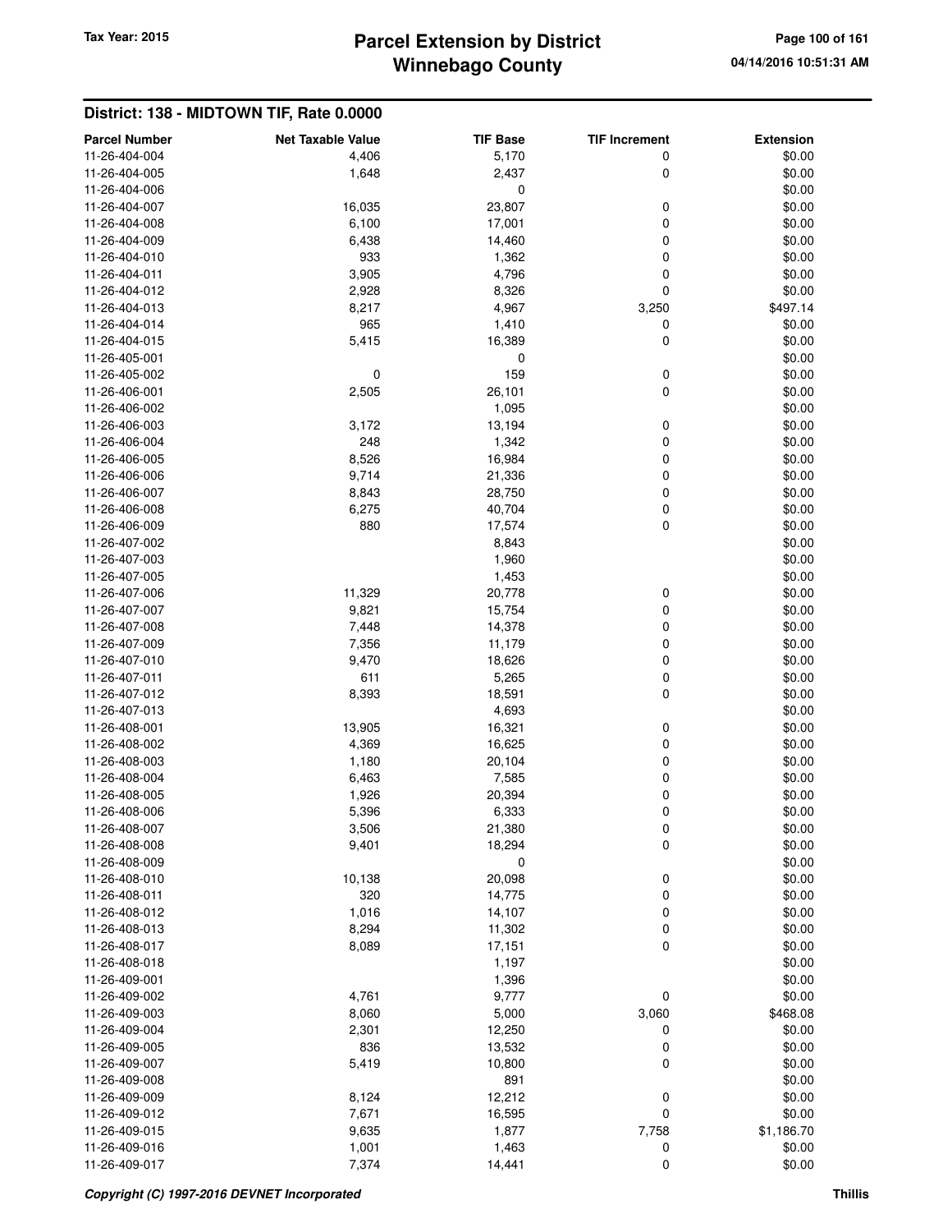## District: 138 - MIDTOWN TIF, Rate 0.0000

| Parcel Number | Net Taxable Value | TIF Base | TIF Increment | Extension |
|---|---|---|---|---|
| 11-26-404-004 | 4,406 | 5,170 | 0 | $0.00 |
| 11-26-404-005 | 1,648 | 2,437 | 0 | $0.00 |
| 11-26-404-006 | | 0 | | $0.00 |
| 11-26-404-007 | 16,035 | 23,807 | 0 | $0.00 |
| 11-26-404-008 | 6,100 | 17,001 | 0 | $0.00 |
| 11-26-404-009 | 6,438 | 14,460 | 0 | $0.00 |
| 11-26-404-010 | 933 | 1,362 | 0 | $0.00 |
| 11-26-404-011 | 3,905 | 4,796 | 0 | $0.00 |
| 11-26-404-012 | 2,928 | 8,326 | 0 | $0.00 |
| 11-26-404-013 | 8,217 | 4,967 | 3,250 | $497.14 |
| 11-26-404-014 | 965 | 1,410 | 0 | $0.00 |
| 11-26-404-015 | 5,415 | 16,389 | 0 | $0.00 |
| 11-26-405-001 | | 0 | | $0.00 |
| 11-26-405-002 | 0 | 159 | 0 | $0.00 |
| 11-26-406-001 | 2,505 | 26,101 | 0 | $0.00 |
| 11-26-406-002 | | 1,095 | | $0.00 |
| 11-26-406-003 | 3,172 | 13,194 | 0 | $0.00 |
| 11-26-406-004 | 248 | 1,342 | 0 | $0.00 |
| 11-26-406-005 | 8,526 | 16,984 | 0 | $0.00 |
| 11-26-406-006 | 9,714 | 21,336 | 0 | $0.00 |
| 11-26-406-007 | 8,843 | 28,750 | 0 | $0.00 |
| 11-26-406-008 | 6,275 | 40,704 | 0 | $0.00 |
| 11-26-406-009 | 880 | 17,574 | 0 | $0.00 |
| 11-26-407-002 | | 8,843 | | $0.00 |
| 11-26-407-003 | | 1,960 | | $0.00 |
| 11-26-407-005 | | 1,453 | | $0.00 |
| 11-26-407-006 | 11,329 | 20,778 | 0 | $0.00 |
| 11-26-407-007 | 9,821 | 15,754 | 0 | $0.00 |
| 11-26-407-008 | 7,448 | 14,378 | 0 | $0.00 |
| 11-26-407-009 | 7,356 | 11,179 | 0 | $0.00 |
| 11-26-407-010 | 9,470 | 18,626 | 0 | $0.00 |
| 11-26-407-011 | 611 | 5,265 | 0 | $0.00 |
| 11-26-407-012 | 8,393 | 18,591 | 0 | $0.00 |
| 11-26-407-013 | | 4,693 | | $0.00 |
| 11-26-408-001 | 13,905 | 16,321 | 0 | $0.00 |
| 11-26-408-002 | 4,369 | 16,625 | 0 | $0.00 |
| 11-26-408-003 | 1,180 | 20,104 | 0 | $0.00 |
| 11-26-408-004 | 6,463 | 7,585 | 0 | $0.00 |
| 11-26-408-005 | 1,926 | 20,394 | 0 | $0.00 |
| 11-26-408-006 | 5,396 | 6,333 | 0 | $0.00 |
| 11-26-408-007 | 3,506 | 21,380 | 0 | $0.00 |
| 11-26-408-008 | 9,401 | 18,294 | 0 | $0.00 |
| 11-26-408-009 | | 0 | | $0.00 |
| 11-26-408-010 | 10,138 | 20,098 | 0 | $0.00 |
| 11-26-408-011 | 320 | 14,775 | 0 | $0.00 |
| 11-26-408-012 | 1,016 | 14,107 | 0 | $0.00 |
| 11-26-408-013 | 8,294 | 11,302 | 0 | $0.00 |
| 11-26-408-017 | 8,089 | 17,151 | 0 | $0.00 |
| 11-26-408-018 | | 1,197 | | $0.00 |
| 11-26-409-001 | | 1,396 | | $0.00 |
| 11-26-409-002 | 4,761 | 9,777 | 0 | $0.00 |
| 11-26-409-003 | 8,060 | 5,000 | 3,060 | $468.08 |
| 11-26-409-004 | 2,301 | 12,250 | 0 | $0.00 |
| 11-26-409-005 | 836 | 13,532 | 0 | $0.00 |
| 11-26-409-007 | 5,419 | 10,800 | 0 | $0.00 |
| 11-26-409-008 | | 891 | | $0.00 |
| 11-26-409-009 | 8,124 | 12,212 | 0 | $0.00 |
| 11-26-409-012 | 7,671 | 16,595 | 0 | $0.00 |
| 11-26-409-015 | 9,635 | 1,877 | 7,758 | $1,186.70 |
| 11-26-409-016 | 1,001 | 1,463 | 0 | $0.00 |
| 11-26-409-017 | 7,374 | 14,441 | 0 | $0.00 |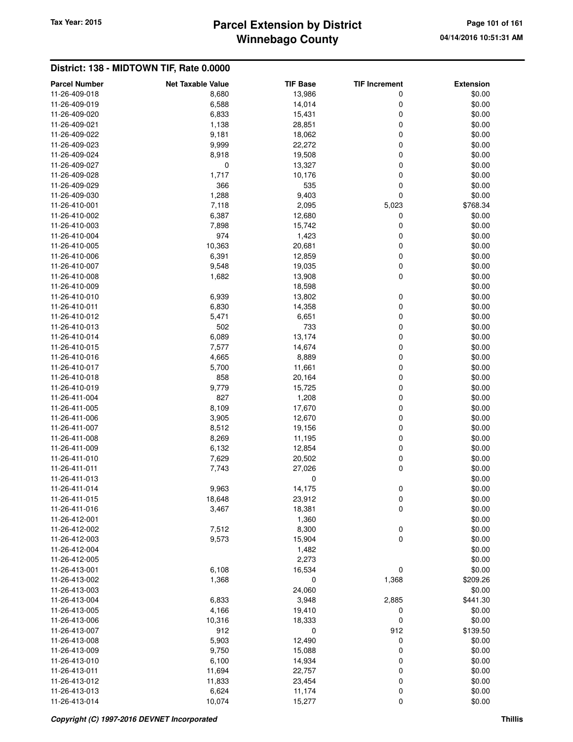## District: 138 - MIDTOWN TIF, Rate 0.0000

| Parcel Number | Net Taxable Value | TIF Base | TIF Increment | Extension |
|---|---|---|---|---|
| 11-26-409-018 | 8,680 | 13,986 | 0 | $0.00 |
| 11-26-409-019 | 6,588 | 14,014 | 0 | $0.00 |
| 11-26-409-020 | 6,833 | 15,431 | 0 | $0.00 |
| 11-26-409-021 | 1,138 | 28,851 | 0 | $0.00 |
| 11-26-409-022 | 9,181 | 18,062 | 0 | $0.00 |
| 11-26-409-023 | 9,999 | 22,272 | 0 | $0.00 |
| 11-26-409-024 | 8,918 | 19,508 | 0 | $0.00 |
| 11-26-409-027 | 0 | 13,327 | 0 | $0.00 |
| 11-26-409-028 | 1,717 | 10,176 | 0 | $0.00 |
| 11-26-409-029 | 366 | 535 | 0 | $0.00 |
| 11-26-409-030 | 1,288 | 9,403 | 0 | $0.00 |
| 11-26-410-001 | 7,118 | 2,095 | 5,023 | $768.34 |
| 11-26-410-002 | 6,387 | 12,680 | 0 | $0.00 |
| 11-26-410-003 | 7,898 | 15,742 | 0 | $0.00 |
| 11-26-410-004 | 974 | 1,423 | 0 | $0.00 |
| 11-26-410-005 | 10,363 | 20,681 | 0 | $0.00 |
| 11-26-410-006 | 6,391 | 12,859 | 0 | $0.00 |
| 11-26-410-007 | 9,548 | 19,035 | 0 | $0.00 |
| 11-26-410-008 | 1,682 | 13,908 | 0 | $0.00 |
| 11-26-410-009 | | 18,598 | | $0.00 |
| 11-26-410-010 | 6,939 | 13,802 | 0 | $0.00 |
| 11-26-410-011 | 6,830 | 14,358 | 0 | $0.00 |
| 11-26-410-012 | 5,471 | 6,651 | 0 | $0.00 |
| 11-26-410-013 | 502 | 733 | 0 | $0.00 |
| 11-26-410-014 | 6,089 | 13,174 | 0 | $0.00 |
| 11-26-410-015 | 7,577 | 14,674 | 0 | $0.00 |
| 11-26-410-016 | 4,665 | 8,889 | 0 | $0.00 |
| 11-26-410-017 | 5,700 | 11,661 | 0 | $0.00 |
| 11-26-410-018 | 858 | 20,164 | 0 | $0.00 |
| 11-26-410-019 | 9,779 | 15,725 | 0 | $0.00 |
| 11-26-411-004 | 827 | 1,208 | 0 | $0.00 |
| 11-26-411-005 | 8,109 | 17,670 | 0 | $0.00 |
| 11-26-411-006 | 3,905 | 12,670 | 0 | $0.00 |
| 11-26-411-007 | 8,512 | 19,156 | 0 | $0.00 |
| 11-26-411-008 | 8,269 | 11,195 | 0 | $0.00 |
| 11-26-411-009 | 6,132 | 12,854 | 0 | $0.00 |
| 11-26-411-010 | 7,629 | 20,502 | 0 | $0.00 |
| 11-26-411-011 | 7,743 | 27,026 | 0 | $0.00 |
| 11-26-411-013 | | 0 | | $0.00 |
| 11-26-411-014 | 9,963 | 14,175 | 0 | $0.00 |
| 11-26-411-015 | 18,648 | 23,912 | 0 | $0.00 |
| 11-26-411-016 | 3,467 | 18,381 | 0 | $0.00 |
| 11-26-412-001 | | 1,360 | | $0.00 |
| 11-26-412-002 | 7,512 | 8,300 | 0 | $0.00 |
| 11-26-412-003 | 9,573 | 15,904 | 0 | $0.00 |
| 11-26-412-004 | | 1,482 | | $0.00 |
| 11-26-412-005 | | 2,273 | | $0.00 |
| 11-26-413-001 | 6,108 | 16,534 | 0 | $0.00 |
| 11-26-413-002 | 1,368 | 0 | 1,368 | $209.26 |
| 11-26-413-003 | | 24,060 | | $0.00 |
| 11-26-413-004 | 6,833 | 3,948 | 2,885 | $441.30 |
| 11-26-413-005 | 4,166 | 19,410 | 0 | $0.00 |
| 11-26-413-006 | 10,316 | 18,333 | 0 | $0.00 |
| 11-26-413-007 | 912 | 0 | 912 | $139.50 |
| 11-26-413-008 | 5,903 | 12,490 | 0 | $0.00 |
| 11-26-413-009 | 9,750 | 15,088 | 0 | $0.00 |
| 11-26-413-010 | 6,100 | 14,934 | 0 | $0.00 |
| 11-26-413-011 | 11,694 | 22,757 | 0 | $0.00 |
| 11-26-413-012 | 11,833 | 23,454 | 0 | $0.00 |
| 11-26-413-013 | 6,624 | 11,174 | 0 | $0.00 |
| 11-26-413-014 | 10,074 | 15,277 | 0 | $0.00 |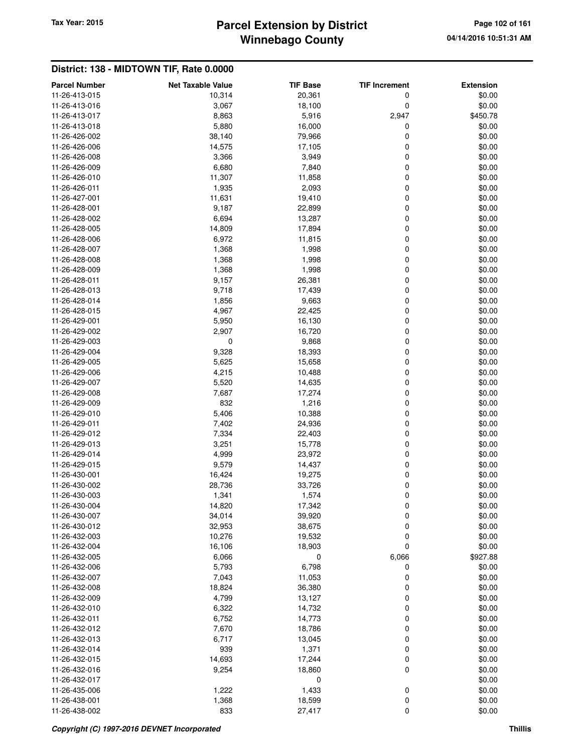## District: 138 - MIDTOWN TIF, Rate 0.0000

| Parcel Number | Net Taxable Value | TIF Base | TIF Increment | Extension |
|---|---|---|---|---|
| 11-26-413-015 | 10,314 | 20,361 | 0 | $0.00 |
| 11-26-413-016 | 3,067 | 18,100 | 0 | $0.00 |
| 11-26-413-017 | 8,863 | 5,916 | 2,947 | $450.78 |
| 11-26-413-018 | 5,880 | 16,000 | 0 | $0.00 |
| 11-26-426-002 | 38,140 | 79,966 | 0 | $0.00 |
| 11-26-426-006 | 14,575 | 17,105 | 0 | $0.00 |
| 11-26-426-008 | 3,366 | 3,949 | 0 | $0.00 |
| 11-26-426-009 | 6,680 | 7,840 | 0 | $0.00 |
| 11-26-426-010 | 11,307 | 11,858 | 0 | $0.00 |
| 11-26-426-011 | 1,935 | 2,093 | 0 | $0.00 |
| 11-26-427-001 | 11,631 | 19,410 | 0 | $0.00 |
| 11-26-428-001 | 9,187 | 22,899 | 0 | $0.00 |
| 11-26-428-002 | 6,694 | 13,287 | 0 | $0.00 |
| 11-26-428-005 | 14,809 | 17,894 | 0 | $0.00 |
| 11-26-428-006 | 6,972 | 11,815 | 0 | $0.00 |
| 11-26-428-007 | 1,368 | 1,998 | 0 | $0.00 |
| 11-26-428-008 | 1,368 | 1,998 | 0 | $0.00 |
| 11-26-428-009 | 1,368 | 1,998 | 0 | $0.00 |
| 11-26-428-011 | 9,157 | 26,381 | 0 | $0.00 |
| 11-26-428-013 | 9,718 | 17,439 | 0 | $0.00 |
| 11-26-428-014 | 1,856 | 9,663 | 0 | $0.00 |
| 11-26-428-015 | 4,967 | 22,425 | 0 | $0.00 |
| 11-26-429-001 | 5,950 | 16,130 | 0 | $0.00 |
| 11-26-429-002 | 2,907 | 16,720 | 0 | $0.00 |
| 11-26-429-003 | 0 | 9,868 | 0 | $0.00 |
| 11-26-429-004 | 9,328 | 18,393 | 0 | $0.00 |
| 11-26-429-005 | 5,625 | 15,658 | 0 | $0.00 |
| 11-26-429-006 | 4,215 | 10,488 | 0 | $0.00 |
| 11-26-429-007 | 5,520 | 14,635 | 0 | $0.00 |
| 11-26-429-008 | 7,687 | 17,274 | 0 | $0.00 |
| 11-26-429-009 | 832 | 1,216 | 0 | $0.00 |
| 11-26-429-010 | 5,406 | 10,388 | 0 | $0.00 |
| 11-26-429-011 | 7,402 | 24,936 | 0 | $0.00 |
| 11-26-429-012 | 7,334 | 22,403 | 0 | $0.00 |
| 11-26-429-013 | 3,251 | 15,778 | 0 | $0.00 |
| 11-26-429-014 | 4,999 | 23,972 | 0 | $0.00 |
| 11-26-429-015 | 9,579 | 14,437 | 0 | $0.00 |
| 11-26-430-001 | 16,424 | 19,275 | 0 | $0.00 |
| 11-26-430-002 | 28,736 | 33,726 | 0 | $0.00 |
| 11-26-430-003 | 1,341 | 1,574 | 0 | $0.00 |
| 11-26-430-004 | 14,820 | 17,342 | 0 | $0.00 |
| 11-26-430-007 | 34,014 | 39,920 | 0 | $0.00 |
| 11-26-430-012 | 32,953 | 38,675 | 0 | $0.00 |
| 11-26-432-003 | 10,276 | 19,532 | 0 | $0.00 |
| 11-26-432-004 | 16,106 | 18,903 | 0 | $0.00 |
| 11-26-432-005 | 6,066 | 0 | 6,066 | $927.88 |
| 11-26-432-006 | 5,793 | 6,798 | 0 | $0.00 |
| 11-26-432-007 | 7,043 | 11,053 | 0 | $0.00 |
| 11-26-432-008 | 18,824 | 36,380 | 0 | $0.00 |
| 11-26-432-009 | 4,799 | 13,127 | 0 | $0.00 |
| 11-26-432-010 | 6,322 | 14,732 | 0 | $0.00 |
| 11-26-432-011 | 6,752 | 14,773 | 0 | $0.00 |
| 11-26-432-012 | 7,670 | 18,786 | 0 | $0.00 |
| 11-26-432-013 | 6,717 | 13,045 | 0 | $0.00 |
| 11-26-432-014 | 939 | 1,371 | 0 | $0.00 |
| 11-26-432-015 | 14,693 | 17,244 | 0 | $0.00 |
| 11-26-432-016 | 9,254 | 18,860 | 0 | $0.00 |
| 11-26-432-017 | | 0 | | $0.00 |
| 11-26-435-006 | 1,222 | 1,433 | 0 | $0.00 |
| 11-26-438-001 | 1,368 | 18,599 | 0 | $0.00 |
| 11-26-438-002 | 833 | 27,417 | 0 | $0.00 |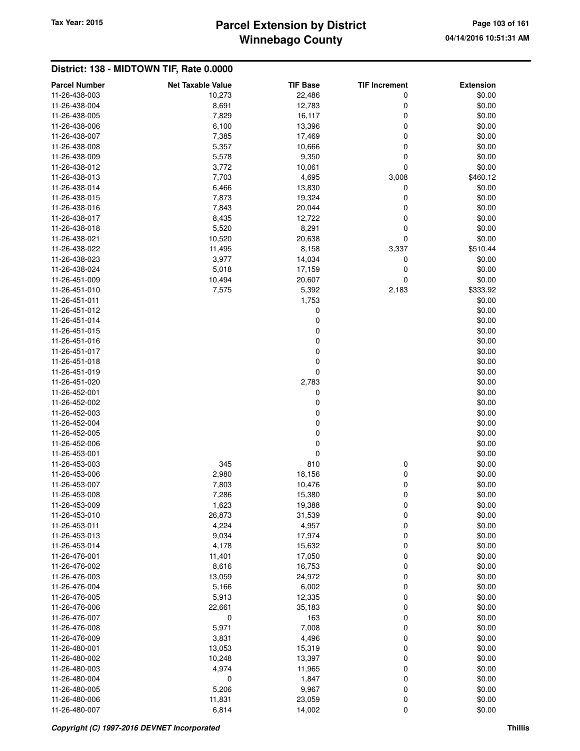## District: 138 - MIDTOWN TIF, Rate 0.0000

| Parcel Number | Net Taxable Value | TIF Base | TIF Increment | Extension |
|---|---|---|---|---|
| 11-26-438-003 | 10,273 | 22,486 | 0 | $0.00 |
| 11-26-438-004 | 8,691 | 12,783 | 0 | $0.00 |
| 11-26-438-005 | 7,829 | 16,117 | 0 | $0.00 |
| 11-26-438-006 | 6,100 | 13,396 | 0 | $0.00 |
| 11-26-438-007 | 7,385 | 17,469 | 0 | $0.00 |
| 11-26-438-008 | 5,357 | 10,666 | 0 | $0.00 |
| 11-26-438-009 | 5,578 | 9,350 | 0 | $0.00 |
| 11-26-438-012 | 3,772 | 10,061 | 0 | $0.00 |
| 11-26-438-013 | 7,703 | 4,695 | 3,008 | $460.12 |
| 11-26-438-014 | 6,466 | 13,830 | 0 | $0.00 |
| 11-26-438-015 | 7,873 | 19,324 | 0 | $0.00 |
| 11-26-438-016 | 7,843 | 20,044 | 0 | $0.00 |
| 11-26-438-017 | 8,435 | 12,722 | 0 | $0.00 |
| 11-26-438-018 | 5,520 | 8,291 | 0 | $0.00 |
| 11-26-438-021 | 10,520 | 20,638 | 0 | $0.00 |
| 11-26-438-022 | 11,495 | 8,158 | 3,337 | $510.44 |
| 11-26-438-023 | 3,977 | 14,034 | 0 | $0.00 |
| 11-26-438-024 | 5,018 | 17,159 | 0 | $0.00 |
| 11-26-451-009 | 10,494 | 20,607 | 0 | $0.00 |
| 11-26-451-010 | 7,575 | 5,392 | 2,183 | $333.92 |
| 11-26-451-011 | | 1,753 | | $0.00 |
| 11-26-451-012 | | 0 | | $0.00 |
| 11-26-451-014 | | 0 | | $0.00 |
| 11-26-451-015 | | 0 | | $0.00 |
| 11-26-451-016 | | 0 | | $0.00 |
| 11-26-451-017 | | 0 | | $0.00 |
| 11-26-451-018 | | 0 | | $0.00 |
| 11-26-451-019 | | 0 | | $0.00 |
| 11-26-451-020 | | 2,783 | | $0.00 |
| 11-26-452-001 | | 0 | | $0.00 |
| 11-26-452-002 | | 0 | | $0.00 |
| 11-26-452-003 | | 0 | | $0.00 |
| 11-26-452-004 | | 0 | | $0.00 |
| 11-26-452-005 | | 0 | | $0.00 |
| 11-26-452-006 | | 0 | | $0.00 |
| 11-26-453-001 | | 0 | | $0.00 |
| 11-26-453-003 | 345 | 810 | 0 | $0.00 |
| 11-26-453-006 | 2,980 | 18,156 | 0 | $0.00 |
| 11-26-453-007 | 7,803 | 10,476 | 0 | $0.00 |
| 11-26-453-008 | 7,286 | 15,380 | 0 | $0.00 |
| 11-26-453-009 | 1,623 | 19,388 | 0 | $0.00 |
| 11-26-453-010 | 26,873 | 31,539 | 0 | $0.00 |
| 11-26-453-011 | 4,224 | 4,957 | 0 | $0.00 |
| 11-26-453-013 | 9,034 | 17,974 | 0 | $0.00 |
| 11-26-453-014 | 4,178 | 15,632 | 0 | $0.00 |
| 11-26-476-001 | 11,401 | 17,050 | 0 | $0.00 |
| 11-26-476-002 | 8,616 | 16,753 | 0 | $0.00 |
| 11-26-476-003 | 13,059 | 24,972 | 0 | $0.00 |
| 11-26-476-004 | 5,166 | 6,002 | 0 | $0.00 |
| 11-26-476-005 | 5,913 | 12,335 | 0 | $0.00 |
| 11-26-476-006 | 22,661 | 35,183 | 0 | $0.00 |
| 11-26-476-007 | 0 | 163 | 0 | $0.00 |
| 11-26-476-008 | 5,971 | 7,008 | 0 | $0.00 |
| 11-26-476-009 | 3,831 | 4,496 | 0 | $0.00 |
| 11-26-480-001 | 13,053 | 15,319 | 0 | $0.00 |
| 11-26-480-002 | 10,248 | 13,397 | 0 | $0.00 |
| 11-26-480-003 | 4,974 | 11,965 | 0 | $0.00 |
| 11-26-480-004 | 0 | 1,847 | 0 | $0.00 |
| 11-26-480-005 | 5,206 | 9,967 | 0 | $0.00 |
| 11-26-480-006 | 11,831 | 23,059 | 0 | $0.00 |
| 11-26-480-007 | 6,814 | 14,002 | 0 | $0.00 |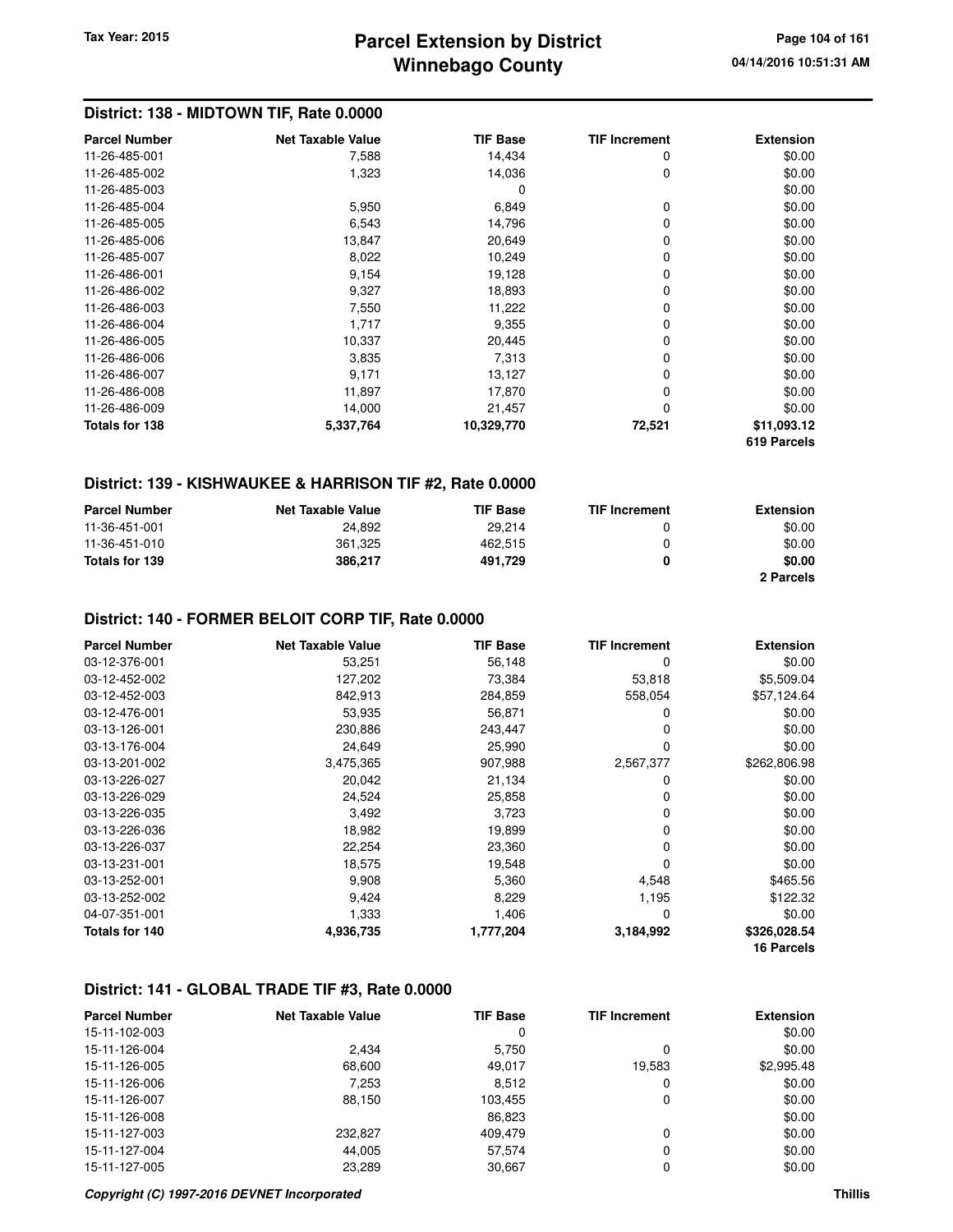## District: 138 - MIDTOWN TIF, Rate 0.0000

| Parcel Number | Net Taxable Value | TIF Base | TIF Increment | Extension |
|---|---|---|---|---|
| 11-26-485-001 | 7,588 | 14,434 | 0 | $0.00 |
| 11-26-485-002 | 1,323 | 14,036 | 0 | $0.00 |
| 11-26-485-003 | | 0 | | $0.00 |
| 11-26-485-004 | 5,950 | 6,849 | 0 | $0.00 |
| 11-26-485-005 | 6,543 | 14,796 | 0 | $0.00 |
| 11-26-485-006 | 13,847 | 20,649 | 0 | $0.00 |
| 11-26-485-007 | 8,022 | 10,249 | 0 | $0.00 |
| 11-26-486-001 | 9,154 | 19,128 | 0 | $0.00 |
| 11-26-486-002 | 9,327 | 18,893 | 0 | $0.00 |
| 11-26-486-003 | 7,550 | 11,222 | 0 | $0.00 |
| 11-26-486-004 | 1,717 | 9,355 | 0 | $0.00 |
| 11-26-486-005 | 10,337 | 20,445 | 0 | $0.00 |
| 11-26-486-006 | 3,835 | 7,313 | 0 | $0.00 |
| 11-26-486-007 | 9,171 | 13,127 | 0 | $0.00 |
| 11-26-486-008 | 11,897 | 17,870 | 0 | $0.00 |
| 11-26-486-009 | 14,000 | 21,457 | 0 | $0.00 |
| **Totals for 138** | **5,337,764** | **10,329,770** | **72,521** | **$11,093.12** |
| | | | | **619 Parcels** |

## District: 139 - KISHWAUKEE & HARRISON TIF #2, Rate 0.0000

| Parcel Number | Net Taxable Value | TIF Base | TIF Increment | Extension |
|---|---|---|---|---|
| 11-36-451-001 | 24,892 | 29,214 | 0 | $0.00 |
| 11-36-451-010 | 361,325 | 462,515 | 0 | $0.00 |
| **Totals for 139** | **386,217** | **491,729** | **0** | **$0.00** |
| | | | | **2 Parcels** |

## District: 140 - FORMER BELOIT CORP TIF, Rate 0.0000

| Parcel Number | Net Taxable Value | TIF Base | TIF Increment | Extension |
|---|---|---|---|---|
| 03-12-376-001 | 53,251 | 56,148 | 0 | $0.00 |
| 03-12-452-002 | 127,202 | 73,384 | 53,818 | $5,509.04 |
| 03-12-452-003 | 842,913 | 284,859 | 558,054 | $57,124.64 |
| 03-12-476-001 | 53,935 | 56,871 | 0 | $0.00 |
| 03-13-126-001 | 230,886 | 243,447 | 0 | $0.00 |
| 03-13-176-004 | 24,649 | 25,990 | 0 | $0.00 |
| 03-13-201-002 | 3,475,365 | 907,988 | 2,567,377 | $262,806.98 |
| 03-13-226-027 | 20,042 | 21,134 | 0 | $0.00 |
| 03-13-226-029 | 24,524 | 25,858 | 0 | $0.00 |
| 03-13-226-035 | 3,492 | 3,723 | 0 | $0.00 |
| 03-13-226-036 | 18,982 | 19,899 | 0 | $0.00 |
| 03-13-226-037 | 22,254 | 23,360 | 0 | $0.00 |
| 03-13-231-001 | 18,575 | 19,548 | 0 | $0.00 |
| 03-13-252-001 | 9,908 | 5,360 | 4,548 | $465.56 |
| 03-13-252-002 | 9,424 | 8,229 | 1,195 | $122.32 |
| 04-07-351-001 | 1,333 | 1,406 | 0 | $0.00 |
| **Totals for 140** | **4,936,735** | **1,777,204** | **3,184,992** | **$326,028.54** |
| | | | | **16 Parcels** |

## District: 141 - GLOBAL TRADE TIF #3, Rate 0.0000

| Parcel Number | Net Taxable Value | TIF Base | TIF Increment | Extension |
|---|---|---|---|---|
| 15-11-102-003 | | 0 | | $0.00 |
| 15-11-126-004 | 2,434 | 5,750 | 0 | $0.00 |
| 15-11-126-005 | 68,600 | 49,017 | 19,583 | $2,995.48 |
| 15-11-126-006 | 7,253 | 8,512 | 0 | $0.00 |
| 15-11-126-007 | 88,150 | 103,455 | 0 | $0.00 |
| 15-11-126-008 | | 86,823 | | $0.00 |
| 15-11-127-003 | 232,827 | 409,479 | 0 | $0.00 |
| 15-11-127-004 | 44,005 | 57,574 | 0 | $0.00 |
| 15-11-127-005 | 23,289 | 30,667 | 0 | $0.00 |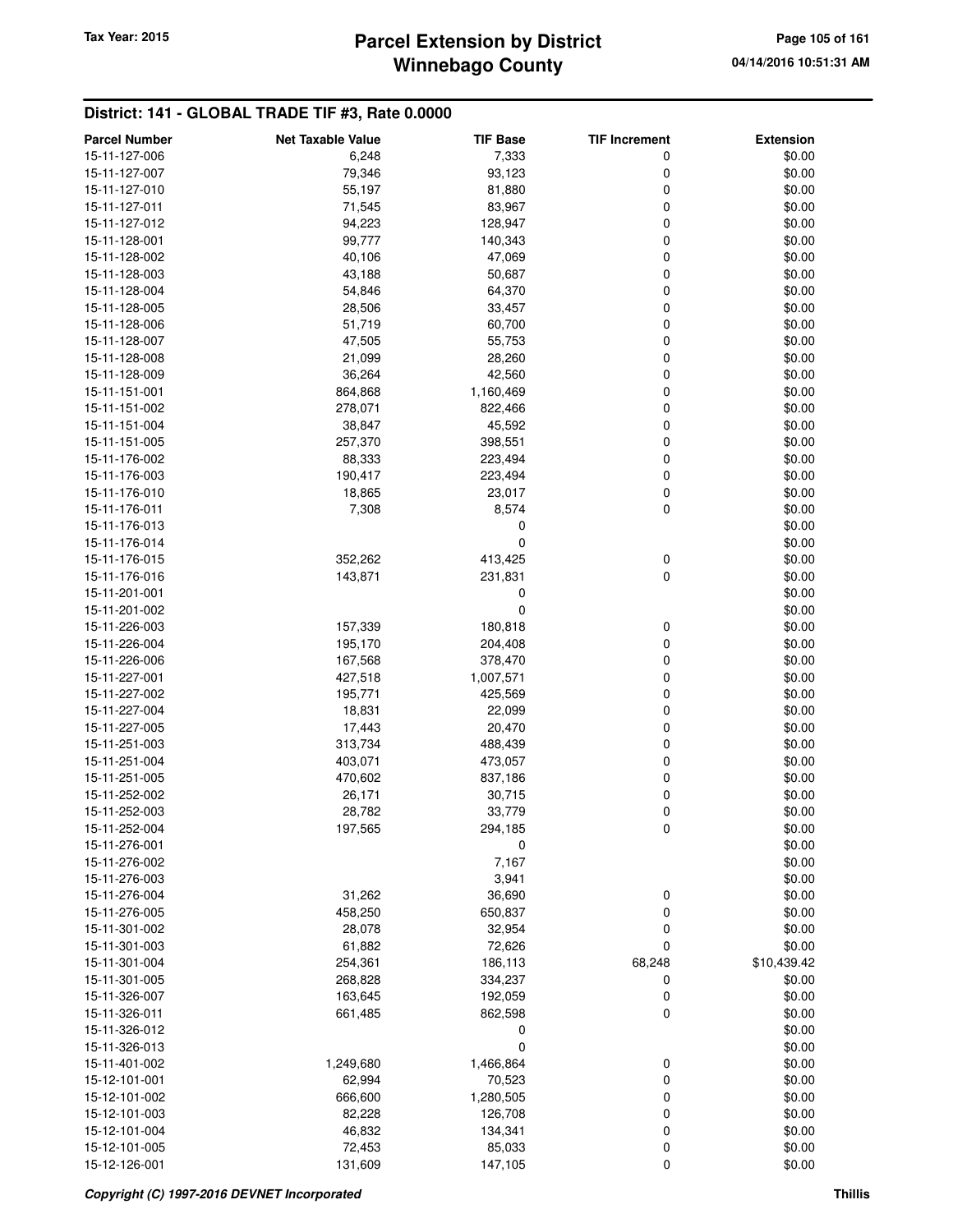## District: 141 - GLOBAL TRADE TIF #3, Rate 0.0000

| Parcel Number | Net Taxable Value | TIF Base | TIF Increment | Extension |
|---|---|---|---|---|
| 15-11-127-006 | 6,248 | 7,333 | 0 | $0.00 |
| 15-11-127-007 | 79,346 | 93,123 | 0 | $0.00 |
| 15-11-127-010 | 55,197 | 81,880 | 0 | $0.00 |
| 15-11-127-011 | 71,545 | 83,967 | 0 | $0.00 |
| 15-11-127-012 | 94,223 | 128,947 | 0 | $0.00 |
| 15-11-128-001 | 99,777 | 140,343 | 0 | $0.00 |
| 15-11-128-002 | 40,106 | 47,069 | 0 | $0.00 |
| 15-11-128-003 | 43,188 | 50,687 | 0 | $0.00 |
| 15-11-128-004 | 54,846 | 64,370 | 0 | $0.00 |
| 15-11-128-005 | 28,506 | 33,457 | 0 | $0.00 |
| 15-11-128-006 | 51,719 | 60,700 | 0 | $0.00 |
| 15-11-128-007 | 47,505 | 55,753 | 0 | $0.00 |
| 15-11-128-008 | 21,099 | 28,260 | 0 | $0.00 |
| 15-11-128-009 | 36,264 | 42,560 | 0 | $0.00 |
| 15-11-151-001 | 864,868 | 1,160,469 | 0 | $0.00 |
| 15-11-151-002 | 278,071 | 822,466 | 0 | $0.00 |
| 15-11-151-004 | 38,847 | 45,592 | 0 | $0.00 |
| 15-11-151-005 | 257,370 | 398,551 | 0 | $0.00 |
| 15-11-176-002 | 88,333 | 223,494 | 0 | $0.00 |
| 15-11-176-003 | 190,417 | 223,494 | 0 | $0.00 |
| 15-11-176-010 | 18,865 | 23,017 | 0 | $0.00 |
| 15-11-176-011 | 7,308 | 8,574 | 0 | $0.00 |
| 15-11-176-013 | | 0 | | $0.00 |
| 15-11-176-014 | | 0 | | $0.00 |
| 15-11-176-015 | 352,262 | 413,425 | 0 | $0.00 |
| 15-11-176-016 | 143,871 | 231,831 | 0 | $0.00 |
| 15-11-201-001 | | 0 | | $0.00 |
| 15-11-201-002 | | 0 | | $0.00 |
| 15-11-226-003 | 157,339 | 180,818 | 0 | $0.00 |
| 15-11-226-004 | 195,170 | 204,408 | 0 | $0.00 |
| 15-11-226-006 | 167,568 | 378,470 | 0 | $0.00 |
| 15-11-227-001 | 427,518 | 1,007,571 | 0 | $0.00 |
| 15-11-227-002 | 195,771 | 425,569 | 0 | $0.00 |
| 15-11-227-004 | 18,831 | 22,099 | 0 | $0.00 |
| 15-11-227-005 | 17,443 | 20,470 | 0 | $0.00 |
| 15-11-251-003 | 313,734 | 488,439 | 0 | $0.00 |
| 15-11-251-004 | 403,071 | 473,057 | 0 | $0.00 |
| 15-11-251-005 | 470,602 | 837,186 | 0 | $0.00 |
| 15-11-252-002 | 26,171 | 30,715 | 0 | $0.00 |
| 15-11-252-003 | 28,782 | 33,779 | 0 | $0.00 |
| 15-11-252-004 | 197,565 | 294,185 | 0 | $0.00 |
| 15-11-276-001 | | 0 | | $0.00 |
| 15-11-276-002 | | 7,167 | | $0.00 |
| 15-11-276-003 | | 3,941 | | $0.00 |
| 15-11-276-004 | 31,262 | 36,690 | 0 | $0.00 |
| 15-11-276-005 | 458,250 | 650,837 | 0 | $0.00 |
| 15-11-301-002 | 28,078 | 32,954 | 0 | $0.00 |
| 15-11-301-003 | 61,882 | 72,626 | 0 | $0.00 |
| 15-11-301-004 | 254,361 | 186,113 | 68,248 | $10,439.42 |
| 15-11-301-005 | 268,828 | 334,237 | 0 | $0.00 |
| 15-11-326-007 | 163,645 | 192,059 | 0 | $0.00 |
| 15-11-326-011 | 661,485 | 862,598 | 0 | $0.00 |
| 15-11-326-012 | | 0 | | $0.00 |
| 15-11-326-013 | | 0 | | $0.00 |
| 15-11-401-002 | 1,249,680 | 1,466,864 | 0 | $0.00 |
| 15-12-101-001 | 62,994 | 70,523 | 0 | $0.00 |
| 15-12-101-002 | 666,600 | 1,280,505 | 0 | $0.00 |
| 15-12-101-003 | 82,228 | 126,708 | 0 | $0.00 |
| 15-12-101-004 | 46,832 | 134,341 | 0 | $0.00 |
| 15-12-101-005 | 72,453 | 85,033 | 0 | $0.00 |
| 15-12-126-001 | 131,609 | 147,105 | 0 | $0.00 |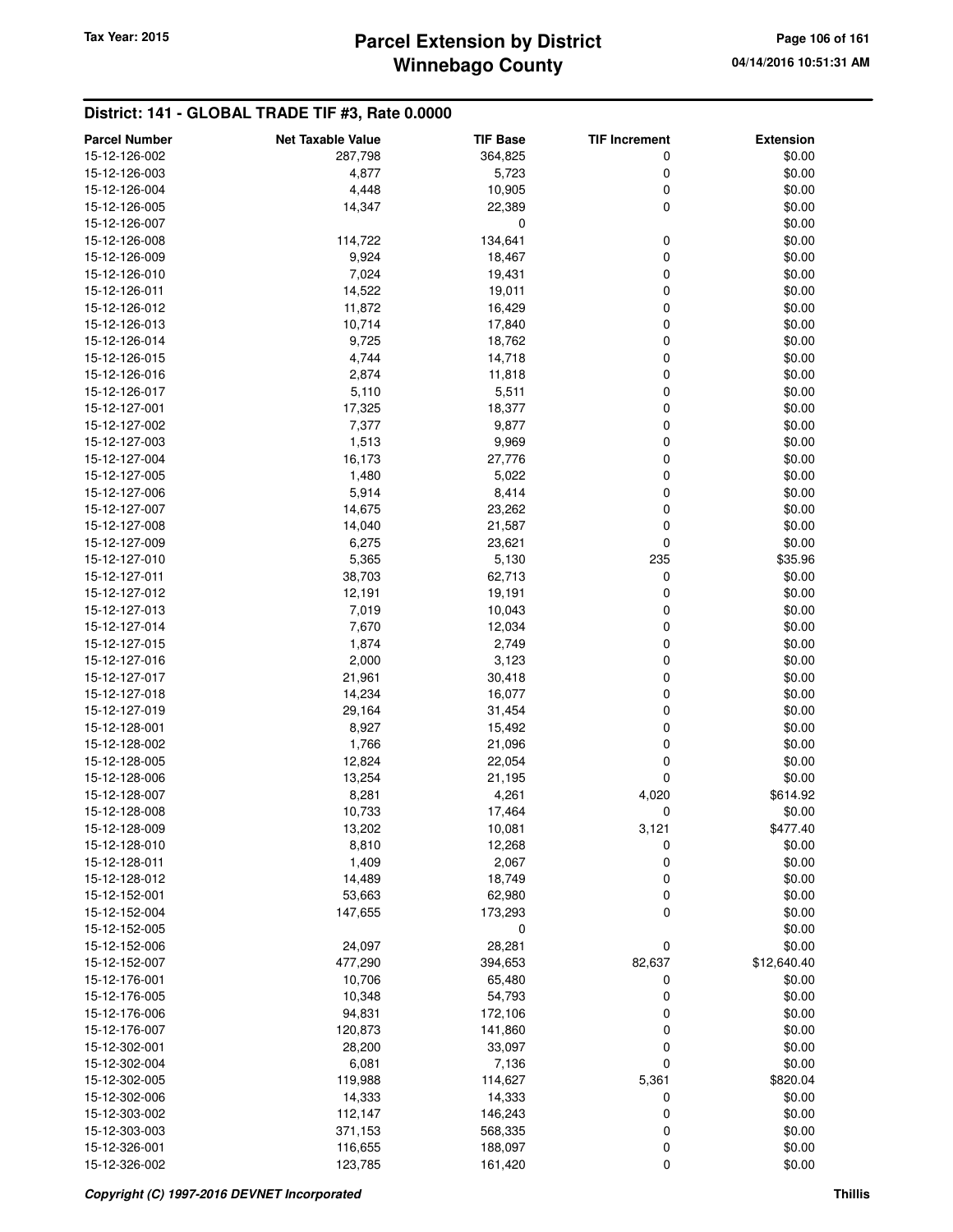## District: 141 - GLOBAL TRADE TIF #3, Rate 0.0000

| Parcel Number | Net Taxable Value | TIF Base | TIF Increment | Extension |
|---|---|---|---|---|
| 15-12-126-002 | 287,798 | 364,825 | 0 | $0.00 |
| 15-12-126-003 | 4,877 | 5,723 | 0 | $0.00 |
| 15-12-126-004 | 4,448 | 10,905 | 0 | $0.00 |
| 15-12-126-005 | 14,347 | 22,389 | 0 | $0.00 |
| 15-12-126-007 | | 0 | | $0.00 |
| 15-12-126-008 | 114,722 | 134,641 | 0 | $0.00 |
| 15-12-126-009 | 9,924 | 18,467 | 0 | $0.00 |
| 15-12-126-010 | 7,024 | 19,431 | 0 | $0.00 |
| 15-12-126-011 | 14,522 | 19,011 | 0 | $0.00 |
| 15-12-126-012 | 11,872 | 16,429 | 0 | $0.00 |
| 15-12-126-013 | 10,714 | 17,840 | 0 | $0.00 |
| 15-12-126-014 | 9,725 | 18,762 | 0 | $0.00 |
| 15-12-126-015 | 4,744 | 14,718 | 0 | $0.00 |
| 15-12-126-016 | 2,874 | 11,818 | 0 | $0.00 |
| 15-12-126-017 | 5,110 | 5,511 | 0 | $0.00 |
| 15-12-127-001 | 17,325 | 18,377 | 0 | $0.00 |
| 15-12-127-002 | 7,377 | 9,877 | 0 | $0.00 |
| 15-12-127-003 | 1,513 | 9,969 | 0 | $0.00 |
| 15-12-127-004 | 16,173 | 27,776 | 0 | $0.00 |
| 15-12-127-005 | 1,480 | 5,022 | 0 | $0.00 |
| 15-12-127-006 | 5,914 | 8,414 | 0 | $0.00 |
| 15-12-127-007 | 14,675 | 23,262 | 0 | $0.00 |
| 15-12-127-008 | 14,040 | 21,587 | 0 | $0.00 |
| 15-12-127-009 | 6,275 | 23,621 | 0 | $0.00 |
| 15-12-127-010 | 5,365 | 5,130 | 235 | $35.96 |
| 15-12-127-011 | 38,703 | 62,713 | 0 | $0.00 |
| 15-12-127-012 | 12,191 | 19,191 | 0 | $0.00 |
| 15-12-127-013 | 7,019 | 10,043 | 0 | $0.00 |
| 15-12-127-014 | 7,670 | 12,034 | 0 | $0.00 |
| 15-12-127-015 | 1,874 | 2,749 | 0 | $0.00 |
| 15-12-127-016 | 2,000 | 3,123 | 0 | $0.00 |
| 15-12-127-017 | 21,961 | 30,418 | 0 | $0.00 |
| 15-12-127-018 | 14,234 | 16,077 | 0 | $0.00 |
| 15-12-127-019 | 29,164 | 31,454 | 0 | $0.00 |
| 15-12-128-001 | 8,927 | 15,492 | 0 | $0.00 |
| 15-12-128-002 | 1,766 | 21,096 | 0 | $0.00 |
| 15-12-128-005 | 12,824 | 22,054 | 0 | $0.00 |
| 15-12-128-006 | 13,254 | 21,195 | 0 | $0.00 |
| 15-12-128-007 | 8,281 | 4,261 | 4,020 | $614.92 |
| 15-12-128-008 | 10,733 | 17,464 | 0 | $0.00 |
| 15-12-128-009 | 13,202 | 10,081 | 3,121 | $477.40 |
| 15-12-128-010 | 8,810 | 12,268 | 0 | $0.00 |
| 15-12-128-011 | 1,409 | 2,067 | 0 | $0.00 |
| 15-12-128-012 | 14,489 | 18,749 | 0 | $0.00 |
| 15-12-152-001 | 53,663 | 62,980 | 0 | $0.00 |
| 15-12-152-004 | 147,655 | 173,293 | 0 | $0.00 |
| 15-12-152-005 | | 0 | | $0.00 |
| 15-12-152-006 | 24,097 | 28,281 | 0 | $0.00 |
| 15-12-152-007 | 477,290 | 394,653 | 82,637 | $12,640.40 |
| 15-12-176-001 | 10,706 | 65,480 | 0 | $0.00 |
| 15-12-176-005 | 10,348 | 54,793 | 0 | $0.00 |
| 15-12-176-006 | 94,831 | 172,106 | 0 | $0.00 |
| 15-12-176-007 | 120,873 | 141,860 | 0 | $0.00 |
| 15-12-302-001 | 28,200 | 33,097 | 0 | $0.00 |
| 15-12-302-004 | 6,081 | 7,136 | 0 | $0.00 |
| 15-12-302-005 | 119,988 | 114,627 | 5,361 | $820.04 |
| 15-12-302-006 | 14,333 | 14,333 | 0 | $0.00 |
| 15-12-303-002 | 112,147 | 146,243 | 0 | $0.00 |
| 15-12-303-003 | 371,153 | 568,335 | 0 | $0.00 |
| 15-12-326-001 | 116,655 | 188,097 | 0 | $0.00 |
| 15-12-326-002 | 123,785 | 161,420 | 0 | $0.00 |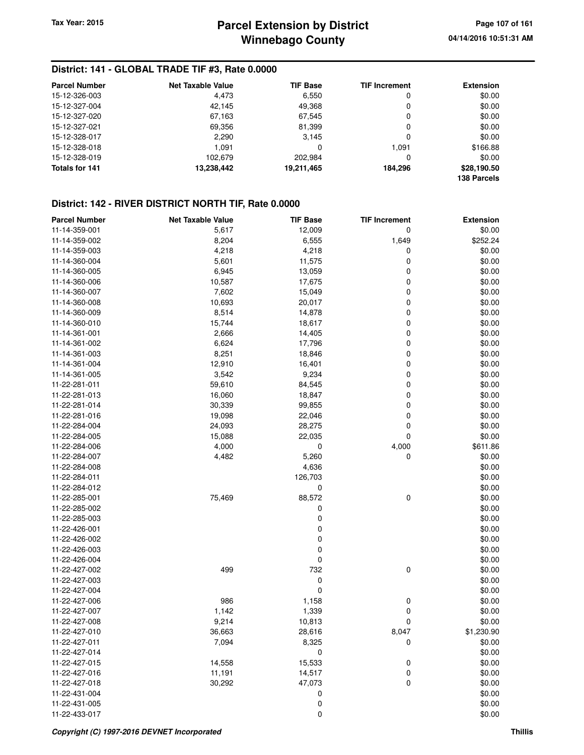## District: 141 - GLOBAL TRADE TIF #3, Rate 0.0000

| Parcel Number | Net Taxable Value | TIF Base | TIF Increment | Extension |
|---|---|---|---|---|
| 15-12-326-003 | 4,473 | 6,550 | 0 | $0.00 |
| 15-12-327-004 | 42,145 | 49,368 | 0 | $0.00 |
| 15-12-327-020 | 67,163 | 67,545 | 0 | $0.00 |
| 15-12-327-021 | 69,356 | 81,399 | 0 | $0.00 |
| 15-12-328-017 | 2,290 | 3,145 | 0 | $0.00 |
| 15-12-328-018 | 1,091 | 0 | 1,091 | $166.88 |
| 15-12-328-019 | 102,679 | 202,984 | 0 | $0.00 |
| **Totals for 141** | **13,238,442** | **19,211,465** | **184,296** | **$28,190.50** |
| | | | | **138 Parcels** |

## District: 142 - RIVER DISTRICT NORTH TIF, Rate 0.0000

| Parcel Number | Net Taxable Value | TIF Base | TIF Increment | Extension |
|---|---|---|---|---|
| 11-14-359-001 | 5,617 | 12,009 | 0 | $0.00 |
| 11-14-359-002 | 8,204 | 6,555 | 1,649 | $252.24 |
| 11-14-359-003 | 4,218 | 4,218 | 0 | $0.00 |
| 11-14-360-004 | 5,601 | 11,575 | 0 | $0.00 |
| 11-14-360-005 | 6,945 | 13,059 | 0 | $0.00 |
| 11-14-360-006 | 10,587 | 17,675 | 0 | $0.00 |
| 11-14-360-007 | 7,602 | 15,049 | 0 | $0.00 |
| 11-14-360-008 | 10,693 | 20,017 | 0 | $0.00 |
| 11-14-360-009 | 8,514 | 14,878 | 0 | $0.00 |
| 11-14-360-010 | 15,744 | 18,617 | 0 | $0.00 |
| 11-14-361-001 | 2,666 | 14,405 | 0 | $0.00 |
| 11-14-361-002 | 6,624 | 17,796 | 0 | $0.00 |
| 11-14-361-003 | 8,251 | 18,846 | 0 | $0.00 |
| 11-14-361-004 | 12,910 | 16,401 | 0 | $0.00 |
| 11-14-361-005 | 3,542 | 9,234 | 0 | $0.00 |
| 11-22-281-011 | 59,610 | 84,545 | 0 | $0.00 |
| 11-22-281-013 | 16,060 | 18,847 | 0 | $0.00 |
| 11-22-281-014 | 30,339 | 99,855 | 0 | $0.00 |
| 11-22-281-016 | 19,098 | 22,046 | 0 | $0.00 |
| 11-22-284-004 | 24,093 | 28,275 | 0 | $0.00 |
| 11-22-284-005 | 15,088 | 22,035 | 0 | $0.00 |
| 11-22-284-006 | 4,000 | 0 | 4,000 | $611.86 |
| 11-22-284-007 | 4,482 | 5,260 | 0 | $0.00 |
| 11-22-284-008 | | 4,636 | | $0.00 |
| 11-22-284-011 | | 126,703 | | $0.00 |
| 11-22-284-012 | | 0 | | $0.00 |
| 11-22-285-001 | 75,469 | 88,572 | 0 | $0.00 |
| 11-22-285-002 | | 0 | | $0.00 |
| 11-22-285-003 | | 0 | | $0.00 |
| 11-22-426-001 | | 0 | | $0.00 |
| 11-22-426-002 | | 0 | | $0.00 |
| 11-22-426-003 | | 0 | | $0.00 |
| 11-22-426-004 | | 0 | | $0.00 |
| 11-22-427-002 | 499 | 732 | 0 | $0.00 |
| 11-22-427-003 | | 0 | | $0.00 |
| 11-22-427-004 | | 0 | | $0.00 |
| 11-22-427-006 | 986 | 1,158 | 0 | $0.00 |
| 11-22-427-007 | 1,142 | 1,339 | 0 | $0.00 |
| 11-22-427-008 | 9,214 | 10,813 | 0 | $0.00 |
| 11-22-427-010 | 36,663 | 28,616 | 8,047 | $1,230.90 |
| 11-22-427-011 | 7,094 | 8,325 | 0 | $0.00 |
| 11-22-427-014 | | 0 | | $0.00 |
| 11-22-427-015 | 14,558 | 15,533 | 0 | $0.00 |
| 11-22-427-016 | 11,191 | 14,517 | 0 | $0.00 |
| 11-22-427-018 | 30,292 | 47,073 | 0 | $0.00 |
| 11-22-431-004 | | 0 | | $0.00 |
| 11-22-431-005 | | 0 | | $0.00 |
| 11-22-433-017 | | 0 | | $0.00 |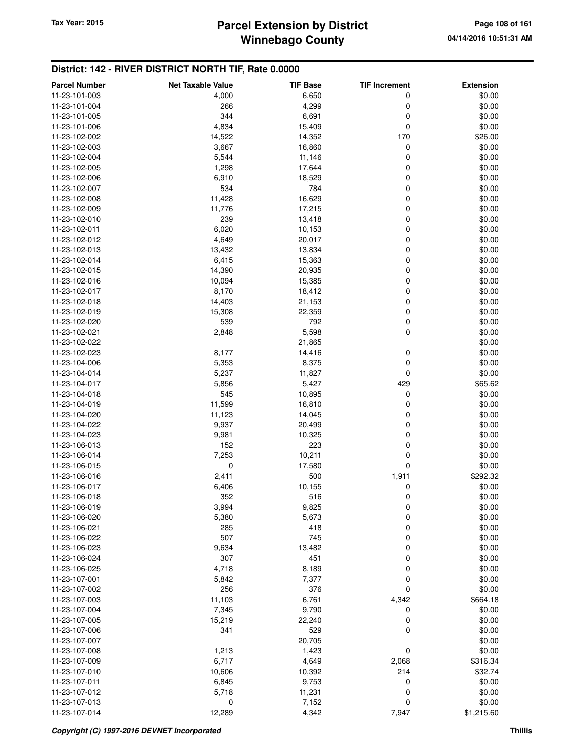## District: 142 - RIVER DISTRICT NORTH TIF, Rate 0.0000

| Parcel Number | Net Taxable Value | TIF Base | TIF Increment | Extension |
|---|---|---|---|---|
| 11-23-101-003 | 4,000 | 6,650 | 0 | $0.00 |
| 11-23-101-004 | 266 | 4,299 | 0 | $0.00 |
| 11-23-101-005 | 344 | 6,691 | 0 | $0.00 |
| 11-23-101-006 | 4,834 | 15,409 | 0 | $0.00 |
| 11-23-102-002 | 14,522 | 14,352 | 170 | $26.00 |
| 11-23-102-003 | 3,667 | 16,860 | 0 | $0.00 |
| 11-23-102-004 | 5,544 | 11,146 | 0 | $0.00 |
| 11-23-102-005 | 1,298 | 17,644 | 0 | $0.00 |
| 11-23-102-006 | 6,910 | 18,529 | 0 | $0.00 |
| 11-23-102-007 | 534 | 784 | 0 | $0.00 |
| 11-23-102-008 | 11,428 | 16,629 | 0 | $0.00 |
| 11-23-102-009 | 11,776 | 17,215 | 0 | $0.00 |
| 11-23-102-010 | 239 | 13,418 | 0 | $0.00 |
| 11-23-102-011 | 6,020 | 10,153 | 0 | $0.00 |
| 11-23-102-012 | 4,649 | 20,017 | 0 | $0.00 |
| 11-23-102-013 | 13,432 | 13,834 | 0 | $0.00 |
| 11-23-102-014 | 6,415 | 15,363 | 0 | $0.00 |
| 11-23-102-015 | 14,390 | 20,935 | 0 | $0.00 |
| 11-23-102-016 | 10,094 | 15,385 | 0 | $0.00 |
| 11-23-102-017 | 8,170 | 18,412 | 0 | $0.00 |
| 11-23-102-018 | 14,403 | 21,153 | 0 | $0.00 |
| 11-23-102-019 | 15,308 | 22,359 | 0 | $0.00 |
| 11-23-102-020 | 539 | 792 | 0 | $0.00 |
| 11-23-102-021 | 2,848 | 5,598 | 0 | $0.00 |
| 11-23-102-022 | | 21,865 | | $0.00 |
| 11-23-102-023 | 8,177 | 14,416 | 0 | $0.00 |
| 11-23-104-006 | 5,353 | 8,375 | 0 | $0.00 |
| 11-23-104-014 | 5,237 | 11,827 | 0 | $0.00 |
| 11-23-104-017 | 5,856 | 5,427 | 429 | $65.62 |
| 11-23-104-018 | 545 | 10,895 | 0 | $0.00 |
| 11-23-104-019 | 11,599 | 16,810 | 0 | $0.00 |
| 11-23-104-020 | 11,123 | 14,045 | 0 | $0.00 |
| 11-23-104-022 | 9,937 | 20,499 | 0 | $0.00 |
| 11-23-104-023 | 9,981 | 10,325 | 0 | $0.00 |
| 11-23-106-013 | 152 | 223 | 0 | $0.00 |
| 11-23-106-014 | 7,253 | 10,211 | 0 | $0.00 |
| 11-23-106-015 | 0 | 17,580 | 0 | $0.00 |
| 11-23-106-016 | 2,411 | 500 | 1,911 | $292.32 |
| 11-23-106-017 | 6,406 | 10,155 | 0 | $0.00 |
| 11-23-106-018 | 352 | 516 | 0 | $0.00 |
| 11-23-106-019 | 3,994 | 9,825 | 0 | $0.00 |
| 11-23-106-020 | 5,380 | 5,673 | 0 | $0.00 |
| 11-23-106-021 | 285 | 418 | 0 | $0.00 |
| 11-23-106-022 | 507 | 745 | 0 | $0.00 |
| 11-23-106-023 | 9,634 | 13,482 | 0 | $0.00 |
| 11-23-106-024 | 307 | 451 | 0 | $0.00 |
| 11-23-106-025 | 4,718 | 8,189 | 0 | $0.00 |
| 11-23-107-001 | 5,842 | 7,377 | 0 | $0.00 |
| 11-23-107-002 | 256 | 376 | 0 | $0.00 |
| 11-23-107-003 | 11,103 | 6,761 | 4,342 | $664.18 |
| 11-23-107-004 | 7,345 | 9,790 | 0 | $0.00 |
| 11-23-107-005 | 15,219 | 22,240 | 0 | $0.00 |
| 11-23-107-006 | 341 | 529 | 0 | $0.00 |
| 11-23-107-007 | | 20,705 | | $0.00 |
| 11-23-107-008 | 1,213 | 1,423 | 0 | $0.00 |
| 11-23-107-009 | 6,717 | 4,649 | 2,068 | $316.34 |
| 11-23-107-010 | 10,606 | 10,392 | 214 | $32.74 |
| 11-23-107-011 | 6,845 | 9,753 | 0 | $0.00 |
| 11-23-107-012 | 5,718 | 11,231 | 0 | $0.00 |
| 11-23-107-013 | 0 | 7,152 | 0 | $0.00 |
| 11-23-107-014 | 12,289 | 4,342 | 7,947 | $1,215.60 |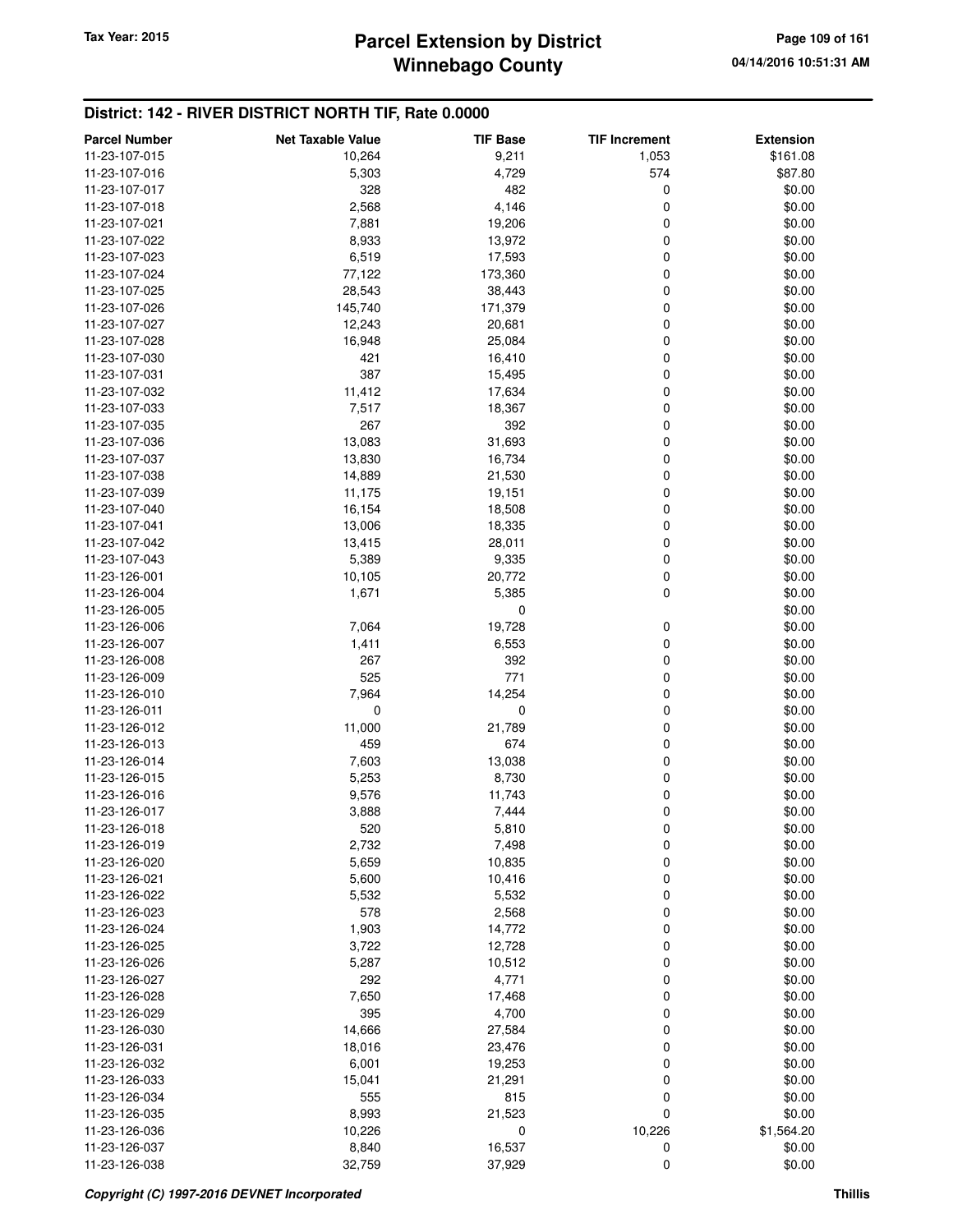## District: 142 - RIVER DISTRICT NORTH TIF, Rate 0.0000

| Parcel Number | Net Taxable Value | TIF Base | TIF Increment | Extension |
|---|---|---|---|---|
| 11-23-107-015 | 10,264 | 9,211 | 1,053 | $161.08 |
| 11-23-107-016 | 5,303 | 4,729 | 574 | $87.80 |
| 11-23-107-017 | 328 | 482 | 0 | $0.00 |
| 11-23-107-018 | 2,568 | 4,146 | 0 | $0.00 |
| 11-23-107-021 | 7,881 | 19,206 | 0 | $0.00 |
| 11-23-107-022 | 8,933 | 13,972 | 0 | $0.00 |
| 11-23-107-023 | 6,519 | 17,593 | 0 | $0.00 |
| 11-23-107-024 | 77,122 | 173,360 | 0 | $0.00 |
| 11-23-107-025 | 28,543 | 38,443 | 0 | $0.00 |
| 11-23-107-026 | 145,740 | 171,379 | 0 | $0.00 |
| 11-23-107-027 | 12,243 | 20,681 | 0 | $0.00 |
| 11-23-107-028 | 16,948 | 25,084 | 0 | $0.00 |
| 11-23-107-030 | 421 | 16,410 | 0 | $0.00 |
| 11-23-107-031 | 387 | 15,495 | 0 | $0.00 |
| 11-23-107-032 | 11,412 | 17,634 | 0 | $0.00 |
| 11-23-107-033 | 7,517 | 18,367 | 0 | $0.00 |
| 11-23-107-035 | 267 | 392 | 0 | $0.00 |
| 11-23-107-036 | 13,083 | 31,693 | 0 | $0.00 |
| 11-23-107-037 | 13,830 | 16,734 | 0 | $0.00 |
| 11-23-107-038 | 14,889 | 21,530 | 0 | $0.00 |
| 11-23-107-039 | 11,175 | 19,151 | 0 | $0.00 |
| 11-23-107-040 | 16,154 | 18,508 | 0 | $0.00 |
| 11-23-107-041 | 13,006 | 18,335 | 0 | $0.00 |
| 11-23-107-042 | 13,415 | 28,011 | 0 | $0.00 |
| 11-23-107-043 | 5,389 | 9,335 | 0 | $0.00 |
| 11-23-126-001 | 10,105 | 20,772 | 0 | $0.00 |
| 11-23-126-004 | 1,671 | 5,385 | 0 | $0.00 |
| 11-23-126-005 | | 0 | | $0.00 |
| 11-23-126-006 | 7,064 | 19,728 | 0 | $0.00 |
| 11-23-126-007 | 1,411 | 6,553 | 0 | $0.00 |
| 11-23-126-008 | 267 | 392 | 0 | $0.00 |
| 11-23-126-009 | 525 | 771 | 0 | $0.00 |
| 11-23-126-010 | 7,964 | 14,254 | 0 | $0.00 |
| 11-23-126-011 | 0 | 0 | 0 | $0.00 |
| 11-23-126-012 | 11,000 | 21,789 | 0 | $0.00 |
| 11-23-126-013 | 459 | 674 | 0 | $0.00 |
| 11-23-126-014 | 7,603 | 13,038 | 0 | $0.00 |
| 11-23-126-015 | 5,253 | 8,730 | 0 | $0.00 |
| 11-23-126-016 | 9,576 | 11,743 | 0 | $0.00 |
| 11-23-126-017 | 3,888 | 7,444 | 0 | $0.00 |
| 11-23-126-018 | 520 | 5,810 | 0 | $0.00 |
| 11-23-126-019 | 2,732 | 7,498 | 0 | $0.00 |
| 11-23-126-020 | 5,659 | 10,835 | 0 | $0.00 |
| 11-23-126-021 | 5,600 | 10,416 | 0 | $0.00 |
| 11-23-126-022 | 5,532 | 5,532 | 0 | $0.00 |
| 11-23-126-023 | 578 | 2,568 | 0 | $0.00 |
| 11-23-126-024 | 1,903 | 14,772 | 0 | $0.00 |
| 11-23-126-025 | 3,722 | 12,728 | 0 | $0.00 |
| 11-23-126-026 | 5,287 | 10,512 | 0 | $0.00 |
| 11-23-126-027 | 292 | 4,771 | 0 | $0.00 |
| 11-23-126-028 | 7,650 | 17,468 | 0 | $0.00 |
| 11-23-126-029 | 395 | 4,700 | 0 | $0.00 |
| 11-23-126-030 | 14,666 | 27,584 | 0 | $0.00 |
| 11-23-126-031 | 18,016 | 23,476 | 0 | $0.00 |
| 11-23-126-032 | 6,001 | 19,253 | 0 | $0.00 |
| 11-23-126-033 | 15,041 | 21,291 | 0 | $0.00 |
| 11-23-126-034 | 555 | 815 | 0 | $0.00 |
| 11-23-126-035 | 8,993 | 21,523 | 0 | $0.00 |
| 11-23-126-036 | 10,226 | 0 | 10,226 | $1,564.20 |
| 11-23-126-037 | 8,840 | 16,537 | 0 | $0.00 |
| 11-23-126-038 | 32,759 | 37,929 | 0 | $0.00 |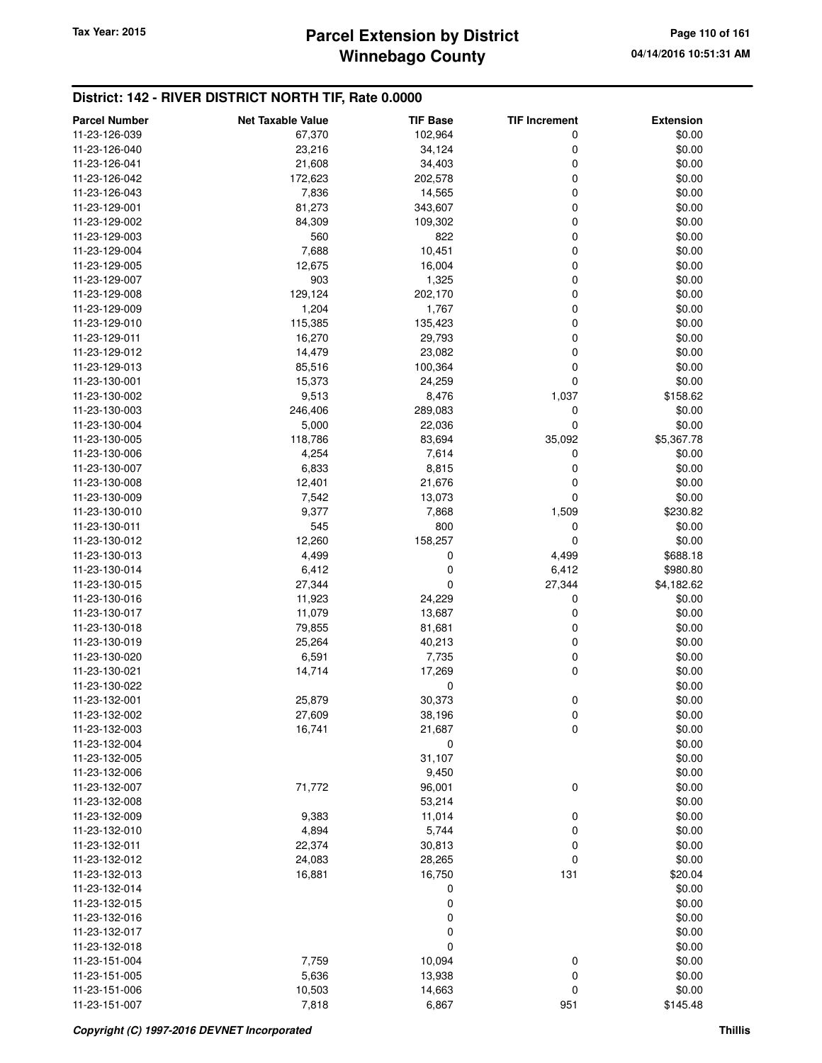## District: 142 - RIVER DISTRICT NORTH TIF, Rate 0.0000

| Parcel Number | Net Taxable Value | TIF Base | TIF Increment | Extension |
|---|---|---|---|---|
| 11-23-126-039 | 67,370 | 102,964 | 0 | $0.00 |
| 11-23-126-040 | 23,216 | 34,124 | 0 | $0.00 |
| 11-23-126-041 | 21,608 | 34,403 | 0 | $0.00 |
| 11-23-126-042 | 172,623 | 202,578 | 0 | $0.00 |
| 11-23-126-043 | 7,836 | 14,565 | 0 | $0.00 |
| 11-23-129-001 | 81,273 | 343,607 | 0 | $0.00 |
| 11-23-129-002 | 84,309 | 109,302 | 0 | $0.00 |
| 11-23-129-003 | 560 | 822 | 0 | $0.00 |
| 11-23-129-004 | 7,688 | 10,451 | 0 | $0.00 |
| 11-23-129-005 | 12,675 | 16,004 | 0 | $0.00 |
| 11-23-129-007 | 903 | 1,325 | 0 | $0.00 |
| 11-23-129-008 | 129,124 | 202,170 | 0 | $0.00 |
| 11-23-129-009 | 1,204 | 1,767 | 0 | $0.00 |
| 11-23-129-010 | 115,385 | 135,423 | 0 | $0.00 |
| 11-23-129-011 | 16,270 | 29,793 | 0 | $0.00 |
| 11-23-129-012 | 14,479 | 23,082 | 0 | $0.00 |
| 11-23-129-013 | 85,516 | 100,364 | 0 | $0.00 |
| 11-23-130-001 | 15,373 | 24,259 | 0 | $0.00 |
| 11-23-130-002 | 9,513 | 8,476 | 1,037 | $158.62 |
| 11-23-130-003 | 246,406 | 289,083 | 0 | $0.00 |
| 11-23-130-004 | 5,000 | 22,036 | 0 | $0.00 |
| 11-23-130-005 | 118,786 | 83,694 | 35,092 | $5,367.78 |
| 11-23-130-006 | 4,254 | 7,614 | 0 | $0.00 |
| 11-23-130-007 | 6,833 | 8,815 | 0 | $0.00 |
| 11-23-130-008 | 12,401 | 21,676 | 0 | $0.00 |
| 11-23-130-009 | 7,542 | 13,073 | 0 | $0.00 |
| 11-23-130-010 | 9,377 | 7,868 | 1,509 | $230.82 |
| 11-23-130-011 | 545 | 800 | 0 | $0.00 |
| 11-23-130-012 | 12,260 | 158,257 | 0 | $0.00 |
| 11-23-130-013 | 4,499 | 0 | 4,499 | $688.18 |
| 11-23-130-014 | 6,412 | 0 | 6,412 | $980.80 |
| 11-23-130-015 | 27,344 | 0 | 27,344 | $4,182.62 |
| 11-23-130-016 | 11,923 | 24,229 | 0 | $0.00 |
| 11-23-130-017 | 11,079 | 13,687 | 0 | $0.00 |
| 11-23-130-018 | 79,855 | 81,681 | 0 | $0.00 |
| 11-23-130-019 | 25,264 | 40,213 | 0 | $0.00 |
| 11-23-130-020 | 6,591 | 7,735 | 0 | $0.00 |
| 11-23-130-021 | 14,714 | 17,269 | 0 | $0.00 |
| 11-23-130-022 | | 0 | | $0.00 |
| 11-23-132-001 | 25,879 | 30,373 | 0 | $0.00 |
| 11-23-132-002 | 27,609 | 38,196 | 0 | $0.00 |
| 11-23-132-003 | 16,741 | 21,687 | 0 | $0.00 |
| 11-23-132-004 | | 0 | | $0.00 |
| 11-23-132-005 | | 31,107 | | $0.00 |
| 11-23-132-006 | | 9,450 | | $0.00 |
| 11-23-132-007 | 71,772 | 96,001 | 0 | $0.00 |
| 11-23-132-008 | | 53,214 | | $0.00 |
| 11-23-132-009 | 9,383 | 11,014 | 0 | $0.00 |
| 11-23-132-010 | 4,894 | 5,744 | 0 | $0.00 |
| 11-23-132-011 | 22,374 | 30,813 | 0 | $0.00 |
| 11-23-132-012 | 24,083 | 28,265 | 0 | $0.00 |
| 11-23-132-013 | 16,881 | 16,750 | 131 | $20.04 |
| 11-23-132-014 | | 0 | | $0.00 |
| 11-23-132-015 | | 0 | | $0.00 |
| 11-23-132-016 | | 0 | | $0.00 |
| 11-23-132-017 | | 0 | | $0.00 |
| 11-23-132-018 | | 0 | | $0.00 |
| 11-23-151-004 | 7,759 | 10,094 | 0 | $0.00 |
| 11-23-151-005 | 5,636 | 13,938 | 0 | $0.00 |
| 11-23-151-006 | 10,503 | 14,663 | 0 | $0.00 |
| 11-23-151-007 | 7,818 | 6,867 | 951 | $145.48 |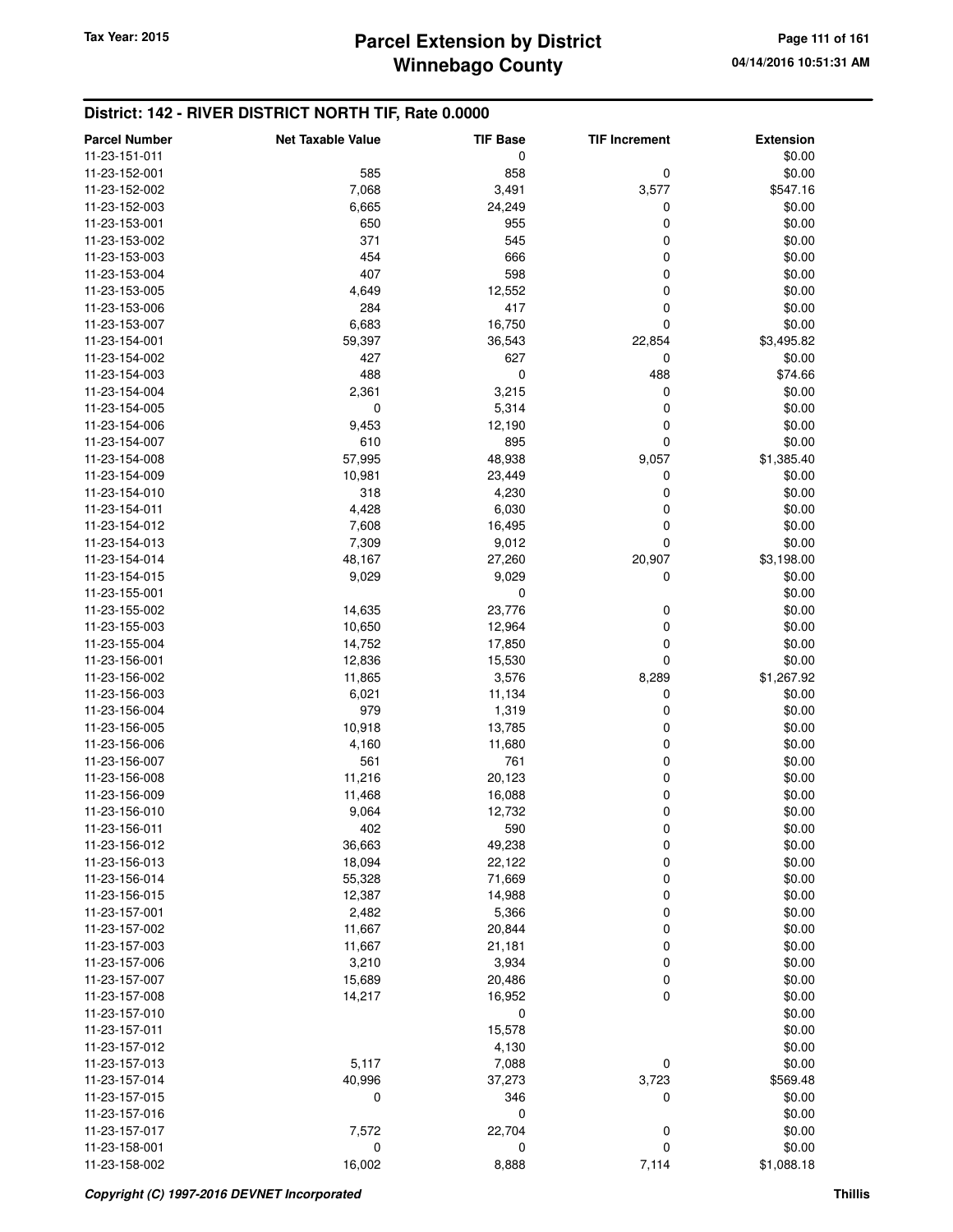## District: 142 - RIVER DISTRICT NORTH TIF, Rate 0.0000

| Parcel Number | Net Taxable Value | TIF Base | TIF Increment | Extension |
|---|---|---|---|---|
| 11-23-151-011 | | 0 | | $0.00 |
| 11-23-152-001 | 585 | 858 | 0 | $0.00 |
| 11-23-152-002 | 7,068 | 3,491 | 3,577 | $547.16 |
| 11-23-152-003 | 6,665 | 24,249 | 0 | $0.00 |
| 11-23-153-001 | 650 | 955 | 0 | $0.00 |
| 11-23-153-002 | 371 | 545 | 0 | $0.00 |
| 11-23-153-003 | 454 | 666 | 0 | $0.00 |
| 11-23-153-004 | 407 | 598 | 0 | $0.00 |
| 11-23-153-005 | 4,649 | 12,552 | 0 | $0.00 |
| 11-23-153-006 | 284 | 417 | 0 | $0.00 |
| 11-23-153-007 | 6,683 | 16,750 | 0 | $0.00 |
| 11-23-154-001 | 59,397 | 36,543 | 22,854 | $3,495.82 |
| 11-23-154-002 | 427 | 627 | 0 | $0.00 |
| 11-23-154-003 | 488 | 0 | 488 | $74.66 |
| 11-23-154-004 | 2,361 | 3,215 | 0 | $0.00 |
| 11-23-154-005 | 0 | 5,314 | 0 | $0.00 |
| 11-23-154-006 | 9,453 | 12,190 | 0 | $0.00 |
| 11-23-154-007 | 610 | 895 | 0 | $0.00 |
| 11-23-154-008 | 57,995 | 48,938 | 9,057 | $1,385.40 |
| 11-23-154-009 | 10,981 | 23,449 | 0 | $0.00 |
| 11-23-154-010 | 318 | 4,230 | 0 | $0.00 |
| 11-23-154-011 | 4,428 | 6,030 | 0 | $0.00 |
| 11-23-154-012 | 7,608 | 16,495 | 0 | $0.00 |
| 11-23-154-013 | 7,309 | 9,012 | 0 | $0.00 |
| 11-23-154-014 | 48,167 | 27,260 | 20,907 | $3,198.00 |
| 11-23-154-015 | 9,029 | 9,029 | 0 | $0.00 |
| 11-23-155-001 | | 0 | | $0.00 |
| 11-23-155-002 | 14,635 | 23,776 | 0 | $0.00 |
| 11-23-155-003 | 10,650 | 12,964 | 0 | $0.00 |
| 11-23-155-004 | 14,752 | 17,850 | 0 | $0.00 |
| 11-23-156-001 | 12,836 | 15,530 | 0 | $0.00 |
| 11-23-156-002 | 11,865 | 3,576 | 8,289 | $1,267.92 |
| 11-23-156-003 | 6,021 | 11,134 | 0 | $0.00 |
| 11-23-156-004 | 979 | 1,319 | 0 | $0.00 |
| 11-23-156-005 | 10,918 | 13,785 | 0 | $0.00 |
| 11-23-156-006 | 4,160 | 11,680 | 0 | $0.00 |
| 11-23-156-007 | 561 | 761 | 0 | $0.00 |
| 11-23-156-008 | 11,216 | 20,123 | 0 | $0.00 |
| 11-23-156-009 | 11,468 | 16,088 | 0 | $0.00 |
| 11-23-156-010 | 9,064 | 12,732 | 0 | $0.00 |
| 11-23-156-011 | 402 | 590 | 0 | $0.00 |
| 11-23-156-012 | 36,663 | 49,238 | 0 | $0.00 |
| 11-23-156-013 | 18,094 | 22,122 | 0 | $0.00 |
| 11-23-156-014 | 55,328 | 71,669 | 0 | $0.00 |
| 11-23-156-015 | 12,387 | 14,988 | 0 | $0.00 |
| 11-23-157-001 | 2,482 | 5,366 | 0 | $0.00 |
| 11-23-157-002 | 11,667 | 20,844 | 0 | $0.00 |
| 11-23-157-003 | 11,667 | 21,181 | 0 | $0.00 |
| 11-23-157-006 | 3,210 | 3,934 | 0 | $0.00 |
| 11-23-157-007 | 15,689 | 20,486 | 0 | $0.00 |
| 11-23-157-008 | 14,217 | 16,952 | 0 | $0.00 |
| 11-23-157-010 | | 0 | | $0.00 |
| 11-23-157-011 | | 15,578 | | $0.00 |
| 11-23-157-012 | | 4,130 | | $0.00 |
| 11-23-157-013 | 5,117 | 7,088 | 0 | $0.00 |
| 11-23-157-014 | 40,996 | 37,273 | 3,723 | $569.48 |
| 11-23-157-015 | 0 | 346 | 0 | $0.00 |
| 11-23-157-016 | | 0 | | $0.00 |
| 11-23-157-017 | 7,572 | 22,704 | 0 | $0.00 |
| 11-23-158-001 | 0 | 0 | 0 | $0.00 |
| 11-23-158-002 | 16,002 | 8,888 | 7,114 | $1,088.18 |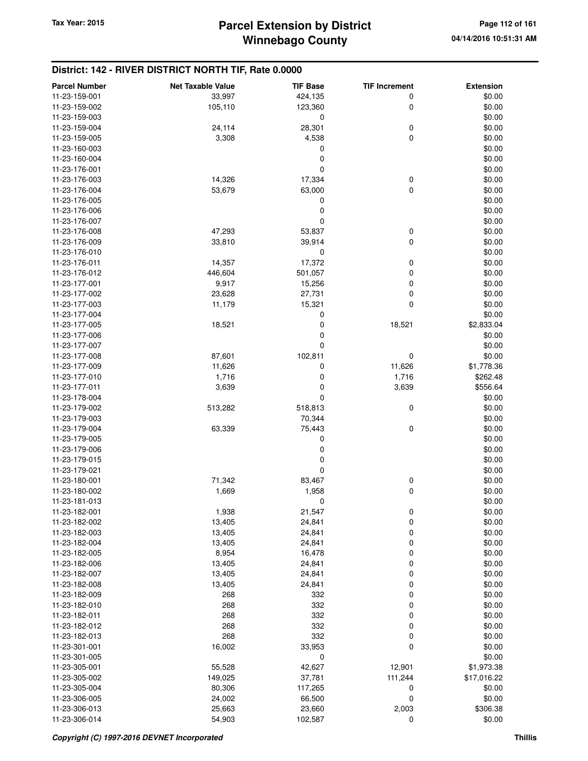## District: 142 - RIVER DISTRICT NORTH TIF, Rate 0.0000

| Parcel Number | Net Taxable Value | TIF Base | TIF Increment | Extension |
|---|---|---|---|---|
| 11-23-159-001 | 33,997 | 424,135 | 0 | $0.00 |
| 11-23-159-002 | 105,110 | 123,360 | 0 | $0.00 |
| 11-23-159-003 | | 0 | | $0.00 |
| 11-23-159-004 | 24,114 | 28,301 | 0 | $0.00 |
| 11-23-159-005 | 3,308 | 4,538 | 0 | $0.00 |
| 11-23-160-003 | | 0 | | $0.00 |
| 11-23-160-004 | | 0 | | $0.00 |
| 11-23-176-001 | | 0 | | $0.00 |
| 11-23-176-003 | 14,326 | 17,334 | 0 | $0.00 |
| 11-23-176-004 | 53,679 | 63,000 | 0 | $0.00 |
| 11-23-176-005 | | 0 | | $0.00 |
| 11-23-176-006 | | 0 | | $0.00 |
| 11-23-176-007 | | 0 | | $0.00 |
| 11-23-176-008 | 47,293 | 53,837 | 0 | $0.00 |
| 11-23-176-009 | 33,810 | 39,914 | 0 | $0.00 |
| 11-23-176-010 | | 0 | | $0.00 |
| 11-23-176-011 | 14,357 | 17,372 | 0 | $0.00 |
| 11-23-176-012 | 446,604 | 501,057 | 0 | $0.00 |
| 11-23-177-001 | 9,917 | 15,256 | 0 | $0.00 |
| 11-23-177-002 | 23,628 | 27,731 | 0 | $0.00 |
| 11-23-177-003 | 11,179 | 15,321 | 0 | $0.00 |
| 11-23-177-004 | | 0 | | $0.00 |
| 11-23-177-005 | 18,521 | 0 | 18,521 | $2,833.04 |
| 11-23-177-006 | | 0 | | $0.00 |
| 11-23-177-007 | | 0 | | $0.00 |
| 11-23-177-008 | 87,601 | 102,811 | 0 | $0.00 |
| 11-23-177-009 | 11,626 | 0 | 11,626 | $1,778.36 |
| 11-23-177-010 | 1,716 | 0 | 1,716 | $262.48 |
| 11-23-177-011 | 3,639 | 0 | 3,639 | $556.64 |
| 11-23-178-004 | | 0 | | $0.00 |
| 11-23-179-002 | 513,282 | 518,813 | 0 | $0.00 |
| 11-23-179-003 | | 70,344 | | $0.00 |
| 11-23-179-004 | 63,339 | 75,443 | 0 | $0.00 |
| 11-23-179-005 | | 0 | | $0.00 |
| 11-23-179-006 | | 0 | | $0.00 |
| 11-23-179-015 | | 0 | | $0.00 |
| 11-23-179-021 | | 0 | | $0.00 |
| 11-23-180-001 | 71,342 | 83,467 | 0 | $0.00 |
| 11-23-180-002 | 1,669 | 1,958 | 0 | $0.00 |
| 11-23-181-013 | | 0 | | $0.00 |
| 11-23-182-001 | 1,938 | 21,547 | 0 | $0.00 |
| 11-23-182-002 | 13,405 | 24,841 | 0 | $0.00 |
| 11-23-182-003 | 13,405 | 24,841 | 0 | $0.00 |
| 11-23-182-004 | 13,405 | 24,841 | 0 | $0.00 |
| 11-23-182-005 | 8,954 | 16,478 | 0 | $0.00 |
| 11-23-182-006 | 13,405 | 24,841 | 0 | $0.00 |
| 11-23-182-007 | 13,405 | 24,841 | 0 | $0.00 |
| 11-23-182-008 | 13,405 | 24,841 | 0 | $0.00 |
| 11-23-182-009 | 268 | 332 | 0 | $0.00 |
| 11-23-182-010 | 268 | 332 | 0 | $0.00 |
| 11-23-182-011 | 268 | 332 | 0 | $0.00 |
| 11-23-182-012 | 268 | 332 | 0 | $0.00 |
| 11-23-182-013 | 268 | 332 | 0 | $0.00 |
| 11-23-301-001 | 16,002 | 33,953 | 0 | $0.00 |
| 11-23-301-005 | | 0 | | $0.00 |
| 11-23-305-001 | 55,528 | 42,627 | 12,901 | $1,973.38 |
| 11-23-305-002 | 149,025 | 37,781 | 111,244 | $17,016.22 |
| 11-23-305-004 | 80,306 | 117,265 | 0 | $0.00 |
| 11-23-306-005 | 24,002 | 66,500 | 0 | $0.00 |
| 11-23-306-013 | 25,663 | 23,660 | 2,003 | $306.38 |
| 11-23-306-014 | 54,903 | 102,587 | 0 | $0.00 |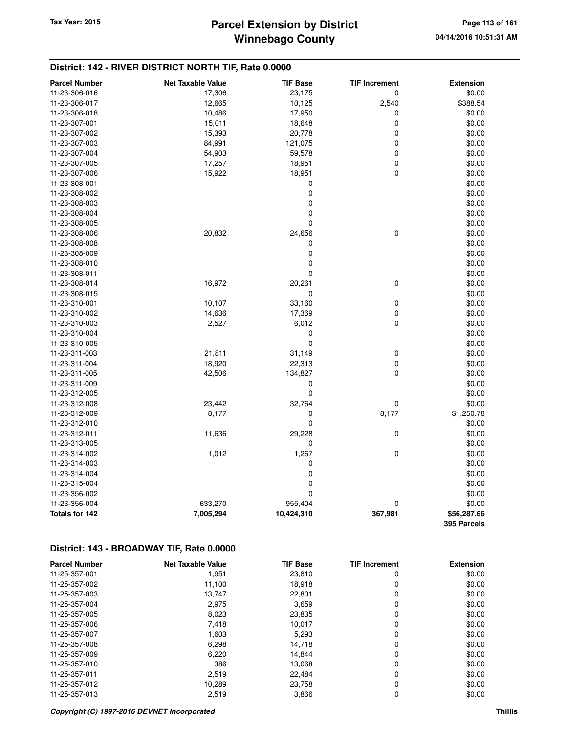## District: 142 - RIVER DISTRICT NORTH TIF, Rate 0.0000

| Parcel Number | Net Taxable Value | TIF Base | TIF Increment | Extension |
|---|---|---|---|---|
| 11-23-306-016 | 17,306 | 23,175 | 0 | $0.00 |
| 11-23-306-017 | 12,665 | 10,125 | 2,540 | $388.54 |
| 11-23-306-018 | 10,486 | 17,950 | 0 | $0.00 |
| 11-23-307-001 | 15,011 | 18,648 | 0 | $0.00 |
| 11-23-307-002 | 15,393 | 20,778 | 0 | $0.00 |
| 11-23-307-003 | 84,991 | 121,075 | 0 | $0.00 |
| 11-23-307-004 | 54,903 | 59,578 | 0 | $0.00 |
| 11-23-307-005 | 17,257 | 18,951 | 0 | $0.00 |
| 11-23-307-006 | 15,922 | 18,951 | 0 | $0.00 |
| 11-23-308-001 | | 0 | | $0.00 |
| 11-23-308-002 | | 0 | | $0.00 |
| 11-23-308-003 | | 0 | | $0.00 |
| 11-23-308-004 | | 0 | | $0.00 |
| 11-23-308-005 | | 0 | | $0.00 |
| 11-23-308-006 | 20,832 | 24,656 | 0 | $0.00 |
| 11-23-308-008 | | 0 | | $0.00 |
| 11-23-308-009 | | 0 | | $0.00 |
| 11-23-308-010 | | 0 | | $0.00 |
| 11-23-308-011 | | 0 | | $0.00 |
| 11-23-308-014 | 16,972 | 20,261 | 0 | $0.00 |
| 11-23-308-015 | | 0 | | $0.00 |
| 11-23-310-001 | 10,107 | 33,160 | 0 | $0.00 |
| 11-23-310-002 | 14,636 | 17,369 | 0 | $0.00 |
| 11-23-310-003 | 2,527 | 6,012 | 0 | $0.00 |
| 11-23-310-004 | | 0 | | $0.00 |
| 11-23-310-005 | | 0 | | $0.00 |
| 11-23-311-003 | 21,811 | 31,149 | 0 | $0.00 |
| 11-23-311-004 | 18,920 | 22,313 | 0 | $0.00 |
| 11-23-311-005 | 42,506 | 134,827 | 0 | $0.00 |
| 11-23-311-009 | | 0 | | $0.00 |
| 11-23-312-005 | | 0 | | $0.00 |
| 11-23-312-008 | 23,442 | 32,764 | 0 | $0.00 |
| 11-23-312-009 | 8,177 | 0 | 8,177 | $1,250.78 |
| 11-23-312-010 | | 0 | | $0.00 |
| 11-23-312-011 | 11,636 | 29,228 | 0 | $0.00 |
| 11-23-313-005 | | 0 | | $0.00 |
| 11-23-314-002 | 1,012 | 1,267 | 0 | $0.00 |
| 11-23-314-003 | | 0 | | $0.00 |
| 11-23-314-004 | | 0 | | $0.00 |
| 11-23-315-004 | | 0 | | $0.00 |
| 11-23-356-002 | | 0 | | $0.00 |
| 11-23-356-004 | 633,270 | 955,404 | 0 | $0.00 |
| **Totals for 142** | **7,005,294** | **10,424,310** | **367,981** | **$56,287.66** |
| | | | | **395 Parcels** |

## District: 143 - BROADWAY TIF, Rate 0.0000

| Parcel Number | Net Taxable Value | TIF Base | TIF Increment | Extension |
|---|---|---|---|---|
| 11-25-357-001 | 1,951 | 23,810 | 0 | $0.00 |
| 11-25-357-002 | 11,100 | 18,918 | 0 | $0.00 |
| 11-25-357-003 | 13,747 | 22,801 | 0 | $0.00 |
| 11-25-357-004 | 2,975 | 3,659 | 0 | $0.00 |
| 11-25-357-005 | 8,023 | 23,835 | 0 | $0.00 |
| 11-25-357-006 | 7,418 | 10,017 | 0 | $0.00 |
| 11-25-357-007 | 1,603 | 5,293 | 0 | $0.00 |
| 11-25-357-008 | 6,298 | 14,718 | 0 | $0.00 |
| 11-25-357-009 | 6,220 | 14,844 | 0 | $0.00 |
| 11-25-357-010 | 386 | 13,068 | 0 | $0.00 |
| 11-25-357-011 | 2,519 | 22,484 | 0 | $0.00 |
| 11-25-357-012 | 10,289 | 23,758 | 0 | $0.00 |
| 11-25-357-013 | 2,519 | 3,866 | 0 | $0.00 |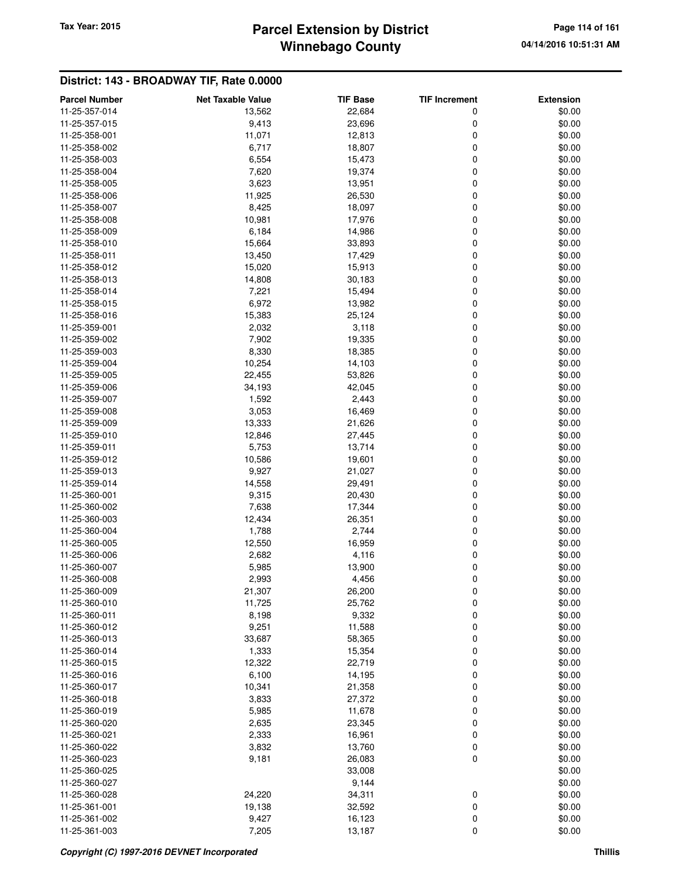## District: 143 - BROADWAY TIF, Rate 0.0000

| Parcel Number | Net Taxable Value | TIF Base | TIF Increment | Extension |
|---|---|---|---|---|
| 11-25-357-014 | 13,562 | 22,684 | 0 | $0.00 |
| 11-25-357-015 | 9,413 | 23,696 | 0 | $0.00 |
| 11-25-358-001 | 11,071 | 12,813 | 0 | $0.00 |
| 11-25-358-002 | 6,717 | 18,807 | 0 | $0.00 |
| 11-25-358-003 | 6,554 | 15,473 | 0 | $0.00 |
| 11-25-358-004 | 7,620 | 19,374 | 0 | $0.00 |
| 11-25-358-005 | 3,623 | 13,951 | 0 | $0.00 |
| 11-25-358-006 | 11,925 | 26,530 | 0 | $0.00 |
| 11-25-358-007 | 8,425 | 18,097 | 0 | $0.00 |
| 11-25-358-008 | 10,981 | 17,976 | 0 | $0.00 |
| 11-25-358-009 | 6,184 | 14,986 | 0 | $0.00 |
| 11-25-358-010 | 15,664 | 33,893 | 0 | $0.00 |
| 11-25-358-011 | 13,450 | 17,429 | 0 | $0.00 |
| 11-25-358-012 | 15,020 | 15,913 | 0 | $0.00 |
| 11-25-358-013 | 14,808 | 30,183 | 0 | $0.00 |
| 11-25-358-014 | 7,221 | 15,494 | 0 | $0.00 |
| 11-25-358-015 | 6,972 | 13,982 | 0 | $0.00 |
| 11-25-358-016 | 15,383 | 25,124 | 0 | $0.00 |
| 11-25-359-001 | 2,032 | 3,118 | 0 | $0.00 |
| 11-25-359-002 | 7,902 | 19,335 | 0 | $0.00 |
| 11-25-359-003 | 8,330 | 18,385 | 0 | $0.00 |
| 11-25-359-004 | 10,254 | 14,103 | 0 | $0.00 |
| 11-25-359-005 | 22,455 | 53,826 | 0 | $0.00 |
| 11-25-359-006 | 34,193 | 42,045 | 0 | $0.00 |
| 11-25-359-007 | 1,592 | 2,443 | 0 | $0.00 |
| 11-25-359-008 | 3,053 | 16,469 | 0 | $0.00 |
| 11-25-359-009 | 13,333 | 21,626 | 0 | $0.00 |
| 11-25-359-010 | 12,846 | 27,445 | 0 | $0.00 |
| 11-25-359-011 | 5,753 | 13,714 | 0 | $0.00 |
| 11-25-359-012 | 10,586 | 19,601 | 0 | $0.00 |
| 11-25-359-013 | 9,927 | 21,027 | 0 | $0.00 |
| 11-25-359-014 | 14,558 | 29,491 | 0 | $0.00 |
| 11-25-360-001 | 9,315 | 20,430 | 0 | $0.00 |
| 11-25-360-002 | 7,638 | 17,344 | 0 | $0.00 |
| 11-25-360-003 | 12,434 | 26,351 | 0 | $0.00 |
| 11-25-360-004 | 1,788 | 2,744 | 0 | $0.00 |
| 11-25-360-005 | 12,550 | 16,959 | 0 | $0.00 |
| 11-25-360-006 | 2,682 | 4,116 | 0 | $0.00 |
| 11-25-360-007 | 5,985 | 13,900 | 0 | $0.00 |
| 11-25-360-008 | 2,993 | 4,456 | 0 | $0.00 |
| 11-25-360-009 | 21,307 | 26,200 | 0 | $0.00 |
| 11-25-360-010 | 11,725 | 25,762 | 0 | $0.00 |
| 11-25-360-011 | 8,198 | 9,332 | 0 | $0.00 |
| 11-25-360-012 | 9,251 | 11,588 | 0 | $0.00 |
| 11-25-360-013 | 33,687 | 58,365 | 0 | $0.00 |
| 11-25-360-014 | 1,333 | 15,354 | 0 | $0.00 |
| 11-25-360-015 | 12,322 | 22,719 | 0 | $0.00 |
| 11-25-360-016 | 6,100 | 14,195 | 0 | $0.00 |
| 11-25-360-017 | 10,341 | 21,358 | 0 | $0.00 |
| 11-25-360-018 | 3,833 | 27,372 | 0 | $0.00 |
| 11-25-360-019 | 5,985 | 11,678 | 0 | $0.00 |
| 11-25-360-020 | 2,635 | 23,345 | 0 | $0.00 |
| 11-25-360-021 | 2,333 | 16,961 | 0 | $0.00 |
| 11-25-360-022 | 3,832 | 13,760 | 0 | $0.00 |
| 11-25-360-023 | 9,181 | 26,083 | 0 | $0.00 |
| 11-25-360-025 | | 33,008 | | $0.00 |
| 11-25-360-027 | | 9,144 | | $0.00 |
| 11-25-360-028 | 24,220 | 34,311 | 0 | $0.00 |
| 11-25-361-001 | 19,138 | 32,592 | 0 | $0.00 |
| 11-25-361-002 | 9,427 | 16,123 | 0 | $0.00 |
| 11-25-361-003 | 7,205 | 13,187 | 0 | $0.00 |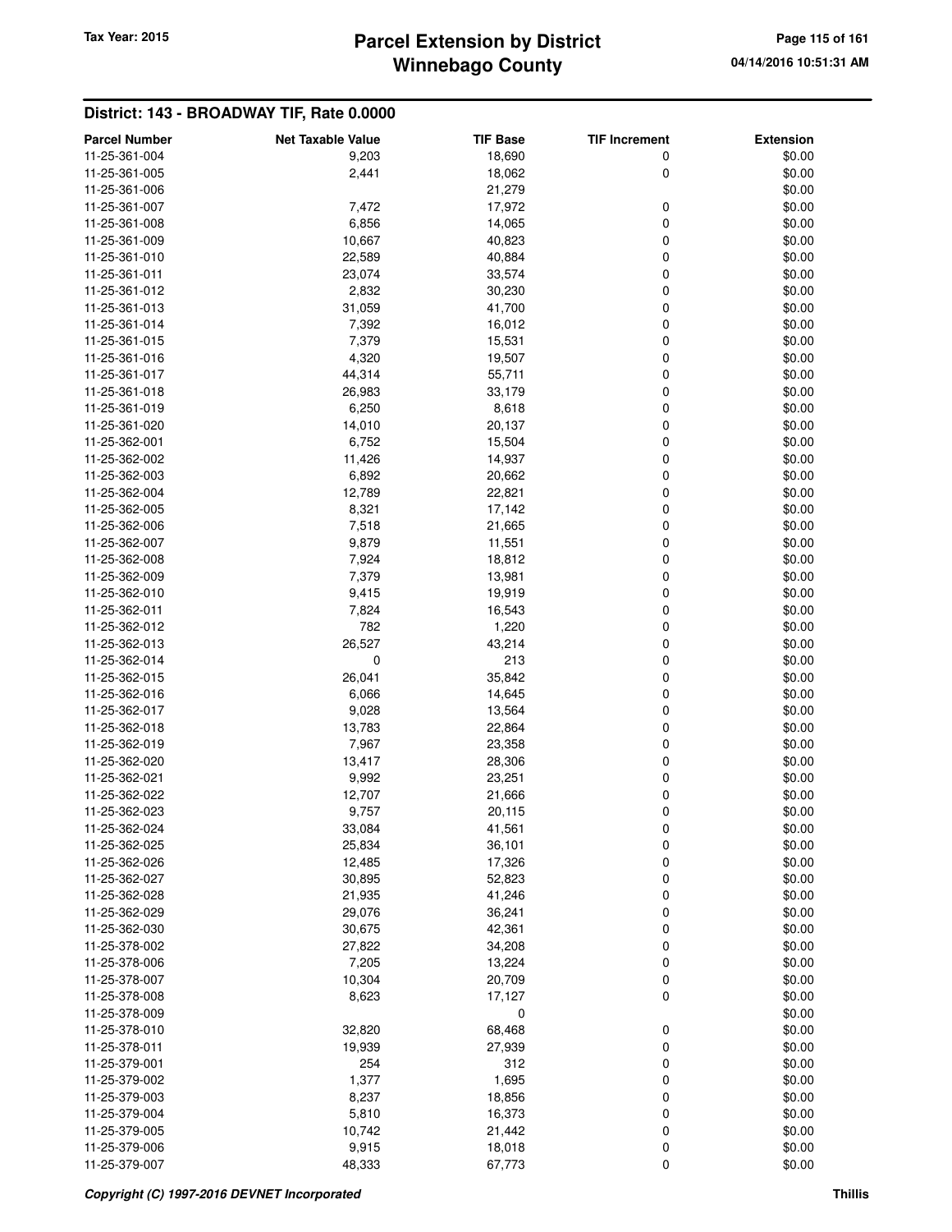## District: 143 - BROADWAY TIF, Rate 0.0000

| Parcel Number | Net Taxable Value | TIF Base | TIF Increment | Extension |
|---|---|---|---|---|
| 11-25-361-004 | 9,203 | 18,690 | 0 | $0.00 |
| 11-25-361-005 | 2,441 | 18,062 | 0 | $0.00 |
| 11-25-361-006 | | 21,279 | | $0.00 |
| 11-25-361-007 | 7,472 | 17,972 | 0 | $0.00 |
| 11-25-361-008 | 6,856 | 14,065 | 0 | $0.00 |
| 11-25-361-009 | 10,667 | 40,823 | 0 | $0.00 |
| 11-25-361-010 | 22,589 | 40,884 | 0 | $0.00 |
| 11-25-361-011 | 23,074 | 33,574 | 0 | $0.00 |
| 11-25-361-012 | 2,832 | 30,230 | 0 | $0.00 |
| 11-25-361-013 | 31,059 | 41,700 | 0 | $0.00 |
| 11-25-361-014 | 7,392 | 16,012 | 0 | $0.00 |
| 11-25-361-015 | 7,379 | 15,531 | 0 | $0.00 |
| 11-25-361-016 | 4,320 | 19,507 | 0 | $0.00 |
| 11-25-361-017 | 44,314 | 55,711 | 0 | $0.00 |
| 11-25-361-018 | 26,983 | 33,179 | 0 | $0.00 |
| 11-25-361-019 | 6,250 | 8,618 | 0 | $0.00 |
| 11-25-361-020 | 14,010 | 20,137 | 0 | $0.00 |
| 11-25-362-001 | 6,752 | 15,504 | 0 | $0.00 |
| 11-25-362-002 | 11,426 | 14,937 | 0 | $0.00 |
| 11-25-362-003 | 6,892 | 20,662 | 0 | $0.00 |
| 11-25-362-004 | 12,789 | 22,821 | 0 | $0.00 |
| 11-25-362-005 | 8,321 | 17,142 | 0 | $0.00 |
| 11-25-362-006 | 7,518 | 21,665 | 0 | $0.00 |
| 11-25-362-007 | 9,879 | 11,551 | 0 | $0.00 |
| 11-25-362-008 | 7,924 | 18,812 | 0 | $0.00 |
| 11-25-362-009 | 7,379 | 13,981 | 0 | $0.00 |
| 11-25-362-010 | 9,415 | 19,919 | 0 | $0.00 |
| 11-25-362-011 | 7,824 | 16,543 | 0 | $0.00 |
| 11-25-362-012 | 782 | 1,220 | 0 | $0.00 |
| 11-25-362-013 | 26,527 | 43,214 | 0 | $0.00 |
| 11-25-362-014 | 0 | 213 | 0 | $0.00 |
| 11-25-362-015 | 26,041 | 35,842 | 0 | $0.00 |
| 11-25-362-016 | 6,066 | 14,645 | 0 | $0.00 |
| 11-25-362-017 | 9,028 | 13,564 | 0 | $0.00 |
| 11-25-362-018 | 13,783 | 22,864 | 0 | $0.00 |
| 11-25-362-019 | 7,967 | 23,358 | 0 | $0.00 |
| 11-25-362-020 | 13,417 | 28,306 | 0 | $0.00 |
| 11-25-362-021 | 9,992 | 23,251 | 0 | $0.00 |
| 11-25-362-022 | 12,707 | 21,666 | 0 | $0.00 |
| 11-25-362-023 | 9,757 | 20,115 | 0 | $0.00 |
| 11-25-362-024 | 33,084 | 41,561 | 0 | $0.00 |
| 11-25-362-025 | 25,834 | 36,101 | 0 | $0.00 |
| 11-25-362-026 | 12,485 | 17,326 | 0 | $0.00 |
| 11-25-362-027 | 30,895 | 52,823 | 0 | $0.00 |
| 11-25-362-028 | 21,935 | 41,246 | 0 | $0.00 |
| 11-25-362-029 | 29,076 | 36,241 | 0 | $0.00 |
| 11-25-362-030 | 30,675 | 42,361 | 0 | $0.00 |
| 11-25-378-002 | 27,822 | 34,208 | 0 | $0.00 |
| 11-25-378-006 | 7,205 | 13,224 | 0 | $0.00 |
| 11-25-378-007 | 10,304 | 20,709 | 0 | $0.00 |
| 11-25-378-008 | 8,623 | 17,127 | 0 | $0.00 |
| 11-25-378-009 | | 0 | | $0.00 |
| 11-25-378-010 | 32,820 | 68,468 | 0 | $0.00 |
| 11-25-378-011 | 19,939 | 27,939 | 0 | $0.00 |
| 11-25-379-001 | 254 | 312 | 0 | $0.00 |
| 11-25-379-002 | 1,377 | 1,695 | 0 | $0.00 |
| 11-25-379-003 | 8,237 | 18,856 | 0 | $0.00 |
| 11-25-379-004 | 5,810 | 16,373 | 0 | $0.00 |
| 11-25-379-005 | 10,742 | 21,442 | 0 | $0.00 |
| 11-25-379-006 | 9,915 | 18,018 | 0 | $0.00 |
| 11-25-379-007 | 48,333 | 67,773 | 0 | $0.00 |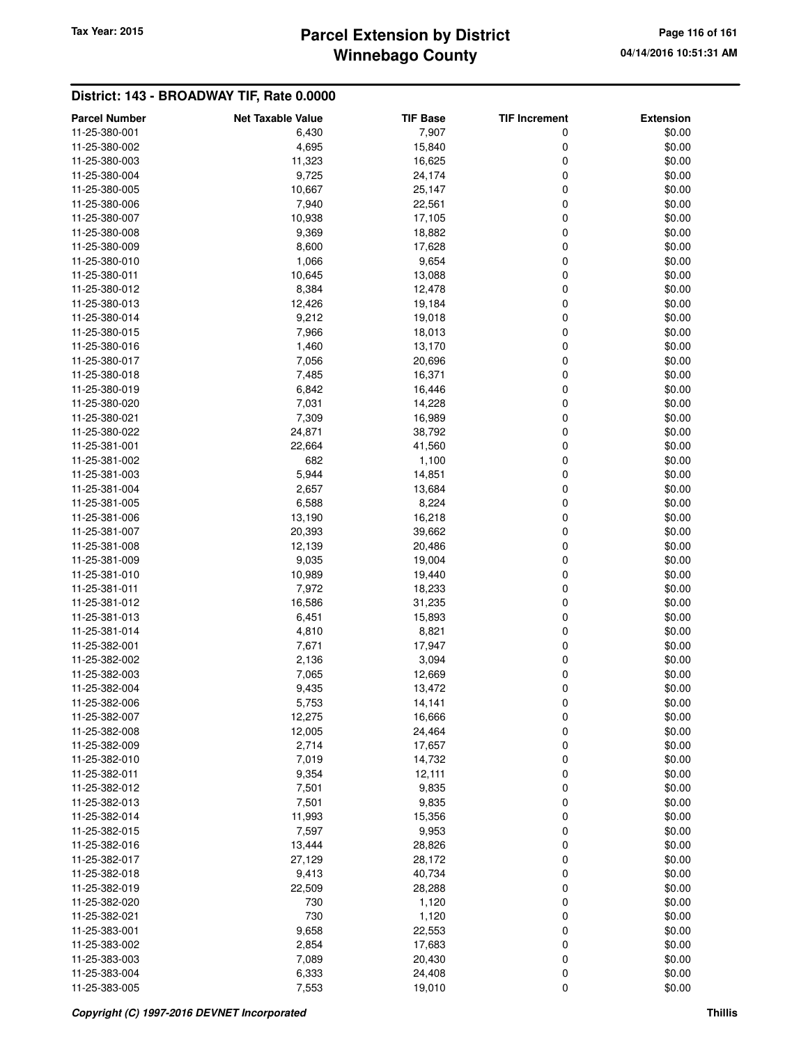## District: 143 - BROADWAY TIF, Rate 0.0000

| Parcel Number | Net Taxable Value | TIF Base | TIF Increment | Extension |
|---|---|---|---|---|
| 11-25-380-001 | 6,430 | 7,907 | 0 | $0.00 |
| 11-25-380-002 | 4,695 | 15,840 | 0 | $0.00 |
| 11-25-380-003 | 11,323 | 16,625 | 0 | $0.00 |
| 11-25-380-004 | 9,725 | 24,174 | 0 | $0.00 |
| 11-25-380-005 | 10,667 | 25,147 | 0 | $0.00 |
| 11-25-380-006 | 7,940 | 22,561 | 0 | $0.00 |
| 11-25-380-007 | 10,938 | 17,105 | 0 | $0.00 |
| 11-25-380-008 | 9,369 | 18,882 | 0 | $0.00 |
| 11-25-380-009 | 8,600 | 17,628 | 0 | $0.00 |
| 11-25-380-010 | 1,066 | 9,654 | 0 | $0.00 |
| 11-25-380-011 | 10,645 | 13,088 | 0 | $0.00 |
| 11-25-380-012 | 8,384 | 12,478 | 0 | $0.00 |
| 11-25-380-013 | 12,426 | 19,184 | 0 | $0.00 |
| 11-25-380-014 | 9,212 | 19,018 | 0 | $0.00 |
| 11-25-380-015 | 7,966 | 18,013 | 0 | $0.00 |
| 11-25-380-016 | 1,460 | 13,170 | 0 | $0.00 |
| 11-25-380-017 | 7,056 | 20,696 | 0 | $0.00 |
| 11-25-380-018 | 7,485 | 16,371 | 0 | $0.00 |
| 11-25-380-019 | 6,842 | 16,446 | 0 | $0.00 |
| 11-25-380-020 | 7,031 | 14,228 | 0 | $0.00 |
| 11-25-380-021 | 7,309 | 16,989 | 0 | $0.00 |
| 11-25-380-022 | 24,871 | 38,792 | 0 | $0.00 |
| 11-25-381-001 | 22,664 | 41,560 | 0 | $0.00 |
| 11-25-381-002 | 682 | 1,100 | 0 | $0.00 |
| 11-25-381-003 | 5,944 | 14,851 | 0 | $0.00 |
| 11-25-381-004 | 2,657 | 13,684 | 0 | $0.00 |
| 11-25-381-005 | 6,588 | 8,224 | 0 | $0.00 |
| 11-25-381-006 | 13,190 | 16,218 | 0 | $0.00 |
| 11-25-381-007 | 20,393 | 39,662 | 0 | $0.00 |
| 11-25-381-008 | 12,139 | 20,486 | 0 | $0.00 |
| 11-25-381-009 | 9,035 | 19,004 | 0 | $0.00 |
| 11-25-381-010 | 10,989 | 19,440 | 0 | $0.00 |
| 11-25-381-011 | 7,972 | 18,233 | 0 | $0.00 |
| 11-25-381-012 | 16,586 | 31,235 | 0 | $0.00 |
| 11-25-381-013 | 6,451 | 15,893 | 0 | $0.00 |
| 11-25-381-014 | 4,810 | 8,821 | 0 | $0.00 |
| 11-25-382-001 | 7,671 | 17,947 | 0 | $0.00 |
| 11-25-382-002 | 2,136 | 3,094 | 0 | $0.00 |
| 11-25-382-003 | 7,065 | 12,669 | 0 | $0.00 |
| 11-25-382-004 | 9,435 | 13,472 | 0 | $0.00 |
| 11-25-382-006 | 5,753 | 14,141 | 0 | $0.00 |
| 11-25-382-007 | 12,275 | 16,666 | 0 | $0.00 |
| 11-25-382-008 | 12,005 | 24,464 | 0 | $0.00 |
| 11-25-382-009 | 2,714 | 17,657 | 0 | $0.00 |
| 11-25-382-010 | 7,019 | 14,732 | 0 | $0.00 |
| 11-25-382-011 | 9,354 | 12,111 | 0 | $0.00 |
| 11-25-382-012 | 7,501 | 9,835 | 0 | $0.00 |
| 11-25-382-013 | 7,501 | 9,835 | 0 | $0.00 |
| 11-25-382-014 | 11,993 | 15,356 | 0 | $0.00 |
| 11-25-382-015 | 7,597 | 9,953 | 0 | $0.00 |
| 11-25-382-016 | 13,444 | 28,826 | 0 | $0.00 |
| 11-25-382-017 | 27,129 | 28,172 | 0 | $0.00 |
| 11-25-382-018 | 9,413 | 40,734 | 0 | $0.00 |
| 11-25-382-019 | 22,509 | 28,288 | 0 | $0.00 |
| 11-25-382-020 | 730 | 1,120 | 0 | $0.00 |
| 11-25-382-021 | 730 | 1,120 | 0 | $0.00 |
| 11-25-383-001 | 9,658 | 22,553 | 0 | $0.00 |
| 11-25-383-002 | 2,854 | 17,683 | 0 | $0.00 |
| 11-25-383-003 | 7,089 | 20,430 | 0 | $0.00 |
| 11-25-383-004 | 6,333 | 24,408 | 0 | $0.00 |
| 11-25-383-005 | 7,553 | 19,010 | 0 | $0.00 |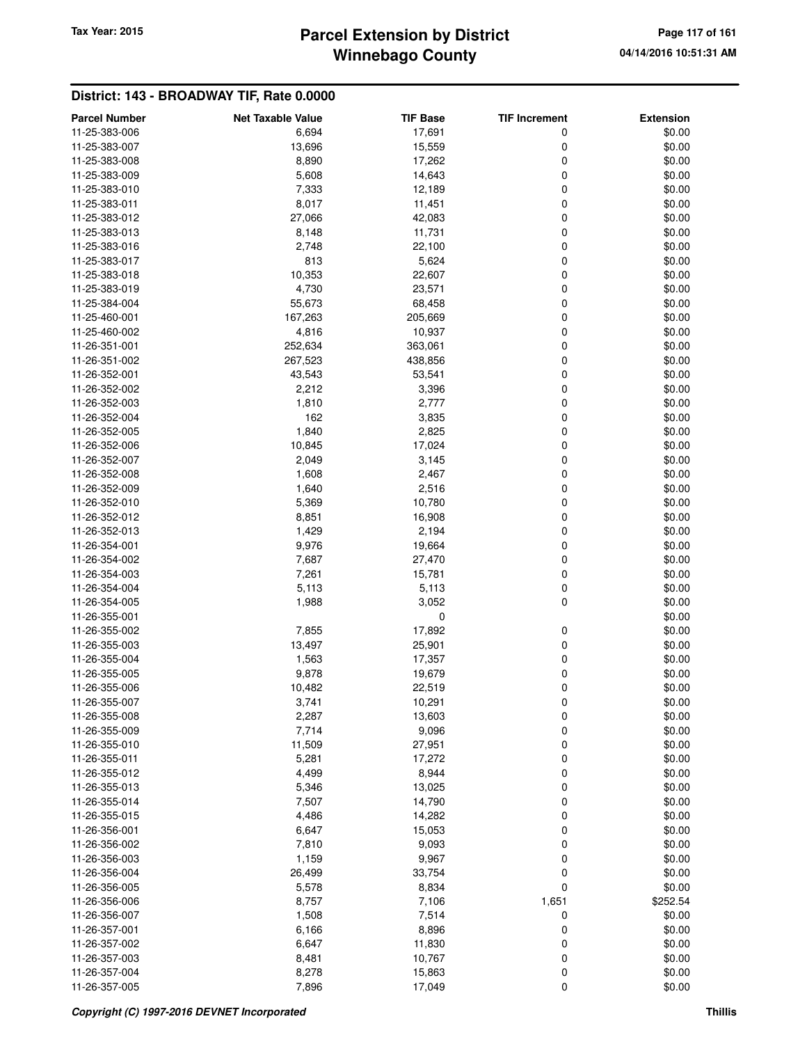## District: 143 - BROADWAY TIF, Rate 0.0000

| Parcel Number | Net Taxable Value | TIF Base | TIF Increment | Extension |
|---|---|---|---|---|
| 11-25-383-006 | 6,694 | 17,691 | 0 | $0.00 |
| 11-25-383-007 | 13,696 | 15,559 | 0 | $0.00 |
| 11-25-383-008 | 8,890 | 17,262 | 0 | $0.00 |
| 11-25-383-009 | 5,608 | 14,643 | 0 | $0.00 |
| 11-25-383-010 | 7,333 | 12,189 | 0 | $0.00 |
| 11-25-383-011 | 8,017 | 11,451 | 0 | $0.00 |
| 11-25-383-012 | 27,066 | 42,083 | 0 | $0.00 |
| 11-25-383-013 | 8,148 | 11,731 | 0 | $0.00 |
| 11-25-383-016 | 2,748 | 22,100 | 0 | $0.00 |
| 11-25-383-017 | 813 | 5,624 | 0 | $0.00 |
| 11-25-383-018 | 10,353 | 22,607 | 0 | $0.00 |
| 11-25-383-019 | 4,730 | 23,571 | 0 | $0.00 |
| 11-25-384-004 | 55,673 | 68,458 | 0 | $0.00 |
| 11-25-460-001 | 167,263 | 205,669 | 0 | $0.00 |
| 11-25-460-002 | 4,816 | 10,937 | 0 | $0.00 |
| 11-26-351-001 | 252,634 | 363,061 | 0 | $0.00 |
| 11-26-351-002 | 267,523 | 438,856 | 0 | $0.00 |
| 11-26-352-001 | 43,543 | 53,541 | 0 | $0.00 |
| 11-26-352-002 | 2,212 | 3,396 | 0 | $0.00 |
| 11-26-352-003 | 1,810 | 2,777 | 0 | $0.00 |
| 11-26-352-004 | 162 | 3,835 | 0 | $0.00 |
| 11-26-352-005 | 1,840 | 2,825 | 0 | $0.00 |
| 11-26-352-006 | 10,845 | 17,024 | 0 | $0.00 |
| 11-26-352-007 | 2,049 | 3,145 | 0 | $0.00 |
| 11-26-352-008 | 1,608 | 2,467 | 0 | $0.00 |
| 11-26-352-009 | 1,640 | 2,516 | 0 | $0.00 |
| 11-26-352-010 | 5,369 | 10,780 | 0 | $0.00 |
| 11-26-352-012 | 8,851 | 16,908 | 0 | $0.00 |
| 11-26-352-013 | 1,429 | 2,194 | 0 | $0.00 |
| 11-26-354-001 | 9,976 | 19,664 | 0 | $0.00 |
| 11-26-354-002 | 7,687 | 27,470 | 0 | $0.00 |
| 11-26-354-003 | 7,261 | 15,781 | 0 | $0.00 |
| 11-26-354-004 | 5,113 | 5,113 | 0 | $0.00 |
| 11-26-354-005 | 1,988 | 3,052 | 0 | $0.00 |
| 11-26-355-001 | | 0 | | $0.00 |
| 11-26-355-002 | 7,855 | 17,892 | 0 | $0.00 |
| 11-26-355-003 | 13,497 | 25,901 | 0 | $0.00 |
| 11-26-355-004 | 1,563 | 17,357 | 0 | $0.00 |
| 11-26-355-005 | 9,878 | 19,679 | 0 | $0.00 |
| 11-26-355-006 | 10,482 | 22,519 | 0 | $0.00 |
| 11-26-355-007 | 3,741 | 10,291 | 0 | $0.00 |
| 11-26-355-008 | 2,287 | 13,603 | 0 | $0.00 |
| 11-26-355-009 | 7,714 | 9,096 | 0 | $0.00 |
| 11-26-355-010 | 11,509 | 27,951 | 0 | $0.00 |
| 11-26-355-011 | 5,281 | 17,272 | 0 | $0.00 |
| 11-26-355-012 | 4,499 | 8,944 | 0 | $0.00 |
| 11-26-355-013 | 5,346 | 13,025 | 0 | $0.00 |
| 11-26-355-014 | 7,507 | 14,790 | 0 | $0.00 |
| 11-26-355-015 | 4,486 | 14,282 | 0 | $0.00 |
| 11-26-356-001 | 6,647 | 15,053 | 0 | $0.00 |
| 11-26-356-002 | 7,810 | 9,093 | 0 | $0.00 |
| 11-26-356-003 | 1,159 | 9,967 | 0 | $0.00 |
| 11-26-356-004 | 26,499 | 33,754 | 0 | $0.00 |
| 11-26-356-005 | 5,578 | 8,834 | 0 | $0.00 |
| 11-26-356-006 | 8,757 | 7,106 | 1,651 | $252.54 |
| 11-26-356-007 | 1,508 | 7,514 | 0 | $0.00 |
| 11-26-357-001 | 6,166 | 8,896 | 0 | $0.00 |
| 11-26-357-002 | 6,647 | 11,830 | 0 | $0.00 |
| 11-26-357-003 | 8,481 | 10,767 | 0 | $0.00 |
| 11-26-357-004 | 8,278 | 15,863 | 0 | $0.00 |
| 11-26-357-005 | 7,896 | 17,049 | 0 | $0.00 |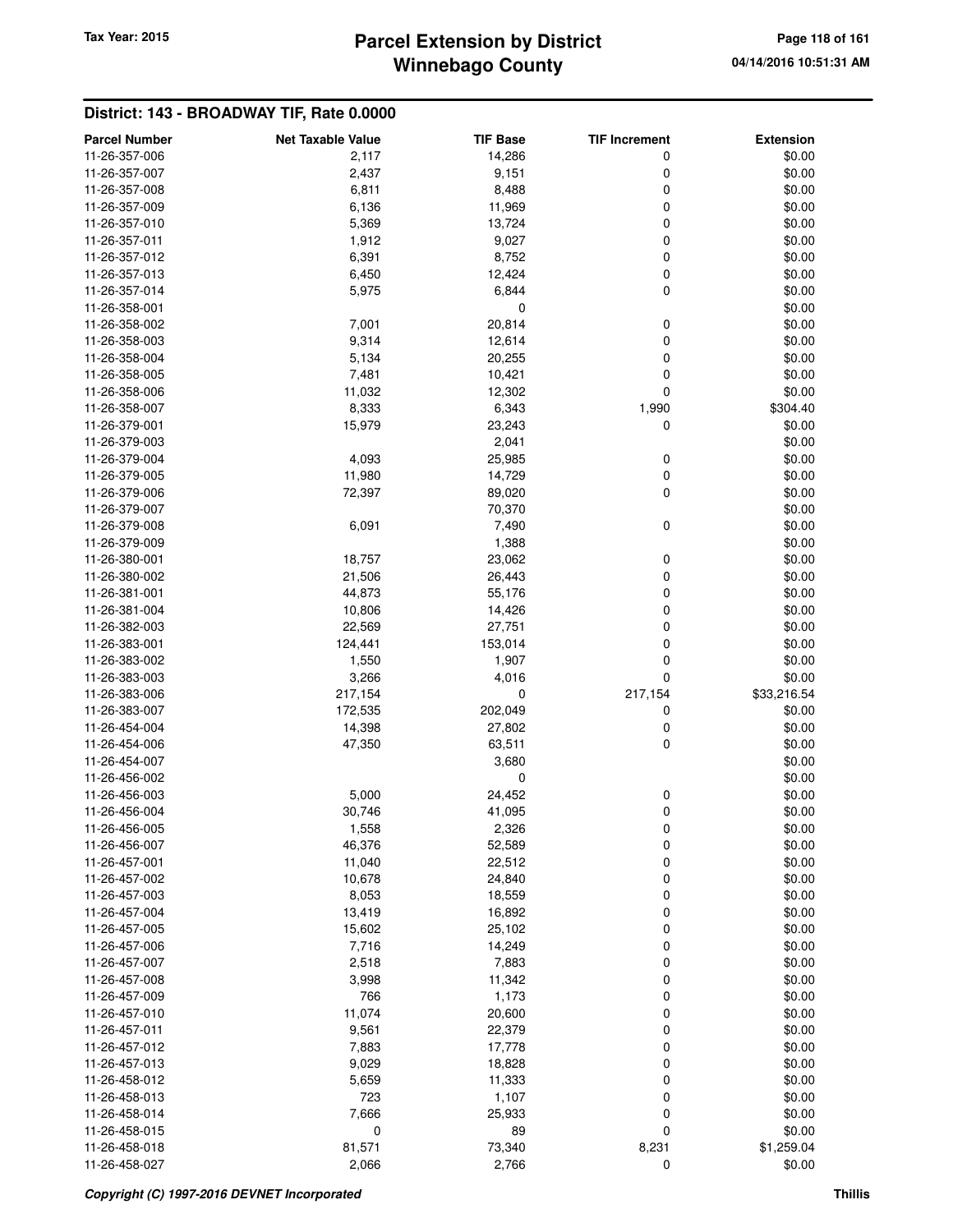## District: 143 - BROADWAY TIF, Rate 0.0000

| Parcel Number | Net Taxable Value | TIF Base | TIF Increment | Extension |
|---|---|---|---|---|
| 11-26-357-006 | 2,117 | 14,286 | 0 | $0.00 |
| 11-26-357-007 | 2,437 | 9,151 | 0 | $0.00 |
| 11-26-357-008 | 6,811 | 8,488 | 0 | $0.00 |
| 11-26-357-009 | 6,136 | 11,969 | 0 | $0.00 |
| 11-26-357-010 | 5,369 | 13,724 | 0 | $0.00 |
| 11-26-357-011 | 1,912 | 9,027 | 0 | $0.00 |
| 11-26-357-012 | 6,391 | 8,752 | 0 | $0.00 |
| 11-26-357-013 | 6,450 | 12,424 | 0 | $0.00 |
| 11-26-357-014 | 5,975 | 6,844 | 0 | $0.00 |
| 11-26-358-001 | | 0 | | $0.00 |
| 11-26-358-002 | 7,001 | 20,814 | 0 | $0.00 |
| 11-26-358-003 | 9,314 | 12,614 | 0 | $0.00 |
| 11-26-358-004 | 5,134 | 20,255 | 0 | $0.00 |
| 11-26-358-005 | 7,481 | 10,421 | 0 | $0.00 |
| 11-26-358-006 | 11,032 | 12,302 | 0 | $0.00 |
| 11-26-358-007 | 8,333 | 6,343 | 1,990 | $304.40 |
| 11-26-379-001 | 15,979 | 23,243 | 0 | $0.00 |
| 11-26-379-003 | | 2,041 | | $0.00 |
| 11-26-379-004 | 4,093 | 25,985 | 0 | $0.00 |
| 11-26-379-005 | 11,980 | 14,729 | 0 | $0.00 |
| 11-26-379-006 | 72,397 | 89,020 | 0 | $0.00 |
| 11-26-379-007 | | 70,370 | | $0.00 |
| 11-26-379-008 | 6,091 | 7,490 | 0 | $0.00 |
| 11-26-379-009 | | 1,388 | | $0.00 |
| 11-26-380-001 | 18,757 | 23,062 | 0 | $0.00 |
| 11-26-380-002 | 21,506 | 26,443 | 0 | $0.00 |
| 11-26-381-001 | 44,873 | 55,176 | 0 | $0.00 |
| 11-26-381-004 | 10,806 | 14,426 | 0 | $0.00 |
| 11-26-382-003 | 22,569 | 27,751 | 0 | $0.00 |
| 11-26-383-001 | 124,441 | 153,014 | 0 | $0.00 |
| 11-26-383-002 | 1,550 | 1,907 | 0 | $0.00 |
| 11-26-383-003 | 3,266 | 4,016 | 0 | $0.00 |
| 11-26-383-006 | 217,154 | 0 | 217,154 | $33,216.54 |
| 11-26-383-007 | 172,535 | 202,049 | 0 | $0.00 |
| 11-26-454-004 | 14,398 | 27,802 | 0 | $0.00 |
| 11-26-454-006 | 47,350 | 63,511 | 0 | $0.00 |
| 11-26-454-007 | | 3,680 | | $0.00 |
| 11-26-456-002 | | 0 | | $0.00 |
| 11-26-456-003 | 5,000 | 24,452 | 0 | $0.00 |
| 11-26-456-004 | 30,746 | 41,095 | 0 | $0.00 |
| 11-26-456-005 | 1,558 | 2,326 | 0 | $0.00 |
| 11-26-456-007 | 46,376 | 52,589 | 0 | $0.00 |
| 11-26-457-001 | 11,040 | 22,512 | 0 | $0.00 |
| 11-26-457-002 | 10,678 | 24,840 | 0 | $0.00 |
| 11-26-457-003 | 8,053 | 18,559 | 0 | $0.00 |
| 11-26-457-004 | 13,419 | 16,892 | 0 | $0.00 |
| 11-26-457-005 | 15,602 | 25,102 | 0 | $0.00 |
| 11-26-457-006 | 7,716 | 14,249 | 0 | $0.00 |
| 11-26-457-007 | 2,518 | 7,883 | 0 | $0.00 |
| 11-26-457-008 | 3,998 | 11,342 | 0 | $0.00 |
| 11-26-457-009 | 766 | 1,173 | 0 | $0.00 |
| 11-26-457-010 | 11,074 | 20,600 | 0 | $0.00 |
| 11-26-457-011 | 9,561 | 22,379 | 0 | $0.00 |
| 11-26-457-012 | 7,883 | 17,778 | 0 | $0.00 |
| 11-26-457-013 | 9,029 | 18,828 | 0 | $0.00 |
| 11-26-458-012 | 5,659 | 11,333 | 0 | $0.00 |
| 11-26-458-013 | 723 | 1,107 | 0 | $0.00 |
| 11-26-458-014 | 7,666 | 25,933 | 0 | $0.00 |
| 11-26-458-015 | 0 | 89 | 0 | $0.00 |
| 11-26-458-018 | 81,571 | 73,340 | 8,231 | $1,259.04 |
| 11-26-458-027 | 2,066 | 2,766 | 0 | $0.00 |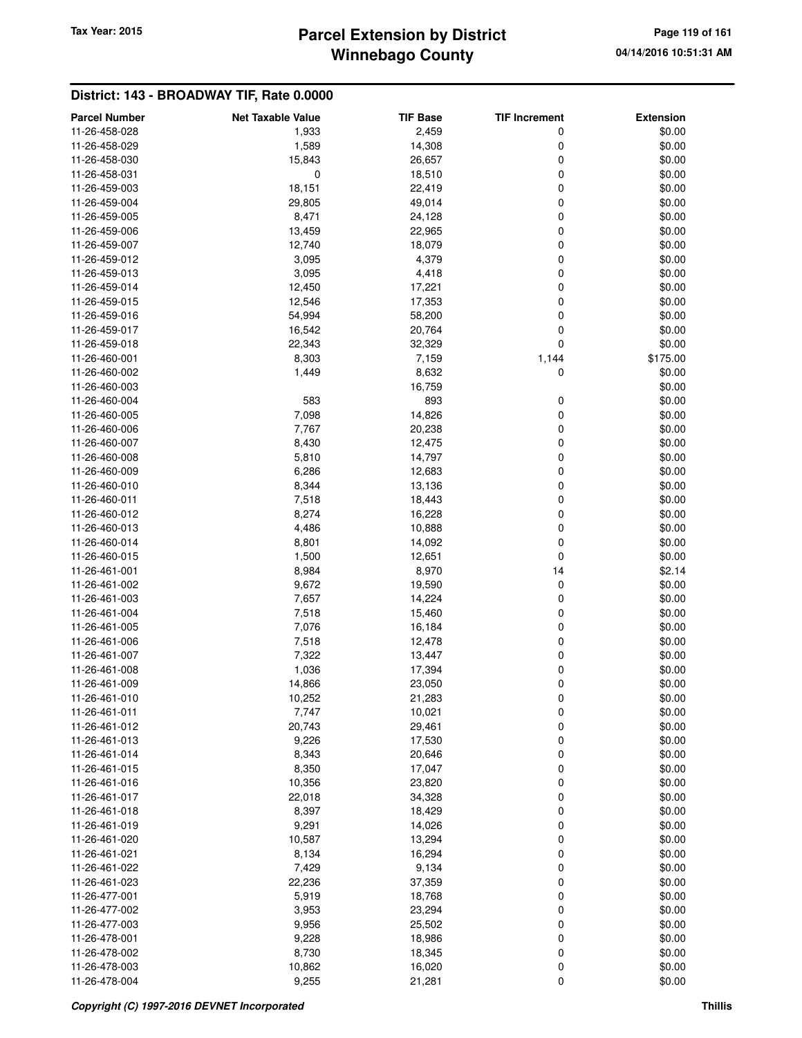## District: 143 - BROADWAY TIF, Rate 0.0000

| Parcel Number | Net Taxable Value | TIF Base | TIF Increment | Extension |
|---|---|---|---|---|
| 11-26-458-028 | 1,933 | 2,459 | 0 | $0.00 |
| 11-26-458-029 | 1,589 | 14,308 | 0 | $0.00 |
| 11-26-458-030 | 15,843 | 26,657 | 0 | $0.00 |
| 11-26-458-031 | 0 | 18,510 | 0 | $0.00 |
| 11-26-459-003 | 18,151 | 22,419 | 0 | $0.00 |
| 11-26-459-004 | 29,805 | 49,014 | 0 | $0.00 |
| 11-26-459-005 | 8,471 | 24,128 | 0 | $0.00 |
| 11-26-459-006 | 13,459 | 22,965 | 0 | $0.00 |
| 11-26-459-007 | 12,740 | 18,079 | 0 | $0.00 |
| 11-26-459-012 | 3,095 | 4,379 | 0 | $0.00 |
| 11-26-459-013 | 3,095 | 4,418 | 0 | $0.00 |
| 11-26-459-014 | 12,450 | 17,221 | 0 | $0.00 |
| 11-26-459-015 | 12,546 | 17,353 | 0 | $0.00 |
| 11-26-459-016 | 54,994 | 58,200 | 0 | $0.00 |
| 11-26-459-017 | 16,542 | 20,764 | 0 | $0.00 |
| 11-26-459-018 | 22,343 | 32,329 | 0 | $0.00 |
| 11-26-460-001 | 8,303 | 7,159 | 1,144 | $175.00 |
| 11-26-460-002 | 1,449 | 8,632 | 0 | $0.00 |
| 11-26-460-003 | | 16,759 | | $0.00 |
| 11-26-460-004 | 583 | 893 | 0 | $0.00 |
| 11-26-460-005 | 7,098 | 14,826 | 0 | $0.00 |
| 11-26-460-006 | 7,767 | 20,238 | 0 | $0.00 |
| 11-26-460-007 | 8,430 | 12,475 | 0 | $0.00 |
| 11-26-460-008 | 5,810 | 14,797 | 0 | $0.00 |
| 11-26-460-009 | 6,286 | 12,683 | 0 | $0.00 |
| 11-26-460-010 | 8,344 | 13,136 | 0 | $0.00 |
| 11-26-460-011 | 7,518 | 18,443 | 0 | $0.00 |
| 11-26-460-012 | 8,274 | 16,228 | 0 | $0.00 |
| 11-26-460-013 | 4,486 | 10,888 | 0 | $0.00 |
| 11-26-460-014 | 8,801 | 14,092 | 0 | $0.00 |
| 11-26-460-015 | 1,500 | 12,651 | 0 | $0.00 |
| 11-26-461-001 | 8,984 | 8,970 | 14 | $2.14 |
| 11-26-461-002 | 9,672 | 19,590 | 0 | $0.00 |
| 11-26-461-003 | 7,657 | 14,224 | 0 | $0.00 |
| 11-26-461-004 | 7,518 | 15,460 | 0 | $0.00 |
| 11-26-461-005 | 7,076 | 16,184 | 0 | $0.00 |
| 11-26-461-006 | 7,518 | 12,478 | 0 | $0.00 |
| 11-26-461-007 | 7,322 | 13,447 | 0 | $0.00 |
| 11-26-461-008 | 1,036 | 17,394 | 0 | $0.00 |
| 11-26-461-009 | 14,866 | 23,050 | 0 | $0.00 |
| 11-26-461-010 | 10,252 | 21,283 | 0 | $0.00 |
| 11-26-461-011 | 7,747 | 10,021 | 0 | $0.00 |
| 11-26-461-012 | 20,743 | 29,461 | 0 | $0.00 |
| 11-26-461-013 | 9,226 | 17,530 | 0 | $0.00 |
| 11-26-461-014 | 8,343 | 20,646 | 0 | $0.00 |
| 11-26-461-015 | 8,350 | 17,047 | 0 | $0.00 |
| 11-26-461-016 | 10,356 | 23,820 | 0 | $0.00 |
| 11-26-461-017 | 22,018 | 34,328 | 0 | $0.00 |
| 11-26-461-018 | 8,397 | 18,429 | 0 | $0.00 |
| 11-26-461-019 | 9,291 | 14,026 | 0 | $0.00 |
| 11-26-461-020 | 10,587 | 13,294 | 0 | $0.00 |
| 11-26-461-021 | 8,134 | 16,294 | 0 | $0.00 |
| 11-26-461-022 | 7,429 | 9,134 | 0 | $0.00 |
| 11-26-461-023 | 22,236 | 37,359 | 0 | $0.00 |
| 11-26-477-001 | 5,919 | 18,768 | 0 | $0.00 |
| 11-26-477-002 | 3,953 | 23,294 | 0 | $0.00 |
| 11-26-477-003 | 9,956 | 25,502 | 0 | $0.00 |
| 11-26-478-001 | 9,228 | 18,986 | 0 | $0.00 |
| 11-26-478-002 | 8,730 | 18,345 | 0 | $0.00 |
| 11-26-478-003 | 10,862 | 16,020 | 0 | $0.00 |
| 11-26-478-004 | 9,255 | 21,281 | 0 | $0.00 |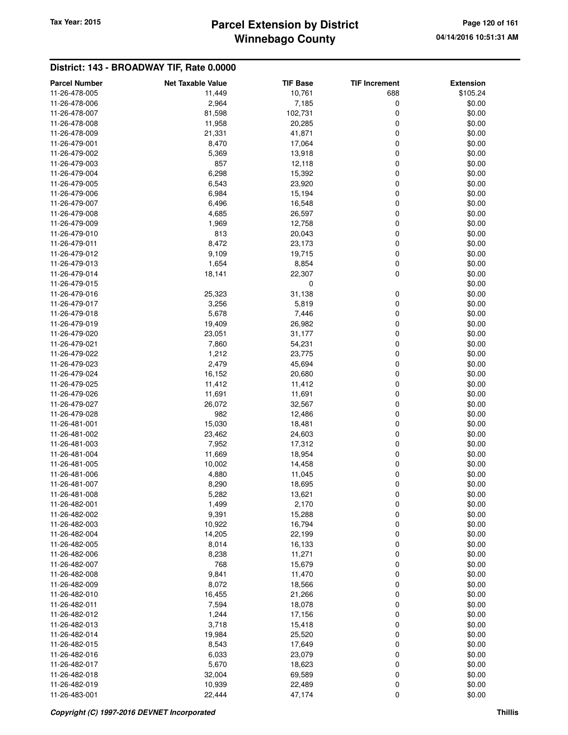## District: 143 - BROADWAY TIF, Rate 0.0000

| Parcel Number | Net Taxable Value | TIF Base | TIF Increment | Extension |
|---|---|---|---|---|
| 11-26-478-005 | 11,449 | 10,761 | 688 | $105.24 |
| 11-26-478-006 | 2,964 | 7,185 | 0 | $0.00 |
| 11-26-478-007 | 81,598 | 102,731 | 0 | $0.00 |
| 11-26-478-008 | 11,958 | 20,285 | 0 | $0.00 |
| 11-26-478-009 | 21,331 | 41,871 | 0 | $0.00 |
| 11-26-479-001 | 8,470 | 17,064 | 0 | $0.00 |
| 11-26-479-002 | 5,369 | 13,918 | 0 | $0.00 |
| 11-26-479-003 | 857 | 12,118 | 0 | $0.00 |
| 11-26-479-004 | 6,298 | 15,392 | 0 | $0.00 |
| 11-26-479-005 | 6,543 | 23,920 | 0 | $0.00 |
| 11-26-479-006 | 6,984 | 15,194 | 0 | $0.00 |
| 11-26-479-007 | 6,496 | 16,548 | 0 | $0.00 |
| 11-26-479-008 | 4,685 | 26,597 | 0 | $0.00 |
| 11-26-479-009 | 1,969 | 12,758 | 0 | $0.00 |
| 11-26-479-010 | 813 | 20,043 | 0 | $0.00 |
| 11-26-479-011 | 8,472 | 23,173 | 0 | $0.00 |
| 11-26-479-012 | 9,109 | 19,715 | 0 | $0.00 |
| 11-26-479-013 | 1,654 | 8,854 | 0 | $0.00 |
| 11-26-479-014 | 18,141 | 22,307 | 0 | $0.00 |
| 11-26-479-015 | | 0 | | $0.00 |
| 11-26-479-016 | 25,323 | 31,138 | 0 | $0.00 |
| 11-26-479-017 | 3,256 | 5,819 | 0 | $0.00 |
| 11-26-479-018 | 5,678 | 7,446 | 0 | $0.00 |
| 11-26-479-019 | 19,409 | 26,982 | 0 | $0.00 |
| 11-26-479-020 | 23,051 | 31,177 | 0 | $0.00 |
| 11-26-479-021 | 7,860 | 54,231 | 0 | $0.00 |
| 11-26-479-022 | 1,212 | 23,775 | 0 | $0.00 |
| 11-26-479-023 | 2,479 | 45,694 | 0 | $0.00 |
| 11-26-479-024 | 16,152 | 20,680 | 0 | $0.00 |
| 11-26-479-025 | 11,412 | 11,412 | 0 | $0.00 |
| 11-26-479-026 | 11,691 | 11,691 | 0 | $0.00 |
| 11-26-479-027 | 26,072 | 32,567 | 0 | $0.00 |
| 11-26-479-028 | 982 | 12,486 | 0 | $0.00 |
| 11-26-481-001 | 15,030 | 18,481 | 0 | $0.00 |
| 11-26-481-002 | 23,462 | 24,603 | 0 | $0.00 |
| 11-26-481-003 | 7,952 | 17,312 | 0 | $0.00 |
| 11-26-481-004 | 11,669 | 18,954 | 0 | $0.00 |
| 11-26-481-005 | 10,002 | 14,458 | 0 | $0.00 |
| 11-26-481-006 | 4,880 | 11,045 | 0 | $0.00 |
| 11-26-481-007 | 8,290 | 18,695 | 0 | $0.00 |
| 11-26-481-008 | 5,282 | 13,621 | 0 | $0.00 |
| 11-26-482-001 | 1,499 | 2,170 | 0 | $0.00 |
| 11-26-482-002 | 9,391 | 15,288 | 0 | $0.00 |
| 11-26-482-003 | 10,922 | 16,794 | 0 | $0.00 |
| 11-26-482-004 | 14,205 | 22,199 | 0 | $0.00 |
| 11-26-482-005 | 8,014 | 16,133 | 0 | $0.00 |
| 11-26-482-006 | 8,238 | 11,271 | 0 | $0.00 |
| 11-26-482-007 | 768 | 15,679 | 0 | $0.00 |
| 11-26-482-008 | 9,841 | 11,470 | 0 | $0.00 |
| 11-26-482-009 | 8,072 | 18,566 | 0 | $0.00 |
| 11-26-482-010 | 16,455 | 21,266 | 0 | $0.00 |
| 11-26-482-011 | 7,594 | 18,078 | 0 | $0.00 |
| 11-26-482-012 | 1,244 | 17,156 | 0 | $0.00 |
| 11-26-482-013 | 3,718 | 15,418 | 0 | $0.00 |
| 11-26-482-014 | 19,984 | 25,520 | 0 | $0.00 |
| 11-26-482-015 | 8,543 | 17,649 | 0 | $0.00 |
| 11-26-482-016 | 6,033 | 23,079 | 0 | $0.00 |
| 11-26-482-017 | 5,670 | 18,623 | 0 | $0.00 |
| 11-26-482-018 | 32,004 | 69,589 | 0 | $0.00 |
| 11-26-482-019 | 10,939 | 22,489 | 0 | $0.00 |
| 11-26-483-001 | 22,444 | 47,174 | 0 | $0.00 |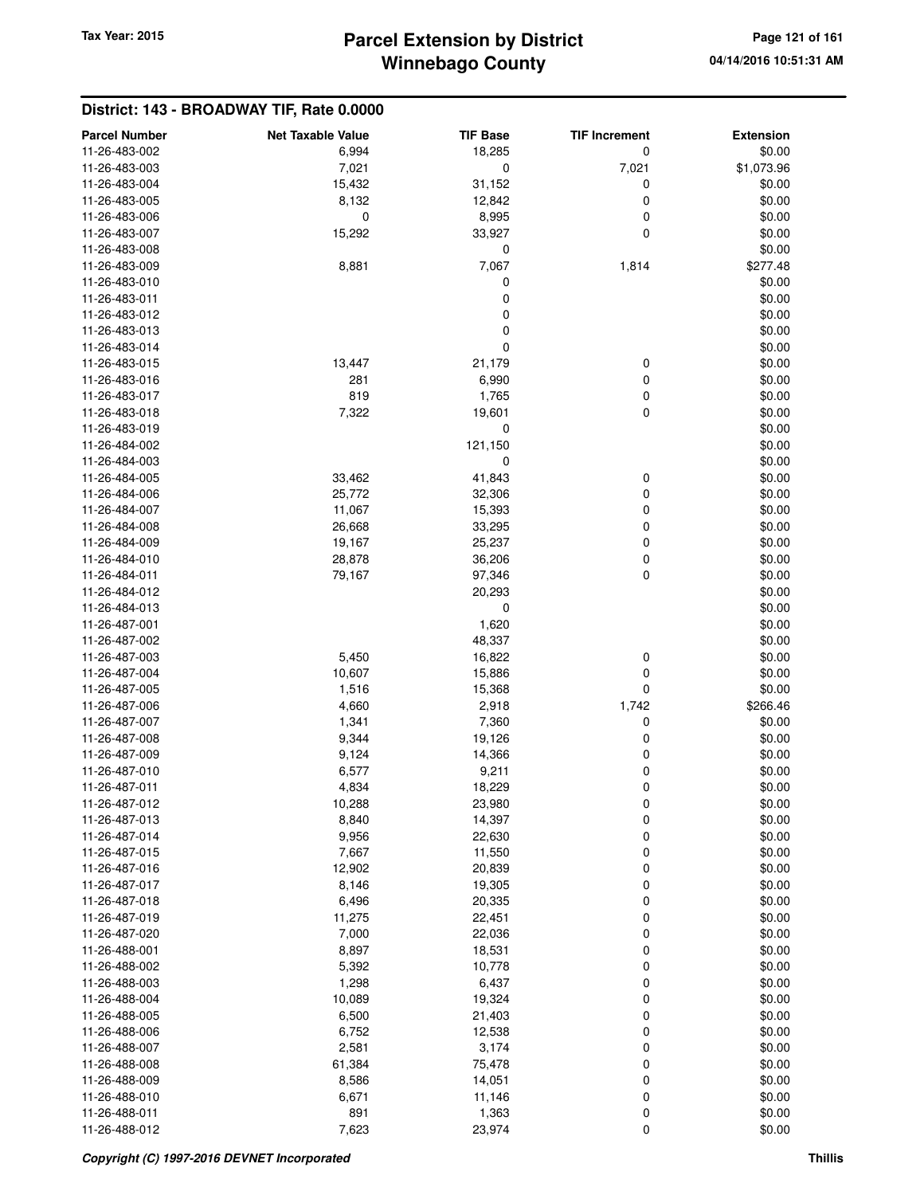## District: 143 - BROADWAY TIF, Rate 0.0000

| Parcel Number | Net Taxable Value | TIF Base | TIF Increment | Extension |
|---|---|---|---|---|
| 11-26-483-002 | 6,994 | 18,285 | 0 | $0.00 |
| 11-26-483-003 | 7,021 | 0 | 7,021 | $1,073.96 |
| 11-26-483-004 | 15,432 | 31,152 | 0 | $0.00 |
| 11-26-483-005 | 8,132 | 12,842 | 0 | $0.00 |
| 11-26-483-006 | 0 | 8,995 | 0 | $0.00 |
| 11-26-483-007 | 15,292 | 33,927 | 0 | $0.00 |
| 11-26-483-008 | | 0 | | $0.00 |
| 11-26-483-009 | 8,881 | 7,067 | 1,814 | $277.48 |
| 11-26-483-010 | | 0 | | $0.00 |
| 11-26-483-011 | | 0 | | $0.00 |
| 11-26-483-012 | | 0 | | $0.00 |
| 11-26-483-013 | | 0 | | $0.00 |
| 11-26-483-014 | | 0 | | $0.00 |
| 11-26-483-015 | 13,447 | 21,179 | 0 | $0.00 |
| 11-26-483-016 | 281 | 6,990 | 0 | $0.00 |
| 11-26-483-017 | 819 | 1,765 | 0 | $0.00 |
| 11-26-483-018 | 7,322 | 19,601 | 0 | $0.00 |
| 11-26-483-019 | | 0 | | $0.00 |
| 11-26-484-002 | | 121,150 | | $0.00 |
| 11-26-484-003 | | 0 | | $0.00 |
| 11-26-484-005 | 33,462 | 41,843 | 0 | $0.00 |
| 11-26-484-006 | 25,772 | 32,306 | 0 | $0.00 |
| 11-26-484-007 | 11,067 | 15,393 | 0 | $0.00 |
| 11-26-484-008 | 26,668 | 33,295 | 0 | $0.00 |
| 11-26-484-009 | 19,167 | 25,237 | 0 | $0.00 |
| 11-26-484-010 | 28,878 | 36,206 | 0 | $0.00 |
| 11-26-484-011 | 79,167 | 97,346 | 0 | $0.00 |
| 11-26-484-012 | | 20,293 | | $0.00 |
| 11-26-484-013 | | 0 | | $0.00 |
| 11-26-487-001 | | 1,620 | | $0.00 |
| 11-26-487-002 | | 48,337 | | $0.00 |
| 11-26-487-003 | 5,450 | 16,822 | 0 | $0.00 |
| 11-26-487-004 | 10,607 | 15,886 | 0 | $0.00 |
| 11-26-487-005 | 1,516 | 15,368 | 0 | $0.00 |
| 11-26-487-006 | 4,660 | 2,918 | 1,742 | $266.46 |
| 11-26-487-007 | 1,341 | 7,360 | 0 | $0.00 |
| 11-26-487-008 | 9,344 | 19,126 | 0 | $0.00 |
| 11-26-487-009 | 9,124 | 14,366 | 0 | $0.00 |
| 11-26-487-010 | 6,577 | 9,211 | 0 | $0.00 |
| 11-26-487-011 | 4,834 | 18,229 | 0 | $0.00 |
| 11-26-487-012 | 10,288 | 23,980 | 0 | $0.00 |
| 11-26-487-013 | 8,840 | 14,397 | 0 | $0.00 |
| 11-26-487-014 | 9,956 | 22,630 | 0 | $0.00 |
| 11-26-487-015 | 7,667 | 11,550 | 0 | $0.00 |
| 11-26-487-016 | 12,902 | 20,839 | 0 | $0.00 |
| 11-26-487-017 | 8,146 | 19,305 | 0 | $0.00 |
| 11-26-487-018 | 6,496 | 20,335 | 0 | $0.00 |
| 11-26-487-019 | 11,275 | 22,451 | 0 | $0.00 |
| 11-26-487-020 | 7,000 | 22,036 | 0 | $0.00 |
| 11-26-488-001 | 8,897 | 18,531 | 0 | $0.00 |
| 11-26-488-002 | 5,392 | 10,778 | 0 | $0.00 |
| 11-26-488-003 | 1,298 | 6,437 | 0 | $0.00 |
| 11-26-488-004 | 10,089 | 19,324 | 0 | $0.00 |
| 11-26-488-005 | 6,500 | 21,403 | 0 | $0.00 |
| 11-26-488-006 | 6,752 | 12,538 | 0 | $0.00 |
| 11-26-488-007 | 2,581 | 3,174 | 0 | $0.00 |
| 11-26-488-008 | 61,384 | 75,478 | 0 | $0.00 |
| 11-26-488-009 | 8,586 | 14,051 | 0 | $0.00 |
| 11-26-488-010 | 6,671 | 11,146 | 0 | $0.00 |
| 11-26-488-011 | 891 | 1,363 | 0 | $0.00 |
| 11-26-488-012 | 7,623 | 23,974 | 0 | $0.00 |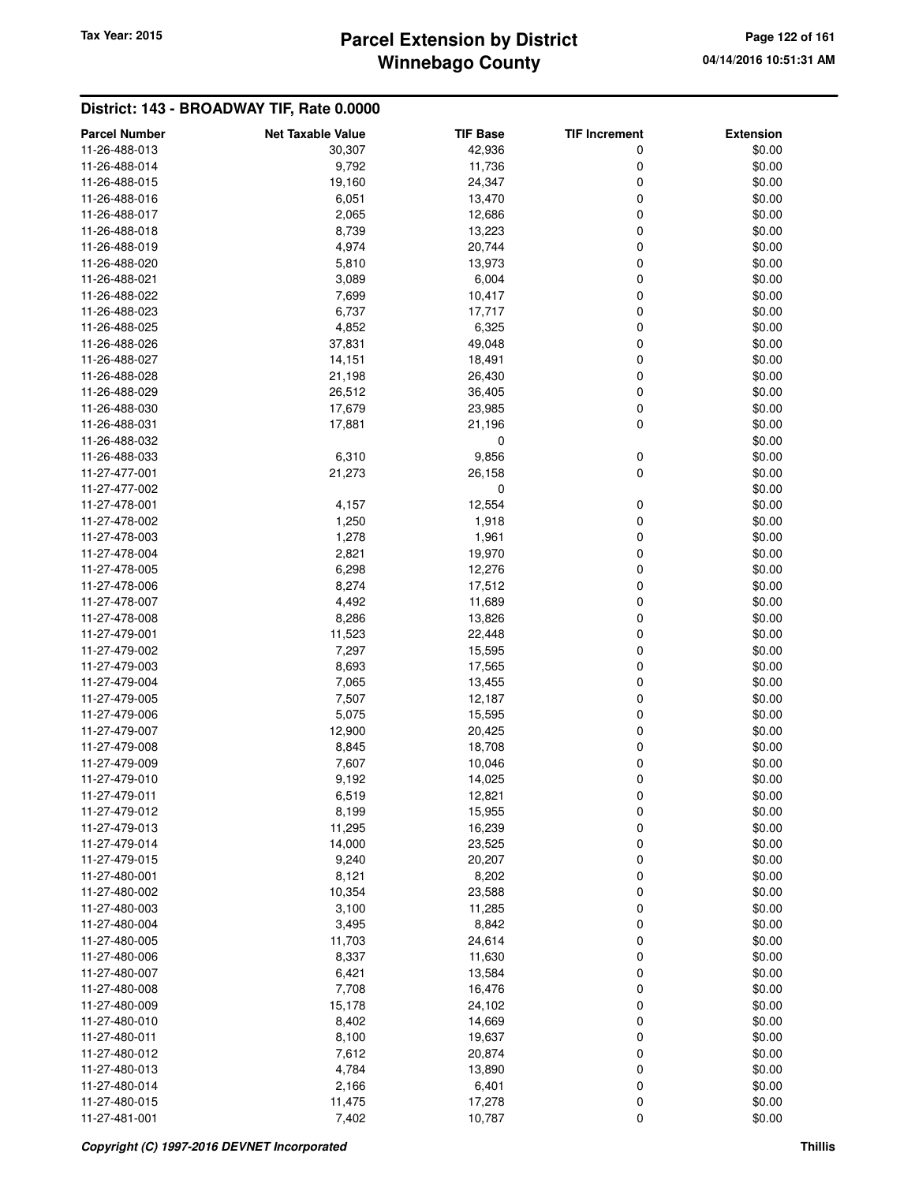## District: 143 - BROADWAY TIF, Rate 0.0000

| Parcel Number | Net Taxable Value | TIF Base | TIF Increment | Extension |
|---|---|---|---|---|
| 11-26-488-013 | 30,307 | 42,936 | 0 | $0.00 |
| 11-26-488-014 | 9,792 | 11,736 | 0 | $0.00 |
| 11-26-488-015 | 19,160 | 24,347 | 0 | $0.00 |
| 11-26-488-016 | 6,051 | 13,470 | 0 | $0.00 |
| 11-26-488-017 | 2,065 | 12,686 | 0 | $0.00 |
| 11-26-488-018 | 8,739 | 13,223 | 0 | $0.00 |
| 11-26-488-019 | 4,974 | 20,744 | 0 | $0.00 |
| 11-26-488-020 | 5,810 | 13,973 | 0 | $0.00 |
| 11-26-488-021 | 3,089 | 6,004 | 0 | $0.00 |
| 11-26-488-022 | 7,699 | 10,417 | 0 | $0.00 |
| 11-26-488-023 | 6,737 | 17,717 | 0 | $0.00 |
| 11-26-488-025 | 4,852 | 6,325 | 0 | $0.00 |
| 11-26-488-026 | 37,831 | 49,048 | 0 | $0.00 |
| 11-26-488-027 | 14,151 | 18,491 | 0 | $0.00 |
| 11-26-488-028 | 21,198 | 26,430 | 0 | $0.00 |
| 11-26-488-029 | 26,512 | 36,405 | 0 | $0.00 |
| 11-26-488-030 | 17,679 | 23,985 | 0 | $0.00 |
| 11-26-488-031 | 17,881 | 21,196 | 0 | $0.00 |
| 11-26-488-032 | | 0 | | $0.00 |
| 11-26-488-033 | 6,310 | 9,856 | 0 | $0.00 |
| 11-27-477-001 | 21,273 | 26,158 | 0 | $0.00 |
| 11-27-477-002 | | 0 | | $0.00 |
| 11-27-478-001 | 4,157 | 12,554 | 0 | $0.00 |
| 11-27-478-002 | 1,250 | 1,918 | 0 | $0.00 |
| 11-27-478-003 | 1,278 | 1,961 | 0 | $0.00 |
| 11-27-478-004 | 2,821 | 19,970 | 0 | $0.00 |
| 11-27-478-005 | 6,298 | 12,276 | 0 | $0.00 |
| 11-27-478-006 | 8,274 | 17,512 | 0 | $0.00 |
| 11-27-478-007 | 4,492 | 11,689 | 0 | $0.00 |
| 11-27-478-008 | 8,286 | 13,826 | 0 | $0.00 |
| 11-27-479-001 | 11,523 | 22,448 | 0 | $0.00 |
| 11-27-479-002 | 7,297 | 15,595 | 0 | $0.00 |
| 11-27-479-003 | 8,693 | 17,565 | 0 | $0.00 |
| 11-27-479-004 | 7,065 | 13,455 | 0 | $0.00 |
| 11-27-479-005 | 7,507 | 12,187 | 0 | $0.00 |
| 11-27-479-006 | 5,075 | 15,595 | 0 | $0.00 |
| 11-27-479-007 | 12,900 | 20,425 | 0 | $0.00 |
| 11-27-479-008 | 8,845 | 18,708 | 0 | $0.00 |
| 11-27-479-009 | 7,607 | 10,046 | 0 | $0.00 |
| 11-27-479-010 | 9,192 | 14,025 | 0 | $0.00 |
| 11-27-479-011 | 6,519 | 12,821 | 0 | $0.00 |
| 11-27-479-012 | 8,199 | 15,955 | 0 | $0.00 |
| 11-27-479-013 | 11,295 | 16,239 | 0 | $0.00 |
| 11-27-479-014 | 14,000 | 23,525 | 0 | $0.00 |
| 11-27-479-015 | 9,240 | 20,207 | 0 | $0.00 |
| 11-27-480-001 | 8,121 | 8,202 | 0 | $0.00 |
| 11-27-480-002 | 10,354 | 23,588 | 0 | $0.00 |
| 11-27-480-003 | 3,100 | 11,285 | 0 | $0.00 |
| 11-27-480-004 | 3,495 | 8,842 | 0 | $0.00 |
| 11-27-480-005 | 11,703 | 24,614 | 0 | $0.00 |
| 11-27-480-006 | 8,337 | 11,630 | 0 | $0.00 |
| 11-27-480-007 | 6,421 | 13,584 | 0 | $0.00 |
| 11-27-480-008 | 7,708 | 16,476 | 0 | $0.00 |
| 11-27-480-009 | 15,178 | 24,102 | 0 | $0.00 |
| 11-27-480-010 | 8,402 | 14,669 | 0 | $0.00 |
| 11-27-480-011 | 8,100 | 19,637 | 0 | $0.00 |
| 11-27-480-012 | 7,612 | 20,874 | 0 | $0.00 |
| 11-27-480-013 | 4,784 | 13,890 | 0 | $0.00 |
| 11-27-480-014 | 2,166 | 6,401 | 0 | $0.00 |
| 11-27-480-015 | 11,475 | 17,278 | 0 | $0.00 |
| 11-27-481-001 | 7,402 | 10,787 | 0 | $0.00 |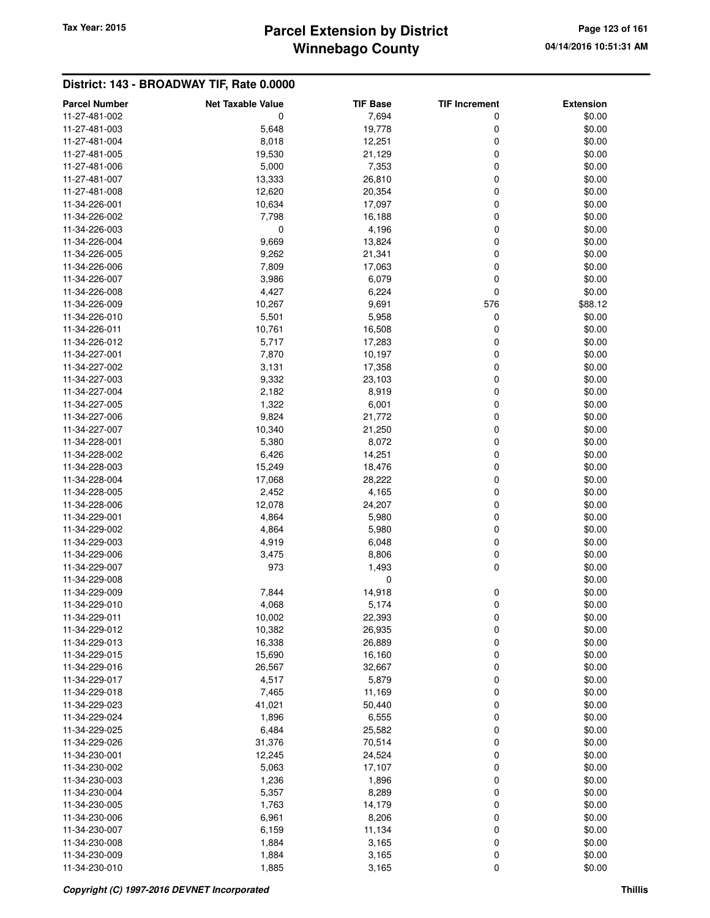## District: 143 - BROADWAY TIF, Rate 0.0000

| Parcel Number | Net Taxable Value | TIF Base | TIF Increment | Extension |
|---|---|---|---|---|
| 11-27-481-002 | 0 | 7,694 | 0 | $0.00 |
| 11-27-481-003 | 5,648 | 19,778 | 0 | $0.00 |
| 11-27-481-004 | 8,018 | 12,251 | 0 | $0.00 |
| 11-27-481-005 | 19,530 | 21,129 | 0 | $0.00 |
| 11-27-481-006 | 5,000 | 7,353 | 0 | $0.00 |
| 11-27-481-007 | 13,333 | 26,810 | 0 | $0.00 |
| 11-27-481-008 | 12,620 | 20,354 | 0 | $0.00 |
| 11-34-226-001 | 10,634 | 17,097 | 0 | $0.00 |
| 11-34-226-002 | 7,798 | 16,188 | 0 | $0.00 |
| 11-34-226-003 | 0 | 4,196 | 0 | $0.00 |
| 11-34-226-004 | 9,669 | 13,824 | 0 | $0.00 |
| 11-34-226-005 | 9,262 | 21,341 | 0 | $0.00 |
| 11-34-226-006 | 7,809 | 17,063 | 0 | $0.00 |
| 11-34-226-007 | 3,986 | 6,079 | 0 | $0.00 |
| 11-34-226-008 | 4,427 | 6,224 | 0 | $0.00 |
| 11-34-226-009 | 10,267 | 9,691 | 576 | $88.12 |
| 11-34-226-010 | 5,501 | 5,958 | 0 | $0.00 |
| 11-34-226-011 | 10,761 | 16,508 | 0 | $0.00 |
| 11-34-226-012 | 5,717 | 17,283 | 0 | $0.00 |
| 11-34-227-001 | 7,870 | 10,197 | 0 | $0.00 |
| 11-34-227-002 | 3,131 | 17,358 | 0 | $0.00 |
| 11-34-227-003 | 9,332 | 23,103 | 0 | $0.00 |
| 11-34-227-004 | 2,182 | 8,919 | 0 | $0.00 |
| 11-34-227-005 | 1,322 | 6,001 | 0 | $0.00 |
| 11-34-227-006 | 9,824 | 21,772 | 0 | $0.00 |
| 11-34-227-007 | 10,340 | 21,250 | 0 | $0.00 |
| 11-34-228-001 | 5,380 | 8,072 | 0 | $0.00 |
| 11-34-228-002 | 6,426 | 14,251 | 0 | $0.00 |
| 11-34-228-003 | 15,249 | 18,476 | 0 | $0.00 |
| 11-34-228-004 | 17,068 | 28,222 | 0 | $0.00 |
| 11-34-228-005 | 2,452 | 4,165 | 0 | $0.00 |
| 11-34-228-006 | 12,078 | 24,207 | 0 | $0.00 |
| 11-34-229-001 | 4,864 | 5,980 | 0 | $0.00 |
| 11-34-229-002 | 4,864 | 5,980 | 0 | $0.00 |
| 11-34-229-003 | 4,919 | 6,048 | 0 | $0.00 |
| 11-34-229-006 | 3,475 | 8,806 | 0 | $0.00 |
| 11-34-229-007 | 973 | 1,493 | 0 | $0.00 |
| 11-34-229-008 | | 0 | | $0.00 |
| 11-34-229-009 | 7,844 | 14,918 | 0 | $0.00 |
| 11-34-229-010 | 4,068 | 5,174 | 0 | $0.00 |
| 11-34-229-011 | 10,002 | 22,393 | 0 | $0.00 |
| 11-34-229-012 | 10,382 | 26,935 | 0 | $0.00 |
| 11-34-229-013 | 16,338 | 26,889 | 0 | $0.00 |
| 11-34-229-015 | 15,690 | 16,160 | 0 | $0.00 |
| 11-34-229-016 | 26,567 | 32,667 | 0 | $0.00 |
| 11-34-229-017 | 4,517 | 5,879 | 0 | $0.00 |
| 11-34-229-018 | 7,465 | 11,169 | 0 | $0.00 |
| 11-34-229-023 | 41,021 | 50,440 | 0 | $0.00 |
| 11-34-229-024 | 1,896 | 6,555 | 0 | $0.00 |
| 11-34-229-025 | 6,484 | 25,582 | 0 | $0.00 |
| 11-34-229-026 | 31,376 | 70,514 | 0 | $0.00 |
| 11-34-230-001 | 12,245 | 24,524 | 0 | $0.00 |
| 11-34-230-002 | 5,063 | 17,107 | 0 | $0.00 |
| 11-34-230-003 | 1,236 | 1,896 | 0 | $0.00 |
| 11-34-230-004 | 5,357 | 8,289 | 0 | $0.00 |
| 11-34-230-005 | 1,763 | 14,179 | 0 | $0.00 |
| 11-34-230-006 | 6,961 | 8,206 | 0 | $0.00 |
| 11-34-230-007 | 6,159 | 11,134 | 0 | $0.00 |
| 11-34-230-008 | 1,884 | 3,165 | 0 | $0.00 |
| 11-34-230-009 | 1,884 | 3,165 | 0 | $0.00 |
| 11-34-230-010 | 1,885 | 3,165 | 0 | $0.00 |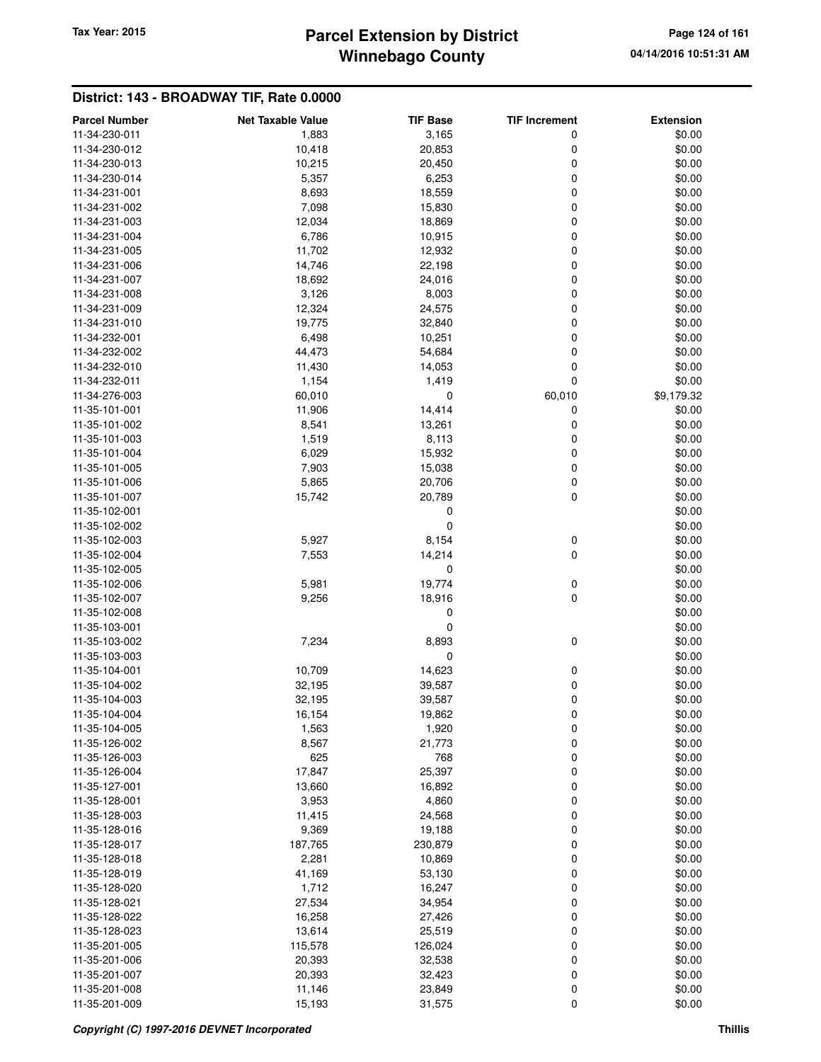## District: 143 - BROADWAY TIF, Rate 0.0000

| Parcel Number | Net Taxable Value | TIF Base | TIF Increment | Extension |
|---|---|---|---|---|
| 11-34-230-011 | 1,883 | 3,165 | 0 | $0.00 |
| 11-34-230-012 | 10,418 | 20,853 | 0 | $0.00 |
| 11-34-230-013 | 10,215 | 20,450 | 0 | $0.00 |
| 11-34-230-014 | 5,357 | 6,253 | 0 | $0.00 |
| 11-34-231-001 | 8,693 | 18,559 | 0 | $0.00 |
| 11-34-231-002 | 7,098 | 15,830 | 0 | $0.00 |
| 11-34-231-003 | 12,034 | 18,869 | 0 | $0.00 |
| 11-34-231-004 | 6,786 | 10,915 | 0 | $0.00 |
| 11-34-231-005 | 11,702 | 12,932 | 0 | $0.00 |
| 11-34-231-006 | 14,746 | 22,198 | 0 | $0.00 |
| 11-34-231-007 | 18,692 | 24,016 | 0 | $0.00 |
| 11-34-231-008 | 3,126 | 8,003 | 0 | $0.00 |
| 11-34-231-009 | 12,324 | 24,575 | 0 | $0.00 |
| 11-34-231-010 | 19,775 | 32,840 | 0 | $0.00 |
| 11-34-232-001 | 6,498 | 10,251 | 0 | $0.00 |
| 11-34-232-002 | 44,473 | 54,684 | 0 | $0.00 |
| 11-34-232-010 | 11,430 | 14,053 | 0 | $0.00 |
| 11-34-232-011 | 1,154 | 1,419 | 0 | $0.00 |
| 11-34-276-003 | 60,010 | 0 | 60,010 | $9,179.32 |
| 11-35-101-001 | 11,906 | 14,414 | 0 | $0.00 |
| 11-35-101-002 | 8,541 | 13,261 | 0 | $0.00 |
| 11-35-101-003 | 1,519 | 8,113 | 0 | $0.00 |
| 11-35-101-004 | 6,029 | 15,932 | 0 | $0.00 |
| 11-35-101-005 | 7,903 | 15,038 | 0 | $0.00 |
| 11-35-101-006 | 5,865 | 20,706 | 0 | $0.00 |
| 11-35-101-007 | 15,742 | 20,789 | 0 | $0.00 |
| 11-35-102-001 | | 0 | | $0.00 |
| 11-35-102-002 | | 0 | | $0.00 |
| 11-35-102-003 | 5,927 | 8,154 | 0 | $0.00 |
| 11-35-102-004 | 7,553 | 14,214 | 0 | $0.00 |
| 11-35-102-005 | | 0 | | $0.00 |
| 11-35-102-006 | 5,981 | 19,774 | 0 | $0.00 |
| 11-35-102-007 | 9,256 | 18,916 | 0 | $0.00 |
| 11-35-102-008 | | 0 | | $0.00 |
| 11-35-103-001 | | 0 | | $0.00 |
| 11-35-103-002 | 7,234 | 8,893 | 0 | $0.00 |
| 11-35-103-003 | | 0 | | $0.00 |
| 11-35-104-001 | 10,709 | 14,623 | 0 | $0.00 |
| 11-35-104-002 | 32,195 | 39,587 | 0 | $0.00 |
| 11-35-104-003 | 32,195 | 39,587 | 0 | $0.00 |
| 11-35-104-004 | 16,154 | 19,862 | 0 | $0.00 |
| 11-35-104-005 | 1,563 | 1,920 | 0 | $0.00 |
| 11-35-126-002 | 8,567 | 21,773 | 0 | $0.00 |
| 11-35-126-003 | 625 | 768 | 0 | $0.00 |
| 11-35-126-004 | 17,847 | 25,397 | 0 | $0.00 |
| 11-35-127-001 | 13,660 | 16,892 | 0 | $0.00 |
| 11-35-128-001 | 3,953 | 4,860 | 0 | $0.00 |
| 11-35-128-003 | 11,415 | 24,568 | 0 | $0.00 |
| 11-35-128-016 | 9,369 | 19,188 | 0 | $0.00 |
| 11-35-128-017 | 187,765 | 230,879 | 0 | $0.00 |
| 11-35-128-018 | 2,281 | 10,869 | 0 | $0.00 |
| 11-35-128-019 | 41,169 | 53,130 | 0 | $0.00 |
| 11-35-128-020 | 1,712 | 16,247 | 0 | $0.00 |
| 11-35-128-021 | 27,534 | 34,954 | 0 | $0.00 |
| 11-35-128-022 | 16,258 | 27,426 | 0 | $0.00 |
| 11-35-128-023 | 13,614 | 25,519 | 0 | $0.00 |
| 11-35-201-005 | 115,578 | 126,024 | 0 | $0.00 |
| 11-35-201-006 | 20,393 | 32,538 | 0 | $0.00 |
| 11-35-201-007 | 20,393 | 32,423 | 0 | $0.00 |
| 11-35-201-008 | 11,146 | 23,849 | 0 | $0.00 |
| 11-35-201-009 | 15,193 | 31,575 | 0 | $0.00 |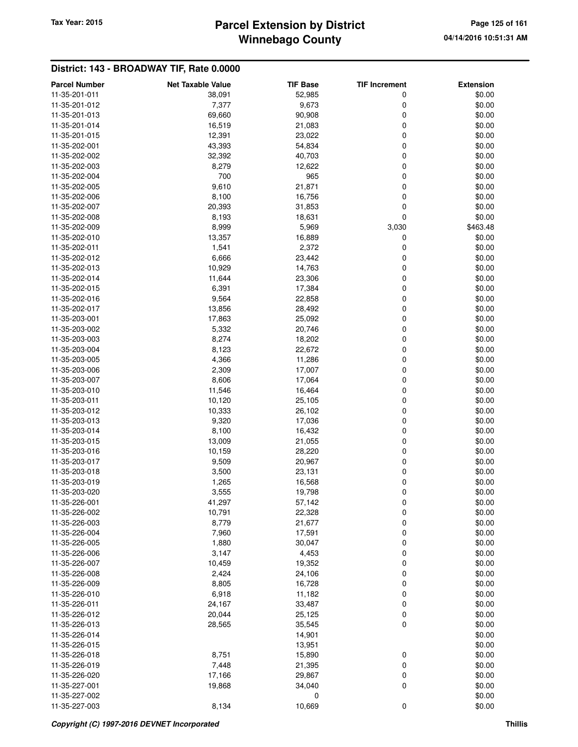## District: 143 - BROADWAY TIF, Rate 0.0000

| Parcel Number | Net Taxable Value | TIF Base | TIF Increment | Extension |
|---|---|---|---|---|
| 11-35-201-011 | 38,091 | 52,985 | 0 | $0.00 |
| 11-35-201-012 | 7,377 | 9,673 | 0 | $0.00 |
| 11-35-201-013 | 69,660 | 90,908 | 0 | $0.00 |
| 11-35-201-014 | 16,519 | 21,083 | 0 | $0.00 |
| 11-35-201-015 | 12,391 | 23,022 | 0 | $0.00 |
| 11-35-202-001 | 43,393 | 54,834 | 0 | $0.00 |
| 11-35-202-002 | 32,392 | 40,703 | 0 | $0.00 |
| 11-35-202-003 | 8,279 | 12,622 | 0 | $0.00 |
| 11-35-202-004 | 700 | 965 | 0 | $0.00 |
| 11-35-202-005 | 9,610 | 21,871 | 0 | $0.00 |
| 11-35-202-006 | 8,100 | 16,756 | 0 | $0.00 |
| 11-35-202-007 | 20,393 | 31,853 | 0 | $0.00 |
| 11-35-202-008 | 8,193 | 18,631 | 0 | $0.00 |
| 11-35-202-009 | 8,999 | 5,969 | 3,030 | $463.48 |
| 11-35-202-010 | 13,357 | 16,889 | 0 | $0.00 |
| 11-35-202-011 | 1,541 | 2,372 | 0 | $0.00 |
| 11-35-202-012 | 6,666 | 23,442 | 0 | $0.00 |
| 11-35-202-013 | 10,929 | 14,763 | 0 | $0.00 |
| 11-35-202-014 | 11,644 | 23,306 | 0 | $0.00 |
| 11-35-202-015 | 6,391 | 17,384 | 0 | $0.00 |
| 11-35-202-016 | 9,564 | 22,858 | 0 | $0.00 |
| 11-35-202-017 | 13,856 | 28,492 | 0 | $0.00 |
| 11-35-203-001 | 17,863 | 25,092 | 0 | $0.00 |
| 11-35-203-002 | 5,332 | 20,746 | 0 | $0.00 |
| 11-35-203-003 | 8,274 | 18,202 | 0 | $0.00 |
| 11-35-203-004 | 8,123 | 22,672 | 0 | $0.00 |
| 11-35-203-005 | 4,366 | 11,286 | 0 | $0.00 |
| 11-35-203-006 | 2,309 | 17,007 | 0 | $0.00 |
| 11-35-203-007 | 8,606 | 17,064 | 0 | $0.00 |
| 11-35-203-010 | 11,546 | 16,464 | 0 | $0.00 |
| 11-35-203-011 | 10,120 | 25,105 | 0 | $0.00 |
| 11-35-203-012 | 10,333 | 26,102 | 0 | $0.00 |
| 11-35-203-013 | 9,320 | 17,036 | 0 | $0.00 |
| 11-35-203-014 | 8,100 | 16,432 | 0 | $0.00 |
| 11-35-203-015 | 13,009 | 21,055 | 0 | $0.00 |
| 11-35-203-016 | 10,159 | 28,220 | 0 | $0.00 |
| 11-35-203-017 | 9,509 | 20,967 | 0 | $0.00 |
| 11-35-203-018 | 3,500 | 23,131 | 0 | $0.00 |
| 11-35-203-019 | 1,265 | 16,568 | 0 | $0.00 |
| 11-35-203-020 | 3,555 | 19,798 | 0 | $0.00 |
| 11-35-226-001 | 41,297 | 57,142 | 0 | $0.00 |
| 11-35-226-002 | 10,791 | 22,328 | 0 | $0.00 |
| 11-35-226-003 | 8,779 | 21,677 | 0 | $0.00 |
| 11-35-226-004 | 7,960 | 17,591 | 0 | $0.00 |
| 11-35-226-005 | 1,880 | 30,047 | 0 | $0.00 |
| 11-35-226-006 | 3,147 | 4,453 | 0 | $0.00 |
| 11-35-226-007 | 10,459 | 19,352 | 0 | $0.00 |
| 11-35-226-008 | 2,424 | 24,106 | 0 | $0.00 |
| 11-35-226-009 | 8,805 | 16,728 | 0 | $0.00 |
| 11-35-226-010 | 6,918 | 11,182 | 0 | $0.00 |
| 11-35-226-011 | 24,167 | 33,487 | 0 | $0.00 |
| 11-35-226-012 | 20,044 | 25,125 | 0 | $0.00 |
| 11-35-226-013 | 28,565 | 35,545 | 0 | $0.00 |
| 11-35-226-014 | | 14,901 | | $0.00 |
| 11-35-226-015 | | 13,951 | | $0.00 |
| 11-35-226-018 | 8,751 | 15,890 | 0 | $0.00 |
| 11-35-226-019 | 7,448 | 21,395 | 0 | $0.00 |
| 11-35-226-020 | 17,166 | 29,867 | 0 | $0.00 |
| 11-35-227-001 | 19,868 | 34,040 | 0 | $0.00 |
| 11-35-227-002 | | 0 | | $0.00 |
| 11-35-227-003 | 8,134 | 10,669 | 0 | $0.00 |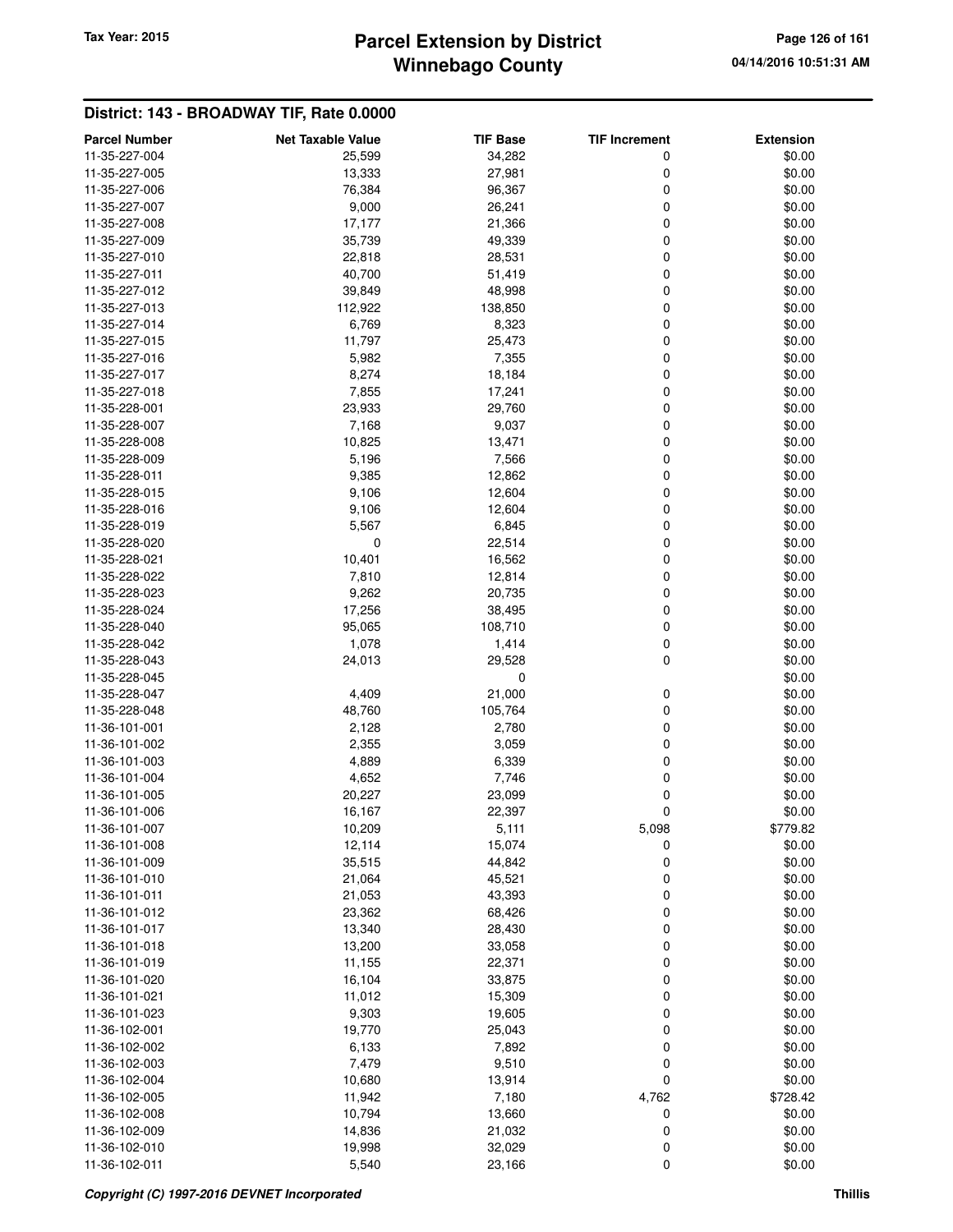## District: 143 - BROADWAY TIF, Rate 0.0000

| Parcel Number | Net Taxable Value | TIF Base | TIF Increment | Extension |
|---|---|---|---|---|
| 11-35-227-004 | 25,599 | 34,282 | 0 | $0.00 |
| 11-35-227-005 | 13,333 | 27,981 | 0 | $0.00 |
| 11-35-227-006 | 76,384 | 96,367 | 0 | $0.00 |
| 11-35-227-007 | 9,000 | 26,241 | 0 | $0.00 |
| 11-35-227-008 | 17,177 | 21,366 | 0 | $0.00 |
| 11-35-227-009 | 35,739 | 49,339 | 0 | $0.00 |
| 11-35-227-010 | 22,818 | 28,531 | 0 | $0.00 |
| 11-35-227-011 | 40,700 | 51,419 | 0 | $0.00 |
| 11-35-227-012 | 39,849 | 48,998 | 0 | $0.00 |
| 11-35-227-013 | 112,922 | 138,850 | 0 | $0.00 |
| 11-35-227-014 | 6,769 | 8,323 | 0 | $0.00 |
| 11-35-227-015 | 11,797 | 25,473 | 0 | $0.00 |
| 11-35-227-016 | 5,982 | 7,355 | 0 | $0.00 |
| 11-35-227-017 | 8,274 | 18,184 | 0 | $0.00 |
| 11-35-227-018 | 7,855 | 17,241 | 0 | $0.00 |
| 11-35-228-001 | 23,933 | 29,760 | 0 | $0.00 |
| 11-35-228-007 | 7,168 | 9,037 | 0 | $0.00 |
| 11-35-228-008 | 10,825 | 13,471 | 0 | $0.00 |
| 11-35-228-009 | 5,196 | 7,566 | 0 | $0.00 |
| 11-35-228-011 | 9,385 | 12,862 | 0 | $0.00 |
| 11-35-228-015 | 9,106 | 12,604 | 0 | $0.00 |
| 11-35-228-016 | 9,106 | 12,604 | 0 | $0.00 |
| 11-35-228-019 | 5,567 | 6,845 | 0 | $0.00 |
| 11-35-228-020 | 0 | 22,514 | 0 | $0.00 |
| 11-35-228-021 | 10,401 | 16,562 | 0 | $0.00 |
| 11-35-228-022 | 7,810 | 12,814 | 0 | $0.00 |
| 11-35-228-023 | 9,262 | 20,735 | 0 | $0.00 |
| 11-35-228-024 | 17,256 | 38,495 | 0 | $0.00 |
| 11-35-228-040 | 95,065 | 108,710 | 0 | $0.00 |
| 11-35-228-042 | 1,078 | 1,414 | 0 | $0.00 |
| 11-35-228-043 | 24,013 | 29,528 | 0 | $0.00 |
| 11-35-228-045 | | 0 | | $0.00 |
| 11-35-228-047 | 4,409 | 21,000 | 0 | $0.00 |
| 11-35-228-048 | 48,760 | 105,764 | 0 | $0.00 |
| 11-36-101-001 | 2,128 | 2,780 | 0 | $0.00 |
| 11-36-101-002 | 2,355 | 3,059 | 0 | $0.00 |
| 11-36-101-003 | 4,889 | 6,339 | 0 | $0.00 |
| 11-36-101-004 | 4,652 | 7,746 | 0 | $0.00 |
| 11-36-101-005 | 20,227 | 23,099 | 0 | $0.00 |
| 11-36-101-006 | 16,167 | 22,397 | 0 | $0.00 |
| 11-36-101-007 | 10,209 | 5,111 | 5,098 | $779.82 |
| 11-36-101-008 | 12,114 | 15,074 | 0 | $0.00 |
| 11-36-101-009 | 35,515 | 44,842 | 0 | $0.00 |
| 11-36-101-010 | 21,064 | 45,521 | 0 | $0.00 |
| 11-36-101-011 | 21,053 | 43,393 | 0 | $0.00 |
| 11-36-101-012 | 23,362 | 68,426 | 0 | $0.00 |
| 11-36-101-017 | 13,340 | 28,430 | 0 | $0.00 |
| 11-36-101-018 | 13,200 | 33,058 | 0 | $0.00 |
| 11-36-101-019 | 11,155 | 22,371 | 0 | $0.00 |
| 11-36-101-020 | 16,104 | 33,875 | 0 | $0.00 |
| 11-36-101-021 | 11,012 | 15,309 | 0 | $0.00 |
| 11-36-101-023 | 9,303 | 19,605 | 0 | $0.00 |
| 11-36-102-001 | 19,770 | 25,043 | 0 | $0.00 |
| 11-36-102-002 | 6,133 | 7,892 | 0 | $0.00 |
| 11-36-102-003 | 7,479 | 9,510 | 0 | $0.00 |
| 11-36-102-004 | 10,680 | 13,914 | 0 | $0.00 |
| 11-36-102-005 | 11,942 | 7,180 | 4,762 | $728.42 |
| 11-36-102-008 | 10,794 | 13,660 | 0 | $0.00 |
| 11-36-102-009 | 14,836 | 21,032 | 0 | $0.00 |
| 11-36-102-010 | 19,998 | 32,029 | 0 | $0.00 |
| 11-36-102-011 | 5,540 | 23,166 | 0 | $0.00 |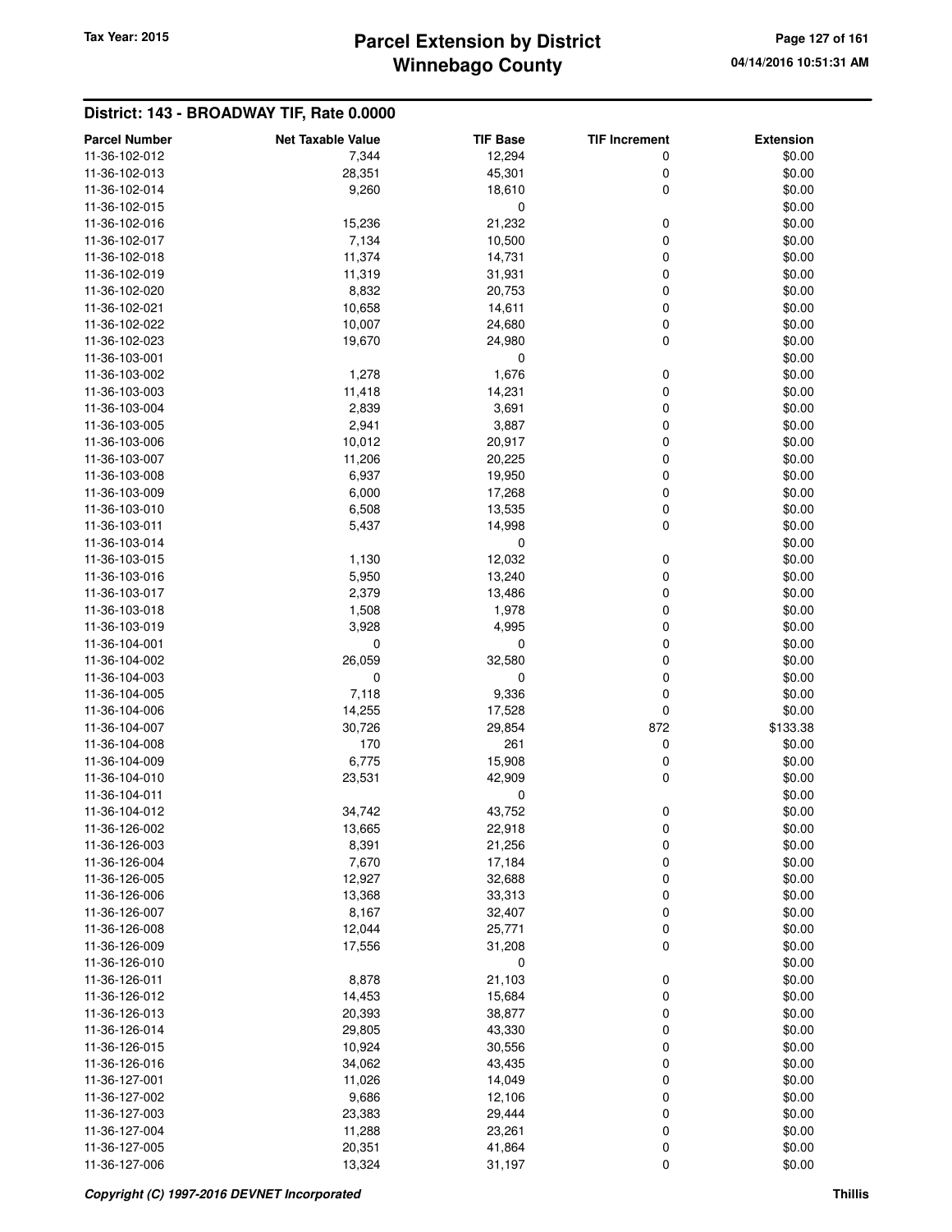## District: 143 - BROADWAY TIF, Rate 0.0000

| Parcel Number | Net Taxable Value | TIF Base | TIF Increment | Extension |
|---|---|---|---|---|
| 11-36-102-012 | 7,344 | 12,294 | 0 | $0.00 |
| 11-36-102-013 | 28,351 | 45,301 | 0 | $0.00 |
| 11-36-102-014 | 9,260 | 18,610 | 0 | $0.00 |
| 11-36-102-015 | | 0 | | $0.00 |
| 11-36-102-016 | 15,236 | 21,232 | 0 | $0.00 |
| 11-36-102-017 | 7,134 | 10,500 | 0 | $0.00 |
| 11-36-102-018 | 11,374 | 14,731 | 0 | $0.00 |
| 11-36-102-019 | 11,319 | 31,931 | 0 | $0.00 |
| 11-36-102-020 | 8,832 | 20,753 | 0 | $0.00 |
| 11-36-102-021 | 10,658 | 14,611 | 0 | $0.00 |
| 11-36-102-022 | 10,007 | 24,680 | 0 | $0.00 |
| 11-36-102-023 | 19,670 | 24,980 | 0 | $0.00 |
| 11-36-103-001 | | 0 | | $0.00 |
| 11-36-103-002 | 1,278 | 1,676 | 0 | $0.00 |
| 11-36-103-003 | 11,418 | 14,231 | 0 | $0.00 |
| 11-36-103-004 | 2,839 | 3,691 | 0 | $0.00 |
| 11-36-103-005 | 2,941 | 3,887 | 0 | $0.00 |
| 11-36-103-006 | 10,012 | 20,917 | 0 | $0.00 |
| 11-36-103-007 | 11,206 | 20,225 | 0 | $0.00 |
| 11-36-103-008 | 6,937 | 19,950 | 0 | $0.00 |
| 11-36-103-009 | 6,000 | 17,268 | 0 | $0.00 |
| 11-36-103-010 | 6,508 | 13,535 | 0 | $0.00 |
| 11-36-103-011 | 5,437 | 14,998 | 0 | $0.00 |
| 11-36-103-014 | | 0 | | $0.00 |
| 11-36-103-015 | 1,130 | 12,032 | 0 | $0.00 |
| 11-36-103-016 | 5,950 | 13,240 | 0 | $0.00 |
| 11-36-103-017 | 2,379 | 13,486 | 0 | $0.00 |
| 11-36-103-018 | 1,508 | 1,978 | 0 | $0.00 |
| 11-36-103-019 | 3,928 | 4,995 | 0 | $0.00 |
| 11-36-104-001 | 0 | 0 | 0 | $0.00 |
| 11-36-104-002 | 26,059 | 32,580 | 0 | $0.00 |
| 11-36-104-003 | 0 | 0 | 0 | $0.00 |
| 11-36-104-005 | 7,118 | 9,336 | 0 | $0.00 |
| 11-36-104-006 | 14,255 | 17,528 | 0 | $0.00 |
| 11-36-104-007 | 30,726 | 29,854 | 872 | $133.38 |
| 11-36-104-008 | 170 | 261 | 0 | $0.00 |
| 11-36-104-009 | 6,775 | 15,908 | 0 | $0.00 |
| 11-36-104-010 | 23,531 | 42,909 | 0 | $0.00 |
| 11-36-104-011 | | 0 | | $0.00 |
| 11-36-104-012 | 34,742 | 43,752 | 0 | $0.00 |
| 11-36-126-002 | 13,665 | 22,918 | 0 | $0.00 |
| 11-36-126-003 | 8,391 | 21,256 | 0 | $0.00 |
| 11-36-126-004 | 7,670 | 17,184 | 0 | $0.00 |
| 11-36-126-005 | 12,927 | 32,688 | 0 | $0.00 |
| 11-36-126-006 | 13,368 | 33,313 | 0 | $0.00 |
| 11-36-126-007 | 8,167 | 32,407 | 0 | $0.00 |
| 11-36-126-008 | 12,044 | 25,771 | 0 | $0.00 |
| 11-36-126-009 | 17,556 | 31,208 | 0 | $0.00 |
| 11-36-126-010 | | 0 | | $0.00 |
| 11-36-126-011 | 8,878 | 21,103 | 0 | $0.00 |
| 11-36-126-012 | 14,453 | 15,684 | 0 | $0.00 |
| 11-36-126-013 | 20,393 | 38,877 | 0 | $0.00 |
| 11-36-126-014 | 29,805 | 43,330 | 0 | $0.00 |
| 11-36-126-015 | 10,924 | 30,556 | 0 | $0.00 |
| 11-36-126-016 | 34,062 | 43,435 | 0 | $0.00 |
| 11-36-127-001 | 11,026 | 14,049 | 0 | $0.00 |
| 11-36-127-002 | 9,686 | 12,106 | 0 | $0.00 |
| 11-36-127-003 | 23,383 | 29,444 | 0 | $0.00 |
| 11-36-127-004 | 11,288 | 23,261 | 0 | $0.00 |
| 11-36-127-005 | 20,351 | 41,864 | 0 | $0.00 |
| 11-36-127-006 | 13,324 | 31,197 | 0 | $0.00 |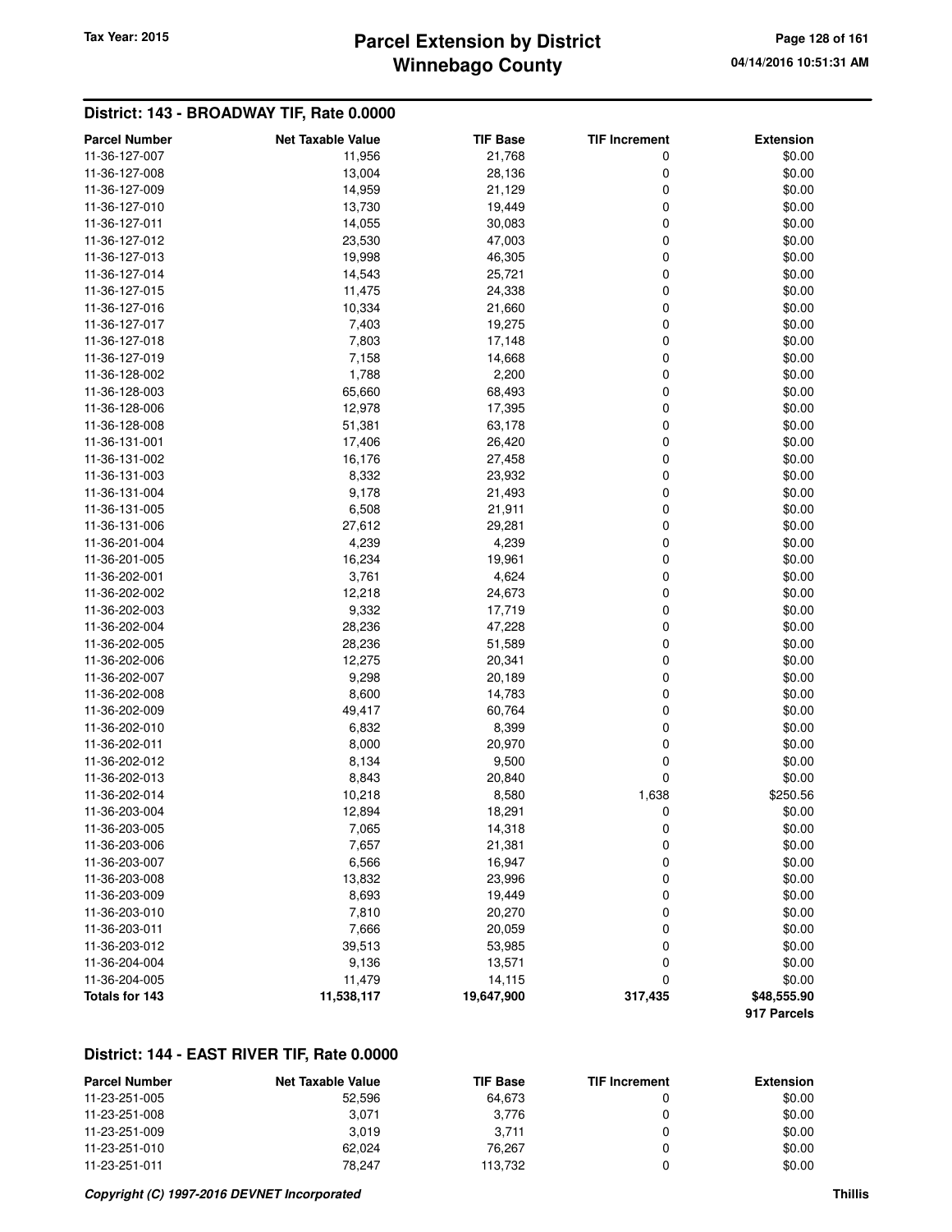## District: 143 - BROADWAY TIF, Rate 0.0000

| Parcel Number | Net Taxable Value | TIF Base | TIF Increment | Extension |
|---|---|---|---|---|
| 11-36-127-007 | 11,956 | 21,768 | 0 | $0.00 |
| 11-36-127-008 | 13,004 | 28,136 | 0 | $0.00 |
| 11-36-127-009 | 14,959 | 21,129 | 0 | $0.00 |
| 11-36-127-010 | 13,730 | 19,449 | 0 | $0.00 |
| 11-36-127-011 | 14,055 | 30,083 | 0 | $0.00 |
| 11-36-127-012 | 23,530 | 47,003 | 0 | $0.00 |
| 11-36-127-013 | 19,998 | 46,305 | 0 | $0.00 |
| 11-36-127-014 | 14,543 | 25,721 | 0 | $0.00 |
| 11-36-127-015 | 11,475 | 24,338 | 0 | $0.00 |
| 11-36-127-016 | 10,334 | 21,660 | 0 | $0.00 |
| 11-36-127-017 | 7,403 | 19,275 | 0 | $0.00 |
| 11-36-127-018 | 7,803 | 17,148 | 0 | $0.00 |
| 11-36-127-019 | 7,158 | 14,668 | 0 | $0.00 |
| 11-36-128-002 | 1,788 | 2,200 | 0 | $0.00 |
| 11-36-128-003 | 65,660 | 68,493 | 0 | $0.00 |
| 11-36-128-006 | 12,978 | 17,395 | 0 | $0.00 |
| 11-36-128-008 | 51,381 | 63,178 | 0 | $0.00 |
| 11-36-131-001 | 17,406 | 26,420 | 0 | $0.00 |
| 11-36-131-002 | 16,176 | 27,458 | 0 | $0.00 |
| 11-36-131-003 | 8,332 | 23,932 | 0 | $0.00 |
| 11-36-131-004 | 9,178 | 21,493 | 0 | $0.00 |
| 11-36-131-005 | 6,508 | 21,911 | 0 | $0.00 |
| 11-36-131-006 | 27,612 | 29,281 | 0 | $0.00 |
| 11-36-201-004 | 4,239 | 4,239 | 0 | $0.00 |
| 11-36-201-005 | 16,234 | 19,961 | 0 | $0.00 |
| 11-36-202-001 | 3,761 | 4,624 | 0 | $0.00 |
| 11-36-202-002 | 12,218 | 24,673 | 0 | $0.00 |
| 11-36-202-003 | 9,332 | 17,719 | 0 | $0.00 |
| 11-36-202-004 | 28,236 | 47,228 | 0 | $0.00 |
| 11-36-202-005 | 28,236 | 51,589 | 0 | $0.00 |
| 11-36-202-006 | 12,275 | 20,341 | 0 | $0.00 |
| 11-36-202-007 | 9,298 | 20,189 | 0 | $0.00 |
| 11-36-202-008 | 8,600 | 14,783 | 0 | $0.00 |
| 11-36-202-009 | 49,417 | 60,764 | 0 | $0.00 |
| 11-36-202-010 | 6,832 | 8,399 | 0 | $0.00 |
| 11-36-202-011 | 8,000 | 20,970 | 0 | $0.00 |
| 11-36-202-012 | 8,134 | 9,500 | 0 | $0.00 |
| 11-36-202-013 | 8,843 | 20,840 | 0 | $0.00 |
| 11-36-202-014 | 10,218 | 8,580 | 1,638 | $250.56 |
| 11-36-203-004 | 12,894 | 18,291 | 0 | $0.00 |
| 11-36-203-005 | 7,065 | 14,318 | 0 | $0.00 |
| 11-36-203-006 | 7,657 | 21,381 | 0 | $0.00 |
| 11-36-203-007 | 6,566 | 16,947 | 0 | $0.00 |
| 11-36-203-008 | 13,832 | 23,996 | 0 | $0.00 |
| 11-36-203-009 | 8,693 | 19,449 | 0 | $0.00 |
| 11-36-203-010 | 7,810 | 20,270 | 0 | $0.00 |
| 11-36-203-011 | 7,666 | 20,059 | 0 | $0.00 |
| 11-36-203-012 | 39,513 | 53,985 | 0 | $0.00 |
| 11-36-204-004 | 9,136 | 13,571 | 0 | $0.00 |
| 11-36-204-005 | 11,479 | 14,115 | 0 | $0.00 |
| **Totals for 143** | **11,538,117** | **19,647,900** | **317,435** | **$48,555.90** |
| | | | | **917 Parcels** |

## District: 144 - EAST RIVER TIF, Rate 0.0000

| Parcel Number | Net Taxable Value | TIF Base | TIF Increment | Extension |
|---|---|---|---|---|
| 11-23-251-005 | 52,596 | 64,673 | 0 | $0.00 |
| 11-23-251-008 | 3,071 | 3,776 | 0 | $0.00 |
| 11-23-251-009 | 3,019 | 3,711 | 0 | $0.00 |
| 11-23-251-010 | 62,024 | 76,267 | 0 | $0.00 |
| 11-23-251-011 | 78,247 | 113,732 | 0 | $0.00 |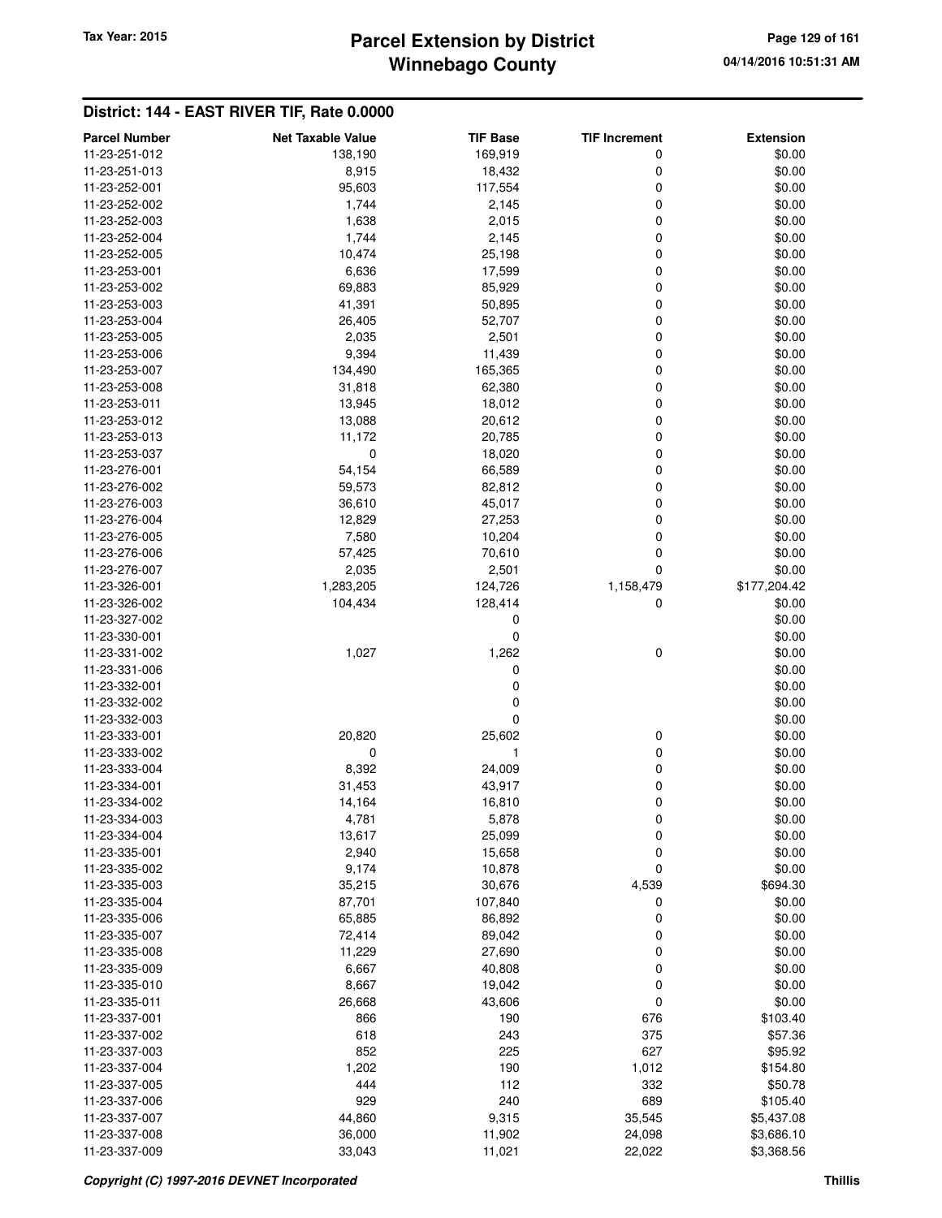## District: 144 - EAST RIVER TIF, Rate 0.0000

| Parcel Number | Net Taxable Value | TIF Base | TIF Increment | Extension |
|---|---|---|---|---|
| 11-23-251-012 | 138,190 | 169,919 | 0 | $0.00 |
| 11-23-251-013 | 8,915 | 18,432 | 0 | $0.00 |
| 11-23-252-001 | 95,603 | 117,554 | 0 | $0.00 |
| 11-23-252-002 | 1,744 | 2,145 | 0 | $0.00 |
| 11-23-252-003 | 1,638 | 2,015 | 0 | $0.00 |
| 11-23-252-004 | 1,744 | 2,145 | 0 | $0.00 |
| 11-23-252-005 | 10,474 | 25,198 | 0 | $0.00 |
| 11-23-253-001 | 6,636 | 17,599 | 0 | $0.00 |
| 11-23-253-002 | 69,883 | 85,929 | 0 | $0.00 |
| 11-23-253-003 | 41,391 | 50,895 | 0 | $0.00 |
| 11-23-253-004 | 26,405 | 52,707 | 0 | $0.00 |
| 11-23-253-005 | 2,035 | 2,501 | 0 | $0.00 |
| 11-23-253-006 | 9,394 | 11,439 | 0 | $0.00 |
| 11-23-253-007 | 134,490 | 165,365 | 0 | $0.00 |
| 11-23-253-008 | 31,818 | 62,380 | 0 | $0.00 |
| 11-23-253-011 | 13,945 | 18,012 | 0 | $0.00 |
| 11-23-253-012 | 13,088 | 20,612 | 0 | $0.00 |
| 11-23-253-013 | 11,172 | 20,785 | 0 | $0.00 |
| 11-23-253-037 | 0 | 18,020 | 0 | $0.00 |
| 11-23-276-001 | 54,154 | 66,589 | 0 | $0.00 |
| 11-23-276-002 | 59,573 | 82,812 | 0 | $0.00 |
| 11-23-276-003 | 36,610 | 45,017 | 0 | $0.00 |
| 11-23-276-004 | 12,829 | 27,253 | 0 | $0.00 |
| 11-23-276-005 | 7,580 | 10,204 | 0 | $0.00 |
| 11-23-276-006 | 57,425 | 70,610 | 0 | $0.00 |
| 11-23-276-007 | 2,035 | 2,501 | 0 | $0.00 |
| 11-23-326-001 | 1,283,205 | 124,726 | 1,158,479 | $177,204.42 |
| 11-23-326-002 | 104,434 | 128,414 | 0 | $0.00 |
| 11-23-327-002 | | 0 | | $0.00 |
| 11-23-330-001 | | 0 | | $0.00 |
| 11-23-331-002 | 1,027 | 1,262 | 0 | $0.00 |
| 11-23-331-006 | | 0 | | $0.00 |
| 11-23-332-001 | | 0 | | $0.00 |
| 11-23-332-002 | | 0 | | $0.00 |
| 11-23-332-003 | | 0 | | $0.00 |
| 11-23-333-001 | 20,820 | 25,602 | 0 | $0.00 |
| 11-23-333-002 | 0 | 1 | 0 | $0.00 |
| 11-23-333-004 | 8,392 | 24,009 | 0 | $0.00 |
| 11-23-334-001 | 31,453 | 43,917 | 0 | $0.00 |
| 11-23-334-002 | 14,164 | 16,810 | 0 | $0.00 |
| 11-23-334-003 | 4,781 | 5,878 | 0 | $0.00 |
| 11-23-334-004 | 13,617 | 25,099 | 0 | $0.00 |
| 11-23-335-001 | 2,940 | 15,658 | 0 | $0.00 |
| 11-23-335-002 | 9,174 | 10,878 | 0 | $0.00 |
| 11-23-335-003 | 35,215 | 30,676 | 4,539 | $694.30 |
| 11-23-335-004 | 87,701 | 107,840 | 0 | $0.00 |
| 11-23-335-006 | 65,885 | 86,892 | 0 | $0.00 |
| 11-23-335-007 | 72,414 | 89,042 | 0 | $0.00 |
| 11-23-335-008 | 11,229 | 27,690 | 0 | $0.00 |
| 11-23-335-009 | 6,667 | 40,808 | 0 | $0.00 |
| 11-23-335-010 | 8,667 | 19,042 | 0 | $0.00 |
| 11-23-335-011 | 26,668 | 43,606 | 0 | $0.00 |
| 11-23-337-001 | 866 | 190 | 676 | $103.40 |
| 11-23-337-002 | 618 | 243 | 375 | $57.36 |
| 11-23-337-003 | 852 | 225 | 627 | $95.92 |
| 11-23-337-004 | 1,202 | 190 | 1,012 | $154.80 |
| 11-23-337-005 | 444 | 112 | 332 | $50.78 |
| 11-23-337-006 | 929 | 240 | 689 | $105.40 |
| 11-23-337-007 | 44,860 | 9,315 | 35,545 | $5,437.08 |
| 11-23-337-008 | 36,000 | 11,902 | 24,098 | $3,686.10 |
| 11-23-337-009 | 33,043 | 11,021 | 22,022 | $3,368.56 |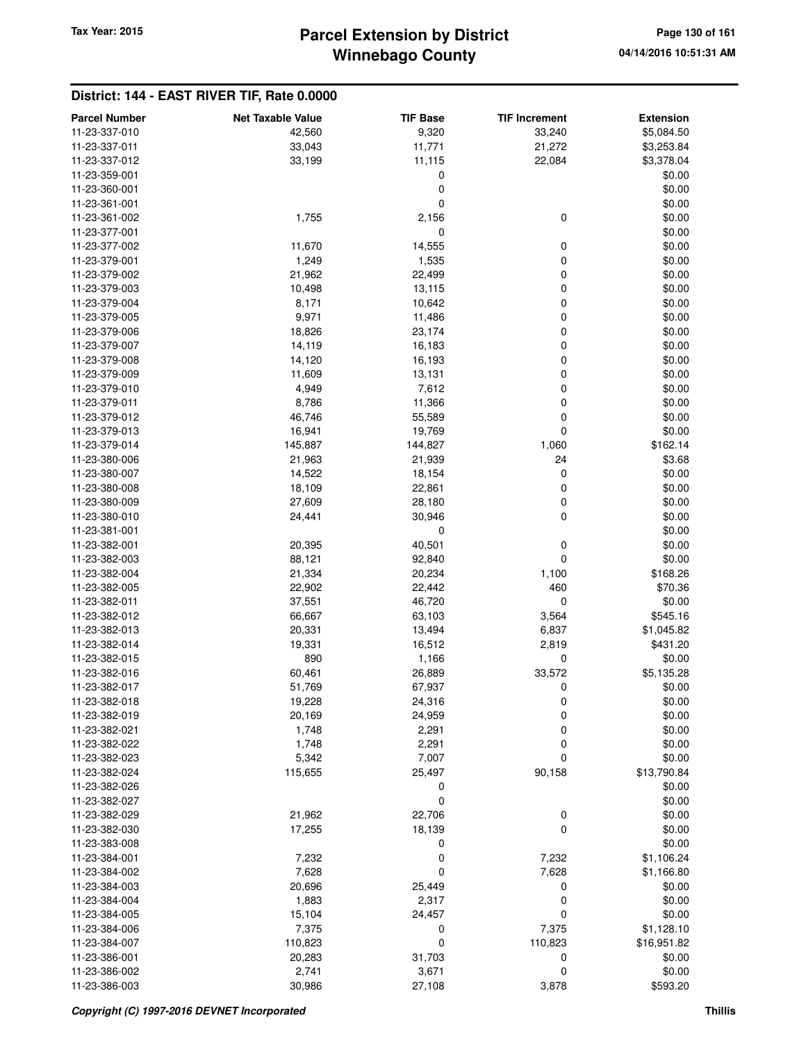## District: 144 - EAST RIVER TIF, Rate 0.0000

| Parcel Number | Net Taxable Value | TIF Base | TIF Increment | Extension |
|---|---|---|---|---|
| 11-23-337-010 | 42,560 | 9,320 | 33,240 | $5,084.50 |
| 11-23-337-011 | 33,043 | 11,771 | 21,272 | $3,253.84 |
| 11-23-337-012 | 33,199 | 11,115 | 22,084 | $3,378.04 |
| 11-23-359-001 | | 0 | | $0.00 |
| 11-23-360-001 | | 0 | | $0.00 |
| 11-23-361-001 | | 0 | | $0.00 |
| 11-23-361-002 | 1,755 | 2,156 | 0 | $0.00 |
| 11-23-377-001 | | 0 | | $0.00 |
| 11-23-377-002 | 11,670 | 14,555 | 0 | $0.00 |
| 11-23-379-001 | 1,249 | 1,535 | 0 | $0.00 |
| 11-23-379-002 | 21,962 | 22,499 | 0 | $0.00 |
| 11-23-379-003 | 10,498 | 13,115 | 0 | $0.00 |
| 11-23-379-004 | 8,171 | 10,642 | 0 | $0.00 |
| 11-23-379-005 | 9,971 | 11,486 | 0 | $0.00 |
| 11-23-379-006 | 18,826 | 23,174 | 0 | $0.00 |
| 11-23-379-007 | 14,119 | 16,183 | 0 | $0.00 |
| 11-23-379-008 | 14,120 | 16,193 | 0 | $0.00 |
| 11-23-379-009 | 11,609 | 13,131 | 0 | $0.00 |
| 11-23-379-010 | 4,949 | 7,612 | 0 | $0.00 |
| 11-23-379-011 | 8,786 | 11,366 | 0 | $0.00 |
| 11-23-379-012 | 46,746 | 55,589 | 0 | $0.00 |
| 11-23-379-013 | 16,941 | 19,769 | 0 | $0.00 |
| 11-23-379-014 | 145,887 | 144,827 | 1,060 | $162.14 |
| 11-23-380-006 | 21,963 | 21,939 | 24 | $3.68 |
| 11-23-380-007 | 14,522 | 18,154 | 0 | $0.00 |
| 11-23-380-008 | 18,109 | 22,861 | 0 | $0.00 |
| 11-23-380-009 | 27,609 | 28,180 | 0 | $0.00 |
| 11-23-380-010 | 24,441 | 30,946 | 0 | $0.00 |
| 11-23-381-001 | | 0 | | $0.00 |
| 11-23-382-001 | 20,395 | 40,501 | 0 | $0.00 |
| 11-23-382-003 | 88,121 | 92,840 | 0 | $0.00 |
| 11-23-382-004 | 21,334 | 20,234 | 1,100 | $168.26 |
| 11-23-382-005 | 22,902 | 22,442 | 460 | $70.36 |
| 11-23-382-011 | 37,551 | 46,720 | 0 | $0.00 |
| 11-23-382-012 | 66,667 | 63,103 | 3,564 | $545.16 |
| 11-23-382-013 | 20,331 | 13,494 | 6,837 | $1,045.82 |
| 11-23-382-014 | 19,331 | 16,512 | 2,819 | $431.20 |
| 11-23-382-015 | 890 | 1,166 | 0 | $0.00 |
| 11-23-382-016 | 60,461 | 26,889 | 33,572 | $5,135.28 |
| 11-23-382-017 | 51,769 | 67,937 | 0 | $0.00 |
| 11-23-382-018 | 19,228 | 24,316 | 0 | $0.00 |
| 11-23-382-019 | 20,169 | 24,959 | 0 | $0.00 |
| 11-23-382-021 | 1,748 | 2,291 | 0 | $0.00 |
| 11-23-382-022 | 1,748 | 2,291 | 0 | $0.00 |
| 11-23-382-023 | 5,342 | 7,007 | 0 | $0.00 |
| 11-23-382-024 | 115,655 | 25,497 | 90,158 | $13,790.84 |
| 11-23-382-026 | | 0 | | $0.00 |
| 11-23-382-027 | | 0 | | $0.00 |
| 11-23-382-029 | 21,962 | 22,706 | 0 | $0.00 |
| 11-23-382-030 | 17,255 | 18,139 | 0 | $0.00 |
| 11-23-383-008 | | 0 | | $0.00 |
| 11-23-384-001 | 7,232 | 0 | 7,232 | $1,106.24 |
| 11-23-384-002 | 7,628 | 0 | 7,628 | $1,166.80 |
| 11-23-384-003 | 20,696 | 25,449 | 0 | $0.00 |
| 11-23-384-004 | 1,883 | 2,317 | 0 | $0.00 |
| 11-23-384-005 | 15,104 | 24,457 | 0 | $0.00 |
| 11-23-384-006 | 7,375 | 0 | 7,375 | $1,128.10 |
| 11-23-384-007 | 110,823 | 0 | 110,823 | $16,951.82 |
| 11-23-386-001 | 20,283 | 31,703 | 0 | $0.00 |
| 11-23-386-002 | 2,741 | 3,671 | 0 | $0.00 |
| 11-23-386-003 | 30,986 | 27,108 | 3,878 | $593.20 |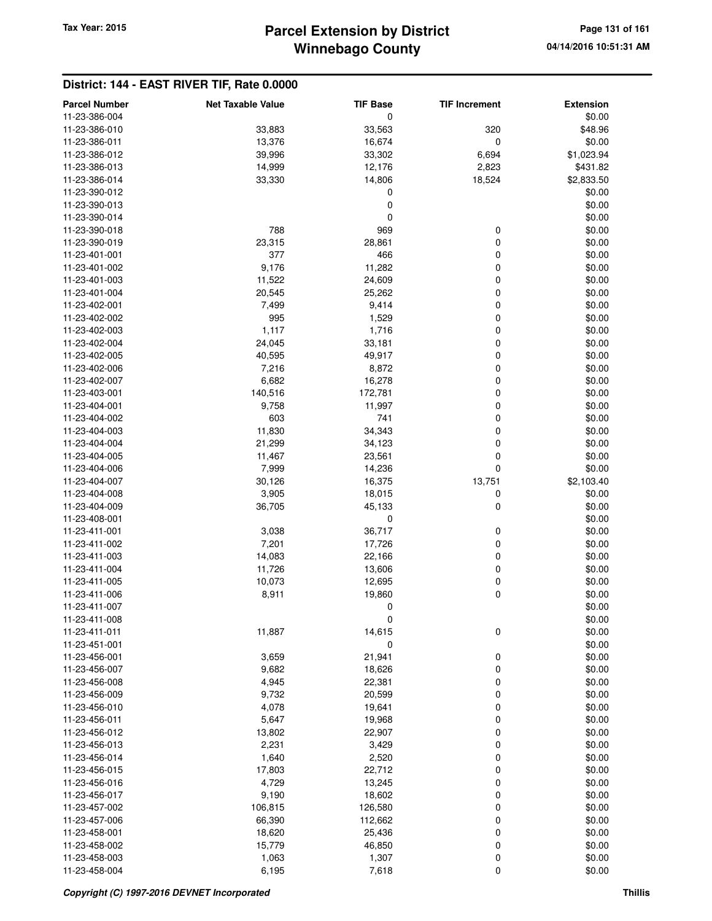## District: 144 - EAST RIVER TIF, Rate 0.0000

| Parcel Number | Net Taxable Value | TIF Base | TIF Increment | Extension |
|---|---|---|---|---|
| 11-23-386-004 | | 0 | | $0.00 |
| 11-23-386-010 | 33,883 | 33,563 | 320 | $48.96 |
| 11-23-386-011 | 13,376 | 16,674 | 0 | $0.00 |
| 11-23-386-012 | 39,996 | 33,302 | 6,694 | $1,023.94 |
| 11-23-386-013 | 14,999 | 12,176 | 2,823 | $431.82 |
| 11-23-386-014 | 33,330 | 14,806 | 18,524 | $2,833.50 |
| 11-23-390-012 | | 0 | | $0.00 |
| 11-23-390-013 | | 0 | | $0.00 |
| 11-23-390-014 | | 0 | | $0.00 |
| 11-23-390-018 | 788 | 969 | 0 | $0.00 |
| 11-23-390-019 | 23,315 | 28,861 | 0 | $0.00 |
| 11-23-401-001 | 377 | 466 | 0 | $0.00 |
| 11-23-401-002 | 9,176 | 11,282 | 0 | $0.00 |
| 11-23-401-003 | 11,522 | 24,609 | 0 | $0.00 |
| 11-23-401-004 | 20,545 | 25,262 | 0 | $0.00 |
| 11-23-402-001 | 7,499 | 9,414 | 0 | $0.00 |
| 11-23-402-002 | 995 | 1,529 | 0 | $0.00 |
| 11-23-402-003 | 1,117 | 1,716 | 0 | $0.00 |
| 11-23-402-004 | 24,045 | 33,181 | 0 | $0.00 |
| 11-23-402-005 | 40,595 | 49,917 | 0 | $0.00 |
| 11-23-402-006 | 7,216 | 8,872 | 0 | $0.00 |
| 11-23-402-007 | 6,682 | 16,278 | 0 | $0.00 |
| 11-23-403-001 | 140,516 | 172,781 | 0 | $0.00 |
| 11-23-404-001 | 9,758 | 11,997 | 0 | $0.00 |
| 11-23-404-002 | 603 | 741 | 0 | $0.00 |
| 11-23-404-003 | 11,830 | 34,343 | 0 | $0.00 |
| 11-23-404-004 | 21,299 | 34,123 | 0 | $0.00 |
| 11-23-404-005 | 11,467 | 23,561 | 0 | $0.00 |
| 11-23-404-006 | 7,999 | 14,236 | 0 | $0.00 |
| 11-23-404-007 | 30,126 | 16,375 | 13,751 | $2,103.40 |
| 11-23-404-008 | 3,905 | 18,015 | 0 | $0.00 |
| 11-23-404-009 | 36,705 | 45,133 | 0 | $0.00 |
| 11-23-408-001 | | 0 | | $0.00 |
| 11-23-411-001 | 3,038 | 36,717 | 0 | $0.00 |
| 11-23-411-002 | 7,201 | 17,726 | 0 | $0.00 |
| 11-23-411-003 | 14,083 | 22,166 | 0 | $0.00 |
| 11-23-411-004 | 11,726 | 13,606 | 0 | $0.00 |
| 11-23-411-005 | 10,073 | 12,695 | 0 | $0.00 |
| 11-23-411-006 | 8,911 | 19,860 | 0 | $0.00 |
| 11-23-411-007 | | 0 | | $0.00 |
| 11-23-411-008 | | 0 | | $0.00 |
| 11-23-411-011 | 11,887 | 14,615 | 0 | $0.00 |
| 11-23-451-001 | | 0 | | $0.00 |
| 11-23-456-001 | 3,659 | 21,941 | 0 | $0.00 |
| 11-23-456-007 | 9,682 | 18,626 | 0 | $0.00 |
| 11-23-456-008 | 4,945 | 22,381 | 0 | $0.00 |
| 11-23-456-009 | 9,732 | 20,599 | 0 | $0.00 |
| 11-23-456-010 | 4,078 | 19,641 | 0 | $0.00 |
| 11-23-456-011 | 5,647 | 19,968 | 0 | $0.00 |
| 11-23-456-012 | 13,802 | 22,907 | 0 | $0.00 |
| 11-23-456-013 | 2,231 | 3,429 | 0 | $0.00 |
| 11-23-456-014 | 1,640 | 2,520 | 0 | $0.00 |
| 11-23-456-015 | 17,803 | 22,712 | 0 | $0.00 |
| 11-23-456-016 | 4,729 | 13,245 | 0 | $0.00 |
| 11-23-456-017 | 9,190 | 18,602 | 0 | $0.00 |
| 11-23-457-002 | 106,815 | 126,580 | 0 | $0.00 |
| 11-23-457-006 | 66,390 | 112,662 | 0 | $0.00 |
| 11-23-458-001 | 18,620 | 25,436 | 0 | $0.00 |
| 11-23-458-002 | 15,779 | 46,850 | 0 | $0.00 |
| 11-23-458-003 | 1,063 | 1,307 | 0 | $0.00 |
| 11-23-458-004 | 6,195 | 7,618 | 0 | $0.00 |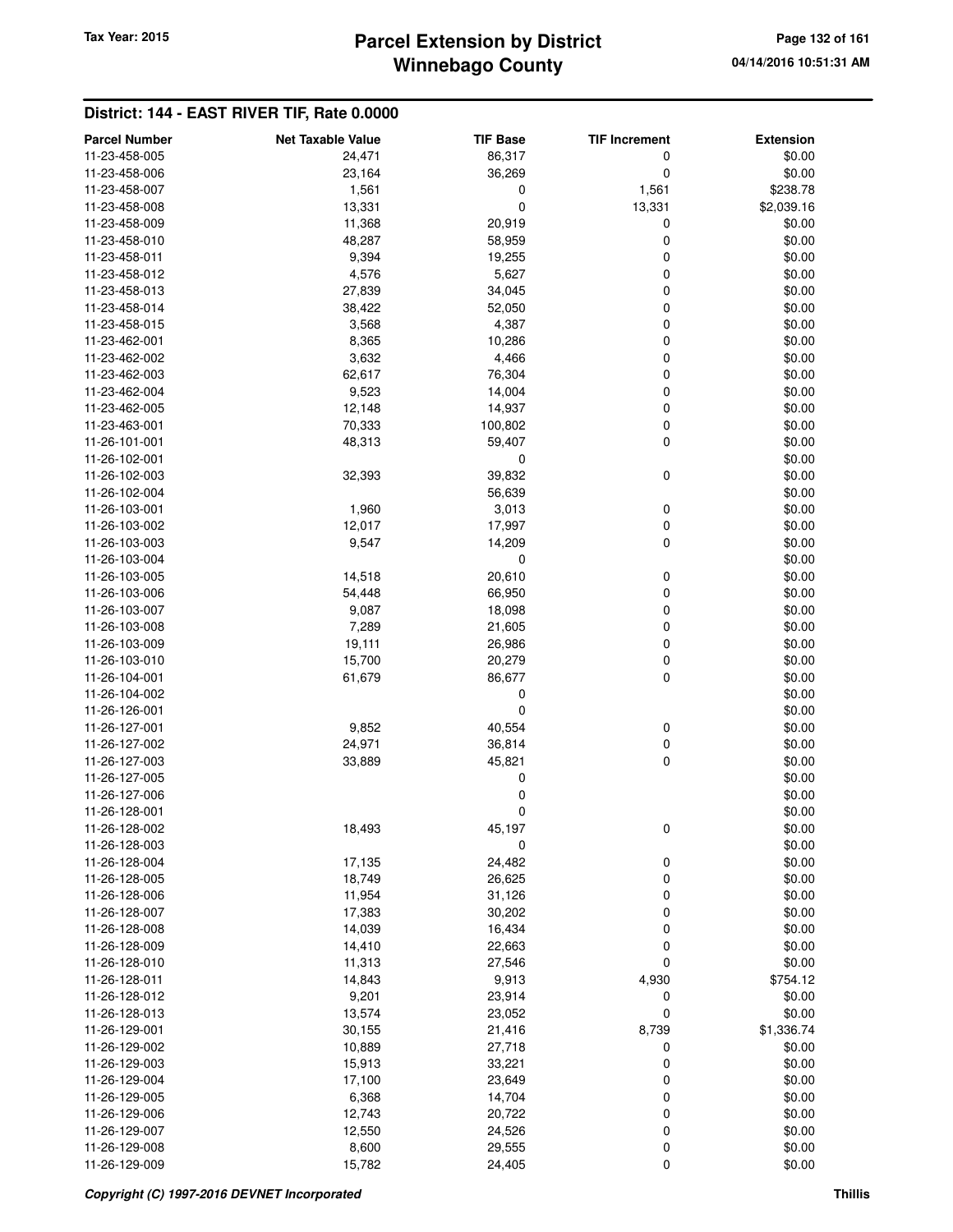## District: 144 - EAST RIVER TIF, Rate 0.0000

| Parcel Number | Net Taxable Value | TIF Base | TIF Increment | Extension |
|---|---|---|---|---|
| 11-23-458-005 | 24,471 | 86,317 | 0 | $0.00 |
| 11-23-458-006 | 23,164 | 36,269 | 0 | $0.00 |
| 11-23-458-007 | 1,561 | 0 | 1,561 | $238.78 |
| 11-23-458-008 | 13,331 | 0 | 13,331 | $2,039.16 |
| 11-23-458-009 | 11,368 | 20,919 | 0 | $0.00 |
| 11-23-458-010 | 48,287 | 58,959 | 0 | $0.00 |
| 11-23-458-011 | 9,394 | 19,255 | 0 | $0.00 |
| 11-23-458-012 | 4,576 | 5,627 | 0 | $0.00 |
| 11-23-458-013 | 27,839 | 34,045 | 0 | $0.00 |
| 11-23-458-014 | 38,422 | 52,050 | 0 | $0.00 |
| 11-23-458-015 | 3,568 | 4,387 | 0 | $0.00 |
| 11-23-462-001 | 8,365 | 10,286 | 0 | $0.00 |
| 11-23-462-002 | 3,632 | 4,466 | 0 | $0.00 |
| 11-23-462-003 | 62,617 | 76,304 | 0 | $0.00 |
| 11-23-462-004 | 9,523 | 14,004 | 0 | $0.00 |
| 11-23-462-005 | 12,148 | 14,937 | 0 | $0.00 |
| 11-23-463-001 | 70,333 | 100,802 | 0 | $0.00 |
| 11-26-101-001 | 48,313 | 59,407 | 0 | $0.00 |
| 11-26-102-001 | | 0 | | $0.00 |
| 11-26-102-003 | 32,393 | 39,832 | 0 | $0.00 |
| 11-26-102-004 | | 56,639 | | $0.00 |
| 11-26-103-001 | 1,960 | 3,013 | 0 | $0.00 |
| 11-26-103-002 | 12,017 | 17,997 | 0 | $0.00 |
| 11-26-103-003 | 9,547 | 14,209 | 0 | $0.00 |
| 11-26-103-004 | | 0 | | $0.00 |
| 11-26-103-005 | 14,518 | 20,610 | 0 | $0.00 |
| 11-26-103-006 | 54,448 | 66,950 | 0 | $0.00 |
| 11-26-103-007 | 9,087 | 18,098 | 0 | $0.00 |
| 11-26-103-008 | 7,289 | 21,605 | 0 | $0.00 |
| 11-26-103-009 | 19,111 | 26,986 | 0 | $0.00 |
| 11-26-103-010 | 15,700 | 20,279 | 0 | $0.00 |
| 11-26-104-001 | 61,679 | 86,677 | 0 | $0.00 |
| 11-26-104-002 | | 0 | | $0.00 |
| 11-26-126-001 | | 0 | | $0.00 |
| 11-26-127-001 | 9,852 | 40,554 | 0 | $0.00 |
| 11-26-127-002 | 24,971 | 36,814 | 0 | $0.00 |
| 11-26-127-003 | 33,889 | 45,821 | 0 | $0.00 |
| 11-26-127-005 | | 0 | | $0.00 |
| 11-26-127-006 | | 0 | | $0.00 |
| 11-26-128-001 | | 0 | | $0.00 |
| 11-26-128-002 | 18,493 | 45,197 | 0 | $0.00 |
| 11-26-128-003 | | 0 | | $0.00 |
| 11-26-128-004 | 17,135 | 24,482 | 0 | $0.00 |
| 11-26-128-005 | 18,749 | 26,625 | 0 | $0.00 |
| 11-26-128-006 | 11,954 | 31,126 | 0 | $0.00 |
| 11-26-128-007 | 17,383 | 30,202 | 0 | $0.00 |
| 11-26-128-008 | 14,039 | 16,434 | 0 | $0.00 |
| 11-26-128-009 | 14,410 | 22,663 | 0 | $0.00 |
| 11-26-128-010 | 11,313 | 27,546 | 0 | $0.00 |
| 11-26-128-011 | 14,843 | 9,913 | 4,930 | $754.12 |
| 11-26-128-012 | 9,201 | 23,914 | 0 | $0.00 |
| 11-26-128-013 | 13,574 | 23,052 | 0 | $0.00 |
| 11-26-129-001 | 30,155 | 21,416 | 8,739 | $1,336.74 |
| 11-26-129-002 | 10,889 | 27,718 | 0 | $0.00 |
| 11-26-129-003 | 15,913 | 33,221 | 0 | $0.00 |
| 11-26-129-004 | 17,100 | 23,649 | 0 | $0.00 |
| 11-26-129-005 | 6,368 | 14,704 | 0 | $0.00 |
| 11-26-129-006 | 12,743 | 20,722 | 0 | $0.00 |
| 11-26-129-007 | 12,550 | 24,526 | 0 | $0.00 |
| 11-26-129-008 | 8,600 | 29,555 | 0 | $0.00 |
| 11-26-129-009 | 15,782 | 24,405 | 0 | $0.00 |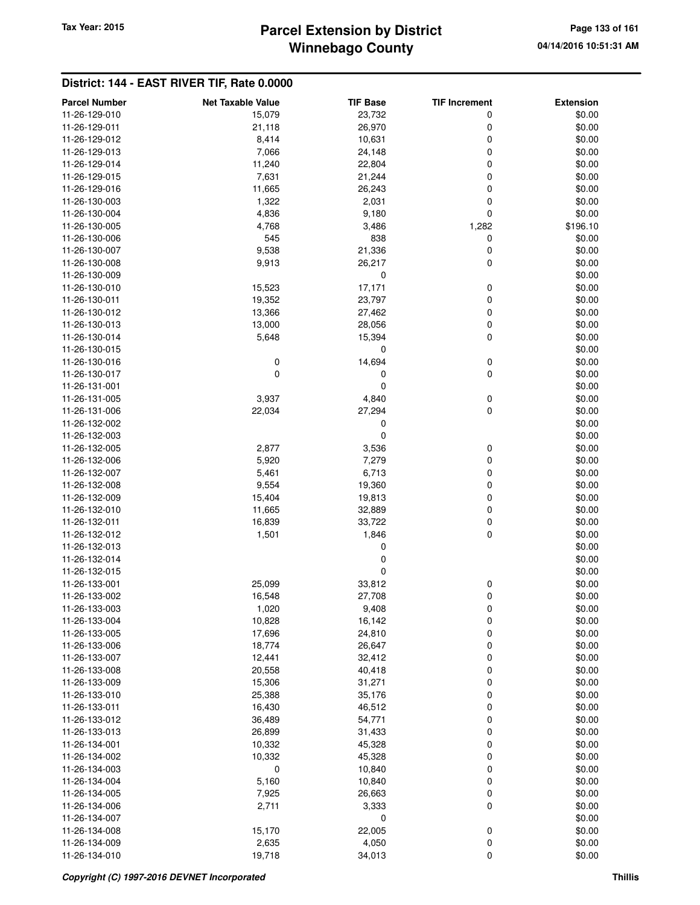# Parcel Extension by District
# Winnebago County

Tax Year: 2015

04/14/2016 10:51:31 AM

## District: 144 - EAST RIVER TIF, Rate 0.0000

| Parcel Number | Net Taxable Value | TIF Base | TIF Increment | Extension |
|---|---|---|---|---|
| 11-26-129-010 | 15,079 | 23,732 | 0 | $0.00 |
| 11-26-129-011 | 21,118 | 26,970 | 0 | $0.00 |
| 11-26-129-012 | 8,414 | 10,631 | 0 | $0.00 |
| 11-26-129-013 | 7,066 | 24,148 | 0 | $0.00 |
| 11-26-129-014 | 11,240 | 22,804 | 0 | $0.00 |
| 11-26-129-015 | 7,631 | 21,244 | 0 | $0.00 |
| 11-26-129-016 | 11,665 | 26,243 | 0 | $0.00 |
| 11-26-130-003 | 1,322 | 2,031 | 0 | $0.00 |
| 11-26-130-004 | 4,836 | 9,180 | 0 | $0.00 |
| 11-26-130-005 | 4,768 | 3,486 | 1,282 | $196.10 |
| 11-26-130-006 | 545 | 838 | 0 | $0.00 |
| 11-26-130-007 | 9,538 | 21,336 | 0 | $0.00 |
| 11-26-130-008 | 9,913 | 26,217 | 0 | $0.00 |
| 11-26-130-009 | | 0 | | $0.00 |
| 11-26-130-010 | 15,523 | 17,171 | 0 | $0.00 |
| 11-26-130-011 | 19,352 | 23,797 | 0 | $0.00 |
| 11-26-130-012 | 13,366 | 27,462 | 0 | $0.00 |
| 11-26-130-013 | 13,000 | 28,056 | 0 | $0.00 |
| 11-26-130-014 | 5,648 | 15,394 | 0 | $0.00 |
| 11-26-130-015 | | 0 | | $0.00 |
| 11-26-130-016 | 0 | 14,694 | 0 | $0.00 |
| 11-26-130-017 | 0 | 0 | 0 | $0.00 |
| 11-26-131-001 | | 0 | | $0.00 |
| 11-26-131-005 | 3,937 | 4,840 | 0 | $0.00 |
| 11-26-131-006 | 22,034 | 27,294 | 0 | $0.00 |
| 11-26-132-002 | | 0 | | $0.00 |
| 11-26-132-003 | | 0 | | $0.00 |
| 11-26-132-005 | 2,877 | 3,536 | 0 | $0.00 |
| 11-26-132-006 | 5,920 | 7,279 | 0 | $0.00 |
| 11-26-132-007 | 5,461 | 6,713 | 0 | $0.00 |
| 11-26-132-008 | 9,554 | 19,360 | 0 | $0.00 |
| 11-26-132-009 | 15,404 | 19,813 | 0 | $0.00 |
| 11-26-132-010 | 11,665 | 32,889 | 0 | $0.00 |
| 11-26-132-011 | 16,839 | 33,722 | 0 | $0.00 |
| 11-26-132-012 | 1,501 | 1,846 | 0 | $0.00 |
| 11-26-132-013 | | 0 | | $0.00 |
| 11-26-132-014 | | 0 | | $0.00 |
| 11-26-132-015 | | 0 | | $0.00 |
| 11-26-133-001 | 25,099 | 33,812 | 0 | $0.00 |
| 11-26-133-002 | 16,548 | 27,708 | 0 | $0.00 |
| 11-26-133-003 | 1,020 | 9,408 | 0 | $0.00 |
| 11-26-133-004 | 10,828 | 16,142 | 0 | $0.00 |
| 11-26-133-005 | 17,696 | 24,810 | 0 | $0.00 |
| 11-26-133-006 | 18,774 | 26,647 | 0 | $0.00 |
| 11-26-133-007 | 12,441 | 32,412 | 0 | $0.00 |
| 11-26-133-008 | 20,558 | 40,418 | 0 | $0.00 |
| 11-26-133-009 | 15,306 | 31,271 | 0 | $0.00 |
| 11-26-133-010 | 25,388 | 35,176 | 0 | $0.00 |
| 11-26-133-011 | 16,430 | 46,512 | 0 | $0.00 |
| 11-26-133-012 | 36,489 | 54,771 | 0 | $0.00 |
| 11-26-133-013 | 26,899 | 31,433 | 0 | $0.00 |
| 11-26-134-001 | 10,332 | 45,328 | 0 | $0.00 |
| 11-26-134-002 | 10,332 | 45,328 | 0 | $0.00 |
| 11-26-134-003 | 0 | 10,840 | 0 | $0.00 |
| 11-26-134-004 | 5,160 | 10,840 | 0 | $0.00 |
| 11-26-134-005 | 7,925 | 26,663 | 0 | $0.00 |
| 11-26-134-006 | 2,711 | 3,333 | 0 | $0.00 |
| 11-26-134-007 | | 0 | | $0.00 |
| 11-26-134-008 | 15,170 | 22,005 | 0 | $0.00 |
| 11-26-134-009 | 2,635 | 4,050 | 0 | $0.00 |
| 11-26-134-010 | 19,718 | 34,013 | 0 | $0.00 |

*Copyright (C) 1997-2016 DEVNET Incorporated*

Thillis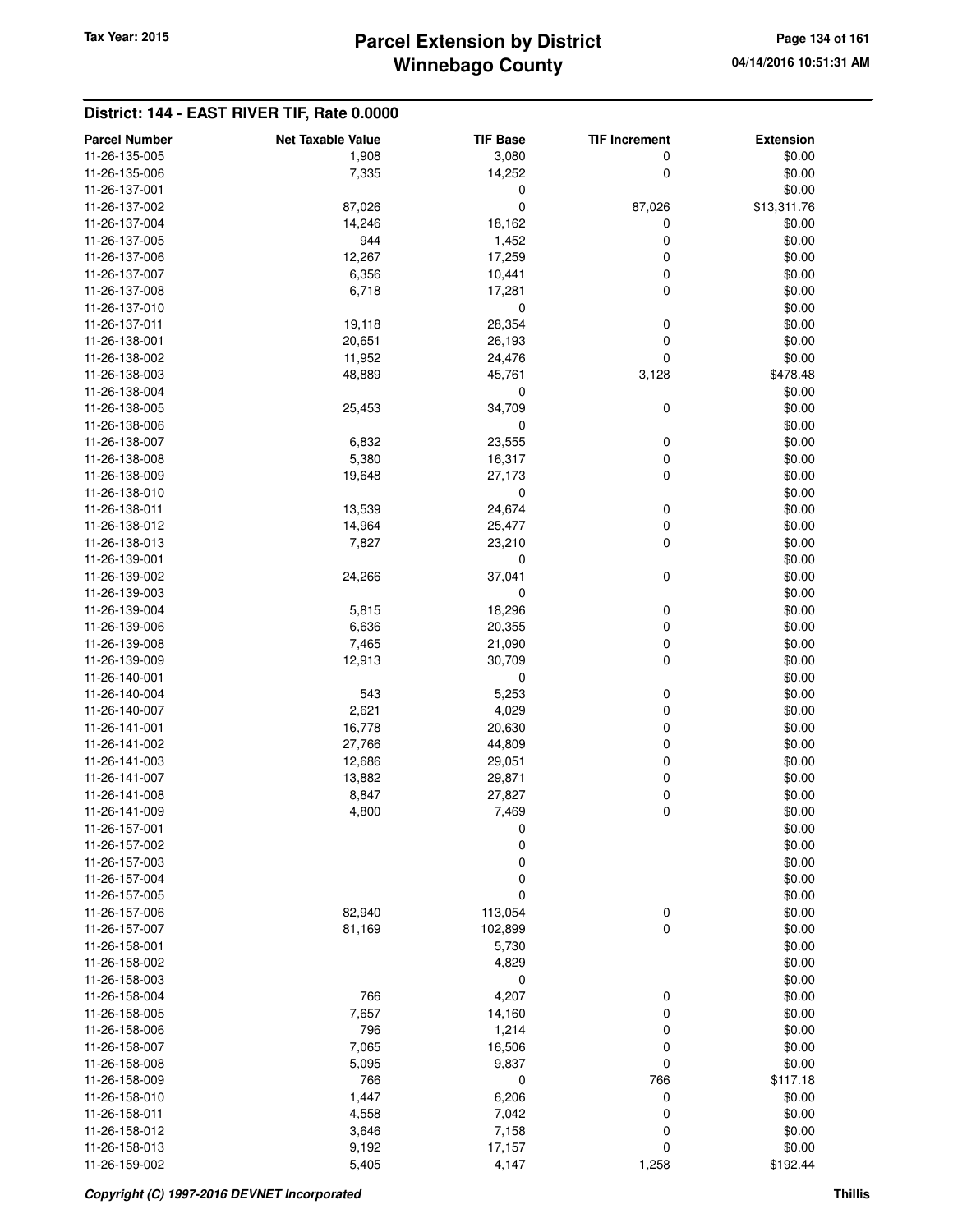## District: 144 - EAST RIVER TIF, Rate 0.0000

| Parcel Number | Net Taxable Value | TIF Base | TIF Increment | Extension |
|---|---|---|---|---|
| 11-26-135-005 | 1,908 | 3,080 | 0 | $0.00 |
| 11-26-135-006 | 7,335 | 14,252 | 0 | $0.00 |
| 11-26-137-001 | | 0 | | $0.00 |
| 11-26-137-002 | 87,026 | 0 | 87,026 | $13,311.76 |
| 11-26-137-004 | 14,246 | 18,162 | 0 | $0.00 |
| 11-26-137-005 | 944 | 1,452 | 0 | $0.00 |
| 11-26-137-006 | 12,267 | 17,259 | 0 | $0.00 |
| 11-26-137-007 | 6,356 | 10,441 | 0 | $0.00 |
| 11-26-137-008 | 6,718 | 17,281 | 0 | $0.00 |
| 11-26-137-010 | | 0 | | $0.00 |
| 11-26-137-011 | 19,118 | 28,354 | 0 | $0.00 |
| 11-26-138-001 | 20,651 | 26,193 | 0 | $0.00 |
| 11-26-138-002 | 11,952 | 24,476 | 0 | $0.00 |
| 11-26-138-003 | 48,889 | 45,761 | 3,128 | $478.48 |
| 11-26-138-004 | | 0 | | $0.00 |
| 11-26-138-005 | 25,453 | 34,709 | 0 | $0.00 |
| 11-26-138-006 | | 0 | | $0.00 |
| 11-26-138-007 | 6,832 | 23,555 | 0 | $0.00 |
| 11-26-138-008 | 5,380 | 16,317 | 0 | $0.00 |
| 11-26-138-009 | 19,648 | 27,173 | 0 | $0.00 |
| 11-26-138-010 | | 0 | | $0.00 |
| 11-26-138-011 | 13,539 | 24,674 | 0 | $0.00 |
| 11-26-138-012 | 14,964 | 25,477 | 0 | $0.00 |
| 11-26-138-013 | 7,827 | 23,210 | 0 | $0.00 |
| 11-26-139-001 | | 0 | | $0.00 |
| 11-26-139-002 | 24,266 | 37,041 | 0 | $0.00 |
| 11-26-139-003 | | 0 | | $0.00 |
| 11-26-139-004 | 5,815 | 18,296 | 0 | $0.00 |
| 11-26-139-006 | 6,636 | 20,355 | 0 | $0.00 |
| 11-26-139-008 | 7,465 | 21,090 | 0 | $0.00 |
| 11-26-139-009 | 12,913 | 30,709 | 0 | $0.00 |
| 11-26-140-001 | | 0 | | $0.00 |
| 11-26-140-004 | 543 | 5,253 | 0 | $0.00 |
| 11-26-140-007 | 2,621 | 4,029 | 0 | $0.00 |
| 11-26-141-001 | 16,778 | 20,630 | 0 | $0.00 |
| 11-26-141-002 | 27,766 | 44,809 | 0 | $0.00 |
| 11-26-141-003 | 12,686 | 29,051 | 0 | $0.00 |
| 11-26-141-007 | 13,882 | 29,871 | 0 | $0.00 |
| 11-26-141-008 | 8,847 | 27,827 | 0 | $0.00 |
| 11-26-141-009 | 4,800 | 7,469 | 0 | $0.00 |
| 11-26-157-001 | | 0 | | $0.00 |
| 11-26-157-002 | | 0 | | $0.00 |
| 11-26-157-003 | | 0 | | $0.00 |
| 11-26-157-004 | | 0 | | $0.00 |
| 11-26-157-005 | | 0 | | $0.00 |
| 11-26-157-006 | 82,940 | 113,054 | 0 | $0.00 |
| 11-26-157-007 | 81,169 | 102,899 | 0 | $0.00 |
| 11-26-158-001 | | 5,730 | | $0.00 |
| 11-26-158-002 | | 4,829 | | $0.00 |
| 11-26-158-003 | | 0 | | $0.00 |
| 11-26-158-004 | 766 | 4,207 | 0 | $0.00 |
| 11-26-158-005 | 7,657 | 14,160 | 0 | $0.00 |
| 11-26-158-006 | 796 | 1,214 | 0 | $0.00 |
| 11-26-158-007 | 7,065 | 16,506 | 0 | $0.00 |
| 11-26-158-008 | 5,095 | 9,837 | 0 | $0.00 |
| 11-26-158-009 | 766 | 0 | 766 | $117.18 |
| 11-26-158-010 | 1,447 | 6,206 | 0 | $0.00 |
| 11-26-158-011 | 4,558 | 7,042 | 0 | $0.00 |
| 11-26-158-012 | 3,646 | 7,158 | 0 | $0.00 |
| 11-26-158-013 | 9,192 | 17,157 | 0 | $0.00 |
| 11-26-159-002 | 5,405 | 4,147 | 1,258 | $192.44 |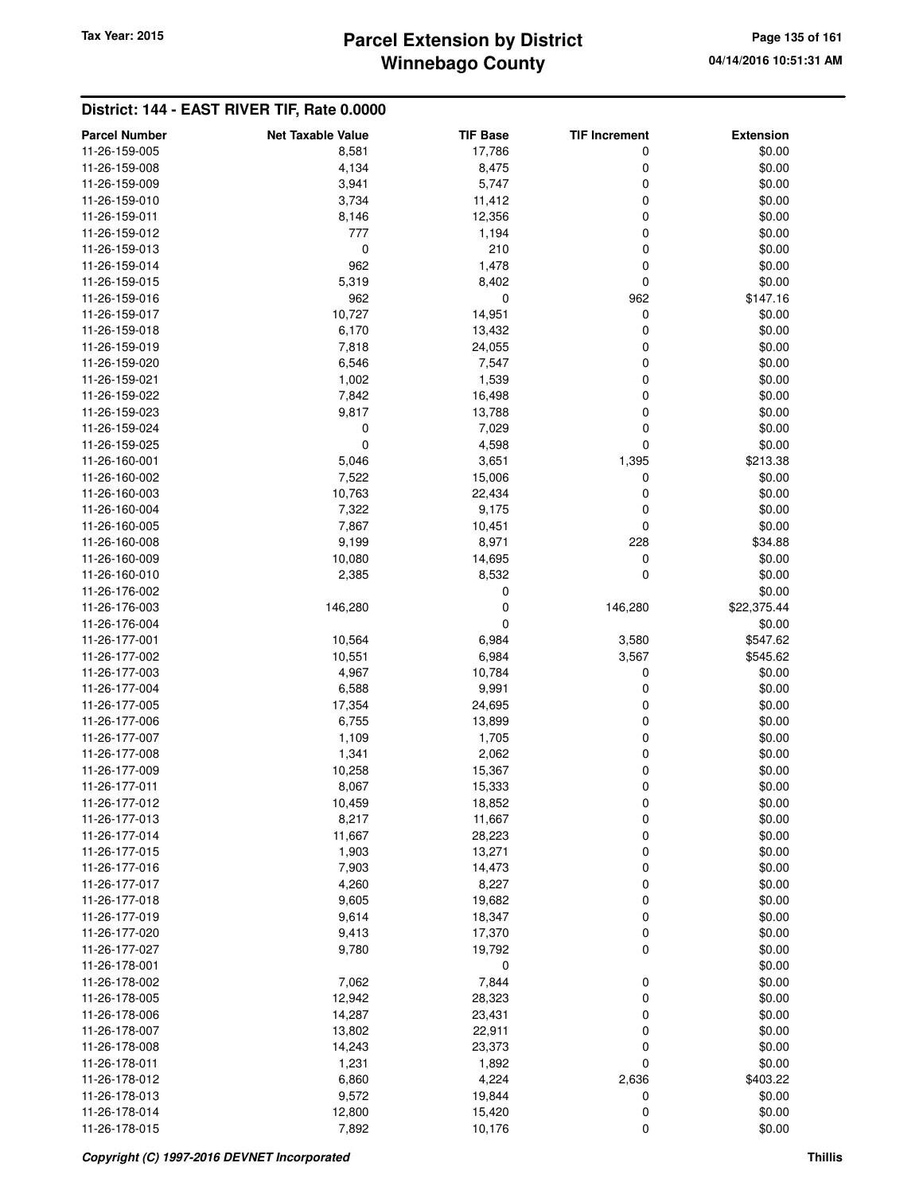## District: 144 - EAST RIVER TIF, Rate 0.0000

| Parcel Number | Net Taxable Value | TIF Base | TIF Increment | Extension |
|---|---|---|---|---|
| 11-26-159-005 | 8,581 | 17,786 | 0 | $0.00 |
| 11-26-159-008 | 4,134 | 8,475 | 0 | $0.00 |
| 11-26-159-009 | 3,941 | 5,747 | 0 | $0.00 |
| 11-26-159-010 | 3,734 | 11,412 | 0 | $0.00 |
| 11-26-159-011 | 8,146 | 12,356 | 0 | $0.00 |
| 11-26-159-012 | 777 | 1,194 | 0 | $0.00 |
| 11-26-159-013 | 0 | 210 | 0 | $0.00 |
| 11-26-159-014 | 962 | 1,478 | 0 | $0.00 |
| 11-26-159-015 | 5,319 | 8,402 | 0 | $0.00 |
| 11-26-159-016 | 962 | 0 | 962 | $147.16 |
| 11-26-159-017 | 10,727 | 14,951 | 0 | $0.00 |
| 11-26-159-018 | 6,170 | 13,432 | 0 | $0.00 |
| 11-26-159-019 | 7,818 | 24,055 | 0 | $0.00 |
| 11-26-159-020 | 6,546 | 7,547 | 0 | $0.00 |
| 11-26-159-021 | 1,002 | 1,539 | 0 | $0.00 |
| 11-26-159-022 | 7,842 | 16,498 | 0 | $0.00 |
| 11-26-159-023 | 9,817 | 13,788 | 0 | $0.00 |
| 11-26-159-024 | 0 | 7,029 | 0 | $0.00 |
| 11-26-159-025 | 0 | 4,598 | 0 | $0.00 |
| 11-26-160-001 | 5,046 | 3,651 | 1,395 | $213.38 |
| 11-26-160-002 | 7,522 | 15,006 | 0 | $0.00 |
| 11-26-160-003 | 10,763 | 22,434 | 0 | $0.00 |
| 11-26-160-004 | 7,322 | 9,175 | 0 | $0.00 |
| 11-26-160-005 | 7,867 | 10,451 | 0 | $0.00 |
| 11-26-160-008 | 9,199 | 8,971 | 228 | $34.88 |
| 11-26-160-009 | 10,080 | 14,695 | 0 | $0.00 |
| 11-26-160-010 | 2,385 | 8,532 | 0 | $0.00 |
| 11-26-176-002 | | 0 | | $0.00 |
| 11-26-176-003 | 146,280 | 0 | 146,280 | $22,375.44 |
| 11-26-176-004 | | 0 | | $0.00 |
| 11-26-177-001 | 10,564 | 6,984 | 3,580 | $547.62 |
| 11-26-177-002 | 10,551 | 6,984 | 3,567 | $545.62 |
| 11-26-177-003 | 4,967 | 10,784 | 0 | $0.00 |
| 11-26-177-004 | 6,588 | 9,991 | 0 | $0.00 |
| 11-26-177-005 | 17,354 | 24,695 | 0 | $0.00 |
| 11-26-177-006 | 6,755 | 13,899 | 0 | $0.00 |
| 11-26-177-007 | 1,109 | 1,705 | 0 | $0.00 |
| 11-26-177-008 | 1,341 | 2,062 | 0 | $0.00 |
| 11-26-177-009 | 10,258 | 15,367 | 0 | $0.00 |
| 11-26-177-011 | 8,067 | 15,333 | 0 | $0.00 |
| 11-26-177-012 | 10,459 | 18,852 | 0 | $0.00 |
| 11-26-177-013 | 8,217 | 11,667 | 0 | $0.00 |
| 11-26-177-014 | 11,667 | 28,223 | 0 | $0.00 |
| 11-26-177-015 | 1,903 | 13,271 | 0 | $0.00 |
| 11-26-177-016 | 7,903 | 14,473 | 0 | $0.00 |
| 11-26-177-017 | 4,260 | 8,227 | 0 | $0.00 |
| 11-26-177-018 | 9,605 | 19,682 | 0 | $0.00 |
| 11-26-177-019 | 9,614 | 18,347 | 0 | $0.00 |
| 11-26-177-020 | 9,413 | 17,370 | 0 | $0.00 |
| 11-26-177-027 | 9,780 | 19,792 | 0 | $0.00 |
| 11-26-178-001 | | 0 | | $0.00 |
| 11-26-178-002 | 7,062 | 7,844 | 0 | $0.00 |
| 11-26-178-005 | 12,942 | 28,323 | 0 | $0.00 |
| 11-26-178-006 | 14,287 | 23,431 | 0 | $0.00 |
| 11-26-178-007 | 13,802 | 22,911 | 0 | $0.00 |
| 11-26-178-008 | 14,243 | 23,373 | 0 | $0.00 |
| 11-26-178-011 | 1,231 | 1,892 | 0 | $0.00 |
| 11-26-178-012 | 6,860 | 4,224 | 2,636 | $403.22 |
| 11-26-178-013 | 9,572 | 19,844 | 0 | $0.00 |
| 11-26-178-014 | 12,800 | 15,420 | 0 | $0.00 |
| 11-26-178-015 | 7,892 | 10,176 | 0 | $0.00 |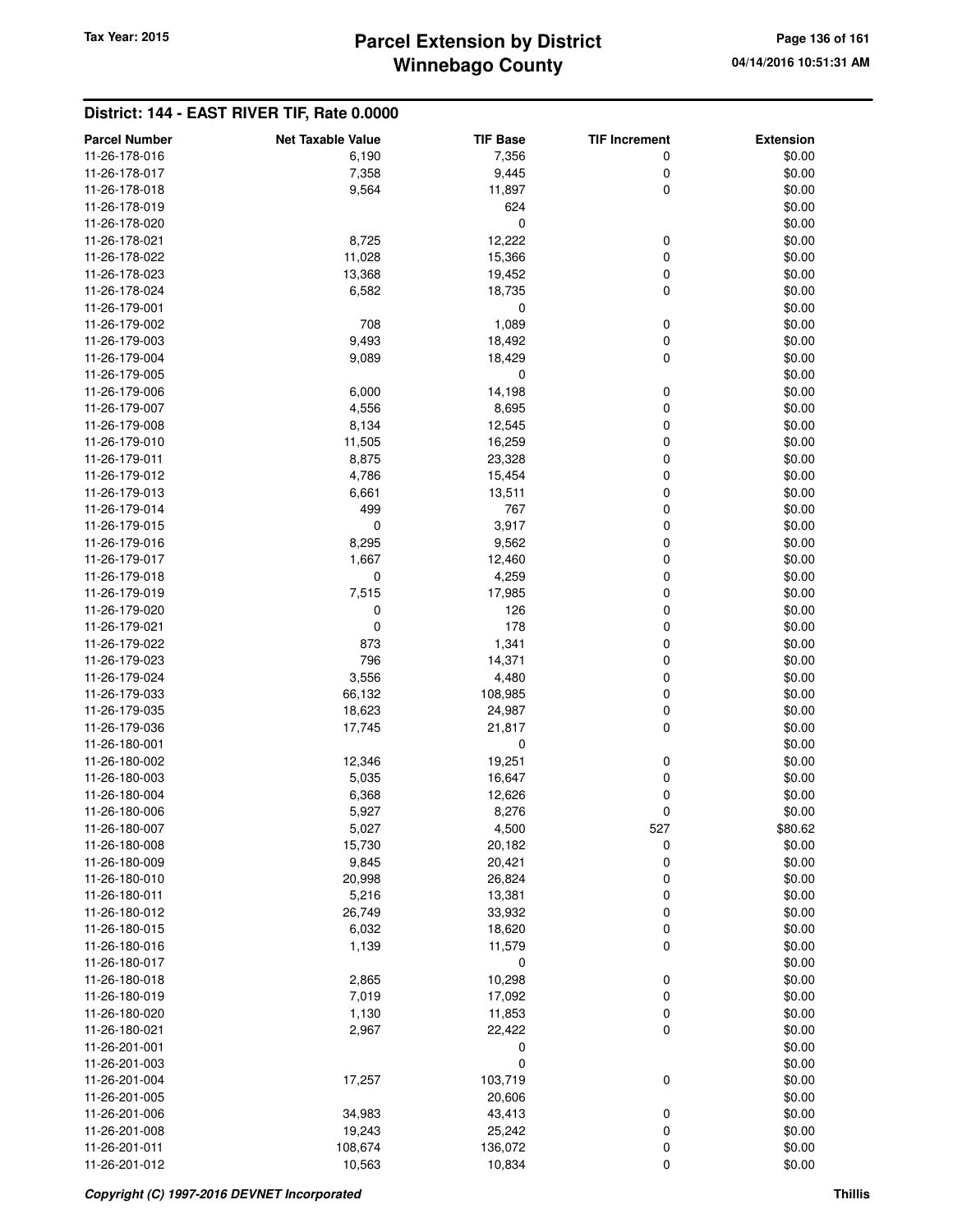## District: 144 - EAST RIVER TIF, Rate 0.0000

| Parcel Number | Net Taxable Value | TIF Base | TIF Increment | Extension |
|---|---|---|---|---|
| 11-26-178-016 | 6,190 | 7,356 | 0 | $0.00 |
| 11-26-178-017 | 7,358 | 9,445 | 0 | $0.00 |
| 11-26-178-018 | 9,564 | 11,897 | 0 | $0.00 |
| 11-26-178-019 | | 624 | | $0.00 |
| 11-26-178-020 | | 0 | | $0.00 |
| 11-26-178-021 | 8,725 | 12,222 | 0 | $0.00 |
| 11-26-178-022 | 11,028 | 15,366 | 0 | $0.00 |
| 11-26-178-023 | 13,368 | 19,452 | 0 | $0.00 |
| 11-26-178-024 | 6,582 | 18,735 | 0 | $0.00 |
| 11-26-179-001 | | 0 | | $0.00 |
| 11-26-179-002 | 708 | 1,089 | 0 | $0.00 |
| 11-26-179-003 | 9,493 | 18,492 | 0 | $0.00 |
| 11-26-179-004 | 9,089 | 18,429 | 0 | $0.00 |
| 11-26-179-005 | | 0 | | $0.00 |
| 11-26-179-006 | 6,000 | 14,198 | 0 | $0.00 |
| 11-26-179-007 | 4,556 | 8,695 | 0 | $0.00 |
| 11-26-179-008 | 8,134 | 12,545 | 0 | $0.00 |
| 11-26-179-010 | 11,505 | 16,259 | 0 | $0.00 |
| 11-26-179-011 | 8,875 | 23,328 | 0 | $0.00 |
| 11-26-179-012 | 4,786 | 15,454 | 0 | $0.00 |
| 11-26-179-013 | 6,661 | 13,511 | 0 | $0.00 |
| 11-26-179-014 | 499 | 767 | 0 | $0.00 |
| 11-26-179-015 | 0 | 3,917 | 0 | $0.00 |
| 11-26-179-016 | 8,295 | 9,562 | 0 | $0.00 |
| 11-26-179-017 | 1,667 | 12,460 | 0 | $0.00 |
| 11-26-179-018 | 0 | 4,259 | 0 | $0.00 |
| 11-26-179-019 | 7,515 | 17,985 | 0 | $0.00 |
| 11-26-179-020 | 0 | 126 | 0 | $0.00 |
| 11-26-179-021 | 0 | 178 | 0 | $0.00 |
| 11-26-179-022 | 873 | 1,341 | 0 | $0.00 |
| 11-26-179-023 | 796 | 14,371 | 0 | $0.00 |
| 11-26-179-024 | 3,556 | 4,480 | 0 | $0.00 |
| 11-26-179-033 | 66,132 | 108,985 | 0 | $0.00 |
| 11-26-179-035 | 18,623 | 24,987 | 0 | $0.00 |
| 11-26-179-036 | 17,745 | 21,817 | 0 | $0.00 |
| 11-26-180-001 | | 0 | | $0.00 |
| 11-26-180-002 | 12,346 | 19,251 | 0 | $0.00 |
| 11-26-180-003 | 5,035 | 16,647 | 0 | $0.00 |
| 11-26-180-004 | 6,368 | 12,626 | 0 | $0.00 |
| 11-26-180-006 | 5,927 | 8,276 | 0 | $0.00 |
| 11-26-180-007 | 5,027 | 4,500 | 527 | $80.62 |
| 11-26-180-008 | 15,730 | 20,182 | 0 | $0.00 |
| 11-26-180-009 | 9,845 | 20,421 | 0 | $0.00 |
| 11-26-180-010 | 20,998 | 26,824 | 0 | $0.00 |
| 11-26-180-011 | 5,216 | 13,381 | 0 | $0.00 |
| 11-26-180-012 | 26,749 | 33,932 | 0 | $0.00 |
| 11-26-180-015 | 6,032 | 18,620 | 0 | $0.00 |
| 11-26-180-016 | 1,139 | 11,579 | 0 | $0.00 |
| 11-26-180-017 | | 0 | | $0.00 |
| 11-26-180-018 | 2,865 | 10,298 | 0 | $0.00 |
| 11-26-180-019 | 7,019 | 17,092 | 0 | $0.00 |
| 11-26-180-020 | 1,130 | 11,853 | 0 | $0.00 |
| 11-26-180-021 | 2,967 | 22,422 | 0 | $0.00 |
| 11-26-201-001 | | 0 | | $0.00 |
| 11-26-201-003 | | 0 | | $0.00 |
| 11-26-201-004 | 17,257 | 103,719 | 0 | $0.00 |
| 11-26-201-005 | | 20,606 | | $0.00 |
| 11-26-201-006 | 34,983 | 43,413 | 0 | $0.00 |
| 11-26-201-008 | 19,243 | 25,242 | 0 | $0.00 |
| 11-26-201-011 | 108,674 | 136,072 | 0 | $0.00 |
| 11-26-201-012 | 10,563 | 10,834 | 0 | $0.00 |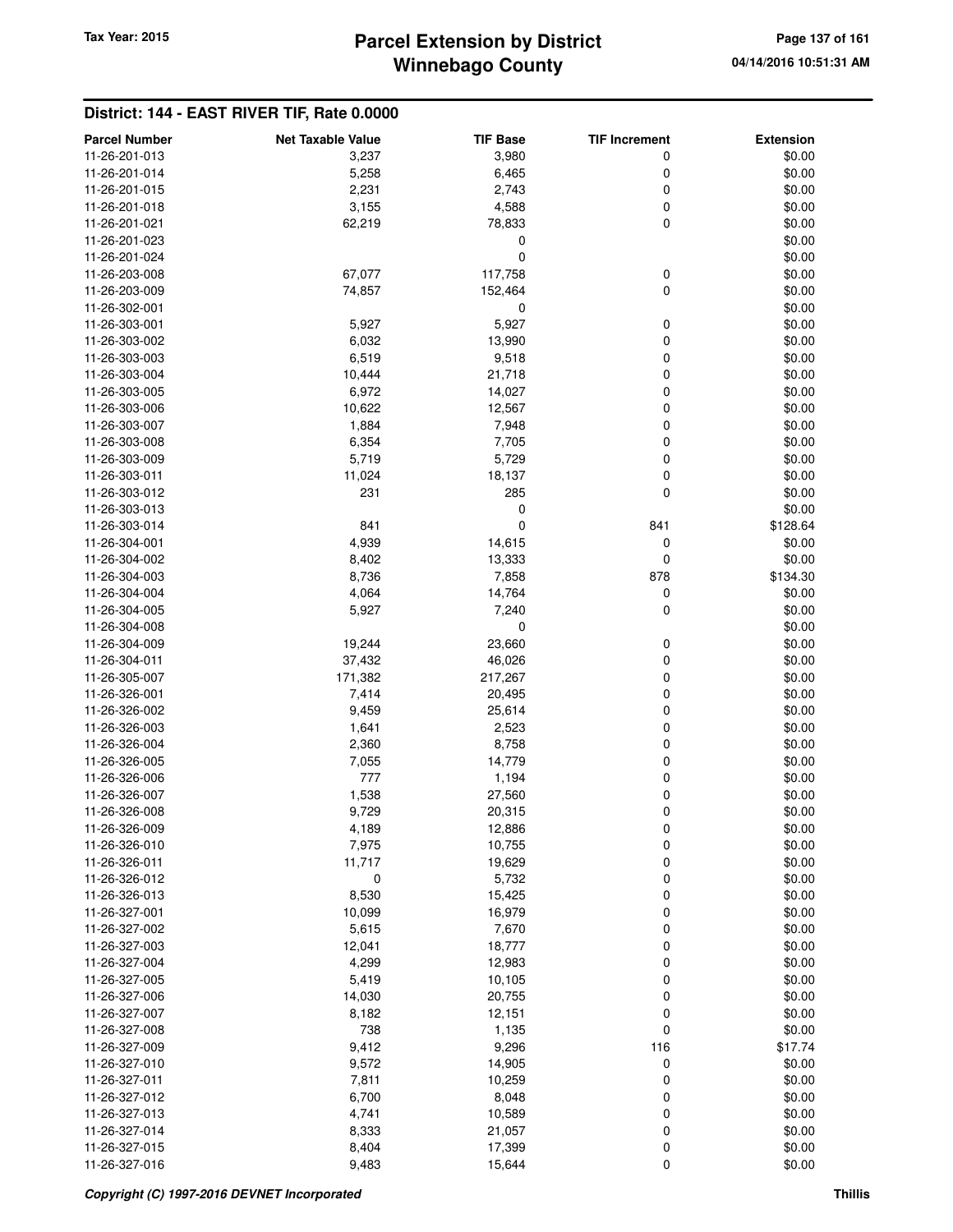## District: 144 - EAST RIVER TIF, Rate 0.0000

| Parcel Number | Net Taxable Value | TIF Base | TIF Increment | Extension |
|---|---|---|---|---|
| 11-26-201-013 | 3,237 | 3,980 | 0 | $0.00 |
| 11-26-201-014 | 5,258 | 6,465 | 0 | $0.00 |
| 11-26-201-015 | 2,231 | 2,743 | 0 | $0.00 |
| 11-26-201-018 | 3,155 | 4,588 | 0 | $0.00 |
| 11-26-201-021 | 62,219 | 78,833 | 0 | $0.00 |
| 11-26-201-023 | | 0 | | $0.00 |
| 11-26-201-024 | | 0 | | $0.00 |
| 11-26-203-008 | 67,077 | 117,758 | 0 | $0.00 |
| 11-26-203-009 | 74,857 | 152,464 | 0 | $0.00 |
| 11-26-302-001 | | 0 | | $0.00 |
| 11-26-303-001 | 5,927 | 5,927 | 0 | $0.00 |
| 11-26-303-002 | 6,032 | 13,990 | 0 | $0.00 |
| 11-26-303-003 | 6,519 | 9,518 | 0 | $0.00 |
| 11-26-303-004 | 10,444 | 21,718 | 0 | $0.00 |
| 11-26-303-005 | 6,972 | 14,027 | 0 | $0.00 |
| 11-26-303-006 | 10,622 | 12,567 | 0 | $0.00 |
| 11-26-303-007 | 1,884 | 7,948 | 0 | $0.00 |
| 11-26-303-008 | 6,354 | 7,705 | 0 | $0.00 |
| 11-26-303-009 | 5,719 | 5,729 | 0 | $0.00 |
| 11-26-303-011 | 11,024 | 18,137 | 0 | $0.00 |
| 11-26-303-012 | 231 | 285 | 0 | $0.00 |
| 11-26-303-013 | | 0 | | $0.00 |
| 11-26-303-014 | 841 | 0 | 841 | $128.64 |
| 11-26-304-001 | 4,939 | 14,615 | 0 | $0.00 |
| 11-26-304-002 | 8,402 | 13,333 | 0 | $0.00 |
| 11-26-304-003 | 8,736 | 7,858 | 878 | $134.30 |
| 11-26-304-004 | 4,064 | 14,764 | 0 | $0.00 |
| 11-26-304-005 | 5,927 | 7,240 | 0 | $0.00 |
| 11-26-304-008 | | 0 | | $0.00 |
| 11-26-304-009 | 19,244 | 23,660 | 0 | $0.00 |
| 11-26-304-011 | 37,432 | 46,026 | 0 | $0.00 |
| 11-26-305-007 | 171,382 | 217,267 | 0 | $0.00 |
| 11-26-326-001 | 7,414 | 20,495 | 0 | $0.00 |
| 11-26-326-002 | 9,459 | 25,614 | 0 | $0.00 |
| 11-26-326-003 | 1,641 | 2,523 | 0 | $0.00 |
| 11-26-326-004 | 2,360 | 8,758 | 0 | $0.00 |
| 11-26-326-005 | 7,055 | 14,779 | 0 | $0.00 |
| 11-26-326-006 | 777 | 1,194 | 0 | $0.00 |
| 11-26-326-007 | 1,538 | 27,560 | 0 | $0.00 |
| 11-26-326-008 | 9,729 | 20,315 | 0 | $0.00 |
| 11-26-326-009 | 4,189 | 12,886 | 0 | $0.00 |
| 11-26-326-010 | 7,975 | 10,755 | 0 | $0.00 |
| 11-26-326-011 | 11,717 | 19,629 | 0 | $0.00 |
| 11-26-326-012 | 0 | 5,732 | 0 | $0.00 |
| 11-26-326-013 | 8,530 | 15,425 | 0 | $0.00 |
| 11-26-327-001 | 10,099 | 16,979 | 0 | $0.00 |
| 11-26-327-002 | 5,615 | 7,670 | 0 | $0.00 |
| 11-26-327-003 | 12,041 | 18,777 | 0 | $0.00 |
| 11-26-327-004 | 4,299 | 12,983 | 0 | $0.00 |
| 11-26-327-005 | 5,419 | 10,105 | 0 | $0.00 |
| 11-26-327-006 | 14,030 | 20,755 | 0 | $0.00 |
| 11-26-327-007 | 8,182 | 12,151 | 0 | $0.00 |
| 11-26-327-008 | 738 | 1,135 | 0 | $0.00 |
| 11-26-327-009 | 9,412 | 9,296 | 116 | $17.74 |
| 11-26-327-010 | 9,572 | 14,905 | 0 | $0.00 |
| 11-26-327-011 | 7,811 | 10,259 | 0 | $0.00 |
| 11-26-327-012 | 6,700 | 8,048 | 0 | $0.00 |
| 11-26-327-013 | 4,741 | 10,589 | 0 | $0.00 |
| 11-26-327-014 | 8,333 | 21,057 | 0 | $0.00 |
| 11-26-327-015 | 8,404 | 17,399 | 0 | $0.00 |
| 11-26-327-016 | 9,483 | 15,644 | 0 | $0.00 |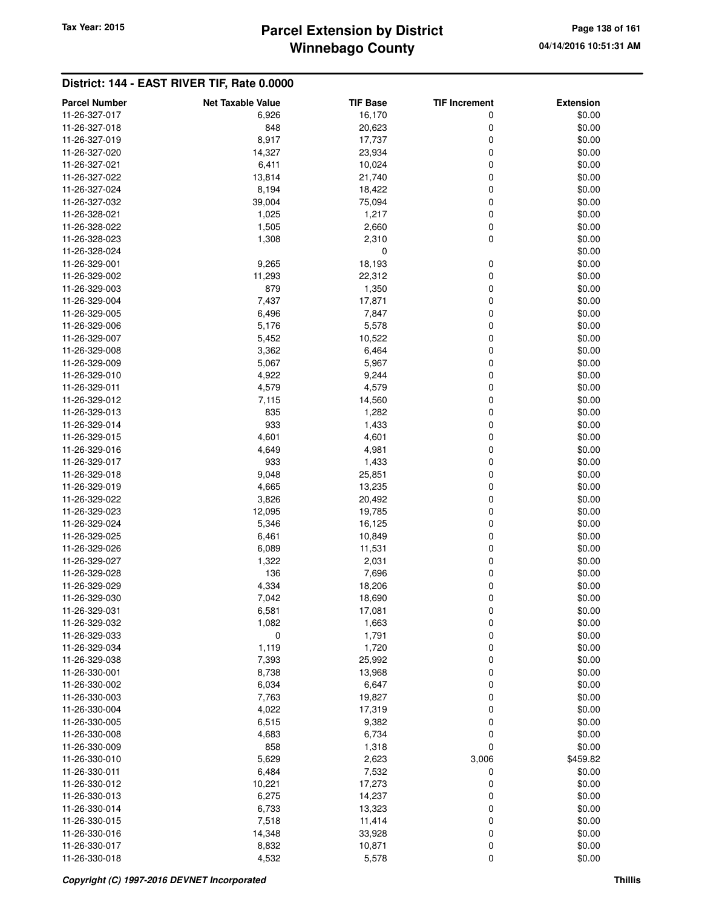## District: 144 - EAST RIVER TIF, Rate 0.0000

| Parcel Number | Net Taxable Value | TIF Base | TIF Increment | Extension |
|---|---|---|---|---|
| 11-26-327-017 | 6,926 | 16,170 | 0 | $0.00 |
| 11-26-327-018 | 848 | 20,623 | 0 | $0.00 |
| 11-26-327-019 | 8,917 | 17,737 | 0 | $0.00 |
| 11-26-327-020 | 14,327 | 23,934 | 0 | $0.00 |
| 11-26-327-021 | 6,411 | 10,024 | 0 | $0.00 |
| 11-26-327-022 | 13,814 | 21,740 | 0 | $0.00 |
| 11-26-327-024 | 8,194 | 18,422 | 0 | $0.00 |
| 11-26-327-032 | 39,004 | 75,094 | 0 | $0.00 |
| 11-26-328-021 | 1,025 | 1,217 | 0 | $0.00 |
| 11-26-328-022 | 1,505 | 2,660 | 0 | $0.00 |
| 11-26-328-023 | 1,308 | 2,310 | 0 | $0.00 |
| 11-26-328-024 | | 0 | | $0.00 |
| 11-26-329-001 | 9,265 | 18,193 | 0 | $0.00 |
| 11-26-329-002 | 11,293 | 22,312 | 0 | $0.00 |
| 11-26-329-003 | 879 | 1,350 | 0 | $0.00 |
| 11-26-329-004 | 7,437 | 17,871 | 0 | $0.00 |
| 11-26-329-005 | 6,496 | 7,847 | 0 | $0.00 |
| 11-26-329-006 | 5,176 | 5,578 | 0 | $0.00 |
| 11-26-329-007 | 5,452 | 10,522 | 0 | $0.00 |
| 11-26-329-008 | 3,362 | 6,464 | 0 | $0.00 |
| 11-26-329-009 | 5,067 | 5,967 | 0 | $0.00 |
| 11-26-329-010 | 4,922 | 9,244 | 0 | $0.00 |
| 11-26-329-011 | 4,579 | 4,579 | 0 | $0.00 |
| 11-26-329-012 | 7,115 | 14,560 | 0 | $0.00 |
| 11-26-329-013 | 835 | 1,282 | 0 | $0.00 |
| 11-26-329-014 | 933 | 1,433 | 0 | $0.00 |
| 11-26-329-015 | 4,601 | 4,601 | 0 | $0.00 |
| 11-26-329-016 | 4,649 | 4,981 | 0 | $0.00 |
| 11-26-329-017 | 933 | 1,433 | 0 | $0.00 |
| 11-26-329-018 | 9,048 | 25,851 | 0 | $0.00 |
| 11-26-329-019 | 4,665 | 13,235 | 0 | $0.00 |
| 11-26-329-022 | 3,826 | 20,492 | 0 | $0.00 |
| 11-26-329-023 | 12,095 | 19,785 | 0 | $0.00 |
| 11-26-329-024 | 5,346 | 16,125 | 0 | $0.00 |
| 11-26-329-025 | 6,461 | 10,849 | 0 | $0.00 |
| 11-26-329-026 | 6,089 | 11,531 | 0 | $0.00 |
| 11-26-329-027 | 1,322 | 2,031 | 0 | $0.00 |
| 11-26-329-028 | 136 | 7,696 | 0 | $0.00 |
| 11-26-329-029 | 4,334 | 18,206 | 0 | $0.00 |
| 11-26-329-030 | 7,042 | 18,690 | 0 | $0.00 |
| 11-26-329-031 | 6,581 | 17,081 | 0 | $0.00 |
| 11-26-329-032 | 1,082 | 1,663 | 0 | $0.00 |
| 11-26-329-033 | 0 | 1,791 | 0 | $0.00 |
| 11-26-329-034 | 1,119 | 1,720 | 0 | $0.00 |
| 11-26-329-038 | 7,393 | 25,992 | 0 | $0.00 |
| 11-26-330-001 | 8,738 | 13,968 | 0 | $0.00 |
| 11-26-330-002 | 6,034 | 6,647 | 0 | $0.00 |
| 11-26-330-003 | 7,763 | 19,827 | 0 | $0.00 |
| 11-26-330-004 | 4,022 | 17,319 | 0 | $0.00 |
| 11-26-330-005 | 6,515 | 9,382 | 0 | $0.00 |
| 11-26-330-008 | 4,683 | 6,734 | 0 | $0.00 |
| 11-26-330-009 | 858 | 1,318 | 0 | $0.00 |
| 11-26-330-010 | 5,629 | 2,623 | 3,006 | $459.82 |
| 11-26-330-011 | 6,484 | 7,532 | 0 | $0.00 |
| 11-26-330-012 | 10,221 | 17,273 | 0 | $0.00 |
| 11-26-330-013 | 6,275 | 14,237 | 0 | $0.00 |
| 11-26-330-014 | 6,733 | 13,323 | 0 | $0.00 |
| 11-26-330-015 | 7,518 | 11,414 | 0 | $0.00 |
| 11-26-330-016 | 14,348 | 33,928 | 0 | $0.00 |
| 11-26-330-017 | 8,832 | 10,871 | 0 | $0.00 |
| 11-26-330-018 | 4,532 | 5,578 | 0 | $0.00 |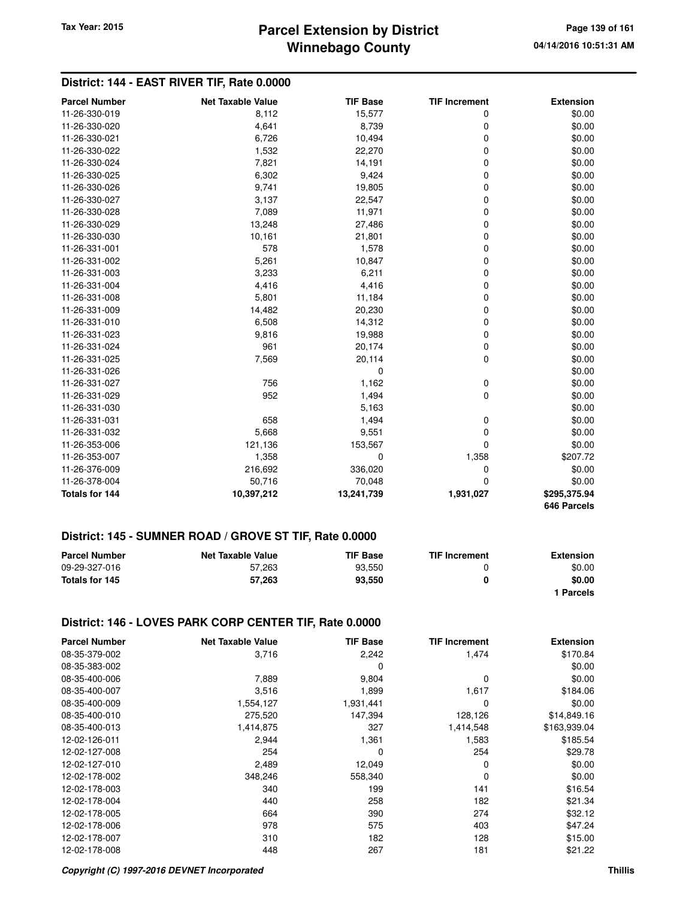## District: 144 - EAST RIVER TIF, Rate 0.0000

| Parcel Number | Net Taxable Value | TIF Base | TIF Increment | Extension |
|---|---|---|---|---|
| 11-26-330-019 | 8,112 | 15,577 | 0 | $0.00 |
| 11-26-330-020 | 4,641 | 8,739 | 0 | $0.00 |
| 11-26-330-021 | 6,726 | 10,494 | 0 | $0.00 |
| 11-26-330-022 | 1,532 | 22,270 | 0 | $0.00 |
| 11-26-330-024 | 7,821 | 14,191 | 0 | $0.00 |
| 11-26-330-025 | 6,302 | 9,424 | 0 | $0.00 |
| 11-26-330-026 | 9,741 | 19,805 | 0 | $0.00 |
| 11-26-330-027 | 3,137 | 22,547 | 0 | $0.00 |
| 11-26-330-028 | 7,089 | 11,971 | 0 | $0.00 |
| 11-26-330-029 | 13,248 | 27,486 | 0 | $0.00 |
| 11-26-330-030 | 10,161 | 21,801 | 0 | $0.00 |
| 11-26-331-001 | 578 | 1,578 | 0 | $0.00 |
| 11-26-331-002 | 5,261 | 10,847 | 0 | $0.00 |
| 11-26-331-003 | 3,233 | 6,211 | 0 | $0.00 |
| 11-26-331-004 | 4,416 | 4,416 | 0 | $0.00 |
| 11-26-331-008 | 5,801 | 11,184 | 0 | $0.00 |
| 11-26-331-009 | 14,482 | 20,230 | 0 | $0.00 |
| 11-26-331-010 | 6,508 | 14,312 | 0 | $0.00 |
| 11-26-331-023 | 9,816 | 19,988 | 0 | $0.00 |
| 11-26-331-024 | 961 | 20,174 | 0 | $0.00 |
| 11-26-331-025 | 7,569 | 20,114 | 0 | $0.00 |
| 11-26-331-026 | | 0 | | $0.00 |
| 11-26-331-027 | 756 | 1,162 | 0 | $0.00 |
| 11-26-331-029 | 952 | 1,494 | 0 | $0.00 |
| 11-26-331-030 | | 5,163 | | $0.00 |
| 11-26-331-031 | 658 | 1,494 | 0 | $0.00 |
| 11-26-331-032 | 5,668 | 9,551 | 0 | $0.00 |
| 11-26-353-006 | 121,136 | 153,567 | 0 | $0.00 |
| 11-26-353-007 | 1,358 | 0 | 1,358 | $207.72 |
| 11-26-376-009 | 216,692 | 336,020 | 0 | $0.00 |
| 11-26-378-004 | 50,716 | 70,048 | 0 | $0.00 |
| **Totals for 144** | **10,397,212** | **13,241,739** | **1,931,027** | **$295,375.94** |
| | | | | **646 Parcels** |

## District: 145 - SUMNER ROAD / GROVE ST TIF, Rate 0.0000

| Parcel Number | Net Taxable Value | TIF Base | TIF Increment | Extension |
|---|---|---|---|---|
| 09-29-327-016 | 57,263 | 93,550 | 0 | $0.00 |
| **Totals for 145** | **57,263** | **93,550** | **0** | **$0.00** |
| | | | | **1 Parcels** |

## District: 146 - LOVES PARK CORP CENTER TIF, Rate 0.0000

| Parcel Number | Net Taxable Value | TIF Base | TIF Increment | Extension |
|---|---|---|---|---|
| 08-35-379-002 | 3,716 | 2,242 | 1,474 | $170.84 |
| 08-35-383-002 | | 0 | | $0.00 |
| 08-35-400-006 | 7,889 | 9,804 | 0 | $0.00 |
| 08-35-400-007 | 3,516 | 1,899 | 1,617 | $184.06 |
| 08-35-400-009 | 1,554,127 | 1,931,441 | 0 | $0.00 |
| 08-35-400-010 | 275,520 | 147,394 | 128,126 | $14,849.16 |
| 08-35-400-013 | 1,414,875 | 327 | 1,414,548 | $163,939.04 |
| 12-02-126-011 | 2,944 | 1,361 | 1,583 | $185.54 |
| 12-02-127-008 | 254 | 0 | 254 | $29.78 |
| 12-02-127-010 | 2,489 | 12,049 | 0 | $0.00 |
| 12-02-178-002 | 348,246 | 558,340 | 0 | $0.00 |
| 12-02-178-003 | 340 | 199 | 141 | $16.54 |
| 12-02-178-004 | 440 | 258 | 182 | $21.34 |
| 12-02-178-005 | 664 | 390 | 274 | $32.12 |
| 12-02-178-006 | 978 | 575 | 403 | $47.24 |
| 12-02-178-007 | 310 | 182 | 128 | $15.00 |
| 12-02-178-008 | 448 | 267 | 181 | $21.22 |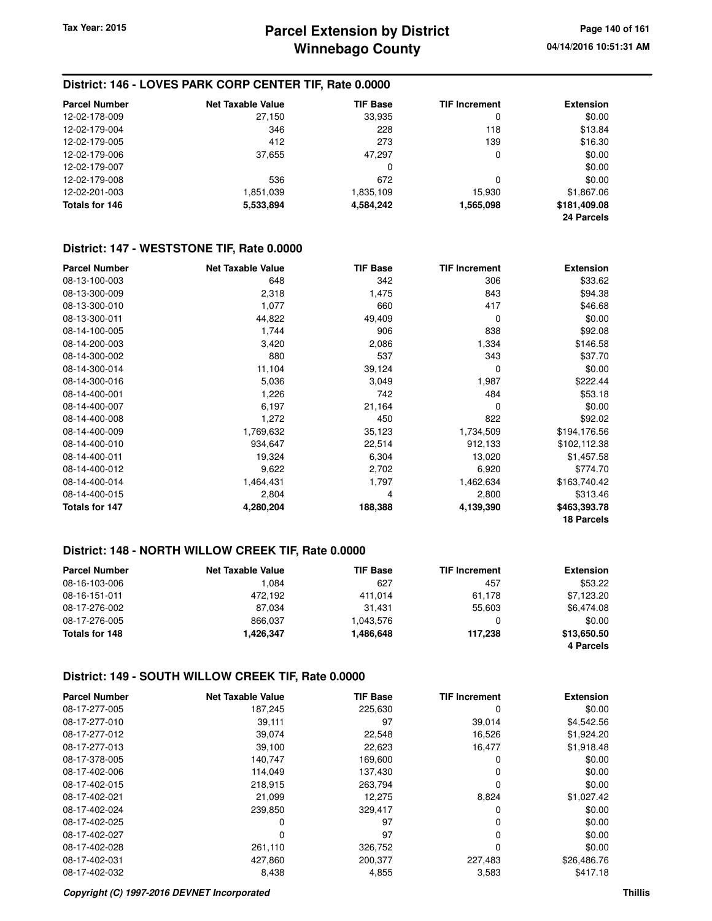## District: 146 - LOVES PARK CORP CENTER TIF, Rate 0.0000

| Parcel Number | Net Taxable Value | TIF Base | TIF Increment | Extension |
|---|---|---|---|---|
| 12-02-178-009 | 27,150 | 33,935 | 0 | $0.00 |
| 12-02-179-004 | 346 | 228 | 118 | $13.84 |
| 12-02-179-005 | 412 | 273 | 139 | $16.30 |
| 12-02-179-006 | 37,655 | 47,297 | 0 | $0.00 |
| 12-02-179-007 | | 0 | | $0.00 |
| 12-02-179-008 | 536 | 672 | 0 | $0.00 |
| 12-02-201-003 | 1,851,039 | 1,835,109 | 15,930 | $1,867.06 |
| **Totals for 146** | **5,533,894** | **4,584,242** | **1,565,098** | **$181,409.08** |
| | | | | **24 Parcels** |

## District: 147 - WESTSTONE TIF, Rate 0.0000

| Parcel Number | Net Taxable Value | TIF Base | TIF Increment | Extension |
|---|---|---|---|---|
| 08-13-100-003 | 648 | 342 | 306 | $33.62 |
| 08-13-300-009 | 2,318 | 1,475 | 843 | $94.38 |
| 08-13-300-010 | 1,077 | 660 | 417 | $46.68 |
| 08-13-300-011 | 44,822 | 49,409 | 0 | $0.00 |
| 08-14-100-005 | 1,744 | 906 | 838 | $92.08 |
| 08-14-200-003 | 3,420 | 2,086 | 1,334 | $146.58 |
| 08-14-300-002 | 880 | 537 | 343 | $37.70 |
| 08-14-300-014 | 11,104 | 39,124 | 0 | $0.00 |
| 08-14-300-016 | 5,036 | 3,049 | 1,987 | $222.44 |
| 08-14-400-001 | 1,226 | 742 | 484 | $53.18 |
| 08-14-400-007 | 6,197 | 21,164 | 0 | $0.00 |
| 08-14-400-008 | 1,272 | 450 | 822 | $92.02 |
| 08-14-400-009 | 1,769,632 | 35,123 | 1,734,509 | $194,176.56 |
| 08-14-400-010 | 934,647 | 22,514 | 912,133 | $102,112.38 |
| 08-14-400-011 | 19,324 | 6,304 | 13,020 | $1,457.58 |
| 08-14-400-012 | 9,622 | 2,702 | 6,920 | $774.70 |
| 08-14-400-014 | 1,464,431 | 1,797 | 1,462,634 | $163,740.42 |
| 08-14-400-015 | 2,804 | 4 | 2,800 | $313.46 |
| **Totals for 147** | **4,280,204** | **188,388** | **4,139,390** | **$463,393.78** |
| | | | | **18 Parcels** |

## District: 148 - NORTH WILLOW CREEK TIF, Rate 0.0000

| Parcel Number | Net Taxable Value | TIF Base | TIF Increment | Extension |
|---|---|---|---|---|
| 08-16-103-006 | 1,084 | 627 | 457 | $53.22 |
| 08-16-151-011 | 472,192 | 411,014 | 61,178 | $7,123.20 |
| 08-17-276-002 | 87,034 | 31,431 | 55,603 | $6,474.08 |
| 08-17-276-005 | 866,037 | 1,043,576 | 0 | $0.00 |
| **Totals for 148** | **1,426,347** | **1,486,648** | **117,238** | **$13,650.50** |
| | | | | **4 Parcels** |

## District: 149 - SOUTH WILLOW CREEK TIF, Rate 0.0000

| Parcel Number | Net Taxable Value | TIF Base | TIF Increment | Extension |
|---|---|---|---|---|
| 08-17-277-005 | 187,245 | 225,630 | 0 | $0.00 |
| 08-17-277-010 | 39,111 | 97 | 39,014 | $4,542.56 |
| 08-17-277-012 | 39,074 | 22,548 | 16,526 | $1,924.20 |
| 08-17-277-013 | 39,100 | 22,623 | 16,477 | $1,918.48 |
| 08-17-378-005 | 140,747 | 169,600 | 0 | $0.00 |
| 08-17-402-006 | 114,049 | 137,430 | 0 | $0.00 |
| 08-17-402-015 | 218,915 | 263,794 | 0 | $0.00 |
| 08-17-402-021 | 21,099 | 12,275 | 8,824 | $1,027.42 |
| 08-17-402-024 | 239,850 | 329,417 | 0 | $0.00 |
| 08-17-402-025 | 0 | 97 | 0 | $0.00 |
| 08-17-402-027 | 0 | 97 | 0 | $0.00 |
| 08-17-402-028 | 261,110 | 326,752 | 0 | $0.00 |
| 08-17-402-031 | 427,860 | 200,377 | 227,483 | $26,486.76 |
| 08-17-402-032 | 8,438 | 4,855 | 3,583 | $417.18 |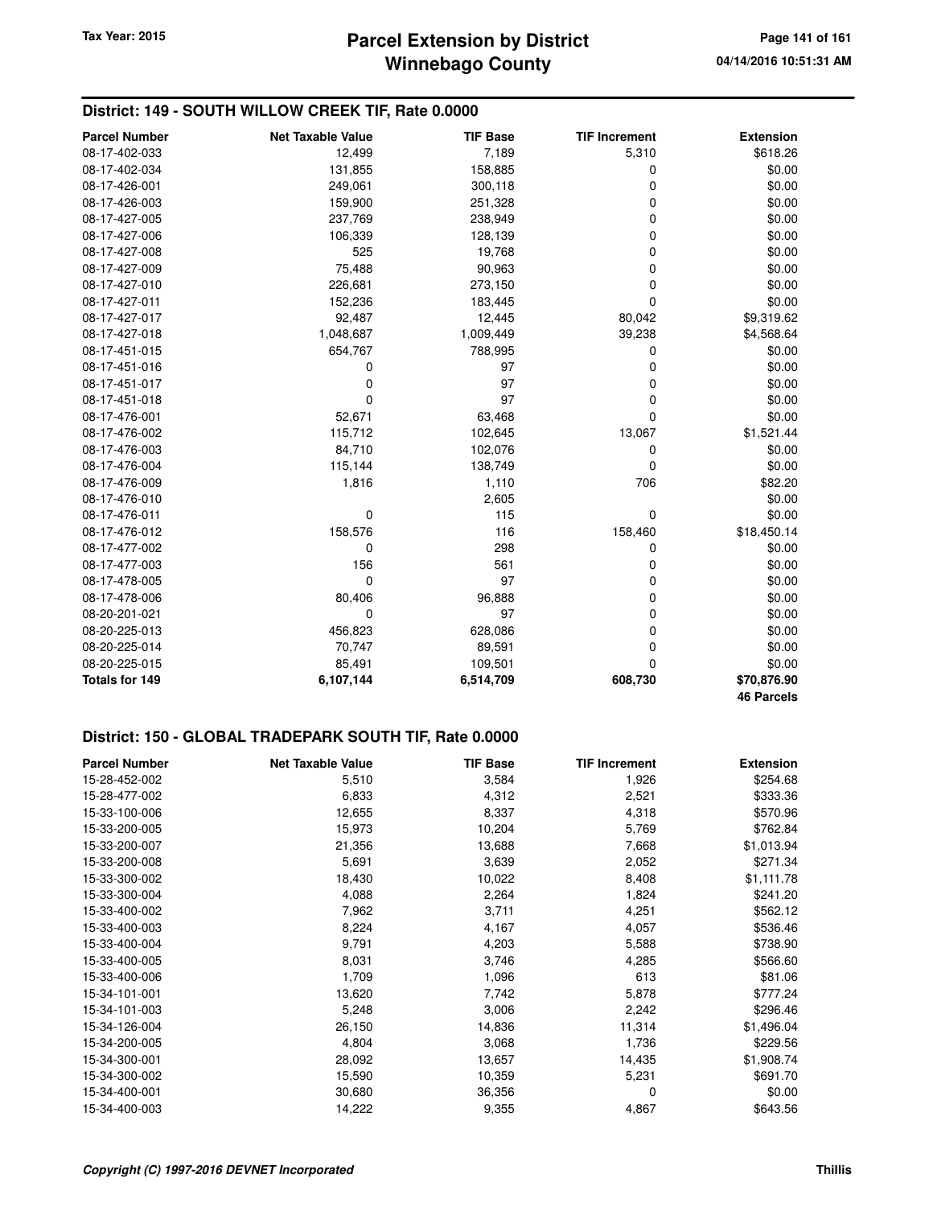## District: 149 - SOUTH WILLOW CREEK TIF, Rate 0.0000

| Parcel Number | Net Taxable Value | TIF Base | TIF Increment | Extension |
|---|---|---|---|---|
| 08-17-402-033 | 12,499 | 7,189 | 5,310 | $618.26 |
| 08-17-402-034 | 131,855 | 158,885 | 0 | $0.00 |
| 08-17-426-001 | 249,061 | 300,118 | 0 | $0.00 |
| 08-17-426-003 | 159,900 | 251,328 | 0 | $0.00 |
| 08-17-427-005 | 237,769 | 238,949 | 0 | $0.00 |
| 08-17-427-006 | 106,339 | 128,139 | 0 | $0.00 |
| 08-17-427-008 | 525 | 19,768 | 0 | $0.00 |
| 08-17-427-009 | 75,488 | 90,963 | 0 | $0.00 |
| 08-17-427-010 | 226,681 | 273,150 | 0 | $0.00 |
| 08-17-427-011 | 152,236 | 183,445 | 0 | $0.00 |
| 08-17-427-017 | 92,487 | 12,445 | 80,042 | $9,319.62 |
| 08-17-427-018 | 1,048,687 | 1,009,449 | 39,238 | $4,568.64 |
| 08-17-451-015 | 654,767 | 788,995 | 0 | $0.00 |
| 08-17-451-016 | 0 | 97 | 0 | $0.00 |
| 08-17-451-017 | 0 | 97 | 0 | $0.00 |
| 08-17-451-018 | 0 | 97 | 0 | $0.00 |
| 08-17-476-001 | 52,671 | 63,468 | 0 | $0.00 |
| 08-17-476-002 | 115,712 | 102,645 | 13,067 | $1,521.44 |
| 08-17-476-003 | 84,710 | 102,076 | 0 | $0.00 |
| 08-17-476-004 | 115,144 | 138,749 | 0 | $0.00 |
| 08-17-476-009 | 1,816 | 1,110 | 706 | $82.20 |
| 08-17-476-010 | | 2,605 | | $0.00 |
| 08-17-476-011 | 0 | 115 | 0 | $0.00 |
| 08-17-476-012 | 158,576 | 116 | 158,460 | $18,450.14 |
| 08-17-477-002 | 0 | 298 | 0 | $0.00 |
| 08-17-477-003 | 156 | 561 | 0 | $0.00 |
| 08-17-478-005 | 0 | 97 | 0 | $0.00 |
| 08-17-478-006 | 80,406 | 96,888 | 0 | $0.00 |
| 08-20-201-021 | 0 | 97 | 0 | $0.00 |
| 08-20-225-013 | 456,823 | 628,086 | 0 | $0.00 |
| 08-20-225-014 | 70,747 | 89,591 | 0 | $0.00 |
| 08-20-225-015 | 85,491 | 109,501 | 0 | $0.00 |
| **Totals for 149** | **6,107,144** | **6,514,709** | **608,730** | **$70,876.90** |
| | | | | **46 Parcels** |

## District: 150 - GLOBAL TRADEPARK SOUTH TIF, Rate 0.0000

| Parcel Number | Net Taxable Value | TIF Base | TIF Increment | Extension |
|---|---|---|---|---|
| 15-28-452-002 | 5,510 | 3,584 | 1,926 | $254.68 |
| 15-28-477-002 | 6,833 | 4,312 | 2,521 | $333.36 |
| 15-33-100-006 | 12,655 | 8,337 | 4,318 | $570.96 |
| 15-33-200-005 | 15,973 | 10,204 | 5,769 | $762.84 |
| 15-33-200-007 | 21,356 | 13,688 | 7,668 | $1,013.94 |
| 15-33-200-008 | 5,691 | 3,639 | 2,052 | $271.34 |
| 15-33-300-002 | 18,430 | 10,022 | 8,408 | $1,111.78 |
| 15-33-300-004 | 4,088 | 2,264 | 1,824 | $241.20 |
| 15-33-400-002 | 7,962 | 3,711 | 4,251 | $562.12 |
| 15-33-400-003 | 8,224 | 4,167 | 4,057 | $536.46 |
| 15-33-400-004 | 9,791 | 4,203 | 5,588 | $738.90 |
| 15-33-400-005 | 8,031 | 3,746 | 4,285 | $566.60 |
| 15-33-400-006 | 1,709 | 1,096 | 613 | $81.06 |
| 15-34-101-001 | 13,620 | 7,742 | 5,878 | $777.24 |
| 15-34-101-003 | 5,248 | 3,006 | 2,242 | $296.46 |
| 15-34-126-004 | 26,150 | 14,836 | 11,314 | $1,496.04 |
| 15-34-200-005 | 4,804 | 3,068 | 1,736 | $229.56 |
| 15-34-300-001 | 28,092 | 13,657 | 14,435 | $1,908.74 |
| 15-34-300-002 | 15,590 | 10,359 | 5,231 | $691.70 |
| 15-34-400-001 | 30,680 | 36,356 | 0 | $0.00 |
| 15-34-400-003 | 14,222 | 9,355 | 4,867 | $643.56 |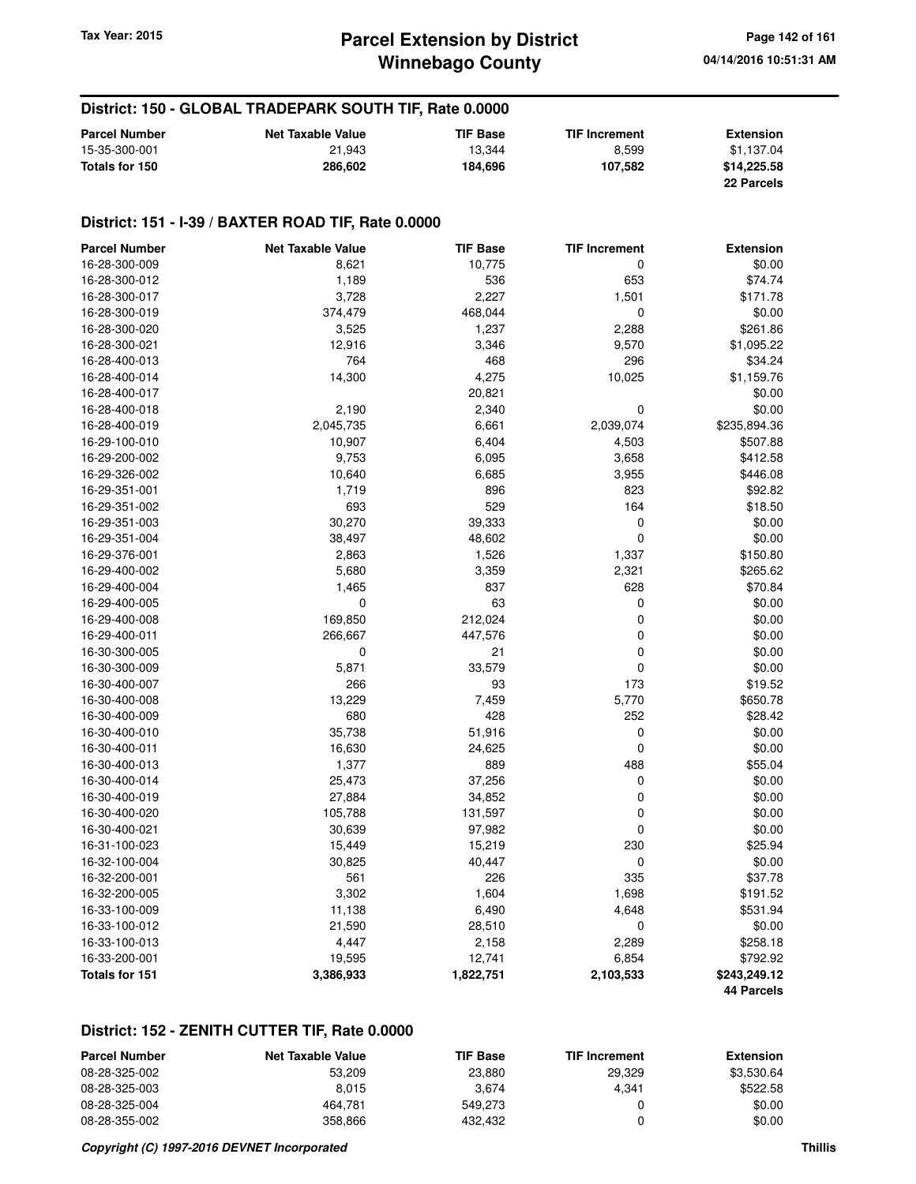## District: 150 - GLOBAL TRADEPARK SOUTH TIF, Rate 0.0000

| Parcel Number | Net Taxable Value | TIF Base | TIF Increment | Extension |
|---|---|---|---|---|
| 15-35-300-001 | 21,943 | 13,344 | 8,599 | $1,137.04 |
| **Totals for 150** | **286,602** | **184,696** | **107,582** | **$14,225.58** |
| | | | | **22 Parcels** |

## District: 151 - I-39 / BAXTER ROAD TIF, Rate 0.0000

| Parcel Number | Net Taxable Value | TIF Base | TIF Increment | Extension |
|---|---|---|---|---|
| 16-28-300-009 | 8,621 | 10,775 | 0 | $0.00 |
| 16-28-300-012 | 1,189 | 536 | 653 | $74.74 |
| 16-28-300-017 | 3,728 | 2,227 | 1,501 | $171.78 |
| 16-28-300-019 | 374,479 | 468,044 | 0 | $0.00 |
| 16-28-300-020 | 3,525 | 1,237 | 2,288 | $261.86 |
| 16-28-300-021 | 12,916 | 3,346 | 9,570 | $1,095.22 |
| 16-28-400-013 | 764 | 468 | 296 | $34.24 |
| 16-28-400-014 | 14,300 | 4,275 | 10,025 | $1,159.76 |
| 16-28-400-017 | | 20,821 | | $0.00 |
| 16-28-400-018 | 2,190 | 2,340 | 0 | $0.00 |
| 16-28-400-019 | 2,045,735 | 6,661 | 2,039,074 | $235,894.36 |
| 16-29-100-010 | 10,907 | 6,404 | 4,503 | $507.88 |
| 16-29-200-002 | 9,753 | 6,095 | 3,658 | $412.58 |
| 16-29-326-002 | 10,640 | 6,685 | 3,955 | $446.08 |
| 16-29-351-001 | 1,719 | 896 | 823 | $92.82 |
| 16-29-351-002 | 693 | 529 | 164 | $18.50 |
| 16-29-351-003 | 30,270 | 39,333 | 0 | $0.00 |
| 16-29-351-004 | 38,497 | 48,602 | 0 | $0.00 |
| 16-29-376-001 | 2,863 | 1,526 | 1,337 | $150.80 |
| 16-29-400-002 | 5,680 | 3,359 | 2,321 | $265.62 |
| 16-29-400-004 | 1,465 | 837 | 628 | $70.84 |
| 16-29-400-005 | 0 | 63 | 0 | $0.00 |
| 16-29-400-008 | 169,850 | 212,024 | 0 | $0.00 |
| 16-29-400-011 | 266,667 | 447,576 | 0 | $0.00 |
| 16-30-300-005 | 0 | 21 | 0 | $0.00 |
| 16-30-300-009 | 5,871 | 33,579 | 0 | $0.00 |
| 16-30-400-007 | 266 | 93 | 173 | $19.52 |
| 16-30-400-008 | 13,229 | 7,459 | 5,770 | $650.78 |
| 16-30-400-009 | 680 | 428 | 252 | $28.42 |
| 16-30-400-010 | 35,738 | 51,916 | 0 | $0.00 |
| 16-30-400-011 | 16,630 | 24,625 | 0 | $0.00 |
| 16-30-400-013 | 1,377 | 889 | 488 | $55.04 |
| 16-30-400-014 | 25,473 | 37,256 | 0 | $0.00 |
| 16-30-400-019 | 27,884 | 34,852 | 0 | $0.00 |
| 16-30-400-020 | 105,788 | 131,597 | 0 | $0.00 |
| 16-30-400-021 | 30,639 | 97,982 | 0 | $0.00 |
| 16-31-100-023 | 15,449 | 15,219 | 230 | $25.94 |
| 16-32-100-004 | 30,825 | 40,447 | 0 | $0.00 |
| 16-32-200-001 | 561 | 226 | 335 | $37.78 |
| 16-32-200-005 | 3,302 | 1,604 | 1,698 | $191.52 |
| 16-33-100-009 | 11,138 | 6,490 | 4,648 | $531.94 |
| 16-33-100-012 | 21,590 | 28,510 | 0 | $0.00 |
| 16-33-100-013 | 4,447 | 2,158 | 2,289 | $258.18 |
| 16-33-200-001 | 19,595 | 12,741 | 6,854 | $792.92 |
| **Totals for 151** | **3,386,933** | **1,822,751** | **2,103,533** | **$243,249.12** |
| | | | | **44 Parcels** |

## District: 152 - ZENITH CUTTER TIF, Rate 0.0000

| Parcel Number | Net Taxable Value | TIF Base | TIF Increment | Extension |
|---|---|---|---|---|
| 08-28-325-002 | 53,209 | 23,880 | 29,329 | $3,530.64 |
| 08-28-325-003 | 8,015 | 3,674 | 4,341 | $522.58 |
| 08-28-325-004 | 464,781 | 549,273 | 0 | $0.00 |
| 08-28-355-002 | 358,866 | 432,432 | 0 | $0.00 |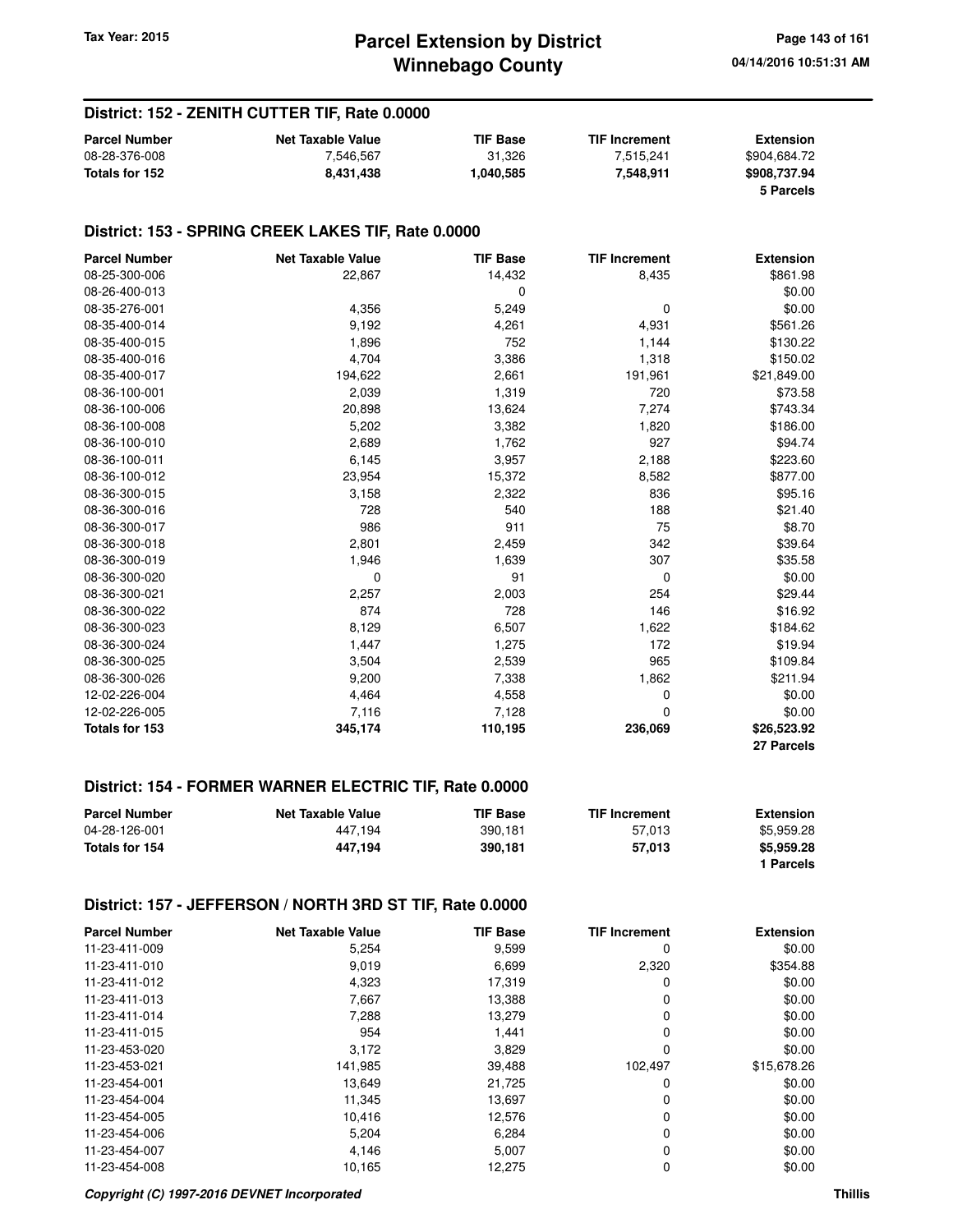## District: 152 - ZENITH CUTTER TIF, Rate 0.0000

| Parcel Number | Net Taxable Value | TIF Base | TIF Increment | Extension |
|---|---|---|---|---|
| 08-28-376-008 | 7,546,567 | 31,326 | 7,515,241 | $904,684.72 |
| **Totals for 152** | **8,431,438** | **1,040,585** | **7,548,911** | **$908,737.94** |
| | | | | **5 Parcels** |

## District: 153 - SPRING CREEK LAKES TIF, Rate 0.0000

| Parcel Number | Net Taxable Value | TIF Base | TIF Increment | Extension |
|---|---|---|---|---|
| 08-25-300-006 | 22,867 | 14,432 | 8,435 | $861.98 |
| 08-26-400-013 | | 0 | | $0.00 |
| 08-35-276-001 | 4,356 | 5,249 | 0 | $0.00 |
| 08-35-400-014 | 9,192 | 4,261 | 4,931 | $561.26 |
| 08-35-400-015 | 1,896 | 752 | 1,144 | $130.22 |
| 08-35-400-016 | 4,704 | 3,386 | 1,318 | $150.02 |
| 08-35-400-017 | 194,622 | 2,661 | 191,961 | $21,849.00 |
| 08-36-100-001 | 2,039 | 1,319 | 720 | $73.58 |
| 08-36-100-006 | 20,898 | 13,624 | 7,274 | $743.34 |
| 08-36-100-008 | 5,202 | 3,382 | 1,820 | $186.00 |
| 08-36-100-010 | 2,689 | 1,762 | 927 | $94.74 |
| 08-36-100-011 | 6,145 | 3,957 | 2,188 | $223.60 |
| 08-36-100-012 | 23,954 | 15,372 | 8,582 | $877.00 |
| 08-36-300-015 | 3,158 | 2,322 | 836 | $95.16 |
| 08-36-300-016 | 728 | 540 | 188 | $21.40 |
| 08-36-300-017 | 986 | 911 | 75 | $8.70 |
| 08-36-300-018 | 2,801 | 2,459 | 342 | $39.64 |
| 08-36-300-019 | 1,946 | 1,639 | 307 | $35.58 |
| 08-36-300-020 | 0 | 91 | 0 | $0.00 |
| 08-36-300-021 | 2,257 | 2,003 | 254 | $29.44 |
| 08-36-300-022 | 874 | 728 | 146 | $16.92 |
| 08-36-300-023 | 8,129 | 6,507 | 1,622 | $184.62 |
| 08-36-300-024 | 1,447 | 1,275 | 172 | $19.94 |
| 08-36-300-025 | 3,504 | 2,539 | 965 | $109.84 |
| 08-36-300-026 | 9,200 | 7,338 | 1,862 | $211.94 |
| 12-02-226-004 | 4,464 | 4,558 | 0 | $0.00 |
| 12-02-226-005 | 7,116 | 7,128 | 0 | $0.00 |
| **Totals for 153** | **345,174** | **110,195** | **236,069** | **$26,523.92** |
| | | | | **27 Parcels** |

## District: 154 - FORMER WARNER ELECTRIC TIF, Rate 0.0000

| Parcel Number | Net Taxable Value | TIF Base | TIF Increment | Extension |
|---|---|---|---|---|
| 04-28-126-001 | 447,194 | 390,181 | 57,013 | $5,959.28 |
| **Totals for 154** | **447,194** | **390,181** | **57,013** | **$5,959.28** |
| | | | | **1 Parcels** |

## District: 157 - JEFFERSON / NORTH 3RD ST TIF, Rate 0.0000

| Parcel Number | Net Taxable Value | TIF Base | TIF Increment | Extension |
|---|---|---|---|---|
| 11-23-411-009 | 5,254 | 9,599 | 0 | $0.00 |
| 11-23-411-010 | 9,019 | 6,699 | 2,320 | $354.88 |
| 11-23-411-012 | 4,323 | 17,319 | 0 | $0.00 |
| 11-23-411-013 | 7,667 | 13,388 | 0 | $0.00 |
| 11-23-411-014 | 7,288 | 13,279 | 0 | $0.00 |
| 11-23-411-015 | 954 | 1,441 | 0 | $0.00 |
| 11-23-453-020 | 3,172 | 3,829 | 0 | $0.00 |
| 11-23-453-021 | 141,985 | 39,488 | 102,497 | $15,678.26 |
| 11-23-454-001 | 13,649 | 21,725 | 0 | $0.00 |
| 11-23-454-004 | 11,345 | 13,697 | 0 | $0.00 |
| 11-23-454-005 | 10,416 | 12,576 | 0 | $0.00 |
| 11-23-454-006 | 5,204 | 6,284 | 0 | $0.00 |
| 11-23-454-007 | 4,146 | 5,007 | 0 | $0.00 |
| 11-23-454-008 | 10,165 | 12,275 | 0 | $0.00 |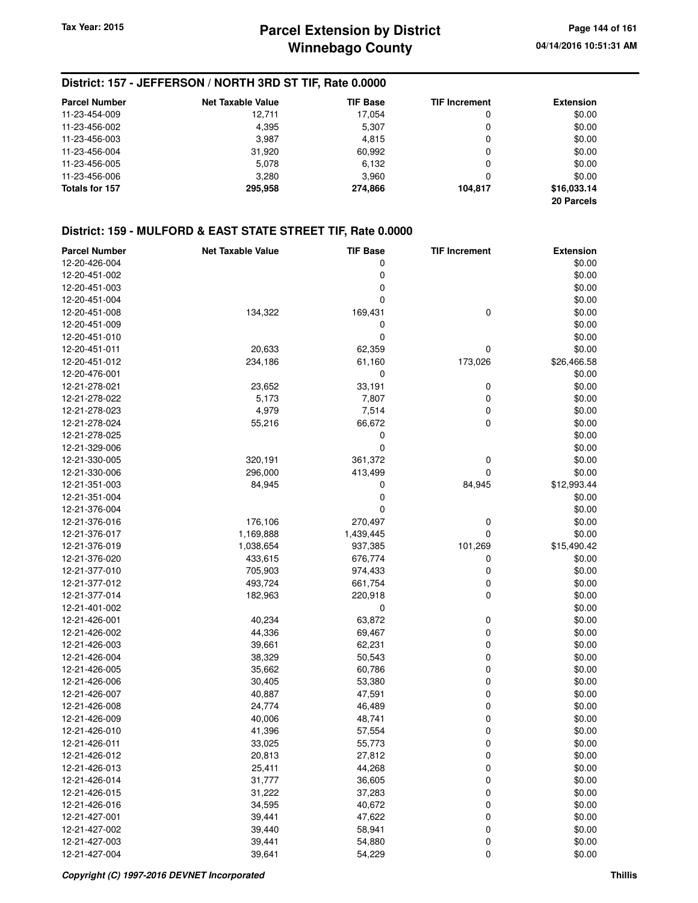## District: 157 - JEFFERSON / NORTH 3RD ST TIF, Rate 0.0000

| Parcel Number | Net Taxable Value | TIF Base | TIF Increment | Extension |
|---|---|---|---|---|
| 11-23-454-009 | 12,711 | 17,054 | 0 | $0.00 |
| 11-23-456-002 | 4,395 | 5,307 | 0 | $0.00 |
| 11-23-456-003 | 3,987 | 4,815 | 0 | $0.00 |
| 11-23-456-004 | 31,920 | 60,992 | 0 | $0.00 |
| 11-23-456-005 | 5,078 | 6,132 | 0 | $0.00 |
| 11-23-456-006 | 3,280 | 3,960 | 0 | $0.00 |
| **Totals for 157** | **295,958** | **274,866** | **104,817** | **$16,033.14** |
| | | | | **20 Parcels** |

## District: 159 - MULFORD & EAST STATE STREET TIF, Rate 0.0000

| Parcel Number | Net Taxable Value | TIF Base | TIF Increment | Extension |
|---|---|---|---|---|
| 12-20-426-004 | | 0 | | $0.00 |
| 12-20-451-002 | | 0 | | $0.00 |
| 12-20-451-003 | | 0 | | $0.00 |
| 12-20-451-004 | | 0 | | $0.00 |
| 12-20-451-008 | 134,322 | 169,431 | 0 | $0.00 |
| 12-20-451-009 | | 0 | | $0.00 |
| 12-20-451-010 | | 0 | | $0.00 |
| 12-20-451-011 | 20,633 | 62,359 | 0 | $0.00 |
| 12-20-451-012 | 234,186 | 61,160 | 173,026 | $26,466.58 |
| 12-20-476-001 | | 0 | | $0.00 |
| 12-21-278-021 | 23,652 | 33,191 | 0 | $0.00 |
| 12-21-278-022 | 5,173 | 7,807 | 0 | $0.00 |
| 12-21-278-023 | 4,979 | 7,514 | 0 | $0.00 |
| 12-21-278-024 | 55,216 | 66,672 | 0 | $0.00 |
| 12-21-278-025 | | 0 | | $0.00 |
| 12-21-329-006 | | 0 | | $0.00 |
| 12-21-330-005 | 320,191 | 361,372 | 0 | $0.00 |
| 12-21-330-006 | 296,000 | 413,499 | 0 | $0.00 |
| 12-21-351-003 | 84,945 | 0 | 84,945 | $12,993.44 |
| 12-21-351-004 | | 0 | | $0.00 |
| 12-21-376-004 | | 0 | | $0.00 |
| 12-21-376-016 | 176,106 | 270,497 | 0 | $0.00 |
| 12-21-376-017 | 1,169,888 | 1,439,445 | 0 | $0.00 |
| 12-21-376-019 | 1,038,654 | 937,385 | 101,269 | $15,490.42 |
| 12-21-376-020 | 433,615 | 676,774 | 0 | $0.00 |
| 12-21-377-010 | 705,903 | 974,433 | 0 | $0.00 |
| 12-21-377-012 | 493,724 | 661,754 | 0 | $0.00 |
| 12-21-377-014 | 182,963 | 220,918 | 0 | $0.00 |
| 12-21-401-002 | | 0 | | $0.00 |
| 12-21-426-001 | 40,234 | 63,872 | 0 | $0.00 |
| 12-21-426-002 | 44,336 | 69,467 | 0 | $0.00 |
| 12-21-426-003 | 39,661 | 62,231 | 0 | $0.00 |
| 12-21-426-004 | 38,329 | 50,543 | 0 | $0.00 |
| 12-21-426-005 | 35,662 | 60,786 | 0 | $0.00 |
| 12-21-426-006 | 30,405 | 53,380 | 0 | $0.00 |
| 12-21-426-007 | 40,887 | 47,591 | 0 | $0.00 |
| 12-21-426-008 | 24,774 | 46,489 | 0 | $0.00 |
| 12-21-426-009 | 40,006 | 48,741 | 0 | $0.00 |
| 12-21-426-010 | 41,396 | 57,554 | 0 | $0.00 |
| 12-21-426-011 | 33,025 | 55,773 | 0 | $0.00 |
| 12-21-426-012 | 20,813 | 27,812 | 0 | $0.00 |
| 12-21-426-013 | 25,411 | 44,268 | 0 | $0.00 |
| 12-21-426-014 | 31,777 | 36,605 | 0 | $0.00 |
| 12-21-426-015 | 31,222 | 37,283 | 0 | $0.00 |
| 12-21-426-016 | 34,595 | 40,672 | 0 | $0.00 |
| 12-21-427-001 | 39,441 | 47,622 | 0 | $0.00 |
| 12-21-427-002 | 39,440 | 58,941 | 0 | $0.00 |
| 12-21-427-003 | 39,441 | 54,880 | 0 | $0.00 |
| 12-21-427-004 | 39,641 | 54,229 | 0 | $0.00 |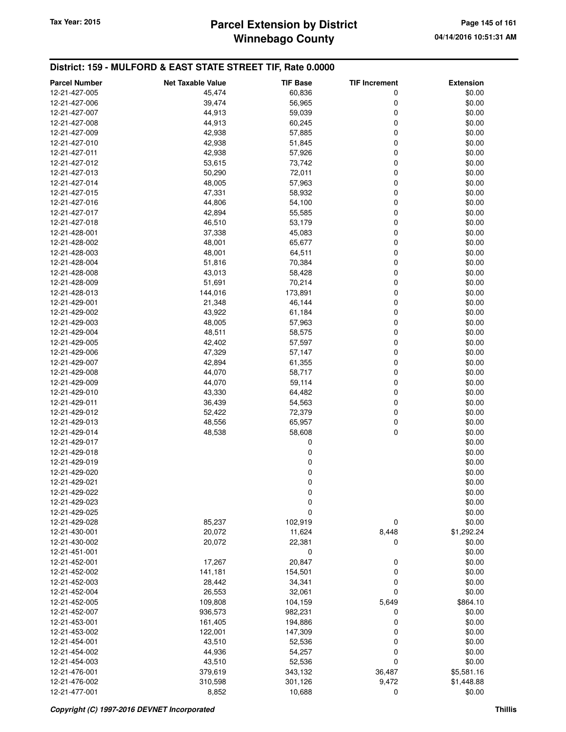## District: 159 - MULFORD & EAST STATE STREET TIF, Rate 0.0000

| Parcel Number | Net Taxable Value | TIF Base | TIF Increment | Extension |
|---|---|---|---|---|
| 12-21-427-005 | 45,474 | 60,836 | 0 | $0.00 |
| 12-21-427-006 | 39,474 | 56,965 | 0 | $0.00 |
| 12-21-427-007 | 44,913 | 59,039 | 0 | $0.00 |
| 12-21-427-008 | 44,913 | 60,245 | 0 | $0.00 |
| 12-21-427-009 | 42,938 | 57,885 | 0 | $0.00 |
| 12-21-427-010 | 42,938 | 51,845 | 0 | $0.00 |
| 12-21-427-011 | 42,938 | 57,926 | 0 | $0.00 |
| 12-21-427-012 | 53,615 | 73,742 | 0 | $0.00 |
| 12-21-427-013 | 50,290 | 72,011 | 0 | $0.00 |
| 12-21-427-014 | 48,005 | 57,963 | 0 | $0.00 |
| 12-21-427-015 | 47,331 | 58,932 | 0 | $0.00 |
| 12-21-427-016 | 44,806 | 54,100 | 0 | $0.00 |
| 12-21-427-017 | 42,894 | 55,585 | 0 | $0.00 |
| 12-21-427-018 | 46,510 | 53,179 | 0 | $0.00 |
| 12-21-428-001 | 37,338 | 45,083 | 0 | $0.00 |
| 12-21-428-002 | 48,001 | 65,677 | 0 | $0.00 |
| 12-21-428-003 | 48,001 | 64,511 | 0 | $0.00 |
| 12-21-428-004 | 51,816 | 70,384 | 0 | $0.00 |
| 12-21-428-008 | 43,013 | 58,428 | 0 | $0.00 |
| 12-21-428-009 | 51,691 | 70,214 | 0 | $0.00 |
| 12-21-428-013 | 144,016 | 173,891 | 0 | $0.00 |
| 12-21-429-001 | 21,348 | 46,144 | 0 | $0.00 |
| 12-21-429-002 | 43,922 | 61,184 | 0 | $0.00 |
| 12-21-429-003 | 48,005 | 57,963 | 0 | $0.00 |
| 12-21-429-004 | 48,511 | 58,575 | 0 | $0.00 |
| 12-21-429-005 | 42,402 | 57,597 | 0 | $0.00 |
| 12-21-429-006 | 47,329 | 57,147 | 0 | $0.00 |
| 12-21-429-007 | 42,894 | 61,355 | 0 | $0.00 |
| 12-21-429-008 | 44,070 | 58,717 | 0 | $0.00 |
| 12-21-429-009 | 44,070 | 59,114 | 0 | $0.00 |
| 12-21-429-010 | 43,330 | 64,482 | 0 | $0.00 |
| 12-21-429-011 | 36,439 | 54,563 | 0 | $0.00 |
| 12-21-429-012 | 52,422 | 72,379 | 0 | $0.00 |
| 12-21-429-013 | 48,556 | 65,957 | 0 | $0.00 |
| 12-21-429-014 | 48,538 | 58,608 | 0 | $0.00 |
| 12-21-429-017 | | 0 | | $0.00 |
| 12-21-429-018 | | 0 | | $0.00 |
| 12-21-429-019 | | 0 | | $0.00 |
| 12-21-429-020 | | 0 | | $0.00 |
| 12-21-429-021 | | 0 | | $0.00 |
| 12-21-429-022 | | 0 | | $0.00 |
| 12-21-429-023 | | 0 | | $0.00 |
| 12-21-429-025 | | 0 | | $0.00 |
| 12-21-429-028 | 85,237 | 102,919 | 0 | $0.00 |
| 12-21-430-001 | 20,072 | 11,624 | 8,448 | $1,292.24 |
| 12-21-430-002 | 20,072 | 22,381 | 0 | $0.00 |
| 12-21-451-001 | | 0 | | $0.00 |
| 12-21-452-001 | 17,267 | 20,847 | 0 | $0.00 |
| 12-21-452-002 | 141,181 | 154,501 | 0 | $0.00 |
| 12-21-452-003 | 28,442 | 34,341 | 0 | $0.00 |
| 12-21-452-004 | 26,553 | 32,061 | 0 | $0.00 |
| 12-21-452-005 | 109,808 | 104,159 | 5,649 | $864.10 |
| 12-21-452-007 | 936,573 | 982,231 | 0 | $0.00 |
| 12-21-453-001 | 161,405 | 194,886 | 0 | $0.00 |
| 12-21-453-002 | 122,001 | 147,309 | 0 | $0.00 |
| 12-21-454-001 | 43,510 | 52,536 | 0 | $0.00 |
| 12-21-454-002 | 44,936 | 54,257 | 0 | $0.00 |
| 12-21-454-003 | 43,510 | 52,536 | 0 | $0.00 |
| 12-21-476-001 | 379,619 | 343,132 | 36,487 | $5,581.16 |
| 12-21-476-002 | 310,598 | 301,126 | 9,472 | $1,448.88 |
| 12-21-477-001 | 8,852 | 10,688 | 0 | $0.00 |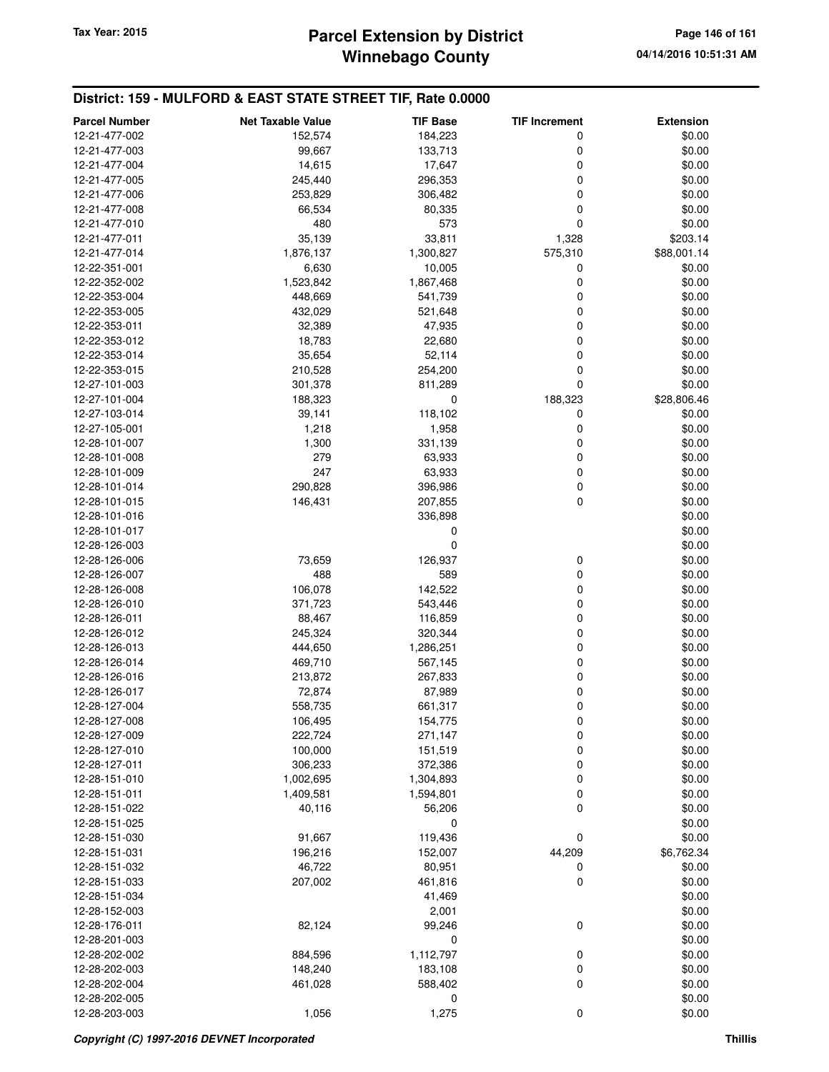## District: 159 - MULFORD & EAST STATE STREET TIF, Rate 0.0000

| Parcel Number | Net Taxable Value | TIF Base | TIF Increment | Extension |
|---|---|---|---|---|
| 12-21-477-002 | 152,574 | 184,223 | 0 | $0.00 |
| 12-21-477-003 | 99,667 | 133,713 | 0 | $0.00 |
| 12-21-477-004 | 14,615 | 17,647 | 0 | $0.00 |
| 12-21-477-005 | 245,440 | 296,353 | 0 | $0.00 |
| 12-21-477-006 | 253,829 | 306,482 | 0 | $0.00 |
| 12-21-477-008 | 66,534 | 80,335 | 0 | $0.00 |
| 12-21-477-010 | 480 | 573 | 0 | $0.00 |
| 12-21-477-011 | 35,139 | 33,811 | 1,328 | $203.14 |
| 12-21-477-014 | 1,876,137 | 1,300,827 | 575,310 | $88,001.14 |
| 12-22-351-001 | 6,630 | 10,005 | 0 | $0.00 |
| 12-22-352-002 | 1,523,842 | 1,867,468 | 0 | $0.00 |
| 12-22-353-004 | 448,669 | 541,739 | 0 | $0.00 |
| 12-22-353-005 | 432,029 | 521,648 | 0 | $0.00 |
| 12-22-353-011 | 32,389 | 47,935 | 0 | $0.00 |
| 12-22-353-012 | 18,783 | 22,680 | 0 | $0.00 |
| 12-22-353-014 | 35,654 | 52,114 | 0 | $0.00 |
| 12-22-353-015 | 210,528 | 254,200 | 0 | $0.00 |
| 12-27-101-003 | 301,378 | 811,289 | 0 | $0.00 |
| 12-27-101-004 | 188,323 | 0 | 188,323 | $28,806.46 |
| 12-27-103-014 | 39,141 | 118,102 | 0 | $0.00 |
| 12-27-105-001 | 1,218 | 1,958 | 0 | $0.00 |
| 12-28-101-007 | 1,300 | 331,139 | 0 | $0.00 |
| 12-28-101-008 | 279 | 63,933 | 0 | $0.00 |
| 12-28-101-009 | 247 | 63,933 | 0 | $0.00 |
| 12-28-101-014 | 290,828 | 396,986 | 0 | $0.00 |
| 12-28-101-015 | 146,431 | 207,855 | 0 | $0.00 |
| 12-28-101-016 | | 336,898 | | $0.00 |
| 12-28-101-017 | | 0 | | $0.00 |
| 12-28-126-003 | | 0 | | $0.00 |
| 12-28-126-006 | 73,659 | 126,937 | 0 | $0.00 |
| 12-28-126-007 | 488 | 589 | 0 | $0.00 |
| 12-28-126-008 | 106,078 | 142,522 | 0 | $0.00 |
| 12-28-126-010 | 371,723 | 543,446 | 0 | $0.00 |
| 12-28-126-011 | 88,467 | 116,859 | 0 | $0.00 |
| 12-28-126-012 | 245,324 | 320,344 | 0 | $0.00 |
| 12-28-126-013 | 444,650 | 1,286,251 | 0 | $0.00 |
| 12-28-126-014 | 469,710 | 567,145 | 0 | $0.00 |
| 12-28-126-016 | 213,872 | 267,833 | 0 | $0.00 |
| 12-28-126-017 | 72,874 | 87,989 | 0 | $0.00 |
| 12-28-127-004 | 558,735 | 661,317 | 0 | $0.00 |
| 12-28-127-008 | 106,495 | 154,775 | 0 | $0.00 |
| 12-28-127-009 | 222,724 | 271,147 | 0 | $0.00 |
| 12-28-127-010 | 100,000 | 151,519 | 0 | $0.00 |
| 12-28-127-011 | 306,233 | 372,386 | 0 | $0.00 |
| 12-28-151-010 | 1,002,695 | 1,304,893 | 0 | $0.00 |
| 12-28-151-011 | 1,409,581 | 1,594,801 | 0 | $0.00 |
| 12-28-151-022 | 40,116 | 56,206 | 0 | $0.00 |
| 12-28-151-025 | | 0 | | $0.00 |
| 12-28-151-030 | 91,667 | 119,436 | 0 | $0.00 |
| 12-28-151-031 | 196,216 | 152,007 | 44,209 | $6,762.34 |
| 12-28-151-032 | 46,722 | 80,951 | 0 | $0.00 |
| 12-28-151-033 | 207,002 | 461,816 | 0 | $0.00 |
| 12-28-151-034 | | 41,469 | | $0.00 |
| 12-28-152-003 | | 2,001 | | $0.00 |
| 12-28-176-011 | 82,124 | 99,246 | 0 | $0.00 |
| 12-28-201-003 | | 0 | | $0.00 |
| 12-28-202-002 | 884,596 | 1,112,797 | 0 | $0.00 |
| 12-28-202-003 | 148,240 | 183,108 | 0 | $0.00 |
| 12-28-202-004 | 461,028 | 588,402 | 0 | $0.00 |
| 12-28-202-005 | | 0 | | $0.00 |
| 12-28-203-003 | 1,056 | 1,275 | 0 | $0.00 |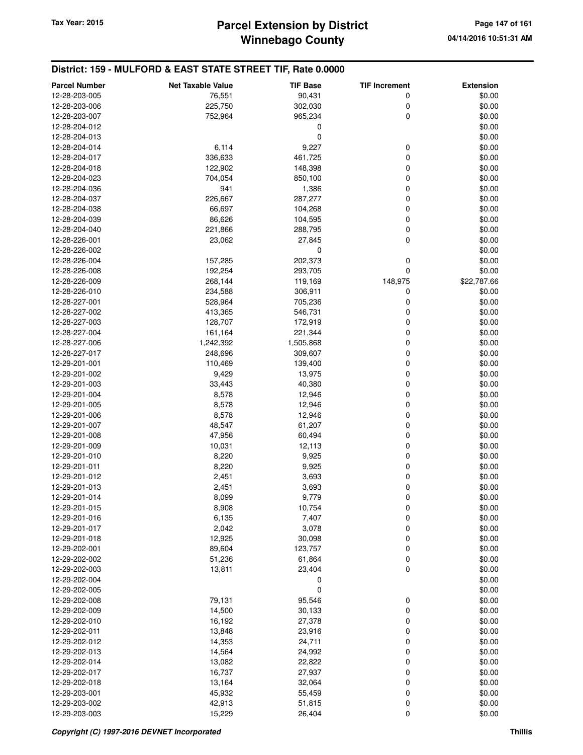## District: 159 - MULFORD & EAST STATE STREET TIF, Rate 0.0000

| Parcel Number | Net Taxable Value | TIF Base | TIF Increment | Extension |
|---|---|---|---|---|
| 12-28-203-005 | 76,551 | 90,431 | 0 | $0.00 |
| 12-28-203-006 | 225,750 | 302,030 | 0 | $0.00 |
| 12-28-203-007 | 752,964 | 965,234 | 0 | $0.00 |
| 12-28-204-012 | | 0 | | $0.00 |
| 12-28-204-013 | | 0 | | $0.00 |
| 12-28-204-014 | 6,114 | 9,227 | 0 | $0.00 |
| 12-28-204-017 | 336,633 | 461,725 | 0 | $0.00 |
| 12-28-204-018 | 122,902 | 148,398 | 0 | $0.00 |
| 12-28-204-023 | 704,054 | 850,100 | 0 | $0.00 |
| 12-28-204-036 | 941 | 1,386 | 0 | $0.00 |
| 12-28-204-037 | 226,667 | 287,277 | 0 | $0.00 |
| 12-28-204-038 | 66,697 | 104,268 | 0 | $0.00 |
| 12-28-204-039 | 86,626 | 104,595 | 0 | $0.00 |
| 12-28-204-040 | 221,866 | 288,795 | 0 | $0.00 |
| 12-28-226-001 | 23,062 | 27,845 | 0 | $0.00 |
| 12-28-226-002 | | 0 | | $0.00 |
| 12-28-226-004 | 157,285 | 202,373 | 0 | $0.00 |
| 12-28-226-008 | 192,254 | 293,705 | 0 | $0.00 |
| 12-28-226-009 | 268,144 | 119,169 | 148,975 | $22,787.66 |
| 12-28-226-010 | 234,588 | 306,911 | 0 | $0.00 |
| 12-28-227-001 | 528,964 | 705,236 | 0 | $0.00 |
| 12-28-227-002 | 413,365 | 546,731 | 0 | $0.00 |
| 12-28-227-003 | 128,707 | 172,919 | 0 | $0.00 |
| 12-28-227-004 | 161,164 | 221,344 | 0 | $0.00 |
| 12-28-227-006 | 1,242,392 | 1,505,868 | 0 | $0.00 |
| 12-28-227-017 | 248,696 | 309,607 | 0 | $0.00 |
| 12-29-201-001 | 110,469 | 139,400 | 0 | $0.00 |
| 12-29-201-002 | 9,429 | 13,975 | 0 | $0.00 |
| 12-29-201-003 | 33,443 | 40,380 | 0 | $0.00 |
| 12-29-201-004 | 8,578 | 12,946 | 0 | $0.00 |
| 12-29-201-005 | 8,578 | 12,946 | 0 | $0.00 |
| 12-29-201-006 | 8,578 | 12,946 | 0 | $0.00 |
| 12-29-201-007 | 48,547 | 61,207 | 0 | $0.00 |
| 12-29-201-008 | 47,956 | 60,494 | 0 | $0.00 |
| 12-29-201-009 | 10,031 | 12,113 | 0 | $0.00 |
| 12-29-201-010 | 8,220 | 9,925 | 0 | $0.00 |
| 12-29-201-011 | 8,220 | 9,925 | 0 | $0.00 |
| 12-29-201-012 | 2,451 | 3,693 | 0 | $0.00 |
| 12-29-201-013 | 2,451 | 3,693 | 0 | $0.00 |
| 12-29-201-014 | 8,099 | 9,779 | 0 | $0.00 |
| 12-29-201-015 | 8,908 | 10,754 | 0 | $0.00 |
| 12-29-201-016 | 6,135 | 7,407 | 0 | $0.00 |
| 12-29-201-017 | 2,042 | 3,078 | 0 | $0.00 |
| 12-29-201-018 | 12,925 | 30,098 | 0 | $0.00 |
| 12-29-202-001 | 89,604 | 123,757 | 0 | $0.00 |
| 12-29-202-002 | 51,236 | 61,864 | 0 | $0.00 |
| 12-29-202-003 | 13,811 | 23,404 | 0 | $0.00 |
| 12-29-202-004 | | 0 | | $0.00 |
| 12-29-202-005 | | 0 | | $0.00 |
| 12-29-202-008 | 79,131 | 95,546 | 0 | $0.00 |
| 12-29-202-009 | 14,500 | 30,133 | 0 | $0.00 |
| 12-29-202-010 | 16,192 | 27,378 | 0 | $0.00 |
| 12-29-202-011 | 13,848 | 23,916 | 0 | $0.00 |
| 12-29-202-012 | 14,353 | 24,711 | 0 | $0.00 |
| 12-29-202-013 | 14,564 | 24,992 | 0 | $0.00 |
| 12-29-202-014 | 13,082 | 22,822 | 0 | $0.00 |
| 12-29-202-017 | 16,737 | 27,937 | 0 | $0.00 |
| 12-29-202-018 | 13,164 | 32,064 | 0 | $0.00 |
| 12-29-203-001 | 45,932 | 55,459 | 0 | $0.00 |
| 12-29-203-002 | 42,913 | 51,815 | 0 | $0.00 |
| 12-29-203-003 | 15,229 | 26,404 | 0 | $0.00 |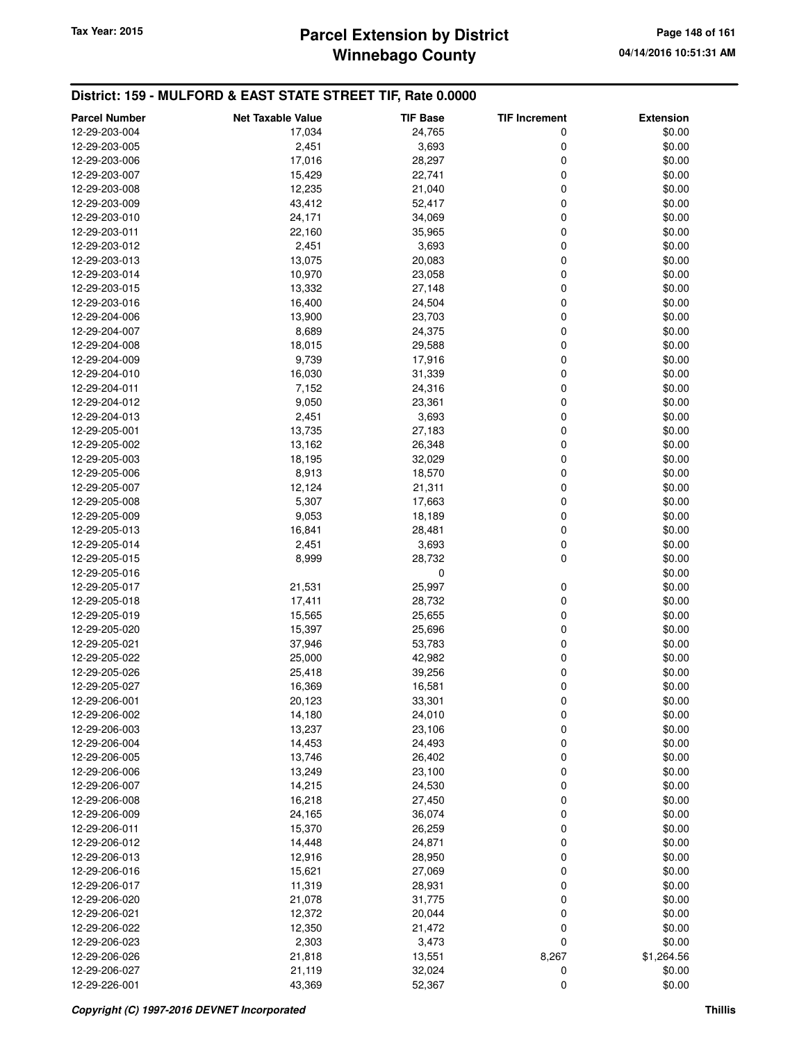## District: 159 - MULFORD & EAST STATE STREET TIF, Rate 0.0000

| Parcel Number | Net Taxable Value | TIF Base | TIF Increment | Extension |
|---|---|---|---|---|
| 12-29-203-004 | 17,034 | 24,765 | 0 | $0.00 |
| 12-29-203-005 | 2,451 | 3,693 | 0 | $0.00 |
| 12-29-203-006 | 17,016 | 28,297 | 0 | $0.00 |
| 12-29-203-007 | 15,429 | 22,741 | 0 | $0.00 |
| 12-29-203-008 | 12,235 | 21,040 | 0 | $0.00 |
| 12-29-203-009 | 43,412 | 52,417 | 0 | $0.00 |
| 12-29-203-010 | 24,171 | 34,069 | 0 | $0.00 |
| 12-29-203-011 | 22,160 | 35,965 | 0 | $0.00 |
| 12-29-203-012 | 2,451 | 3,693 | 0 | $0.00 |
| 12-29-203-013 | 13,075 | 20,083 | 0 | $0.00 |
| 12-29-203-014 | 10,970 | 23,058 | 0 | $0.00 |
| 12-29-203-015 | 13,332 | 27,148 | 0 | $0.00 |
| 12-29-203-016 | 16,400 | 24,504 | 0 | $0.00 |
| 12-29-204-006 | 13,900 | 23,703 | 0 | $0.00 |
| 12-29-204-007 | 8,689 | 24,375 | 0 | $0.00 |
| 12-29-204-008 | 18,015 | 29,588 | 0 | $0.00 |
| 12-29-204-009 | 9,739 | 17,916 | 0 | $0.00 |
| 12-29-204-010 | 16,030 | 31,339 | 0 | $0.00 |
| 12-29-204-011 | 7,152 | 24,316 | 0 | $0.00 |
| 12-29-204-012 | 9,050 | 23,361 | 0 | $0.00 |
| 12-29-204-013 | 2,451 | 3,693 | 0 | $0.00 |
| 12-29-205-001 | 13,735 | 27,183 | 0 | $0.00 |
| 12-29-205-002 | 13,162 | 26,348 | 0 | $0.00 |
| 12-29-205-003 | 18,195 | 32,029 | 0 | $0.00 |
| 12-29-205-006 | 8,913 | 18,570 | 0 | $0.00 |
| 12-29-205-007 | 12,124 | 21,311 | 0 | $0.00 |
| 12-29-205-008 | 5,307 | 17,663 | 0 | $0.00 |
| 12-29-205-009 | 9,053 | 18,189 | 0 | $0.00 |
| 12-29-205-013 | 16,841 | 28,481 | 0 | $0.00 |
| 12-29-205-014 | 2,451 | 3,693 | 0 | $0.00 |
| 12-29-205-015 | 8,999 | 28,732 | 0 | $0.00 |
| 12-29-205-016 | | 0 | | $0.00 |
| 12-29-205-017 | 21,531 | 25,997 | 0 | $0.00 |
| 12-29-205-018 | 17,411 | 28,732 | 0 | $0.00 |
| 12-29-205-019 | 15,565 | 25,655 | 0 | $0.00 |
| 12-29-205-020 | 15,397 | 25,696 | 0 | $0.00 |
| 12-29-205-021 | 37,946 | 53,783 | 0 | $0.00 |
| 12-29-205-022 | 25,000 | 42,982 | 0 | $0.00 |
| 12-29-205-026 | 25,418 | 39,256 | 0 | $0.00 |
| 12-29-205-027 | 16,369 | 16,581 | 0 | $0.00 |
| 12-29-206-001 | 20,123 | 33,301 | 0 | $0.00 |
| 12-29-206-002 | 14,180 | 24,010 | 0 | $0.00 |
| 12-29-206-003 | 13,237 | 23,106 | 0 | $0.00 |
| 12-29-206-004 | 14,453 | 24,493 | 0 | $0.00 |
| 12-29-206-005 | 13,746 | 26,402 | 0 | $0.00 |
| 12-29-206-006 | 13,249 | 23,100 | 0 | $0.00 |
| 12-29-206-007 | 14,215 | 24,530 | 0 | $0.00 |
| 12-29-206-008 | 16,218 | 27,450 | 0 | $0.00 |
| 12-29-206-009 | 24,165 | 36,074 | 0 | $0.00 |
| 12-29-206-011 | 15,370 | 26,259 | 0 | $0.00 |
| 12-29-206-012 | 14,448 | 24,871 | 0 | $0.00 |
| 12-29-206-013 | 12,916 | 28,950 | 0 | $0.00 |
| 12-29-206-016 | 15,621 | 27,069 | 0 | $0.00 |
| 12-29-206-017 | 11,319 | 28,931 | 0 | $0.00 |
| 12-29-206-020 | 21,078 | 31,775 | 0 | $0.00 |
| 12-29-206-021 | 12,372 | 20,044 | 0 | $0.00 |
| 12-29-206-022 | 12,350 | 21,472 | 0 | $0.00 |
| 12-29-206-023 | 2,303 | 3,473 | 0 | $0.00 |
| 12-29-206-026 | 21,818 | 13,551 | 8,267 | $1,264.56 |
| 12-29-206-027 | 21,119 | 32,024 | 0 | $0.00 |
| 12-29-226-001 | 43,369 | 52,367 | 0 | $0.00 |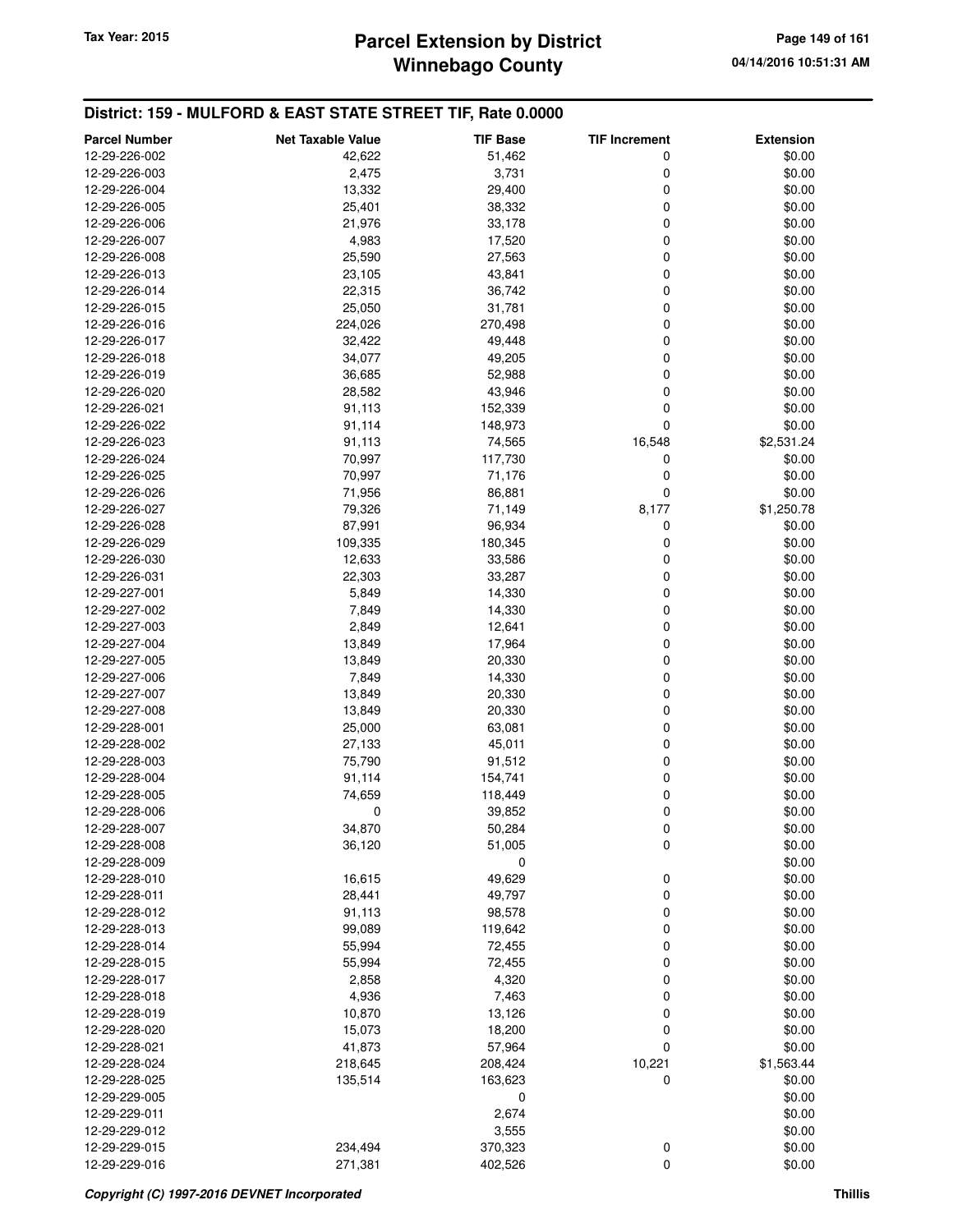## District: 159 - MULFORD & EAST STATE STREET TIF, Rate 0.0000

| Parcel Number | Net Taxable Value | TIF Base | TIF Increment | Extension |
|---|---|---|---|---|
| 12-29-226-002 | 42,622 | 51,462 | 0 | $0.00 |
| 12-29-226-003 | 2,475 | 3,731 | 0 | $0.00 |
| 12-29-226-004 | 13,332 | 29,400 | 0 | $0.00 |
| 12-29-226-005 | 25,401 | 38,332 | 0 | $0.00 |
| 12-29-226-006 | 21,976 | 33,178 | 0 | $0.00 |
| 12-29-226-007 | 4,983 | 17,520 | 0 | $0.00 |
| 12-29-226-008 | 25,590 | 27,563 | 0 | $0.00 |
| 12-29-226-013 | 23,105 | 43,841 | 0 | $0.00 |
| 12-29-226-014 | 22,315 | 36,742 | 0 | $0.00 |
| 12-29-226-015 | 25,050 | 31,781 | 0 | $0.00 |
| 12-29-226-016 | 224,026 | 270,498 | 0 | $0.00 |
| 12-29-226-017 | 32,422 | 49,448 | 0 | $0.00 |
| 12-29-226-018 | 34,077 | 49,205 | 0 | $0.00 |
| 12-29-226-019 | 36,685 | 52,988 | 0 | $0.00 |
| 12-29-226-020 | 28,582 | 43,946 | 0 | $0.00 |
| 12-29-226-021 | 91,113 | 152,339 | 0 | $0.00 |
| 12-29-226-022 | 91,114 | 148,973 | 0 | $0.00 |
| 12-29-226-023 | 91,113 | 74,565 | 16,548 | $2,531.24 |
| 12-29-226-024 | 70,997 | 117,730 | 0 | $0.00 |
| 12-29-226-025 | 70,997 | 71,176 | 0 | $0.00 |
| 12-29-226-026 | 71,956 | 86,881 | 0 | $0.00 |
| 12-29-226-027 | 79,326 | 71,149 | 8,177 | $1,250.78 |
| 12-29-226-028 | 87,991 | 96,934 | 0 | $0.00 |
| 12-29-226-029 | 109,335 | 180,345 | 0 | $0.00 |
| 12-29-226-030 | 12,633 | 33,586 | 0 | $0.00 |
| 12-29-226-031 | 22,303 | 33,287 | 0 | $0.00 |
| 12-29-227-001 | 5,849 | 14,330 | 0 | $0.00 |
| 12-29-227-002 | 7,849 | 14,330 | 0 | $0.00 |
| 12-29-227-003 | 2,849 | 12,641 | 0 | $0.00 |
| 12-29-227-004 | 13,849 | 17,964 | 0 | $0.00 |
| 12-29-227-005 | 13,849 | 20,330 | 0 | $0.00 |
| 12-29-227-006 | 7,849 | 14,330 | 0 | $0.00 |
| 12-29-227-007 | 13,849 | 20,330 | 0 | $0.00 |
| 12-29-227-008 | 13,849 | 20,330 | 0 | $0.00 |
| 12-29-228-001 | 25,000 | 63,081 | 0 | $0.00 |
| 12-29-228-002 | 27,133 | 45,011 | 0 | $0.00 |
| 12-29-228-003 | 75,790 | 91,512 | 0 | $0.00 |
| 12-29-228-004 | 91,114 | 154,741 | 0 | $0.00 |
| 12-29-228-005 | 74,659 | 118,449 | 0 | $0.00 |
| 12-29-228-006 | 0 | 39,852 | 0 | $0.00 |
| 12-29-228-007 | 34,870 | 50,284 | 0 | $0.00 |
| 12-29-228-008 | 36,120 | 51,005 | 0 | $0.00 |
| 12-29-228-009 | | 0 | | $0.00 |
| 12-29-228-010 | 16,615 | 49,629 | 0 | $0.00 |
| 12-29-228-011 | 28,441 | 49,797 | 0 | $0.00 |
| 12-29-228-012 | 91,113 | 98,578 | 0 | $0.00 |
| 12-29-228-013 | 99,089 | 119,642 | 0 | $0.00 |
| 12-29-228-014 | 55,994 | 72,455 | 0 | $0.00 |
| 12-29-228-015 | 55,994 | 72,455 | 0 | $0.00 |
| 12-29-228-017 | 2,858 | 4,320 | 0 | $0.00 |
| 12-29-228-018 | 4,936 | 7,463 | 0 | $0.00 |
| 12-29-228-019 | 10,870 | 13,126 | 0 | $0.00 |
| 12-29-228-020 | 15,073 | 18,200 | 0 | $0.00 |
| 12-29-228-021 | 41,873 | 57,964 | 0 | $0.00 |
| 12-29-228-024 | 218,645 | 208,424 | 10,221 | $1,563.44 |
| 12-29-228-025 | 135,514 | 163,623 | 0 | $0.00 |
| 12-29-229-005 | | 0 | | $0.00 |
| 12-29-229-011 | | 2,674 | | $0.00 |
| 12-29-229-012 | | 3,555 | | $0.00 |
| 12-29-229-015 | 234,494 | 370,323 | 0 | $0.00 |
| 12-29-229-016 | 271,381 | 402,526 | 0 | $0.00 |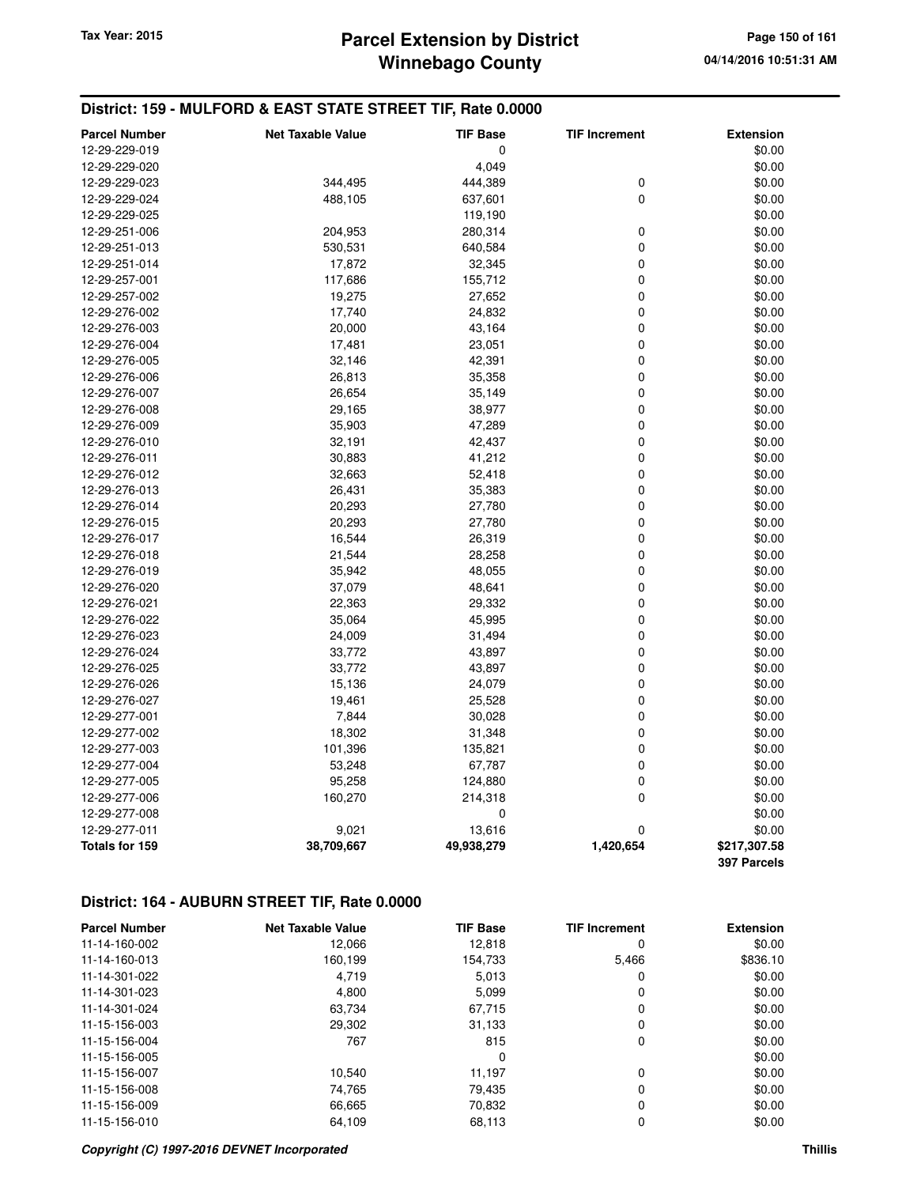## District: 159 - MULFORD & EAST STATE STREET TIF, Rate 0.0000

| Parcel Number | Net Taxable Value | TIF Base | TIF Increment | Extension |
|---|---|---|---|---|
| 12-29-229-019 | | 0 | | $0.00 |
| 12-29-229-020 | | 4,049 | | $0.00 |
| 12-29-229-023 | 344,495 | 444,389 | 0 | $0.00 |
| 12-29-229-024 | 488,105 | 637,601 | 0 | $0.00 |
| 12-29-229-025 | | 119,190 | | $0.00 |
| 12-29-251-006 | 204,953 | 280,314 | 0 | $0.00 |
| 12-29-251-013 | 530,531 | 640,584 | 0 | $0.00 |
| 12-29-251-014 | 17,872 | 32,345 | 0 | $0.00 |
| 12-29-257-001 | 117,686 | 155,712 | 0 | $0.00 |
| 12-29-257-002 | 19,275 | 27,652 | 0 | $0.00 |
| 12-29-276-002 | 17,740 | 24,832 | 0 | $0.00 |
| 12-29-276-003 | 20,000 | 43,164 | 0 | $0.00 |
| 12-29-276-004 | 17,481 | 23,051 | 0 | $0.00 |
| 12-29-276-005 | 32,146 | 42,391 | 0 | $0.00 |
| 12-29-276-006 | 26,813 | 35,358 | 0 | $0.00 |
| 12-29-276-007 | 26,654 | 35,149 | 0 | $0.00 |
| 12-29-276-008 | 29,165 | 38,977 | 0 | $0.00 |
| 12-29-276-009 | 35,903 | 47,289 | 0 | $0.00 |
| 12-29-276-010 | 32,191 | 42,437 | 0 | $0.00 |
| 12-29-276-011 | 30,883 | 41,212 | 0 | $0.00 |
| 12-29-276-012 | 32,663 | 52,418 | 0 | $0.00 |
| 12-29-276-013 | 26,431 | 35,383 | 0 | $0.00 |
| 12-29-276-014 | 20,293 | 27,780 | 0 | $0.00 |
| 12-29-276-015 | 20,293 | 27,780 | 0 | $0.00 |
| 12-29-276-017 | 16,544 | 26,319 | 0 | $0.00 |
| 12-29-276-018 | 21,544 | 28,258 | 0 | $0.00 |
| 12-29-276-019 | 35,942 | 48,055 | 0 | $0.00 |
| 12-29-276-020 | 37,079 | 48,641 | 0 | $0.00 |
| 12-29-276-021 | 22,363 | 29,332 | 0 | $0.00 |
| 12-29-276-022 | 35,064 | 45,995 | 0 | $0.00 |
| 12-29-276-023 | 24,009 | 31,494 | 0 | $0.00 |
| 12-29-276-024 | 33,772 | 43,897 | 0 | $0.00 |
| 12-29-276-025 | 33,772 | 43,897 | 0 | $0.00 |
| 12-29-276-026 | 15,136 | 24,079 | 0 | $0.00 |
| 12-29-276-027 | 19,461 | 25,528 | 0 | $0.00 |
| 12-29-277-001 | 7,844 | 30,028 | 0 | $0.00 |
| 12-29-277-002 | 18,302 | 31,348 | 0 | $0.00 |
| 12-29-277-003 | 101,396 | 135,821 | 0 | $0.00 |
| 12-29-277-004 | 53,248 | 67,787 | 0 | $0.00 |
| 12-29-277-005 | 95,258 | 124,880 | 0 | $0.00 |
| 12-29-277-006 | 160,270 | 214,318 | 0 | $0.00 |
| 12-29-277-008 | | 0 | | $0.00 |
| 12-29-277-011 | 9,021 | 13,616 | 0 | $0.00 |
| **Totals for 159** | **38,709,667** | **49,938,279** | **1,420,654** | **$217,307.58** |
| | | | | **397 Parcels** |

## District: 164 - AUBURN STREET TIF, Rate 0.0000

| Parcel Number | Net Taxable Value | TIF Base | TIF Increment | Extension |
|---|---|---|---|---|
| 11-14-160-002 | 12,066 | 12,818 | 0 | $0.00 |
| 11-14-160-013 | 160,199 | 154,733 | 5,466 | $836.10 |
| 11-14-301-022 | 4,719 | 5,013 | 0 | $0.00 |
| 11-14-301-023 | 4,800 | 5,099 | 0 | $0.00 |
| 11-14-301-024 | 63,734 | 67,715 | 0 | $0.00 |
| 11-15-156-003 | 29,302 | 31,133 | 0 | $0.00 |
| 11-15-156-004 | 767 | 815 | 0 | $0.00 |
| 11-15-156-005 | | 0 | | $0.00 |
| 11-15-156-007 | 10,540 | 11,197 | 0 | $0.00 |
| 11-15-156-008 | 74,765 | 79,435 | 0 | $0.00 |
| 11-15-156-009 | 66,665 | 70,832 | 0 | $0.00 |
| 11-15-156-010 | 64,109 | 68,113 | 0 | $0.00 |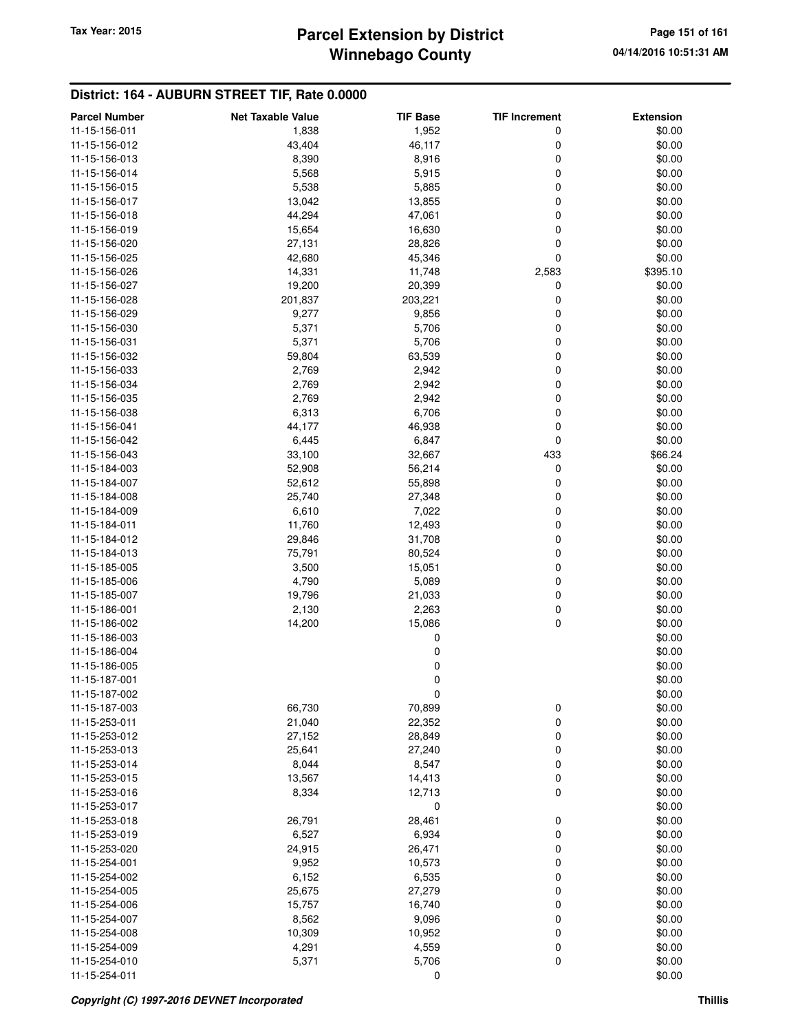## District: 164 - AUBURN STREET TIF, Rate 0.0000

| Parcel Number | Net Taxable Value | TIF Base | TIF Increment | Extension |
|---|---|---|---|---|
| 11-15-156-011 | 1,838 | 1,952 | 0 | $0.00 |
| 11-15-156-012 | 43,404 | 46,117 | 0 | $0.00 |
| 11-15-156-013 | 8,390 | 8,916 | 0 | $0.00 |
| 11-15-156-014 | 5,568 | 5,915 | 0 | $0.00 |
| 11-15-156-015 | 5,538 | 5,885 | 0 | $0.00 |
| 11-15-156-017 | 13,042 | 13,855 | 0 | $0.00 |
| 11-15-156-018 | 44,294 | 47,061 | 0 | $0.00 |
| 11-15-156-019 | 15,654 | 16,630 | 0 | $0.00 |
| 11-15-156-020 | 27,131 | 28,826 | 0 | $0.00 |
| 11-15-156-025 | 42,680 | 45,346 | 0 | $0.00 |
| 11-15-156-026 | 14,331 | 11,748 | 2,583 | $395.10 |
| 11-15-156-027 | 19,200 | 20,399 | 0 | $0.00 |
| 11-15-156-028 | 201,837 | 203,221 | 0 | $0.00 |
| 11-15-156-029 | 9,277 | 9,856 | 0 | $0.00 |
| 11-15-156-030 | 5,371 | 5,706 | 0 | $0.00 |
| 11-15-156-031 | 5,371 | 5,706 | 0 | $0.00 |
| 11-15-156-032 | 59,804 | 63,539 | 0 | $0.00 |
| 11-15-156-033 | 2,769 | 2,942 | 0 | $0.00 |
| 11-15-156-034 | 2,769 | 2,942 | 0 | $0.00 |
| 11-15-156-035 | 2,769 | 2,942 | 0 | $0.00 |
| 11-15-156-038 | 6,313 | 6,706 | 0 | $0.00 |
| 11-15-156-041 | 44,177 | 46,938 | 0 | $0.00 |
| 11-15-156-042 | 6,445 | 6,847 | 0 | $0.00 |
| 11-15-156-043 | 33,100 | 32,667 | 433 | $66.24 |
| 11-15-184-003 | 52,908 | 56,214 | 0 | $0.00 |
| 11-15-184-007 | 52,612 | 55,898 | 0 | $0.00 |
| 11-15-184-008 | 25,740 | 27,348 | 0 | $0.00 |
| 11-15-184-009 | 6,610 | 7,022 | 0 | $0.00 |
| 11-15-184-011 | 11,760 | 12,493 | 0 | $0.00 |
| 11-15-184-012 | 29,846 | 31,708 | 0 | $0.00 |
| 11-15-184-013 | 75,791 | 80,524 | 0 | $0.00 |
| 11-15-185-005 | 3,500 | 15,051 | 0 | $0.00 |
| 11-15-185-006 | 4,790 | 5,089 | 0 | $0.00 |
| 11-15-185-007 | 19,796 | 21,033 | 0 | $0.00 |
| 11-15-186-001 | 2,130 | 2,263 | 0 | $0.00 |
| 11-15-186-002 | 14,200 | 15,086 | 0 | $0.00 |
| 11-15-186-003 | | 0 | | $0.00 |
| 11-15-186-004 | | 0 | | $0.00 |
| 11-15-186-005 | | 0 | | $0.00 |
| 11-15-187-001 | | 0 | | $0.00 |
| 11-15-187-002 | | 0 | | $0.00 |
| 11-15-187-003 | 66,730 | 70,899 | 0 | $0.00 |
| 11-15-253-011 | 21,040 | 22,352 | 0 | $0.00 |
| 11-15-253-012 | 27,152 | 28,849 | 0 | $0.00 |
| 11-15-253-013 | 25,641 | 27,240 | 0 | $0.00 |
| 11-15-253-014 | 8,044 | 8,547 | 0 | $0.00 |
| 11-15-253-015 | 13,567 | 14,413 | 0 | $0.00 |
| 11-15-253-016 | 8,334 | 12,713 | 0 | $0.00 |
| 11-15-253-017 | | 0 | | $0.00 |
| 11-15-253-018 | 26,791 | 28,461 | 0 | $0.00 |
| 11-15-253-019 | 6,527 | 6,934 | 0 | $0.00 |
| 11-15-253-020 | 24,915 | 26,471 | 0 | $0.00 |
| 11-15-254-001 | 9,952 | 10,573 | 0 | $0.00 |
| 11-15-254-002 | 6,152 | 6,535 | 0 | $0.00 |
| 11-15-254-005 | 25,675 | 27,279 | 0 | $0.00 |
| 11-15-254-006 | 15,757 | 16,740 | 0 | $0.00 |
| 11-15-254-007 | 8,562 | 9,096 | 0 | $0.00 |
| 11-15-254-008 | 10,309 | 10,952 | 0 | $0.00 |
| 11-15-254-009 | 4,291 | 4,559 | 0 | $0.00 |
| 11-15-254-010 | 5,371 | 5,706 | 0 | $0.00 |
| 11-15-254-011 | | 0 | | $0.00 |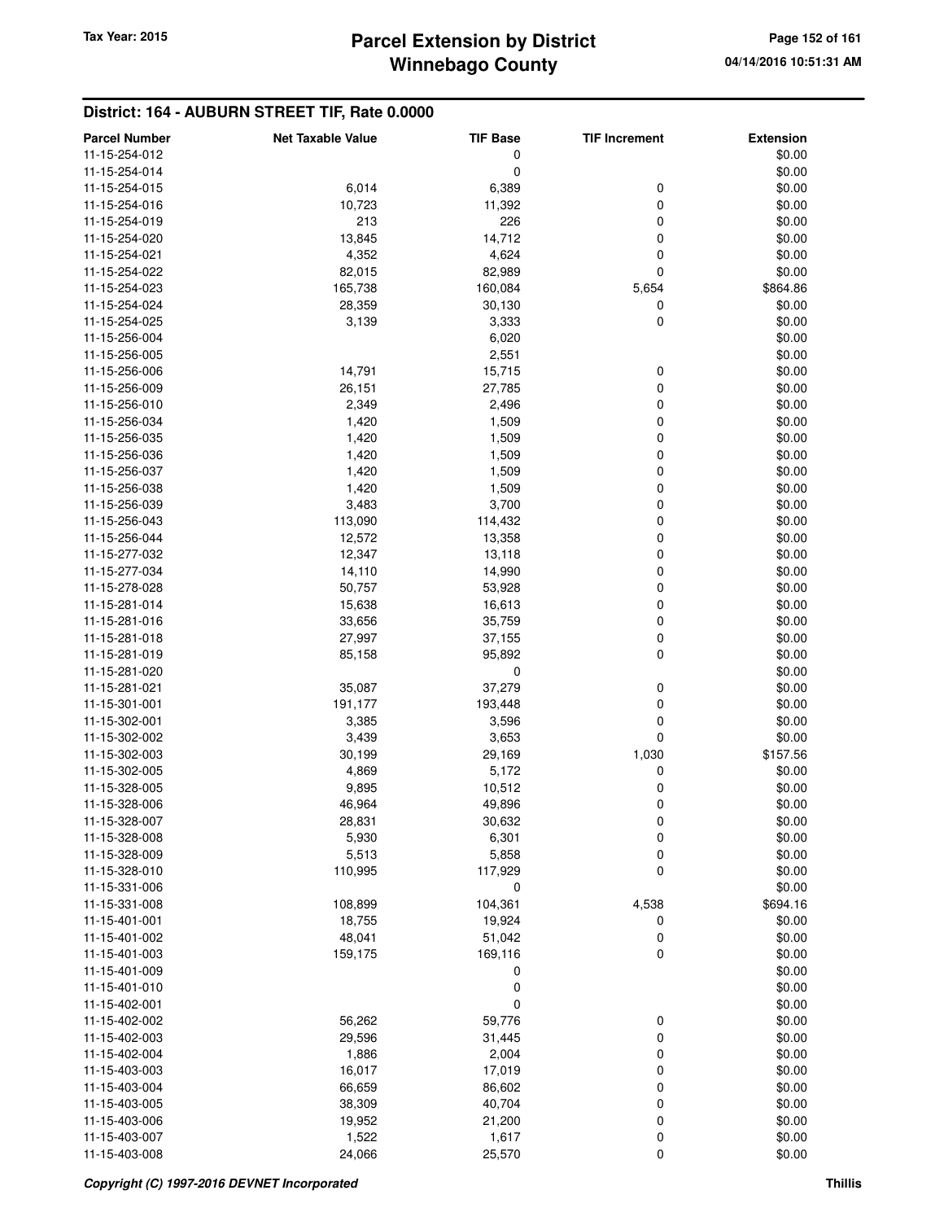## District: 164 - AUBURN STREET TIF, Rate 0.0000

| Parcel Number | Net Taxable Value | TIF Base | TIF Increment | Extension |
|---|---|---|---|---|
| 11-15-254-012 | | 0 | | $0.00 |
| 11-15-254-014 | | 0 | | $0.00 |
| 11-15-254-015 | 6,014 | 6,389 | 0 | $0.00 |
| 11-15-254-016 | 10,723 | 11,392 | 0 | $0.00 |
| 11-15-254-019 | 213 | 226 | 0 | $0.00 |
| 11-15-254-020 | 13,845 | 14,712 | 0 | $0.00 |
| 11-15-254-021 | 4,352 | 4,624 | 0 | $0.00 |
| 11-15-254-022 | 82,015 | 82,989 | 0 | $0.00 |
| 11-15-254-023 | 165,738 | 160,084 | 5,654 | $864.86 |
| 11-15-254-024 | 28,359 | 30,130 | 0 | $0.00 |
| 11-15-254-025 | 3,139 | 3,333 | 0 | $0.00 |
| 11-15-256-004 | | 6,020 | | $0.00 |
| 11-15-256-005 | | 2,551 | | $0.00 |
| 11-15-256-006 | 14,791 | 15,715 | 0 | $0.00 |
| 11-15-256-009 | 26,151 | 27,785 | 0 | $0.00 |
| 11-15-256-010 | 2,349 | 2,496 | 0 | $0.00 |
| 11-15-256-034 | 1,420 | 1,509 | 0 | $0.00 |
| 11-15-256-035 | 1,420 | 1,509 | 0 | $0.00 |
| 11-15-256-036 | 1,420 | 1,509 | 0 | $0.00 |
| 11-15-256-037 | 1,420 | 1,509 | 0 | $0.00 |
| 11-15-256-038 | 1,420 | 1,509 | 0 | $0.00 |
| 11-15-256-039 | 3,483 | 3,700 | 0 | $0.00 |
| 11-15-256-043 | 113,090 | 114,432 | 0 | $0.00 |
| 11-15-256-044 | 12,572 | 13,358 | 0 | $0.00 |
| 11-15-277-032 | 12,347 | 13,118 | 0 | $0.00 |
| 11-15-277-034 | 14,110 | 14,990 | 0 | $0.00 |
| 11-15-278-028 | 50,757 | 53,928 | 0 | $0.00 |
| 11-15-281-014 | 15,638 | 16,613 | 0 | $0.00 |
| 11-15-281-016 | 33,656 | 35,759 | 0 | $0.00 |
| 11-15-281-018 | 27,997 | 37,155 | 0 | $0.00 |
| 11-15-281-019 | 85,158 | 95,892 | 0 | $0.00 |
| 11-15-281-020 | | 0 | | $0.00 |
| 11-15-281-021 | 35,087 | 37,279 | 0 | $0.00 |
| 11-15-301-001 | 191,177 | 193,448 | 0 | $0.00 |
| 11-15-302-001 | 3,385 | 3,596 | 0 | $0.00 |
| 11-15-302-002 | 3,439 | 3,653 | 0 | $0.00 |
| 11-15-302-003 | 30,199 | 29,169 | 1,030 | $157.56 |
| 11-15-302-005 | 4,869 | 5,172 | 0 | $0.00 |
| 11-15-328-005 | 9,895 | 10,512 | 0 | $0.00 |
| 11-15-328-006 | 46,964 | 49,896 | 0 | $0.00 |
| 11-15-328-007 | 28,831 | 30,632 | 0 | $0.00 |
| 11-15-328-008 | 5,930 | 6,301 | 0 | $0.00 |
| 11-15-328-009 | 5,513 | 5,858 | 0 | $0.00 |
| 11-15-328-010 | 110,995 | 117,929 | 0 | $0.00 |
| 11-15-331-006 | | 0 | | $0.00 |
| 11-15-331-008 | 108,899 | 104,361 | 4,538 | $694.16 |
| 11-15-401-001 | 18,755 | 19,924 | 0 | $0.00 |
| 11-15-401-002 | 48,041 | 51,042 | 0 | $0.00 |
| 11-15-401-003 | 159,175 | 169,116 | 0 | $0.00 |
| 11-15-401-009 | | 0 | | $0.00 |
| 11-15-401-010 | | 0 | | $0.00 |
| 11-15-402-001 | | 0 | | $0.00 |
| 11-15-402-002 | 56,262 | 59,776 | 0 | $0.00 |
| 11-15-402-003 | 29,596 | 31,445 | 0 | $0.00 |
| 11-15-402-004 | 1,886 | 2,004 | 0 | $0.00 |
| 11-15-403-003 | 16,017 | 17,019 | 0 | $0.00 |
| 11-15-403-004 | 66,659 | 86,602 | 0 | $0.00 |
| 11-15-403-005 | 38,309 | 40,704 | 0 | $0.00 |
| 11-15-403-006 | 19,952 | 21,200 | 0 | $0.00 |
| 11-15-403-007 | 1,522 | 1,617 | 0 | $0.00 |
| 11-15-403-008 | 24,066 | 25,570 | 0 | $0.00 |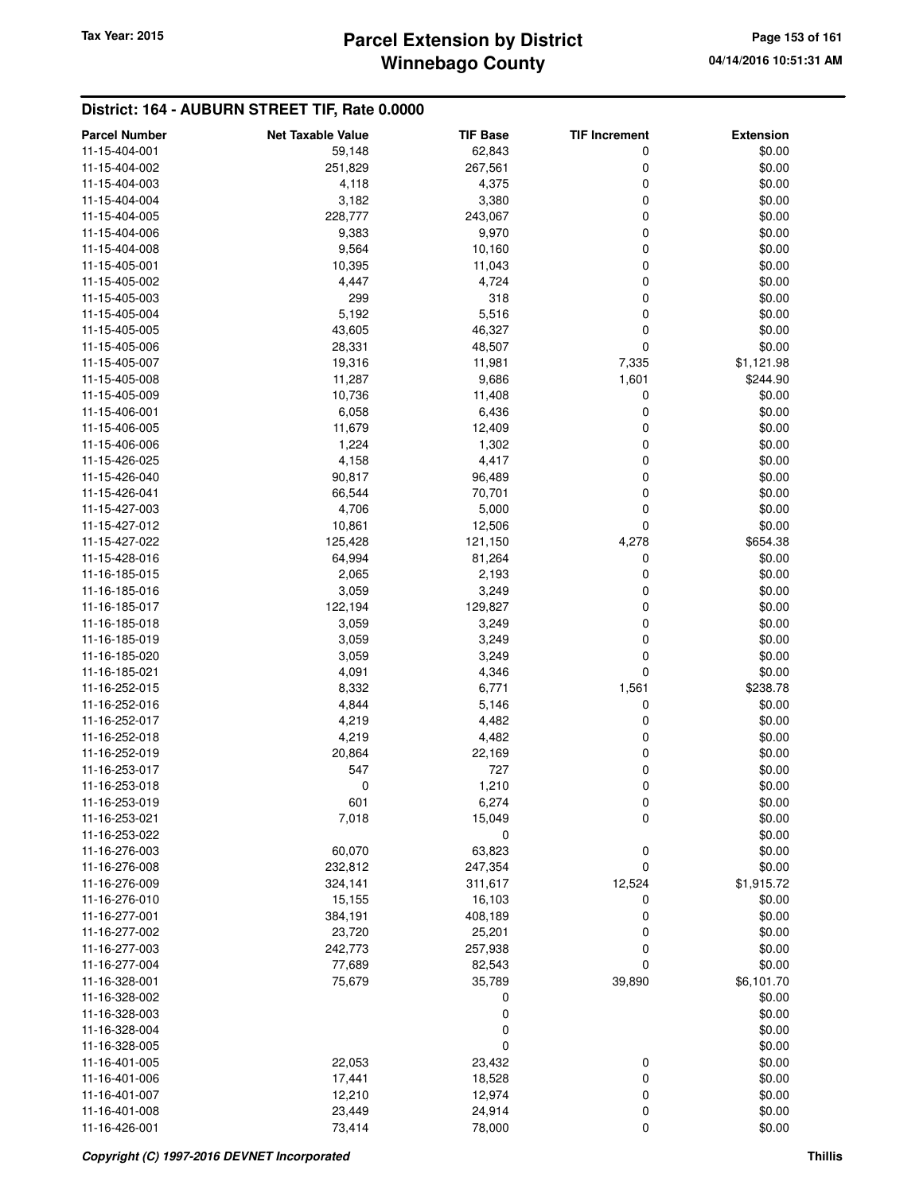## District: 164 - AUBURN STREET TIF, Rate 0.0000

| Parcel Number | Net Taxable Value | TIF Base | TIF Increment | Extension |
|---|---|---|---|---|
| 11-15-404-001 | 59,148 | 62,843 | 0 | $0.00 |
| 11-15-404-002 | 251,829 | 267,561 | 0 | $0.00 |
| 11-15-404-003 | 4,118 | 4,375 | 0 | $0.00 |
| 11-15-404-004 | 3,182 | 3,380 | 0 | $0.00 |
| 11-15-404-005 | 228,777 | 243,067 | 0 | $0.00 |
| 11-15-404-006 | 9,383 | 9,970 | 0 | $0.00 |
| 11-15-404-008 | 9,564 | 10,160 | 0 | $0.00 |
| 11-15-405-001 | 10,395 | 11,043 | 0 | $0.00 |
| 11-15-405-002 | 4,447 | 4,724 | 0 | $0.00 |
| 11-15-405-003 | 299 | 318 | 0 | $0.00 |
| 11-15-405-004 | 5,192 | 5,516 | 0 | $0.00 |
| 11-15-405-005 | 43,605 | 46,327 | 0 | $0.00 |
| 11-15-405-006 | 28,331 | 48,507 | 0 | $0.00 |
| 11-15-405-007 | 19,316 | 11,981 | 7,335 | $1,121.98 |
| 11-15-405-008 | 11,287 | 9,686 | 1,601 | $244.90 |
| 11-15-405-009 | 10,736 | 11,408 | 0 | $0.00 |
| 11-15-406-001 | 6,058 | 6,436 | 0 | $0.00 |
| 11-15-406-005 | 11,679 | 12,409 | 0 | $0.00 |
| 11-15-406-006 | 1,224 | 1,302 | 0 | $0.00 |
| 11-15-426-025 | 4,158 | 4,417 | 0 | $0.00 |
| 11-15-426-040 | 90,817 | 96,489 | 0 | $0.00 |
| 11-15-426-041 | 66,544 | 70,701 | 0 | $0.00 |
| 11-15-427-003 | 4,706 | 5,000 | 0 | $0.00 |
| 11-15-427-012 | 10,861 | 12,506 | 0 | $0.00 |
| 11-15-427-022 | 125,428 | 121,150 | 4,278 | $654.38 |
| 11-15-428-016 | 64,994 | 81,264 | 0 | $0.00 |
| 11-16-185-015 | 2,065 | 2,193 | 0 | $0.00 |
| 11-16-185-016 | 3,059 | 3,249 | 0 | $0.00 |
| 11-16-185-017 | 122,194 | 129,827 | 0 | $0.00 |
| 11-16-185-018 | 3,059 | 3,249 | 0 | $0.00 |
| 11-16-185-019 | 3,059 | 3,249 | 0 | $0.00 |
| 11-16-185-020 | 3,059 | 3,249 | 0 | $0.00 |
| 11-16-185-021 | 4,091 | 4,346 | 0 | $0.00 |
| 11-16-252-015 | 8,332 | 6,771 | 1,561 | $238.78 |
| 11-16-252-016 | 4,844 | 5,146 | 0 | $0.00 |
| 11-16-252-017 | 4,219 | 4,482 | 0 | $0.00 |
| 11-16-252-018 | 4,219 | 4,482 | 0 | $0.00 |
| 11-16-252-019 | 20,864 | 22,169 | 0 | $0.00 |
| 11-16-253-017 | 547 | 727 | 0 | $0.00 |
| 11-16-253-018 | 0 | 1,210 | 0 | $0.00 |
| 11-16-253-019 | 601 | 6,274 | 0 | $0.00 |
| 11-16-253-021 | 7,018 | 15,049 | 0 | $0.00 |
| 11-16-253-022 | | 0 | | $0.00 |
| 11-16-276-003 | 60,070 | 63,823 | 0 | $0.00 |
| 11-16-276-008 | 232,812 | 247,354 | 0 | $0.00 |
| 11-16-276-009 | 324,141 | 311,617 | 12,524 | $1,915.72 |
| 11-16-276-010 | 15,155 | 16,103 | 0 | $0.00 |
| 11-16-277-001 | 384,191 | 408,189 | 0 | $0.00 |
| 11-16-277-002 | 23,720 | 25,201 | 0 | $0.00 |
| 11-16-277-003 | 242,773 | 257,938 | 0 | $0.00 |
| 11-16-277-004 | 77,689 | 82,543 | 0 | $0.00 |
| 11-16-328-001 | 75,679 | 35,789 | 39,890 | $6,101.70 |
| 11-16-328-002 | | 0 | | $0.00 |
| 11-16-328-003 | | 0 | | $0.00 |
| 11-16-328-004 | | 0 | | $0.00 |
| 11-16-328-005 | | 0 | | $0.00 |
| 11-16-401-005 | 22,053 | 23,432 | 0 | $0.00 |
| 11-16-401-006 | 17,441 | 18,528 | 0 | $0.00 |
| 11-16-401-007 | 12,210 | 12,974 | 0 | $0.00 |
| 11-16-401-008 | 23,449 | 24,914 | 0 | $0.00 |
| 11-16-426-001 | 73,414 | 78,000 | 0 | $0.00 |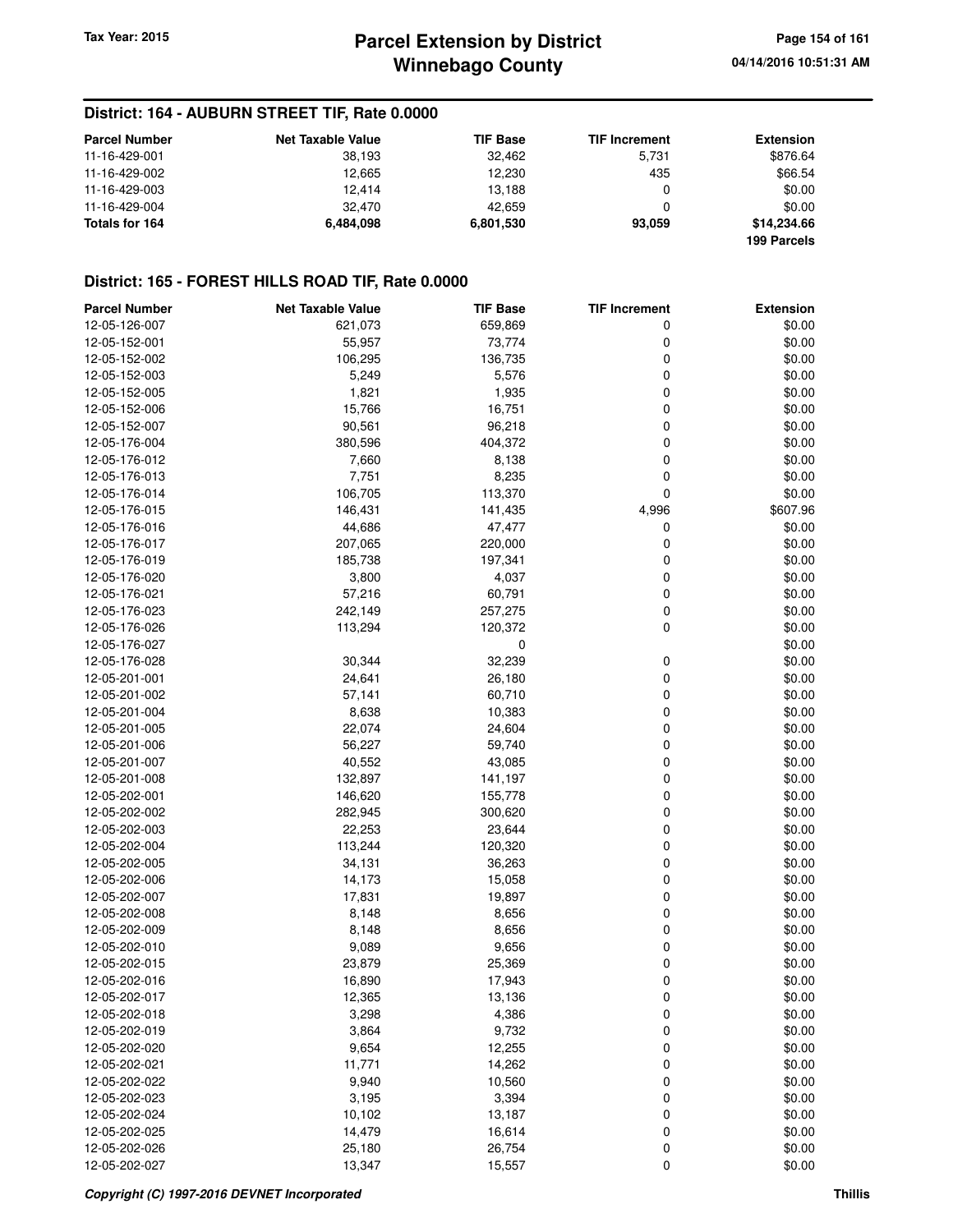## District: 164 - AUBURN STREET TIF, Rate 0.0000

| Parcel Number | Net Taxable Value | TIF Base | TIF Increment | Extension |
|---|---|---|---|---|
| 11-16-429-001 | 38,193 | 32,462 | 5,731 | $876.64 |
| 11-16-429-002 | 12,665 | 12,230 | 435 | $66.54 |
| 11-16-429-003 | 12,414 | 13,188 | 0 | $0.00 |
| 11-16-429-004 | 32,470 | 42,659 | 0 | $0.00 |
| **Totals for 164** | **6,484,098** | **6,801,530** | **93,059** | **$14,234.66** |
| | | | | **199 Parcels** |

## District: 165 - FOREST HILLS ROAD TIF, Rate 0.0000

| Parcel Number | Net Taxable Value | TIF Base | TIF Increment | Extension |
|---|---|---|---|---|
| 12-05-126-007 | 621,073 | 659,869 | 0 | $0.00 |
| 12-05-152-001 | 55,957 | 73,774 | 0 | $0.00 |
| 12-05-152-002 | 106,295 | 136,735 | 0 | $0.00 |
| 12-05-152-003 | 5,249 | 5,576 | 0 | $0.00 |
| 12-05-152-005 | 1,821 | 1,935 | 0 | $0.00 |
| 12-05-152-006 | 15,766 | 16,751 | 0 | $0.00 |
| 12-05-152-007 | 90,561 | 96,218 | 0 | $0.00 |
| 12-05-176-004 | 380,596 | 404,372 | 0 | $0.00 |
| 12-05-176-012 | 7,660 | 8,138 | 0 | $0.00 |
| 12-05-176-013 | 7,751 | 8,235 | 0 | $0.00 |
| 12-05-176-014 | 106,705 | 113,370 | 0 | $0.00 |
| 12-05-176-015 | 146,431 | 141,435 | 4,996 | $607.96 |
| 12-05-176-016 | 44,686 | 47,477 | 0 | $0.00 |
| 12-05-176-017 | 207,065 | 220,000 | 0 | $0.00 |
| 12-05-176-019 | 185,738 | 197,341 | 0 | $0.00 |
| 12-05-176-020 | 3,800 | 4,037 | 0 | $0.00 |
| 12-05-176-021 | 57,216 | 60,791 | 0 | $0.00 |
| 12-05-176-023 | 242,149 | 257,275 | 0 | $0.00 |
| 12-05-176-026 | 113,294 | 120,372 | 0 | $0.00 |
| 12-05-176-027 | | 0 | | $0.00 |
| 12-05-176-028 | 30,344 | 32,239 | 0 | $0.00 |
| 12-05-201-001 | 24,641 | 26,180 | 0 | $0.00 |
| 12-05-201-002 | 57,141 | 60,710 | 0 | $0.00 |
| 12-05-201-004 | 8,638 | 10,383 | 0 | $0.00 |
| 12-05-201-005 | 22,074 | 24,604 | 0 | $0.00 |
| 12-05-201-006 | 56,227 | 59,740 | 0 | $0.00 |
| 12-05-201-007 | 40,552 | 43,085 | 0 | $0.00 |
| 12-05-201-008 | 132,897 | 141,197 | 0 | $0.00 |
| 12-05-202-001 | 146,620 | 155,778 | 0 | $0.00 |
| 12-05-202-002 | 282,945 | 300,620 | 0 | $0.00 |
| 12-05-202-003 | 22,253 | 23,644 | 0 | $0.00 |
| 12-05-202-004 | 113,244 | 120,320 | 0 | $0.00 |
| 12-05-202-005 | 34,131 | 36,263 | 0 | $0.00 |
| 12-05-202-006 | 14,173 | 15,058 | 0 | $0.00 |
| 12-05-202-007 | 17,831 | 19,897 | 0 | $0.00 |
| 12-05-202-008 | 8,148 | 8,656 | 0 | $0.00 |
| 12-05-202-009 | 8,148 | 8,656 | 0 | $0.00 |
| 12-05-202-010 | 9,089 | 9,656 | 0 | $0.00 |
| 12-05-202-015 | 23,879 | 25,369 | 0 | $0.00 |
| 12-05-202-016 | 16,890 | 17,943 | 0 | $0.00 |
| 12-05-202-017 | 12,365 | 13,136 | 0 | $0.00 |
| 12-05-202-018 | 3,298 | 4,386 | 0 | $0.00 |
| 12-05-202-019 | 3,864 | 9,732 | 0 | $0.00 |
| 12-05-202-020 | 9,654 | 12,255 | 0 | $0.00 |
| 12-05-202-021 | 11,771 | 14,262 | 0 | $0.00 |
| 12-05-202-022 | 9,940 | 10,560 | 0 | $0.00 |
| 12-05-202-023 | 3,195 | 3,394 | 0 | $0.00 |
| 12-05-202-024 | 10,102 | 13,187 | 0 | $0.00 |
| 12-05-202-025 | 14,479 | 16,614 | 0 | $0.00 |
| 12-05-202-026 | 25,180 | 26,754 | 0 | $0.00 |
| 12-05-202-027 | 13,347 | 15,557 | 0 | $0.00 |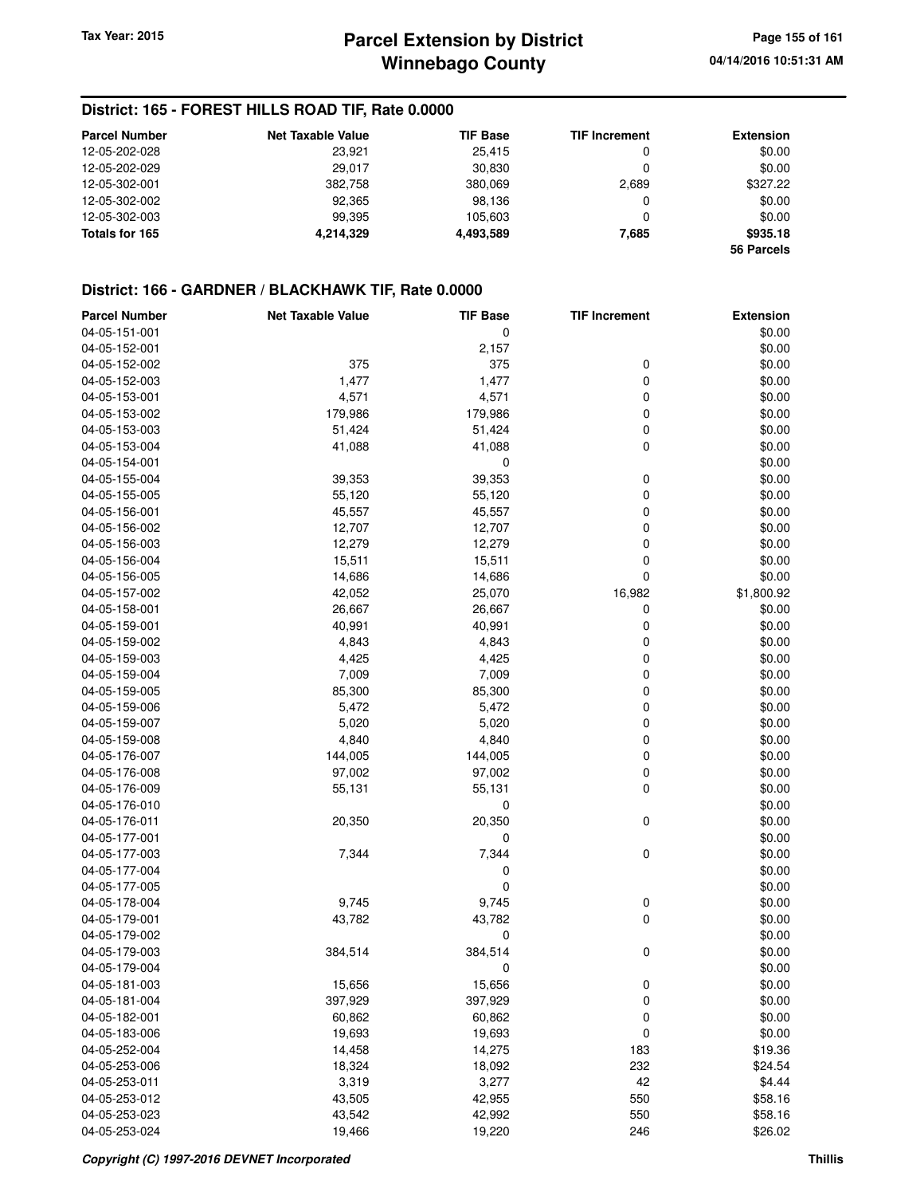## District: 165 - FOREST HILLS ROAD TIF, Rate 0.0000

| Parcel Number | Net Taxable Value | TIF Base | TIF Increment | Extension |
|---|---|---|---|---|
| 12-05-202-028 | 23,921 | 25,415 | 0 | $0.00 |
| 12-05-202-029 | 29,017 | 30,830 | 0 | $0.00 |
| 12-05-302-001 | 382,758 | 380,069 | 2,689 | $327.22 |
| 12-05-302-002 | 92,365 | 98,136 | 0 | $0.00 |
| 12-05-302-003 | 99,395 | 105,603 | 0 | $0.00 |
| **Totals for 165** | **4,214,329** | **4,493,589** | **7,685** | **$935.18** |
| | | | | **56 Parcels** |

## District: 166 - GARDNER / BLACKHAWK TIF, Rate 0.0000

| Parcel Number | Net Taxable Value | TIF Base | TIF Increment | Extension |
|---|---|---|---|---|
| 04-05-151-001 | | 0 | | $0.00 |
| 04-05-152-001 | | 2,157 | | $0.00 |
| 04-05-152-002 | 375 | 375 | 0 | $0.00 |
| 04-05-152-003 | 1,477 | 1,477 | 0 | $0.00 |
| 04-05-153-001 | 4,571 | 4,571 | 0 | $0.00 |
| 04-05-153-002 | 179,986 | 179,986 | 0 | $0.00 |
| 04-05-153-003 | 51,424 | 51,424 | 0 | $0.00 |
| 04-05-153-004 | 41,088 | 41,088 | 0 | $0.00 |
| 04-05-154-001 | | 0 | | $0.00 |
| 04-05-155-004 | 39,353 | 39,353 | 0 | $0.00 |
| 04-05-155-005 | 55,120 | 55,120 | 0 | $0.00 |
| 04-05-156-001 | 45,557 | 45,557 | 0 | $0.00 |
| 04-05-156-002 | 12,707 | 12,707 | 0 | $0.00 |
| 04-05-156-003 | 12,279 | 12,279 | 0 | $0.00 |
| 04-05-156-004 | 15,511 | 15,511 | 0 | $0.00 |
| 04-05-156-005 | 14,686 | 14,686 | 0 | $0.00 |
| 04-05-157-002 | 42,052 | 25,070 | 16,982 | $1,800.92 |
| 04-05-158-001 | 26,667 | 26,667 | 0 | $0.00 |
| 04-05-159-001 | 40,991 | 40,991 | 0 | $0.00 |
| 04-05-159-002 | 4,843 | 4,843 | 0 | $0.00 |
| 04-05-159-003 | 4,425 | 4,425 | 0 | $0.00 |
| 04-05-159-004 | 7,009 | 7,009 | 0 | $0.00 |
| 04-05-159-005 | 85,300 | 85,300 | 0 | $0.00 |
| 04-05-159-006 | 5,472 | 5,472 | 0 | $0.00 |
| 04-05-159-007 | 5,020 | 5,020 | 0 | $0.00 |
| 04-05-159-008 | 4,840 | 4,840 | 0 | $0.00 |
| 04-05-176-007 | 144,005 | 144,005 | 0 | $0.00 |
| 04-05-176-008 | 97,002 | 97,002 | 0 | $0.00 |
| 04-05-176-009 | 55,131 | 55,131 | 0 | $0.00 |
| 04-05-176-010 | | 0 | | $0.00 |
| 04-05-176-011 | 20,350 | 20,350 | 0 | $0.00 |
| 04-05-177-001 | | 0 | | $0.00 |
| 04-05-177-003 | 7,344 | 7,344 | 0 | $0.00 |
| 04-05-177-004 | | 0 | | $0.00 |
| 04-05-177-005 | | 0 | | $0.00 |
| 04-05-178-004 | 9,745 | 9,745 | 0 | $0.00 |
| 04-05-179-001 | 43,782 | 43,782 | 0 | $0.00 |
| 04-05-179-002 | | 0 | | $0.00 |
| 04-05-179-003 | 384,514 | 384,514 | 0 | $0.00 |
| 04-05-179-004 | | 0 | | $0.00 |
| 04-05-181-003 | 15,656 | 15,656 | 0 | $0.00 |
| 04-05-181-004 | 397,929 | 397,929 | 0 | $0.00 |
| 04-05-182-001 | 60,862 | 60,862 | 0 | $0.00 |
| 04-05-183-006 | 19,693 | 19,693 | 0 | $0.00 |
| 04-05-252-004 | 14,458 | 14,275 | 183 | $19.36 |
| 04-05-253-006 | 18,324 | 18,092 | 232 | $24.54 |
| 04-05-253-011 | 3,319 | 3,277 | 42 | $4.44 |
| 04-05-253-012 | 43,505 | 42,955 | 550 | $58.16 |
| 04-05-253-023 | 43,542 | 42,992 | 550 | $58.16 |
| 04-05-253-024 | 19,466 | 19,220 | 246 | $26.02 |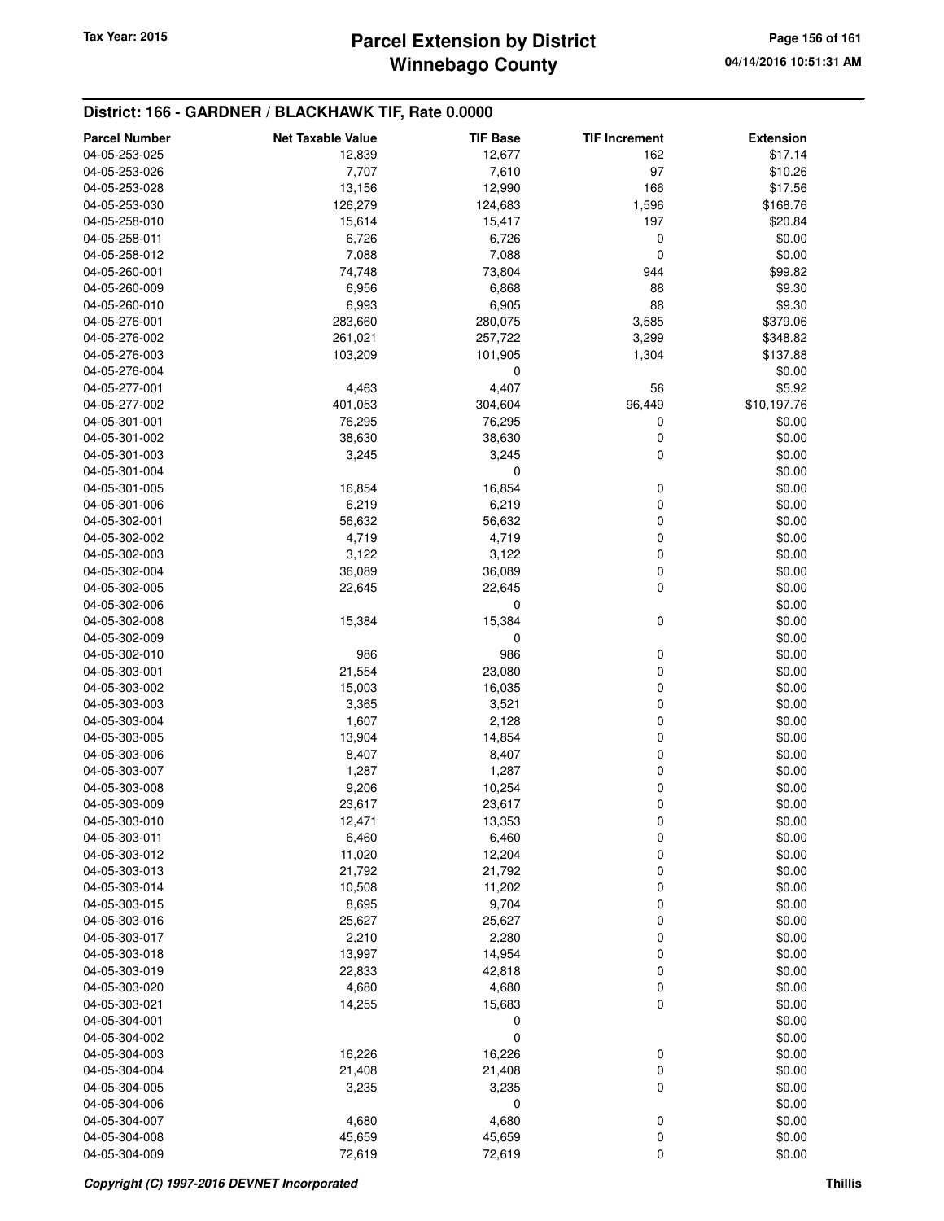## District: 166 - GARDNER / BLACKHAWK TIF, Rate 0.0000

| Parcel Number | Net Taxable Value | TIF Base | TIF Increment | Extension |
|---|---|---|---|---|
| 04-05-253-025 | 12,839 | 12,677 | 162 | $17.14 |
| 04-05-253-026 | 7,707 | 7,610 | 97 | $10.26 |
| 04-05-253-028 | 13,156 | 12,990 | 166 | $17.56 |
| 04-05-253-030 | 126,279 | 124,683 | 1,596 | $168.76 |
| 04-05-258-010 | 15,614 | 15,417 | 197 | $20.84 |
| 04-05-258-011 | 6,726 | 6,726 | 0 | $0.00 |
| 04-05-258-012 | 7,088 | 7,088 | 0 | $0.00 |
| 04-05-260-001 | 74,748 | 73,804 | 944 | $99.82 |
| 04-05-260-009 | 6,956 | 6,868 | 88 | $9.30 |
| 04-05-260-010 | 6,993 | 6,905 | 88 | $9.30 |
| 04-05-276-001 | 283,660 | 280,075 | 3,585 | $379.06 |
| 04-05-276-002 | 261,021 | 257,722 | 3,299 | $348.82 |
| 04-05-276-003 | 103,209 | 101,905 | 1,304 | $137.88 |
| 04-05-276-004 | | 0 | | $0.00 |
| 04-05-277-001 | 4,463 | 4,407 | 56 | $5.92 |
| 04-05-277-002 | 401,053 | 304,604 | 96,449 | $10,197.76 |
| 04-05-301-001 | 76,295 | 76,295 | 0 | $0.00 |
| 04-05-301-002 | 38,630 | 38,630 | 0 | $0.00 |
| 04-05-301-003 | 3,245 | 3,245 | 0 | $0.00 |
| 04-05-301-004 | | 0 | | $0.00 |
| 04-05-301-005 | 16,854 | 16,854 | 0 | $0.00 |
| 04-05-301-006 | 6,219 | 6,219 | 0 | $0.00 |
| 04-05-302-001 | 56,632 | 56,632 | 0 | $0.00 |
| 04-05-302-002 | 4,719 | 4,719 | 0 | $0.00 |
| 04-05-302-003 | 3,122 | 3,122 | 0 | $0.00 |
| 04-05-302-004 | 36,089 | 36,089 | 0 | $0.00 |
| 04-05-302-005 | 22,645 | 22,645 | 0 | $0.00 |
| 04-05-302-006 | | 0 | | $0.00 |
| 04-05-302-008 | 15,384 | 15,384 | 0 | $0.00 |
| 04-05-302-009 | | 0 | | $0.00 |
| 04-05-302-010 | 986 | 986 | 0 | $0.00 |
| 04-05-303-001 | 21,554 | 23,080 | 0 | $0.00 |
| 04-05-303-002 | 15,003 | 16,035 | 0 | $0.00 |
| 04-05-303-003 | 3,365 | 3,521 | 0 | $0.00 |
| 04-05-303-004 | 1,607 | 2,128 | 0 | $0.00 |
| 04-05-303-005 | 13,904 | 14,854 | 0 | $0.00 |
| 04-05-303-006 | 8,407 | 8,407 | 0 | $0.00 |
| 04-05-303-007 | 1,287 | 1,287 | 0 | $0.00 |
| 04-05-303-008 | 9,206 | 10,254 | 0 | $0.00 |
| 04-05-303-009 | 23,617 | 23,617 | 0 | $0.00 |
| 04-05-303-010 | 12,471 | 13,353 | 0 | $0.00 |
| 04-05-303-011 | 6,460 | 6,460 | 0 | $0.00 |
| 04-05-303-012 | 11,020 | 12,204 | 0 | $0.00 |
| 04-05-303-013 | 21,792 | 21,792 | 0 | $0.00 |
| 04-05-303-014 | 10,508 | 11,202 | 0 | $0.00 |
| 04-05-303-015 | 8,695 | 9,704 | 0 | $0.00 |
| 04-05-303-016 | 25,627 | 25,627 | 0 | $0.00 |
| 04-05-303-017 | 2,210 | 2,280 | 0 | $0.00 |
| 04-05-303-018 | 13,997 | 14,954 | 0 | $0.00 |
| 04-05-303-019 | 22,833 | 42,818 | 0 | $0.00 |
| 04-05-303-020 | 4,680 | 4,680 | 0 | $0.00 |
| 04-05-303-021 | 14,255 | 15,683 | 0 | $0.00 |
| 04-05-304-001 | | 0 | | $0.00 |
| 04-05-304-002 | | 0 | | $0.00 |
| 04-05-304-003 | 16,226 | 16,226 | 0 | $0.00 |
| 04-05-304-004 | 21,408 | 21,408 | 0 | $0.00 |
| 04-05-304-005 | 3,235 | 3,235 | 0 | $0.00 |
| 04-05-304-006 | | 0 | | $0.00 |
| 04-05-304-007 | 4,680 | 4,680 | 0 | $0.00 |
| 04-05-304-008 | 45,659 | 45,659 | 0 | $0.00 |
| 04-05-304-009 | 72,619 | 72,619 | 0 | $0.00 |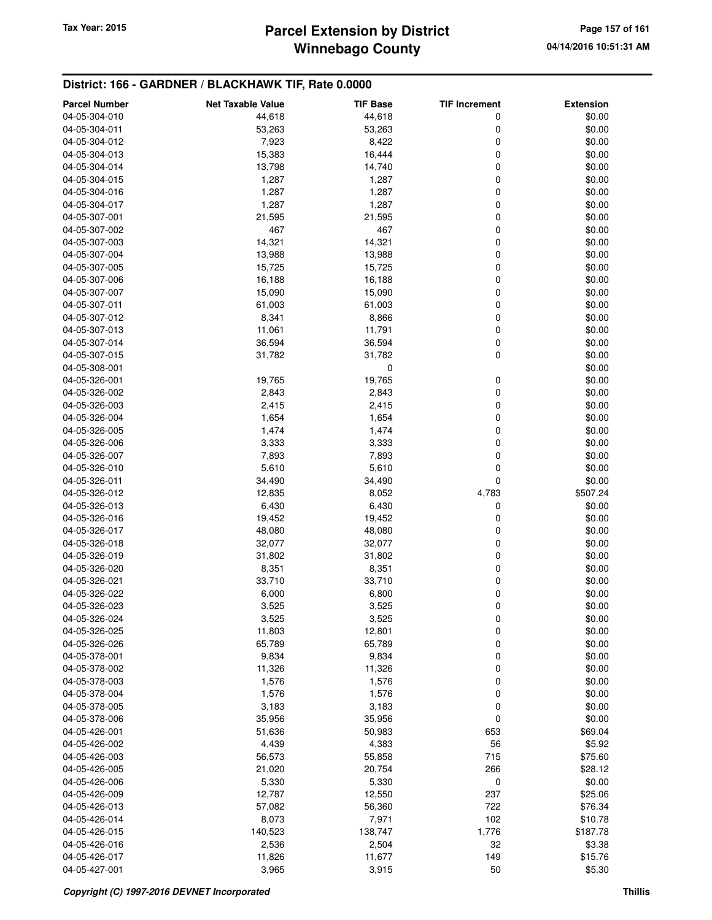## District: 166 - GARDNER / BLACKHAWK TIF, Rate 0.0000

| Parcel Number | Net Taxable Value | TIF Base | TIF Increment | Extension |
|---|---|---|---|---|
| 04-05-304-010 | 44,618 | 44,618 | 0 | $0.00 |
| 04-05-304-011 | 53,263 | 53,263 | 0 | $0.00 |
| 04-05-304-012 | 7,923 | 8,422 | 0 | $0.00 |
| 04-05-304-013 | 15,383 | 16,444 | 0 | $0.00 |
| 04-05-304-014 | 13,798 | 14,740 | 0 | $0.00 |
| 04-05-304-015 | 1,287 | 1,287 | 0 | $0.00 |
| 04-05-304-016 | 1,287 | 1,287 | 0 | $0.00 |
| 04-05-304-017 | 1,287 | 1,287 | 0 | $0.00 |
| 04-05-307-001 | 21,595 | 21,595 | 0 | $0.00 |
| 04-05-307-002 | 467 | 467 | 0 | $0.00 |
| 04-05-307-003 | 14,321 | 14,321 | 0 | $0.00 |
| 04-05-307-004 | 13,988 | 13,988 | 0 | $0.00 |
| 04-05-307-005 | 15,725 | 15,725 | 0 | $0.00 |
| 04-05-307-006 | 16,188 | 16,188 | 0 | $0.00 |
| 04-05-307-007 | 15,090 | 15,090 | 0 | $0.00 |
| 04-05-307-011 | 61,003 | 61,003 | 0 | $0.00 |
| 04-05-307-012 | 8,341 | 8,866 | 0 | $0.00 |
| 04-05-307-013 | 11,061 | 11,791 | 0 | $0.00 |
| 04-05-307-014 | 36,594 | 36,594 | 0 | $0.00 |
| 04-05-307-015 | 31,782 | 31,782 | 0 | $0.00 |
| 04-05-308-001 | | 0 | | $0.00 |
| 04-05-326-001 | 19,765 | 19,765 | 0 | $0.00 |
| 04-05-326-002 | 2,843 | 2,843 | 0 | $0.00 |
| 04-05-326-003 | 2,415 | 2,415 | 0 | $0.00 |
| 04-05-326-004 | 1,654 | 1,654 | 0 | $0.00 |
| 04-05-326-005 | 1,474 | 1,474 | 0 | $0.00 |
| 04-05-326-006 | 3,333 | 3,333 | 0 | $0.00 |
| 04-05-326-007 | 7,893 | 7,893 | 0 | $0.00 |
| 04-05-326-010 | 5,610 | 5,610 | 0 | $0.00 |
| 04-05-326-011 | 34,490 | 34,490 | 0 | $0.00 |
| 04-05-326-012 | 12,835 | 8,052 | 4,783 | $507.24 |
| 04-05-326-013 | 6,430 | 6,430 | 0 | $0.00 |
| 04-05-326-016 | 19,452 | 19,452 | 0 | $0.00 |
| 04-05-326-017 | 48,080 | 48,080 | 0 | $0.00 |
| 04-05-326-018 | 32,077 | 32,077 | 0 | $0.00 |
| 04-05-326-019 | 31,802 | 31,802 | 0 | $0.00 |
| 04-05-326-020 | 8,351 | 8,351 | 0 | $0.00 |
| 04-05-326-021 | 33,710 | 33,710 | 0 | $0.00 |
| 04-05-326-022 | 6,000 | 6,800 | 0 | $0.00 |
| 04-05-326-023 | 3,525 | 3,525 | 0 | $0.00 |
| 04-05-326-024 | 3,525 | 3,525 | 0 | $0.00 |
| 04-05-326-025 | 11,803 | 12,801 | 0 | $0.00 |
| 04-05-326-026 | 65,789 | 65,789 | 0 | $0.00 |
| 04-05-378-001 | 9,834 | 9,834 | 0 | $0.00 |
| 04-05-378-002 | 11,326 | 11,326 | 0 | $0.00 |
| 04-05-378-003 | 1,576 | 1,576 | 0 | $0.00 |
| 04-05-378-004 | 1,576 | 1,576 | 0 | $0.00 |
| 04-05-378-005 | 3,183 | 3,183 | 0 | $0.00 |
| 04-05-378-006 | 35,956 | 35,956 | 0 | $0.00 |
| 04-05-426-001 | 51,636 | 50,983 | 653 | $69.04 |
| 04-05-426-002 | 4,439 | 4,383 | 56 | $5.92 |
| 04-05-426-003 | 56,573 | 55,858 | 715 | $75.60 |
| 04-05-426-005 | 21,020 | 20,754 | 266 | $28.12 |
| 04-05-426-006 | 5,330 | 5,330 | 0 | $0.00 |
| 04-05-426-009 | 12,787 | 12,550 | 237 | $25.06 |
| 04-05-426-013 | 57,082 | 56,360 | 722 | $76.34 |
| 04-05-426-014 | 8,073 | 7,971 | 102 | $10.78 |
| 04-05-426-015 | 140,523 | 138,747 | 1,776 | $187.78 |
| 04-05-426-016 | 2,536 | 2,504 | 32 | $3.38 |
| 04-05-426-017 | 11,826 | 11,677 | 149 | $15.76 |
| 04-05-427-001 | 3,965 | 3,915 | 50 | $5.30 |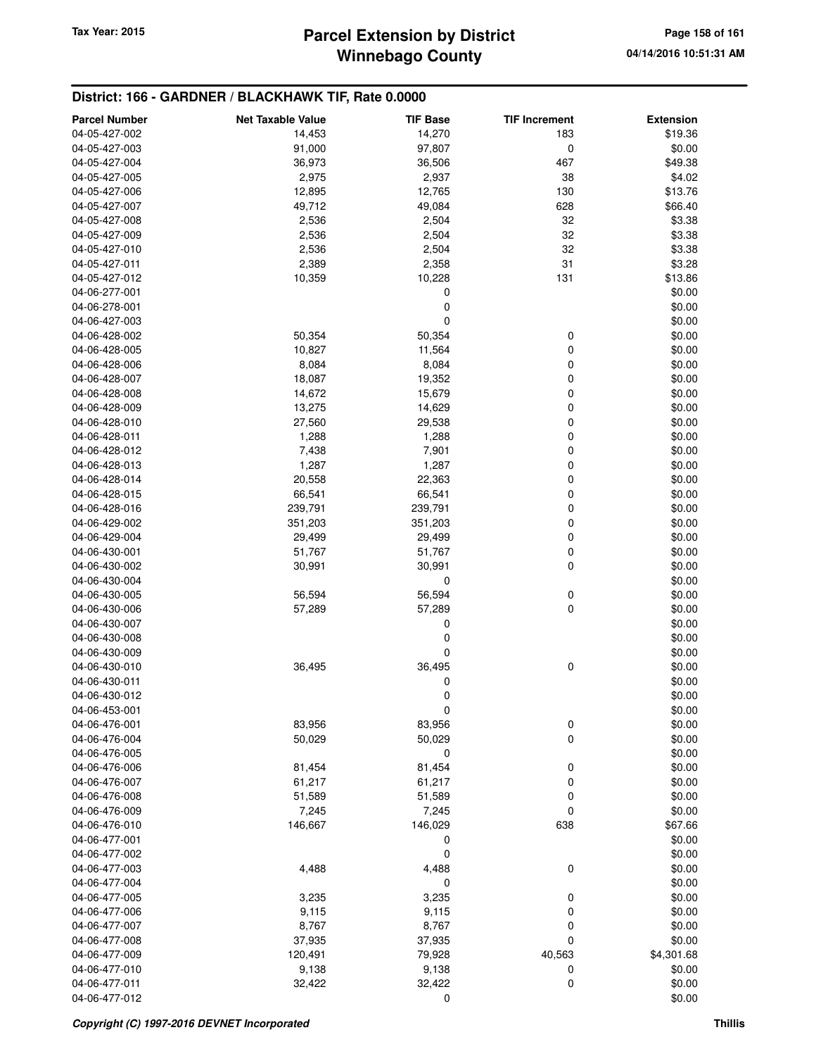# Parcel Extension by District
# Winnebago County

Tax Year: 2015

04/14/2016 10:51:31 AM

## District: 166 - GARDNER / BLACKHAWK TIF, Rate 0.0000

| Parcel Number | Net Taxable Value | TIF Base | TIF Increment | Extension |
|---|---|---|---|---|
| 04-05-427-002 | 14,453 | 14,270 | 183 | $19.36 |
| 04-05-427-003 | 91,000 | 97,807 | 0 | $0.00 |
| 04-05-427-004 | 36,973 | 36,506 | 467 | $49.38 |
| 04-05-427-005 | 2,975 | 2,937 | 38 | $4.02 |
| 04-05-427-006 | 12,895 | 12,765 | 130 | $13.76 |
| 04-05-427-007 | 49,712 | 49,084 | 628 | $66.40 |
| 04-05-427-008 | 2,536 | 2,504 | 32 | $3.38 |
| 04-05-427-009 | 2,536 | 2,504 | 32 | $3.38 |
| 04-05-427-010 | 2,536 | 2,504 | 32 | $3.38 |
| 04-05-427-011 | 2,389 | 2,358 | 31 | $3.28 |
| 04-05-427-012 | 10,359 | 10,228 | 131 | $13.86 |
| 04-06-277-001 | | 0 | | $0.00 |
| 04-06-278-001 | | 0 | | $0.00 |
| 04-06-427-003 | | 0 | | $0.00 |
| 04-06-428-002 | 50,354 | 50,354 | 0 | $0.00 |
| 04-06-428-005 | 10,827 | 11,564 | 0 | $0.00 |
| 04-06-428-006 | 8,084 | 8,084 | 0 | $0.00 |
| 04-06-428-007 | 18,087 | 19,352 | 0 | $0.00 |
| 04-06-428-008 | 14,672 | 15,679 | 0 | $0.00 |
| 04-06-428-009 | 13,275 | 14,629 | 0 | $0.00 |
| 04-06-428-010 | 27,560 | 29,538 | 0 | $0.00 |
| 04-06-428-011 | 1,288 | 1,288 | 0 | $0.00 |
| 04-06-428-012 | 7,438 | 7,901 | 0 | $0.00 |
| 04-06-428-013 | 1,287 | 1,287 | 0 | $0.00 |
| 04-06-428-014 | 20,558 | 22,363 | 0 | $0.00 |
| 04-06-428-015 | 66,541 | 66,541 | 0 | $0.00 |
| 04-06-428-016 | 239,791 | 239,791 | 0 | $0.00 |
| 04-06-429-002 | 351,203 | 351,203 | 0 | $0.00 |
| 04-06-429-004 | 29,499 | 29,499 | 0 | $0.00 |
| 04-06-430-001 | 51,767 | 51,767 | 0 | $0.00 |
| 04-06-430-002 | 30,991 | 30,991 | 0 | $0.00 |
| 04-06-430-004 | | 0 | | $0.00 |
| 04-06-430-005 | 56,594 | 56,594 | 0 | $0.00 |
| 04-06-430-006 | 57,289 | 57,289 | 0 | $0.00 |
| 04-06-430-007 | | 0 | | $0.00 |
| 04-06-430-008 | | 0 | | $0.00 |
| 04-06-430-009 | | 0 | | $0.00 |
| 04-06-430-010 | 36,495 | 36,495 | 0 | $0.00 |
| 04-06-430-011 | | 0 | | $0.00 |
| 04-06-430-012 | | 0 | | $0.00 |
| 04-06-453-001 | | 0 | | $0.00 |
| 04-06-476-001 | 83,956 | 83,956 | 0 | $0.00 |
| 04-06-476-004 | 50,029 | 50,029 | 0 | $0.00 |
| 04-06-476-005 | | 0 | | $0.00 |
| 04-06-476-006 | 81,454 | 81,454 | 0 | $0.00 |
| 04-06-476-007 | 61,217 | 61,217 | 0 | $0.00 |
| 04-06-476-008 | 51,589 | 51,589 | 0 | $0.00 |
| 04-06-476-009 | 7,245 | 7,245 | 0 | $0.00 |
| 04-06-476-010 | 146,667 | 146,029 | 638 | $67.66 |
| 04-06-477-001 | | 0 | | $0.00 |
| 04-06-477-002 | | 0 | | $0.00 |
| 04-06-477-003 | 4,488 | 4,488 | 0 | $0.00 |
| 04-06-477-004 | | 0 | | $0.00 |
| 04-06-477-005 | 3,235 | 3,235 | 0 | $0.00 |
| 04-06-477-006 | 9,115 | 9,115 | 0 | $0.00 |
| 04-06-477-007 | 8,767 | 8,767 | 0 | $0.00 |
| 04-06-477-008 | 37,935 | 37,935 | 0 | $0.00 |
| 04-06-477-009 | 120,491 | 79,928 | 40,563 | $4,301.68 |
| 04-06-477-010 | 9,138 | 9,138 | 0 | $0.00 |
| 04-06-477-011 | 32,422 | 32,422 | 0 | $0.00 |
| 04-06-477-012 | | 0 | | $0.00 |

*Copyright (C) 1997-2016 DEVNET Incorporated* — Thillis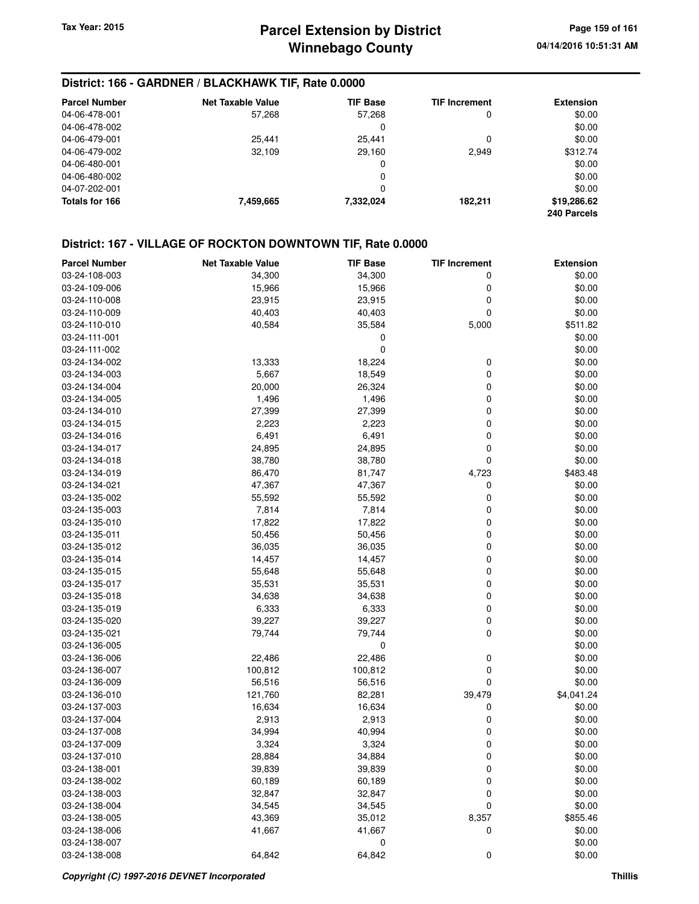## District: 166 - GARDNER / BLACKHAWK TIF, Rate 0.0000

| Parcel Number | Net Taxable Value | TIF Base | TIF Increment | Extension |
|---|---|---|---|---|
| 04-06-478-001 | 57,268 | 57,268 | 0 | $0.00 |
| 04-06-478-002 | | 0 | | $0.00 |
| 04-06-479-001 | 25,441 | 25,441 | 0 | $0.00 |
| 04-06-479-002 | 32,109 | 29,160 | 2,949 | $312.74 |
| 04-06-480-001 | | 0 | | $0.00 |
| 04-06-480-002 | | 0 | | $0.00 |
| 04-07-202-001 | | 0 | | $0.00 |
| **Totals for 166** | **7,459,665** | **7,332,024** | **182,211** | **$19,286.62** |
| | | | | **240 Parcels** |

## District: 167 - VILLAGE OF ROCKTON DOWNTOWN TIF, Rate 0.0000

| Parcel Number | Net Taxable Value | TIF Base | TIF Increment | Extension |
|---|---|---|---|---|
| 03-24-108-003 | 34,300 | 34,300 | 0 | $0.00 |
| 03-24-109-006 | 15,966 | 15,966 | 0 | $0.00 |
| 03-24-110-008 | 23,915 | 23,915 | 0 | $0.00 |
| 03-24-110-009 | 40,403 | 40,403 | 0 | $0.00 |
| 03-24-110-010 | 40,584 | 35,584 | 5,000 | $511.82 |
| 03-24-111-001 | | 0 | | $0.00 |
| 03-24-111-002 | | 0 | | $0.00 |
| 03-24-134-002 | 13,333 | 18,224 | 0 | $0.00 |
| 03-24-134-003 | 5,667 | 18,549 | 0 | $0.00 |
| 03-24-134-004 | 20,000 | 26,324 | 0 | $0.00 |
| 03-24-134-005 | 1,496 | 1,496 | 0 | $0.00 |
| 03-24-134-010 | 27,399 | 27,399 | 0 | $0.00 |
| 03-24-134-015 | 2,223 | 2,223 | 0 | $0.00 |
| 03-24-134-016 | 6,491 | 6,491 | 0 | $0.00 |
| 03-24-134-017 | 24,895 | 24,895 | 0 | $0.00 |
| 03-24-134-018 | 38,780 | 38,780 | 0 | $0.00 |
| 03-24-134-019 | 86,470 | 81,747 | 4,723 | $483.48 |
| 03-24-134-021 | 47,367 | 47,367 | 0 | $0.00 |
| 03-24-135-002 | 55,592 | 55,592 | 0 | $0.00 |
| 03-24-135-003 | 7,814 | 7,814 | 0 | $0.00 |
| 03-24-135-010 | 17,822 | 17,822 | 0 | $0.00 |
| 03-24-135-011 | 50,456 | 50,456 | 0 | $0.00 |
| 03-24-135-012 | 36,035 | 36,035 | 0 | $0.00 |
| 03-24-135-014 | 14,457 | 14,457 | 0 | $0.00 |
| 03-24-135-015 | 55,648 | 55,648 | 0 | $0.00 |
| 03-24-135-017 | 35,531 | 35,531 | 0 | $0.00 |
| 03-24-135-018 | 34,638 | 34,638 | 0 | $0.00 |
| 03-24-135-019 | 6,333 | 6,333 | 0 | $0.00 |
| 03-24-135-020 | 39,227 | 39,227 | 0 | $0.00 |
| 03-24-135-021 | 79,744 | 79,744 | 0 | $0.00 |
| 03-24-136-005 | | 0 | | $0.00 |
| 03-24-136-006 | 22,486 | 22,486 | 0 | $0.00 |
| 03-24-136-007 | 100,812 | 100,812 | 0 | $0.00 |
| 03-24-136-009 | 56,516 | 56,516 | 0 | $0.00 |
| 03-24-136-010 | 121,760 | 82,281 | 39,479 | $4,041.24 |
| 03-24-137-003 | 16,634 | 16,634 | 0 | $0.00 |
| 03-24-137-004 | 2,913 | 2,913 | 0 | $0.00 |
| 03-24-137-008 | 34,994 | 40,994 | 0 | $0.00 |
| 03-24-137-009 | 3,324 | 3,324 | 0 | $0.00 |
| 03-24-137-010 | 28,884 | 34,884 | 0 | $0.00 |
| 03-24-138-001 | 39,839 | 39,839 | 0 | $0.00 |
| 03-24-138-002 | 60,189 | 60,189 | 0 | $0.00 |
| 03-24-138-003 | 32,847 | 32,847 | 0 | $0.00 |
| 03-24-138-004 | 34,545 | 34,545 | 0 | $0.00 |
| 03-24-138-005 | 43,369 | 35,012 | 8,357 | $855.46 |
| 03-24-138-006 | 41,667 | 41,667 | 0 | $0.00 |
| 03-24-138-007 | | 0 | | $0.00 |
| 03-24-138-008 | 64,842 | 64,842 | 0 | $0.00 |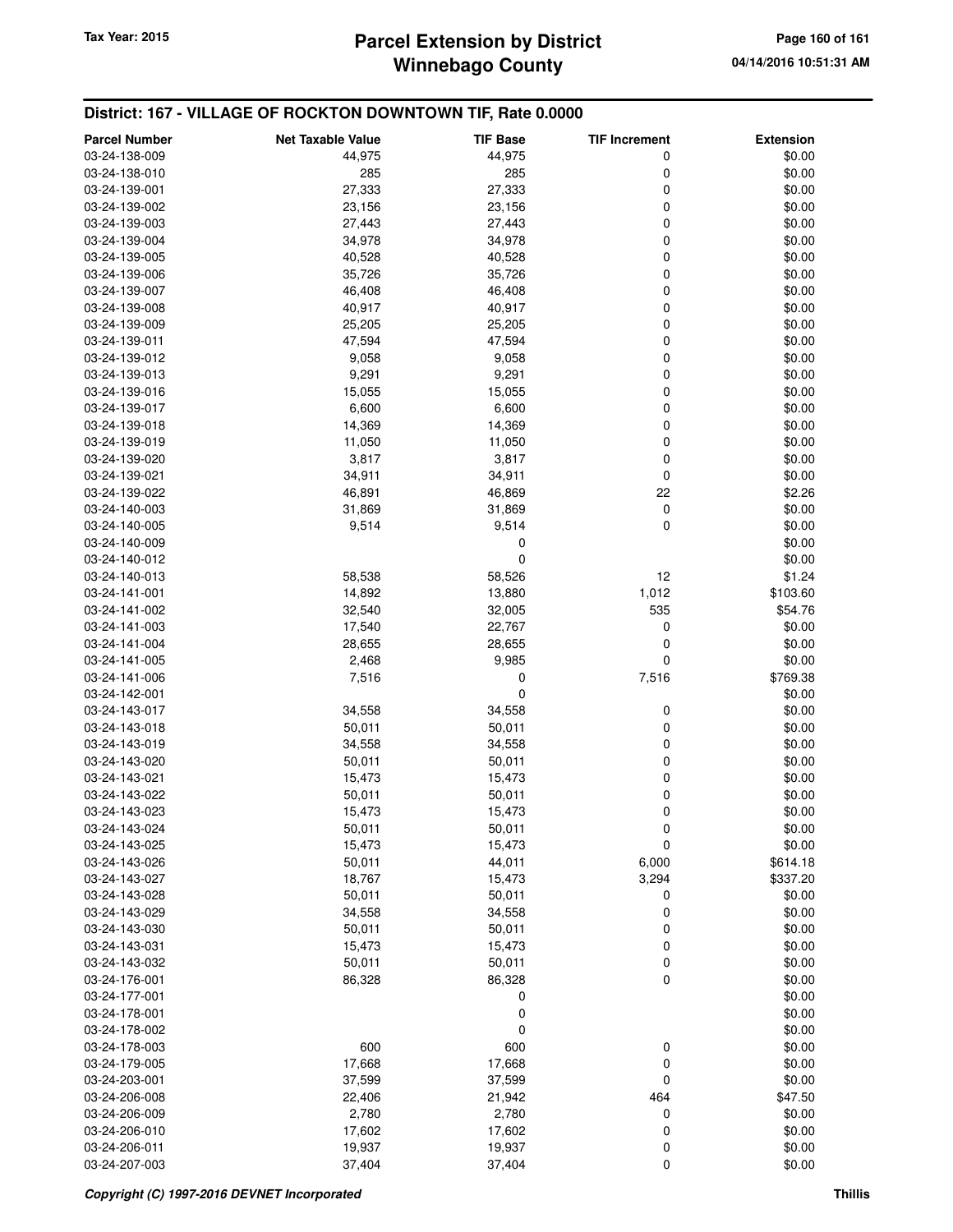## District: 167 - VILLAGE OF ROCKTON DOWNTOWN TIF, Rate 0.0000

| Parcel Number | Net Taxable Value | TIF Base | TIF Increment | Extension |
|---|---|---|---|---|
| 03-24-138-009 | 44,975 | 44,975 | 0 | $0.00 |
| 03-24-138-010 | 285 | 285 | 0 | $0.00 |
| 03-24-139-001 | 27,333 | 27,333 | 0 | $0.00 |
| 03-24-139-002 | 23,156 | 23,156 | 0 | $0.00 |
| 03-24-139-003 | 27,443 | 27,443 | 0 | $0.00 |
| 03-24-139-004 | 34,978 | 34,978 | 0 | $0.00 |
| 03-24-139-005 | 40,528 | 40,528 | 0 | $0.00 |
| 03-24-139-006 | 35,726 | 35,726 | 0 | $0.00 |
| 03-24-139-007 | 46,408 | 46,408 | 0 | $0.00 |
| 03-24-139-008 | 40,917 | 40,917 | 0 | $0.00 |
| 03-24-139-009 | 25,205 | 25,205 | 0 | $0.00 |
| 03-24-139-011 | 47,594 | 47,594 | 0 | $0.00 |
| 03-24-139-012 | 9,058 | 9,058 | 0 | $0.00 |
| 03-24-139-013 | 9,291 | 9,291 | 0 | $0.00 |
| 03-24-139-016 | 15,055 | 15,055 | 0 | $0.00 |
| 03-24-139-017 | 6,600 | 6,600 | 0 | $0.00 |
| 03-24-139-018 | 14,369 | 14,369 | 0 | $0.00 |
| 03-24-139-019 | 11,050 | 11,050 | 0 | $0.00 |
| 03-24-139-020 | 3,817 | 3,817 | 0 | $0.00 |
| 03-24-139-021 | 34,911 | 34,911 | 0 | $0.00 |
| 03-24-139-022 | 46,891 | 46,869 | 22 | $2.26 |
| 03-24-140-003 | 31,869 | 31,869 | 0 | $0.00 |
| 03-24-140-005 | 9,514 | 9,514 | 0 | $0.00 |
| 03-24-140-009 | | 0 | | $0.00 |
| 03-24-140-012 | | 0 | | $0.00 |
| 03-24-140-013 | 58,538 | 58,526 | 12 | $1.24 |
| 03-24-141-001 | 14,892 | 13,880 | 1,012 | $103.60 |
| 03-24-141-002 | 32,540 | 32,005 | 535 | $54.76 |
| 03-24-141-003 | 17,540 | 22,767 | 0 | $0.00 |
| 03-24-141-004 | 28,655 | 28,655 | 0 | $0.00 |
| 03-24-141-005 | 2,468 | 9,985 | 0 | $0.00 |
| 03-24-141-006 | 7,516 | 0 | 7,516 | $769.38 |
| 03-24-142-001 | | 0 | | $0.00 |
| 03-24-143-017 | 34,558 | 34,558 | 0 | $0.00 |
| 03-24-143-018 | 50,011 | 50,011 | 0 | $0.00 |
| 03-24-143-019 | 34,558 | 34,558 | 0 | $0.00 |
| 03-24-143-020 | 50,011 | 50,011 | 0 | $0.00 |
| 03-24-143-021 | 15,473 | 15,473 | 0 | $0.00 |
| 03-24-143-022 | 50,011 | 50,011 | 0 | $0.00 |
| 03-24-143-023 | 15,473 | 15,473 | 0 | $0.00 |
| 03-24-143-024 | 50,011 | 50,011 | 0 | $0.00 |
| 03-24-143-025 | 15,473 | 15,473 | 0 | $0.00 |
| 03-24-143-026 | 50,011 | 44,011 | 6,000 | $614.18 |
| 03-24-143-027 | 18,767 | 15,473 | 3,294 | $337.20 |
| 03-24-143-028 | 50,011 | 50,011 | 0 | $0.00 |
| 03-24-143-029 | 34,558 | 34,558 | 0 | $0.00 |
| 03-24-143-030 | 50,011 | 50,011 | 0 | $0.00 |
| 03-24-143-031 | 15,473 | 15,473 | 0 | $0.00 |
| 03-24-143-032 | 50,011 | 50,011 | 0 | $0.00 |
| 03-24-176-001 | 86,328 | 86,328 | 0 | $0.00 |
| 03-24-177-001 | | 0 | | $0.00 |
| 03-24-178-001 | | 0 | | $0.00 |
| 03-24-178-002 | | 0 | | $0.00 |
| 03-24-178-003 | 600 | 600 | 0 | $0.00 |
| 03-24-179-005 | 17,668 | 17,668 | 0 | $0.00 |
| 03-24-203-001 | 37,599 | 37,599 | 0 | $0.00 |
| 03-24-206-008 | 22,406 | 21,942 | 464 | $47.50 |
| 03-24-206-009 | 2,780 | 2,780 | 0 | $0.00 |
| 03-24-206-010 | 17,602 | 17,602 | 0 | $0.00 |
| 03-24-206-011 | 19,937 | 19,937 | 0 | $0.00 |
| 03-24-207-003 | 37,404 | 37,404 | 0 | $0.00 |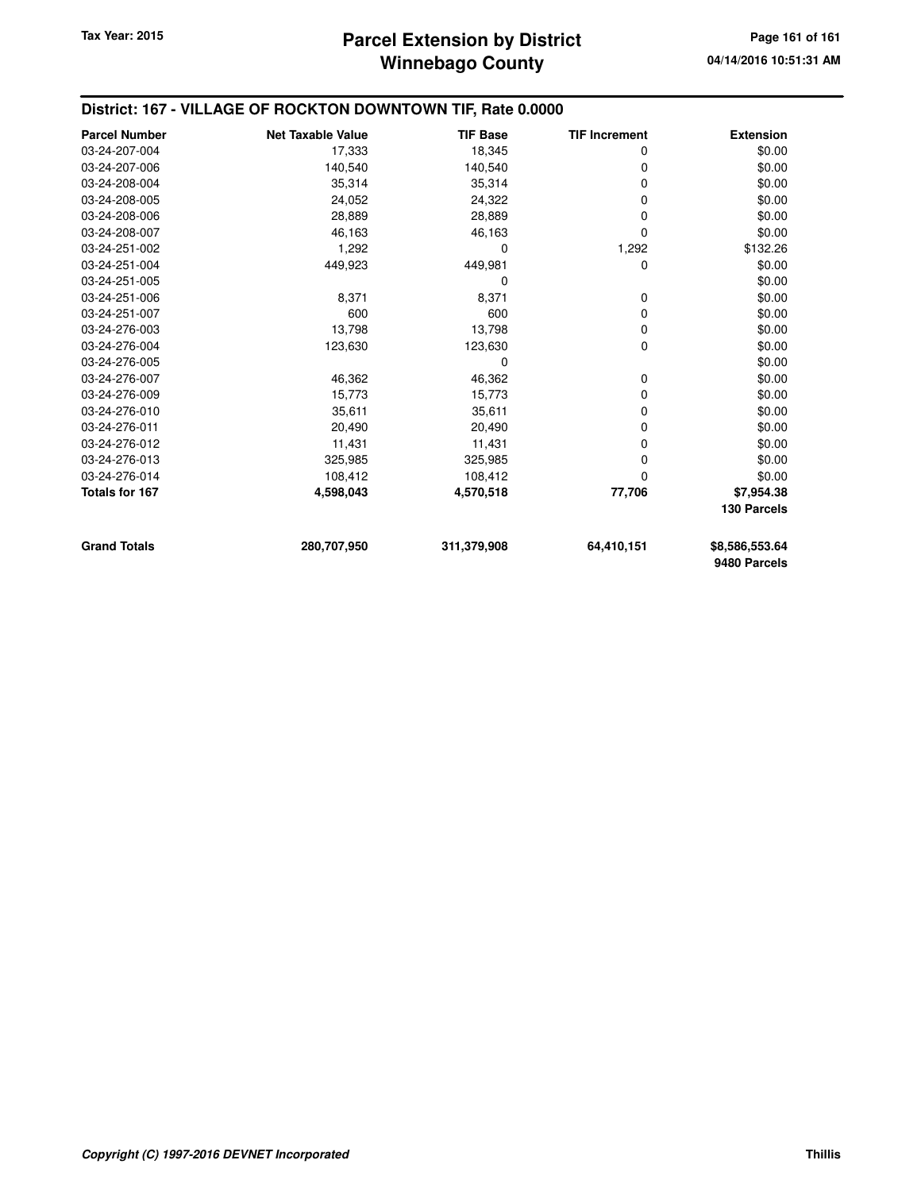# Parcel Extension by District
# Winnebago County

Tax Year: 2015

04/14/2016 10:51:31 AM

## District: 167 - VILLAGE OF ROCKTON DOWNTOWN TIF, Rate 0.0000

| Parcel Number | Net Taxable Value | TIF Base | TIF Increment | Extension |
|---|---|---|---|---|
| 03-24-207-004 | 17,333 | 18,345 | 0 | $0.00 |
| 03-24-207-006 | 140,540 | 140,540 | 0 | $0.00 |
| 03-24-208-004 | 35,314 | 35,314 | 0 | $0.00 |
| 03-24-208-005 | 24,052 | 24,322 | 0 | $0.00 |
| 03-24-208-006 | 28,889 | 28,889 | 0 | $0.00 |
| 03-24-208-007 | 46,163 | 46,163 | 0 | $0.00 |
| 03-24-251-002 | 1,292 | 0 | 1,292 | $132.26 |
| 03-24-251-004 | 449,923 | 449,981 | 0 | $0.00 |
| 03-24-251-005 | | 0 | | $0.00 |
| 03-24-251-006 | 8,371 | 8,371 | 0 | $0.00 |
| 03-24-251-007 | 600 | 600 | 0 | $0.00 |
| 03-24-276-003 | 13,798 | 13,798 | 0 | $0.00 |
| 03-24-276-004 | 123,630 | 123,630 | 0 | $0.00 |
| 03-24-276-005 | | 0 | | $0.00 |
| 03-24-276-007 | 46,362 | 46,362 | 0 | $0.00 |
| 03-24-276-009 | 15,773 | 15,773 | 0 | $0.00 |
| 03-24-276-010 | 35,611 | 35,611 | 0 | $0.00 |
| 03-24-276-011 | 20,490 | 20,490 | 0 | $0.00 |
| 03-24-276-012 | 11,431 | 11,431 | 0 | $0.00 |
| 03-24-276-013 | 325,985 | 325,985 | 0 | $0.00 |
| 03-24-276-014 | 108,412 | 108,412 | 0 | $0.00 |
| **Totals for 167** | **4,598,043** | **4,570,518** | **77,706** | **$7,954.38** |
| | | | | **130 Parcels** |
| **Grand Totals** | **280,707,950** | **311,379,908** | **64,410,151** | **$8,586,553.64** |
| | | | | **9480 Parcels** |

*Copyright (C) 1997-2016 DEVNET Incorporated*

Thillis